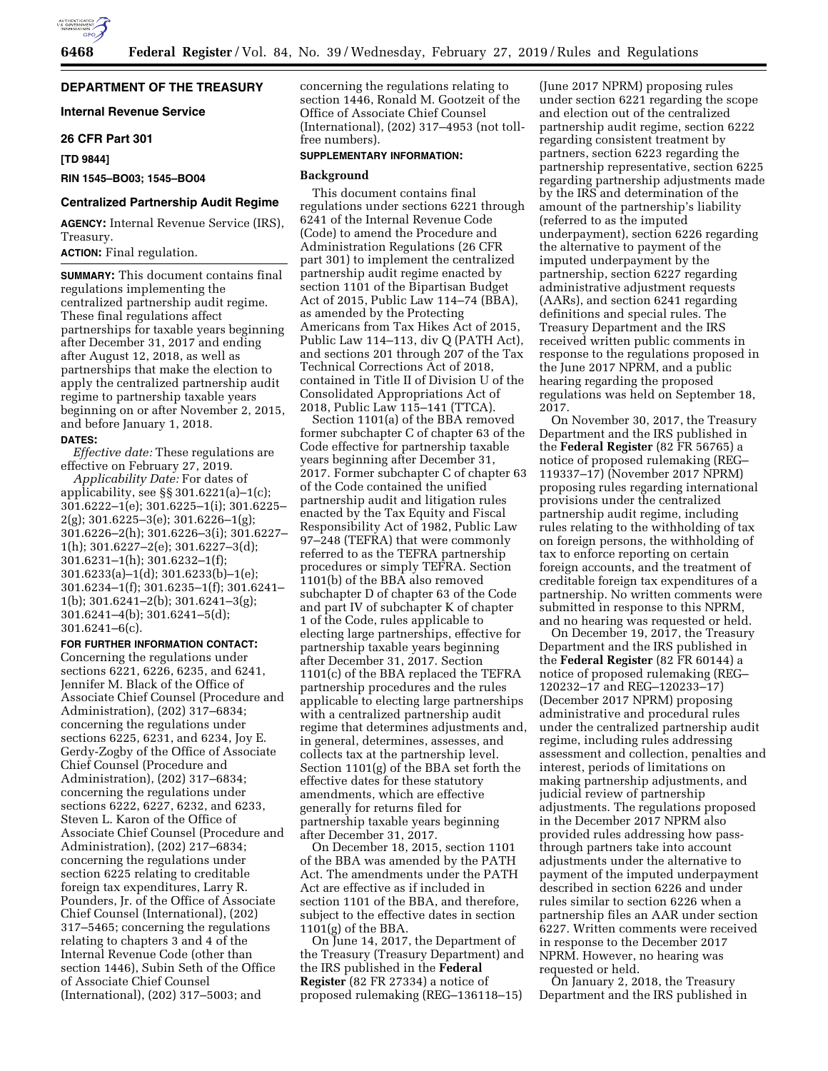# DEPARTMENT OF THE TREASURY

## Internal Revenue Service

### 26 CFR Part 301

**[TD 9844]**

**RIN 1545–BO03; 1545–BO04**

## Centralized Partnership Audit Regime

**AGENCY:** Internal Revenue Service (IRS), Treasury.

**ACTION:** Final regulation.

**SUMMARY:** This document contains final regulations implementing the centralized partnership audit regime. These final regulations affect partnerships for taxable years beginning after December 31, 2017 and ending after August 12, 2018, as well as partnerships that make the election to apply the centralized partnership audit regime to partnership taxable years beginning on or after November 2, 2015, and before January 1, 2018.

**DATES:**

*Effective date:* These regulations are effective on February 27, 2019.

*Applicability Date:* For dates of applicability, see §§ 301.6221(a)–1(c); 301.6222–1(e); 301.6225–1(i); 301.6225–2(g); 301.6225–3(e); 301.6226–1(g); 301.6226–2(h); 301.6226–3(i); 301.6227–1(h); 301.6227–2(e); 301.6227–3(d); 301.6231–1(h); 301.6232–1(f); 301.6233(a)–1(d); 301.6233(b)–1(e); 301.6234–1(f); 301.6235–1(f); 301.6241–1(b); 301.6241–2(b); 301.6241–3(g); 301.6241–4(b); 301.6241–5(d); 301.6241–6(c).

**FOR FURTHER INFORMATION CONTACT:** Concerning the regulations under sections 6221, 6226, 6235, and 6241, Jennifer M. Black of the Office of Associate Chief Counsel (Procedure and Administration), (202) 317–6834; concerning the regulations under sections 6225, 6231, and 6234, Joy E. Gerdy-Zogby of the Office of Associate Chief Counsel (Procedure and Administration), (202) 317–6834; concerning the regulations under sections 6222, 6227, 6232, and 6233, Steven L. Karon of the Office of Associate Chief Counsel (Procedure and Administration), (202) 217–6834; concerning the regulations under section 6225 relating to creditable foreign tax expenditures, Larry R. Pounders, Jr. of the Office of Associate Chief Counsel (International), (202) 317–5465; concerning the regulations relating to chapters 3 and 4 of the Internal Revenue Code (other than section 1446), Subin Seth of the Office of Associate Chief Counsel (International), (202) 317–5003; and concerning the regulations relating to section 1446, Ronald M. Gootzeit of the Office of Associate Chief Counsel (International), (202) 317–4953 (not toll-free numbers).

**SUPPLEMENTARY INFORMATION:**

## Background

This document contains final regulations under sections 6221 through 6241 of the Internal Revenue Code (Code) to amend the Procedure and Administration Regulations (26 CFR part 301) to implement the centralized partnership audit regime enacted by section 1101 of the Bipartisan Budget Act of 2015, Public Law 114–74 (BBA), as amended by the Protecting Americans from Tax Hikes Act of 2015, Public Law 114–113, div Q (PATH Act), and sections 201 through 207 of the Tax Technical Corrections Act of 2018, contained in Title II of Division U of the Consolidated Appropriations Act of 2018, Public Law 115–141 (TTCA).

Section 1101(a) of the BBA removed former subchapter C of chapter 63 of the Code effective for partnership taxable years beginning after December 31, 2017. Former subchapter C of chapter 63 of the Code contained the unified partnership audit and litigation rules enacted by the Tax Equity and Fiscal Responsibility Act of 1982, Public Law 97–248 (TEFRA) that were commonly referred to as the TEFRA partnership procedures or simply TEFRA. Section 1101(b) of the BBA also removed subchapter D of chapter 63 of the Code and part IV of subchapter K of chapter 1 of the Code, rules applicable to electing large partnerships, effective for partnership taxable years beginning after December 31, 2017. Section 1101(c) of the BBA replaced the TEFRA partnership procedures and the rules applicable to electing large partnerships with a centralized partnership audit regime that determines adjustments and, in general, determines, assesses, and collects tax at the partnership level. Section 1101(g) of the BBA set forth the effective dates for these statutory amendments, which are effective generally for returns filed for partnership taxable years beginning after December 31, 2017.

On December 18, 2015, section 1101 of the BBA was amended by the PATH Act. The amendments under the PATH Act are effective as if included in section 1101 of the BBA, and therefore, subject to the effective dates in section 1101(g) of the BBA.

On June 14, 2017, the Department of the Treasury (Treasury Department) and the IRS published in the **Federal Register** (82 FR 27334) a notice of proposed rulemaking (REG–136118–15) (June 2017 NPRM) proposing rules under section 6221 regarding the scope and election out of the centralized partnership audit regime, section 6222 regarding consistent treatment by partners, section 6223 regarding the partnership representative, section 6225 regarding partnership adjustments made by the IRS and determination of the amount of the partnership's liability (referred to as the imputed underpayment), section 6226 regarding the alternative to payment of the imputed underpayment by the partnership, section 6227 regarding administrative adjustment requests (AARs), and section 6241 regarding definitions and special rules. The Treasury Department and the IRS received written public comments in response to the regulations proposed in the June 2017 NPRM, and a public hearing regarding the proposed regulations was held on September 18, 2017.

On November 30, 2017, the Treasury Department and the IRS published in the **Federal Register** (82 FR 56765) a notice of proposed rulemaking (REG–119337–17) (November 2017 NPRM) proposing rules regarding international provisions under the centralized partnership audit regime, including rules relating to the withholding of tax on foreign persons, the withholding of tax to enforce reporting on certain foreign accounts, and the treatment of creditable foreign tax expenditures of a partnership. No written comments were submitted in response to this NPRM, and no hearing was requested or held.

On December 19, 2017, the Treasury Department and the IRS published in the **Federal Register** (82 FR 60144) a notice of proposed rulemaking (REG–120232–17 and REG–120233–17) (December 2017 NPRM) proposing administrative and procedural rules under the centralized partnership audit regime, including rules addressing assessment and collection, penalties and interest, periods of limitations on making partnership adjustments, and judicial review of partnership adjustments. The regulations proposed in the December 2017 NPRM also provided rules addressing how pass-through partners take into account adjustments under the alternative to payment of the imputed underpayment described in section 6226 and under rules similar to section 6226 when a partnership files an AAR under section 6227. Written comments were received in response to the December 2017 NPRM. However, no hearing was requested or held.

On January 2, 2018, the Treasury Department and the IRS published in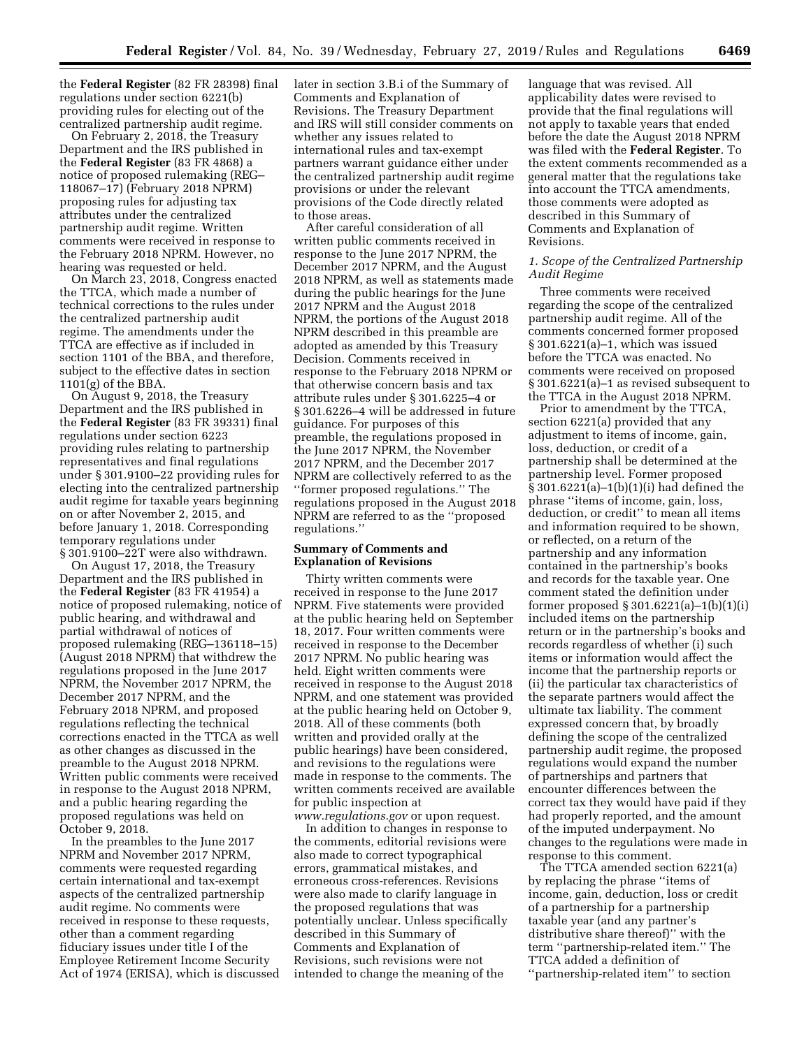the **Federal Register** (82 FR 28398) final regulations under section 6221(b) providing rules for electing out of the centralized partnership audit regime.

On February 2, 2018, the Treasury Department and the IRS published in the **Federal Register** (83 FR 4868) a notice of proposed rulemaking (REG–118067–17) (February 2018 NPRM) proposing rules for adjusting tax attributes under the centralized partnership audit regime. Written comments were received in response to the February 2018 NPRM. However, no hearing was requested or held.

On March 23, 2018, Congress enacted the TTCA, which made a number of technical corrections to the rules under the centralized partnership audit regime. The amendments under the TTCA are effective as if included in section 1101 of the BBA, and therefore, subject to the effective dates in section 1101(g) of the BBA.

On August 9, 2018, the Treasury Department and the IRS published in the **Federal Register** (83 FR 39331) final regulations under section 6223 providing rules relating to partnership representatives and final regulations under § 301.9100–22 providing rules for electing into the centralized partnership audit regime for taxable years beginning on or after November 2, 2015, and before January 1, 2018. Corresponding temporary regulations under § 301.9100–22T were also withdrawn.

On August 17, 2018, the Treasury Department and the IRS published in the **Federal Register** (83 FR 41954) a notice of proposed rulemaking, notice of public hearing, and withdrawal and partial withdrawal of notices of proposed rulemaking (REG–136118–15) (August 2018 NPRM) that withdrew the regulations proposed in the June 2017 NPRM, the November 2017 NPRM, the December 2017 NPRM, and the February 2018 NPRM, and proposed regulations reflecting the technical corrections enacted in the TTCA as well as other changes as discussed in the preamble to the August 2018 NPRM. Written public comments were received in response to the August 2018 NPRM, and a public hearing regarding the proposed regulations was held on October 9, 2018.

In the preambles to the June 2017 NPRM and November 2017 NPRM, comments were requested regarding certain international and tax-exempt aspects of the centralized partnership audit regime. No comments were received in response to these requests, other than a comment regarding fiduciary issues under title I of the Employee Retirement Income Security Act of 1974 (ERISA), which is discussed later in section 3.B.i of the Summary of Comments and Explanation of Revisions. The Treasury Department and IRS will still consider comments on whether any issues related to international rules and tax-exempt partners warrant guidance either under the centralized partnership audit regime provisions or under the relevant provisions of the Code directly related to those areas.

After careful consideration of all written public comments received in response to the June 2017 NPRM, the December 2017 NPRM, and the August 2018 NPRM, as well as statements made during the public hearings for the June 2017 NPRM and the August 2018 NPRM, the portions of the August 2018 NPRM described in this preamble are adopted as amended by this Treasury Decision. Comments received in response to the February 2018 NPRM or that otherwise concern basis and tax attribute rules under § 301.6225–4 or § 301.6226–4 will be addressed in future guidance. For purposes of this preamble, the regulations proposed in the June 2017 NPRM, the November 2017 NPRM, and the December 2017 NPRM are collectively referred to as the ''former proposed regulations.'' The regulations proposed in the August 2018 NPRM are referred to as the ''proposed regulations.''

## Summary of Comments and Explanation of Revisions

Thirty written comments were received in response to the June 2017 NPRM. Five statements were provided at the public hearing held on September 18, 2017. Four written comments were received in response to the December 2017 NPRM. No public hearing was held. Eight written comments were received in response to the August 2018 NPRM, and one statement was provided at the public hearing held on October 9, 2018. All of these comments (both written and provided orally at the public hearings) have been considered, and revisions to the regulations were made in response to the comments. The written comments received are available for public inspection at *www.regulations.gov* or upon request.

In addition to changes in response to the comments, editorial revisions were also made to correct typographical errors, grammatical mistakes, and erroneous cross-references. Revisions were also made to clarify language in the proposed regulations that was potentially unclear. Unless specifically described in this Summary of Comments and Explanation of Revisions, such revisions were not intended to change the meaning of the language that was revised. All applicability dates were revised to provide that the final regulations will not apply to taxable years that ended before the date the August 2018 NPRM was filed with the **Federal Register**. To the extent comments recommended as a general matter that the regulations take into account the TTCA amendments, those comments were adopted as described in this Summary of Comments and Explanation of Revisions.

### *1. Scope of the Centralized Partnership Audit Regime*

Three comments were received regarding the scope of the centralized partnership audit regime. All of the comments concerned former proposed § 301.6221(a)–1, which was issued before the TTCA was enacted. No comments were received on proposed § 301.6221(a)–1 as revised subsequent to the TTCA in the August 2018 NPRM.

Prior to amendment by the TTCA, section 6221(a) provided that any adjustment to items of income, gain, loss, deduction, or credit of a partnership shall be determined at the partnership level. Former proposed § 301.6221(a)–1(b)(1)(i) had defined the phrase ''items of income, gain, loss, deduction, or credit'' to mean all items and information required to be shown, or reflected, on a return of the partnership and any information contained in the partnership's books and records for the taxable year. One comment stated the definition under former proposed § 301.6221(a)–1(b)(1)(i) included items on the partnership return or in the partnership's books and records regardless of whether (i) such items or information would affect the income that the partnership reports or (ii) the particular tax characteristics of the separate partners would affect the ultimate tax liability. The comment expressed concern that, by broadly defining the scope of the centralized partnership audit regime, the proposed regulations would expand the number of partnerships and partners that encounter differences between the correct tax they would have paid if they had properly reported, and the amount of the imputed underpayment. No changes to the regulations were made in response to this comment.

The TTCA amended section 6221(a) by replacing the phrase ''items of income, gain, deduction, loss or credit of a partnership for a partnership taxable year (and any partner's distributive share thereof)'' with the term ''partnership-related item.'' The TTCA added a definition of ''partnership-related item'' to section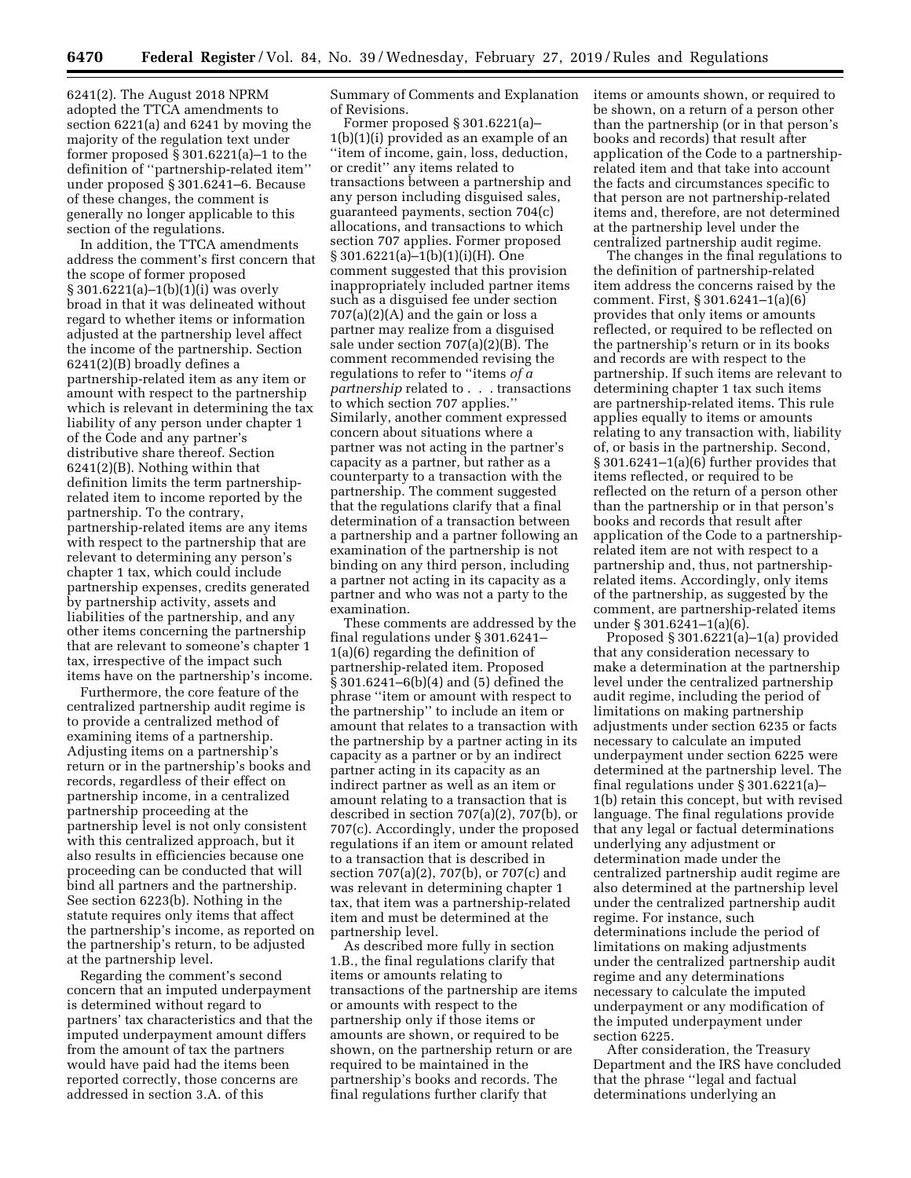6241(2). The August 2018 NPRM adopted the TTCA amendments to section 6221(a) and 6241 by moving the majority of the regulation text under former proposed § 301.6221(a)–1 to the definition of ''partnership-related item'' under proposed § 301.6241–6. Because of these changes, the comment is generally no longer applicable to this section of the regulations.

In addition, the TTCA amendments address the comment's first concern that the scope of former proposed § 301.6221(a)–1(b)(1)(i) was overly broad in that it was delineated without regard to whether items or information adjusted at the partnership level affect the income of the partnership. Section 6241(2)(B) broadly defines a partnership-related item as any item or amount with respect to the partnership which is relevant in determining the tax liability of any person under chapter 1 of the Code and any partner's distributive share thereof. Section 6241(2)(B). Nothing within that definition limits the term partnership-related item to income reported by the partnership. To the contrary, partnership-related items are any items with respect to the partnership that are relevant to determining any person's chapter 1 tax, which could include partnership expenses, credits generated by partnership activity, assets and liabilities of the partnership, and any other items concerning the partnership that are relevant to someone's chapter 1 tax, irrespective of the impact such items have on the partnership's income.

Furthermore, the core feature of the centralized partnership audit regime is to provide a centralized method of examining items of a partnership. Adjusting items on a partnership's return or in the partnership's books and records, regardless of their effect on partnership income, in a centralized partnership proceeding at the partnership level is not only consistent with this centralized approach, but it also results in efficiencies because one proceeding can be conducted that will bind all partners and the partnership. See section 6223(b). Nothing in the statute requires only items that affect the partnership's income, as reported on the partnership's return, to be adjusted at the partnership level.

Regarding the comment's second concern that an imputed underpayment is determined without regard to partners' tax characteristics and that the imputed underpayment amount differs from the amount of tax the partners would have paid had the items been reported correctly, those concerns are addressed in section 3.A. of this Summary of Comments and Explanation of Revisions.

Former proposed § 301.6221(a)–1(b)(1)(i) provided as an example of an ''item of income, gain, loss, deduction, or credit'' any items related to transactions between a partnership and any person including disguised sales, guaranteed payments, section 704(c) allocations, and transactions to which section 707 applies. Former proposed § 301.6221(a)–1(b)(1)(i)(H). One comment suggested that this provision inappropriately included partner items such as a disguised fee under section 707(a)(2)(A) and the gain or loss a partner may realize from a disguised sale under section 707(a)(2)(B). The comment recommended revising the regulations to refer to ''items *of a partnership* related to . . . transactions to which section 707 applies.'' Similarly, another comment expressed concern about situations where a partner was not acting in the partner's capacity as a partner, but rather as a counterparty to a transaction with the partnership. The comment suggested that the regulations clarify that a final determination of a transaction between a partnership and a partner following an examination of the partnership is not binding on any third person, including a partner not acting in its capacity as a partner and who was not a party to the examination.

These comments are addressed by the final regulations under § 301.6241–1(a)(6) regarding the definition of partnership-related item. Proposed § 301.6241–6(b)(4) and (5) defined the phrase ''item or amount with respect to the partnership'' to include an item or amount that relates to a transaction with the partnership by a partner acting in its capacity as a partner or by an indirect partner acting in its capacity as an indirect partner as well as an item or amount relating to a transaction that is described in section 707(a)(2), 707(b), or 707(c). Accordingly, under the proposed regulations if an item or amount related to a transaction that is described in section 707(a)(2), 707(b), or 707(c) and was relevant in determining chapter 1 tax, that item was a partnership-related item and must be determined at the partnership level.

As described more fully in section 1.B., the final regulations clarify that items or amounts relating to transactions of the partnership are items or amounts with respect to the partnership only if those items or amounts are shown, or required to be shown, on the partnership return or are required to be maintained in the partnership's books and records. The final regulations further clarify that items or amounts shown, or required to be shown, on a return of a person other than the partnership (or in that person's books and records) that result after application of the Code to a partnership-related item and that take into account the facts and circumstances specific to that person are not partnership-related items and, therefore, are not determined at the partnership level under the centralized partnership audit regime.

The changes in the final regulations to the definition of partnership-related item address the concerns raised by the comment. First, § 301.6241–1(a)(6) provides that only items or amounts reflected, or required to be reflected on the partnership's return or in its books and records are with respect to the partnership. If such items are relevant to determining chapter 1 tax such items are partnership-related items. This rule applies equally to items or amounts relating to any transaction with, liability of, or basis in the partnership. Second, § 301.6241–1(a)(6) further provides that items reflected, or required to be reflected on the return of a person other than the partnership or in that person's books and records that result after application of the Code to a partnership-related item are not with respect to a partnership and, thus, not partnership-related items. Accordingly, only items of the partnership, as suggested by the comment, are partnership-related items under § 301.6241–1(a)(6).

Proposed § 301.6221(a)–1(a) provided that any consideration necessary to make a determination at the partnership level under the centralized partnership audit regime, including the period of limitations on making partnership adjustments under section 6235 or facts necessary to calculate an imputed underpayment under section 6225 were determined at the partnership level. The final regulations under § 301.6221(a)–1(b) retain this concept, but with revised language. The final regulations provide that any legal or factual determinations underlying any adjustment or determination made under the centralized partnership audit regime are also determined at the partnership level under the centralized partnership audit regime. For instance, such determinations include the period of limitations on making adjustments under the centralized partnership audit regime and any determinations necessary to calculate the imputed underpayment or any modification of the imputed underpayment under section 6225.

After consideration, the Treasury Department and the IRS have concluded that the phrase ''legal and factual determinations underlying an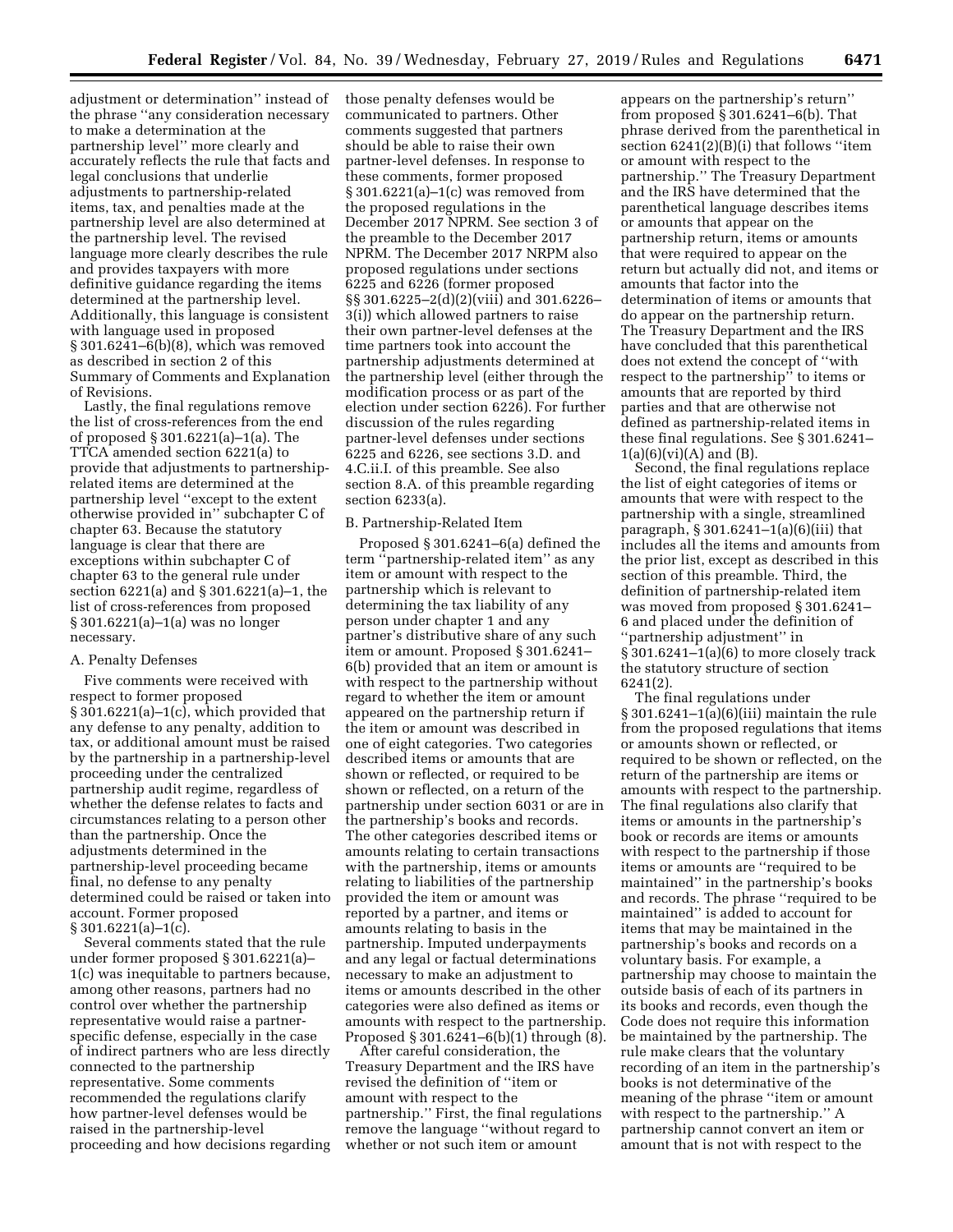adjustment or determination'' instead of the phrase ''any consideration necessary to make a determination at the partnership level'' more clearly and accurately reflects the rule that facts and legal conclusions that underlie adjustments to partnership-related items, tax, and penalties made at the partnership level are also determined at the partnership level. The revised language more clearly describes the rule and provides taxpayers with more definitive guidance regarding the items determined at the partnership level. Additionally, this language is consistent with language used in proposed § 301.6241–6(b)(8), which was removed as described in section 2 of this Summary of Comments and Explanation of Revisions.

Lastly, the final regulations remove the list of cross-references from the end of proposed § 301.6221(a)–1(a). The TTCA amended section 6221(a) to provide that adjustments to partnership-related items are determined at the partnership level ''except to the extent otherwise provided in'' subchapter C of chapter 63. Because the statutory language is clear that there are exceptions within subchapter C of chapter 63 to the general rule under section 6221(a) and § 301.6221(a)–1, the list of cross-references from proposed § 301.6221(a)–1(a) was no longer necessary.

### A. Penalty Defenses

Five comments were received with respect to former proposed § 301.6221(a)–1(c), which provided that any defense to any penalty, addition to tax, or additional amount must be raised by the partnership in a partnership-level proceeding under the centralized partnership audit regime, regardless of whether the defense relates to facts and circumstances relating to a person other than the partnership. Once the adjustments determined in the partnership-level proceeding became final, no defense to any penalty determined could be raised or taken into account. Former proposed § 301.6221(a)–1(c).

Several comments stated that the rule under former proposed § 301.6221(a)–1(c) was inequitable to partners because, among other reasons, partners had no control over whether the partnership representative would raise a partner-specific defense, especially in the case of indirect partners who are less directly connected to the partnership representative. Some comments recommended the regulations clarify how partner-level defenses would be raised in the partnership-level proceeding and how decisions regarding those penalty defenses would be communicated to partners. Other comments suggested that partners should be able to raise their own partner-level defenses. In response to these comments, former proposed § 301.6221(a)–1(c) was removed from the proposed regulations in the December 2017 NPRM. See section 3 of the preamble to the December 2017 NPRM. The December 2017 NRPM also proposed regulations under sections 6225 and 6226 (former proposed §§ 301.6225–2(d)(2)(viii) and 301.6226–3(i)) which allowed partners to raise their own partner-level defenses at the time partners took into account the partnership adjustments determined at the partnership level (either through the modification process or as part of the election under section 6226). For further discussion of the rules regarding partner-level defenses under sections 6225 and 6226, see sections 3.D. and 4.C.ii.I. of this preamble. See also section 8.A. of this preamble regarding section 6233(a).

### B. Partnership-Related Item

Proposed § 301.6241–6(a) defined the term ''partnership-related item'' as any item or amount with respect to the partnership which is relevant to determining the tax liability of any person under chapter 1 and any partner's distributive share of any such item or amount. Proposed § 301.6241–6(b) provided that an item or amount is with respect to the partnership without regard to whether the item or amount appeared on the partnership return if the item or amount was described in one of eight categories. Two categories described items or amounts that are shown or reflected, or required to be shown or reflected, on a return of the partnership under section 6031 or are in the partnership's books and records. The other categories described items or amounts relating to certain transactions with the partnership, items or amounts relating to liabilities of the partnership provided the item or amount was reported by a partner, and items or amounts relating to basis in the partnership. Imputed underpayments and any legal or factual determinations necessary to make an adjustment to items or amounts described in the other categories were also defined as items or amounts with respect to the partnership. Proposed § 301.6241–6(b)(1) through (8).

After careful consideration, the Treasury Department and the IRS have revised the definition of ''item or amount with respect to the partnership.'' First, the final regulations remove the language ''without regard to whether or not such item or amount appears on the partnership's return'' from proposed § 301.6241–6(b). That phrase derived from the parenthetical in section 6241(2)(B)(i) that follows ''item or amount with respect to the partnership.'' The Treasury Department and the IRS have determined that the parenthetical language describes items or amounts that appear on the partnership return, items or amounts that were required to appear on the return but actually did not, and items or amounts that factor into the determination of items or amounts that do appear on the partnership return. The Treasury Department and the IRS have concluded that this parenthetical does not extend the concept of ''with respect to the partnership'' to items or amounts that are reported by third parties and that are otherwise not defined as partnership-related items in these final regulations. See § 301.6241–1(a)(6)(vi)(A) and (B).

Second, the final regulations replace the list of eight categories of items or amounts that were with respect to the partnership with a single, streamlined paragraph, § 301.6241–1(a)(6)(iii) that includes all the items and amounts from the prior list, except as described in this section of this preamble. Third, the definition of partnership-related item was moved from proposed § 301.6241–6 and placed under the definition of ''partnership adjustment'' in § 301.6241–1(a)(6) to more closely track the statutory structure of section 6241(2).

The final regulations under § 301.6241–1(a)(6)(iii) maintain the rule from the proposed regulations that items or amounts shown or reflected, or required to be shown or reflected, on the return of the partnership are items or amounts with respect to the partnership. The final regulations also clarify that items or amounts in the partnership's book or records are items or amounts with respect to the partnership if those items or amounts are ''required to be maintained'' in the partnership's books and records. The phrase ''required to be maintained'' is added to account for items that may be maintained in the partnership's books and records on a voluntary basis. For example, a partnership may choose to maintain the outside basis of each of its partners in its books and records, even though the Code does not require this information be maintained by the partnership. The rule make clears that the voluntary recording of an item in the partnership's books is not determinative of the meaning of the phrase ''item or amount with respect to the partnership.'' A partnership cannot convert an item or amount that is not with respect to the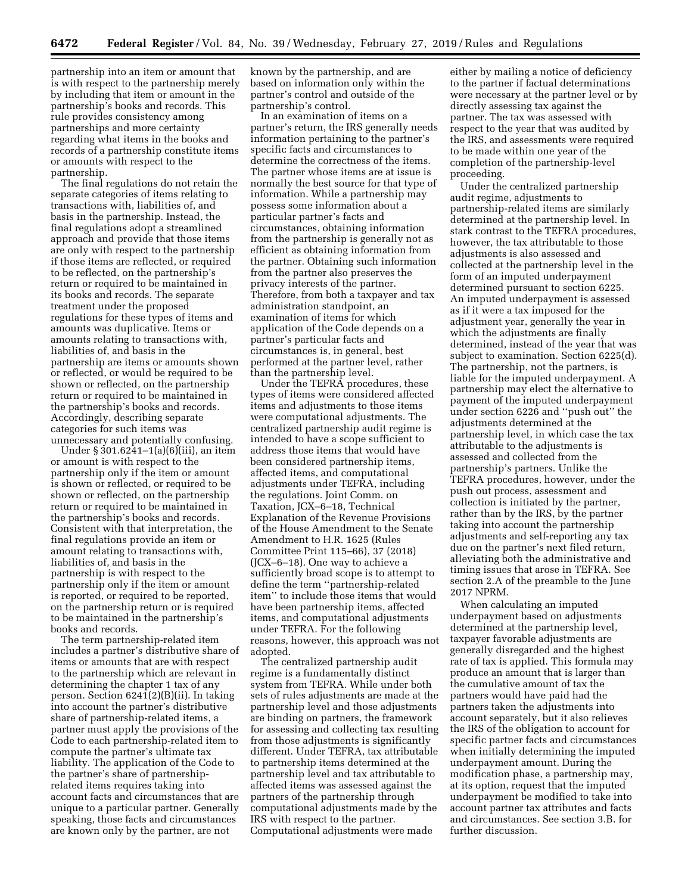partnership into an item or amount that is with respect to the partnership merely by including that item or amount in the partnership's books and records. This rule provides consistency among partnerships and more certainty regarding what items in the books and records of a partnership constitute items or amounts with respect to the partnership.

The final regulations do not retain the separate categories of items relating to transactions with, liabilities of, and basis in the partnership. Instead, the final regulations adopt a streamlined approach and provide that those items are only with respect to the partnership if those items are reflected, or required to be reflected, on the partnership's return or required to be maintained in its books and records. The separate treatment under the proposed regulations for these types of items and amounts was duplicative. Items or amounts relating to transactions with, liabilities of, and basis in the partnership are items or amounts shown or reflected, or would be required to be shown or reflected, on the partnership return or required to be maintained in the partnership's books and records. Accordingly, describing separate categories for such items was unnecessary and potentially confusing.

Under § 301.6241–1(a)(6)(iii), an item or amount is with respect to the partnership only if the item or amount is shown or reflected, or required to be shown or reflected, on the partnership return or required to be maintained in the partnership's books and records. Consistent with that interpretation, the final regulations provide an item or amount relating to transactions with, liabilities of, and basis in the partnership is with respect to the partnership only if the item or amount is reported, or required to be reported, on the partnership return or is required to be maintained in the partnership's books and records.

The term partnership-related item includes a partner's distributive share of items or amounts that are with respect to the partnership which are relevant in determining the chapter 1 tax of any person. Section 6241(2)(B)(ii). In taking into account the partner's distributive share of partnership-related items, a partner must apply the provisions of the Code to each partnership-related item to compute the partner's ultimate tax liability. The application of the Code to the partner's share of partnership-related items requires taking into account facts and circumstances that are unique to a particular partner. Generally speaking, those facts and circumstances are known only by the partner, are not known by the partnership, and are based on information only within the partner's control and outside of the partnership's control.

In an examination of items on a partner's return, the IRS generally needs information pertaining to the partner's specific facts and circumstances to determine the correctness of the items. The partner whose items are at issue is normally the best source for that type of information. While a partnership may possess some information about a particular partner's facts and circumstances, obtaining information from the partnership is generally not as efficient as obtaining information from the partner. Obtaining such information from the partner also preserves the privacy interests of the partner. Therefore, from both a taxpayer and tax administration standpoint, an examination of items for which application of the Code depends on a partner's particular facts and circumstances is, in general, best performed at the partner level, rather than the partnership level.

Under the TEFRA procedures, these types of items were considered affected items and adjustments to those items were computational adjustments. The centralized partnership audit regime is intended to have a scope sufficient to address those items that would have been considered partnership items, affected items, and computational adjustments under TEFRA, including the regulations. Joint Comm. on Taxation, JCX–6–18, Technical Explanation of the Revenue Provisions of the House Amendment to the Senate Amendment to H.R. 1625 (Rules Committee Print 115–66), 37 (2018) (JCX–6–18). One way to achieve a sufficiently broad scope is to attempt to define the term ''partnership-related item'' to include those items that would have been partnership items, affected items, and computational adjustments under TEFRA. For the following reasons, however, this approach was not adopted.

The centralized partnership audit regime is a fundamentally distinct system from TEFRA. While under both sets of rules adjustments are made at the partnership level and those adjustments are binding on partners, the framework for assessing and collecting tax resulting from those adjustments is significantly different. Under TEFRA, tax attributable to partnership items determined at the partnership level and tax attributable to affected items was assessed against the partners of the partnership through computational adjustments made by the IRS with respect to the partner. Computational adjustments were made either by mailing a notice of deficiency to the partner if factual determinations were necessary at the partner level or by directly assessing tax against the partner. The tax was assessed with respect to the year that was audited by the IRS, and assessments were required to be made within one year of the completion of the partnership-level proceeding.

Under the centralized partnership audit regime, adjustments to partnership-related items are similarly determined at the partnership level. In stark contrast to the TEFRA procedures, however, the tax attributable to those adjustments is also assessed and collected at the partnership level in the form of an imputed underpayment determined pursuant to section 6225. An imputed underpayment is assessed as if it were a tax imposed for the adjustment year, generally the year in which the adjustments are finally determined, instead of the year that was subject to examination. Section 6225(d). The partnership, not the partners, is liable for the imputed underpayment. A partnership may elect the alternative to payment of the imputed underpayment under section 6226 and ''push out'' the adjustments determined at the partnership level, in which case the tax attributable to the adjustments is assessed and collected from the partnership's partners. Unlike the TEFRA procedures, however, under the push out process, assessment and collection is initiated by the partner, rather than by the IRS, by the partner taking into account the partnership adjustments and self-reporting any tax due on the partner's next filed return, alleviating both the administrative and timing issues that arose in TEFRA. See section 2.A of the preamble to the June 2017 NPRM.

When calculating an imputed underpayment based on adjustments determined at the partnership level, taxpayer favorable adjustments are generally disregarded and the highest rate of tax is applied. This formula may produce an amount that is larger than the cumulative amount of tax the partners would have paid had the partners taken the adjustments into account separately, but it also relieves the IRS of the obligation to account for specific partner facts and circumstances when initially determining the imputed underpayment amount. During the modification phase, a partnership may, at its option, request that the imputed underpayment be modified to take into account partner tax attributes and facts and circumstances. See section 3.B. for further discussion.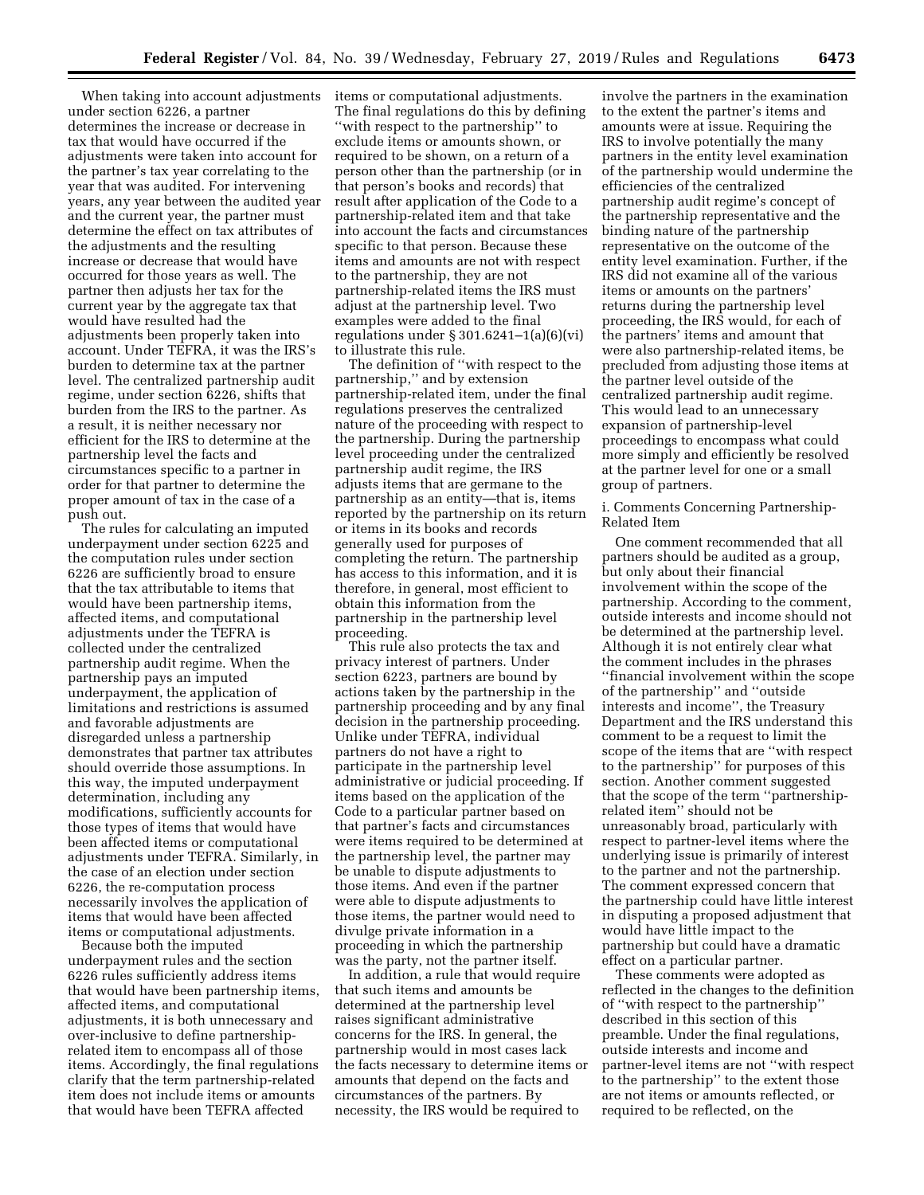When taking into account adjustments under section 6226, a partner determines the increase or decrease in tax that would have occurred if the adjustments were taken into account for the partner's tax year correlating to the year that was audited. For intervening years, any year between the audited year and the current year, the partner must determine the effect on tax attributes of the adjustments and the resulting increase or decrease that would have occurred for those years as well. The partner then adjusts her tax for the current year by the aggregate tax that would have resulted had the adjustments been properly taken into account. Under TEFRA, it was the IRS's burden to determine tax at the partner level. The centralized partnership audit regime, under section 6226, shifts that burden from the IRS to the partner. As a result, it is neither necessary nor efficient for the IRS to determine at the partnership level the facts and circumstances specific to a partner in order for that partner to determine the proper amount of tax in the case of a push out.

The rules for calculating an imputed underpayment under section 6225 and the computation rules under section 6226 are sufficiently broad to ensure that the tax attributable to items that would have been partnership items, affected items, and computational adjustments under the TEFRA is collected under the centralized partnership audit regime. When the partnership pays an imputed underpayment, the application of limitations and restrictions is assumed and favorable adjustments are disregarded unless a partnership demonstrates that partner tax attributes should override those assumptions. In this way, the imputed underpayment determination, including any modifications, sufficiently accounts for those types of items that would have been affected items or computational adjustments under TEFRA. Similarly, in the case of an election under section 6226, the re-computation process necessarily involves the application of items that would have been affected items or computational adjustments.

Because both the imputed underpayment rules and the section 6226 rules sufficiently address items that would have been partnership items, affected items, and computational adjustments, it is both unnecessary and over-inclusive to define partnership-related item to encompass all of those items. Accordingly, the final regulations clarify that the term partnership-related item does not include items or amounts that would have been TEFRA affected items or computational adjustments. The final regulations do this by defining ''with respect to the partnership'' to exclude items or amounts shown, or required to be shown, on a return of a person other than the partnership (or in that person's books and records) that result after application of the Code to a partnership-related item and that take into account the facts and circumstances specific to that person. Because these items and amounts are not with respect to the partnership, they are not partnership-related items the IRS must adjust at the partnership level. Two examples were added to the final regulations under § 301.6241–1(a)(6)(vi) to illustrate this rule.

The definition of ''with respect to the partnership,'' and by extension partnership-related item, under the final regulations preserves the centralized nature of the proceeding with respect to the partnership. During the partnership level proceeding under the centralized partnership audit regime, the IRS adjusts items that are germane to the partnership as an entity—that is, items reported by the partnership on its return or items in its books and records generally used for purposes of completing the return. The partnership has access to this information, and it is therefore, in general, most efficient to obtain this information from the partnership in the partnership level proceeding.

This rule also protects the tax and privacy interest of partners. Under section 6223, partners are bound by actions taken by the partnership in the partnership proceeding and by any final decision in the partnership proceeding. Unlike under TEFRA, individual partners do not have a right to participate in the partnership level administrative or judicial proceeding. If items based on the application of the Code to a particular partner based on that partner's facts and circumstances were items required to be determined at the partnership level, the partner may be unable to dispute adjustments to those items. And even if the partner were able to dispute adjustments to those items, the partner would need to divulge private information in a proceeding in which the partnership was the party, not the partner itself.

In addition, a rule that would require that such items and amounts be determined at the partnership level raises significant administrative concerns for the IRS. In general, the partnership would in most cases lack the facts necessary to determine items or amounts that depend on the facts and circumstances of the partners. By necessity, the IRS would be required to involve the partners in the examination to the extent the partner's items and amounts were at issue. Requiring the IRS to involve potentially the many partners in the entity level examination of the partnership would undermine the efficiencies of the centralized partnership audit regime's concept of the partnership representative and the binding nature of the partnership representative on the outcome of the entity level examination. Further, if the IRS did not examine all of the various items or amounts on the partners' returns during the partnership level proceeding, the IRS would, for each of the partners' items and amount that were also partnership-related items, be precluded from adjusting those items at the partner level outside of the centralized partnership audit regime. This would lead to an unnecessary expansion of partnership-level proceedings to encompass what could more simply and efficiently be resolved at the partner level for one or a small group of partners.

i. Comments Concerning Partnership-Related Item

One comment recommended that all partners should be audited as a group, but only about their financial involvement within the scope of the partnership. According to the comment, outside interests and income should not be determined at the partnership level. Although it is not entirely clear what the comment includes in the phrases ''financial involvement within the scope of the partnership'' and ''outside interests and income'', the Treasury Department and the IRS understand this comment to be a request to limit the scope of the items that are ''with respect to the partnership'' for purposes of this section. Another comment suggested that the scope of the term ''partnership-related item'' should not be unreasonably broad, particularly with respect to partner-level items where the underlying issue is primarily of interest to the partner and not the partnership. The comment expressed concern that the partnership could have little interest in disputing a proposed adjustment that would have little impact to the partnership but could have a dramatic effect on a particular partner.

These comments were adopted as reflected in the changes to the definition of ''with respect to the partnership'' described in this section of this preamble. Under the final regulations, outside interests and income and partner-level items are not ''with respect to the partnership'' to the extent those are not items or amounts reflected, or required to be reflected, on the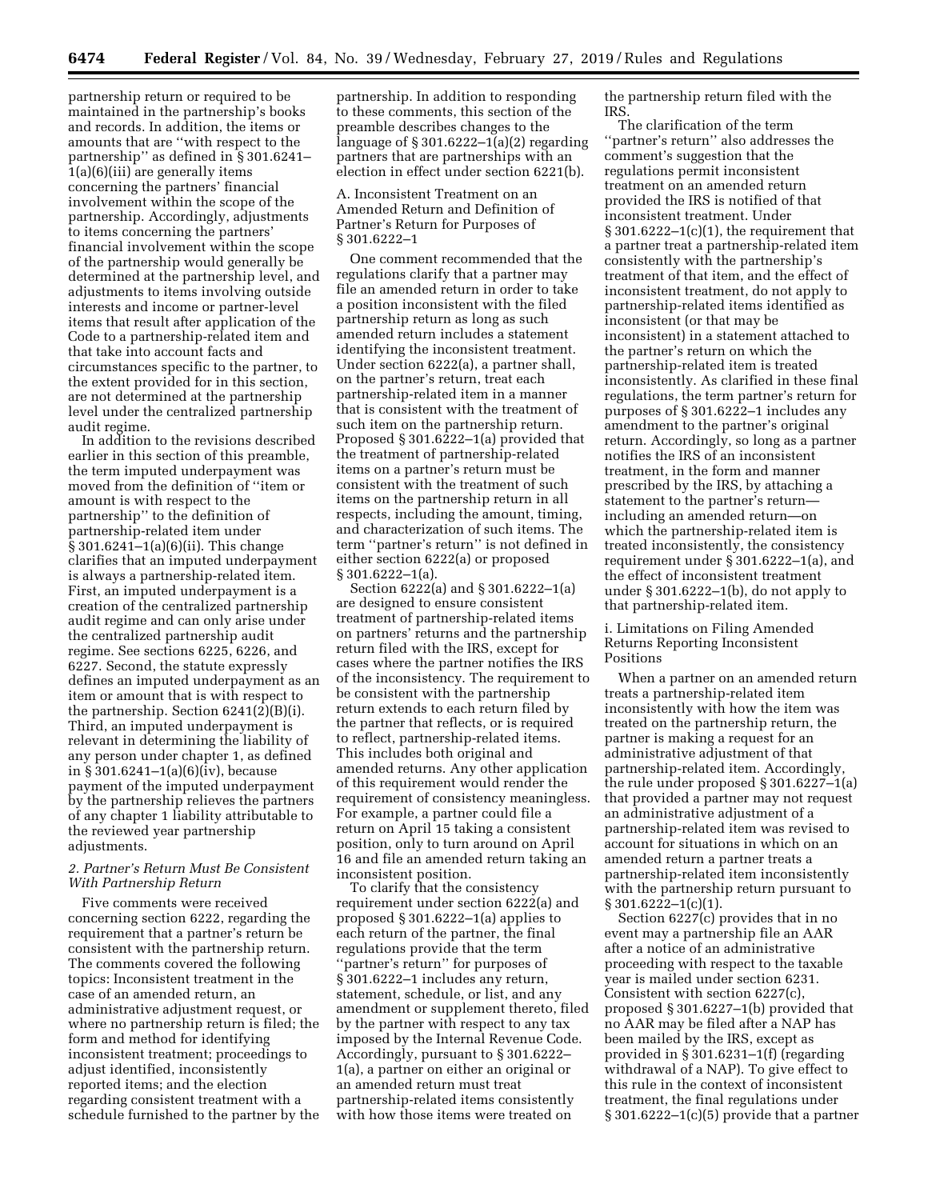partnership return or required to be maintained in the partnership's books and records. In addition, the items or amounts that are "with respect to the partnership" as defined in § 301.6241–1(a)(6)(iii) are generally items concerning the partners' financial involvement within the scope of the partnership. Accordingly, adjustments to items concerning the partners' financial involvement within the scope of the partnership would generally be determined at the partnership level, and adjustments to items involving outside interests and income or partner-level items that result after application of the Code to a partnership-related item and that take into account facts and circumstances specific to the partner, to the extent provided for in this section, are not determined at the partnership level under the centralized partnership audit regime.

In addition to the revisions described earlier in this section of this preamble, the term imputed underpayment was moved from the definition of "item or amount is with respect to the partnership" to the definition of partnership-related item under § 301.6241–1(a)(6)(ii). This change clarifies that an imputed underpayment is always a partnership-related item. First, an imputed underpayment is a creation of the centralized partnership audit regime and can only arise under the centralized partnership audit regime. See sections 6225, 6226, and 6227. Second, the statute expressly defines an imputed underpayment as an item or amount that is with respect to the partnership. Section 6241(2)(B)(i). Third, an imputed underpayment is relevant in determining the liability of any person under chapter 1, as defined in § 301.6241–1(a)(6)(iv), because payment of the imputed underpayment by the partnership relieves the partners of any chapter 1 liability attributable to the reviewed year partnership adjustments.

*2. Partner's Return Must Be Consistent With Partnership Return*

Five comments were received concerning section 6222, regarding the requirement that a partner's return be consistent with the partnership return. The comments covered the following topics: Inconsistent treatment in the case of an amended return, an administrative adjustment request, or where no partnership return is filed; the form and method for identifying inconsistent treatment; proceedings to adjust identified, inconsistently reported items; and the election regarding consistent treatment with a schedule furnished to the partner by the partnership. In addition to responding to these comments, this section of the preamble describes changes to the language of § 301.6222–1(a)(2) regarding partners that are partnerships with an election in effect under section 6221(b).

A. Inconsistent Treatment on an Amended Return and Definition of Partner's Return for Purposes of § 301.6222–1

One comment recommended that the regulations clarify that a partner may file an amended return in order to take a position inconsistent with the filed partnership return as long as such amended return includes a statement identifying the inconsistent treatment. Under section 6222(a), a partner shall, on the partner's return, treat each partnership-related item in a manner that is consistent with the treatment of such item on the partnership return. Proposed § 301.6222–1(a) provided that the treatment of partnership-related items on a partner's return must be consistent with the treatment of such items on the partnership return in all respects, including the amount, timing, and characterization of such items. The term "partner's return" is not defined in either section 6222(a) or proposed § 301.6222–1(a).

Section 6222(a) and § 301.6222–1(a) are designed to ensure consistent treatment of partnership-related items on partners' returns and the partnership return filed with the IRS, except for cases where the partner notifies the IRS of the inconsistency. The requirement to be consistent with the partnership return extends to each return filed by the partner that reflects, or is required to reflect, partnership-related items. This includes both original and amended returns. Any other application of this requirement would render the requirement of consistency meaningless. For example, a partner could file a return on April 15 taking a consistent position, only to turn around on April 16 and file an amended return taking an inconsistent position.

To clarify that the consistency requirement under section 6222(a) and proposed § 301.6222–1(a) applies to each return of the partner, the final regulations provide that the term "partner's return" for purposes of § 301.6222–1 includes any return, statement, schedule, or list, and any amendment or supplement thereto, filed by the partner with respect to any tax imposed by the Internal Revenue Code. Accordingly, pursuant to § 301.6222–1(a), a partner on either an original or an amended return must treat partnership-related items consistently with how those items were treated on the partnership return filed with the IRS.

The clarification of the term "partner's return" also addresses the comment's suggestion that the regulations permit inconsistent treatment on an amended return provided the IRS is notified of that inconsistent treatment. Under § 301.6222–1(c)(1), the requirement that a partner treat a partnership-related item consistently with the partnership's treatment of that item, and the effect of inconsistent treatment, do not apply to partnership-related items identified as inconsistent (or that may be inconsistent) in a statement attached to the partner's return on which the partnership-related item is treated inconsistently. As clarified in these final regulations, the term partner's return for purposes of § 301.6222–1 includes any amendment to the partner's original return. Accordingly, so long as a partner notifies the IRS of an inconsistent treatment, in the form and manner prescribed by the IRS, by attaching a statement to the partner's return—including an amended return—on which the partnership-related item is treated inconsistently, the consistency requirement under § 301.6222–1(a), and the effect of inconsistent treatment under § 301.6222–1(b), do not apply to that partnership-related item.

i. Limitations on Filing Amended Returns Reporting Inconsistent Positions

When a partner on an amended return treats a partnership-related item inconsistently with how the item was treated on the partnership return, the partner is making a request for an administrative adjustment of that partnership-related item. Accordingly, the rule under proposed § 301.6227–1(a) that provided a partner may not request an administrative adjustment of a partnership-related item was revised to account for situations in which on an amended return a partner treats a partnership-related item inconsistently with the partnership return pursuant to § 301.6222–1(c)(1).

Section 6227(c) provides that in no event may a partnership file an AAR after a notice of an administrative proceeding with respect to the taxable year is mailed under section 6231. Consistent with section 6227(c), proposed § 301.6227–1(b) provided that no AAR may be filed after a NAP has been mailed by the IRS, except as provided in § 301.6231–1(f) (regarding withdrawal of a NAP). To give effect to this rule in the context of inconsistent treatment, the final regulations under § 301.6222–1(c)(5) provide that a partner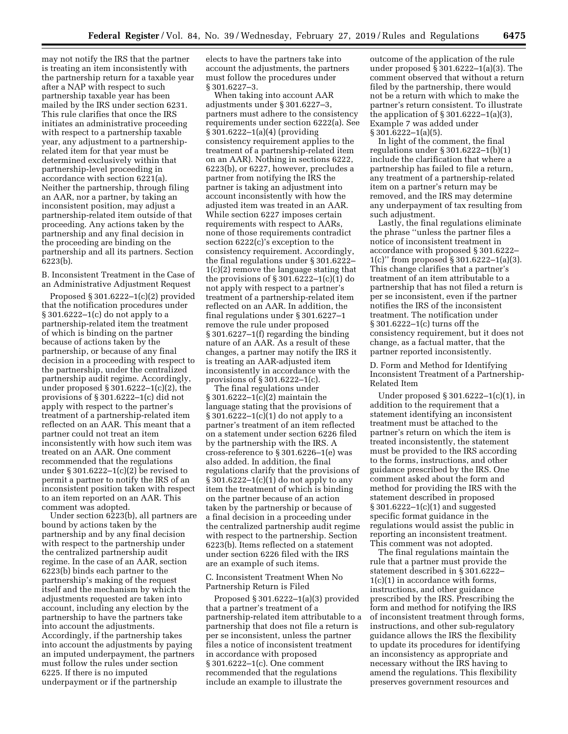may not notify the IRS that the partner is treating an item inconsistently with the partnership return for a taxable year after a NAP with respect to such partnership taxable year has been mailed by the IRS under section 6231. This rule clarifies that once the IRS initiates an administrative proceeding with respect to a partnership taxable year, any adjustment to a partnership-related item for that year must be determined exclusively within that partnership-level proceeding in accordance with section 6221(a). Neither the partnership, through filing an AAR, nor a partner, by taking an inconsistent position, may adjust a partnership-related item outside of that proceeding. Any actions taken by the partnership and any final decision in the proceeding are binding on the partnership and all its partners. Section 6223(b).

B. Inconsistent Treatment in the Case of an Administrative Adjustment Request

Proposed § 301.6222–1(c)(2) provided that the notification procedures under § 301.6222–1(c) do not apply to a partnership-related item the treatment of which is binding on the partner because of actions taken by the partnership, or because of any final decision in a proceeding with respect to the partnership, under the centralized partnership audit regime. Accordingly, under proposed § 301.6222–1(c)(2), the provisions of § 301.6222–1(c) did not apply with respect to the partner's treatment of a partnership-related item reflected on an AAR. This meant that a partner could not treat an item inconsistently with how such item was treated on an AAR. One comment recommended that the regulations under § 301.6222–1(c)(2) be revised to permit a partner to notify the IRS of an inconsistent position taken with respect to an item reported on an AAR. This comment was adopted.

Under section 6223(b), all partners are bound by actions taken by the partnership and by any final decision with respect to the partnership under the centralized partnership audit regime. In the case of an AAR, section 6223(b) binds each partner to the partnership's making of the request itself and the mechanism by which the adjustments requested are taken into account, including any election by the partnership to have the partners take into account the adjustments. Accordingly, if the partnership takes into account the adjustments by paying an imputed underpayment, the partners must follow the rules under section 6225. If there is no imputed underpayment or if the partnership elects to have the partners take into account the adjustments, the partners must follow the procedures under § 301.6227–3.

When taking into account AAR adjustments under § 301.6227–3, partners must adhere to the consistency requirements under section 6222(a). See § 301.6222–1(a)(4) (providing consistency requirement applies to the treatment of a partnership-related item on an AAR). Nothing in sections 6222, 6223(b), or 6227, however, precludes a partner from notifying the IRS the partner is taking an adjustment into account inconsistently with how the adjusted item was treated in an AAR. While section 6227 imposes certain requirements with respect to AARs, none of those requirements contradict section 6222(c)'s exception to the consistency requirement. Accordingly, the final regulations under § 301.6222–1(c)(2) remove the language stating that the provisions of § 301.6222–1(c)(1) do not apply with respect to a partner's treatment of a partnership-related item reflected on an AAR. In addition, the final regulations under § 301.6227–1 remove the rule under proposed § 301.6227–1(f) regarding the binding nature of an AAR. As a result of these changes, a partner may notify the IRS it is treating an AAR-adjusted item inconsistently in accordance with the provisions of § 301.6222–1(c).

The final regulations under § 301.6222–1(c)(2) maintain the language stating that the provisions of § 301.6222–1(c)(1) do not apply to a partner's treatment of an item reflected on a statement under section 6226 filed by the partnership with the IRS. A cross-reference to § 301.6226–1(e) was also added. In addition, the final regulations clarify that the provisions of § 301.6222–1(c)(1) do not apply to any item the treatment of which is binding on the partner because of an action taken by the partnership or because of a final decision in a proceeding under the centralized partnership audit regime with respect to the partnership. Section 6223(b). Items reflected on a statement under section 6226 filed with the IRS are an example of such items.

C. Inconsistent Treatment When No Partnership Return is Filed

Proposed § 301.6222–1(a)(3) provided that a partner's treatment of a partnership-related item attributable to a partnership that does not file a return is per se inconsistent, unless the partner files a notice of inconsistent treatment in accordance with proposed § 301.6222–1(c). One comment recommended that the regulations include an example to illustrate the outcome of the application of the rule under proposed § 301.6222–1(a)(3). The comment observed that without a return filed by the partnership, there would not be a return with which to make the partner's return consistent. To illustrate the application of § 301.6222–1(a)(3), Example 7 was added under § 301.6222–1(a)(5).

In light of the comment, the final regulations under § 301.6222–1(b)(1) include the clarification that where a partnership has failed to file a return, any treatment of a partnership-related item on a partner's return may be removed, and the IRS may determine any underpayment of tax resulting from such adjustment.

Lastly, the final regulations eliminate the phrase "unless the partner files a notice of inconsistent treatment in accordance with proposed § 301.6222–1(c)" from proposed § 301.6222–1(a)(3). This change clarifies that a partner's treatment of an item attributable to a partnership that has not filed a return is per se inconsistent, even if the partner notifies the IRS of the inconsistent treatment. The notification under § 301.6222–1(c) turns off the consistency requirement, but it does not change, as a factual matter, that the partner reported inconsistently.

D. Form and Method for Identifying Inconsistent Treatment of a Partnership-Related Item

Under proposed § 301.6222–1(c)(1), in addition to the requirement that a statement identifying an inconsistent treatment must be attached to the partner's return on which the item is treated inconsistently, the statement must be provided to the IRS according to the forms, instructions, and other guidance prescribed by the IRS. One comment asked about the form and method for providing the IRS with the statement described in proposed § 301.6222–1(c)(1) and suggested specific format guidance in the regulations would assist the public in reporting an inconsistent treatment. This comment was not adopted.

The final regulations maintain the rule that a partner must provide the statement described in § 301.6222–1(c)(1) in accordance with forms, instructions, and other guidance prescribed by the IRS. Prescribing the form and method for notifying the IRS of inconsistent treatment through forms, instructions, and other sub-regulatory guidance allows the IRS the flexibility to update its procedures for identifying an inconsistency as appropriate and necessary without the IRS having to amend the regulations. This flexibility preserves government resources and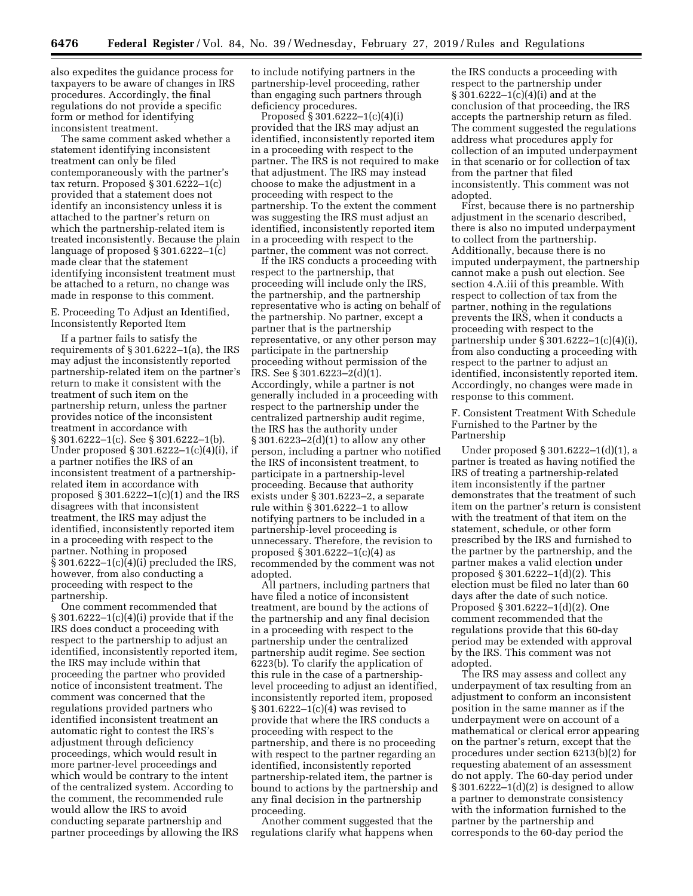also expedites the guidance process for taxpayers to be aware of changes in IRS procedures. Accordingly, the final regulations do not provide a specific form or method for identifying inconsistent treatment.

The same comment asked whether a statement identifying inconsistent treatment can only be filed contemporaneously with the partner's tax return. Proposed § 301.6222–1(c) provided that a statement does not identify an inconsistency unless it is attached to the partner's return on which the partnership-related item is treated inconsistently. Because the plain language of proposed § 301.6222–1(c) made clear that the statement identifying inconsistent treatment must be attached to a return, no change was made in response to this comment.

E. Proceeding To Adjust an Identified, Inconsistently Reported Item

If a partner fails to satisfy the requirements of § 301.6222–1(a), the IRS may adjust the inconsistently reported partnership-related item on the partner's return to make it consistent with the treatment of such item on the partnership return, unless the partner provides notice of the inconsistent treatment in accordance with § 301.6222–1(c). See § 301.6222–1(b). Under proposed § 301.6222–1(c)(4)(i), if a partner notifies the IRS of an inconsistent treatment of a partnership-related item in accordance with proposed § 301.6222–1(c)(1) and the IRS disagrees with that inconsistent treatment, the IRS may adjust the identified, inconsistently reported item in a proceeding with respect to the partner. Nothing in proposed § 301.6222–1(c)(4)(i) precluded the IRS, however, from also conducting a proceeding with respect to the partnership.

One comment recommended that § 301.6222–1(c)(4)(i) provide that if the IRS does conduct a proceeding with respect to the partnership to adjust an identified, inconsistently reported item, the IRS may include within that proceeding the partner who provided notice of inconsistent treatment. The comment was concerned that the regulations provided partners who identified inconsistent treatment an automatic right to contest the IRS's adjustment through deficiency proceedings, which would result in more partner-level proceedings and which would be contrary to the intent of the centralized system. According to the comment, the recommended rule would allow the IRS to avoid conducting separate partnership and partner proceedings by allowing the IRS to include notifying partners in the partnership-level proceeding, rather than engaging such partners through deficiency procedures.

Proposed § 301.6222–1(c)(4)(i) provided that the IRS may adjust an identified, inconsistently reported item in a proceeding with respect to the partner. The IRS is not required to make that adjustment. The IRS may instead choose to make the adjustment in a proceeding with respect to the partnership. To the extent the comment was suggesting the IRS must adjust an identified, inconsistently reported item in a proceeding with respect to the partner, the comment was not correct.

If the IRS conducts a proceeding with respect to the partnership, that proceeding will include only the IRS, the partnership, and the partnership representative who is acting on behalf of the partnership. No partner, except a partner that is the partnership representative, or any other person may participate in the partnership proceeding without permission of the IRS. See § 301.6223–2(d)(1). Accordingly, while a partner is not generally included in a proceeding with respect to the partnership under the centralized partnership audit regime, the IRS has the authority under § 301.6223–2(d)(1) to allow any other person, including a partner who notified the IRS of inconsistent treatment, to participate in a partnership-level proceeding. Because that authority exists under § 301.6223–2, a separate rule within § 301.6222–1 to allow notifying partners to be included in a partnership-level proceeding is unnecessary. Therefore, the revision to proposed § 301.6222–1(c)(4) as recommended by the comment was not adopted.

All partners, including partners that have filed a notice of inconsistent treatment, are bound by the actions of the partnership and any final decision in a proceeding with respect to the partnership under the centralized partnership audit regime. See section 6223(b). To clarify the application of this rule in the case of a partnership-level proceeding to adjust an identified, inconsistently reported item, proposed § 301.6222–1(c)(4) was revised to provide that where the IRS conducts a proceeding with respect to the partnership, and there is no proceeding with respect to the partner regarding an identified, inconsistently reported partnership-related item, the partner is bound to actions by the partnership and any final decision in the partnership proceeding.

Another comment suggested that the regulations clarify what happens when the IRS conducts a proceeding with respect to the partnership under § 301.6222–1(c)(4)(i) and at the conclusion of that proceeding, the IRS accepts the partnership return as filed. The comment suggested the regulations address what procedures apply for collection of an imputed underpayment in that scenario or for collection of tax from the partner that filed inconsistently. This comment was not adopted.

First, because there is no partnership adjustment in the scenario described, there is also no imputed underpayment to collect from the partnership. Additionally, because there is no imputed underpayment, the partnership cannot make a push out election. See section 4.A.iii of this preamble. With respect to collection of tax from the partner, nothing in the regulations prevents the IRS, when it conducts a proceeding with respect to the partnership under § 301.6222–1(c)(4)(i), from also conducting a proceeding with respect to the partner to adjust an identified, inconsistently reported item. Accordingly, no changes were made in response to this comment.

F. Consistent Treatment With Schedule Furnished to the Partner by the Partnership

Under proposed § 301.6222–1(d)(1), a partner is treated as having notified the IRS of treating a partnership-related item inconsistently if the partner demonstrates that the treatment of such item on the partner's return is consistent with the treatment of that item on the statement, schedule, or other form prescribed by the IRS and furnished to the partner by the partnership, and the partner makes a valid election under proposed § 301.6222–1(d)(2). This election must be filed no later than 60 days after the date of such notice. Proposed § 301.6222–1(d)(2). One comment recommended that the regulations provide that this 60-day period may be extended with approval by the IRS. This comment was not adopted.

The IRS may assess and collect any underpayment of tax resulting from an adjustment to conform an inconsistent position in the same manner as if the underpayment were on account of a mathematical or clerical error appearing on the partner's return, except that the procedures under section 6213(b)(2) for requesting abatement of an assessment do not apply. The 60-day period under § 301.6222–1(d)(2) is designed to allow a partner to demonstrate consistency with the information furnished to the partner by the partnership and corresponds to the 60-day period the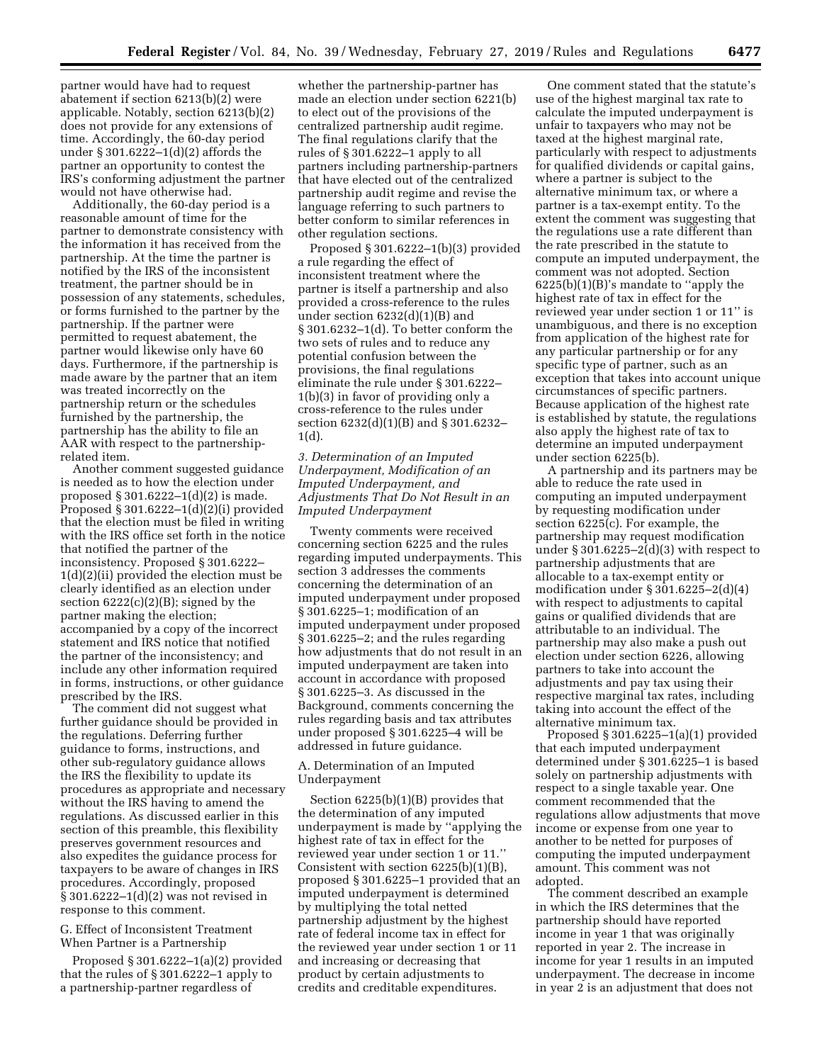partner would have had to request abatement if section 6213(b)(2) were applicable. Notably, section 6213(b)(2) does not provide for any extensions of time. Accordingly, the 60-day period under § 301.6222–1(d)(2) affords the partner an opportunity to contest the IRS's conforming adjustment the partner would not have otherwise had.

Additionally, the 60-day period is a reasonable amount of time for the partner to demonstrate consistency with the information it has received from the partnership. At the time the partner is notified by the IRS of the inconsistent treatment, the partner should be in possession of any statements, schedules, or forms furnished to the partner by the partnership. If the partner were permitted to request abatement, the partner would likewise only have 60 days. Furthermore, if the partnership is made aware by the partner that an item was treated incorrectly on the partnership return or the schedules furnished by the partnership, the partnership has the ability to file an AAR with respect to the partnership-related item.

Another comment suggested guidance is needed as to how the election under proposed § 301.6222–1(d)(2) is made. Proposed § 301.6222–1(d)(2)(i) provided that the election must be filed in writing with the IRS office set forth in the notice that notified the partner of the inconsistency. Proposed § 301.6222–1(d)(2)(ii) provided the election must be clearly identified as an election under section 6222(c)(2)(B); signed by the partner making the election; accompanied by a copy of the incorrect statement and IRS notice that notified the partner of the inconsistency; and include any other information required in forms, instructions, or other guidance prescribed by the IRS.

The comment did not suggest what further guidance should be provided in the regulations. Deferring further guidance to forms, instructions, and other sub-regulatory guidance allows the IRS the flexibility to update its procedures as appropriate and necessary without the IRS having to amend the regulations. As discussed earlier in this section of this preamble, this flexibility preserves government resources and also expedites the guidance process for taxpayers to be aware of changes in IRS procedures. Accordingly, proposed § 301.6222–1(d)(2) was not revised in response to this comment.

G. Effect of Inconsistent Treatment When Partner is a Partnership

Proposed § 301.6222–1(a)(2) provided that the rules of § 301.6222–1 apply to a partnership-partner regardless of whether the partnership-partner has made an election under section 6221(b) to elect out of the provisions of the centralized partnership audit regime. The final regulations clarify that the rules of § 301.6222–1 apply to all partners including partnership-partners that have elected out of the centralized partnership audit regime and revise the language referring to such partners to better conform to similar references in other regulation sections.

Proposed § 301.6222–1(b)(3) provided a rule regarding the effect of inconsistent treatment where the partner is itself a partnership and also provided a cross-reference to the rules under section 6232(d)(1)(B) and § 301.6232–1(d). To better conform the two sets of rules and to reduce any potential confusion between the provisions, the final regulations eliminate the rule under § 301.6222–1(b)(3) in favor of providing only a cross-reference to the rules under section 6232(d)(1)(B) and § 301.6232–1(d).

*3. Determination of an Imputed Underpayment, Modification of an Imputed Underpayment, and Adjustments That Do Not Result in an Imputed Underpayment*

Twenty comments were received concerning section 6225 and the rules regarding imputed underpayments. This section 3 addresses the comments concerning the determination of an imputed underpayment under proposed § 301.6225–1; modification of an imputed underpayment under proposed § 301.6225–2; and the rules regarding how adjustments that do not result in an imputed underpayment are taken into account in accordance with proposed § 301.6225–3. As discussed in the Background, comments concerning the rules regarding basis and tax attributes under proposed § 301.6225–4 will be addressed in future guidance.

A. Determination of an Imputed Underpayment

Section 6225(b)(1)(B) provides that the determination of any imputed underpayment is made by "applying the highest rate of tax in effect for the reviewed year under section 1 or 11." Consistent with section 6225(b)(1)(B), proposed § 301.6225–1 provided that an imputed underpayment is determined by multiplying the total netted partnership adjustment by the highest rate of federal income tax in effect for the reviewed year under section 1 or 11 and increasing or decreasing that product by certain adjustments to credits and creditable expenditures.

One comment stated that the statute's use of the highest marginal tax rate to calculate the imputed underpayment is unfair to taxpayers who may not be taxed at the highest marginal rate, particularly with respect to adjustments for qualified dividends or capital gains, where a partner is subject to the alternative minimum tax, or where a partner is a tax-exempt entity. To the extent the comment was suggesting that the regulations use a rate different than the rate prescribed in the statute to compute an imputed underpayment, the comment was not adopted. Section 6225(b)(1)(B)'s mandate to "apply the highest rate of tax in effect for the reviewed year under section 1 or 11" is unambiguous, and there is no exception from application of the highest rate for any particular partnership or for any specific type of partner, such as an exception that takes into account unique circumstances of specific partners. Because application of the highest rate is established by statute, the regulations also apply the highest rate of tax to determine an imputed underpayment under section 6225(b).

A partnership and its partners may be able to reduce the rate used in computing an imputed underpayment by requesting modification under section 6225(c). For example, the partnership may request modification under § 301.6225–2(d)(3) with respect to partnership adjustments that are allocable to a tax-exempt entity or modification under § 301.6225–2(d)(4) with respect to adjustments to capital gains or qualified dividends that are attributable to an individual. The partnership may also make a push out election under section 6226, allowing partners to take into account the adjustments and pay tax using their respective marginal tax rates, including taking into account the effect of the alternative minimum tax.

Proposed § 301.6225–1(a)(1) provided that each imputed underpayment determined under § 301.6225–1 is based solely on partnership adjustments with respect to a single taxable year. One comment recommended that the regulations allow adjustments that move income or expense from one year to another to be netted for purposes of computing the imputed underpayment amount. This comment was not adopted.

The comment described an example in which the IRS determines that the partnership should have reported income in year 1 that was originally reported in year 2. The increase in income for year 1 results in an imputed underpayment. The decrease in income in year 2 is an adjustment that does not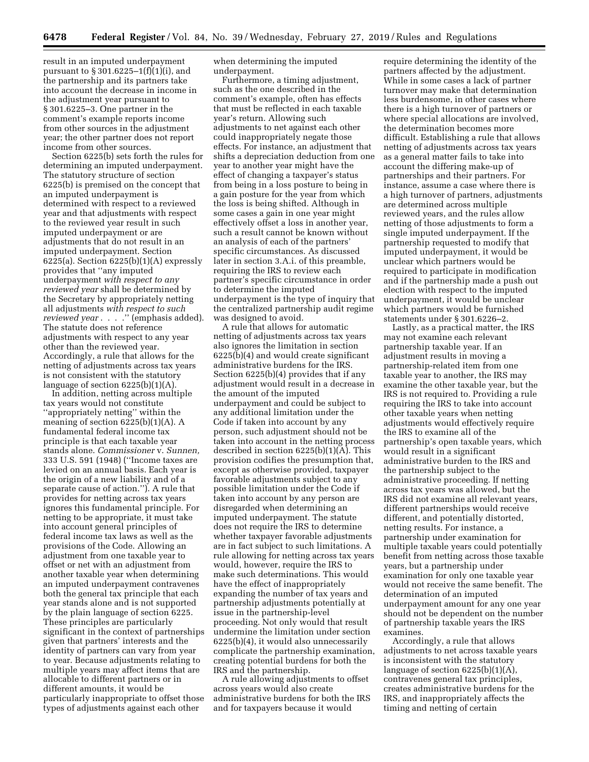result in an imputed underpayment pursuant to § 301.6225–1(f)(1)(i), and the partnership and its partners take into account the decrease in income in the adjustment year pursuant to § 301.6225–3. One partner in the comment's example reports income from other sources in the adjustment year; the other partner does not report income from other sources.

Section 6225(b) sets forth the rules for determining an imputed underpayment. The statutory structure of section 6225(b) is premised on the concept that an imputed underpayment is determined with respect to a reviewed year and that adjustments with respect to the reviewed year result in such imputed underpayment or are adjustments that do not result in an imputed underpayment. Section 6225(a). Section 6225(b)(1)(A) expressly provides that ''any imputed underpayment *with respect to any reviewed year* shall be determined by the Secretary by appropriately netting all adjustments *with respect to such reviewed year* . . . .'' (emphasis added). The statute does not reference adjustments with respect to any year other than the reviewed year. Accordingly, a rule that allows for the netting of adjustments across tax years is not consistent with the statutory language of section 6225(b)(1)(A).

In addition, netting across multiple tax years would not constitute ''appropriately netting'' within the meaning of section 6225(b)(1)(A). A fundamental federal income tax principle is that each taxable year stands alone. *Commissioner* v. *Sunnen,* 333 U.S. 591 (1948) (''Income taxes are levied on an annual basis. Each year is the origin of a new liability and of a separate cause of action.''). A rule that provides for netting across tax years ignores this fundamental principle. For netting to be appropriate, it must take into account general principles of federal income tax laws as well as the provisions of the Code. Allowing an adjustment from one taxable year to offset or net with an adjustment from another taxable year when determining an imputed underpayment contravenes both the general tax principle that each year stands alone and is not supported by the plain language of section 6225. These principles are particularly significant in the context of partnerships given that partners' interests and the identity of partners can vary from year to year. Because adjustments relating to multiple years may affect items that are allocable to different partners or in different amounts, it would be particularly inappropriate to offset those types of adjustments against each other when determining the imputed underpayment.

Furthermore, a timing adjustment, such as the one described in the comment's example, often has effects that must be reflected in each taxable year's return. Allowing such adjustments to net against each other could inappropriately negate those effects. For instance, an adjustment that shifts a depreciation deduction from one year to another year might have the effect of changing a taxpayer's status from being in a loss posture to being in a gain posture for the year from which the loss is being shifted. Although in some cases a gain in one year might effectively offset a loss in another year, such a result cannot be known without an analysis of each of the partners' specific circumstances. As discussed later in section 3.A.i. of this preamble, requiring the IRS to review each partner's specific circumstance in order to determine the imputed underpayment is the type of inquiry that the centralized partnership audit regime was designed to avoid.

A rule that allows for automatic netting of adjustments across tax years also ignores the limitation in section 6225(b)(4) and would create significant administrative burdens for the IRS. Section 6225(b)(4) provides that if any adjustment would result in a decrease in the amount of the imputed underpayment and could be subject to any additional limitation under the Code if taken into account by any person, such adjustment should not be taken into account in the netting process described in section 6225(b)(1)(A). This provision codifies the presumption that, except as otherwise provided, taxpayer favorable adjustments subject to any possible limitation under the Code if taken into account by any person are disregarded when determining an imputed underpayment. The statute does not require the IRS to determine whether taxpayer favorable adjustments are in fact subject to such limitations. A rule allowing for netting across tax years would, however, require the IRS to make such determinations. This would have the effect of inappropriately expanding the number of tax years and partnership adjustments potentially at issue in the partnership-level proceeding. Not only would that result undermine the limitation under section 6225(b)(4), it would also unnecessarily complicate the partnership examination, creating potential burdens for both the IRS and the partnership.

A rule allowing adjustments to offset across years would also create administrative burdens for both the IRS and for taxpayers because it would require determining the identity of the partners affected by the adjustment. While in some cases a lack of partner turnover may make that determination less burdensome, in other cases where there is a high turnover of partners or where special allocations are involved, the determination becomes more difficult. Establishing a rule that allows netting of adjustments across tax years as a general matter fails to take into account the differing make-up of partnerships and their partners. For instance, assume a case where there is a high turnover of partners, adjustments are determined across multiple reviewed years, and the rules allow netting of those adjustments to form a single imputed underpayment. If the partnership requested to modify that imputed underpayment, it would be unclear which partners would be required to participate in modification and if the partnership made a push out election with respect to the imputed underpayment, it would be unclear which partners would be furnished statements under § 301.6226–2.

Lastly, as a practical matter, the IRS may not examine each relevant partnership taxable year. If an adjustment results in moving a partnership-related item from one taxable year to another, the IRS may examine the other taxable year, but the IRS is not required to. Providing a rule requiring the IRS to take into account other taxable years when netting adjustments would effectively require the IRS to examine all of the partnership's open taxable years, which would result in a significant administrative burden to the IRS and the partnership subject to the administrative proceeding. If netting across tax years was allowed, but the IRS did not examine all relevant years, different partnerships would receive different, and potentially distorted, netting results. For instance, a partnership under examination for multiple taxable years could potentially benefit from netting across those taxable years, but a partnership under examination for only one taxable year would not receive the same benefit. The determination of an imputed underpayment amount for any one year should not be dependent on the number of partnership taxable years the IRS examines.

Accordingly, a rule that allows adjustments to net across taxable years is inconsistent with the statutory language of section 6225(b)(1)(A), contravenes general tax principles, creates administrative burdens for the IRS, and inappropriately affects the timing and netting of certain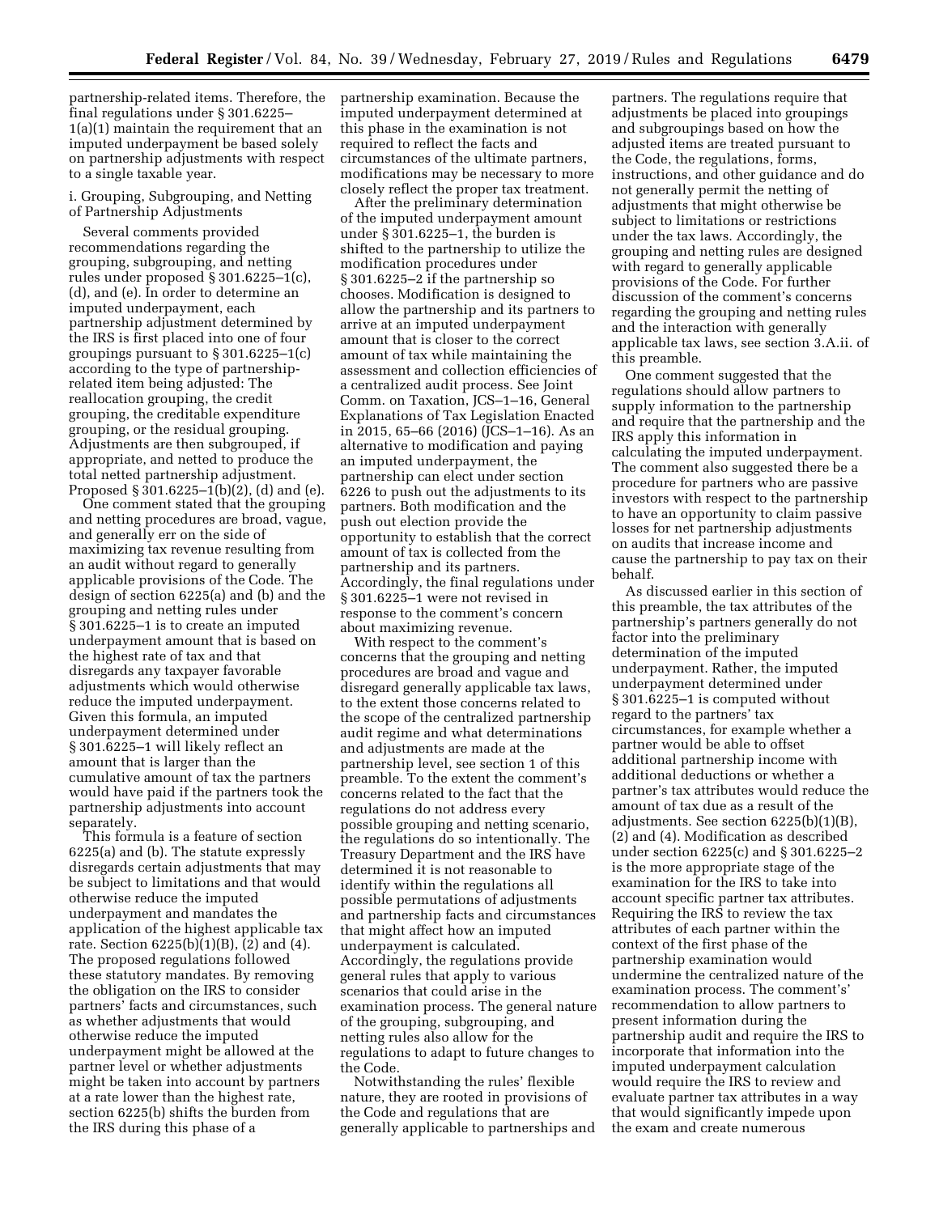partnership-related items. Therefore, the final regulations under § 301.6225–1(a)(1) maintain the requirement that an imputed underpayment be based solely on partnership adjustments with respect to a single taxable year.

i. Grouping, Subgrouping, and Netting of Partnership Adjustments

Several comments provided recommendations regarding the grouping, subgrouping, and netting rules under proposed § 301.6225–1(c), (d), and (e). In order to determine an imputed underpayment, each partnership adjustment determined by the IRS is first placed into one of four groupings pursuant to § 301.6225–1(c) according to the type of partnership-related item being adjusted: The reallocation grouping, the credit grouping, the creditable expenditure grouping, or the residual grouping. Adjustments are then subgrouped, if appropriate, and netted to produce the total netted partnership adjustment. Proposed § 301.6225–1(b)(2), (d) and (e).

One comment stated that the grouping and netting procedures are broad, vague, and generally err on the side of maximizing tax revenue resulting from an audit without regard to generally applicable provisions of the Code. The design of section 6225(a) and (b) and the grouping and netting rules under § 301.6225–1 is to create an imputed underpayment amount that is based on the highest rate of tax and that disregards any taxpayer favorable adjustments which would otherwise reduce the imputed underpayment. Given this formula, an imputed underpayment determined under § 301.6225–1 will likely reflect an amount that is larger than the cumulative amount of tax the partners would have paid if the partners took the partnership adjustments into account separately.

This formula is a feature of section 6225(a) and (b). The statute expressly disregards certain adjustments that may be subject to limitations and that would otherwise reduce the imputed underpayment and mandates the application of the highest applicable tax rate. Section 6225(b)(1)(B), (2) and (4). The proposed regulations followed these statutory mandates. By removing the obligation on the IRS to consider partners' facts and circumstances, such as whether adjustments that would otherwise reduce the imputed underpayment might be allowed at the partner level or whether adjustments might be taken into account by partners at a rate lower than the highest rate, section 6225(b) shifts the burden from the IRS during this phase of a partnership examination. Because the imputed underpayment determined at this phase in the examination is not required to reflect the facts and circumstances of the ultimate partners, modifications may be necessary to more closely reflect the proper tax treatment.

After the preliminary determination of the imputed underpayment amount under § 301.6225–1, the burden is shifted to the partnership to utilize the modification procedures under § 301.6225–2 if the partnership so chooses. Modification is designed to allow the partnership and its partners to arrive at an imputed underpayment amount that is closer to the correct amount of tax while maintaining the assessment and collection efficiencies of a centralized audit process. See Joint Comm. on Taxation, JCS–1–16, General Explanations of Tax Legislation Enacted in 2015, 65–66 (2016) (JCS–1–16). As an alternative to modification and paying an imputed underpayment, the partnership can elect under section 6226 to push out the adjustments to its partners. Both modification and the push out election provide the opportunity to establish that the correct amount of tax is collected from the partnership and its partners. Accordingly, the final regulations under § 301.6225–1 were not revised in response to the comment's concern about maximizing revenue.

With respect to the comment's concerns that the grouping and netting procedures are broad and vague and disregard generally applicable tax laws, to the extent those concerns related to the scope of the centralized partnership audit regime and what determinations and adjustments are made at the partnership level, see section 1 of this preamble. To the extent the comment's concerns related to the fact that the regulations do not address every possible grouping and netting scenario, the regulations do so intentionally. The Treasury Department and the IRS have determined it is not reasonable to identify within the regulations all possible permutations of adjustments and partnership facts and circumstances that might affect how an imputed underpayment is calculated. Accordingly, the regulations provide general rules that apply to various scenarios that could arise in the examination process. The general nature of the grouping, subgrouping, and netting rules also allow for the regulations to adapt to future changes to the Code.

Notwithstanding the rules' flexible nature, they are rooted in provisions of the Code and regulations that are generally applicable to partnerships and partners. The regulations require that adjustments be placed into groupings and subgroupings based on how the adjusted items are treated pursuant to the Code, the regulations, forms, instructions, and other guidance and do not generally permit the netting of adjustments that might otherwise be subject to limitations or restrictions under the tax laws. Accordingly, the grouping and netting rules are designed with regard to generally applicable provisions of the Code. For further discussion of the comment's concerns regarding the grouping and netting rules and the interaction with generally applicable tax laws, see section 3.A.ii. of this preamble.

One comment suggested that the regulations should allow partners to supply information to the partnership and require that the partnership and the IRS apply this information in calculating the imputed underpayment. The comment also suggested there be a procedure for partners who are passive investors with respect to the partnership to have an opportunity to claim passive losses for net partnership adjustments on audits that increase income and cause the partnership to pay tax on their behalf.

As discussed earlier in this section of this preamble, the tax attributes of the partnership's partners generally do not factor into the preliminary determination of the imputed underpayment. Rather, the imputed underpayment determined under § 301.6225–1 is computed without regard to the partners' tax circumstances, for example whether a partner would be able to offset additional partnership income with additional deductions or whether a partner's tax attributes would reduce the amount of tax due as a result of the adjustments. See section 6225(b)(1)(B), (2) and (4). Modification as described under section 6225(c) and § 301.6225–2 is the more appropriate stage of the examination for the IRS to take into account specific partner tax attributes. Requiring the IRS to review the tax attributes of each partner within the context of the first phase of the partnership examination would undermine the centralized nature of the examination process. The comment's' recommendation to allow partners to present information during the partnership audit and require the IRS to incorporate that information into the imputed underpayment calculation would require the IRS to review and evaluate partner tax attributes in a way that would significantly impede upon the exam and create numerous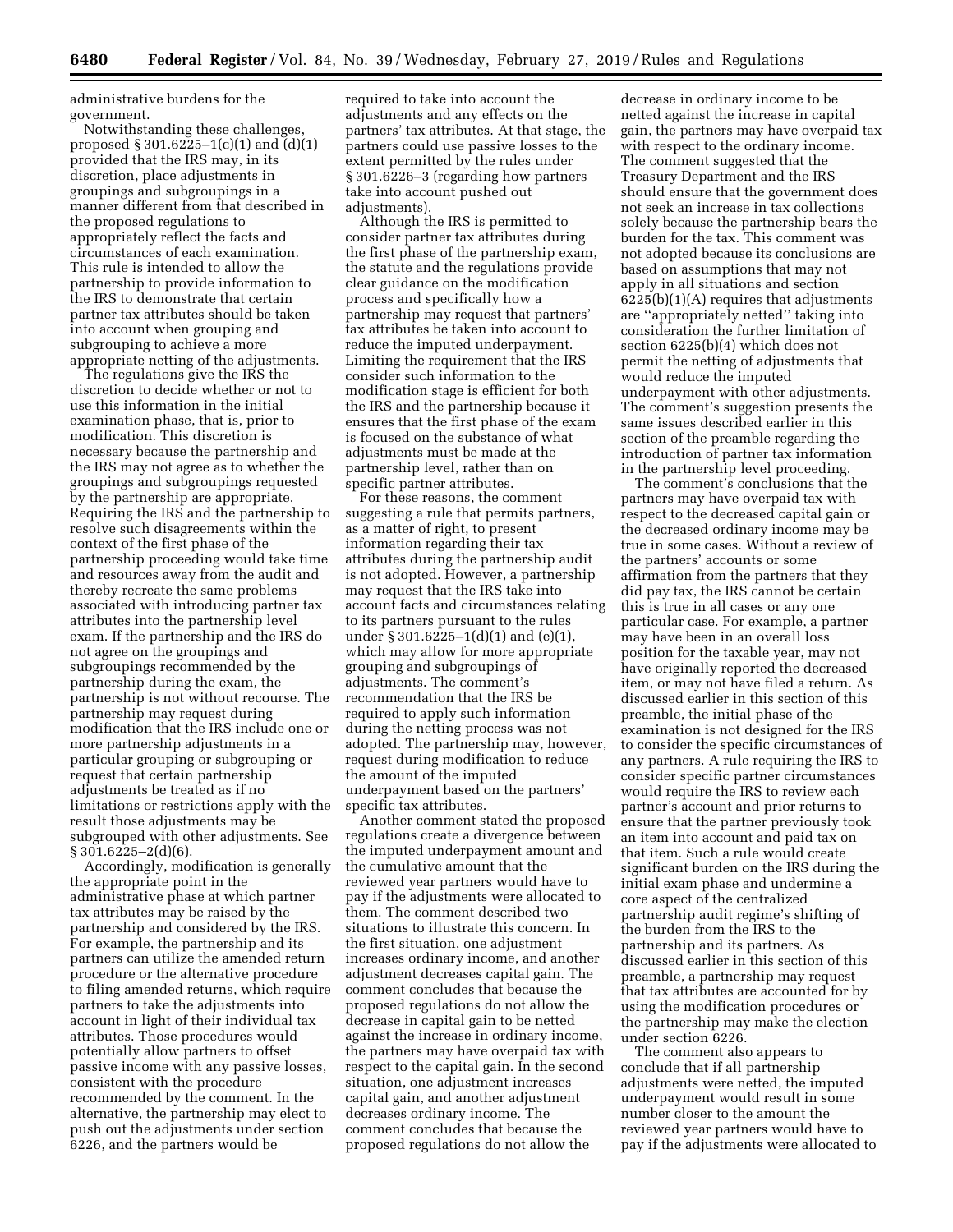administrative burdens for the government.

Notwithstanding these challenges, proposed § 301.6225–1(c)(1) and (d)(1) provided that the IRS may, in its discretion, place adjustments in groupings and subgroupings in a manner different from that described in the proposed regulations to appropriately reflect the facts and circumstances of each examination. This rule is intended to allow the partnership to provide information to the IRS to demonstrate that certain partner tax attributes should be taken into account when grouping and subgrouping to achieve a more appropriate netting of the adjustments.

The regulations give the IRS the discretion to decide whether or not to use this information in the initial examination phase, that is, prior to modification. This discretion is necessary because the partnership and the IRS may not agree as to whether the groupings and subgroupings requested by the partnership are appropriate. Requiring the IRS and the partnership to resolve such disagreements within the context of the first phase of the partnership proceeding would take time and resources away from the audit and thereby recreate the same problems associated with introducing partner tax attributes into the partnership level exam. If the partnership and the IRS do not agree on the groupings and subgroupings recommended by the partnership during the exam, the partnership is not without recourse. The partnership may request during modification that the IRS include one or more partnership adjustments in a particular grouping or subgrouping or request that certain partnership adjustments be treated as if no limitations or restrictions apply with the result those adjustments may be subgrouped with other adjustments. See § 301.6225–2(d)(6).

Accordingly, modification is generally the appropriate point in the administrative phase at which partner tax attributes may be raised by the partnership and considered by the IRS. For example, the partnership and its partners can utilize the amended return procedure or the alternative procedure to filing amended returns, which require partners to take the adjustments into account in light of their individual tax attributes. Those procedures would potentially allow partners to offset passive income with any passive losses, consistent with the procedure recommended by the comment. In the alternative, the partnership may elect to push out the adjustments under section 6226, and the partners would be required to take into account the adjustments and any effects on the partners' tax attributes. At that stage, the partners could use passive losses to the extent permitted by the rules under § 301.6226–3 (regarding how partners take into account pushed out adjustments).

Although the IRS is permitted to consider partner tax attributes during the first phase of the partnership exam, the statute and the regulations provide clear guidance on the modification process and specifically how a partnership may request that partners' tax attributes be taken into account to reduce the imputed underpayment. Limiting the requirement that the IRS consider such information to the modification stage is efficient for both the IRS and the partnership because it ensures that the first phase of the exam is focused on the substance of what adjustments must be made at the partnership level, rather than on specific partner attributes.

For these reasons, the comment suggesting a rule that permits partners, as a matter of right, to present information regarding their tax attributes during the partnership audit is not adopted. However, a partnership may request that the IRS take into account facts and circumstances relating to its partners pursuant to the rules under § 301.6225–1(d)(1) and (e)(1), which may allow for more appropriate grouping and subgroupings of adjustments. The comment's recommendation that the IRS be required to apply such information during the netting process was not adopted. The partnership may, however, request during modification to reduce the amount of the imputed underpayment based on the partners' specific tax attributes.

Another comment stated the proposed regulations create a divergence between the imputed underpayment amount and the cumulative amount that the reviewed year partners would have to pay if the adjustments were allocated to them. The comment described two situations to illustrate this concern. In the first situation, one adjustment increases ordinary income, and another adjustment decreases capital gain. The comment concludes that because the proposed regulations do not allow the decrease in capital gain to be netted against the increase in ordinary income, the partners may have overpaid tax with respect to the capital gain. In the second situation, one adjustment increases capital gain, and another adjustment decreases ordinary income. The comment concludes that because the proposed regulations do not allow the decrease in ordinary income to be netted against the increase in capital gain, the partners may have overpaid tax with respect to the ordinary income. The comment suggested that the Treasury Department and the IRS should ensure that the government does not seek an increase in tax collections solely because the partnership bears the burden for the tax. This comment was not adopted because its conclusions are based on assumptions that may not apply in all situations and section 6225(b)(1)(A) requires that adjustments are ''appropriately netted'' taking into consideration the further limitation of section 6225(b)(4) which does not permit the netting of adjustments that would reduce the imputed underpayment with other adjustments. The comment's suggestion presents the same issues described earlier in this section of the preamble regarding the introduction of partner tax information in the partnership level proceeding.

The comment's conclusions that the partners may have overpaid tax with respect to the decreased capital gain or the decreased ordinary income may be true in some cases. Without a review of the partners' accounts or some affirmation from the partners that they did pay tax, the IRS cannot be certain this is true in all cases or any one particular case. For example, a partner may have been in an overall loss position for the taxable year, may not have originally reported the decreased item, or may not have filed a return. As discussed earlier in this section of this preamble, the initial phase of the examination is not designed for the IRS to consider the specific circumstances of any partners. A rule requiring the IRS to consider specific partner circumstances would require the IRS to review each partner's account and prior returns to ensure that the partner previously took an item into account and paid tax on that item. Such a rule would create significant burden on the IRS during the initial exam phase and undermine a core aspect of the centralized partnership audit regime's shifting of the burden from the IRS to the partnership and its partners. As discussed earlier in this section of this preamble, a partnership may request that tax attributes are accounted for by using the modification procedures or the partnership may make the election under section 6226.

The comment also appears to conclude that if all partnership adjustments were netted, the imputed underpayment would result in some number closer to the amount the reviewed year partners would have to pay if the adjustments were allocated to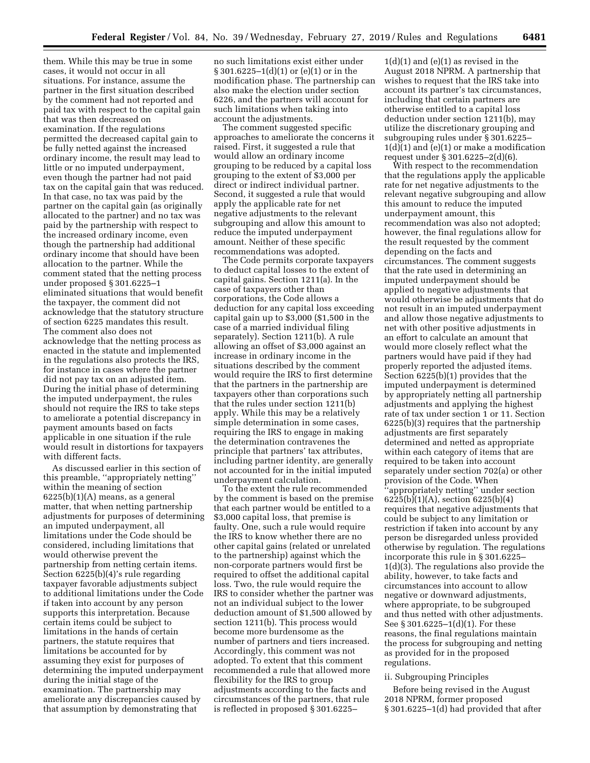them. While this may be true in some cases, it would not occur in all situations. For instance, assume the partner in the first situation described by the comment had not reported and paid tax with respect to the capital gain that was then decreased on examination. If the regulations permitted the decreased capital gain to be fully netted against the increased ordinary income, the result may lead to little or no imputed underpayment, even though the partner had not paid tax on the capital gain that was reduced. In that case, no tax was paid by the partner on the capital gain (as originally allocated to the partner) and no tax was paid by the partnership with respect to the increased ordinary income, even though the partnership had additional ordinary income that should have been allocation to the partner. While the comment stated that the netting process under proposed § 301.6225–1 eliminated situations that would benefit the taxpayer, the comment did not acknowledge that the statutory structure of section 6225 mandates this result. The comment also does not acknowledge that the netting process as enacted in the statute and implemented in the regulations also protects the IRS, for instance in cases where the partner did not pay tax on an adjusted item. During the initial phase of determining the imputed underpayment, the rules should not require the IRS to take steps to ameliorate a potential discrepancy in payment amounts based on facts applicable in one situation if the rule would result in distortions for taxpayers with different facts.

As discussed earlier in this section of this preamble, ''appropriately netting'' within the meaning of section 6225(b)(1)(A) means, as a general matter, that when netting partnership adjustments for purposes of determining an imputed underpayment, all limitations under the Code should be considered, including limitations that would otherwise prevent the partnership from netting certain items. Section 6225(b)(4)'s rule regarding taxpayer favorable adjustments subject to additional limitations under the Code if taken into account by any person supports this interpretation. Because certain items could be subject to limitations in the hands of certain partners, the statute requires that limitations be accounted for by assuming they exist for purposes of determining the imputed underpayment during the initial stage of the examination. The partnership may ameliorate any discrepancies caused by that assumption by demonstrating that no such limitations exist either under § 301.6225–1(d)(1) or (e)(1) or in the modification phase. The partnership can also make the election under section 6226, and the partners will account for such limitations when taking into account the adjustments.

The comment suggested specific approaches to ameliorate the concerns it raised. First, it suggested a rule that would allow an ordinary income grouping to be reduced by a capital loss grouping to the extent of $3,000 per direct or indirect individual partner. Second, it suggested a rule that would apply the applicable rate for net negative adjustments to the relevant subgrouping and allow this amount to reduce the imputed underpayment amount. Neither of these specific recommendations was adopted.

The Code permits corporate taxpayers to deduct capital losses to the extent of capital gains. Section 1211(a). In the case of taxpayers other than corporations, the Code allows a deduction for any capital loss exceeding capital gain up to $3,000 ($1,500 in the case of a married individual filing separately). Section 1211(b). A rule allowing an offset of $3,000 against an increase in ordinary income in the situations described by the comment would require the IRS to first determine that the partners in the partnership are taxpayers other than corporations such that the rules under section 1211(b) apply. While this may be a relatively simple determination in some cases, requiring the IRS to engage in making the determination contravenes the principle that partners' tax attributes, including partner identity, are generally not accounted for in the initial imputed underpayment calculation.

To the extent the rule recommended by the comment is based on the premise that each partner would be entitled to a $3,000 capital loss, that premise is faulty. One, such a rule would require the IRS to know whether there are no other capital gains (related or unrelated to the partnership) against which the non-corporate partners would first be required to offset the additional capital loss. Two, the rule would require the IRS to consider whether the partner was not an individual subject to the lower deduction amount of $1,500 allowed by section 1211(b). This process would become more burdensome as the number of partners and tiers increased. Accordingly, this comment was not adopted. To extent that this comment recommended a rule that allowed more flexibility for the IRS to group adjustments according to the facts and circumstances of the partners, that rule is reflected in proposed § 301.6225–1(d)(1) and (e)(1) as revised in the August 2018 NPRM. A partnership that wishes to request that the IRS take into account its partner's tax circumstances, including that certain partners are otherwise entitled to a capital loss deduction under section 1211(b), may utilize the discretionary grouping and subgrouping rules under § 301.6225–1(d)(1) and (e)(1) or make a modification request under § 301.6225–2(d)(6).

With respect to the recommendation that the regulations apply the applicable rate for net negative adjustments to the relevant negative subgrouping and allow this amount to reduce the imputed underpayment amount, this recommendation was also not adopted; however, the final regulations allow for the result requested by the comment depending on the facts and circumstances. The comment suggests that the rate used in determining an imputed underpayment should be applied to negative adjustments that would otherwise be adjustments that do not result in an imputed underpayment and allow those negative adjustments to net with other positive adjustments in an effort to calculate an amount that would more closely reflect what the partners would have paid if they had properly reported the adjusted items. Section 6225(b)(1) provides that the imputed underpayment is determined by appropriately netting all partnership adjustments and applying the highest rate of tax under section 1 or 11. Section 6225(b)(3) requires that the partnership adjustments are first separately determined and netted as appropriate within each category of items that are required to be taken into account separately under section 702(a) or other provision of the Code. When ''appropriately netting'' under section 6225(b)(1)(A), section 6225(b)(4) requires that negative adjustments that could be subject to any limitation or restriction if taken into account by any person be disregarded unless provided otherwise by regulation. The regulations incorporate this rule in § 301.6225–1(d)(3). The regulations also provide the ability, however, to take facts and circumstances into account to allow negative or downward adjustments, where appropriate, to be subgrouped and thus netted with other adjustments. See § 301.6225–1(d)(1). For these reasons, the final regulations maintain the process for subgrouping and netting as provided for in the proposed regulations.

ii. Subgrouping Principles

Before being revised in the August 2018 NPRM, former proposed § 301.6225–1(d) had provided that after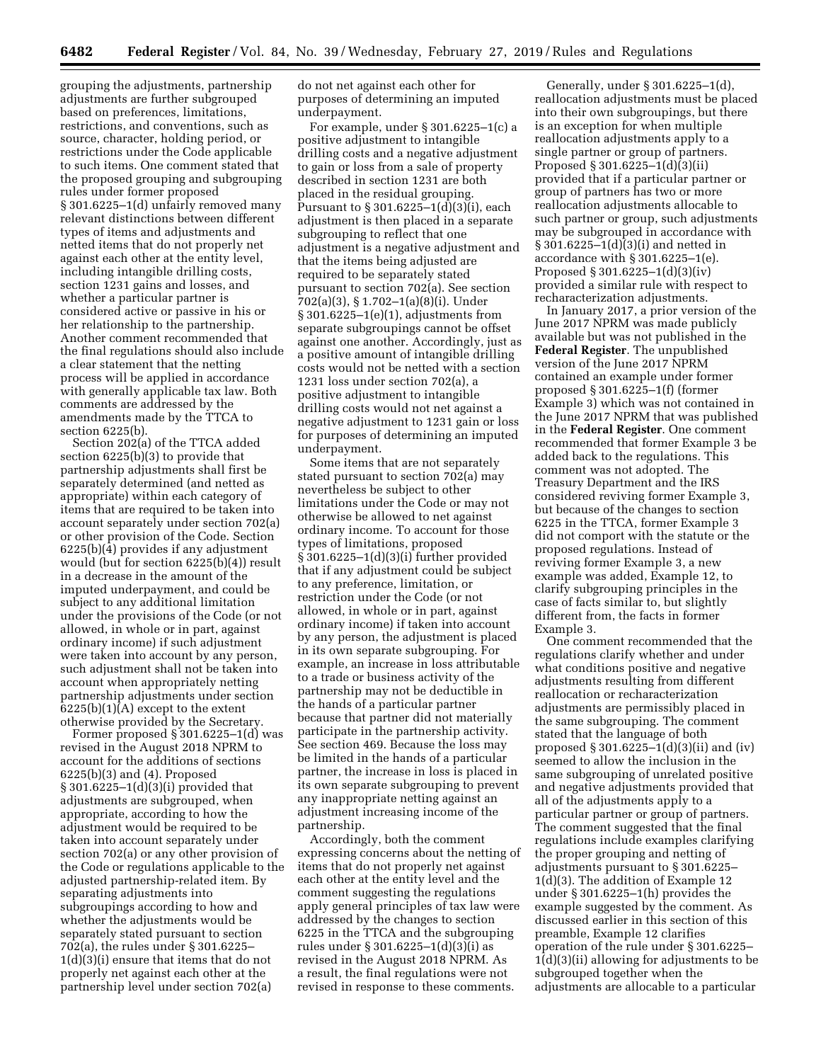grouping the adjustments, partnership adjustments are further subgrouped based on preferences, limitations, restrictions, and conventions, such as source, character, holding period, or restrictions under the Code applicable to such items. One comment stated that the proposed grouping and subgrouping rules under former proposed § 301.6225–1(d) unfairly removed many relevant distinctions between different types of items and adjustments and netted items that do not properly net against each other at the entity level, including intangible drilling costs, section 1231 gains and losses, and whether a particular partner is considered active or passive in his or her relationship to the partnership. Another comment recommended that the final regulations should also include a clear statement that the netting process will be applied in accordance with generally applicable tax law. Both comments are addressed by the amendments made by the TTCA to section 6225(b).

Section 202(a) of the TTCA added section 6225(b)(3) to provide that partnership adjustments shall first be separately determined (and netted as appropriate) within each category of items that are required to be taken into account separately under section 702(a) or other provision of the Code. Section 6225(b)(4) provides if any adjustment would (but for section 6225(b)(4)) result in a decrease in the amount of the imputed underpayment, and could be subject to any additional limitation under the provisions of the Code (or not allowed, in whole or in part, against ordinary income) if such adjustment were taken into account by any person, such adjustment shall not be taken into account when appropriately netting partnership adjustments under section 6225(b)(1)(A) except to the extent otherwise provided by the Secretary.

Former proposed § 301.6225–1(d) was revised in the August 2018 NPRM to account for the additions of sections 6225(b)(3) and (4). Proposed § 301.6225–1(d)(3)(i) provided that adjustments are subgrouped, when appropriate, according to how the adjustment would be required to be taken into account separately under section 702(a) or any other provision of the Code or regulations applicable to the adjusted partnership-related item. By separating adjustments into subgroupings according to how and whether the adjustments would be separately stated pursuant to section 702(a), the rules under § 301.6225–1(d)(3)(i) ensure that items that do not properly net against each other at the partnership level under section 702(a) do not net against each other for purposes of determining an imputed underpayment.

For example, under § 301.6225–1(c) a positive adjustment to intangible drilling costs and a negative adjustment to gain or loss from a sale of property described in section 1231 are both placed in the residual grouping. Pursuant to § 301.6225–1(d)(3)(i), each adjustment is then placed in a separate subgrouping to reflect that one adjustment is a negative adjustment and that the items being adjusted are required to be separately stated pursuant to section 702(a). See section 702(a)(3), § 1.702–1(a)(8)(i). Under § 301.6225–1(e)(1), adjustments from separate subgroupings cannot be offset against one another. Accordingly, just as a positive amount of intangible drilling costs would not be netted with a section 1231 loss under section 702(a), a positive adjustment to intangible drilling costs would not net against a negative adjustment to 1231 gain or loss for purposes of determining an imputed underpayment.

Some items that are not separately stated pursuant to section 702(a) may nevertheless be subject to other limitations under the Code or may not otherwise be allowed to net against ordinary income. To account for those types of limitations, proposed § 301.6225–1(d)(3)(i) further provided that if any adjustment could be subject to any preference, limitation, or restriction under the Code (or not allowed, in whole or in part, against ordinary income) if taken into account by any person, the adjustment is placed in its own separate subgrouping. For example, an increase in loss attributable to a trade or business activity of the partnership may not be deductible in the hands of a particular partner because that partner did not materially participate in the partnership activity. See section 469. Because the loss may be limited in the hands of a particular partner, the increase in loss is placed in its own separate subgrouping to prevent any inappropriate netting against an adjustment increasing income of the partnership.

Accordingly, both the comment expressing concerns about the netting of items that do not properly net against each other at the entity level and the comment suggesting the regulations apply general principles of tax law were addressed by the changes to section 6225 in the TTCA and the subgrouping rules under § 301.6225–1(d)(3)(i) as revised in the August 2018 NPRM. As a result, the final regulations were not revised in response to these comments.

Generally, under § 301.6225–1(d), reallocation adjustments must be placed into their own subgroupings, but there is an exception for when multiple reallocation adjustments apply to a single partner or group of partners. Proposed § 301.6225–1(d)(3)(ii) provided that if a particular partner or group of partners has two or more reallocation adjustments allocable to such partner or group, such adjustments may be subgrouped in accordance with § 301.6225–1(d)(3)(i) and netted in accordance with § 301.6225–1(e). Proposed § 301.6225–1(d)(3)(iv) provided a similar rule with respect to recharacterization adjustments.

In January 2017, a prior version of the June 2017 NPRM was made publicly available but was not published in the **Federal Register**. The unpublished version of the June 2017 NPRM contained an example under former proposed § 301.6225–1(f) (former Example 3) which was not contained in the June 2017 NPRM that was published in the **Federal Register**. One comment recommended that former Example 3 be added back to the regulations. This comment was not adopted. The Treasury Department and the IRS considered reviving former Example 3, but because of the changes to section 6225 in the TTCA, former Example 3 did not comport with the statute or the proposed regulations. Instead of reviving former Example 3, a new example was added, Example 12, to clarify subgrouping principles in the case of facts similar to, but slightly different from, the facts in former Example 3.

One comment recommended that the regulations clarify whether and under what conditions positive and negative adjustments resulting from different reallocation or recharacterization adjustments are permissibly placed in the same subgrouping. The comment stated that the language of both proposed § 301.6225–1(d)(3)(ii) and (iv) seemed to allow the inclusion in the same subgrouping of unrelated positive and negative adjustments provided that all of the adjustments apply to a particular partner or group of partners. The comment suggested that the final regulations include examples clarifying the proper grouping and netting of adjustments pursuant to § 301.6225–1(d)(3). The addition of Example 12 under § 301.6225–1(h) provides the example suggested by the comment. As discussed earlier in this section of this preamble, Example 12 clarifies operation of the rule under § 301.6225–1(d)(3)(ii) allowing for adjustments to be subgrouped together when the adjustments are allocable to a particular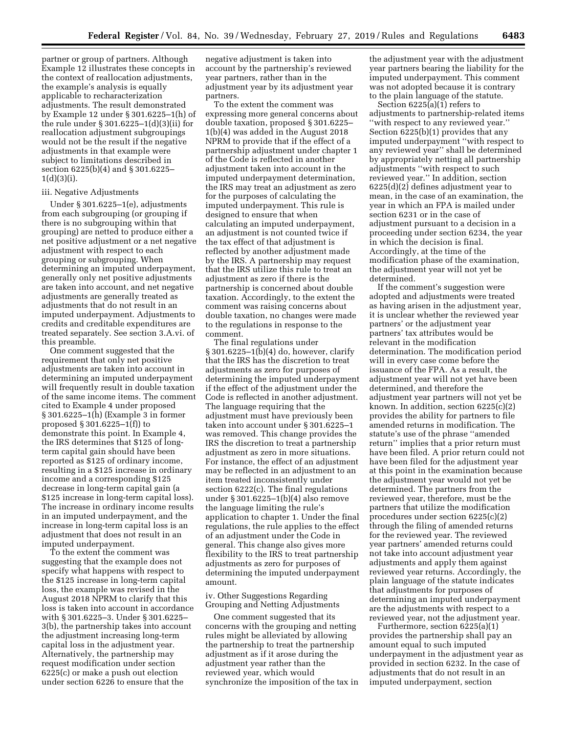partner or group of partners. Although Example 12 illustrates these concepts in the context of reallocation adjustments, the example's analysis is equally applicable to recharacterization adjustments. The result demonstrated by Example 12 under § 301.6225–1(h) of the rule under § 301.6225–1(d)(3)(ii) for reallocation adjustment subgroupings would not be the result if the negative adjustments in that example were subject to limitations described in section 6225(b)(4) and § 301.6225–1(d)(3)(i).

iii. Negative Adjustments

Under § 301.6225–1(e), adjustments from each subgrouping (or grouping if there is no subgrouping within that grouping) are netted to produce either a net positive adjustment or a net negative adjustment with respect to each grouping or subgrouping. When determining an imputed underpayment, generally only net positive adjustments are taken into account, and net negative adjustments are generally treated as adjustments that do not result in an imputed underpayment. Adjustments to credits and creditable expenditures are treated separately. See section 3.A.vi. of this preamble.

One comment suggested that the requirement that only net positive adjustments are taken into account in determining an imputed underpayment will frequently result in double taxation of the same income items. The comment cited to Example 4 under proposed § 301.6225–1(h) (Example 3 in former proposed § 301.6225–1(f)) to demonstrate this point. In Example 4, the IRS determines that $125 of long-term capital gain should have been reported as $125 of ordinary income, resulting in a $125 increase in ordinary income and a corresponding $125 decrease in long-term capital gain (a $125 increase in long-term capital loss). The increase in ordinary income results in an imputed underpayment, and the increase in long-term capital loss is an adjustment that does not result in an imputed underpayment.

To the extent the comment was suggesting that the example does not specify what happens with respect to the $125 increase in long-term capital loss, the example was revised in the August 2018 NPRM to clarify that this loss is taken into account in accordance with § 301.6225–3. Under § 301.6225–3(b), the partnership takes into account the adjustment increasing long-term capital loss in the adjustment year. Alternatively, the partnership may request modification under section 6225(c) or make a push out election under section 6226 to ensure that the negative adjustment is taken into account by the partnership's reviewed year partners, rather than in the adjustment year by its adjustment year partners.

To the extent the comment was expressing more general concerns about double taxation, proposed § 301.6225–1(b)(4) was added in the August 2018 NPRM to provide that if the effect of a partnership adjustment under chapter 1 of the Code is reflected in another adjustment taken into account in the imputed underpayment determination, the IRS may treat an adjustment as zero for the purposes of calculating the imputed underpayment. This rule is designed to ensure that when calculating an imputed underpayment, an adjustment is not counted twice if the tax effect of that adjustment is reflected by another adjustment made by the IRS. A partnership may request that the IRS utilize this rule to treat an adjustment as zero if there is the partnership is concerned about double taxation. Accordingly, to the extent the comment was raising concerns about double taxation, no changes were made to the regulations in response to the comment.

The final regulations under § 301.6225–1(b)(4) do, however, clarify that the IRS has the discretion to treat adjustments as zero for purposes of determining the imputed underpayment if the effect of the adjustment under the Code is reflected in another adjustment. The language requiring that the adjustment must have previously been taken into account under § 301.6225–1 was removed. This change provides the IRS the discretion to treat a partnership adjustment as zero in more situations. For instance, the effect of an adjustment may be reflected in an adjustment to an item treated inconsistently under section 6222(c). The final regulations under § 301.6225–1(b)(4) also remove the language limiting the rule's application to chapter 1. Under the final regulations, the rule applies to the effect of an adjustment under the Code in general. This change also gives more flexibility to the IRS to treat partnership adjustments as zero for purposes of determining the imputed underpayment amount.

iv. Other Suggestions Regarding Grouping and Netting Adjustments

One comment suggested that its concerns with the grouping and netting rules might be alleviated by allowing the partnership to treat the partnership adjustment as if it arose during the adjustment year rather than the reviewed year, which would synchronize the imposition of the tax in the adjustment year with the adjustment year partners bearing the liability for the imputed underpayment. This comment was not adopted because it is contrary to the plain language of the statute.

Section 6225(a)(1) refers to adjustments to partnership-related items "with respect to any reviewed year." Section 6225(b)(1) provides that any imputed underpayment "with respect to any reviewed year" shall be determined by appropriately netting all partnership adjustments "with respect to such reviewed year." In addition, section 6225(d)(2) defines adjustment year to mean, in the case of an examination, the year in which an FPA is mailed under section 6231 or in the case of adjustment pursuant to a decision in a proceeding under section 6234, the year in which the decision is final. Accordingly, at the time of the modification phase of the examination, the adjustment year will not yet be determined.

If the comment's suggestion were adopted and adjustments were treated as having arisen in the adjustment year, it is unclear whether the reviewed year partners' or the adjustment year partners' tax attributes would be relevant in the modification determination. The modification period will in every case come before the issuance of the FPA. As a result, the adjustment year will not yet have been determined, and therefore the adjustment year partners will not yet be known. In addition, section 6225(c)(2) provides the ability for partners to file amended returns in modification. The statute's use of the phrase "amended return" implies that a prior return must have been filed. A prior return could not have been filed for the adjustment year at this point in the examination because the adjustment year would not yet be determined. The partners from the reviewed year, therefore, must be the partners that utilize the modification procedures under section 6225(c)(2) through the filing of amended returns for the reviewed year. The reviewed year partners' amended returns could not take into account adjustment year adjustments and apply them against reviewed year returns. Accordingly, the plain language of the statute indicates that adjustments for purposes of determining an imputed underpayment are the adjustments with respect to a reviewed year, not the adjustment year.

Furthermore, section 6225(a)(1) provides the partnership shall pay an amount equal to such imputed underpayment in the adjustment year as provided in section 6232. In the case of adjustments that do not result in an imputed underpayment, section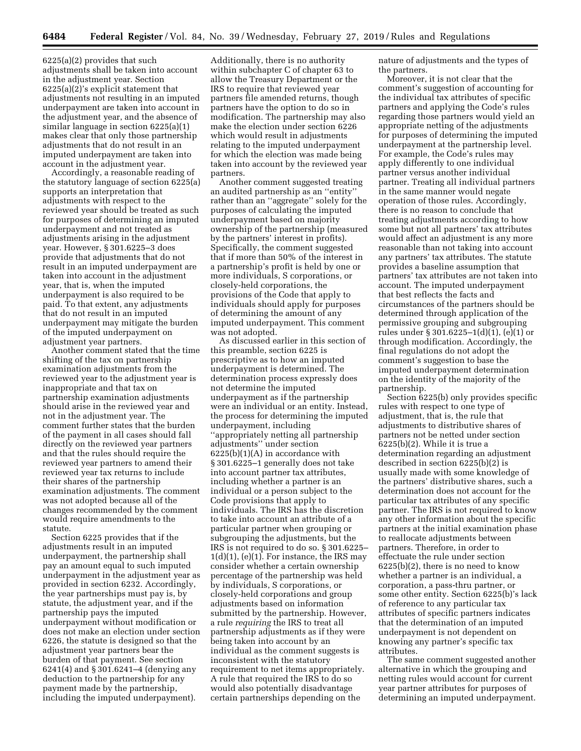6225(a)(2) provides that such adjustments shall be taken into account in the adjustment year. Section 6225(a)(2)'s explicit statement that adjustments not resulting in an imputed underpayment are taken into account in the adjustment year, and the absence of similar language in section 6225(a)(1) makes clear that only those partnership adjustments that do not result in an imputed underpayment are taken into account in the adjustment year.

Accordingly, a reasonable reading of the statutory language of section 6225(a) supports an interpretation that adjustments with respect to the reviewed year should be treated as such for purposes of determining an imputed underpayment and not treated as adjustments arising in the adjustment year. However, § 301.6225–3 does provide that adjustments that do not result in an imputed underpayment are taken into account in the adjustment year, that is, when the imputed underpayment is also required to be paid. To that extent, any adjustments that do not result in an imputed underpayment may mitigate the burden of the imputed underpayment on adjustment year partners.

Another comment stated that the time shifting of the tax on partnership examination adjustments from the reviewed year to the adjustment year is inappropriate and that tax on partnership examination adjustments should arise in the reviewed year and not in the adjustment year. The comment further states that the burden of the payment in all cases should fall directly on the reviewed year partners and that the rules should require the reviewed year partners to amend their reviewed year tax returns to include their shares of the partnership examination adjustments. The comment was not adopted because all of the changes recommended by the comment would require amendments to the statute.

Section 6225 provides that if the adjustments result in an imputed underpayment, the partnership shall pay an amount equal to such imputed underpayment in the adjustment year as provided in section 6232. Accordingly, the year partnerships must pay is, by statute, the adjustment year, and if the partnership pays the imputed underpayment without modification or does not make an election under section 6226, the statute is designed so that the adjustment year partners bear the burden of that payment. See section 6241(4) and § 301.6241–4 (denying any deduction to the partnership for any payment made by the partnership, including the imputed underpayment).

Additionally, there is no authority within subchapter C of chapter 63 to allow the Treasury Department or the IRS to require that reviewed year partners file amended returns, though partners have the option to do so in modification. The partnership may also make the election under section 6226 which would result in adjustments relating to the imputed underpayment for which the election was made being taken into account by the reviewed year partners.

Another comment suggested treating an audited partnership as an ''entity'' rather than an ''aggregate'' solely for the purposes of calculating the imputed underpayment based on majority ownership of the partnership (measured by the partners' interest in profits). Specifically, the comment suggested that if more than 50% of the interest in a partnership's profit is held by one or more individuals, S corporations, or closely-held corporations, the provisions of the Code that apply to individuals should apply for purposes of determining the amount of any imputed underpayment. This comment was not adopted.

As discussed earlier in this section of this preamble, section 6225 is prescriptive as to how an imputed underpayment is determined. The determination process expressly does not determine the imputed underpayment as if the partnership were an individual or an entity. Instead, the process for determining the imputed underpayment, including ''appropriately netting all partnership adjustments'' under section 6225(b)(1)(A) in accordance with § 301.6225–1 generally does not take into account partner tax attributes, including whether a partner is an individual or a person subject to the Code provisions that apply to individuals. The IRS has the discretion to take into account an attribute of a particular partner when grouping or subgrouping the adjustments, but the IRS is not required to do so. § 301.6225–1(d)(1), (e)(1). For instance, the IRS may consider whether a certain ownership percentage of the partnership was held by individuals, S corporations, or closely-held corporations and group adjustments based on information submitted by the partnership. However, a rule *requiring* the IRS to treat all partnership adjustments as if they were being taken into account by an individual as the comment suggests is inconsistent with the statutory requirement to net items appropriately. A rule that required the IRS to do so would also potentially disadvantage certain partnerships depending on the nature of adjustments and the types of the partners.

Moreover, it is not clear that the comment's suggestion of accounting for the individual tax attributes of specific partners and applying the Code's rules regarding those partners would yield an appropriate netting of the adjustments for purposes of determining the imputed underpayment at the partnership level. For example, the Code's rules may apply differently to one individual partner versus another individual partner. Treating all individual partners in the same manner would negate operation of those rules. Accordingly, there is no reason to conclude that treating adjustments according to how some but not all partners' tax attributes would affect an adjustment is any more reasonable than not taking into account any partners' tax attributes. The statute provides a baseline assumption that partners' tax attributes are not taken into account. The imputed underpayment that best reflects the facts and circumstances of the partners should be determined through application of the permissive grouping and subgrouping rules under § 301.6225–1(d)(1), (e)(1) or through modification. Accordingly, the final regulations do not adopt the comment's suggestion to base the imputed underpayment determination on the identity of the majority of the partnership.

Section 6225(b) only provides specific rules with respect to one type of adjustment, that is, the rule that adjustments to distributive shares of partners not be netted under section 6225(b)(2). While it is true a determination regarding an adjustment described in section 6225(b)(2) is usually made with some knowledge of the partners' distributive shares, such a determination does not account for the particular tax attributes of any specific partner. The IRS is not required to know any other information about the specific partners at the initial examination phase to reallocate adjustments between partners. Therefore, in order to effectuate the rule under section 6225(b)(2), there is no need to know whether a partner is an individual, a corporation, a pass-thru partner, or some other entity. Section 6225(b)'s lack of reference to any particular tax attributes of specific partners indicates that the determination of an imputed underpayment is not dependent on knowing any partner's specific tax attributes.

The same comment suggested another alternative in which the grouping and netting rules would account for current year partner attributes for purposes of determining an imputed underpayment.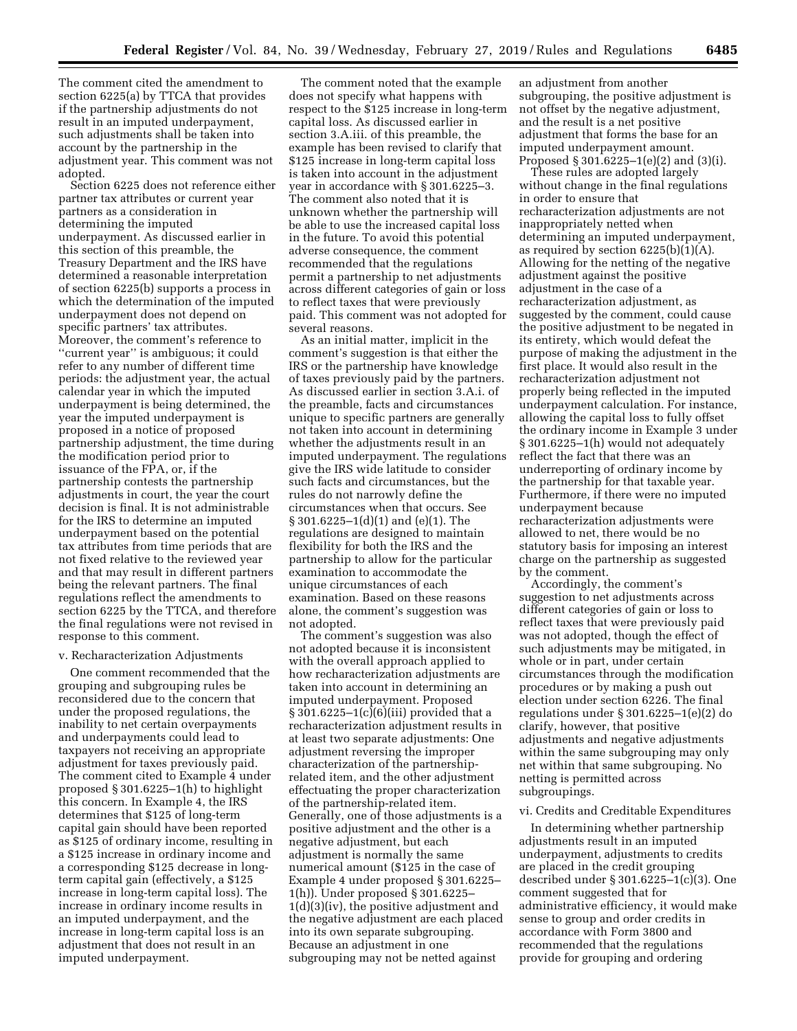The comment cited the amendment to section 6225(a) by TTCA that provides if the partnership adjustments do not result in an imputed underpayment, such adjustments shall be taken into account by the partnership in the adjustment year. This comment was not adopted.

Section 6225 does not reference either partner tax attributes or current year partners as a consideration in determining the imputed underpayment. As discussed earlier in this section of this preamble, the Treasury Department and the IRS have determined a reasonable interpretation of section 6225(b) supports a process in which the determination of the imputed underpayment does not depend on specific partners' tax attributes. Moreover, the comment's reference to ''current year'' is ambiguous; it could refer to any number of different time periods: the adjustment year, the actual calendar year in which the imputed underpayment is being determined, the year the imputed underpayment is proposed in a notice of proposed partnership adjustment, the time during the modification period prior to issuance of the FPA, or, if the partnership contests the partnership adjustments in court, the year the court decision is final. It is not administrable for the IRS to determine an imputed underpayment based on the potential tax attributes from time periods that are not fixed relative to the reviewed year and that may result in different partners being the relevant partners. The final regulations reflect the amendments to section 6225 by the TTCA, and therefore the final regulations were not revised in response to this comment.

### v. Recharacterization Adjustments

One comment recommended that the grouping and subgrouping rules be reconsidered due to the concern that under the proposed regulations, the inability to net certain overpayments and underpayments could lead to taxpayers not receiving an appropriate adjustment for taxes previously paid. The comment cited to Example 4 under proposed § 301.6225–1(h) to highlight this concern. In Example 4, the IRS determines that $125 of long-term capital gain should have been reported as $125 of ordinary income, resulting in a $125 increase in ordinary income and a corresponding $125 decrease in long-term capital gain (effectively, a $125 increase in long-term capital loss). The increase in ordinary income results in an imputed underpayment, and the increase in long-term capital loss is an adjustment that does not result in an imputed underpayment.

The comment noted that the example does not specify what happens with respect to the $125 increase in long-term capital loss. As discussed earlier in section 3.A.iii. of this preamble, the example has been revised to clarify that $125 increase in long-term capital loss is taken into account in the adjustment year in accordance with § 301.6225–3. The comment also noted that it is unknown whether the partnership will be able to use the increased capital loss in the future. To avoid this potential adverse consequence, the comment recommended that the regulations permit a partnership to net adjustments across different categories of gain or loss to reflect taxes that were previously paid. This comment was not adopted for several reasons.

As an initial matter, implicit in the comment's suggestion is that either the IRS or the partnership have knowledge of taxes previously paid by the partners. As discussed earlier in section 3.A.i. of the preamble, facts and circumstances unique to specific partners are generally not taken into account in determining whether the adjustments result in an imputed underpayment. The regulations give the IRS wide latitude to consider such facts and circumstances, but the rules do not narrowly define the circumstances when that occurs. See § 301.6225–1(d)(1) and (e)(1). The regulations are designed to maintain flexibility for both the IRS and the partnership to allow for the particular examination to accommodate the unique circumstances of each examination. Based on these reasons alone, the comment's suggestion was not adopted.

The comment's suggestion was also not adopted because it is inconsistent with the overall approach applied to how recharacterization adjustments are taken into account in determining an imputed underpayment. Proposed § 301.6225–1(c)(6)(iii) provided that a recharacterization adjustment results in at least two separate adjustments: One adjustment reversing the improper characterization of the partnership-related item, and the other adjustment effectuating the proper characterization of the partnership-related item. Generally, one of those adjustments is a positive adjustment and the other is a negative adjustment, but each adjustment is normally the same numerical amount ($125 in the case of Example 4 under proposed § 301.6225–1(h)). Under proposed § 301.6225–1(d)(3)(iv), the positive adjustment and the negative adjustment are each placed into its own separate subgrouping. Because an adjustment in one subgrouping may not be netted against an adjustment from another subgrouping, the positive adjustment is not offset by the negative adjustment, and the result is a net positive adjustment that forms the base for an imputed underpayment amount. Proposed § 301.6225–1(e)(2) and (3)(i).

These rules are adopted largely without change in the final regulations in order to ensure that recharacterization adjustments are not inappropriately netted when determining an imputed underpayment, as required by section 6225(b)(1)(A). Allowing for the netting of the negative adjustment against the positive adjustment in the case of a recharacterization adjustment, as suggested by the comment, could cause the positive adjustment to be negated in its entirety, which would defeat the purpose of making the adjustment in the first place. It would also result in the recharacterization adjustment not properly being reflected in the imputed underpayment calculation. For instance, allowing the capital loss to fully offset the ordinary income in Example 3 under § 301.6225–1(h) would not adequately reflect the fact that there was an underreporting of ordinary income by the partnership for that taxable year. Furthermore, if there were no imputed underpayment because recharacterization adjustments were allowed to net, there would be no statutory basis for imposing an interest charge on the partnership as suggested by the comment.

Accordingly, the comment's suggestion to net adjustments across different categories of gain or loss to reflect taxes that were previously paid was not adopted, though the effect of such adjustments may be mitigated, in whole or in part, under certain circumstances through the modification procedures or by making a push out election under section 6226. The final regulations under § 301.6225–1(e)(2) do clarify, however, that positive adjustments and negative adjustments within the same subgrouping may only net within that same subgrouping. No netting is permitted across subgroupings.

### vi. Credits and Creditable Expenditures

In determining whether partnership adjustments result in an imputed underpayment, adjustments to credits are placed in the credit grouping described under § 301.6225–1(c)(3). One comment suggested that for administrative efficiency, it would make sense to group and order credits in accordance with Form 3800 and recommended that the regulations provide for grouping and ordering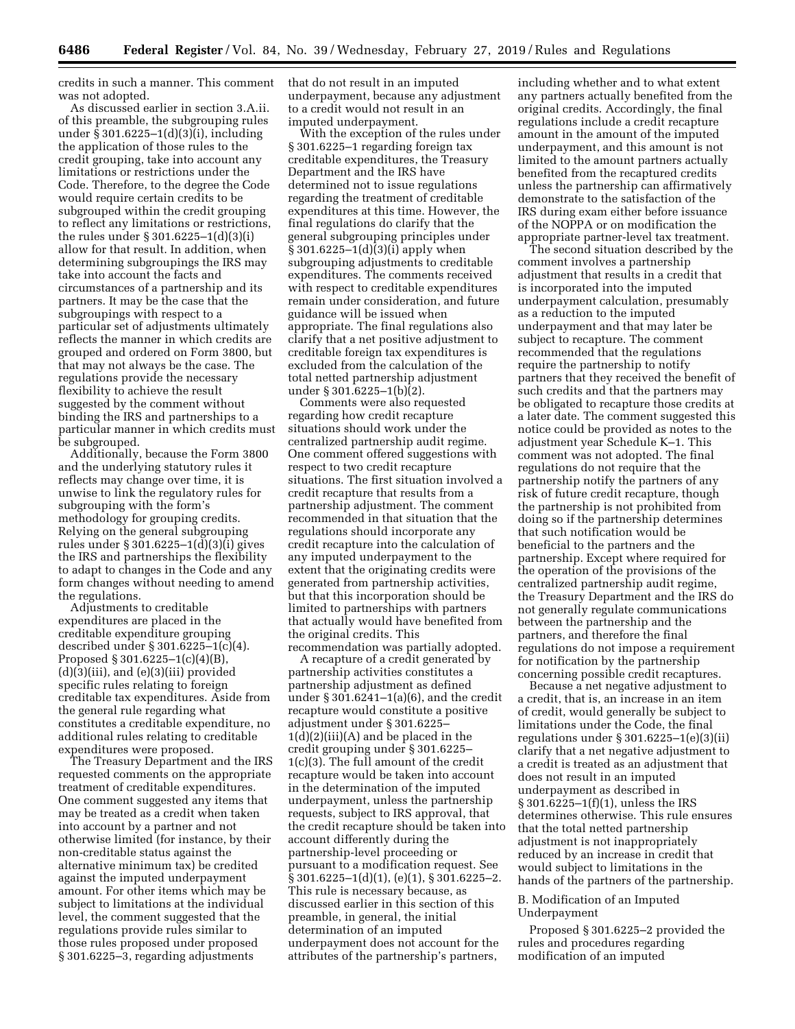credits in such a manner. This comment was not adopted.

As discussed earlier in section 3.A.ii. of this preamble, the subgrouping rules under § 301.6225–1(d)(3)(i), including the application of those rules to the credit grouping, take into account any limitations or restrictions under the Code. Therefore, to the degree the Code would require certain credits to be subgrouped within the credit grouping to reflect any limitations or restrictions, the rules under § 301.6225–1(d)(3)(i) allow for that result. In addition, when determining subgroupings the IRS may take into account the facts and circumstances of a partnership and its partners. It may be the case that the subgroupings with respect to a particular set of adjustments ultimately reflects the manner in which credits are grouped and ordered on Form 3800, but that may not always be the case. The regulations provide the necessary flexibility to achieve the result suggested by the comment without binding the IRS and partnerships to a particular manner in which credits must be subgrouped.

Additionally, because the Form 3800 and the underlying statutory rules it reflects may change over time, it is unwise to link the regulatory rules for subgrouping with the form's methodology for grouping credits. Relying on the general subgrouping rules under § 301.6225–1(d)(3)(i) gives the IRS and partnerships the flexibility to adapt to changes in the Code and any form changes without needing to amend the regulations.

Adjustments to creditable expenditures are placed in the creditable expenditure grouping described under § 301.6225–1(c)(4). Proposed § 301.6225–1(c)(4)(B), (d)(3)(iii), and (e)(3)(iii) provided specific rules relating to foreign creditable tax expenditures. Aside from the general rule regarding what constitutes a creditable expenditure, no additional rules relating to creditable expenditures were proposed.

The Treasury Department and the IRS requested comments on the appropriate treatment of creditable expenditures. One comment suggested any items that may be treated as a credit when taken into account by a partner and not otherwise limited (for instance, by their non-creditable status against the alternative minimum tax) be credited against the imputed underpayment amount. For other items which may be subject to limitations at the individual level, the comment suggested that the regulations provide rules similar to those rules proposed under proposed § 301.6225–3, regarding adjustments that do not result in an imputed underpayment, because any adjustment to a credit would not result in an imputed underpayment.

With the exception of the rules under § 301.6225–1 regarding foreign tax creditable expenditures, the Treasury Department and the IRS have determined not to issue regulations regarding the treatment of creditable expenditures at this time. However, the final regulations do clarify that the general subgrouping principles under § 301.6225–1(d)(3)(i) apply when subgrouping adjustments to creditable expenditures. The comments received with respect to creditable expenditures remain under consideration, and future guidance will be issued when appropriate. The final regulations also clarify that a net positive adjustment to creditable foreign tax expenditures is excluded from the calculation of the total netted partnership adjustment under § 301.6225–1(b)(2).

Comments were also requested regarding how credit recapture situations should work under the centralized partnership audit regime. One comment offered suggestions with respect to two credit recapture situations. The first situation involved a credit recapture that results from a partnership adjustment. The comment recommended in that situation that the regulations should incorporate any credit recapture into the calculation of any imputed underpayment to the extent that the originating credits were generated from partnership activities, but that this incorporation should be limited to partnerships with partners that actually would have benefited from the original credits. This recommendation was partially adopted.

A recapture of a credit generated by partnership activities constitutes a partnership adjustment as defined under § 301.6241–1(a)(6), and the credit recapture would constitute a positive adjustment under § 301.6225–1(d)(2)(iii)(A) and be placed in the credit grouping under § 301.6225–1(c)(3). The full amount of the credit recapture would be taken into account in the determination of the imputed underpayment, unless the partnership requests, subject to IRS approval, that the credit recapture should be taken into account differently during the partnership-level proceeding or pursuant to a modification request. See § 301.6225–1(d)(1), (e)(1), § 301.6225–2. This rule is necessary because, as discussed earlier in this section of this preamble, in general, the initial determination of an imputed underpayment does not account for the attributes of the partnership's partners, including whether and to what extent any partners actually benefited from the original credits. Accordingly, the final regulations include a credit recapture amount in the amount of the imputed underpayment, and this amount is not limited to the amount partners actually benefited from the recaptured credits unless the partnership can affirmatively demonstrate to the satisfaction of the IRS during exam either before issuance of the NOPPA or on modification the appropriate partner-level tax treatment.

The second situation described by the comment involves a partnership adjustment that results in a credit that is incorporated into the imputed underpayment calculation, presumably as a reduction to the imputed underpayment and that may later be subject to recapture. The comment recommended that the regulations require the partnership to notify partners that they received the benefit of such credits and that the partners may be obligated to recapture those credits at a later date. The comment suggested this notice could be provided as notes to the adjustment year Schedule K–1. This comment was not adopted. The final regulations do not require that the partnership notify the partners of any risk of future credit recapture, though the partnership is not prohibited from doing so if the partnership determines that such notification would be beneficial to the partners and the partnership. Except where required for the operation of the provisions of the centralized partnership audit regime, the Treasury Department and the IRS do not generally regulate communications between the partnership and the partners, and therefore the final regulations do not impose a requirement for notification by the partnership concerning possible credit recaptures.

Because a net negative adjustment to a credit, that is, an increase in an item of credit, would generally be subject to limitations under the Code, the final regulations under § 301.6225–1(e)(3)(ii) clarify that a net negative adjustment to a credit is treated as an adjustment that does not result in an imputed underpayment as described in § 301.6225–1(f)(1), unless the IRS determines otherwise. This rule ensures that the total netted partnership adjustment is not inappropriately reduced by an increase in credit that would subject to limitations in the hands of the partners of the partnership.

B. Modification of an Imputed Underpayment

Proposed § 301.6225–2 provided the rules and procedures regarding modification of an imputed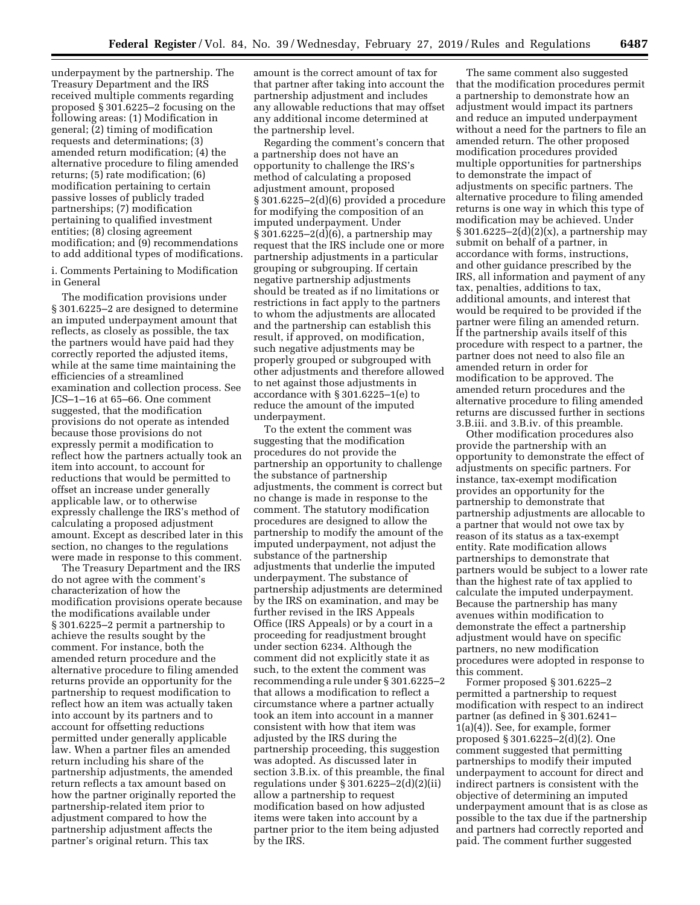underpayment by the partnership. The Treasury Department and the IRS received multiple comments regarding proposed § 301.6225–2 focusing on the following areas: (1) Modification in general; (2) timing of modification requests and determinations; (3) amended return modification; (4) the alternative procedure to filing amended returns; (5) rate modification; (6) modification pertaining to certain passive losses of publicly traded partnerships; (7) modification pertaining to qualified investment entities; (8) closing agreement modification; and (9) recommendations to add additional types of modifications.

i. Comments Pertaining to Modification in General

The modification provisions under § 301.6225–2 are designed to determine an imputed underpayment amount that reflects, as closely as possible, the tax the partners would have paid had they correctly reported the adjusted items, while at the same time maintaining the efficiencies of a streamlined examination and collection process. See JCS–1–16 at 65–66. One comment suggested, that the modification provisions do not operate as intended because those provisions do not expressly permit a modification to reflect how the partners actually took an item into account, to account for reductions that would be permitted to offset an increase under generally applicable law, or to otherwise expressly challenge the IRS's method of calculating a proposed adjustment amount. Except as described later in this section, no changes to the regulations were made in response to this comment.

The Treasury Department and the IRS do not agree with the comment's characterization of how the modification provisions operate because the modifications available under § 301.6225–2 permit a partnership to achieve the results sought by the comment. For instance, both the amended return procedure and the alternative procedure to filing amended returns provide an opportunity for the partnership to request modification to reflect how an item was actually taken into account by its partners and to account for offsetting reductions permitted under generally applicable law. When a partner files an amended return including his share of the partnership adjustments, the amended return reflects a tax amount based on how the partner originally reported the partnership-related item prior to adjustment compared to how the partnership adjustment affects the partner's original return. This tax amount is the correct amount of tax for that partner after taking into account the partnership adjustment and includes any allowable reductions that may offset any additional income determined at the partnership level.

Regarding the comment's concern that a partnership does not have an opportunity to challenge the IRS's method of calculating a proposed adjustment amount, proposed § 301.6225–2(d)(6) provided a procedure for modifying the composition of an imputed underpayment. Under § 301.6225–2(d)(6), a partnership may request that the IRS include one or more partnership adjustments in a particular grouping or subgrouping. If certain negative partnership adjustments should be treated as if no limitations or restrictions in fact apply to the partners to whom the adjustments are allocated and the partnership can establish this result, if approved, on modification, such negative adjustments may be properly grouped or subgrouped with other adjustments and therefore allowed to net against those adjustments in accordance with § 301.6225–1(e) to reduce the amount of the imputed underpayment.

To the extent the comment was suggesting that the modification procedures do not provide the partnership an opportunity to challenge the substance of partnership adjustments, the comment is correct but no change is made in response to the comment. The statutory modification procedures are designed to allow the partnership to modify the amount of the imputed underpayment, not adjust the substance of the partnership adjustments that underlie the imputed underpayment. The substance of partnership adjustments are determined by the IRS on examination, and may be further revised in the IRS Appeals Office (IRS Appeals) or by a court in a proceeding for readjustment brought under section 6234. Although the comment did not explicitly state it as such, to the extent the comment was recommending a rule under § 301.6225–2 that allows a modification to reflect a circumstance where a partner actually took an item into account in a manner consistent with how that item was adjusted by the IRS during the partnership proceeding, this suggestion was adopted. As discussed later in section 3.B.ix. of this preamble, the final regulations under § 301.6225–2(d)(2)(ii) allow a partnership to request modification based on how adjusted items were taken into account by a partner prior to the item being adjusted by the IRS.

The same comment also suggested that the modification procedures permit a partnership to demonstrate how an adjustment would impact its partners and reduce an imputed underpayment without a need for the partners to file an amended return. The other proposed modification procedures provided multiple opportunities for partnerships to demonstrate the impact of adjustments on specific partners. The alternative procedure to filing amended returns is one way in which this type of modification may be achieved. Under § 301.6225–2(d)(2)(x), a partnership may submit on behalf of a partner, in accordance with forms, instructions, and other guidance prescribed by the IRS, all information and payment of any tax, penalties, additions to tax, additional amounts, and interest that would be required to be provided if the partner were filing an amended return. If the partnership avails itself of this procedure with respect to a partner, the partner does not need to also file an amended return in order for modification to be approved. The amended return procedures and the alternative procedure to filing amended returns are discussed further in sections 3.B.iii. and 3.B.iv. of this preamble.

Other modification procedures also provide the partnership with an opportunity to demonstrate the effect of adjustments on specific partners. For instance, tax-exempt modification provides an opportunity for the partnership to demonstrate that partnership adjustments are allocable to a partner that would not owe tax by reason of its status as a tax-exempt entity. Rate modification allows partnerships to demonstrate that partners would be subject to a lower rate than the highest rate of tax applied to calculate the imputed underpayment. Because the partnership has many avenues within modification to demonstrate the effect a partnership adjustment would have on specific partners, no new modification procedures were adopted in response to this comment.

Former proposed § 301.6225–2 permitted a partnership to request modification with respect to an indirect partner (as defined in § 301.6241–1(a)(4)). See, for example, former proposed § 301.6225–2(d)(2). One comment suggested that permitting partnerships to modify their imputed underpayment to account for direct and indirect partners is consistent with the objective of determining an imputed underpayment amount that is as close as possible to the tax due if the partnership and partners had correctly reported and paid. The comment further suggested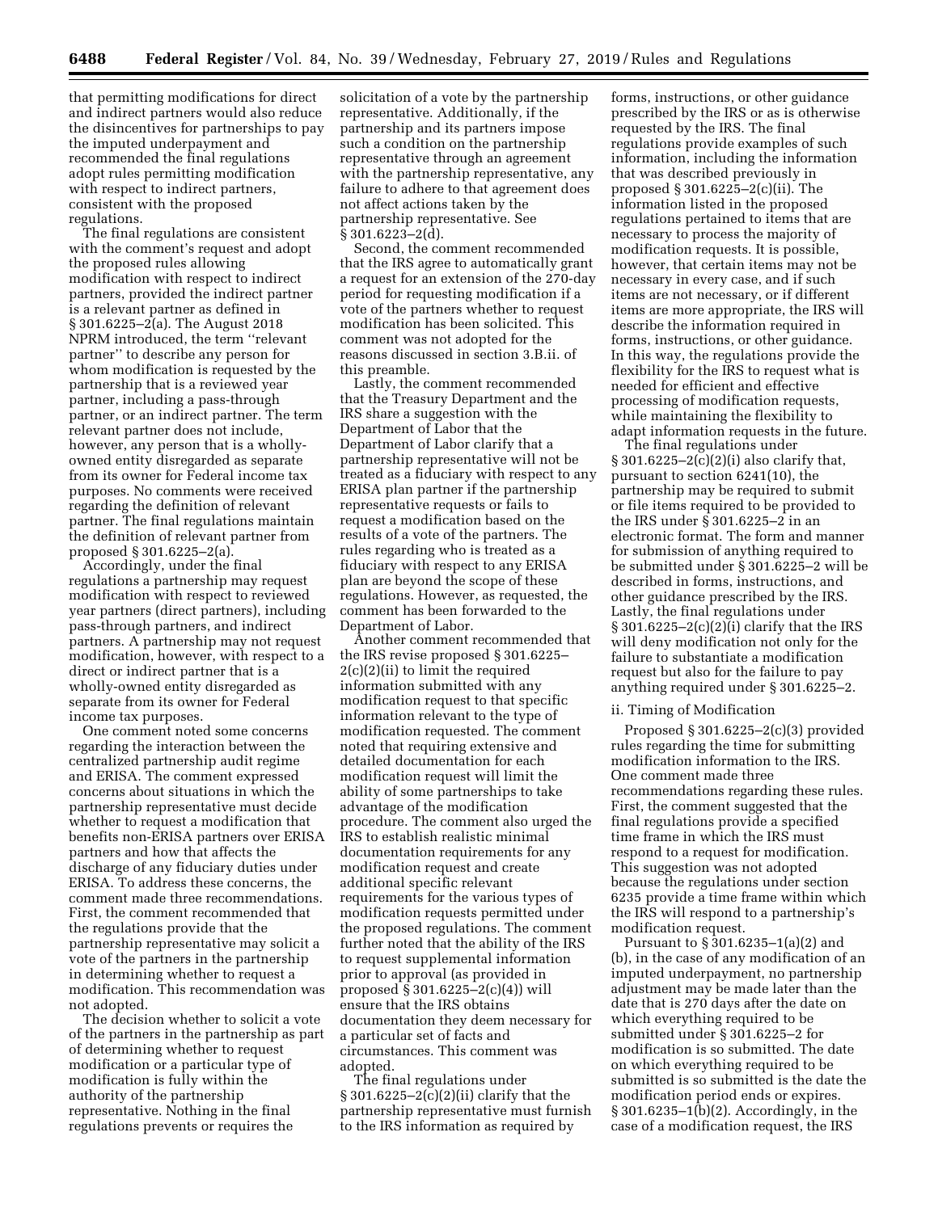that permitting modifications for direct and indirect partners would also reduce the disincentives for partnerships to pay the imputed underpayment and recommended the final regulations adopt rules permitting modification with respect to indirect partners, consistent with the proposed regulations.

The final regulations are consistent with the comment's request and adopt the proposed rules allowing modification with respect to indirect partners, provided the indirect partner is a relevant partner as defined in § 301.6225–2(a). The August 2018 NPRM introduced, the term ''relevant partner'' to describe any person for whom modification is requested by the partnership that is a reviewed year partner, including a pass-through partner, or an indirect partner. The term relevant partner does not include, however, any person that is a wholly-owned entity disregarded as separate from its owner for Federal income tax purposes. No comments were received regarding the definition of relevant partner. The final regulations maintain the definition of relevant partner from proposed § 301.6225–2(a).

Accordingly, under the final regulations a partnership may request modification with respect to reviewed year partners (direct partners), including pass-through partners, and indirect partners. A partnership may not request modification, however, with respect to a direct or indirect partner that is a wholly-owned entity disregarded as separate from its owner for Federal income tax purposes.

One comment noted some concerns regarding the interaction between the centralized partnership audit regime and ERISA. The comment expressed concerns about situations in which the partnership representative must decide whether to request a modification that benefits non-ERISA partners over ERISA partners and how that affects the discharge of any fiduciary duties under ERISA. To address these concerns, the comment made three recommendations. First, the comment recommended that the regulations provide that the partnership representative may solicit a vote of the partners in the partnership in determining whether to request a modification. This recommendation was not adopted.

The decision whether to solicit a vote of the partners in the partnership as part of determining whether to request modification or a particular type of modification is fully within the authority of the partnership representative. Nothing in the final regulations prevents or requires the solicitation of a vote by the partnership representative. Additionally, if the partnership and its partners impose such a condition on the partnership representative through an agreement with the partnership representative, any failure to adhere to that agreement does not affect actions taken by the partnership representative. See § 301.6223–2(d).

Second, the comment recommended that the IRS agree to automatically grant a request for an extension of the 270-day period for requesting modification if a vote of the partners whether to request modification has been solicited. This comment was not adopted for the reasons discussed in section 3.B.ii. of this preamble.

Lastly, the comment recommended that the Treasury Department and the IRS share a suggestion with the Department of Labor that the Department of Labor clarify that a partnership representative will not be treated as a fiduciary with respect to any ERISA plan partner if the partnership representative requests or fails to request a modification based on the results of a vote of the partners. The rules regarding who is treated as a fiduciary with respect to any ERISA plan are beyond the scope of these regulations. However, as requested, the comment has been forwarded to the Department of Labor.

Another comment recommended that the IRS revise proposed § 301.6225–2(c)(2)(ii) to limit the required information submitted with any modification request to that specific information relevant to the type of modification requested. The comment noted that requiring extensive and detailed documentation for each modification request will limit the ability of some partnerships to take advantage of the modification procedure. The comment also urged the IRS to establish realistic minimal documentation requirements for any modification request and create additional specific relevant requirements for the various types of modification requests permitted under the proposed regulations. The comment further noted that the ability of the IRS to request supplemental information prior to approval (as provided in proposed § 301.6225–2(c)(4)) will ensure that the IRS obtains documentation they deem necessary for a particular set of facts and circumstances. This comment was adopted.

The final regulations under § 301.6225–2(c)(2)(ii) clarify that the partnership representative must furnish to the IRS information as required by forms, instructions, or other guidance prescribed by the IRS or as is otherwise requested by the IRS. The final regulations provide examples of such information, including the information that was described previously in proposed § 301.6225–2(c)(ii). The information listed in the proposed regulations pertained to items that are necessary to process the majority of modification requests. It is possible, however, that certain items may not be necessary in every case, and if such items are not necessary, or if different items are more appropriate, the IRS will describe the information required in forms, instructions, or other guidance. In this way, the regulations provide the flexibility for the IRS to request what is needed for efficient and effective processing of modification requests, while maintaining the flexibility to adapt information requests in the future.

The final regulations under § 301.6225–2(c)(2)(i) also clarify that, pursuant to section 6241(10), the partnership may be required to submit or file items required to be provided to the IRS under § 301.6225–2 in an electronic format. The form and manner for submission of anything required to be submitted under § 301.6225–2 will be described in forms, instructions, and other guidance prescribed by the IRS. Lastly, the final regulations under § 301.6225–2(c)(2)(i) clarify that the IRS will deny modification not only for the failure to substantiate a modification request but also for the failure to pay anything required under § 301.6225–2.

ii. Timing of Modification

Proposed § 301.6225–2(c)(3) provided rules regarding the time for submitting modification information to the IRS. One comment made three recommendations regarding these rules. First, the comment suggested that the final regulations provide a specified time frame in which the IRS must respond to a request for modification. This suggestion was not adopted because the regulations under section 6235 provide a time frame within which the IRS will respond to a partnership's modification request.

Pursuant to § 301.6235–1(a)(2) and (b), in the case of any modification of an imputed underpayment, no partnership adjustment may be made later than the date that is 270 days after the date on which everything required to be submitted under § 301.6225–2 for modification is so submitted. The date on which everything required to be submitted is so submitted is the date the modification period ends or expires. § 301.6235–1(b)(2). Accordingly, in the case of a modification request, the IRS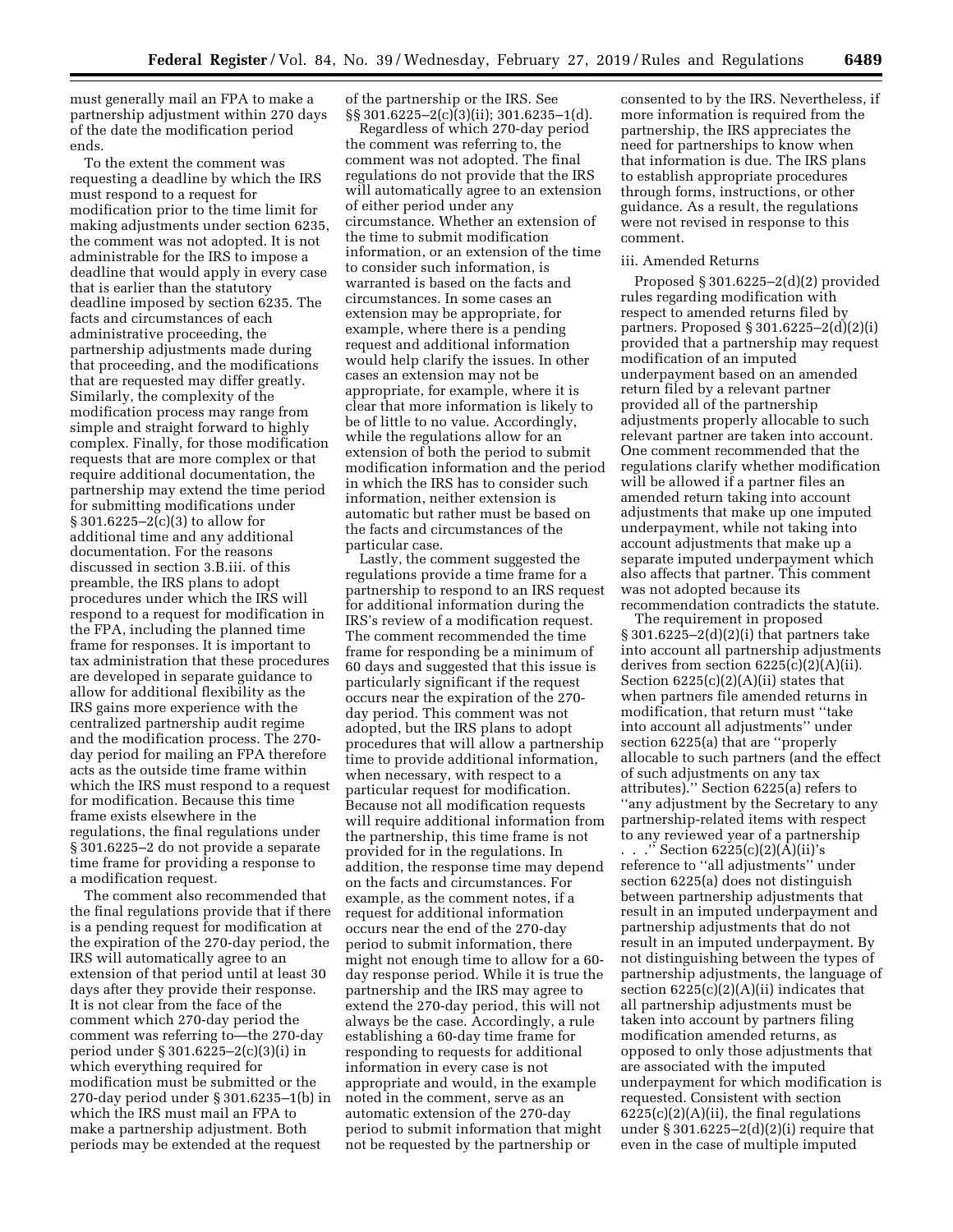must generally mail an FPA to make a partnership adjustment within 270 days of the date the modification period ends.

To the extent the comment was requesting a deadline by which the IRS must respond to a request for modification prior to the time limit for making adjustments under section 6235, the comment was not adopted. It is not administrable for the IRS to impose a deadline that would apply in every case that is earlier than the statutory deadline imposed by section 6235. The facts and circumstances of each administrative proceeding, the partnership adjustments made during that proceeding, and the modifications that are requested may differ greatly. Similarly, the complexity of the modification process may range from simple and straight forward to highly complex. Finally, for those modification requests that are more complex or that require additional documentation, the partnership may extend the time period for submitting modifications under § 301.6225–2(c)(3) to allow for additional time and any additional documentation. For the reasons discussed in section 3.B.iii. of this preamble, the IRS plans to adopt procedures under which the IRS will respond to a request for modification in the FPA, including the planned time frame for responses. It is important to tax administration that these procedures are developed in separate guidance to allow for additional flexibility as the IRS gains more experience with the centralized partnership audit regime and the modification process. The 270-day period for mailing an FPA therefore acts as the outside time frame within which the IRS must respond to a request for modification. Because this time frame exists elsewhere in the regulations, the final regulations under § 301.6225–2 do not provide a separate time frame for providing a response to a modification request.

The comment also recommended that the final regulations provide that if there is a pending request for modification at the expiration of the 270-day period, the IRS will automatically agree to an extension of that period until at least 30 days after they provide their response. It is not clear from the face of the comment which 270-day period the comment was referring to—the 270-day period under § 301.6225–2(c)(3)(i) in which everything required for modification must be submitted or the 270-day period under § 301.6235–1(b) in which the IRS must mail an FPA to make a partnership adjustment. Both periods may be extended at the request of the partnership or the IRS. See §§ 301.6225–2(c)(3)(ii); 301.6235–1(d).

Regardless of which 270-day period the comment was referring to, the comment was not adopted. The final regulations do not provide that the IRS will automatically agree to an extension of either period under any circumstance. Whether an extension of the time to submit modification information, or an extension of the time to consider such information, is warranted is based on the facts and circumstances. In some cases an extension may be appropriate, for example, where there is a pending request and additional information would help clarify the issues. In other cases an extension may not be appropriate, for example, where it is clear that more information is likely to be of little to no value. Accordingly, while the regulations allow for an extension of both the period to submit modification information and the period in which the IRS has to consider such information, neither extension is automatic but rather must be based on the facts and circumstances of the particular case.

Lastly, the comment suggested the regulations provide a time frame for a partnership to respond to an IRS request for additional information during the IRS's review of a modification request. The comment recommended the time frame for responding be a minimum of 60 days and suggested that this issue is particularly significant if the request occurs near the expiration of the 270-day period. This comment was not adopted, but the IRS plans to adopt procedures that will allow a partnership time to provide additional information, when necessary, with respect to a particular request for modification. Because not all modification requests will require additional information from the partnership, this time frame is not provided for in the regulations. In addition, the response time may depend on the facts and circumstances. For example, as the comment notes, if a request for additional information occurs near the end of the 270-day period to submit information, there might not enough time to allow for a 60-day response period. While it is true the partnership and the IRS may agree to extend the 270-day period, this will not always be the case. Accordingly, a rule establishing a 60-day time frame for responding to requests for additional information in every case is not appropriate and would, in the example noted in the comment, serve as an automatic extension of the 270-day period to submit information that might not be requested by the partnership or consented to by the IRS. Nevertheless, if more information is required from the partnership, the IRS appreciates the need for partnerships to know when that information is due. The IRS plans to establish appropriate procedures through forms, instructions, or other guidance. As a result, the regulations were not revised in response to this comment.

iii. Amended Returns

Proposed § 301.6225–2(d)(2) provided rules regarding modification with respect to amended returns filed by partners. Proposed § 301.6225–2(d)(2)(i) provided that a partnership may request modification of an imputed underpayment based on an amended return filed by a relevant partner provided all of the partnership adjustments properly allocable to such relevant partner are taken into account. One comment recommended that the regulations clarify whether modification will be allowed if a partner files an amended return taking into account adjustments that make up one imputed underpayment, while not taking into account adjustments that make up a separate imputed underpayment which also affects that partner. This comment was not adopted because its recommendation contradicts the statute.

The requirement in proposed § 301.6225–2(d)(2)(i) that partners take into account all partnership adjustments derives from section 6225(c)(2)(A)(ii). Section 6225(c)(2)(A)(ii) states that when partners file amended returns in modification, that return must ''take into account all adjustments'' under section 6225(a) that are ''properly allocable to such partners (and the effect of such adjustments on any tax attributes).'' Section 6225(a) refers to ''any adjustment by the Secretary to any partnership-related items with respect to any reviewed year of a partnership . . .'' Section 6225(c)(2)(A)(ii)'s reference to ''all adjustments'' under section 6225(a) does not distinguish between partnership adjustments that result in an imputed underpayment and partnership adjustments that do not result in an imputed underpayment. By not distinguishing between the types of partnership adjustments, the language of section 6225(c)(2)(A)(ii) indicates that all partnership adjustments must be taken into account by partners filing modification amended returns, as opposed to only those adjustments that are associated with the imputed underpayment for which modification is requested. Consistent with section 6225(c)(2)(A)(ii), the final regulations under § 301.6225–2(d)(2)(i) require that even in the case of multiple imputed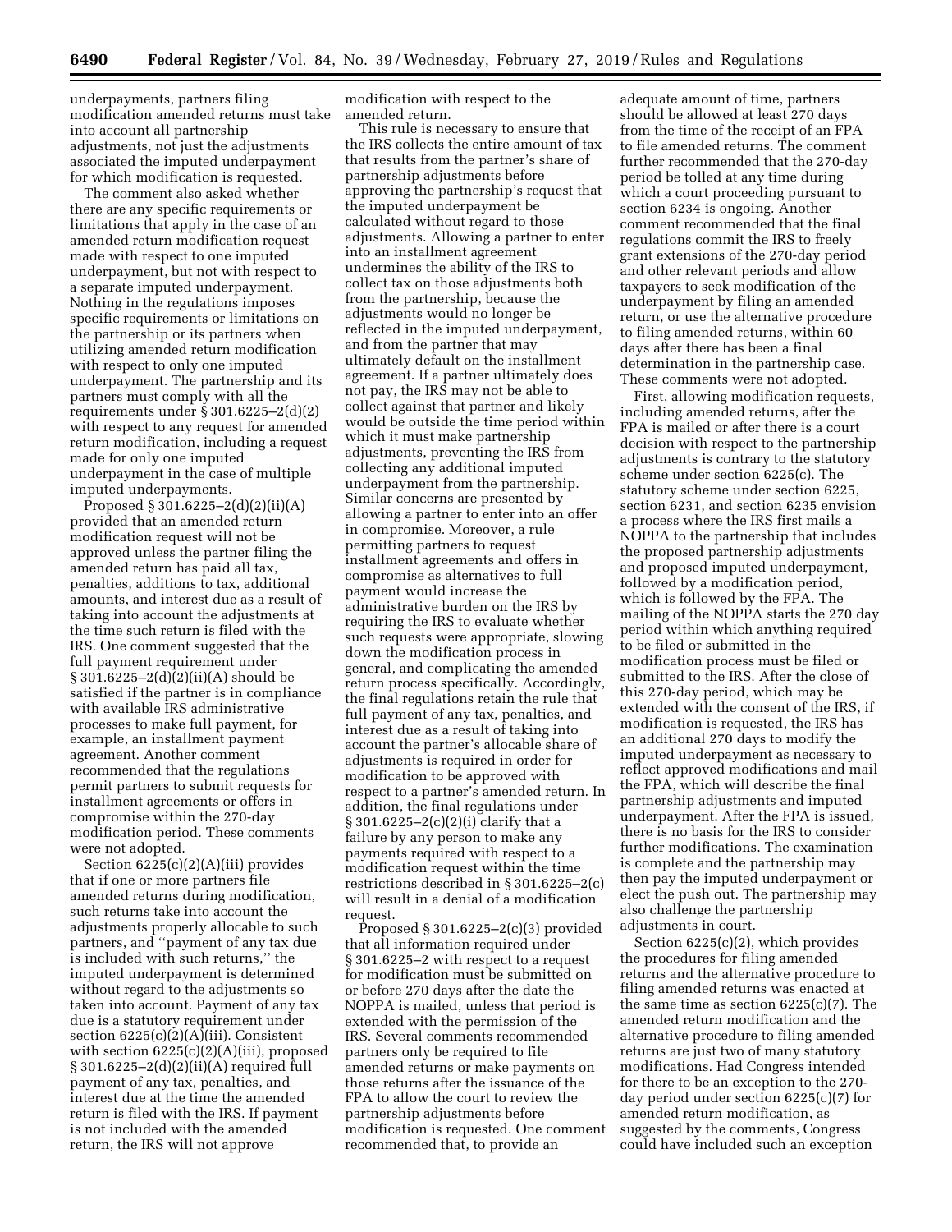underpayments, partners filing modification amended returns must take into account all partnership adjustments, not just the adjustments associated the imputed underpayment for which modification is requested.

The comment also asked whether there are any specific requirements or limitations that apply in the case of an amended return modification request made with respect to one imputed underpayment, but not with respect to a separate imputed underpayment. Nothing in the regulations imposes specific requirements or limitations on the partnership or its partners when utilizing amended return modification with respect to only one imputed underpayment. The partnership and its partners must comply with all the requirements under § 301.6225–2(d)(2) with respect to any request for amended return modification, including a request made for only one imputed underpayment in the case of multiple imputed underpayments.

Proposed § 301.6225–2(d)(2)(ii)(A) provided that an amended return modification request will not be approved unless the partner filing the amended return has paid all tax, penalties, additions to tax, additional amounts, and interest due as a result of taking into account the adjustments at the time such return is filed with the IRS. One comment suggested that the full payment requirement under § 301.6225–2(d)(2)(ii)(A) should be satisfied if the partner is in compliance with available IRS administrative processes to make full payment, for example, an installment payment agreement. Another comment recommended that the regulations permit partners to submit requests for installment agreements or offers in compromise within the 270-day modification period. These comments were not adopted.

Section 6225(c)(2)(A)(iii) provides that if one or more partners file amended returns during modification, such returns take into account the adjustments properly allocable to such partners, and ''payment of any tax due is included with such returns,'' the imputed underpayment is determined without regard to the adjustments so taken into account. Payment of any tax due is a statutory requirement under section 6225(c)(2)(A)(iii). Consistent with section 6225(c)(2)(A)(iii), proposed § 301.6225–2(d)(2)(ii)(A) required full payment of any tax, penalties, and interest due at the time the amended return is filed with the IRS. If payment is not included with the amended return, the IRS will not approve modification with respect to the amended return.

This rule is necessary to ensure that the IRS collects the entire amount of tax that results from the partner's share of partnership adjustments before approving the partnership's request that the imputed underpayment be calculated without regard to those adjustments. Allowing a partner to enter into an installment agreement undermines the ability of the IRS to collect tax on those adjustments both from the partnership, because the adjustments would no longer be reflected in the imputed underpayment, and from the partner that may ultimately default on the installment agreement. If a partner ultimately does not pay, the IRS may not be able to collect against that partner and likely would be outside the time period within which it must make partnership adjustments, preventing the IRS from collecting any additional imputed underpayment from the partnership. Similar concerns are presented by allowing a partner to enter into an offer in compromise. Moreover, a rule permitting partners to request installment agreements and offers in compromise as alternatives to full payment would increase the administrative burden on the IRS by requiring the IRS to evaluate whether such requests were appropriate, slowing down the modification process in general, and complicating the amended return process specifically. Accordingly, the final regulations retain the rule that full payment of any tax, penalties, and interest due as a result of taking into account the partner's allocable share of adjustments is required in order for modification to be approved with respect to a partner's amended return. In addition, the final regulations under § 301.6225–2(c)(2)(i) clarify that a failure by any person to make any payments required with respect to a modification request within the time restrictions described in § 301.6225–2(c) will result in a denial of a modification request.

Proposed § 301.6225–2(c)(3) provided that all information required under § 301.6225–2 with respect to a request for modification must be submitted on or before 270 days after the date the NOPPA is mailed, unless that period is extended with the permission of the IRS. Several comments recommended partners only be required to file amended returns or make payments on those returns after the issuance of the FPA to allow the court to review the partnership adjustments before modification is requested. One comment recommended that, to provide an adequate amount of time, partners should be allowed at least 270 days from the time of the receipt of an FPA to file amended returns. The comment further recommended that the 270-day period be tolled at any time during which a court proceeding pursuant to section 6234 is ongoing. Another comment recommended that the final regulations commit the IRS to freely grant extensions of the 270-day period and other relevant periods and allow taxpayers to seek modification of the underpayment by filing an amended return, or use the alternative procedure to filing amended returns, within 60 days after there has been a final determination in the partnership case. These comments were not adopted.

First, allowing modification requests, including amended returns, after the FPA is mailed or after there is a court decision with respect to the partnership adjustments is contrary to the statutory scheme under section 6225(c). The statutory scheme under section 6225, section 6231, and section 6235 envision a process where the IRS first mails a NOPPA to the partnership that includes the proposed partnership adjustments and proposed imputed underpayment, followed by a modification period, which is followed by the FPA. The mailing of the NOPPA starts the 270 day period within which anything required to be filed or submitted in the modification process must be filed or submitted to the IRS. After the close of this 270-day period, which may be extended with the consent of the IRS, if modification is requested, the IRS has an additional 270 days to modify the imputed underpayment as necessary to reflect approved modifications and mail the FPA, which will describe the final partnership adjustments and imputed underpayment. After the FPA is issued, there is no basis for the IRS to consider further modifications. The examination is complete and the partnership may then pay the imputed underpayment or elect the push out. The partnership may also challenge the partnership adjustments in court.

Section 6225(c)(2), which provides the procedures for filing amended returns and the alternative procedure to filing amended returns was enacted at the same time as section 6225(c)(7). The amended return modification and the alternative procedure to filing amended returns are just two of many statutory modifications. Had Congress intended for there to be an exception to the 270-day period under section 6225(c)(7) for amended return modification, as suggested by the comments, Congress could have included such an exception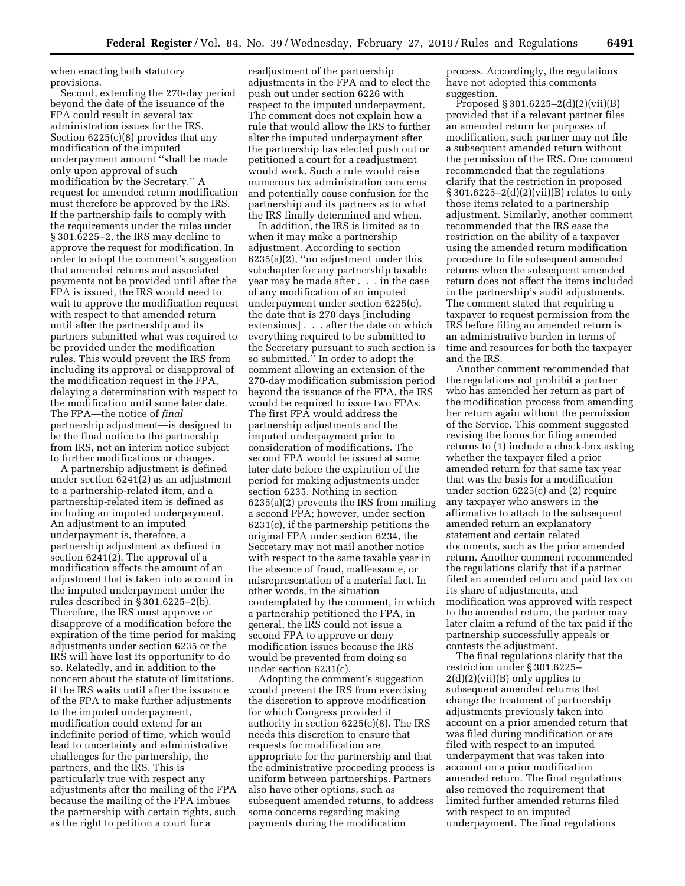when enacting both statutory provisions.

Second, extending the 270-day period beyond the date of the issuance of the FPA could result in several tax administration issues for the IRS. Section 6225(c)(8) provides that any modification of the imputed underpayment amount ''shall be made only upon approval of such modification by the Secretary.'' A request for amended return modification must therefore be approved by the IRS. If the partnership fails to comply with the requirements under the rules under § 301.6225–2, the IRS may decline to approve the request for modification. In order to adopt the comment's suggestion that amended returns and associated payments not be provided until after the FPA is issued, the IRS would need to wait to approve the modification request with respect to that amended return until after the partnership and its partners submitted what was required to be provided under the modification rules. This would prevent the IRS from including its approval or disapproval of the modification request in the FPA, delaying a determination with respect to the modification until some later date. The FPA—the notice of *final* partnership adjustment—is designed to be the final notice to the partnership from IRS, not an interim notice subject to further modifications or changes.

A partnership adjustment is defined under section 6241(2) as an adjustment to a partnership-related item, and a partnership-related item is defined as including an imputed underpayment. An adjustment to an imputed underpayment is, therefore, a partnership adjustment as defined in section 6241(2). The approval of a modification affects the amount of an adjustment that is taken into account in the imputed underpayment under the rules described in § 301.6225–2(b). Therefore, the IRS must approve or disapprove of a modification before the expiration of the time period for making adjustments under section 6235 or the IRS will have lost its opportunity to do so. Relatedly, and in addition to the concern about the statute of limitations, if the IRS waits until after the issuance of the FPA to make further adjustments to the imputed underpayment, modification could extend for an indefinite period of time, which would lead to uncertainty and administrative challenges for the partnership, the partners, and the IRS. This is particularly true with respect any adjustments after the mailing of the FPA because the mailing of the FPA imbues the partnership with certain rights, such as the right to petition a court for a readjustment of the partnership adjustments in the FPA and to elect the push out under section 6226 with respect to the imputed underpayment. The comment does not explain how a rule that would allow the IRS to further alter the imputed underpayment after the partnership has elected push out or petitioned a court for a readjustment would work. Such a rule would raise numerous tax administration concerns and potentially cause confusion for the partnership and its partners as to what the IRS finally determined and when.

In addition, the IRS is limited as to when it may make a partnership adjustment. According to section 6235(a)(2), ''no adjustment under this subchapter for any partnership taxable year may be made after . . . in the case of any modification of an imputed underpayment under section 6225(c), the date that is 270 days [including extensions] . . . after the date on which everything required to be submitted to the Secretary pursuant to such section is so submitted.'' In order to adopt the comment allowing an extension of the 270-day modification submission period beyond the issuance of the FPA, the IRS would be required to issue two FPAs. The first FPA would address the partnership adjustments and the imputed underpayment prior to consideration of modifications. The second FPA would be issued at some later date before the expiration of the period for making adjustments under section 6235. Nothing in section 6235(a)(2) prevents the IRS from mailing a second FPA; however, under section 6231(c), if the partnership petitions the original FPA under section 6234, the Secretary may not mail another notice with respect to the same taxable year in the absence of fraud, malfeasance, or misrepresentation of a material fact. In other words, in the situation contemplated by the comment, in which a partnership petitioned the FPA, in general, the IRS could not issue a second FPA to approve or deny modification issues because the IRS would be prevented from doing so under section 6231(c).

Adopting the comment's suggestion would prevent the IRS from exercising the discretion to approve modification for which Congress provided it authority in section 6225(c)(8). The IRS needs this discretion to ensure that requests for modification are appropriate for the partnership and that the administrative proceeding process is uniform between partnerships. Partners also have other options, such as subsequent amended returns, to address some concerns regarding making payments during the modification process. Accordingly, the regulations have not adopted this comments suggestion.

Proposed § 301.6225–2(d)(2)(vii)(B) provided that if a relevant partner files an amended return for purposes of modification, such partner may not file a subsequent amended return without the permission of the IRS. One comment recommended that the regulations clarify that the restriction in proposed § 301.6225–2(d)(2)(vii)(B) relates to only those items related to a partnership adjustment. Similarly, another comment recommended that the IRS ease the restriction on the ability of a taxpayer using the amended return modification procedure to file subsequent amended returns when the subsequent amended return does not affect the items included in the partnership's audit adjustments. The comment stated that requiring a taxpayer to request permission from the IRS before filing an amended return is an administrative burden in terms of time and resources for both the taxpayer and the IRS.

Another comment recommended that the regulations not prohibit a partner who has amended her return as part of the modification process from amending her return again without the permission of the Service. This comment suggested revising the forms for filing amended returns to (1) include a check-box asking whether the taxpayer filed a prior amended return for that same tax year that was the basis for a modification under section 6225(c) and (2) require any taxpayer who answers in the affirmative to attach to the subsequent amended return an explanatory statement and certain related documents, such as the prior amended return. Another comment recommended the regulations clarify that if a partner filed an amended return and paid tax on its share of adjustments, and modification was approved with respect to the amended return, the partner may later claim a refund of the tax paid if the partnership successfully appeals or contests the adjustment.

The final regulations clarify that the restriction under § 301.6225–2(d)(2)(vii)(B) only applies to subsequent amended returns that change the treatment of partnership adjustments previously taken into account on a prior amended return that was filed during modification or are filed with respect to an imputed underpayment that was taken into account on a prior modification amended return. The final regulations also removed the requirement that limited further amended returns filed with respect to an imputed underpayment. The final regulations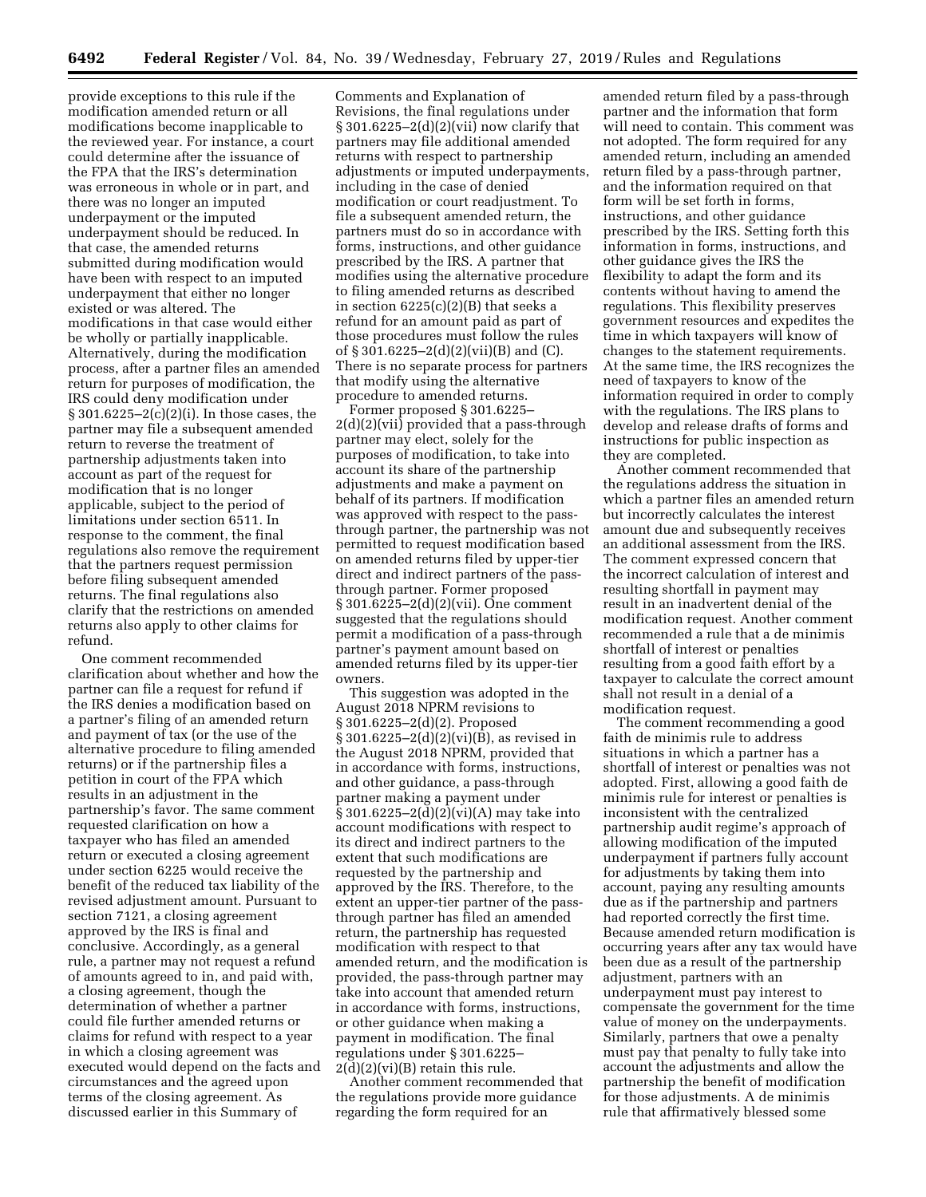provide exceptions to this rule if the modification amended return or all modifications become inapplicable to the reviewed year. For instance, a court could determine after the issuance of the FPA that the IRS's determination was erroneous in whole or in part, and there was no longer an imputed underpayment or the imputed underpayment should be reduced. In that case, the amended returns submitted during modification would have been with respect to an imputed underpayment that either no longer existed or was altered. The modifications in that case would either be wholly or partially inapplicable. Alternatively, during the modification process, after a partner files an amended return for purposes of modification, the IRS could deny modification under § 301.6225–2(c)(2)(i). In those cases, the partner may file a subsequent amended return to reverse the treatment of partnership adjustments taken into account as part of the request for modification that is no longer applicable, subject to the period of limitations under section 6511. In response to the comment, the final regulations also remove the requirement that the partners request permission before filing subsequent amended returns. The final regulations also clarify that the restrictions on amended returns also apply to other claims for refund.

One comment recommended clarification about whether and how the partner can file a request for refund if the IRS denies a modification based on a partner's filing of an amended return and payment of tax (or the use of the alternative procedure to filing amended returns) or if the partnership files a petition in court of the FPA which results in an adjustment in the partnership's favor. The same comment requested clarification on how a taxpayer who has filed an amended return or executed a closing agreement under section 6225 would receive the benefit of the reduced tax liability of the revised adjustment amount. Pursuant to section 7121, a closing agreement approved by the IRS is final and conclusive. Accordingly, as a general rule, a partner may not request a refund of amounts agreed to in, and paid with, a closing agreement, though the determination of whether a partner could file further amended returns or claims for refund with respect to a year in which a closing agreement was executed would depend on the facts and circumstances and the agreed upon terms of the closing agreement. As discussed earlier in this Summary of Comments and Explanation of Revisions, the final regulations under § 301.6225–2(d)(2)(vii) now clarify that partners may file additional amended returns with respect to partnership adjustments or imputed underpayments, including in the case of denied modification or court readjustment. To file a subsequent amended return, the partners must do so in accordance with forms, instructions, and other guidance prescribed by the IRS. A partner that modifies using the alternative procedure to filing amended returns as described in section 6225(c)(2)(B) that seeks a refund for an amount paid as part of those procedures must follow the rules of § 301.6225–2(d)(2)(vii)(B) and (C). There is no separate process for partners that modify using the alternative procedure to amended returns.

Former proposed § 301.6225–2(d)(2)(vii) provided that a pass-through partner may elect, solely for the purposes of modification, to take into account its share of the partnership adjustments and make a payment on behalf of its partners. If modification was approved with respect to the pass-through partner, the partnership was not permitted to request modification based on amended returns filed by upper-tier direct and indirect partners of the pass-through partner. Former proposed § 301.6225–2(d)(2)(vii). One comment suggested that the regulations should permit a modification of a pass-through partner's payment amount based on amended returns filed by its upper-tier owners.

This suggestion was adopted in the August 2018 NPRM revisions to § 301.6225–2(d)(2). Proposed § 301.6225–2(d)(2)(vi)(B), as revised in the August 2018 NPRM, provided that in accordance with forms, instructions, and other guidance, a pass-through partner making a payment under § 301.6225–2(d)(2)(vi)(A) may take into account modifications with respect to its direct and indirect partners to the extent that such modifications are requested by the partnership and approved by the IRS. Therefore, to the extent an upper-tier partner of the pass-through partner has filed an amended return, the partnership has requested modification with respect to that amended return, and the modification is provided, the pass-through partner may take into account that amended return in accordance with forms, instructions, or other guidance when making a payment in modification. The final regulations under § 301.6225–2(d)(2)(vi)(B) retain this rule.

Another comment recommended that the regulations provide more guidance regarding the form required for an amended return filed by a pass-through partner and the information that form will need to contain. This comment was not adopted. The form required for any amended return, including an amended return filed by a pass-through partner, and the information required on that form will be set forth in forms, instructions, and other guidance prescribed by the IRS. Setting forth this information in forms, instructions, and other guidance gives the IRS the flexibility to adapt the form and its contents without having to amend the regulations. This flexibility preserves government resources and expedites the time in which taxpayers will know of changes to the statement requirements. At the same time, the IRS recognizes the need of taxpayers to know of the information required in order to comply with the regulations. The IRS plans to develop and release drafts of forms and instructions for public inspection as they are completed.

Another comment recommended that the regulations address the situation in which a partner files an amended return but incorrectly calculates the interest amount due and subsequently receives an additional assessment from the IRS. The comment expressed concern that the incorrect calculation of interest and resulting shortfall in payment may result in an inadvertent denial of the modification request. Another comment recommended a rule that a de minimis shortfall of interest or penalties resulting from a good faith effort by a taxpayer to calculate the correct amount shall not result in a denial of a modification request.

The comment recommending a good faith de minimis rule to address situations in which a partner has a shortfall of interest or penalties was not adopted. First, allowing a good faith de minimis rule for interest or penalties is inconsistent with the centralized partnership audit regime's approach of allowing modification of the imputed underpayment if partners fully account for adjustments by taking them into account, paying any resulting amounts due as if the partnership and partners had reported correctly the first time. Because amended return modification is occurring years after any tax would have been due as a result of the partnership adjustment, partners with an underpayment must pay interest to compensate the government for the time value of money on the underpayments. Similarly, partners that owe a penalty must pay that penalty to fully take into account the adjustments and allow the partnership the benefit of modification for those adjustments. A de minimis rule that affirmatively blessed some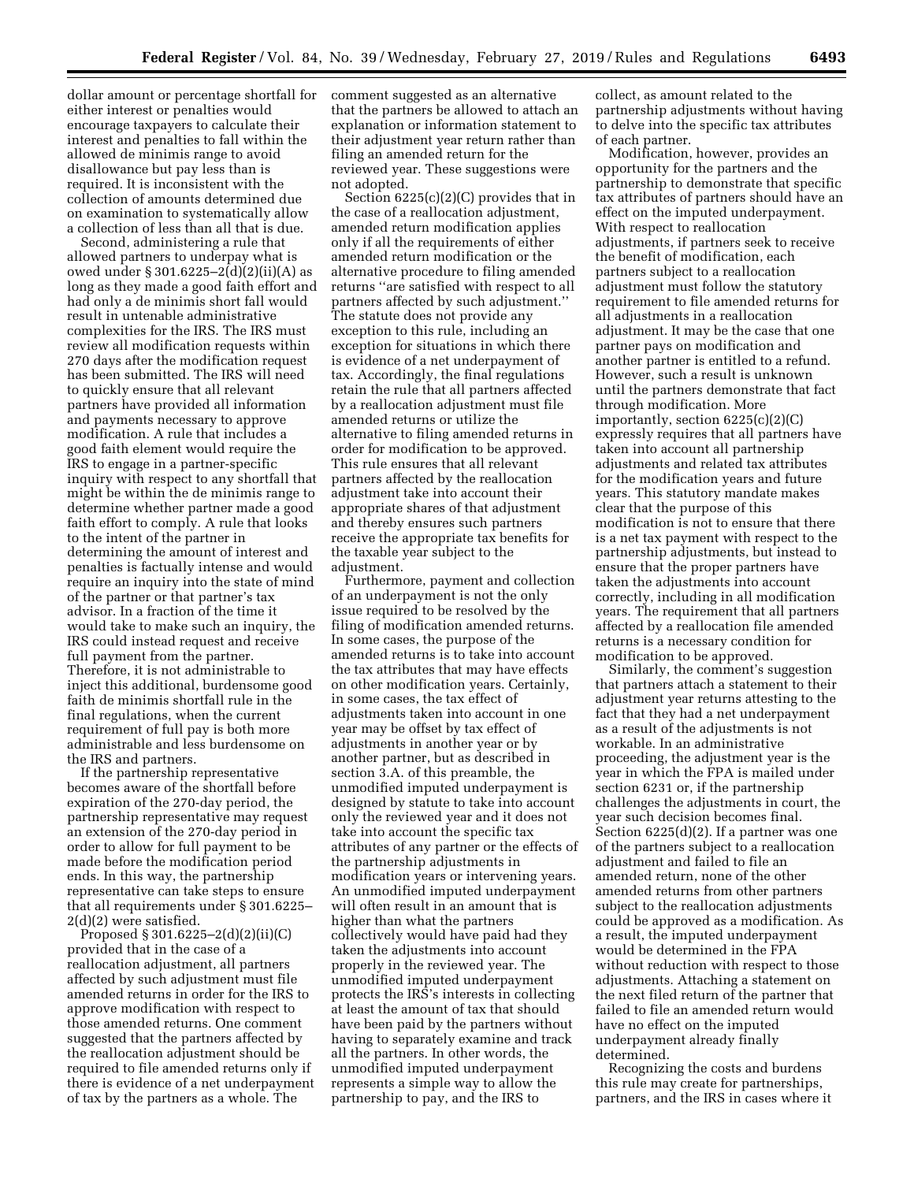dollar amount or percentage shortfall for either interest or penalties would encourage taxpayers to calculate their interest and penalties to fall within the allowed de minimis range to avoid disallowance but pay less than is required. It is inconsistent with the collection of amounts determined due on examination to systematically allow a collection of less than all that is due.

Second, administering a rule that allowed partners to underpay what is owed under § 301.6225–2(d)(2)(ii)(A) as long as they made a good faith effort and had only a de minimis short fall would result in untenable administrative complexities for the IRS. The IRS must review all modification requests within 270 days after the modification request has been submitted. The IRS will need to quickly ensure that all relevant partners have provided all information and payments necessary to approve modification. A rule that includes a good faith element would require the IRS to engage in a partner-specific inquiry with respect to any shortfall that might be within the de minimis range to determine whether partner made a good faith effort to comply. A rule that looks to the intent of the partner in determining the amount of interest and penalties is factually intense and would require an inquiry into the state of mind of the partner or that partner's tax advisor. In a fraction of the time it would take to make such an inquiry, the IRS could instead request and receive full payment from the partner. Therefore, it is not administrable to inject this additional, burdensome good faith de minimis shortfall rule in the final regulations, when the current requirement of full pay is both more administrable and less burdensome on the IRS and partners.

If the partnership representative becomes aware of the shortfall before expiration of the 270-day period, the partnership representative may request an extension of the 270-day period in order to allow for full payment to be made before the modification period ends. In this way, the partnership representative can take steps to ensure that all requirements under § 301.6225–2(d)(2) were satisfied.

Proposed § 301.6225–2(d)(2)(ii)(C) provided that in the case of a reallocation adjustment, all partners affected by such adjustment must file amended returns in order for the IRS to approve modification with respect to those amended returns. One comment suggested that the partners affected by the reallocation adjustment should be required to file amended returns only if there is evidence of a net underpayment of tax by the partners as a whole. The comment suggested as an alternative that the partners be allowed to attach an explanation or information statement to their adjustment year return rather than filing an amended return for the reviewed year. These suggestions were not adopted.

Section 6225(c)(2)(C) provides that in the case of a reallocation adjustment, amended return modification applies only if all the requirements of either amended return modification or the alternative procedure to filing amended returns "are satisfied with respect to all partners affected by such adjustment." The statute does not provide any exception to this rule, including an exception for situations in which there is evidence of a net underpayment of tax. Accordingly, the final regulations retain the rule that all partners affected by a reallocation adjustment must file amended returns or utilize the alternative to filing amended returns in order for modification to be approved. This rule ensures that all relevant partners affected by the reallocation adjustment take into account their appropriate shares of that adjustment and thereby ensures such partners receive the appropriate tax benefits for the taxable year subject to the adjustment.

Furthermore, payment and collection of an underpayment is not the only issue required to be resolved by the filing of modification amended returns. In some cases, the purpose of the amended returns is to take into account the tax attributes that may have effects on other modification years. Certainly, in some cases, the tax effect of adjustments taken into account in one year may be offset by tax effect of adjustments in another year or by another partner, but as described in section 3.A. of this preamble, the unmodified imputed underpayment is designed by statute to take into account only the reviewed year and it does not take into account the specific tax attributes of any partner or the effects of the partnership adjustments in modification years or intervening years. An unmodified imputed underpayment will often result in an amount that is higher than what the partners collectively would have paid had they taken the adjustments into account properly in the reviewed year. The unmodified imputed underpayment protects the IRS's interests in collecting at least the amount of tax that should have been paid by the partners without having to separately examine and track all the partners. In other words, the unmodified imputed underpayment represents a simple way to allow the partnership to pay, and the IRS to collect, as amount related to the partnership adjustments without having to delve into the specific tax attributes of each partner.

Modification, however, provides an opportunity for the partners and the partnership to demonstrate that specific tax attributes of partners should have an effect on the imputed underpayment. With respect to reallocation adjustments, if partners seek to receive the benefit of modification, each partners subject to a reallocation adjustment must follow the statutory requirement to file amended returns for all adjustments in a reallocation adjustment. It may be the case that one partner pays on modification and another partner is entitled to a refund. However, such a result is unknown until the partners demonstrate that fact through modification. More importantly, section 6225(c)(2)(C) expressly requires that all partners have taken into account all partnership adjustments and related tax attributes for the modification years and future years. This statutory mandate makes clear that the purpose of this modification is not to ensure that there is a net tax payment with respect to the partnership adjustments, but instead to ensure that the proper partners have taken the adjustments into account correctly, including in all modification years. The requirement that all partners affected by a reallocation file amended returns is a necessary condition for modification to be approved.

Similarly, the comment's suggestion that partners attach a statement to their adjustment year returns attesting to the fact that they had a net underpayment as a result of the adjustments is not workable. In an administrative proceeding, the adjustment year is the year in which the FPA is mailed under section 6231 or, if the partnership challenges the adjustments in court, the year such decision becomes final. Section 6225(d)(2). If a partner was one of the partners subject to a reallocation adjustment and failed to file an amended return, none of the other amended returns from other partners subject to the reallocation adjustments could be approved as a modification. As a result, the imputed underpayment would be determined in the FPA without reduction with respect to those adjustments. Attaching a statement on the next filed return of the partner that failed to file an amended return would have no effect on the imputed underpayment already finally determined.

Recognizing the costs and burdens this rule may create for partnerships, partners, and the IRS in cases where it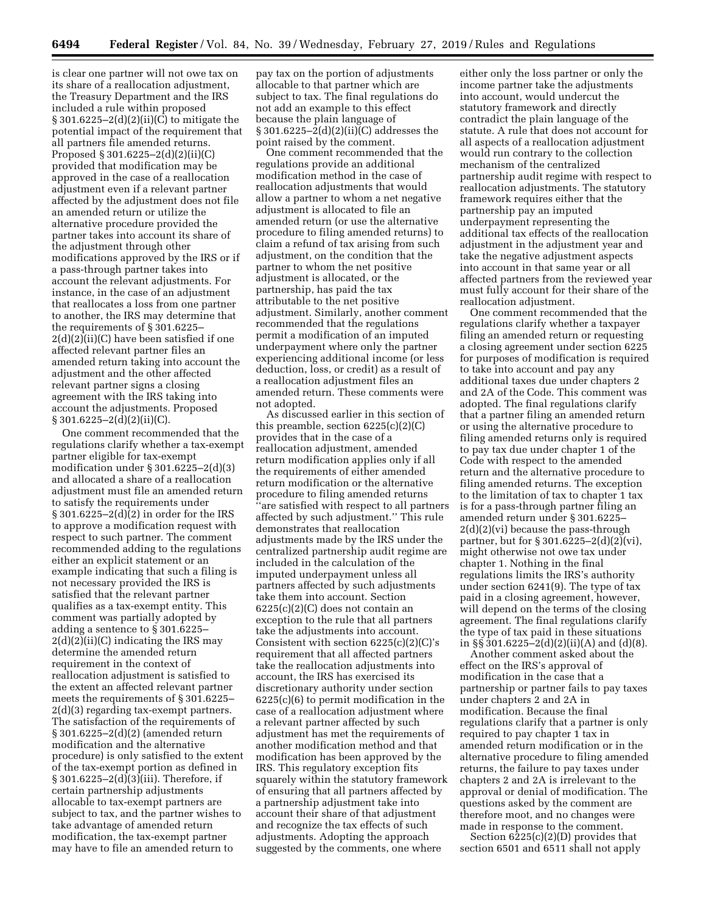is clear one partner will not owe tax on its share of a reallocation adjustment, the Treasury Department and the IRS included a rule within proposed § 301.6225–2(d)(2)(ii)(C) to mitigate the potential impact of the requirement that all partners file amended returns. Proposed § 301.6225–2(d)(2)(ii)(C) provided that modification may be approved in the case of a reallocation adjustment even if a relevant partner affected by the adjustment does not file an amended return or utilize the alternative procedure provided the partner takes into account its share of the adjustment through other modifications approved by the IRS or if a pass-through partner takes into account the relevant adjustments. For instance, in the case of an adjustment that reallocates a loss from one partner to another, the IRS may determine that the requirements of § 301.6225–2(d)(2)(ii)(C) have been satisfied if one affected relevant partner files an amended return taking into account the adjustment and the other affected relevant partner signs a closing agreement with the IRS taking into account the adjustments. Proposed § 301.6225–2(d)(2)(ii)(C).

One comment recommended that the regulations clarify whether a tax-exempt partner eligible for tax-exempt modification under § 301.6225–2(d)(3) and allocated a share of a reallocation adjustment must file an amended return to satisfy the requirements under § 301.6225–2(d)(2) in order for the IRS to approve a modification request with respect to such partner. The comment recommended adding to the regulations either an explicit statement or an example indicating that such a filing is not necessary provided the IRS is satisfied that the relevant partner qualifies as a tax-exempt entity. This comment was partially adopted by adding a sentence to § 301.6225–2(d)(2)(ii)(C) indicating the IRS may determine the amended return requirement in the context of reallocation adjustment is satisfied to the extent an affected relevant partner meets the requirements of § 301.6225–2(d)(3) regarding tax-exempt partners. The satisfaction of the requirements of § 301.6225–2(d)(2) (amended return modification and the alternative procedure) is only satisfied to the extent of the tax-exempt portion as defined in § 301.6225–2(d)(3)(iii). Therefore, if certain partnership adjustments allocable to tax-exempt partners are subject to tax, and the partner wishes to take advantage of amended return modification, the tax-exempt partner may have to file an amended return to pay tax on the portion of adjustments allocable to that partner which are subject to tax. The final regulations do not add an example to this effect because the plain language of § 301.6225–2(d)(2)(ii)(C) addresses the point raised by the comment.

One comment recommended that the regulations provide an additional modification method in the case of reallocation adjustments that would allow a partner to whom a net negative adjustment is allocated to file an amended return (or use the alternative procedure to filing amended returns) to claim a refund of tax arising from such adjustment, on the condition that the partner to whom the net positive adjustment is allocated, or the partnership, has paid the tax attributable to the net positive adjustment. Similarly, another comment recommended that the regulations permit a modification of an imputed underpayment where only the partner experiencing additional income (or less deduction, loss, or credit) as a result of a reallocation adjustment files an amended return. These comments were not adopted.

As discussed earlier in this section of this preamble, section 6225(c)(2)(C) provides that in the case of a reallocation adjustment, amended return modification applies only if all the requirements of either amended return modification or the alternative procedure to filing amended returns "are satisfied with respect to all partners affected by such adjustment." This rule demonstrates that reallocation adjustments made by the IRS under the centralized partnership audit regime are included in the calculation of the imputed underpayment unless all partners affected by such adjustments take them into account. Section 6225(c)(2)(C) does not contain an exception to the rule that all partners take the adjustments into account. Consistent with section 6225(c)(2)(C)'s requirement that all affected partners take the reallocation adjustments into account, the IRS has exercised its discretionary authority under section 6225(c)(6) to permit modification in the case of a reallocation adjustment where a relevant partner affected by such adjustment has met the requirements of another modification method and that modification has been approved by the IRS. This regulatory exception fits squarely within the statutory framework of ensuring that all partners affected by a partnership adjustment take into account their share of that adjustment and recognize the tax effects of such adjustments. Adopting the approach suggested by the comments, one where either only the loss partner or only the income partner take the adjustments into account, would undercut the statutory framework and directly contradict the plain language of the statute. A rule that does not account for all aspects of a reallocation adjustment would run contrary to the collection mechanism of the centralized partnership audit regime with respect to reallocation adjustments. The statutory framework requires either that the partnership pay an imputed underpayment representing the additional tax effects of the reallocation adjustment in the adjustment year and take the negative adjustment aspects into account in that same year or all affected partners from the reviewed year must fully account for their share of the reallocation adjustment.

One comment recommended that the regulations clarify whether a taxpayer filing an amended return or requesting a closing agreement under section 6225 for purposes of modification is required to take into account and pay any additional taxes due under chapters 2 and 2A of the Code. This comment was adopted. The final regulations clarify that a partner filing an amended return or using the alternative procedure to filing amended returns only is required to pay tax due under chapter 1 of the Code with respect to the amended return and the alternative procedure to filing amended returns. The exception to the limitation of tax to chapter 1 tax is for a pass-through partner filing an amended return under § 301.6225–2(d)(2)(vi) because the pass-through partner, but for § 301.6225–2(d)(2)(vi), might otherwise not owe tax under chapter 1. Nothing in the final regulations limits the IRS's authority under section 6241(9). The type of tax paid in a closing agreement, however, will depend on the terms of the closing agreement. The final regulations clarify the type of tax paid in these situations in §§ 301.6225–2(d)(2)(ii)(A) and (d)(8).

Another comment asked about the effect on the IRS's approval of modification in the case that a partnership or partner fails to pay taxes under chapters 2 and 2A in modification. Because the final regulations clarify that a partner is only required to pay chapter 1 tax in amended return modification or in the alternative procedure to filing amended returns, the failure to pay taxes under chapters 2 and 2A is irrelevant to the approval or denial of modification. The questions asked by the comment are therefore moot, and no changes were made in response to the comment.

Section 6225(c)(2)(D) provides that section 6501 and 6511 shall not apply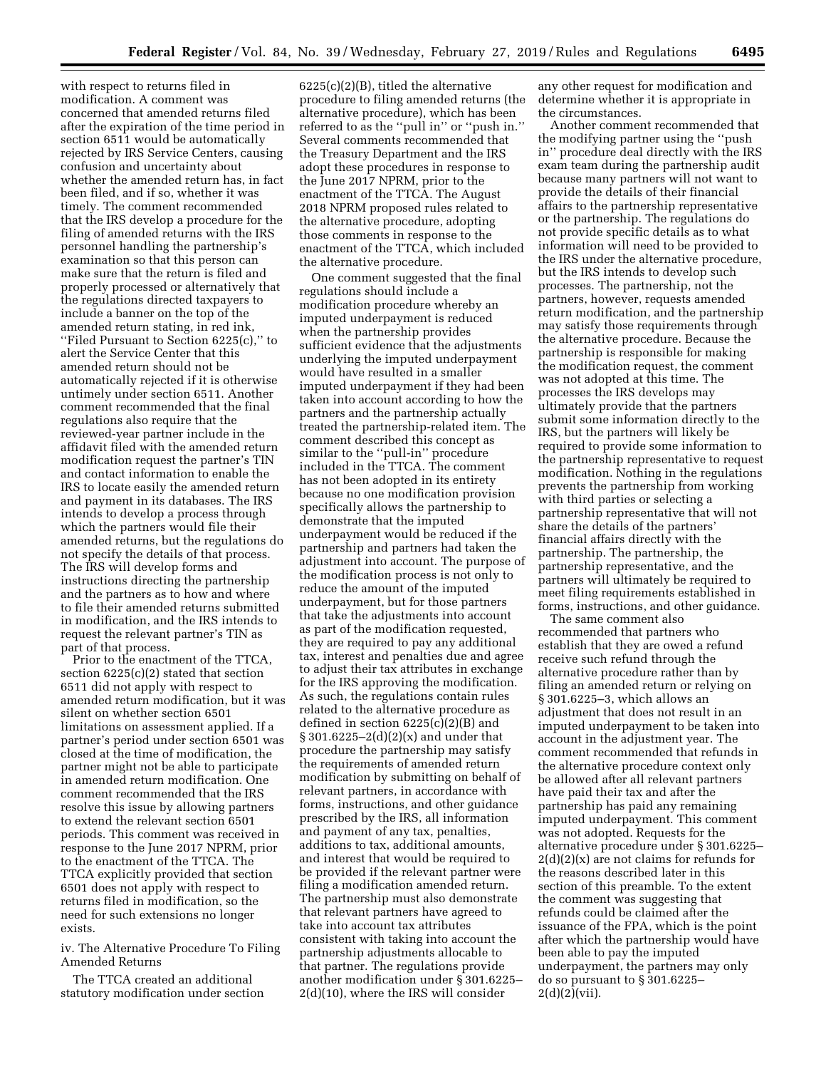with respect to returns filed in modification. A comment was concerned that amended returns filed after the expiration of the time period in section 6511 would be automatically rejected by IRS Service Centers, causing confusion and uncertainty about whether the amended return has, in fact been filed, and if so, whether it was timely. The comment recommended that the IRS develop a procedure for the filing of amended returns with the IRS personnel handling the partnership's examination so that this person can make sure that the return is filed and properly processed or alternatively that the regulations directed taxpayers to include a banner on the top of the amended return stating, in red ink, ''Filed Pursuant to Section 6225(c),'' to alert the Service Center that this amended return should not be automatically rejected if it is otherwise untimely under section 6511. Another comment recommended that the final regulations also require that the reviewed-year partner include in the affidavit filed with the amended return modification request the partner's TIN and contact information to enable the IRS to locate easily the amended return and payment in its databases. The IRS intends to develop a process through which the partners would file their amended returns, but the regulations do not specify the details of that process. The IRS will develop forms and instructions directing the partnership and the partners as to how and where to file their amended returns submitted in modification, and the IRS intends to request the relevant partner's TIN as part of that process.

Prior to the enactment of the TTCA, section 6225(c)(2) stated that section 6511 did not apply with respect to amended return modification, but it was silent on whether section 6501 limitations on assessment applied. If a partner's period under section 6501 was closed at the time of modification, the partner might not be able to participate in amended return modification. One comment recommended that the IRS resolve this issue by allowing partners to extend the relevant section 6501 periods. This comment was received in response to the June 2017 NPRM, prior to the enactment of the TTCA. The TTCA explicitly provided that section 6501 does not apply with respect to returns filed in modification, so the need for such extensions no longer exists.

iv. The Alternative Procedure To Filing Amended Returns

The TTCA created an additional statutory modification under section 6225(c)(2)(B), titled the alternative procedure to filing amended returns (the alternative procedure), which has been referred to as the ''pull in'' or ''push in.'' Several comments recommended that the Treasury Department and the IRS adopt these procedures in response to the June 2017 NPRM, prior to the enactment of the TTCA. The August 2018 NPRM proposed rules related to the alternative procedure, adopting those comments in response to the enactment of the TTCA, which included the alternative procedure.

One comment suggested that the final regulations should include a modification procedure whereby an imputed underpayment is reduced when the partnership provides sufficient evidence that the adjustments underlying the imputed underpayment would have resulted in a smaller imputed underpayment if they had been taken into account according to how the partners and the partnership actually treated the partnership-related item. The comment described this concept as similar to the ''pull-in'' procedure included in the TTCA. The comment has not been adopted in its entirety because no one modification provision specifically allows the partnership to demonstrate that the imputed underpayment would be reduced if the partnership and partners had taken the adjustment into account. The purpose of the modification process is not only to reduce the amount of the imputed underpayment, but for those partners that take the adjustments into account as part of the modification requested, they are required to pay any additional tax, interest and penalties due and agree to adjust their tax attributes in exchange for the IRS approving the modification. As such, the regulations contain rules related to the alternative procedure as defined in section 6225(c)(2)(B) and § 301.6225–2(d)(2)(x) and under that procedure the partnership may satisfy the requirements of amended return modification by submitting on behalf of relevant partners, in accordance with forms, instructions, and other guidance prescribed by the IRS, all information and payment of any tax, penalties, additions to tax, additional amounts, and interest that would be required to be provided if the relevant partner were filing a modification amended return. The partnership must also demonstrate that relevant partners have agreed to take into account tax attributes consistent with taking into account the partnership adjustments allocable to that partner. The regulations provide another modification under § 301.6225–2(d)(10), where the IRS will consider any other request for modification and determine whether it is appropriate in the circumstances.

Another comment recommended that the modifying partner using the ''push in'' procedure deal directly with the IRS exam team during the partnership audit because many partners will not want to provide the details of their financial affairs to the partnership representative or the partnership. The regulations do not provide specific details as to what information will need to be provided to the IRS under the alternative procedure, but the IRS intends to develop such processes. The partnership, not the partners, however, requests amended return modification, and the partnership may satisfy those requirements through the alternative procedure. Because the partnership is responsible for making the modification request, the comment was not adopted at this time. The processes the IRS develops may ultimately provide that the partners submit some information directly to the IRS, but the partners will likely be required to provide some information to the partnership representative to request modification. Nothing in the regulations prevents the partnership from working with third parties or selecting a partnership representative that will not share the details of the partners' financial affairs directly with the partnership. The partnership, the partnership representative, and the partners will ultimately be required to meet filing requirements established in forms, instructions, and other guidance.

The same comment also recommended that partners who establish that they are owed a refund receive such refund through the alternative procedure rather than by filing an amended return or relying on § 301.6225–3, which allows an adjustment that does not result in an imputed underpayment to be taken into account in the adjustment year. The comment recommended that refunds in the alternative procedure context only be allowed after all relevant partners have paid their tax and after the partnership has paid any remaining imputed underpayment. This comment was not adopted. Requests for the alternative procedure under § 301.6225–2(d)(2)(x) are not claims for refunds for the reasons described later in this section of this preamble. To the extent the comment was suggesting that refunds could be claimed after the issuance of the FPA, which is the point after which the partnership would have been able to pay the imputed underpayment, the partners may only do so pursuant to § 301.6225–2(d)(2)(vii).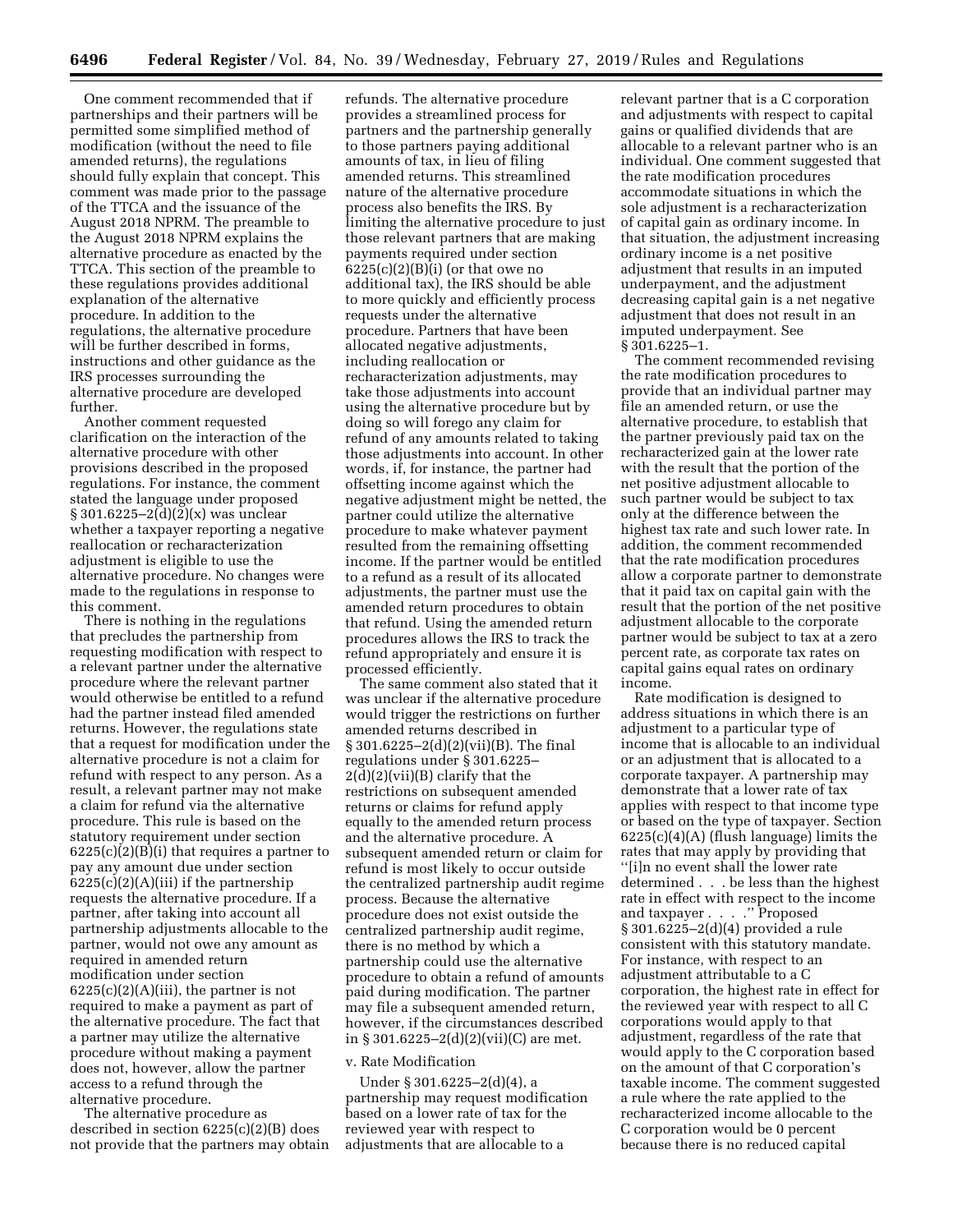One comment recommended that if partnerships and their partners will be permitted some simplified method of modification (without the need to file amended returns), the regulations should fully explain that concept. This comment was made prior to the passage of the TTCA and the issuance of the August 2018 NPRM. The preamble to the August 2018 NPRM explains the alternative procedure as enacted by the TTCA. This section of the preamble to these regulations provides additional explanation of the alternative procedure. In addition to the regulations, the alternative procedure will be further described in forms, instructions and other guidance as the IRS processes surrounding the alternative procedure are developed further.

Another comment requested clarification on the interaction of the alternative procedure with other provisions described in the proposed regulations. For instance, the comment stated the language under proposed § 301.6225–2(d)(2)(x) was unclear whether a taxpayer reporting a negative reallocation or recharacterization adjustment is eligible to use the alternative procedure. No changes were made to the regulations in response to this comment.

There is nothing in the regulations that precludes the partnership from requesting modification with respect to a relevant partner under the alternative procedure where the relevant partner would otherwise be entitled to a refund had the partner instead filed amended returns. However, the regulations state that a request for modification under the alternative procedure is not a claim for refund with respect to any person. As a result, a relevant partner may not make a claim for refund via the alternative procedure. This rule is based on the statutory requirement under section 6225(c)(2)(B)(i) that requires a partner to pay any amount due under section 6225(c)(2)(A)(iii) if the partnership requests the alternative procedure. If a partner, after taking into account all partnership adjustments allocable to the partner, would not owe any amount as required in amended return modification under section 6225(c)(2)(A)(iii), the partner is not required to make a payment as part of the alternative procedure. The fact that a partner may utilize the alternative procedure without making a payment does not, however, allow the partner access to a refund through the alternative procedure.

The alternative procedure as described in section 6225(c)(2)(B) does not provide that the partners may obtain refunds. The alternative procedure provides a streamlined process for partners and the partnership generally to those partners paying additional amounts of tax, in lieu of filing amended returns. This streamlined nature of the alternative procedure process also benefits the IRS. By limiting the alternative procedure to just those relevant partners that are making payments required under section 6225(c)(2)(B)(i) (or that owe no additional tax), the IRS should be able to more quickly and efficiently process requests under the alternative procedure. Partners that have been allocated negative adjustments, including reallocation or recharacterization adjustments, may take those adjustments into account using the alternative procedure but by doing so will forego any claim for refund of any amounts related to taking those adjustments into account. In other words, if, for instance, the partner had offsetting income against which the negative adjustment might be netted, the partner could utilize the alternative procedure to make whatever payment resulted from the remaining offsetting income. If the partner would be entitled to a refund as a result of its allocated adjustments, the partner must use the amended return procedures to obtain that refund. Using the amended return procedures allows the IRS to track the refund appropriately and ensure it is processed efficiently.

The same comment also stated that it was unclear if the alternative procedure would trigger the restrictions on further amended returns described in § 301.6225–2(d)(2)(vii)(B). The final regulations under § 301.6225–2(d)(2)(vii)(B) clarify that the restrictions on subsequent amended returns or claims for refund apply equally to the amended return process and the alternative procedure. A subsequent amended return or claim for refund is most likely to occur outside the centralized partnership audit regime process. Because the alternative procedure does not exist outside the centralized partnership audit regime, there is no method by which a partnership could use the alternative procedure to obtain a refund of amounts paid during modification. The partner may file a subsequent amended return, however, if the circumstances described in § 301.6225–2(d)(2)(vii)(C) are met.

v. Rate Modification

Under § 301.6225–2(d)(4), a partnership may request modification based on a lower rate of tax for the reviewed year with respect to adjustments that are allocable to a relevant partner that is a C corporation and adjustments with respect to capital gains or qualified dividends that are allocable to a relevant partner who is an individual. One comment suggested that the rate modification procedures accommodate situations in which the sole adjustment is a recharacterization of capital gain as ordinary income. In that situation, the adjustment increasing ordinary income is a net positive adjustment that results in an imputed underpayment, and the adjustment decreasing capital gain is a net negative adjustment that does not result in an imputed underpayment. See § 301.6225–1.

The comment recommended revising the rate modification procedures to provide that an individual partner may file an amended return, or use the alternative procedure, to establish that the partner previously paid tax on the recharacterized gain at the lower rate with the result that the portion of the net positive adjustment allocable to such partner would be subject to tax only at the difference between the highest tax rate and such lower rate. In addition, the comment recommended that the rate modification procedures allow a corporate partner to demonstrate that it paid tax on capital gain with the result that the portion of the net positive adjustment allocable to the corporate partner would be subject to tax at a zero percent rate, as corporate tax rates on capital gains equal rates on ordinary income.

Rate modification is designed to address situations in which there is an adjustment to a particular type of income that is allocable to an individual or an adjustment that is allocated to a corporate taxpayer. A partnership may demonstrate that a lower rate of tax applies with respect to that income type or based on the type of taxpayer. Section 6225(c)(4)(A) (flush language) limits the rates that may apply by providing that "[i]n no event shall the lower rate determined . . . be less than the highest rate in effect with respect to the income and taxpayer . . . ." Proposed § 301.6225–2(d)(4) provided a rule consistent with this statutory mandate. For instance, with respect to an adjustment attributable to a C corporation, the highest rate in effect for the reviewed year with respect to all C corporations would apply to that adjustment, regardless of the rate that would apply to the C corporation based on the amount of that C corporation's taxable income. The comment suggested a rule where the rate applied to the recharacterized income allocable to the C corporation would be 0 percent because there is no reduced capital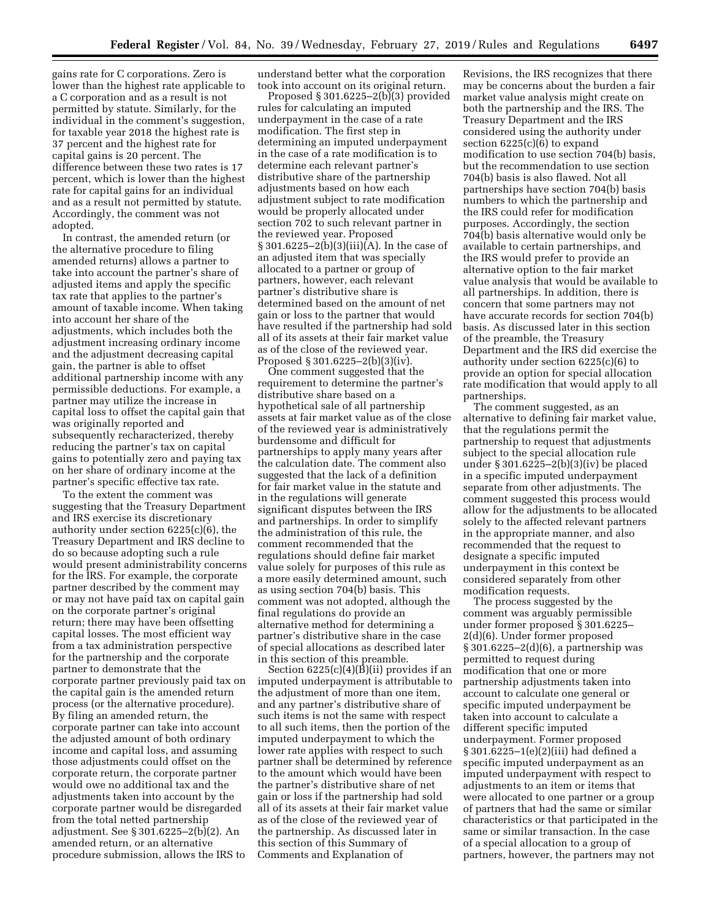gains rate for C corporations. Zero is lower than the highest rate applicable to a C corporation and as a result is not permitted by statute. Similarly, for the individual in the comment's suggestion, for taxable year 2018 the highest rate is 37 percent and the highest rate for capital gains is 20 percent. The difference between these two rates is 17 percent, which is lower than the highest rate for capital gains for an individual and as a result not permitted by statute. Accordingly, the comment was not adopted.

In contrast, the amended return (or the alternative procedure to filing amended returns) allows a partner to take into account the partner's share of adjusted items and apply the specific tax rate that applies to the partner's amount of taxable income. When taking into account her share of the adjustments, which includes both the adjustment increasing ordinary income and the adjustment decreasing capital gain, the partner is able to offset additional partnership income with any permissible deductions. For example, a partner may utilize the increase in capital loss to offset the capital gain that was originally reported and subsequently recharacterized, thereby reducing the partner's tax on capital gains to potentially zero and paying tax on her share of ordinary income at the partner's specific effective tax rate.

To the extent the comment was suggesting that the Treasury Department and IRS exercise its discretionary authority under section 6225(c)(6), the Treasury Department and IRS decline to do so because adopting such a rule would present administrability concerns for the IRS. For example, the corporate partner described by the comment may or may not have paid tax on capital gain on the corporate partner's original return; there may have been offsetting capital losses. The most efficient way from a tax administration perspective for the partnership and the corporate partner to demonstrate that the corporate partner previously paid tax on the capital gain is the amended return process (or the alternative procedure). By filing an amended return, the corporate partner can take into account the adjusted amount of both ordinary income and capital loss, and assuming those adjustments could offset on the corporate return, the corporate partner would owe no additional tax and the adjustments taken into account by the corporate partner would be disregarded from the total netted partnership adjustment. See § 301.6225–2(b)(2). An amended return, or an alternative procedure submission, allows the IRS to understand better what the corporation took into account on its original return.

Proposed § 301.6225–2(b)(3) provided rules for calculating an imputed underpayment in the case of a rate modification. The first step in determining an imputed underpayment in the case of a rate modification is to determine each relevant partner's distributive share of the partnership adjustments based on how each adjustment subject to rate modification would be properly allocated under section 702 to such relevant partner in the reviewed year. Proposed § 301.6225–2(b)(3)(iii)(A). In the case of an adjusted item that was specially allocated to a partner or group of partners, however, each relevant partner's distributive share is determined based on the amount of net gain or loss to the partner that would have resulted if the partnership had sold all of its assets at their fair market value as of the close of the reviewed year. Proposed § 301.6225–2(b)(3)(iv).

One comment suggested that the requirement to determine the partner's distributive share based on a hypothetical sale of all partnership assets at fair market value as of the close of the reviewed year is administratively burdensome and difficult for partnerships to apply many years after the calculation date. The comment also suggested that the lack of a definition for fair market value in the statute and in the regulations will generate significant disputes between the IRS and partnerships. In order to simplify the administration of this rule, the comment recommended that the regulations should define fair market value solely for purposes of this rule as a more easily determined amount, such as using section 704(b) basis. This comment was not adopted, although the final regulations do provide an alternative method for determining a partner's distributive share in the case of special allocations as described later in this section of this preamble.

Section 6225(c)(4)(B)(ii) provides if an imputed underpayment is attributable to the adjustment of more than one item, and any partner's distributive share of such items is not the same with respect to all such items, then the portion of the imputed underpayment to which the lower rate applies with respect to such partner shall be determined by reference to the amount which would have been the partner's distributive share of net gain or loss if the partnership had sold all of its assets at their fair market value as of the close of the reviewed year of the partnership. As discussed later in this section of this Summary of Comments and Explanation of Revisions, the IRS recognizes that there may be concerns about the burden a fair market value analysis might create on both the partnership and the IRS. The Treasury Department and the IRS considered using the authority under section 6225(c)(6) to expand modification to use section 704(b) basis, but the recommendation to use section 704(b) basis is also flawed. Not all partnerships have section 704(b) basis numbers to which the partnership and the IRS could refer for modification purposes. Accordingly, the section 704(b) basis alternative would only be available to certain partnerships, and the IRS would prefer to provide an alternative option to the fair market value analysis that would be available to all partnerships. In addition, there is concern that some partners may not have accurate records for section 704(b) basis. As discussed later in this section of the preamble, the Treasury Department and the IRS did exercise the authority under section 6225(c)(6) to provide an option for special allocation rate modification that would apply to all partnerships.

The comment suggested, as an alternative to defining fair market value, that the regulations permit the partnership to request that adjustments subject to the special allocation rule under § 301.6225–2(b)(3)(iv) be placed in a specific imputed underpayment separate from other adjustments. The comment suggested this process would allow for the adjustments to be allocated solely to the affected relevant partners in the appropriate manner, and also recommended that the request to designate a specific imputed underpayment in this context be considered separately from other modification requests.

The process suggested by the comment was arguably permissible under former proposed § 301.6225–2(d)(6). Under former proposed § 301.6225–2(d)(6), a partnership was permitted to request during modification that one or more partnership adjustments taken into account to calculate one general or specific imputed underpayment be taken into account to calculate a different specific imputed underpayment. Former proposed § 301.6225–1(e)(2)(iii) had defined a specific imputed underpayment as an imputed underpayment with respect to adjustments to an item or items that were allocated to one partner or a group of partners that had the same or similar characteristics or that participated in the same or similar transaction. In the case of a special allocation to a group of partners, however, the partners may not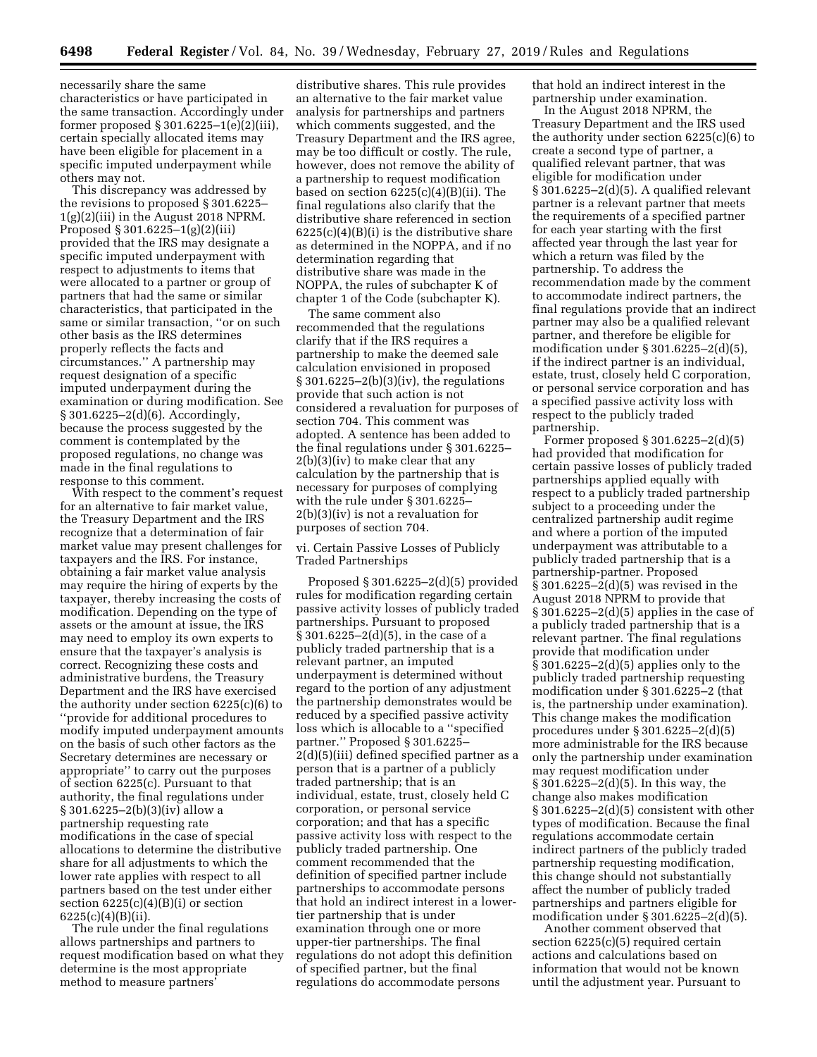necessarily share the same characteristics or have participated in the same transaction. Accordingly under former proposed § 301.6225–1(e)(2)(iii), certain specially allocated items may have been eligible for placement in a specific imputed underpayment while others may not.

This discrepancy was addressed by the revisions to proposed § 301.6225–1(g)(2)(iii) in the August 2018 NPRM. Proposed § 301.6225–1(g)(2)(iii) provided that the IRS may designate a specific imputed underpayment with respect to adjustments to items that were allocated to a partner or group of partners that had the same or similar characteristics, that participated in the same or similar transaction, ''or on such other basis as the IRS determines properly reflects the facts and circumstances.'' A partnership may request designation of a specific imputed underpayment during the examination or during modification. See § 301.6225–2(d)(6). Accordingly, because the process suggested by the comment is contemplated by the proposed regulations, no change was made in the final regulations to response to this comment.

With respect to the comment's request for an alternative to fair market value, the Treasury Department and the IRS recognize that a determination of fair market value may present challenges for taxpayers and the IRS. For instance, obtaining a fair market value analysis may require the hiring of experts by the taxpayer, thereby increasing the costs of modification. Depending on the type of assets or the amount at issue, the IRS may need to employ its own experts to ensure that the taxpayer's analysis is correct. Recognizing these costs and administrative burdens, the Treasury Department and the IRS have exercised the authority under section 6225(c)(6) to ''provide for additional procedures to modify imputed underpayment amounts on the basis of such other factors as the Secretary determines are necessary or appropriate'' to carry out the purposes of section 6225(c). Pursuant to that authority, the final regulations under § 301.6225–2(b)(3)(iv) allow a partnership requesting rate modifications in the case of special allocations to determine the distributive share for all adjustments to which the lower rate applies with respect to all partners based on the test under either section 6225(c)(4)(B)(i) or section 6225(c)(4)(B)(ii).

The rule under the final regulations allows partnerships and partners to request modification based on what they determine is the most appropriate method to measure partners' distributive shares. This rule provides an alternative to the fair market value analysis for partnerships and partners which comments suggested, and the Treasury Department and the IRS agree, may be too difficult or costly. The rule, however, does not remove the ability of a partnership to request modification based on section 6225(c)(4)(B)(ii). The final regulations also clarify that the distributive share referenced in section 6225(c)(4)(B)(i) is the distributive share as determined in the NOPPA, and if no determination regarding that distributive share was made in the NOPPA, the rules of subchapter K of chapter 1 of the Code (subchapter K).

The same comment also recommended that the regulations clarify that if the IRS requires a partnership to make the deemed sale calculation envisioned in proposed § 301.6225–2(b)(3)(iv), the regulations provide that such action is not considered a revaluation for purposes of section 704. This comment was adopted. A sentence has been added to the final regulations under § 301.6225–2(b)(3)(iv) to make clear that any calculation by the partnership that is necessary for purposes of complying with the rule under § 301.6225–2(b)(3)(iv) is not a revaluation for purposes of section 704.

vi. Certain Passive Losses of Publicly Traded Partnerships

Proposed § 301.6225–2(d)(5) provided rules for modification regarding certain passive activity losses of publicly traded partnerships. Pursuant to proposed § 301.6225–2(d)(5), in the case of a publicly traded partnership that is a relevant partner, an imputed underpayment is determined without regard to the portion of any adjustment the partnership demonstrates would be reduced by a specified passive activity loss which is allocable to a ''specified partner.'' Proposed § 301.6225–2(d)(5)(iii) defined specified partner as a person that is a partner of a publicly traded partnership; that is an individual, estate, trust, closely held C corporation, or personal service corporation; and that has a specific passive activity loss with respect to the publicly traded partnership. One comment recommended that the definition of specified partner include partnerships to accommodate persons that hold an indirect interest in a lower-tier partnership that is under examination through one or more upper-tier partnerships. The final regulations do not adopt this definition of specified partner, but the final regulations do accommodate persons that hold an indirect interest in the partnership under examination.

In the August 2018 NPRM, the Treasury Department and the IRS used the authority under section 6225(c)(6) to create a second type of partner, a qualified relevant partner, that was eligible for modification under § 301.6225–2(d)(5). A qualified relevant partner is a relevant partner that meets the requirements of a specified partner for each year starting with the first affected year through the last year for which a return was filed by the partnership. To address the recommendation made by the comment to accommodate indirect partners, the final regulations provide that an indirect partner may also be a qualified relevant partner, and therefore be eligible for modification under § 301.6225–2(d)(5), if the indirect partner is an individual, estate, trust, closely held C corporation, or personal service corporation and has a specified passive activity loss with respect to the publicly traded partnership.

Former proposed § 301.6225–2(d)(5) had provided that modification for certain passive losses of publicly traded partnerships applied equally with respect to a publicly traded partnership subject to a proceeding under the centralized partnership audit regime and where a portion of the imputed underpayment was attributable to a publicly traded partnership that is a partnership-partner. Proposed § 301.6225–2(d)(5) was revised in the August 2018 NPRM to provide that § 301.6225–2(d)(5) applies in the case of a publicly traded partnership that is a relevant partner. The final regulations provide that modification under § 301.6225–2(d)(5) applies only to the publicly traded partnership requesting modification under § 301.6225–2 (that is, the partnership under examination). This change makes the modification procedures under § 301.6225–2(d)(5) more administrable for the IRS because only the partnership under examination may request modification under § 301.6225–2(d)(5). In this way, the change also makes modification § 301.6225–2(d)(5) consistent with other types of modification. Because the final regulations accommodate certain indirect partners of the publicly traded partnership requesting modification, this change should not substantially affect the number of publicly traded partnerships and partners eligible for modification under § 301.6225–2(d)(5).

Another comment observed that section 6225(c)(5) required certain actions and calculations based on information that would not be known until the adjustment year. Pursuant to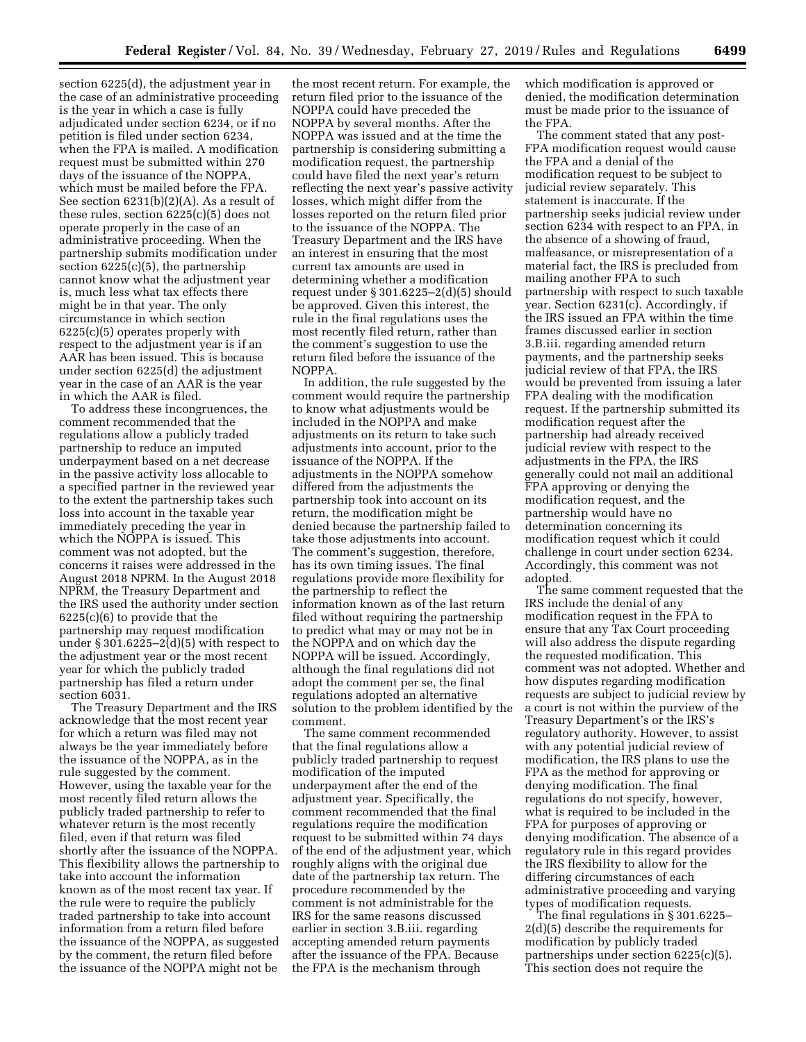section 6225(d), the adjustment year in the case of an administrative proceeding is the year in which a case is fully adjudicated under section 6234, or if no petition is filed under section 6234, when the FPA is mailed. A modification request must be submitted within 270 days of the issuance of the NOPPA, which must be mailed before the FPA. See section 6231(b)(2)(A). As a result of these rules, section 6225(c)(5) does not operate properly in the case of an administrative proceeding. When the partnership submits modification under section 6225(c)(5), the partnership cannot know what the adjustment year is, much less what tax effects there might be in that year. The only circumstance in which section 6225(c)(5) operates properly with respect to the adjustment year is if an AAR has been issued. This is because under section 6225(d) the adjustment year in the case of an AAR is the year in which the AAR is filed.

To address these incongruences, the comment recommended that the regulations allow a publicly traded partnership to reduce an imputed underpayment based on a net decrease in the passive activity loss allocable to a specified partner in the reviewed year to the extent the partnership takes such loss into account in the taxable year immediately preceding the year in which the NOPPA is issued. This comment was not adopted, but the concerns it raises were addressed in the August 2018 NPRM. In the August 2018 NPRM, the Treasury Department and the IRS used the authority under section 6225(c)(6) to provide that the partnership may request modification under § 301.6225–2(d)(5) with respect to the adjustment year or the most recent year for which the publicly traded partnership has filed a return under section 6031.

The Treasury Department and the IRS acknowledge that the most recent year for which a return was filed may not always be the year immediately before the issuance of the NOPPA, as in the rule suggested by the comment. However, using the taxable year for the most recently filed return allows the publicly traded partnership to refer to whatever return is the most recently filed, even if that return was filed shortly after the issuance of the NOPPA. This flexibility allows the partnership to take into account the information known as of the most recent tax year. If the rule were to require the publicly traded partnership to take into account information from a return filed before the issuance of the NOPPA, as suggested by the comment, the return filed before the issuance of the NOPPA might not be the most recent return. For example, the return filed prior to the issuance of the NOPPA could have preceded the NOPPA by several months. After the NOPPA was issued and at the time the partnership is considering submitting a modification request, the partnership could have filed the next year's return reflecting the next year's passive activity losses, which might differ from the losses reported on the return filed prior to the issuance of the NOPPA. The Treasury Department and the IRS have an interest in ensuring that the most current tax amounts are used in determining whether a modification request under § 301.6225–2(d)(5) should be approved. Given this interest, the rule in the final regulations uses the most recently filed return, rather than the comment's suggestion to use the return filed before the issuance of the NOPPA.

In addition, the rule suggested by the comment would require the partnership to know what adjustments would be included in the NOPPA and make adjustments on its return to take such adjustments into account, prior to the issuance of the NOPPA. If the adjustments in the NOPPA somehow differed from the adjustments the partnership took into account on its return, the modification might be denied because the partnership failed to take those adjustments into account. The comment's suggestion, therefore, has its own timing issues. The final regulations provide more flexibility for the partnership to reflect the information known as of the last return filed without requiring the partnership to predict what may or may not be in the NOPPA and on which day the NOPPA will be issued. Accordingly, although the final regulations did not adopt the comment per se, the final regulations adopted an alternative solution to the problem identified by the comment.

The same comment recommended that the final regulations allow a publicly traded partnership to request modification of the imputed underpayment after the end of the adjustment year. Specifically, the comment recommended that the final regulations require the modification request to be submitted within 74 days of the end of the adjustment year, which roughly aligns with the original due date of the partnership tax return. The procedure recommended by the comment is not administrable for the IRS for the same reasons discussed earlier in section 3.B.iii. regarding accepting amended return payments after the issuance of the FPA. Because the FPA is the mechanism through which modification is approved or denied, the modification determination must be made prior to the issuance of the FPA.

The comment stated that any post-FPA modification request would cause the FPA and a denial of the modification request to be subject to judicial review separately. This statement is inaccurate. If the partnership seeks judicial review under section 6234 with respect to an FPA, in the absence of a showing of fraud, malfeasance, or misrepresentation of a material fact, the IRS is precluded from mailing another FPA to such partnership with respect to such taxable year. Section 6231(c). Accordingly, if the IRS issued an FPA within the time frames discussed earlier in section 3.B.iii. regarding amended return payments, and the partnership seeks judicial review of that FPA, the IRS would be prevented from issuing a later FPA dealing with the modification request. If the partnership submitted its modification request after the partnership had already received judicial review with respect to the adjustments in the FPA, the IRS generally could not mail an additional FPA approving or denying the modification request, and the partnership would have no determination concerning its modification request which it could challenge in court under section 6234. Accordingly, this comment was not adopted.

The same comment requested that the IRS include the denial of any modification request in the FPA to ensure that any Tax Court proceeding will also address the dispute regarding the requested modification. This comment was not adopted. Whether and how disputes regarding modification requests are subject to judicial review by a court is not within the purview of the Treasury Department's or the IRS's regulatory authority. However, to assist with any potential judicial review of modification, the IRS plans to use the FPA as the method for approving or denying modification. The final regulations do not specify, however, what is required to be included in the FPA for purposes of approving or denying modification. The absence of a regulatory rule in this regard provides the IRS flexibility to allow for the differing circumstances of each administrative proceeding and varying types of modification requests.

The final regulations in § 301.6225–2(d)(5) describe the requirements for modification by publicly traded partnerships under section 6225(c)(5). This section does not require the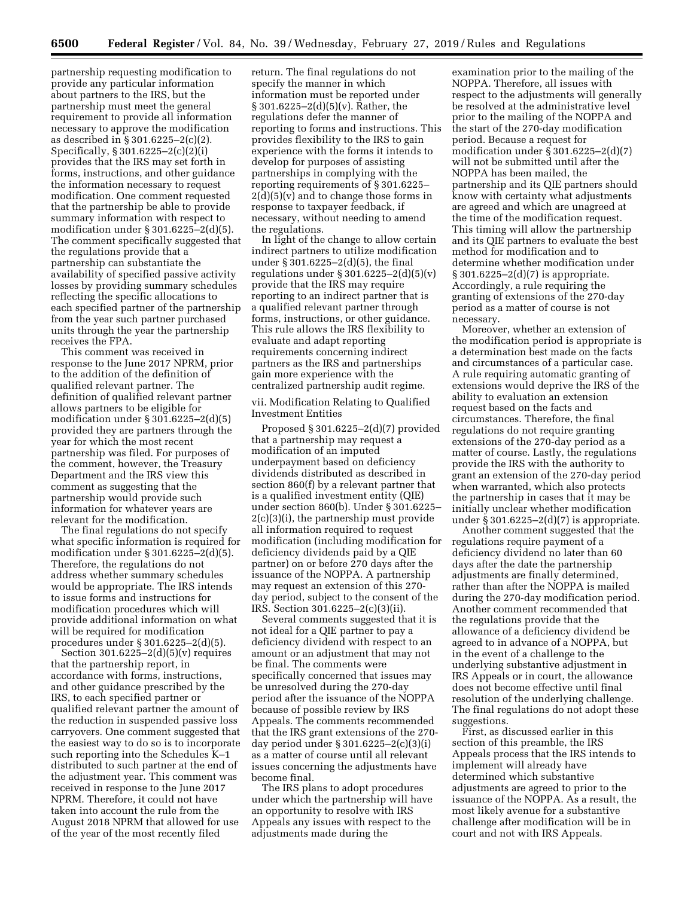partnership requesting modification to provide any particular information about partners to the IRS, but the partnership must meet the general requirement to provide all information necessary to approve the modification as described in § 301.6225–2(c)(2). Specifically, § 301.6225–2(c)(2)(i) provides that the IRS may set forth in forms, instructions, and other guidance the information necessary to request modification. One comment requested that the partnership be able to provide summary information with respect to modification under § 301.6225–2(d)(5). The comment specifically suggested that the regulations provide that a partnership can substantiate the availability of specified passive activity losses by providing summary schedules reflecting the specific allocations to each specified partner of the partnership from the year such partner purchased units through the year the partnership receives the FPA.

This comment was received in response to the June 2017 NPRM, prior to the addition of the definition of qualified relevant partner. The definition of qualified relevant partner allows partners to be eligible for modification under § 301.6225–2(d)(5) provided they are partners through the year for which the most recent partnership was filed. For purposes of the comment, however, the Treasury Department and the IRS view this comment as suggesting that the partnership would provide such information for whatever years are relevant for the modification.

The final regulations do not specify what specific information is required for modification under § 301.6225–2(d)(5). Therefore, the regulations do not address whether summary schedules would be appropriate. The IRS intends to issue forms and instructions for modification procedures which will provide additional information on what will be required for modification procedures under § 301.6225–2(d)(5).

Section 301.6225–2(d)(5)(v) requires that the partnership report, in accordance with forms, instructions, and other guidance prescribed by the IRS, to each specified partner or qualified relevant partner the amount of the reduction in suspended passive loss carryovers. One comment suggested that the easiest way to do so is to incorporate such reporting into the Schedules K–1 distributed to such partner at the end of the adjustment year. This comment was received in response to the June 2017 NPRM. Therefore, it could not have taken into account the rule from the August 2018 NPRM that allowed for use of the year of the most recently filed return. The final regulations do not specify the manner in which information must be reported under § 301.6225–2(d)(5)(v). Rather, the regulations defer the manner of reporting to forms and instructions. This provides flexibility to the IRS to gain experience with the forms it intends to develop for purposes of assisting partnerships in complying with the reporting requirements of § 301.6225–2(d)(5)(v) and to change those forms in response to taxpayer feedback, if necessary, without needing to amend the regulations.

In light of the change to allow certain indirect partners to utilize modification under § 301.6225–2(d)(5), the final regulations under § 301.6225–2(d)(5)(v) provide that the IRS may require reporting to an indirect partner that is a qualified relevant partner through forms, instructions, or other guidance. This rule allows the IRS flexibility to evaluate and adapt reporting requirements concerning indirect partners as the IRS and partnerships gain more experience with the centralized partnership audit regime.

vii. Modification Relating to Qualified Investment Entities

Proposed § 301.6225–2(d)(7) provided that a partnership may request a modification of an imputed underpayment based on deficiency dividends distributed as described in section 860(f) by a relevant partner that is a qualified investment entity (QIE) under section 860(b). Under § 301.6225–2(c)(3)(i), the partnership must provide all information required to request modification (including modification for deficiency dividends paid by a QIE partner) on or before 270 days after the issuance of the NOPPA. A partnership may request an extension of this 270-day period, subject to the consent of the IRS. Section 301.6225–2(c)(3)(ii).

Several comments suggested that it is not ideal for a QIE partner to pay a deficiency dividend with respect to an amount or an adjustment that may not be final. The comments were specifically concerned that issues may be unresolved during the 270-day period after the issuance of the NOPPA because of possible review by IRS Appeals. The comments recommended that the IRS grant extensions of the 270-day period under § 301.6225–2(c)(3)(i) as a matter of course until all relevant issues concerning the adjustments have become final.

The IRS plans to adopt procedures under which the partnership will have an opportunity to resolve with IRS Appeals any issues with respect to the adjustments made during the examination prior to the mailing of the NOPPA. Therefore, all issues with respect to the adjustments will generally be resolved at the administrative level prior to the mailing of the NOPPA and the start of the 270-day modification period. Because a request for modification under § 301.6225–2(d)(7) will not be submitted until after the NOPPA has been mailed, the partnership and its QIE partners should know with certainty what adjustments are agreed and which are unagreed at the time of the modification request. This timing will allow the partnership and its QIE partners to evaluate the best method for modification and to determine whether modification under § 301.6225–2(d)(7) is appropriate. Accordingly, a rule requiring the granting of extensions of the 270-day period as a matter of course is not necessary.

Moreover, whether an extension of the modification period is appropriate is a determination best made on the facts and circumstances of a particular case. A rule requiring automatic granting of extensions would deprive the IRS of the ability to evaluation an extension request based on the facts and circumstances. Therefore, the final regulations do not require granting extensions of the 270-day period as a matter of course. Lastly, the regulations provide the IRS with the authority to grant an extension of the 270-day period when warranted, which also protects the partnership in cases that it may be initially unclear whether modification under § 301.6225–2(d)(7) is appropriate.

Another comment suggested that the regulations require payment of a deficiency dividend no later than 60 days after the date the partnership adjustments are finally determined, rather than after the NOPPA is mailed during the 270-day modification period. Another comment recommended that the regulations provide that the allowance of a deficiency dividend be agreed to in advance of a NOPPA, but in the event of a challenge to the underlying substantive adjustment in IRS Appeals or in court, the allowance does not become effective until final resolution of the underlying challenge. The final regulations do not adopt these suggestions.

First, as discussed earlier in this section of this preamble, the IRS Appeals process that the IRS intends to implement will already have determined which substantive adjustments are agreed to prior to the issuance of the NOPPA. As a result, the most likely avenue for a substantive challenge after modification will be in court and not with IRS Appeals.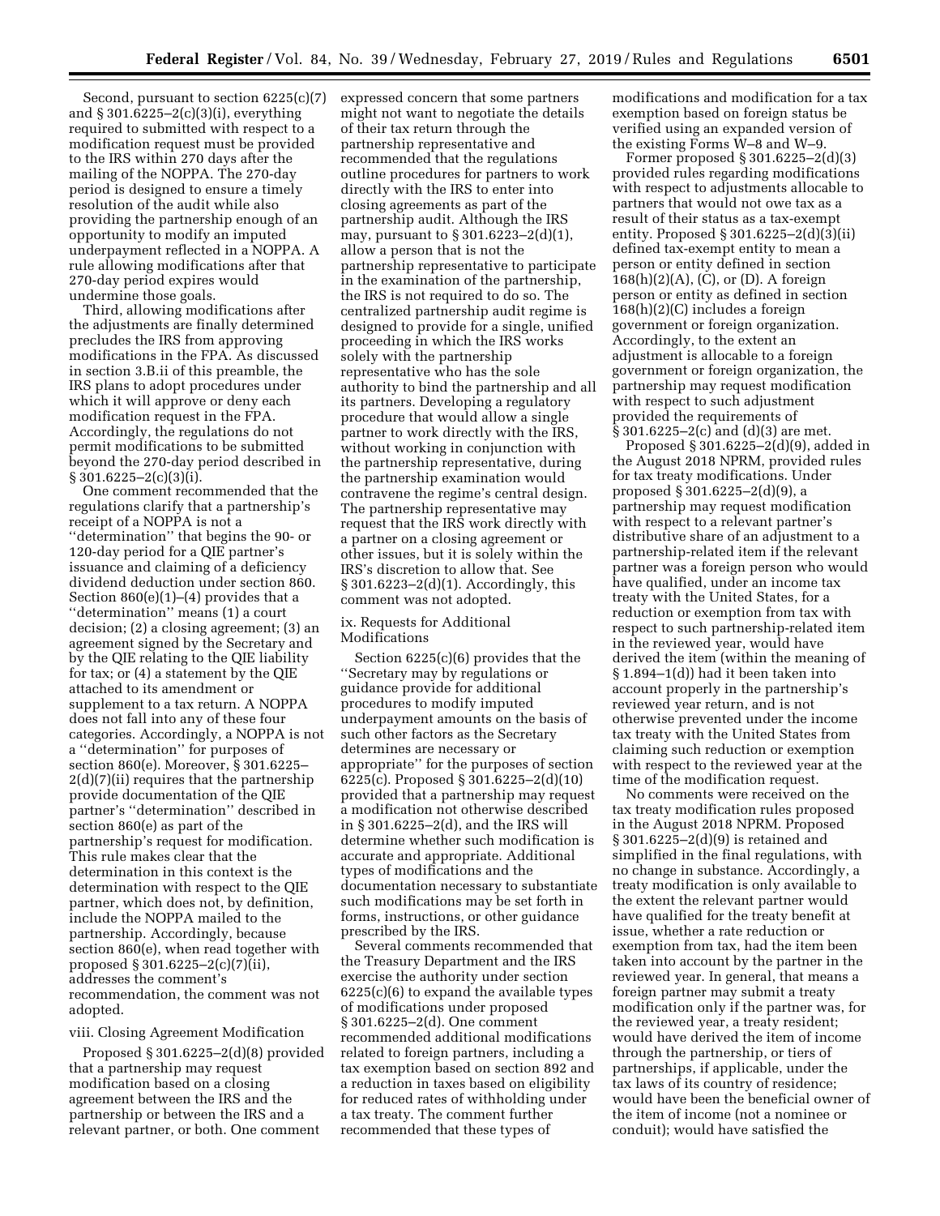Second, pursuant to section 6225(c)(7) and § 301.6225–2(c)(3)(i), everything required to submitted with respect to a modification request must be provided to the IRS within 270 days after the mailing of the NOPPA. The 270-day period is designed to ensure a timely resolution of the audit while also providing the partnership enough of an opportunity to modify an imputed underpayment reflected in a NOPPA. A rule allowing modifications after that 270-day period expires would undermine those goals.

Third, allowing modifications after the adjustments are finally determined precludes the IRS from approving modifications in the FPA. As discussed in section 3.B.ii of this preamble, the IRS plans to adopt procedures under which it will approve or deny each modification request in the FPA. Accordingly, the regulations do not permit modifications to be submitted beyond the 270-day period described in § 301.6225–2(c)(3)(i).

One comment recommended that the regulations clarify that a partnership's receipt of a NOPPA is not a ''determination'' that begins the 90- or 120-day period for a QIE partner's issuance and claiming of a deficiency dividend deduction under section 860. Section 860(e)(1)–(4) provides that a ''determination'' means (1) a court decision; (2) a closing agreement; (3) an agreement signed by the Secretary and by the QIE relating to the QIE liability for tax; or (4) a statement by the QIE attached to its amendment or supplement to a tax return. A NOPPA does not fall into any of these four categories. Accordingly, a NOPPA is not a ''determination'' for purposes of section 860(e). Moreover, § 301.6225–2(d)(7)(ii) requires that the partnership provide documentation of the QIE partner's ''determination'' described in section 860(e) as part of the partnership's request for modification. This rule makes clear that the determination in this context is the determination with respect to the QIE partner, which does not, by definition, include the NOPPA mailed to the partnership. Accordingly, because section 860(e), when read together with proposed § 301.6225–2(c)(7)(ii), addresses the comment's recommendation, the comment was not adopted.

viii. Closing Agreement Modification

Proposed § 301.6225–2(d)(8) provided that a partnership may request modification based on a closing agreement between the IRS and the partnership or between the IRS and a relevant partner, or both. One comment expressed concern that some partners might not want to negotiate the details of their tax return through the partnership representative and recommended that the regulations outline procedures for partners to work directly with the IRS to enter into closing agreements as part of the partnership audit. Although the IRS may, pursuant to § 301.6223–2(d)(1), allow a person that is not the partnership representative to participate in the examination of the partnership, the IRS is not required to do so. The centralized partnership audit regime is designed to provide for a single, unified proceeding in which the IRS works solely with the partnership representative who has the sole authority to bind the partnership and all its partners. Developing a regulatory procedure that would allow a single partner to work directly with the IRS, without working in conjunction with the partnership representative, during the partnership examination would contravene the regime's central design. The partnership representative may request that the IRS work directly with a partner on a closing agreement or other issues, but it is solely within the IRS's discretion to allow that. See § 301.6223–2(d)(1). Accordingly, this comment was not adopted.

ix. Requests for Additional Modifications

Section 6225(c)(6) provides that the ''Secretary may by regulations or guidance provide for additional procedures to modify imputed underpayment amounts on the basis of such other factors as the Secretary determines are necessary or appropriate'' for the purposes of section 6225(c). Proposed § 301.6225–2(d)(10) provided that a partnership may request a modification not otherwise described in § 301.6225–2(d), and the IRS will determine whether such modification is accurate and appropriate. Additional types of modifications and the documentation necessary to substantiate such modifications may be set forth in forms, instructions, or other guidance prescribed by the IRS.

Several comments recommended that the Treasury Department and the IRS exercise the authority under section 6225(c)(6) to expand the available types of modifications under proposed § 301.6225–2(d). One comment recommended additional modifications related to foreign partners, including a tax exemption based on section 892 and a reduction in taxes based on eligibility for reduced rates of withholding under a tax treaty. The comment further recommended that these types of modifications and modification for a tax exemption based on foreign status be verified using an expanded version of the existing Forms W–8 and W–9.

Former proposed § 301.6225–2(d)(3) provided rules regarding modifications with respect to adjustments allocable to partners that would not owe tax as a result of their status as a tax-exempt entity. Proposed § 301.6225–2(d)(3)(ii) defined tax-exempt entity to mean a person or entity defined in section 168(h)(2)(A), (C), or (D). A foreign person or entity as defined in section 168(h)(2)(C) includes a foreign government or foreign organization. Accordingly, to the extent an adjustment is allocable to a foreign government or foreign organization, the partnership may request modification with respect to such adjustment provided the requirements of § 301.6225–2(c) and (d)(3) are met.

Proposed § 301.6225–2(d)(9), added in the August 2018 NPRM, provided rules for tax treaty modifications. Under proposed § 301.6225–2(d)(9), a partnership may request modification with respect to a relevant partner's distributive share of an adjustment to a partnership-related item if the relevant partner was a foreign person who would have qualified, under an income tax treaty with the United States, for a reduction or exemption from tax with respect to such partnership-related item in the reviewed year, would have derived the item (within the meaning of § 1.894–1(d)) had it been taken into account properly in the partnership's reviewed year return, and is not otherwise prevented under the income tax treaty with the United States from claiming such reduction or exemption with respect to the reviewed year at the time of the modification request.

No comments were received on the tax treaty modification rules proposed in the August 2018 NPRM. Proposed § 301.6225–2(d)(9) is retained and simplified in the final regulations, with no change in substance. Accordingly, a treaty modification is only available to the extent the relevant partner would have qualified for the treaty benefit at issue, whether a rate reduction or exemption from tax, had the item been taken into account by the partner in the reviewed year. In general, that means a foreign partner may submit a treaty modification only if the partner was, for the reviewed year, a treaty resident; would have derived the item of income through the partnership, or tiers of partnerships, if applicable, under the tax laws of its country of residence; would have been the beneficial owner of the item of income (not a nominee or conduit); would have satisfied the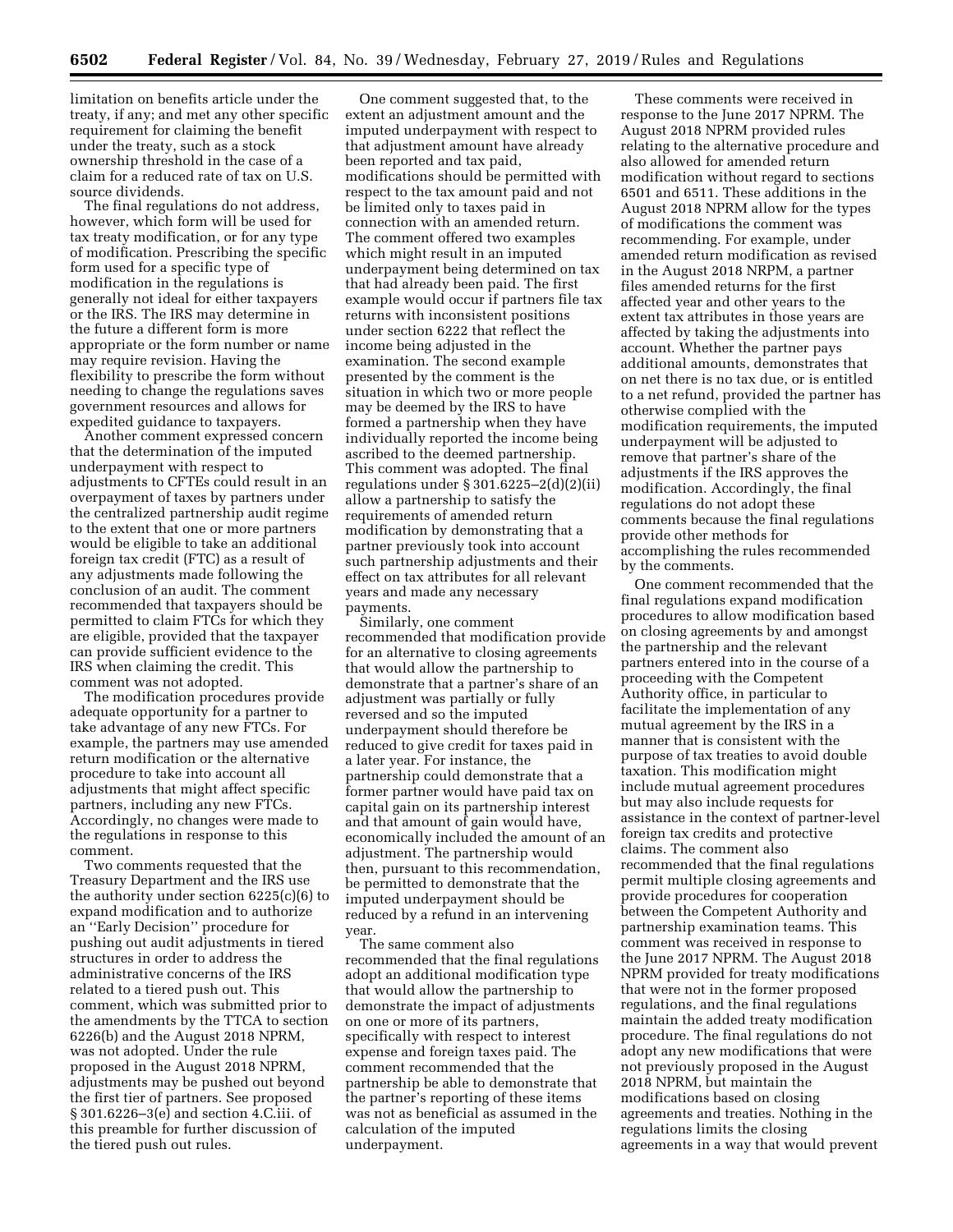limitation on benefits article under the treaty, if any; and met any other specific requirement for claiming the benefit under the treaty, such as a stock ownership threshold in the case of a claim for a reduced rate of tax on U.S. source dividends.

The final regulations do not address, however, which form will be used for tax treaty modification, or for any type of modification. Prescribing the specific form used for a specific type of modification in the regulations is generally not ideal for either taxpayers or the IRS. The IRS may determine in the future a different form is more appropriate or the form number or name may require revision. Having the flexibility to prescribe the form without needing to change the regulations saves government resources and allows for expedited guidance to taxpayers.

Another comment expressed concern that the determination of the imputed underpayment with respect to adjustments to CFTEs could result in an overpayment of taxes by partners under the centralized partnership audit regime to the extent that one or more partners would be eligible to take an additional foreign tax credit (FTC) as a result of any adjustments made following the conclusion of an audit. The comment recommended that taxpayers should be permitted to claim FTCs for which they are eligible, provided that the taxpayer can provide sufficient evidence to the IRS when claiming the credit. This comment was not adopted.

The modification procedures provide adequate opportunity for a partner to take advantage of any new FTCs. For example, the partners may use amended return modification or the alternative procedure to take into account all adjustments that might affect specific partners, including any new FTCs. Accordingly, no changes were made to the regulations in response to this comment.

Two comments requested that the Treasury Department and the IRS use the authority under section 6225(c)(6) to expand modification and to authorize an ''Early Decision'' procedure for pushing out audit adjustments in tiered structures in order to address the administrative concerns of the IRS related to a tiered push out. This comment, which was submitted prior to the amendments by the TTCA to section 6226(b) and the August 2018 NPRM, was not adopted. Under the rule proposed in the August 2018 NPRM, adjustments may be pushed out beyond the first tier of partners. See proposed § 301.6226–3(e) and section 4.C.iii. of this preamble for further discussion of the tiered push out rules.

One comment suggested that, to the extent an adjustment amount and the imputed underpayment with respect to that adjustment amount have already been reported and tax paid, modifications should be permitted with respect to the tax amount paid and not be limited only to taxes paid in connection with an amended return. The comment offered two examples which might result in an imputed underpayment being determined on tax that had already been paid. The first example would occur if partners file tax returns with inconsistent positions under section 6222 that reflect the income being adjusted in the examination. The second example presented by the comment is the situation in which two or more people may be deemed by the IRS to have formed a partnership when they have individually reported the income being ascribed to the deemed partnership. This comment was adopted. The final regulations under § 301.6225–2(d)(2)(ii) allow a partnership to satisfy the requirements of amended return modification by demonstrating that a partner previously took into account such partnership adjustments and their effect on tax attributes for all relevant years and made any necessary payments.

Similarly, one comment recommended that modification provide for an alternative to closing agreements that would allow the partnership to demonstrate that a partner's share of an adjustment was partially or fully reversed and so the imputed underpayment should therefore be reduced to give credit for taxes paid in a later year. For instance, the partnership could demonstrate that a former partner would have paid tax on capital gain on its partnership interest and that amount of gain would have, economically included the amount of an adjustment. The partnership would then, pursuant to this recommendation, be permitted to demonstrate that the imputed underpayment should be reduced by a refund in an intervening year.

The same comment also recommended that the final regulations adopt an additional modification type that would allow the partnership to demonstrate the impact of adjustments on one or more of its partners, specifically with respect to interest expense and foreign taxes paid. The comment recommended that the partnership be able to demonstrate that the partner's reporting of these items was not as beneficial as assumed in the calculation of the imputed underpayment.

These comments were received in response to the June 2017 NPRM. The August 2018 NPRM provided rules relating to the alternative procedure and also allowed for amended return modification without regard to sections 6501 and 6511. These additions in the August 2018 NPRM allow for the types of modifications the comment was recommending. For example, under amended return modification as revised in the August 2018 NRPM, a partner files amended returns for the first affected year and other years to the extent tax attributes in those years are affected by taking the adjustments into account. Whether the partner pays additional amounts, demonstrates that on net there is no tax due, or is entitled to a net refund, provided the partner has otherwise complied with the modification requirements, the imputed underpayment will be adjusted to remove that partner's share of the adjustments if the IRS approves the modification. Accordingly, the final regulations do not adopt these comments because the final regulations provide other methods for accomplishing the rules recommended by the comments.

One comment recommended that the final regulations expand modification procedures to allow modification based on closing agreements by and amongst the partnership and the relevant partners entered into in the course of a proceeding with the Competent Authority office, in particular to facilitate the implementation of any mutual agreement by the IRS in a manner that is consistent with the purpose of tax treaties to avoid double taxation. This modification might include mutual agreement procedures but may also include requests for assistance in the context of partner-level foreign tax credits and protective claims. The comment also recommended that the final regulations permit multiple closing agreements and provide procedures for cooperation between the Competent Authority and partnership examination teams. This comment was received in response to the June 2017 NPRM. The August 2018 NPRM provided for treaty modifications that were not in the former proposed regulations, and the final regulations maintain the added treaty modification procedure. The final regulations do not adopt any new modifications that were not previously proposed in the August 2018 NPRM, but maintain the modifications based on closing agreements and treaties. Nothing in the regulations limits the closing agreements in a way that would prevent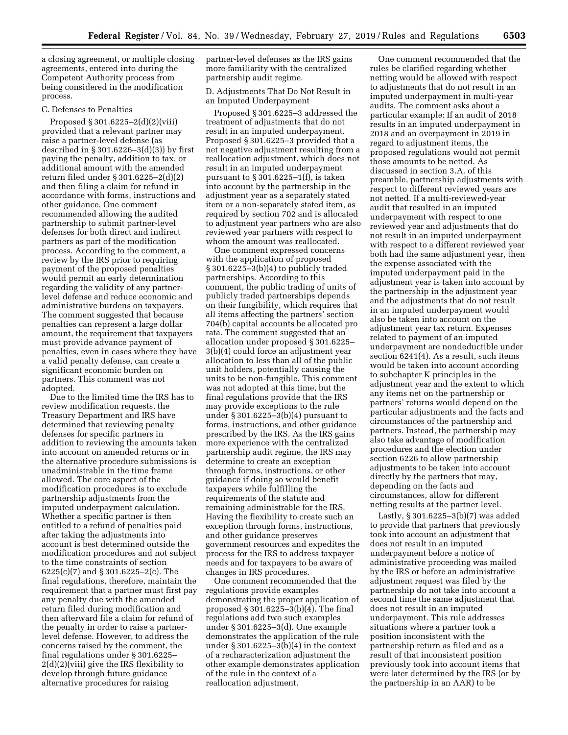a closing agreement, or multiple closing agreements, entered into during the Competent Authority process from being considered in the modification process.

C. Defenses to Penalties

Proposed § 301.6225–2(d)(2)(viii) provided that a relevant partner may raise a partner-level defense (as described in § 301.6226–3(d)(3)) by first paying the penalty, addition to tax, or additional amount with the amended return filed under § 301.6225–2(d)(2) and then filing a claim for refund in accordance with forms, instructions and other guidance. One comment recommended allowing the audited partnership to submit partner-level defenses for both direct and indirect partners as part of the modification process. According to the comment, a review by the IRS prior to requiring payment of the proposed penalties would permit an early determination regarding the validity of any partner-level defense and reduce economic and administrative burdens on taxpayers. The comment suggested that because penalties can represent a large dollar amount, the requirement that taxpayers must provide advance payment of penalties, even in cases where they have a valid penalty defense, can create a significant economic burden on partners. This comment was not adopted.

Due to the limited time the IRS has to review modification requests, the Treasury Department and IRS have determined that reviewing penalty defenses for specific partners in addition to reviewing the amounts taken into account on amended returns or in the alternative procedure submissions is unadministrable in the time frame allowed. The core aspect of the modification procedures is to exclude partnership adjustments from the imputed underpayment calculation. Whether a specific partner is then entitled to a refund of penalties paid after taking the adjustments into account is best determined outside the modification procedures and not subject to the time constraints of section 6225(c)(7) and § 301.6225–2(c). The final regulations, therefore, maintain the requirement that a partner must first pay any penalty due with the amended return filed during modification and then afterward file a claim for refund of the penalty in order to raise a partner-level defense. However, to address the concerns raised by the comment, the final regulations under § 301.6225–2(d)(2)(viii) give the IRS flexibility to develop through future guidance alternative procedures for raising partner-level defenses as the IRS gains more familiarity with the centralized partnership audit regime.

D. Adjustments That Do Not Result in an Imputed Underpayment

Proposed § 301.6225–3 addressed the treatment of adjustments that do not result in an imputed underpayment. Proposed § 301.6225–3 provided that a net negative adjustment resulting from a reallocation adjustment, which does not result in an imputed underpayment pursuant to § 301.6225–1(f), is taken into account by the partnership in the adjustment year as a separately stated item or a non-separately stated item, as required by section 702 and is allocated to adjustment year partners who are also reviewed year partners with respect to whom the amount was reallocated.

One comment expressed concerns with the application of proposed § 301.6225–3(b)(4) to publicly traded partnerships. According to this comment, the public trading of units of publicly traded partnerships depends on their fungibility, which requires that all items affecting the partners' section 704(b) capital accounts be allocated pro rata. The comment suggested that an allocation under proposed § 301.6225–3(b)(4) could force an adjustment year allocation to less than all of the public unit holders, potentially causing the units to be non-fungible. This comment was not adopted at this time, but the final regulations provide that the IRS may provide exceptions to the rule under § 301.6225–3(b)(4) pursuant to forms, instructions, and other guidance prescribed by the IRS. As the IRS gains more experience with the centralized partnership audit regime, the IRS may determine to create an exception through forms, instructions, or other guidance if doing so would benefit taxpayers while fulfilling the requirements of the statute and remaining administrable for the IRS. Having the flexibility to create such an exception through forms, instructions, and other guidance preserves government resources and expedites the process for the IRS to address taxpayer needs and for taxpayers to be aware of changes in IRS procedures.

One comment recommended that the regulations provide examples demonstrating the proper application of proposed § 301.6225–3(b)(4). The final regulations add two such examples under § 301.6225–3(d). One example demonstrates the application of the rule under § 301.6225–3(b)(4) in the context of a recharacterization adjustment the other example demonstrates application of the rule in the context of a reallocation adjustment.

One comment recommended that the rules be clarified regarding whether netting would be allowed with respect to adjustments that do not result in an imputed underpayment in multi-year audits. The comment asks about a particular example: If an audit of 2018 results in an imputed underpayment in 2018 and an overpayment in 2019 in regard to adjustment items, the proposed regulations would not permit those amounts to be netted. As discussed in section 3.A. of this preamble, partnership adjustments with respect to different reviewed years are not netted. If a multi-reviewed-year audit that resulted in an imputed underpayment with respect to one reviewed year and adjustments that do not result in an imputed underpayment with respect to a different reviewed year both had the same adjustment year, then the expense associated with the imputed underpayment paid in the adjustment year is taken into account by the partnership in the adjustment year and the adjustments that do not result in an imputed underpayment would also be taken into account on the adjustment year tax return. Expenses related to payment of an imputed underpayment are nondeductible under section 6241(4). As a result, such items would be taken into account according to subchapter K principles in the adjustment year and the extent to which any items net on the partnership or partners' returns would depend on the particular adjustments and the facts and circumstances of the partnership and partners. Instead, the partnership may also take advantage of modification procedures and the election under section 6226 to allow partnership adjustments to be taken into account directly by the partners that may, depending on the facts and circumstances, allow for different netting results at the partner level.

Lastly, § 301.6225–3(b)(7) was added to provide that partners that previously took into account an adjustment that does not result in an imputed underpayment before a notice of administrative proceeding was mailed by the IRS or before an administrative adjustment request was filed by the partnership do not take into account a second time the same adjustment that does not result in an imputed underpayment. This rule addresses situations where a partner took a position inconsistent with the partnership return as filed and as a result of that inconsistent position previously took into account items that were later determined by the IRS (or by the partnership in an AAR) to be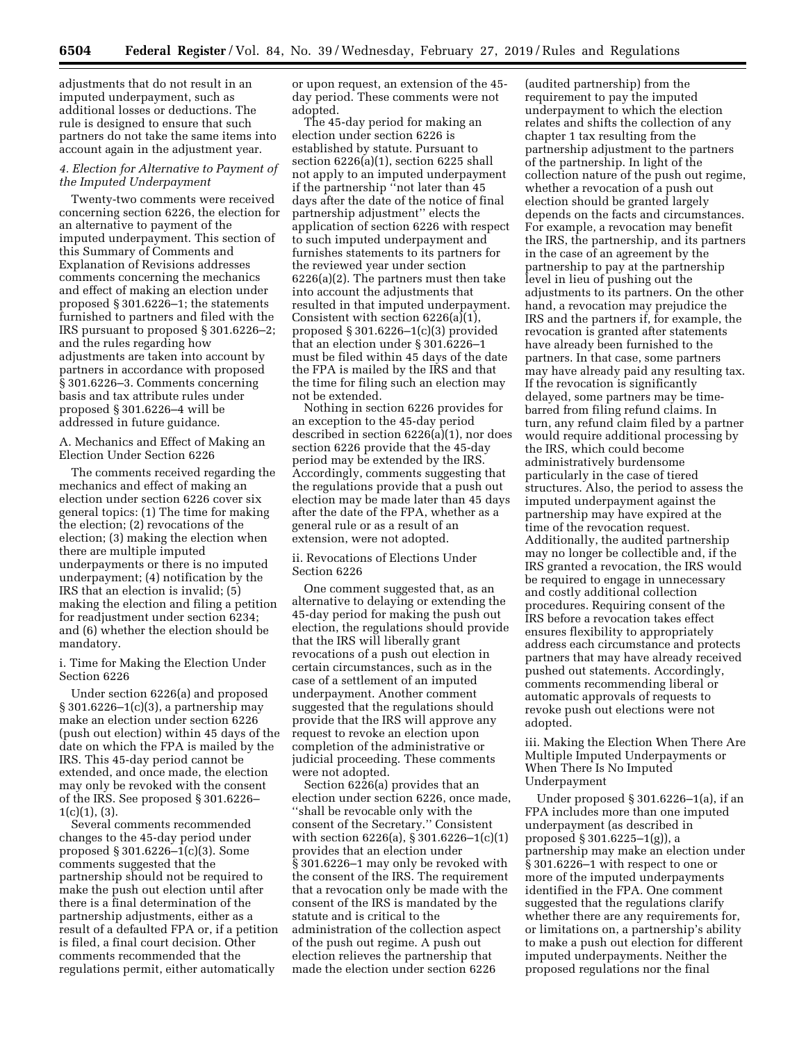adjustments that do not result in an imputed underpayment, such as additional losses or deductions. The rule is designed to ensure that such partners do not take the same items into account again in the adjustment year.

### *4. Election for Alternative to Payment of the Imputed Underpayment*

Twenty-two comments were received concerning section 6226, the election for an alternative to payment of the imputed underpayment. This section of this Summary of Comments and Explanation of Revisions addresses comments concerning the mechanics and effect of making an election under proposed § 301.6226–1; the statements furnished to partners and filed with the IRS pursuant to proposed § 301.6226–2; and the rules regarding how adjustments are taken into account by partners in accordance with proposed § 301.6226–3. Comments concerning basis and tax attribute rules under proposed § 301.6226–4 will be addressed in future guidance.

#### A. Mechanics and Effect of Making an Election Under Section 6226

The comments received regarding the mechanics and effect of making an election under section 6226 cover six general topics: (1) The time for making the election; (2) revocations of the election; (3) making the election when there are multiple imputed underpayments or there is no imputed underpayment; (4) notification by the IRS that an election is invalid; (5) making the election and filing a petition for readjustment under section 6234; and (6) whether the election should be mandatory.

##### i. Time for Making the Election Under Section 6226

Under section 6226(a) and proposed § 301.6226–1(c)(3), a partnership may make an election under section 6226 (push out election) within 45 days of the date on which the FPA is mailed by the IRS. This 45-day period cannot be extended, and once made, the election may only be revoked with the consent of the IRS. See proposed § 301.6226–1(c)(1), (3).

Several comments recommended changes to the 45-day period under proposed § 301.6226–1(c)(3). Some comments suggested that the partnership should not be required to make the push out election until after there is a final determination of the partnership adjustments, either as a result of a defaulted FPA or, if a petition is filed, a final court decision. Other comments recommended that the regulations permit, either automatically or upon request, an extension of the 45-day period. These comments were not adopted.

The 45-day period for making an election under section 6226 is established by statute. Pursuant to section 6226(a)(1), section 6225 shall not apply to an imputed underpayment if the partnership ''not later than 45 days after the date of the notice of final partnership adjustment'' elects the application of section 6226 with respect to such imputed underpayment and furnishes statements to its partners for the reviewed year under section 6226(a)(2). The partners must then take into account the adjustments that resulted in that imputed underpayment. Consistent with section 6226(a)(1), proposed § 301.6226–1(c)(3) provided that an election under § 301.6226–1 must be filed within 45 days of the date the FPA is mailed by the IRS and that the time for filing such an election may not be extended.

Nothing in section 6226 provides for an exception to the 45-day period described in section 6226(a)(1), nor does section 6226 provide that the 45-day period may be extended by the IRS. Accordingly, comments suggesting that the regulations provide that a push out election may be made later than 45 days after the date of the FPA, whether as a general rule or as a result of an extension, were not adopted.

##### ii. Revocations of Elections Under Section 6226

One comment suggested that, as an alternative to delaying or extending the 45-day period for making the push out election, the regulations should provide that the IRS will liberally grant revocations of a push out election in certain circumstances, such as in the case of a settlement of an imputed underpayment. Another comment suggested that the regulations should provide that the IRS will approve any request to revoke an election upon completion of the administrative or judicial proceeding. These comments were not adopted.

Section 6226(a) provides that an election under section 6226, once made, ''shall be revocable only with the consent of the Secretary.'' Consistent with section 6226(a), § 301.6226–1(c)(1) provides that an election under § 301.6226–1 may only be revoked with the consent of the IRS. The requirement that a revocation only be made with the consent of the IRS is mandated by the statute and is critical to the administration of the collection aspect of the push out regime. A push out election relieves the partnership that made the election under section 6226 (audited partnership) from the requirement to pay the imputed underpayment to which the election relates and shifts the collection of any chapter 1 tax resulting from the partnership adjustment to the partners of the partnership. In light of the collection nature of the push out regime, whether a revocation of a push out election should be granted largely depends on the facts and circumstances. For example, a revocation may benefit the IRS, the partnership, and its partners in the case of an agreement by the partnership to pay at the partnership level in lieu of pushing out the adjustments to its partners. On the other hand, a revocation may prejudice the IRS and the partners if, for example, the revocation is granted after statements have already been furnished to the partners. In that case, some partners may have already paid any resulting tax. If the revocation is significantly delayed, some partners may be time-barred from filing refund claims. In turn, any refund claim filed by a partner would require additional processing by the IRS, which could become administratively burdensome particularly in the case of tiered structures. Also, the period to assess the imputed underpayment against the partnership may have expired at the time of the revocation request. Additionally, the audited partnership may no longer be collectible and, if the IRS granted a revocation, the IRS would be required to engage in unnecessary and costly additional collection procedures. Requiring consent of the IRS before a revocation takes effect ensures flexibility to appropriately address each circumstance and protects partners that may have already received pushed out statements. Accordingly, comments recommending liberal or automatic approvals of requests to revoke push out elections were not adopted.

##### iii. Making the Election When There Are Multiple Imputed Underpayments or When There Is No Imputed Underpayment

Under proposed § 301.6226–1(a), if an FPA includes more than one imputed underpayment (as described in proposed § 301.6225–1(g)), a partnership may make an election under § 301.6226–1 with respect to one or more of the imputed underpayments identified in the FPA. One comment suggested that the regulations clarify whether there are any requirements for, or limitations on, a partnership's ability to make a push out election for different imputed underpayments. Neither the proposed regulations nor the final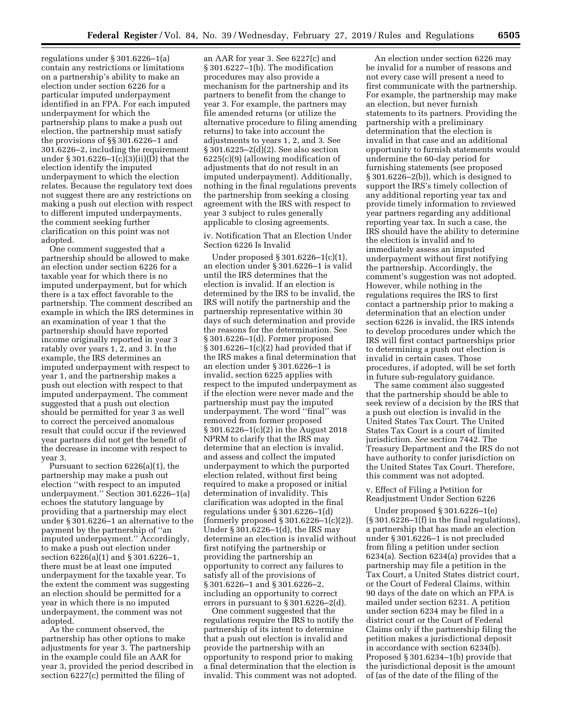regulations under § 301.6226–1(a) contain any restrictions or limitations on a partnership's ability to make an election under section 6226 for a particular imputed underpayment identified in an FPA. For each imputed underpayment for which the partnership plans to make a push out election, the partnership must satisfy the provisions of §§ 301.6226–1 and 301.6226–2, including the requirement under § 301.6226–1(c)(3)(ii)(D) that the election identify the imputed underpayment to which the election relates. Because the regulatory text does not suggest there are any restrictions on making a push out election with respect to different imputed underpayments, the comment seeking further clarification on this point was not adopted.

One comment suggested that a partnership should be allowed to make an election under section 6226 for a taxable year for which there is no imputed underpayment, but for which there is a tax effect favorable to the partnership. The comment described an example in which the IRS determines in an examination of year 1 that the partnership should have reported income originally reported in year 3 ratably over years 1, 2, and 3. In the example, the IRS determines an imputed underpayment with respect to year 1, and the partnership makes a push out election with respect to that imputed underpayment. The comment suggested that a push out election should be permitted for year 3 as well to correct the perceived anomalous result that could occur if the reviewed year partners did not get the benefit of the decrease in income with respect to year 3.

Pursuant to section 6226(a)(1), the partnership may make a push out election "with respect to an imputed underpayment." Section 301.6226–1(a) echoes the statutory language by providing that a partnership may elect under § 301.6226–1 an alternative to the payment by the partnership of "an imputed underpayment." Accordingly, to make a push out election under section 6226(a)(1) and § 301.6226–1, there must be at least one imputed underpayment for the taxable year. To the extent the comment was suggesting an election should be permitted for a year in which there is no imputed underpayment, the comment was not adopted.

As the comment observed, the partnership has other options to make adjustments for year 3. The partnership in the example could file an AAR for year 3, provided the period described in section 6227(c) permitted the filing of an AAR for year 3. See 6227(c) and § 301.6227–1(b). The modification procedures may also provide a mechanism for the partnership and its partners to benefit from the change to year 3. For example, the partners may file amended returns (or utilize the alternative procedure to filing amending returns) to take into account the adjustments to years 1, 2, and 3. See § 301.6225–2(d)(2). See also section 6225(c)(9) (allowing modification of adjustments that do not result in an imputed underpayment). Additionally, nothing in the final regulations prevents the partnership from seeking a closing agreement with the IRS with respect to year 3 subject to rules generally applicable to closing agreements.

### iv. Notification That an Election Under Section 6226 Is Invalid

Under proposed § 301.6226–1(c)(1), an election under § 301.6226–1 is valid until the IRS determines that the election is invalid. If an election is determined by the IRS to be invalid, the IRS will notify the partnership and the partnership representative within 30 days of such determination and provide the reasons for the determination. See § 301.6226–1(d). Former proposed § 301.6226–1(c)(2) had provided that if the IRS makes a final determination that an election under § 301.6226–1 is invalid, section 6225 applies with respect to the imputed underpayment as if the election were never made and the partnership must pay the imputed underpayment. The word "final" was removed from former proposed § 301.6226–1(c)(2) in the August 2018 NPRM to clarify that the IRS may determine that an election is invalid, and assess and collect the imputed underpayment to which the purported election related, without first being required to make a proposed or initial determination of invalidity. This clarification was adopted in the final regulations under § 301.6226–1(d) (formerly proposed § 301.6226–1(c)(2)). Under § 301.6226–1(d), the IRS may determine an election is invalid without first notifying the partnership or providing the partnership an opportunity to correct any failures to satisfy all of the provisions of § 301.6226–1 and § 301.6226–2, including an opportunity to correct errors in pursuant to § 301.6226–2(d).

One comment suggested that the regulations require the IRS to notify the partnership of its intent to determine that a push out election is invalid and provide the partnership with an opportunity to respond prior to making a final determination that the election is invalid. This comment was not adopted.

An election under section 6226 may be invalid for a number of reasons and not every case will present a need to first communicate with the partnership. For example, the partnership may make an election, but never furnish statements to its partners. Providing the partnership with a preliminary determination that the election is invalid in that case and an additional opportunity to furnish statements would undermine the 60-day period for furnishing statements (see proposed § 301.6226–2(b)), which is designed to support the IRS's timely collection of any additional reporting year tax and provide timely information to reviewed year partners regarding any additional reporting year tax. In such a case, the IRS should have the ability to determine the election is invalid and to immediately assess an imputed underpayment without first notifying the partnership. Accordingly, the comment's suggestion was not adopted. However, while nothing in the regulations requires the IRS to first contact a partnership prior to making a determination that an election under section 6226 is invalid, the IRS intends to develop procedures under which the IRS will first contact partnerships prior to determining a push out election is invalid in certain cases. Those procedures, if adopted, will be set forth in future sub-regulatory guidance.

The same comment also suggested that the partnership should be able to seek review of a decision by the IRS that a push out election is invalid in the United States Tax Court. The United States Tax Court is a court of limited jurisdiction. *See* section 7442. The Treasury Department and the IRS do not have authority to confer jurisdiction on the United States Tax Court. Therefore, this comment was not adopted.

### v. Effect of Filing a Petition for Readjustment Under Section 6226

Under proposed § 301.6226–1(e) (§ 301.6226–1(f) in the final regulations), a partnership that has made an election under § 301.6226–1 is not precluded from filing a petition under section 6234(a). Section 6234(a) provides that a partnership may file a petition in the Tax Court, a United States district court, or the Court of Federal Claims, within 90 days of the date on which an FPA is mailed under section 6231. A petition under section 6234 may be filed in a district court or the Court of Federal Claims only if the partnership filing the petition makes a jurisdictional deposit in accordance with section 6234(b). Proposed § 301.6234–1(b) provide that the jurisdictional deposit is the amount of (as of the date of the filing of the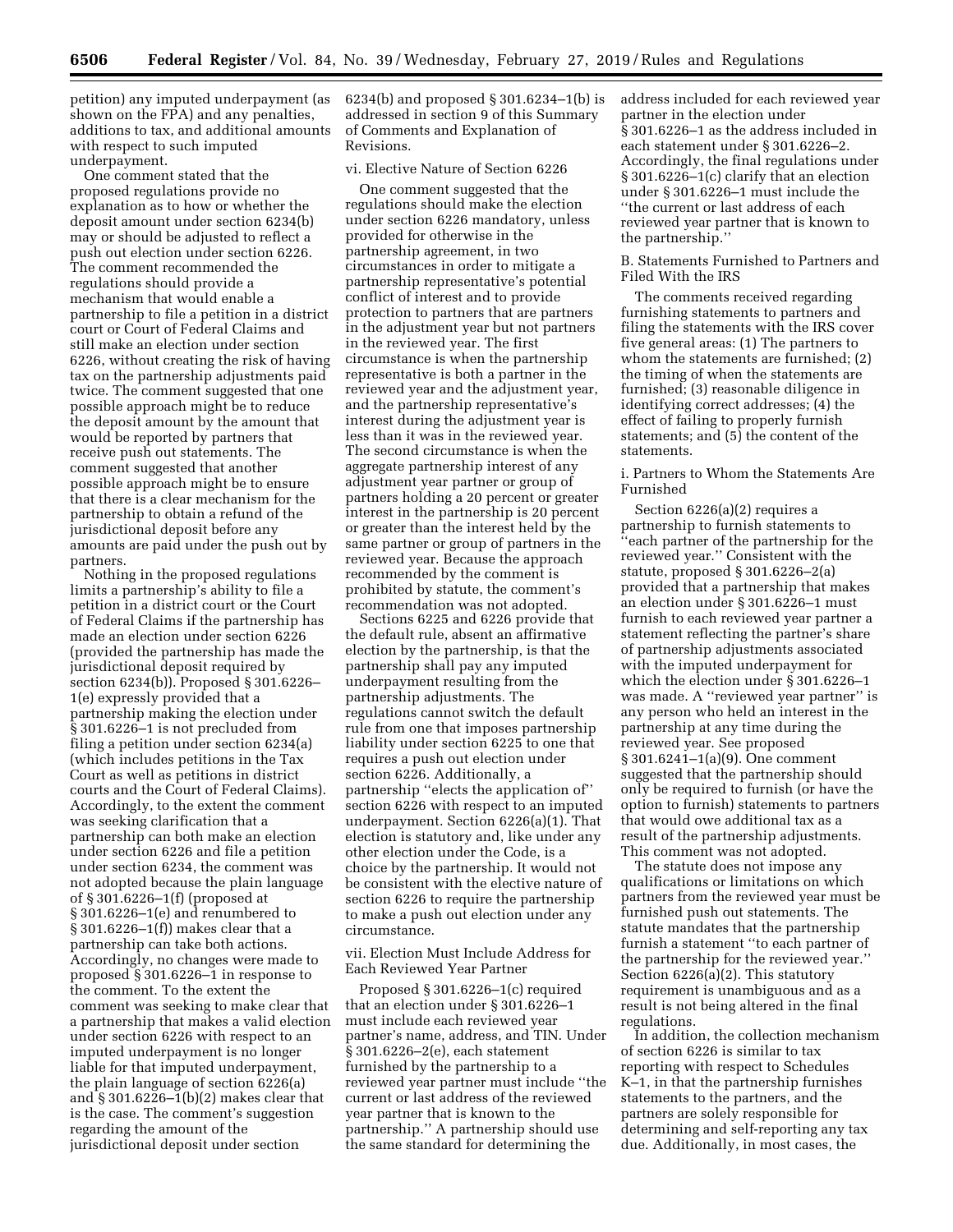petition) any imputed underpayment (as shown on the FPA) and any penalties, additions to tax, and additional amounts with respect to such imputed underpayment.

One comment stated that the proposed regulations provide no explanation as to how or whether the deposit amount under section 6234(b) may or should be adjusted to reflect a push out election under section 6226. The comment recommended the regulations should provide a mechanism that would enable a partnership to file a petition in a district court or Court of Federal Claims and still make an election under section 6226, without creating the risk of having tax on the partnership adjustments paid twice. The comment suggested that one possible approach might be to reduce the deposit amount by the amount that would be reported by partners that receive push out statements. The comment suggested that another possible approach might be to ensure that there is a clear mechanism for the partnership to obtain a refund of the jurisdictional deposit before any amounts are paid under the push out by partners.

Nothing in the proposed regulations limits a partnership's ability to file a petition in a district court or the Court of Federal Claims if the partnership has made an election under section 6226 (provided the partnership has made the jurisdictional deposit required by section 6234(b)). Proposed § 301.6226–1(e) expressly provided that a partnership making the election under § 301.6226–1 is not precluded from filing a petition under section 6234(a) (which includes petitions in the Tax Court as well as petitions in district courts and the Court of Federal Claims). Accordingly, to the extent the comment was seeking clarification that a partnership can both make an election under section 6226 and file a petition under section 6234, the comment was not adopted because the plain language of § 301.6226–1(f) (proposed at § 301.6226–1(e) and renumbered to § 301.6226–1(f)) makes clear that a partnership can take both actions. Accordingly, no changes were made to proposed § 301.6226–1 in response to the comment. To the extent the comment was seeking to make clear that a partnership that makes a valid election under section 6226 with respect to an imputed underpayment is no longer liable for that imputed underpayment, the plain language of section 6226(a) and § 301.6226–1(b)(2) makes clear that is the case. The comment's suggestion regarding the amount of the jurisdictional deposit under section 6234(b) and proposed § 301.6234–1(b) is addressed in section 9 of this Summary of Comments and Explanation of Revisions.

vi. Elective Nature of Section 6226

One comment suggested that the regulations should make the election under section 6226 mandatory, unless provided for otherwise in the partnership agreement, in two circumstances in order to mitigate a partnership representative's potential conflict of interest and to provide protection to partners that are partners in the adjustment year but not partners in the reviewed year. The first circumstance is when the partnership representative is both a partner in the reviewed year and the adjustment year, and the partnership representative's interest during the adjustment year is less than it was in the reviewed year. The second circumstance is when the aggregate partnership interest of any adjustment year partner or group of partners holding a 20 percent or greater interest in the partnership is 20 percent or greater than the interest held by the same partner or group of partners in the reviewed year. Because the approach recommended by the comment is prohibited by statute, the comment's recommendation was not adopted.

Sections 6225 and 6226 provide that the default rule, absent an affirmative election by the partnership, is that the partnership shall pay any imputed underpayment resulting from the partnership adjustments. The regulations cannot switch the default rule from one that imposes partnership liability under section 6225 to one that requires a push out election under section 6226. Additionally, a partnership "elects the application of" section 6226 with respect to an imputed underpayment. Section 6226(a)(1). That election is statutory and, like under any other election under the Code, is a choice by the partnership. It would not be consistent with the elective nature of section 6226 to require the partnership to make a push out election under any circumstance.

vii. Election Must Include Address for Each Reviewed Year Partner

Proposed § 301.6226–1(c) required that an election under § 301.6226–1 must include each reviewed year partner's name, address, and TIN. Under § 301.6226–2(e), each statement furnished by the partnership to a reviewed year partner must include "the current or last address of the reviewed year partner that is known to the partnership." A partnership should use the same standard for determining the address included for each reviewed year partner in the election under § 301.6226–1 as the address included in each statement under § 301.6226–2. Accordingly, the final regulations under § 301.6226–1(c) clarify that an election under § 301.6226–1 must include the "the current or last address of each reviewed year partner that is known to the partnership."

B. Statements Furnished to Partners and Filed With the IRS

The comments received regarding furnishing statements to partners and filing the statements with the IRS cover five general areas: (1) The partners to whom the statements are furnished; (2) the timing of when the statements are furnished; (3) reasonable diligence in identifying correct addresses; (4) the effect of failing to properly furnish statements; and (5) the content of the statements.

i. Partners to Whom the Statements Are Furnished

Section 6226(a)(2) requires a partnership to furnish statements to "each partner of the partnership for the reviewed year." Consistent with the statute, proposed § 301.6226–2(a) provided that a partnership that makes an election under § 301.6226–1 must furnish to each reviewed year partner a statement reflecting the partner's share of partnership adjustments associated with the imputed underpayment for which the election under § 301.6226–1 was made. A "reviewed year partner" is any person who held an interest in the partnership at any time during the reviewed year. See proposed § 301.6241–1(a)(9). One comment suggested that the partnership should only be required to furnish (or have the option to furnish) statements to partners that would owe additional tax as a result of the partnership adjustments. This comment was not adopted.

The statute does not impose any qualifications or limitations on which partners from the reviewed year must be furnished push out statements. The statute mandates that the partnership furnish a statement "to each partner of the partnership for the reviewed year." Section 6226(a)(2). This statutory requirement is unambiguous and as a result is not being altered in the final regulations.

In addition, the collection mechanism of section 6226 is similar to tax reporting with respect to Schedules K–1, in that the partnership furnishes statements to the partners, and the partners are solely responsible for determining and self-reporting any tax due. Additionally, in most cases, the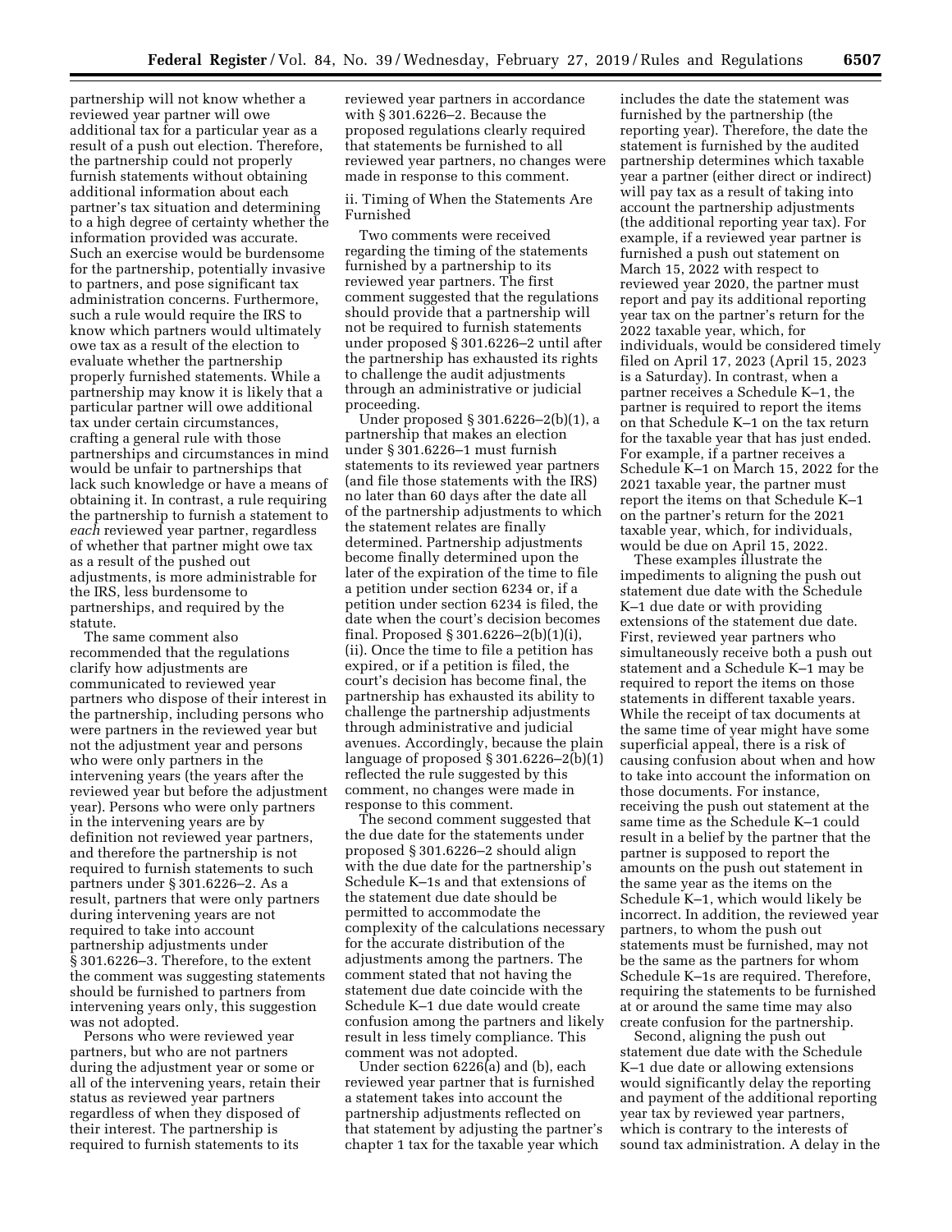partnership will not know whether a reviewed year partner will owe additional tax for a particular year as a result of a push out election. Therefore, the partnership could not properly furnish statements without obtaining additional information about each partner's tax situation and determining to a high degree of certainty whether the information provided was accurate. Such an exercise would be burdensome for the partnership, potentially invasive to partners, and pose significant tax administration concerns. Furthermore, such a rule would require the IRS to know which partners would ultimately owe tax as a result of the election to evaluate whether the partnership properly furnished statements. While a partnership may know it is likely that a particular partner will owe additional tax under certain circumstances, crafting a general rule with those partnerships and circumstances in mind would be unfair to partnerships that lack such knowledge or have a means of obtaining it. In contrast, a rule requiring the partnership to furnish a statement to *each* reviewed year partner, regardless of whether that partner might owe tax as a result of the pushed out adjustments, is more administrable for the IRS, less burdensome to partnerships, and required by the statute.

The same comment also recommended that the regulations clarify how adjustments are communicated to reviewed year partners who dispose of their interest in the partnership, including persons who were partners in the reviewed year but not the adjustment year and persons who were only partners in the intervening years (the years after the reviewed year but before the adjustment year). Persons who were only partners in the intervening years are by definition not reviewed year partners, and therefore the partnership is not required to furnish statements to such partners under § 301.6226–2. As a result, partners that were only partners during intervening years are not required to take into account partnership adjustments under § 301.6226–3. Therefore, to the extent the comment was suggesting statements should be furnished to partners from intervening years only, this suggestion was not adopted.

Persons who were reviewed year partners, but who are not partners during the adjustment year or some or all of the intervening years, retain their status as reviewed year partners regardless of when they disposed of their interest. The partnership is required to furnish statements to its reviewed year partners in accordance with § 301.6226–2. Because the proposed regulations clearly required that statements be furnished to all reviewed year partners, no changes were made in response to this comment.

ii. Timing of When the Statements Are Furnished

Two comments were received regarding the timing of the statements furnished by a partnership to its reviewed year partners. The first comment suggested that the regulations should provide that a partnership will not be required to furnish statements under proposed § 301.6226–2 until after the partnership has exhausted its rights to challenge the audit adjustments through an administrative or judicial proceeding.

Under proposed § 301.6226–2(b)(1), a partnership that makes an election under § 301.6226–1 must furnish statements to its reviewed year partners (and file those statements with the IRS) no later than 60 days after the date all of the partnership adjustments to which the statement relates are finally determined. Partnership adjustments become finally determined upon the later of the expiration of the time to file a petition under section 6234 or, if a petition under section 6234 is filed, the date when the court's decision becomes final. Proposed § 301.6226–2(b)(1)(i), (ii). Once the time to file a petition has expired, or if a petition is filed, the court's decision has become final, the partnership has exhausted its ability to challenge the partnership adjustments through administrative and judicial avenues. Accordingly, because the plain language of proposed § 301.6226–2(b)(1) reflected the rule suggested by this comment, no changes were made in response to this comment.

The second comment suggested that the due date for the statements under proposed § 301.6226–2 should align with the due date for the partnership's Schedule K–1s and that extensions of the statement due date should be permitted to accommodate the complexity of the calculations necessary for the accurate distribution of the adjustments among the partners. The comment stated that not having the statement due date coincide with the Schedule K–1 due date would create confusion among the partners and likely result in less timely compliance. This comment was not adopted.

Under section 6226(a) and (b), each reviewed year partner that is furnished a statement takes into account the partnership adjustments reflected on that statement by adjusting the partner's chapter 1 tax for the taxable year which includes the date the statement was furnished by the partnership (the reporting year). Therefore, the date the statement is furnished by the audited partnership determines which taxable year a partner (either direct or indirect) will pay tax as a result of taking into account the partnership adjustments (the additional reporting year tax). For example, if a reviewed year partner is furnished a push out statement on March 15, 2022 with respect to reviewed year 2020, the partner must report and pay its additional reporting year tax on the partner's return for the 2022 taxable year, which, for individuals, would be considered timely filed on April 17, 2023 (April 15, 2023 is a Saturday). In contrast, when a partner receives a Schedule K–1, the partner is required to report the items on that Schedule K–1 on the tax return for the taxable year that has just ended. For example, if a partner receives a Schedule K–1 on March 15, 2022 for the 2021 taxable year, the partner must report the items on that Schedule K–1 on the partner's return for the 2021 taxable year, which, for individuals, would be due on April 15, 2022.

These examples illustrate the impediments to aligning the push out statement due date with the Schedule K–1 due date or with providing extensions of the statement due date. First, reviewed year partners who simultaneously receive both a push out statement and a Schedule K–1 may be required to report the items on those statements in different taxable years. While the receipt of tax documents at the same time of year might have some superficial appeal, there is a risk of causing confusion about when and how to take into account the information on those documents. For instance, receiving the push out statement at the same time as the Schedule K–1 could result in a belief by the partner that the partner is supposed to report the amounts on the push out statement in the same year as the items on the Schedule K–1, which would likely be incorrect. In addition, the reviewed year partners, to whom the push out statements must be furnished, may not be the same as the partners for whom Schedule K–1s are required. Therefore, requiring the statements to be furnished at or around the same time may also create confusion for the partnership.

Second, aligning the push out statement due date with the Schedule K–1 due date or allowing extensions would significantly delay the reporting and payment of the additional reporting year tax by reviewed year partners, which is contrary to the interests of sound tax administration. A delay in the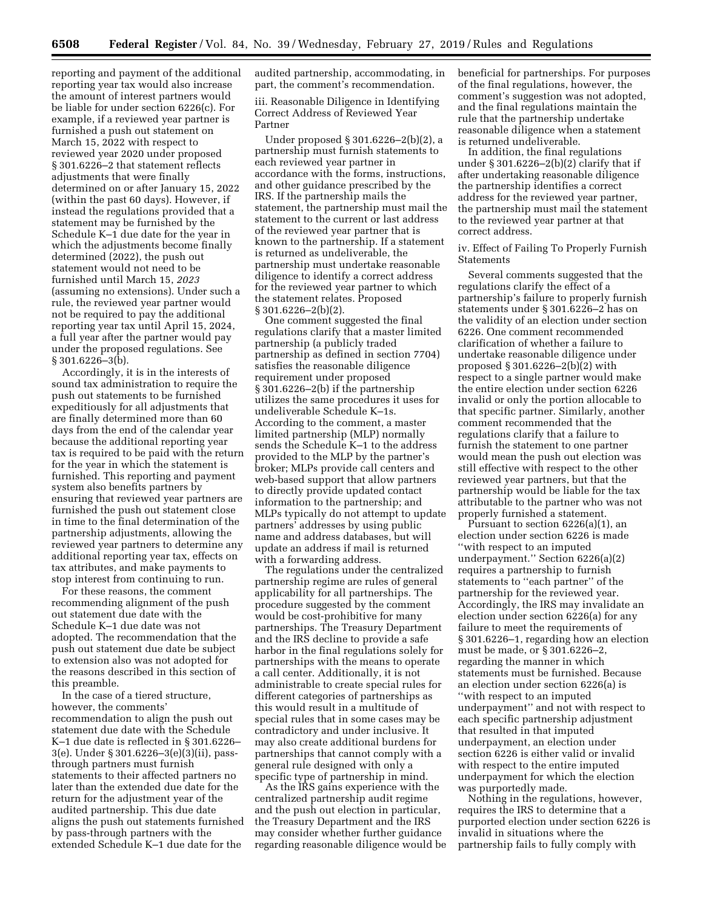reporting and payment of the additional reporting year tax would also increase the amount of interest partners would be liable for under section 6226(c). For example, if a reviewed year partner is furnished a push out statement on March 15, 2022 with respect to reviewed year 2020 under proposed § 301.6226–2 that statement reflects adjustments that were finally determined on or after January 15, 2022 (within the past 60 days). However, if instead the regulations provided that a statement may be furnished by the Schedule K–1 due date for the year in which the adjustments become finally determined (2022), the push out statement would not need to be furnished until March 15, *2023* (assuming no extensions). Under such a rule, the reviewed year partner would not be required to pay the additional reporting year tax until April 15, 2024, a full year after the partner would pay under the proposed regulations. See § 301.6226–3(b).

Accordingly, it is in the interests of sound tax administration to require the push out statements to be furnished expeditiously for all adjustments that are finally determined more than 60 days from the end of the calendar year because the additional reporting year tax is required to be paid with the return for the year in which the statement is furnished. This reporting and payment system also benefits partners by ensuring that reviewed year partners are furnished the push out statement close in time to the final determination of the partnership adjustments, allowing the reviewed year partners to determine any additional reporting year tax, effects on tax attributes, and make payments to stop interest from continuing to run.

For these reasons, the comment recommending alignment of the push out statement due date with the Schedule K–1 due date was not adopted. The recommendation that the push out statement due date be subject to extension also was not adopted for the reasons described in this section of this preamble.

In the case of a tiered structure, however, the comments' recommendation to align the push out statement due date with the Schedule K–1 due date is reflected in § 301.6226–3(e). Under § 301.6226–3(e)(3)(ii), pass-through partners must furnish statements to their affected partners no later than the extended due date for the return for the adjustment year of the audited partnership. This due date aligns the push out statements furnished by pass-through partners with the extended Schedule K–1 due date for the audited partnership, accommodating, in part, the comment's recommendation.

iii. Reasonable Diligence in Identifying Correct Address of Reviewed Year Partner

Under proposed § 301.6226–2(b)(2), a partnership must furnish statements to each reviewed year partner in accordance with the forms, instructions, and other guidance prescribed by the IRS. If the partnership mails the statement, the partnership must mail the statement to the current or last address of the reviewed year partner that is known to the partnership. If a statement is returned as undeliverable, the partnership must undertake reasonable diligence to identify a correct address for the reviewed year partner to which the statement relates. Proposed § 301.6226–2(b)(2).

One comment suggested the final regulations clarify that a master limited partnership (a publicly traded partnership as defined in section 7704) satisfies the reasonable diligence requirement under proposed § 301.6226–2(b) if the partnership utilizes the same procedures it uses for undeliverable Schedule K–1s. According to the comment, a master limited partnership (MLP) normally sends the Schedule K–1 to the address provided to the MLP by the partner's broker; MLPs provide call centers and web-based support that allow partners to directly provide updated contact information to the partnership; and MLPs typically do not attempt to update partners' addresses by using public name and address databases, but will update an address if mail is returned with a forwarding address.

The regulations under the centralized partnership regime are rules of general applicability for all partnerships. The procedure suggested by the comment would be cost-prohibitive for many partnerships. The Treasury Department and the IRS decline to provide a safe harbor in the final regulations solely for partnerships with the means to operate a call center. Additionally, it is not administrable to create special rules for different categories of partnerships as this would result in a multitude of special rules that in some cases may be contradictory and under inclusive. It may also create additional burdens for partnerships that cannot comply with a general rule designed with only a specific type of partnership in mind.

As the IRS gains experience with the centralized partnership audit regime and the push out election in particular, the Treasury Department and the IRS may consider whether further guidance regarding reasonable diligence would be beneficial for partnerships. For purposes of the final regulations, however, the comment's suggestion was not adopted, and the final regulations maintain the rule that the partnership undertake reasonable diligence when a statement is returned undeliverable.

In addition, the final regulations under § 301.6226–2(b)(2) clarify that if after undertaking reasonable diligence the partnership identifies a correct address for the reviewed year partner, the partnership must mail the statement to the reviewed year partner at that correct address.

iv. Effect of Failing To Properly Furnish Statements

Several comments suggested that the regulations clarify the effect of a partnership's failure to properly furnish statements under § 301.6226–2 has on the validity of an election under section 6226. One comment recommended clarification of whether a failure to undertake reasonable diligence under proposed § 301.6226–2(b)(2) with respect to a single partner would make the entire election under section 6226 invalid or only the portion allocable to that specific partner. Similarly, another comment recommended that the regulations clarify that a failure to furnish the statement to one partner would mean the push out election was still effective with respect to the other reviewed year partners, but that the partnership would be liable for the tax attributable to the partner who was not properly furnished a statement.

Pursuant to section 6226(a)(1), an election under section 6226 is made "with respect to an imputed underpayment." Section 6226(a)(2) requires a partnership to furnish statements to "each partner" of the partnership for the reviewed year. Accordingly, the IRS may invalidate an election under section 6226(a) for any failure to meet the requirements of § 301.6226–1, regarding how an election must be made, or § 301.6226–2, regarding the manner in which statements must be furnished. Because an election under section 6226(a) is "with respect to an imputed underpayment" and not with respect to each specific partnership adjustment that resulted in that imputed underpayment, an election under section 6226 is either valid or invalid with respect to the entire imputed underpayment for which the election was purportedly made.

Nothing in the regulations, however, requires the IRS to determine that a purported election under section 6226 is invalid in situations where the partnership fails to fully comply with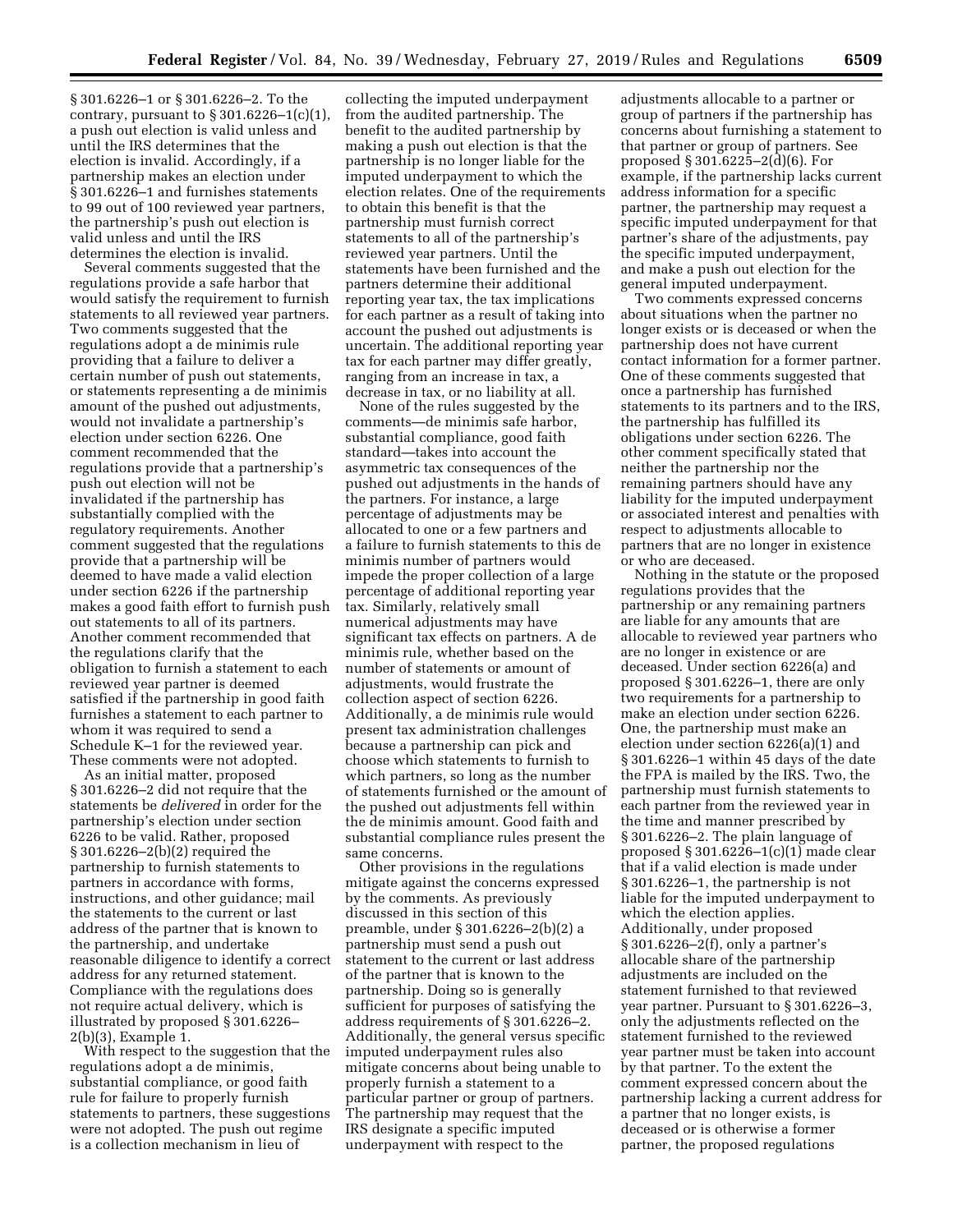§ 301.6226–1 or § 301.6226–2. To the contrary, pursuant to § 301.6226–1(c)(1), a push out election is valid unless and until the IRS determines that the election is invalid. Accordingly, if a partnership makes an election under § 301.6226–1 and furnishes statements to 99 out of 100 reviewed year partners, the partnership's push out election is valid unless and until the IRS determines the election is invalid.

Several comments suggested that the regulations provide a safe harbor that would satisfy the requirement to furnish statements to all reviewed year partners. Two comments suggested that the regulations adopt a de minimis rule providing that a failure to deliver a certain number of push out statements, or statements representing a de minimis amount of the pushed out adjustments, would not invalidate a partnership's election under section 6226. One comment recommended that the regulations provide that a partnership's push out election will not be invalidated if the partnership has substantially complied with the regulatory requirements. Another comment suggested that the regulations provide that a partnership will be deemed to have made a valid election under section 6226 if the partnership makes a good faith effort to furnish push out statements to all of its partners. Another comment recommended that the regulations clarify that the obligation to furnish a statement to each reviewed year partner is deemed satisfied if the partnership in good faith furnishes a statement to each partner to whom it was required to send a Schedule K–1 for the reviewed year. These comments were not adopted.

As an initial matter, proposed § 301.6226–2 did not require that the statements be *delivered* in order for the partnership's election under section 6226 to be valid. Rather, proposed § 301.6226–2(b)(2) required the partnership to furnish statements to partners in accordance with forms, instructions, and other guidance; mail the statements to the current or last address of the partner that is known to the partnership, and undertake reasonable diligence to identify a correct address for any returned statement. Compliance with the regulations does not require actual delivery, which is illustrated by proposed § 301.6226–2(b)(3), Example 1.

With respect to the suggestion that the regulations adopt a de minimis, substantial compliance, or good faith rule for failure to properly furnish statements to partners, these suggestions were not adopted. The push out regime is a collection mechanism in lieu of collecting the imputed underpayment from the audited partnership. The benefit to the audited partnership by making a push out election is that the partnership is no longer liable for the imputed underpayment to which the election relates. One of the requirements to obtain this benefit is that the partnership must furnish correct statements to all of the partnership's reviewed year partners. Until the statements have been furnished and the partners determine their additional reporting year tax, the tax implications for each partner as a result of taking into account the pushed out adjustments is uncertain. The additional reporting year tax for each partner may differ greatly, ranging from an increase in tax, a decrease in tax, or no liability at all.

None of the rules suggested by the comments—de minimis safe harbor, substantial compliance, good faith standard—takes into account the asymmetric tax consequences of the pushed out adjustments in the hands of the partners. For instance, a large percentage of adjustments may be allocated to one or a few partners and a failure to furnish statements to this de minimis number of partners would impede the proper collection of a large percentage of additional reporting year tax. Similarly, relatively small numerical adjustments may have significant tax effects on partners. A de minimis rule, whether based on the number of statements or amount of adjustments, would frustrate the collection aspect of section 6226. Additionally, a de minimis rule would present tax administration challenges because a partnership can pick and choose which statements to furnish to which partners, so long as the number of statements furnished or the amount of the pushed out adjustments fell within the de minimis amount. Good faith and substantial compliance rules present the same concerns.

Other provisions in the regulations mitigate against the concerns expressed by the comments. As previously discussed in this section of this preamble, under § 301.6226–2(b)(2) a partnership must send a push out statement to the current or last address of the partner that is known to the partnership. Doing so is generally sufficient for purposes of satisfying the address requirements of § 301.6226–2. Additionally, the general versus specific imputed underpayment rules also mitigate concerns about being unable to properly furnish a statement to a particular partner or group of partners. The partnership may request that the IRS designate a specific imputed underpayment with respect to the adjustments allocable to a partner or group of partners if the partnership has concerns about furnishing a statement to that partner or group of partners. See proposed § 301.6225–2(d)(6). For example, if the partnership lacks current address information for a specific partner, the partnership may request a specific imputed underpayment for that partner's share of the adjustments, pay the specific imputed underpayment, and make a push out election for the general imputed underpayment.

Two comments expressed concerns about situations when the partner no longer exists or is deceased or when the partnership does not have current contact information for a former partner. One of these comments suggested that once a partnership has furnished statements to its partners and to the IRS, the partnership has fulfilled its obligations under section 6226. The other comment specifically stated that neither the partnership nor the remaining partners should have any liability for the imputed underpayment or associated interest and penalties with respect to adjustments allocable to partners that are no longer in existence or who are deceased.

Nothing in the statute or the proposed regulations provides that the partnership or any remaining partners are liable for any amounts that are allocable to reviewed year partners who are no longer in existence or are deceased. Under section 6226(a) and proposed § 301.6226–1, there are only two requirements for a partnership to make an election under section 6226. One, the partnership must make an election under section 6226(a)(1) and § 301.6226–1 within 45 days of the date the FPA is mailed by the IRS. Two, the partnership must furnish statements to each partner from the reviewed year in the time and manner prescribed by § 301.6226–2. The plain language of proposed § 301.6226–1(c)(1) made clear that if a valid election is made under § 301.6226–1, the partnership is not liable for the imputed underpayment to which the election applies. Additionally, under proposed § 301.6226–2(f), only a partner's allocable share of the partnership adjustments are included on the statement furnished to that reviewed year partner. Pursuant to § 301.6226–3, only the adjustments reflected on the statement furnished to the reviewed year partner must be taken into account by that partner. To the extent the comment expressed concern about the partnership lacking a current address for a partner that no longer exists, is deceased or is otherwise a former partner, the proposed regulations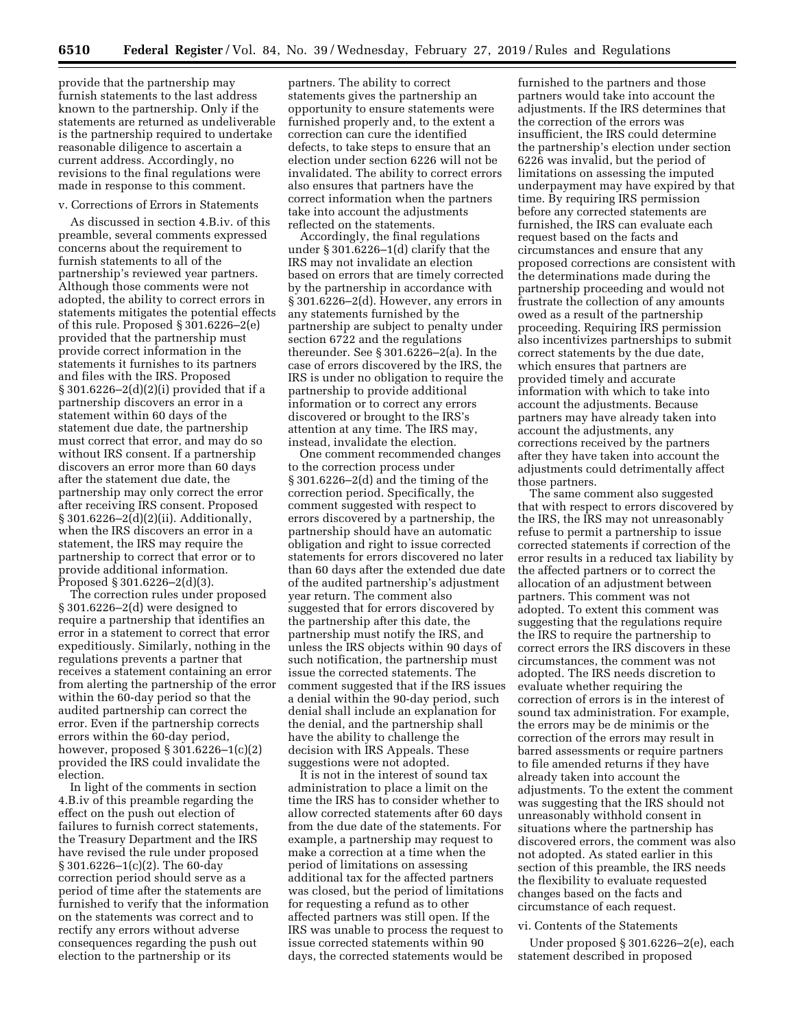provide that the partnership may furnish statements to the last address known to the partnership. Only if the statements are returned as undeliverable is the partnership required to undertake reasonable diligence to ascertain a current address. Accordingly, no revisions to the final regulations were made in response to this comment.

v. Corrections of Errors in Statements

As discussed in section 4.B.iv. of this preamble, several comments expressed concerns about the requirement to furnish statements to all of the partnership's reviewed year partners. Although those comments were not adopted, the ability to correct errors in statements mitigates the potential effects of this rule. Proposed § 301.6226–2(e) provided that the partnership must provide correct information in the statements it furnishes to its partners and files with the IRS. Proposed § 301.6226–2(d)(2)(i) provided that if a partnership discovers an error in a statement within 60 days of the statement due date, the partnership must correct that error, and may do so without IRS consent. If a partnership discovers an error more than 60 days after the statement due date, the partnership may only correct the error after receiving IRS consent. Proposed § 301.6226–2(d)(2)(ii). Additionally, when the IRS discovers an error in a statement, the IRS may require the partnership to correct that error or to provide additional information. Proposed § 301.6226–2(d)(3).

The correction rules under proposed § 301.6226–2(d) were designed to require a partnership that identifies an error in a statement to correct that error expeditiously. Similarly, nothing in the regulations prevents a partner that receives a statement containing an error from alerting the partnership of the error within the 60-day period so that the audited partnership can correct the error. Even if the partnership corrects errors within the 60-day period, however, proposed § 301.6226–1(c)(2) provided the IRS could invalidate the election.

In light of the comments in section 4.B.iv of this preamble regarding the effect on the push out election of failures to furnish correct statements, the Treasury Department and the IRS have revised the rule under proposed § 301.6226–1(c)(2). The 60-day correction period should serve as a period of time after the statements are furnished to verify that the information on the statements was correct and to rectify any errors without adverse consequences regarding the push out election to the partnership or its partners. The ability to correct statements gives the partnership an opportunity to ensure statements were furnished properly and, to the extent a correction can cure the identified defects, to take steps to ensure that an election under section 6226 will not be invalidated. The ability to correct errors also ensures that partners have the correct information when the partners take into account the adjustments reflected on the statements.

Accordingly, the final regulations under § 301.6226–1(d) clarify that the IRS may not invalidate an election based on errors that are timely corrected by the partnership in accordance with § 301.6226–2(d). However, any errors in any statements furnished by the partnership are subject to penalty under section 6722 and the regulations thereunder. See § 301.6226–2(a). In the case of errors discovered by the IRS, the IRS is under no obligation to require the partnership to provide additional information or to correct any errors discovered or brought to the IRS's attention at any time. The IRS may, instead, invalidate the election.

One comment recommended changes to the correction process under § 301.6226–2(d) and the timing of the correction period. Specifically, the comment suggested with respect to errors discovered by a partnership, the partnership should have an automatic obligation and right to issue corrected statements for errors discovered no later than 60 days after the extended due date of the audited partnership's adjustment year return. The comment also suggested that for errors discovered by the partnership after this date, the partnership must notify the IRS, and unless the IRS objects within 90 days of such notification, the partnership must issue the corrected statements. The comment suggested that if the IRS issues a denial within the 90-day period, such denial shall include an explanation for the denial, and the partnership shall have the ability to challenge the decision with IRS Appeals. These suggestions were not adopted.

It is not in the interest of sound tax administration to place a limit on the time the IRS has to consider whether to allow corrected statements after 60 days from the due date of the statements. For example, a partnership may request to make a correction at a time when the period of limitations on assessing additional tax for the affected partners was closed, but the period of limitations for requesting a refund as to other affected partners was still open. If the IRS was unable to process the request to issue corrected statements within 90 days, the corrected statements would be furnished to the partners and those partners would take into account the adjustments. If the IRS determines that the correction of the errors was insufficient, the IRS could determine the partnership's election under section 6226 was invalid, but the period of limitations on assessing the imputed underpayment may have expired by that time. By requiring IRS permission before any corrected statements are furnished, the IRS can evaluate each request based on the facts and circumstances and ensure that any proposed corrections are consistent with the determinations made during the partnership proceeding and would not frustrate the collection of any amounts owed as a result of the partnership proceeding. Requiring IRS permission also incentivizes partnerships to submit correct statements by the due date, which ensures that partners are provided timely and accurate information with which to take into account the adjustments. Because partners may have already taken into account the adjustments, any corrections received by the partners after they have taken into account the adjustments could detrimentally affect those partners.

The same comment also suggested that with respect to errors discovered by the IRS, the IRS may not unreasonably refuse to permit a partnership to issue corrected statements if correction of the error results in a reduced tax liability by the affected partners or to correct the allocation of an adjustment between partners. This comment was not adopted. To extent this comment was suggesting that the regulations require the IRS to require the partnership to correct errors the IRS discovers in these circumstances, the comment was not adopted. The IRS needs discretion to evaluate whether requiring the correction of errors is in the interest of sound tax administration. For example, the errors may be de minimis or the correction of the errors may result in barred assessments or require partners to file amended returns if they have already taken into account the adjustments. To the extent the comment was suggesting that the IRS should not unreasonably withhold consent in situations where the partnership has discovered errors, the comment was also not adopted. As stated earlier in this section of this preamble, the IRS needs the flexibility to evaluate requested changes based on the facts and circumstance of each request.

vi. Contents of the Statements

Under proposed § 301.6226–2(e), each statement described in proposed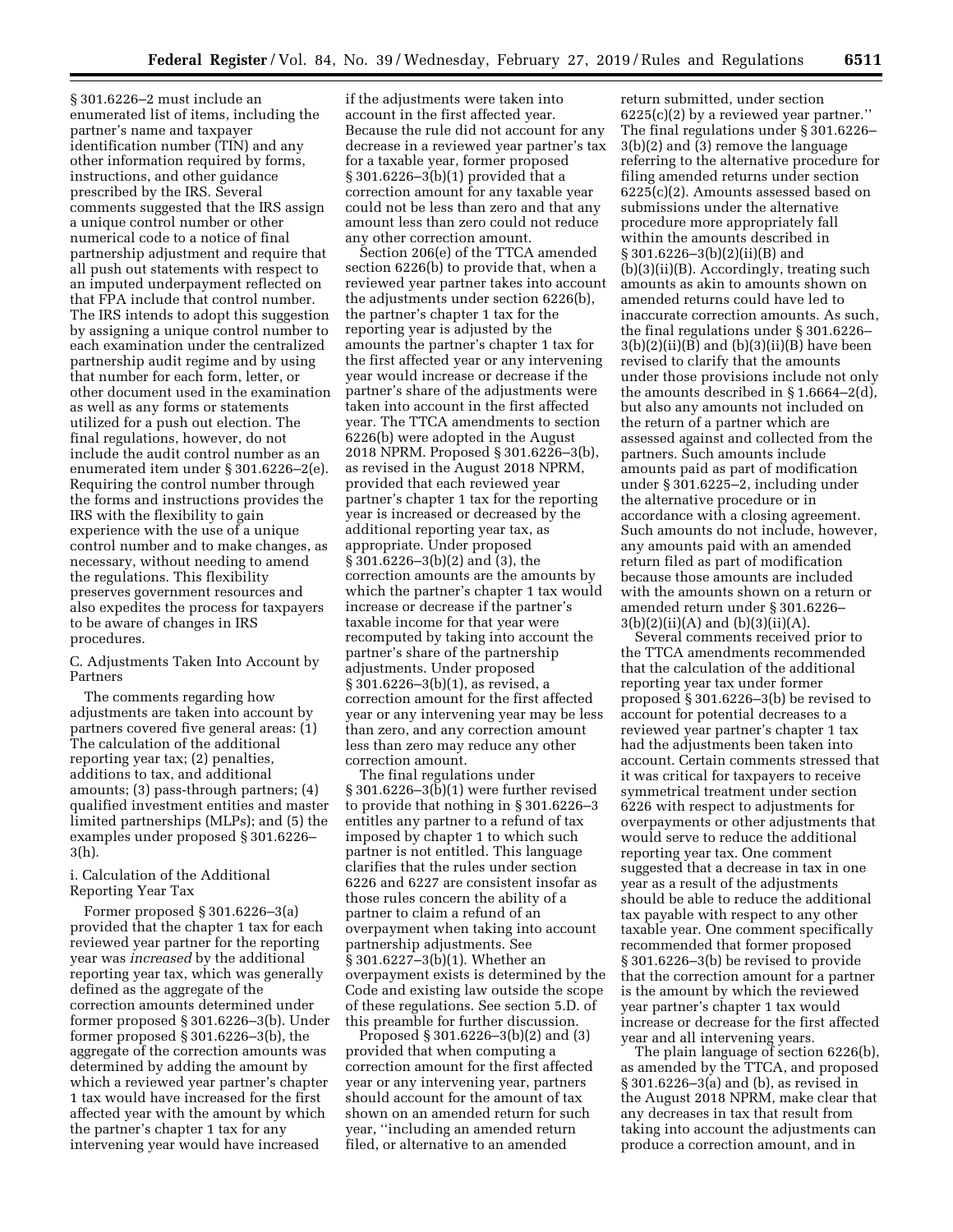§ 301.6226–2 must include an enumerated list of items, including the partner's name and taxpayer identification number (TIN) and any other information required by forms, instructions, and other guidance prescribed by the IRS. Several comments suggested that the IRS assign a unique control number or other numerical code to a notice of final partnership adjustment and require that all push out statements with respect to an imputed underpayment reflected on that FPA include that control number. The IRS intends to adopt this suggestion by assigning a unique control number to each examination under the centralized partnership audit regime and by using that number for each form, letter, or other document used in the examination as well as any forms or statements utilized for a push out election. The final regulations, however, do not include the audit control number as an enumerated item under § 301.6226–2(e). Requiring the control number through the forms and instructions provides the IRS with the flexibility to gain experience with the use of a unique control number and to make changes, as necessary, without needing to amend the regulations. This flexibility preserves government resources and also expedites the process for taxpayers to be aware of changes in IRS procedures.

C. Adjustments Taken Into Account by Partners

The comments regarding how adjustments are taken into account by partners covered five general areas: (1) The calculation of the additional reporting year tax; (2) penalties, additions to tax, and additional amounts; (3) pass-through partners; (4) qualified investment entities and master limited partnerships (MLPs); and (5) the examples under proposed § 301.6226–3(h).

i. Calculation of the Additional Reporting Year Tax

Former proposed § 301.6226–3(a) provided that the chapter 1 tax for each reviewed year partner for the reporting year was *increased* by the additional reporting year tax, which was generally defined as the aggregate of the correction amounts determined under former proposed § 301.6226–3(b). Under former proposed § 301.6226–3(b), the aggregate of the correction amounts was determined by adding the amount by which a reviewed year partner's chapter 1 tax would have increased for the first affected year with the amount by which the partner's chapter 1 tax for any intervening year would have increased if the adjustments were taken into account in the first affected year. Because the rule did not account for any decrease in a reviewed year partner's tax for a taxable year, former proposed § 301.6226–3(b)(1) provided that a correction amount for any taxable year could not be less than zero and that any amount less than zero could not reduce any other correction amount.

Section 206(e) of the TTCA amended section 6226(b) to provide that, when a reviewed year partner takes into account the adjustments under section 6226(b), the partner's chapter 1 tax for the reporting year is adjusted by the amounts the partner's chapter 1 tax for the first affected year or any intervening year would increase or decrease if the partner's share of the adjustments were taken into account in the first affected year. The TTCA amendments to section 6226(b) were adopted in the August 2018 NPRM. Proposed § 301.6226–3(b), as revised in the August 2018 NPRM, provided that each reviewed year partner's chapter 1 tax for the reporting year is increased or decreased by the additional reporting year tax, as appropriate. Under proposed § 301.6226–3(b)(2) and (3), the correction amounts are the amounts by which the partner's chapter 1 tax would increase or decrease if the partner's taxable income for that year were recomputed by taking into account the partner's share of the partnership adjustments. Under proposed § 301.6226–3(b)(1), as revised, a correction amount for the first affected year or any intervening year may be less than zero, and any correction amount less than zero may reduce any other correction amount.

The final regulations under § 301.6226–3(b)(1) were further revised to provide that nothing in § 301.6226–3 entitles any partner to a refund of tax imposed by chapter 1 to which such partner is not entitled. This language clarifies that the rules under section 6226 and 6227 are consistent insofar as those rules concern the ability of a partner to claim a refund of an overpayment when taking into account partnership adjustments. See § 301.6227–3(b)(1). Whether an overpayment exists is determined by the Code and existing law outside the scope of these regulations. See section 5.D. of this preamble for further discussion.

Proposed § 301.6226–3(b)(2) and (3) provided that when computing a correction amount for the first affected year or any intervening year, partners should account for the amount of tax shown on an amended return for such year, ''including an amended return filed, or alternative to an amended return submitted, under section 6225(c)(2) by a reviewed year partner.'' The final regulations under § 301.6226–3(b)(2) and (3) remove the language referring to the alternative procedure for filing amended returns under section 6225(c)(2). Amounts assessed based on submissions under the alternative procedure more appropriately fall within the amounts described in § 301.6226–3(b)(2)(ii)(B) and (b)(3)(ii)(B). Accordingly, treating such amounts as akin to amounts shown on amended returns could have led to inaccurate correction amounts. As such, the final regulations under § 301.6226–3(b)(2)(ii)(B) and (b)(3)(ii)(B) have been revised to clarify that the amounts under those provisions include not only the amounts described in § 1.6664–2(d), but also any amounts not included on the return of a partner which are assessed against and collected from the partners. Such amounts include amounts paid as part of modification under § 301.6225–2, including under the alternative procedure or in accordance with a closing agreement. Such amounts do not include, however, any amounts paid with an amended return filed as part of modification because those amounts are included with the amounts shown on a return or amended return under § 301.6226–3(b)(2)(ii)(A) and (b)(3)(ii)(A).

Several comments received prior to the TTCA amendments recommended that the calculation of the additional reporting year tax under former proposed § 301.6226–3(b) be revised to account for potential decreases to a reviewed year partner's chapter 1 tax had the adjustments been taken into account. Certain comments stressed that it was critical for taxpayers to receive symmetrical treatment under section 6226 with respect to adjustments for overpayments or other adjustments that would serve to reduce the additional reporting year tax. One comment suggested that a decrease in tax in one year as a result of the adjustments should be able to reduce the additional tax payable with respect to any other taxable year. One comment specifically recommended that former proposed § 301.6226–3(b) be revised to provide that the correction amount for a partner is the amount by which the reviewed year partner's chapter 1 tax would increase or decrease for the first affected year and all intervening years.

The plain language of section 6226(b), as amended by the TTCA, and proposed § 301.6226–3(a) and (b), as revised in the August 2018 NPRM, make clear that any decreases in tax that result from taking into account the adjustments can produce a correction amount, and in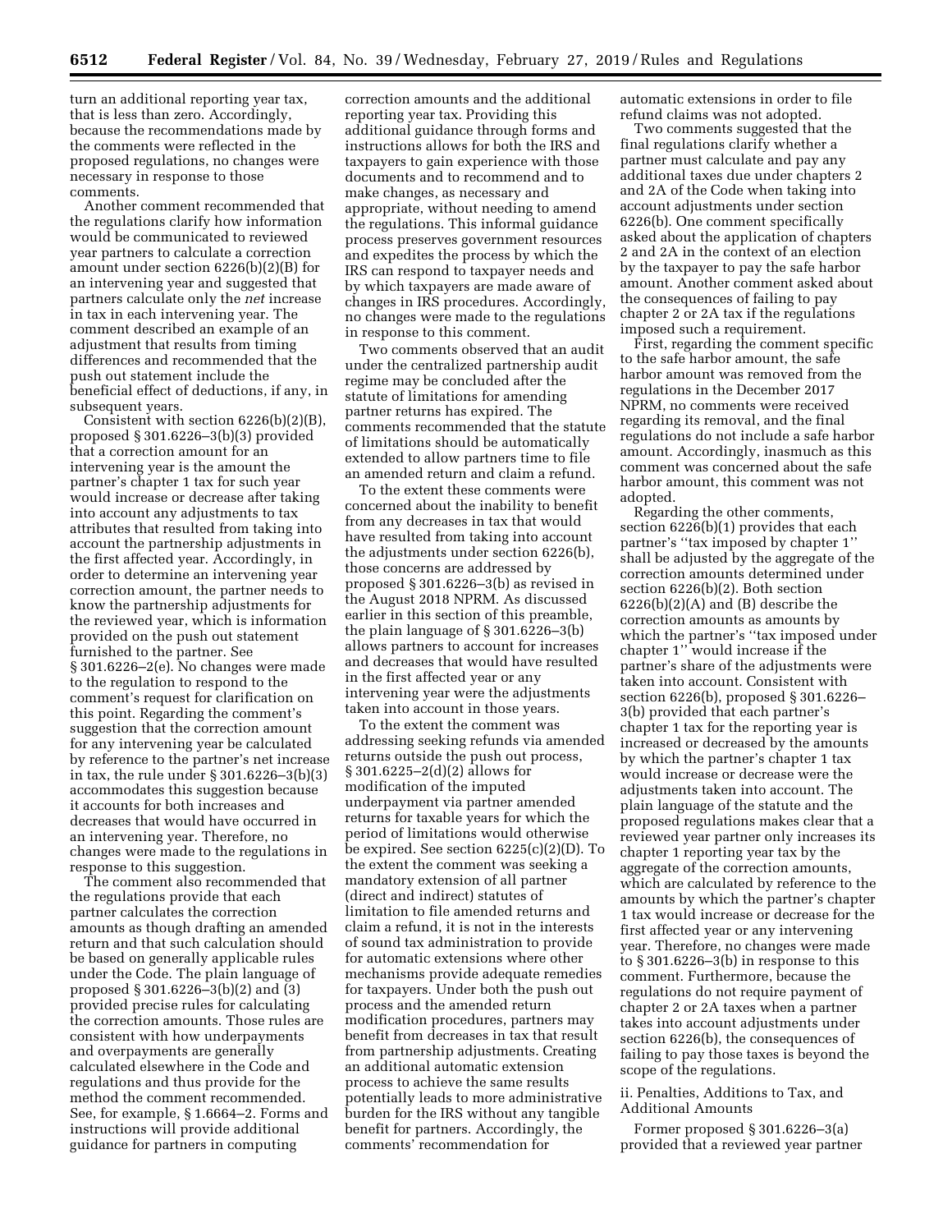turn an additional reporting year tax, that is less than zero. Accordingly, because the recommendations made by the comments were reflected in the proposed regulations, no changes were necessary in response to those comments.

Another comment recommended that the regulations clarify how information would be communicated to reviewed year partners to calculate a correction amount under section 6226(b)(2)(B) for an intervening year and suggested that partners calculate only the *net* increase in tax in each intervening year. The comment described an example of an adjustment that results from timing differences and recommended that the push out statement include the beneficial effect of deductions, if any, in subsequent years.

Consistent with section 6226(b)(2)(B), proposed § 301.6226–3(b)(3) provided that a correction amount for an intervening year is the amount the partner's chapter 1 tax for such year would increase or decrease after taking into account any adjustments to tax attributes that resulted from taking into account the partnership adjustments in the first affected year. Accordingly, in order to determine an intervening year correction amount, the partner needs to know the partnership adjustments for the reviewed year, which is information provided on the push out statement furnished to the partner. See § 301.6226–2(e). No changes were made to the regulation to respond to the comment's request for clarification on this point. Regarding the comment's suggestion that the correction amount for any intervening year be calculated by reference to the partner's net increase in tax, the rule under § 301.6226–3(b)(3) accommodates this suggestion because it accounts for both increases and decreases that would have occurred in an intervening year. Therefore, no changes were made to the regulations in response to this suggestion.

The comment also recommended that the regulations provide that each partner calculates the correction amounts as though drafting an amended return and that such calculation should be based on generally applicable rules under the Code. The plain language of proposed § 301.6226–3(b)(2) and (3) provided precise rules for calculating the correction amounts. Those rules are consistent with how underpayments and overpayments are generally calculated elsewhere in the Code and regulations and thus provide for the method the comment recommended. See, for example, § 1.6664–2. Forms and instructions will provide additional guidance for partners in computing correction amounts and the additional reporting year tax. Providing this additional guidance through forms and instructions allows for both the IRS and taxpayers to gain experience with those documents and to recommend and to make changes, as necessary and appropriate, without needing to amend the regulations. This informal guidance process preserves government resources and expedites the process by which the IRS can respond to taxpayer needs and by which taxpayers are made aware of changes in IRS procedures. Accordingly, no changes were made to the regulations in response to this comment.

Two comments observed that an audit under the centralized partnership audit regime may be concluded after the statute of limitations for amending partner returns has expired. The comments recommended that the statute of limitations should be automatically extended to allow partners time to file an amended return and claim a refund.

To the extent these comments were concerned about the inability to benefit from any decreases in tax that would have resulted from taking into account the adjustments under section 6226(b), those concerns are addressed by proposed § 301.6226–3(b) as revised in the August 2018 NPRM. As discussed earlier in this section of this preamble, the plain language of § 301.6226–3(b) allows partners to account for increases and decreases that would have resulted in the first affected year or any intervening year were the adjustments taken into account in those years.

To the extent the comment was addressing seeking refunds via amended returns outside the push out process, § 301.6225–2(d)(2) allows for modification of the imputed underpayment via partner amended returns for taxable years for which the period of limitations would otherwise be expired. See section 6225(c)(2)(D). To the extent the comment was seeking a mandatory extension of all partner (direct and indirect) statutes of limitation to file amended returns and claim a refund, it is not in the interests of sound tax administration to provide for automatic extensions where other mechanisms provide adequate remedies for taxpayers. Under both the push out process and the amended return modification procedures, partners may benefit from decreases in tax that result from partnership adjustments. Creating an additional automatic extension process to achieve the same results potentially leads to more administrative burden for the IRS without any tangible benefit for partners. Accordingly, the comments' recommendation for automatic extensions in order to file refund claims was not adopted.

Two comments suggested that the final regulations clarify whether a partner must calculate and pay any additional taxes due under chapters 2 and 2A of the Code when taking into account adjustments under section 6226(b). One comment specifically asked about the application of chapters 2 and 2A in the context of an election by the taxpayer to pay the safe harbor amount. Another comment asked about the consequences of failing to pay chapter 2 or 2A tax if the regulations imposed such a requirement.

First, regarding the comment specific to the safe harbor amount, the safe harbor amount was removed from the regulations in the December 2017 NPRM, no comments were received regarding its removal, and the final regulations do not include a safe harbor amount. Accordingly, inasmuch as this comment was concerned about the safe harbor amount, this comment was not adopted.

Regarding the other comments, section 6226(b)(1) provides that each partner's "tax imposed by chapter 1" shall be adjusted by the aggregate of the correction amounts determined under section 6226(b)(2). Both section 6226(b)(2)(A) and (B) describe the correction amounts as amounts by which the partner's "tax imposed under chapter 1" would increase if the partner's share of the adjustments were taken into account. Consistent with section 6226(b), proposed § 301.6226–3(b) provided that each partner's chapter 1 tax for the reporting year is increased or decreased by the amounts by which the partner's chapter 1 tax would increase or decrease were the adjustments taken into account. The plain language of the statute and the proposed regulations makes clear that a reviewed year partner only increases its chapter 1 reporting year tax by the aggregate of the correction amounts, which are calculated by reference to the amounts by which the partner's chapter 1 tax would increase or decrease for the first affected year or any intervening year. Therefore, no changes were made to § 301.6226–3(b) in response to this comment. Furthermore, because the regulations do not require payment of chapter 2 or 2A taxes when a partner takes into account adjustments under section 6226(b), the consequences of failing to pay those taxes is beyond the scope of the regulations.

ii. Penalties, Additions to Tax, and Additional Amounts

Former proposed § 301.6226–3(a) provided that a reviewed year partner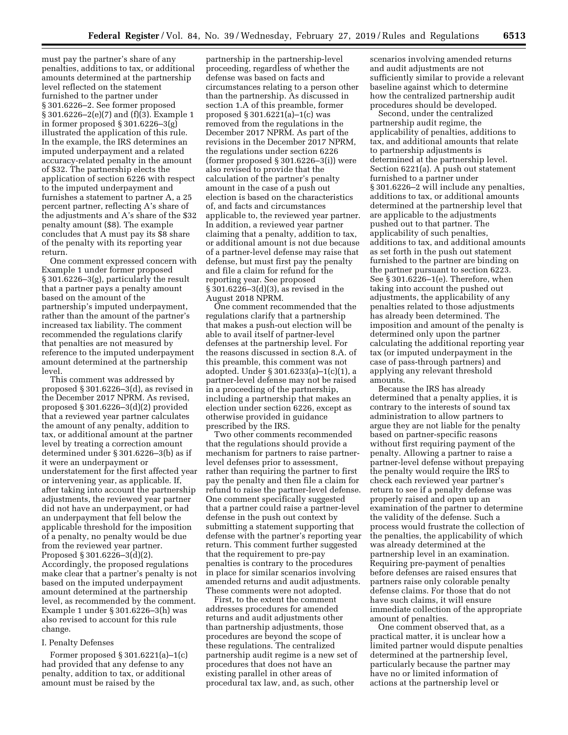must pay the partner's share of any penalties, additions to tax, or additional amounts determined at the partnership level reflected on the statement furnished to the partner under § 301.6226–2. See former proposed § 301.6226–2(e)(7) and (f)(3). Example 1 in former proposed § 301.6226–3(g) illustrated the application of this rule. In the example, the IRS determines an imputed underpayment and a related accuracy-related penalty in the amount of $32. The partnership elects the application of section 6226 with respect to the imputed underpayment and furnishes a statement to partner A, a 25 percent partner, reflecting A's share of the adjustments and A's share of the $32 penalty amount ($8). The example concludes that A must pay its $8 share of the penalty with its reporting year return.

One comment expressed concern with Example 1 under former proposed § 301.6226–3(g), particularly the result that a partner pays a penalty amount based on the amount of the partnership's imputed underpayment, rather than the amount of the partner's increased tax liability. The comment recommended the regulations clarify that penalties are not measured by reference to the imputed underpayment amount determined at the partnership level.

This comment was addressed by proposed § 301.6226–3(d), as revised in the December 2017 NPRM. As revised, proposed § 301.6226–3(d)(2) provided that a reviewed year partner calculates the amount of any penalty, addition to tax, or additional amount at the partner level by treating a correction amount determined under § 301.6226–3(b) as if it were an underpayment or understatement for the first affected year or intervening year, as applicable. If, after taking into account the partnership adjustments, the reviewed year partner did not have an underpayment, or had an underpayment that fell below the applicable threshold for the imposition of a penalty, no penalty would be due from the reviewed year partner. Proposed § 301.6226–3(d)(2). Accordingly, the proposed regulations make clear that a partner's penalty is not based on the imputed underpayment amount determined at the partnership level, as recommended by the comment. Example 1 under § 301.6226–3(h) was also revised to account for this rule change.

## I. Penalty Defenses

Former proposed § 301.6221(a)–1(c) had provided that any defense to any penalty, addition to tax, or additional amount must be raised by the partnership in the partnership-level proceeding, regardless of whether the defense was based on facts and circumstances relating to a person other than the partnership. As discussed in section 1.A of this preamble, former proposed § 301.6221(a)–1(c) was removed from the regulations in the December 2017 NPRM. As part of the revisions in the December 2017 NPRM, the regulations under section 6226 (former proposed § 301.6226–3(i)) were also revised to provide that the calculation of the partner's penalty amount in the case of a push out election is based on the characteristics of, and facts and circumstances applicable to, the reviewed year partner. In addition, a reviewed year partner claiming that a penalty, addition to tax, or additional amount is not due because of a partner-level defense may raise that defense, but must first pay the penalty and file a claim for refund for the reporting year. See proposed § 301.6226–3(d)(3), as revised in the August 2018 NPRM.

One comment recommended that the regulations clarify that a partnership that makes a push-out election will be able to avail itself of partner-level defenses at the partnership level. For the reasons discussed in section 8.A. of this preamble, this comment was not adopted. Under § 301.6233(a)–1(c)(1), a partner-level defense may not be raised in a proceeding of the partnership, including a partnership that makes an election under section 6226, except as otherwise provided in guidance prescribed by the IRS.

Two other comments recommended that the regulations should provide a mechanism for partners to raise partner-level defenses prior to assessment, rather than requiring the partner to first pay the penalty and then file a claim for refund to raise the partner-level defense. One comment specifically suggested that a partner could raise a partner-level defense in the push out context by submitting a statement supporting that defense with the partner's reporting year return. This comment further suggested that the requirement to pre-pay penalties is contrary to the procedures in place for similar scenarios involving amended returns and audit adjustments. These comments were not adopted.

First, to the extent the comment addresses procedures for amended returns and audit adjustments other than partnership adjustments, those procedures are beyond the scope of these regulations. The centralized partnership audit regime is a new set of procedures that does not have an existing parallel in other areas of procedural tax law, and, as such, other scenarios involving amended returns and audit adjustments are not sufficiently similar to provide a relevant baseline against which to determine how the centralized partnership audit procedures should be developed.

Second, under the centralized partnership audit regime, the applicability of penalties, additions to tax, and additional amounts that relate to partnership adjustments is determined at the partnership level. Section 6221(a). A push out statement furnished to a partner under § 301.6226–2 will include any penalties, additions to tax, or additional amounts determined at the partnership level that are applicable to the adjustments pushed out to that partner. The applicability of such penalties, additions to tax, and additional amounts as set forth in the push out statement furnished to the partner are binding on the partner pursuant to section 6223. See § 301.6226–1(e). Therefore, when taking into account the pushed out adjustments, the applicability of any penalties related to those adjustments has already been determined. The imposition and amount of the penalty is determined only upon the partner calculating the additional reporting year tax (or imputed underpayment in the case of pass-through partners) and applying any relevant threshold amounts.

Because the IRS has already determined that a penalty applies, it is contrary to the interests of sound tax administration to allow partners to argue they are not liable for the penalty based on partner-specific reasons without first requiring payment of the penalty. Allowing a partner to raise a partner-level defense without prepaying the penalty would require the IRS to check each reviewed year partner's return to see if a penalty defense was properly raised and open up an examination of the partner to determine the validity of the defense. Such a process would frustrate the collection of the penalties, the applicability of which was already determined at the partnership level in an examination. Requiring pre-payment of penalties before defenses are raised ensures that partners raise only colorable penalty defense claims. For those that do not have such claims, it will ensure immediate collection of the appropriate amount of penalties.

One comment observed that, as a practical matter, it is unclear how a limited partner would dispute penalties determined at the partnership level, particularly because the partner may have no or limited information of actions at the partnership level or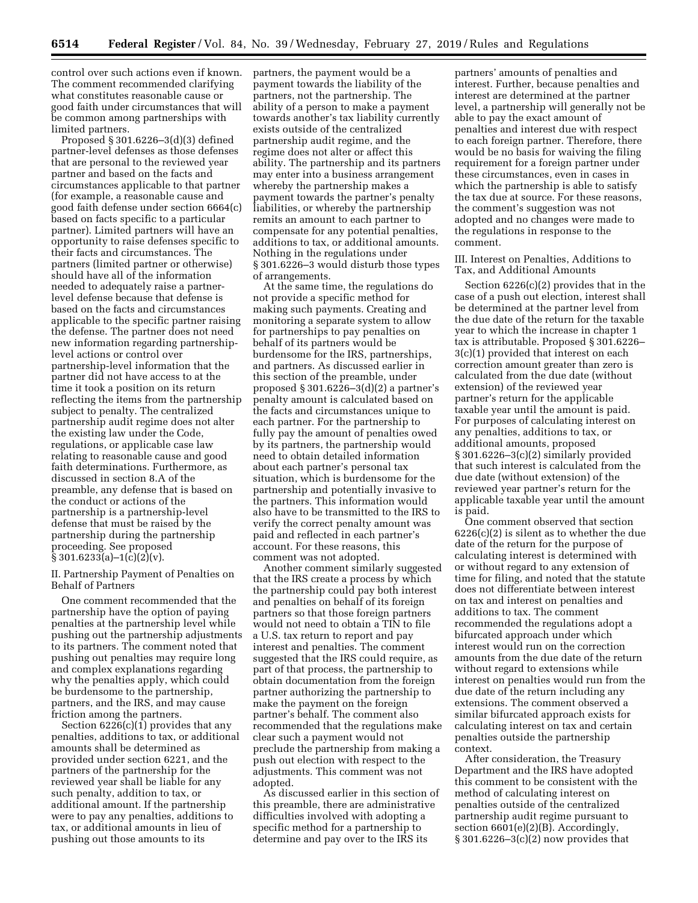control over such actions even if known. The comment recommended clarifying what constitutes reasonable cause or good faith under circumstances that will be common among partnerships with limited partners.

Proposed § 301.6226–3(d)(3) defined partner-level defenses as those defenses that are personal to the reviewed year partner and based on the facts and circumstances applicable to that partner (for example, a reasonable cause and good faith defense under section 6664(c) based on facts specific to a particular partner). Limited partners will have an opportunity to raise defenses specific to their facts and circumstances. The partners (limited partner or otherwise) should have all of the information needed to adequately raise a partner-level defense because that defense is based on the facts and circumstances applicable to the specific partner raising the defense. The partner does not need new information regarding partnership-level actions or control over partnership-level information that the partner did not have access to at the time it took a position on its return reflecting the items from the partnership subject to penalty. The centralized partnership audit regime does not alter the existing law under the Code, regulations, or applicable case law relating to reasonable cause and good faith determinations. Furthermore, as discussed in section 8.A of the preamble, any defense that is based on the conduct or actions of the partnership is a partnership-level defense that must be raised by the partnership during the partnership proceeding. See proposed § 301.6233(a)–1(c)(2)(v).

II. Partnership Payment of Penalties on Behalf of Partners

One comment recommended that the partnership have the option of paying penalties at the partnership level while pushing out the partnership adjustments to its partners. The comment noted that pushing out penalties may require long and complex explanations regarding why the penalties apply, which could be burdensome to the partnership, partners, and the IRS, and may cause friction among the partners.

Section 6226(c)(1) provides that any penalties, additions to tax, or additional amounts shall be determined as provided under section 6221, and the partners of the partnership for the reviewed year shall be liable for any such penalty, addition to tax, or additional amount. If the partnership were to pay any penalties, additions to tax, or additional amounts in lieu of pushing out those amounts to its partners, the payment would be a payment towards the liability of the partners, not the partnership. The ability of a person to make a payment towards another's tax liability currently exists outside of the centralized partnership audit regime, and the regime does not alter or affect this ability. The partnership and its partners may enter into a business arrangement whereby the partnership makes a payment towards the partner's penalty liabilities, or whereby the partnership remits an amount to each partner to compensate for any potential penalties, additions to tax, or additional amounts. Nothing in the regulations under § 301.6226–3 would disturb those types of arrangements.

At the same time, the regulations do not provide a specific method for making such payments. Creating and monitoring a separate system to allow for partnerships to pay penalties on behalf of its partners would be burdensome for the IRS, partnerships, and partners. As discussed earlier in this section of the preamble, under proposed § 301.6226–3(d)(2) a partner's penalty amount is calculated based on the facts and circumstances unique to each partner. For the partnership to fully pay the amount of penalties owed by its partners, the partnership would need to obtain detailed information about each partner's personal tax situation, which is burdensome for the partnership and potentially invasive to the partners. This information would also have to be transmitted to the IRS to verify the correct penalty amount was paid and reflected in each partner's account. For these reasons, this comment was not adopted.

Another comment similarly suggested that the IRS create a process by which the partnership could pay both interest and penalties on behalf of its foreign partners so that those foreign partners would not need to obtain a TIN to file a U.S. tax return to report and pay interest and penalties. The comment suggested that the IRS could require, as part of that process, the partnership to obtain documentation from the foreign partner authorizing the partnership to make the payment on the foreign partner's behalf. The comment also recommended that the regulations make clear such a payment would not preclude the partnership from making a push out election with respect to the adjustments. This comment was not adopted.

As discussed earlier in this section of this preamble, there are administrative difficulties involved with adopting a specific method for a partnership to determine and pay over to the IRS its partners' amounts of penalties and interest. Further, because penalties and interest are determined at the partner level, a partnership will generally not be able to pay the exact amount of penalties and interest due with respect to each foreign partner. Therefore, there would be no basis for waiving the filing requirement for a foreign partner under these circumstances, even in cases in which the partnership is able to satisfy the tax due at source. For these reasons, the comment's suggestion was not adopted and no changes were made to the regulations in response to the comment.

III. Interest on Penalties, Additions to Tax, and Additional Amounts

Section 6226(c)(2) provides that in the case of a push out election, interest shall be determined at the partner level from the due date of the return for the taxable year to which the increase in chapter 1 tax is attributable. Proposed § 301.6226–3(c)(1) provided that interest on each correction amount greater than zero is calculated from the due date (without extension) of the reviewed year partner's return for the applicable taxable year until the amount is paid. For purposes of calculating interest on any penalties, additions to tax, or additional amounts, proposed § 301.6226–3(c)(2) similarly provided that such interest is calculated from the due date (without extension) of the reviewed year partner's return for the applicable taxable year until the amount is paid.

One comment observed that section 6226(c)(2) is silent as to whether the due date of the return for the purpose of calculating interest is determined with or without regard to any extension of time for filing, and noted that the statute does not differentiate between interest on tax and interest on penalties and additions to tax. The comment recommended the regulations adopt a bifurcated approach under which interest would run on the correction amounts from the due date of the return without regard to extensions while interest on penalties would run from the due date of the return including any extensions. The comment observed a similar bifurcated approach exists for calculating interest on tax and certain penalties outside the partnership context.

After consideration, the Treasury Department and the IRS have adopted this comment to be consistent with the method of calculating interest on penalties outside of the centralized partnership audit regime pursuant to section 6601(e)(2)(B). Accordingly, § 301.6226–3(c)(2) now provides that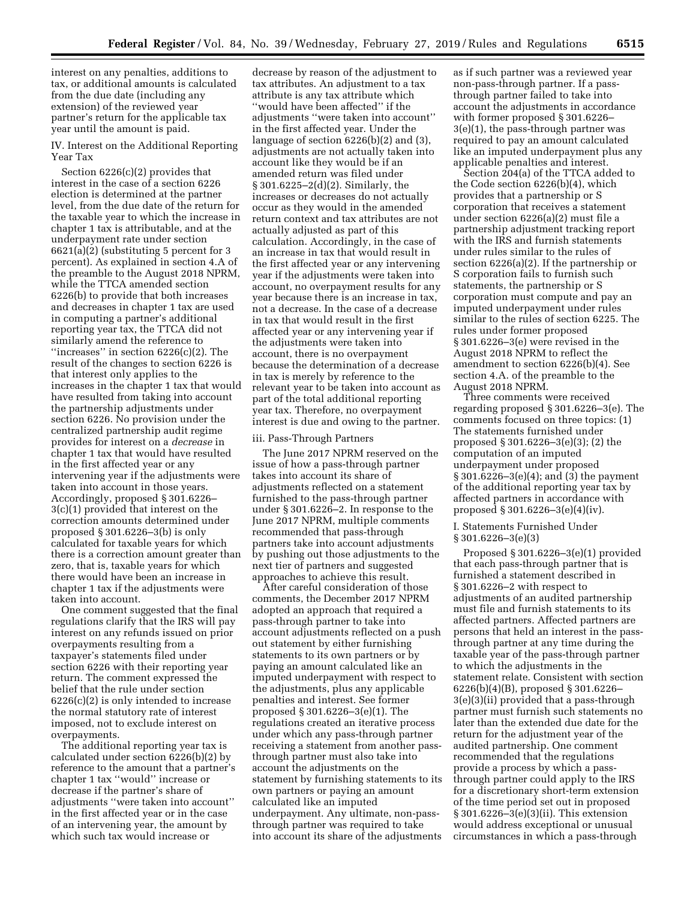interest on any penalties, additions to tax, or additional amounts is calculated from the due date (including any extension) of the reviewed year partner's return for the applicable tax year until the amount is paid.

IV. Interest on the Additional Reporting Year Tax

Section 6226(c)(2) provides that interest in the case of a section 6226 election is determined at the partner level, from the due date of the return for the taxable year to which the increase in chapter 1 tax is attributable, and at the underpayment rate under section 6621(a)(2) (substituting 5 percent for 3 percent). As explained in section 4.A of the preamble to the August 2018 NPRM, while the TTCA amended section 6226(b) to provide that both increases and decreases in chapter 1 tax are used in computing a partner's additional reporting year tax, the TTCA did not similarly amend the reference to ''increases'' in section 6226(c)(2). The result of the changes to section 6226 is that interest only applies to the increases in the chapter 1 tax that would have resulted from taking into account the partnership adjustments under section 6226. No provision under the centralized partnership audit regime provides for interest on a *decrease* in chapter 1 tax that would have resulted in the first affected year or any intervening year if the adjustments were taken into account in those years. Accordingly, proposed § 301.6226–3(c)(1) provided that interest on the correction amounts determined under proposed § 301.6226–3(b) is only calculated for taxable years for which there is a correction amount greater than zero, that is, taxable years for which there would have been an increase in chapter 1 tax if the adjustments were taken into account.

One comment suggested that the final regulations clarify that the IRS will pay interest on any refunds issued on prior overpayments resulting from a taxpayer's statements filed under section 6226 with their reporting year return. The comment expressed the belief that the rule under section 6226(c)(2) is only intended to increase the normal statutory rate of interest imposed, not to exclude interest on overpayments.

The additional reporting year tax is calculated under section 6226(b)(2) by reference to the amount that a partner's chapter 1 tax ''would'' increase or decrease if the partner's share of adjustments ''were taken into account'' in the first affected year or in the case of an intervening year, the amount by which such tax would increase or decrease by reason of the adjustment to tax attributes. An adjustment to a tax attribute is any tax attribute which ''would have been affected'' if the adjustments ''were taken into account'' in the first affected year. Under the language of section 6226(b)(2) and (3), adjustments are not actually taken into account like they would be if an amended return was filed under § 301.6225–2(d)(2). Similarly, the increases or decreases do not actually occur as they would in the amended return context and tax attributes are not actually adjusted as part of this calculation. Accordingly, in the case of an increase in tax that would result in the first affected year or any intervening year if the adjustments were taken into account, no overpayment results for any year because there is an increase in tax, not a decrease. In the case of a decrease in tax that would result in the first affected year or any intervening year if the adjustments were taken into account, there is no overpayment because the determination of a decrease in tax is merely by reference to the relevant year to be taken into account as part of the total additional reporting year tax. Therefore, no overpayment interest is due and owing to the partner.

iii. Pass-Through Partners

The June 2017 NPRM reserved on the issue of how a pass-through partner takes into account its share of adjustments reflected on a statement furnished to the pass-through partner under § 301.6226–2. In response to the June 2017 NPRM, multiple comments recommended that pass-through partners take into account adjustments by pushing out those adjustments to the next tier of partners and suggested approaches to achieve this result.

After careful consideration of those comments, the December 2017 NPRM adopted an approach that required a pass-through partner to take into account adjustments reflected on a push out statement by either furnishing statements to its own partners or by paying an amount calculated like an imputed underpayment with respect to the adjustments, plus any applicable penalties and interest. See former proposed § 301.6226–3(e)(1). The regulations created an iterative process under which any pass-through partner receiving a statement from another pass-through partner must also take into account the adjustments on the statement by furnishing statements to its own partners or paying an amount calculated like an imputed underpayment. Any ultimate, non-pass-through partner was required to take into account its share of the adjustments as if such partner was a reviewed year non-pass-through partner. If a pass-through partner failed to take into account the adjustments in accordance with former proposed § 301.6226–3(e)(1), the pass-through partner was required to pay an amount calculated like an imputed underpayment plus any applicable penalties and interest.

Section 204(a) of the TTCA added to the Code section 6226(b)(4), which provides that a partnership or S corporation that receives a statement under section 6226(a)(2) must file a partnership adjustment tracking report with the IRS and furnish statements under rules similar to the rules of section 6226(a)(2). If the partnership or S corporation fails to furnish such statements, the partnership or S corporation must compute and pay an imputed underpayment under rules similar to the rules of section 6225. The rules under former proposed § 301.6226–3(e) were revised in the August 2018 NPRM to reflect the amendment to section 6226(b)(4). See section 4.A. of the preamble to the August 2018 NPRM.

Three comments were received regarding proposed § 301.6226–3(e). The comments focused on three topics: (1) The statements furnished under proposed § 301.6226–3(e)(3); (2) the computation of an imputed underpayment under proposed § 301.6226–3(e)(4); and (3) the payment of the additional reporting year tax by affected partners in accordance with proposed § 301.6226–3(e)(4)(iv).

I. Statements Furnished Under § 301.6226–3(e)(3)

Proposed § 301.6226–3(e)(1) provided that each pass-through partner that is furnished a statement described in § 301.6226–2 with respect to adjustments of an audited partnership must file and furnish statements to its affected partners. Affected partners are persons that held an interest in the pass-through partner at any time during the taxable year of the pass-through partner to which the adjustments in the statement relate. Consistent with section 6226(b)(4)(B), proposed § 301.6226–3(e)(3)(ii) provided that a pass-through partner must furnish such statements no later than the extended due date for the return for the adjustment year of the audited partnership. One comment recommended that the regulations provide a process by which a pass-through partner could apply to the IRS for a discretionary short-term extension of the time period set out in proposed § 301.6226–3(e)(3)(ii). This extension would address exceptional or unusual circumstances in which a pass-through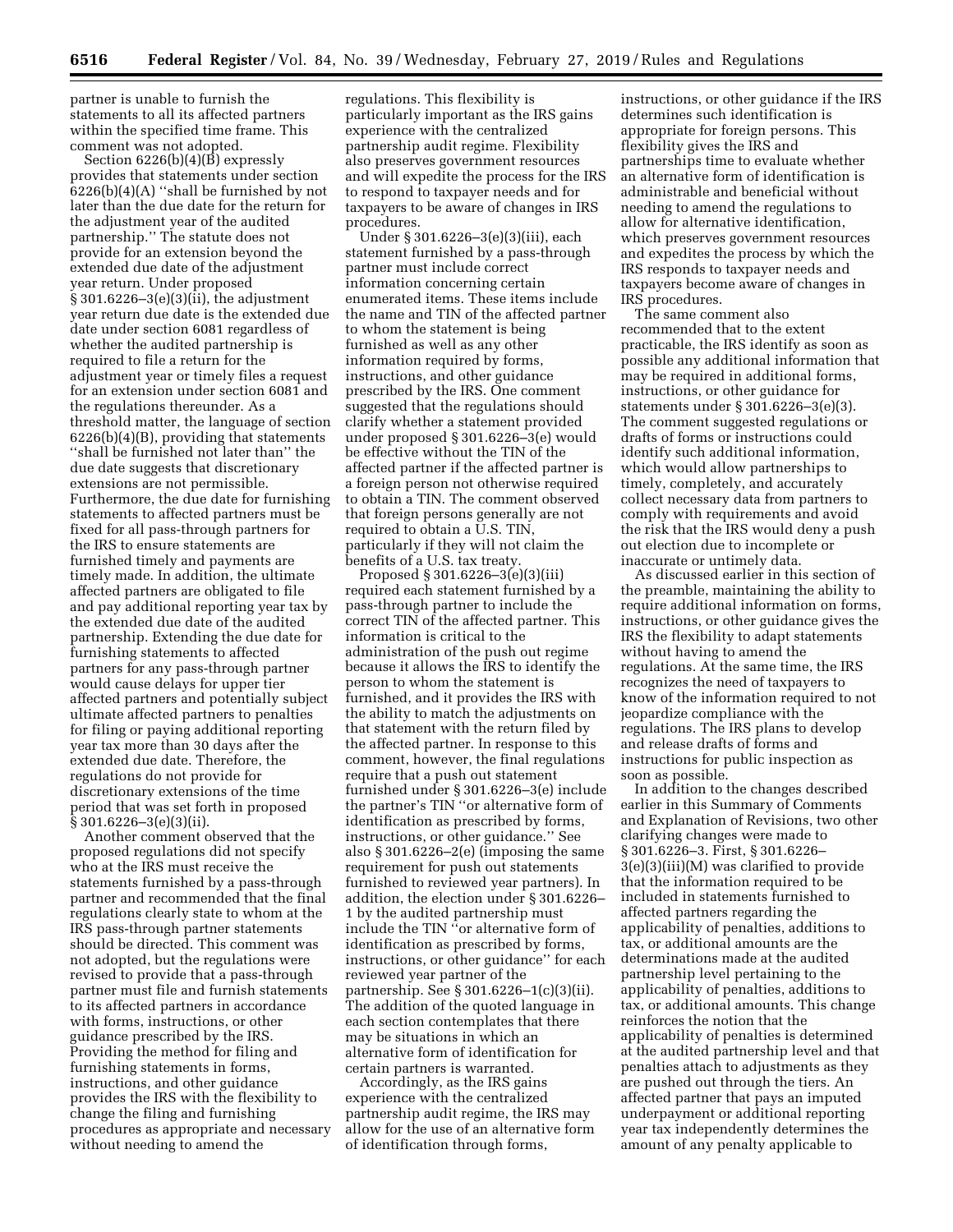partner is unable to furnish the statements to all its affected partners within the specified time frame. This comment was not adopted.

Section 6226(b)(4)(B) expressly provides that statements under section 6226(b)(4)(A) ''shall be furnished by not later than the due date for the return for the adjustment year of the audited partnership.'' The statute does not provide for an extension beyond the extended due date of the adjustment year return. Under proposed § 301.6226–3(e)(3)(ii), the adjustment year return due date is the extended due date under section 6081 regardless of whether the audited partnership is required to file a return for the adjustment year or timely files a request for an extension under section 6081 and the regulations thereunder. As a threshold matter, the language of section 6226(b)(4)(B), providing that statements ''shall be furnished not later than'' the due date suggests that discretionary extensions are not permissible. Furthermore, the due date for furnishing statements to affected partners must be fixed for all pass-through partners for the IRS to ensure statements are furnished timely and payments are timely made. In addition, the ultimate affected partners are obligated to file and pay additional reporting year tax by the extended due date of the audited partnership. Extending the due date for furnishing statements to affected partners for any pass-through partner would cause delays for upper tier affected partners and potentially subject ultimate affected partners to penalties for filing or paying additional reporting year tax more than 30 days after the extended due date. Therefore, the regulations do not provide for discretionary extensions of the time period that was set forth in proposed § 301.6226–3(e)(3)(ii).

Another comment observed that the proposed regulations did not specify who at the IRS must receive the statements furnished by a pass-through partner and recommended that the final regulations clearly state to whom at the IRS pass-through partner statements should be directed. This comment was not adopted, but the regulations were revised to provide that a pass-through partner must file and furnish statements to its affected partners in accordance with forms, instructions, or other guidance prescribed by the IRS. Providing the method for filing and furnishing statements in forms, instructions, and other guidance provides the IRS with the flexibility to change the filing and furnishing procedures as appropriate and necessary without needing to amend the regulations. This flexibility is particularly important as the IRS gains experience with the centralized partnership audit regime. Flexibility also preserves government resources and will expedite the process for the IRS to respond to taxpayer needs and for taxpayers to be aware of changes in IRS procedures.

Under § 301.6226–3(e)(3)(iii), each statement furnished by a pass-through partner must include correct information concerning certain enumerated items. These items include the name and TIN of the affected partner to whom the statement is being furnished as well as any other information required by forms, instructions, and other guidance prescribed by the IRS. One comment suggested that the regulations should clarify whether a statement provided under proposed § 301.6226–3(e) would be effective without the TIN of the affected partner if the affected partner is a foreign person not otherwise required to obtain a TIN. The comment observed that foreign persons generally are not required to obtain a U.S. TIN, particularly if they will not claim the benefits of a U.S. tax treaty.

Proposed § 301.6226–3(e)(3)(iii) required each statement furnished by a pass-through partner to include the correct TIN of the affected partner. This information is critical to the administration of the push out regime because it allows the IRS to identify the person to whom the statement is furnished, and it provides the IRS with the ability to match the adjustments on that statement with the return filed by the affected partner. In response to this comment, however, the final regulations require that a push out statement furnished under § 301.6226–3(e) include the partner's TIN ''or alternative form of identification as prescribed by forms, instructions, or other guidance.'' See also § 301.6226–2(e) (imposing the same requirement for push out statements furnished to reviewed year partners). In addition, the election under § 301.6226–1 by the audited partnership must include the TIN ''or alternative form of identification as prescribed by forms, instructions, or other guidance'' for each reviewed year partner of the partnership. See § 301.6226–1(c)(3)(ii). The addition of the quoted language in each section contemplates that there may be situations in which an alternative form of identification for certain partners is warranted.

Accordingly, as the IRS gains experience with the centralized partnership audit regime, the IRS may allow for the use of an alternative form of identification through forms, instructions, or other guidance if the IRS determines such identification is appropriate for foreign persons. This flexibility gives the IRS and partnerships time to evaluate whether an alternative form of identification is administrable and beneficial without needing to amend the regulations to allow for alternative identification, which preserves government resources and expedites the process by which the IRS responds to taxpayer needs and taxpayers become aware of changes in IRS procedures.

The same comment also recommended that to the extent practicable, the IRS identify as soon as possible any additional information that may be required in additional forms, instructions, or other guidance for statements under § 301.6226–3(e)(3). The comment suggested regulations or drafts of forms or instructions could identify such additional information, which would allow partnerships to timely, completely, and accurately collect necessary data from partners to comply with requirements and avoid the risk that the IRS would deny a push out election due to incomplete or inaccurate or untimely data.

As discussed earlier in this section of the preamble, maintaining the ability to require additional information on forms, instructions, or other guidance gives the IRS the flexibility to adapt statements without having to amend the regulations. At the same time, the IRS recognizes the need of taxpayers to know of the information required to not jeopardize compliance with the regulations. The IRS plans to develop and release drafts of forms and instructions for public inspection as soon as possible.

In addition to the changes described earlier in this Summary of Comments and Explanation of Revisions, two other clarifying changes were made to § 301.6226–3. First, § 301.6226–3(e)(3)(iii)(M) was clarified to provide that the information required to be included in statements furnished to affected partners regarding the applicability of penalties, additions to tax, or additional amounts are the determinations made at the audited partnership level pertaining to the applicability of penalties, additions to tax, or additional amounts. This change reinforces the notion that the applicability of penalties is determined at the audited partnership level and that penalties attach to adjustments as they are pushed out through the tiers. An affected partner that pays an imputed underpayment or additional reporting year tax independently determines the amount of any penalty applicable to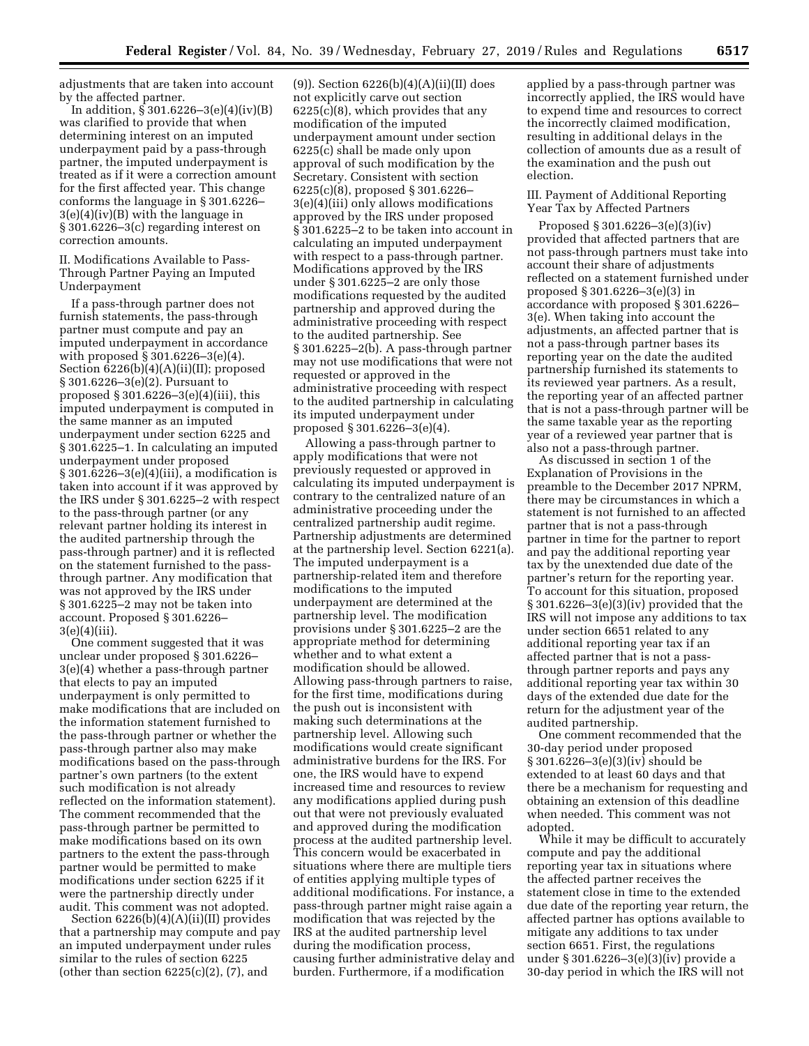adjustments that are taken into account by the affected partner.

In addition, § 301.6226–3(e)(4)(iv)(B) was clarified to provide that when determining interest on an imputed underpayment paid by a pass-through partner, the imputed underpayment is treated as if it were a correction amount for the first affected year. This change conforms the language in § 301.6226–3(e)(4)(iv)(B) with the language in § 301.6226–3(c) regarding interest on correction amounts.

II. Modifications Available to Pass-Through Partner Paying an Imputed Underpayment

If a pass-through partner does not furnish statements, the pass-through partner must compute and pay an imputed underpayment in accordance with proposed § 301.6226–3(e)(4). Section 6226(b)(4)(A)(ii)(II); proposed § 301.6226–3(e)(2). Pursuant to proposed § 301.6226–3(e)(4)(iii), this imputed underpayment is computed in the same manner as an imputed underpayment under section 6225 and § 301.6225–1. In calculating an imputed underpayment under proposed § 301.6226–3(e)(4)(iii), a modification is taken into account if it was approved by the IRS under § 301.6225–2 with respect to the pass-through partner (or any relevant partner holding its interest in the audited partnership through the pass-through partner) and it is reflected on the statement furnished to the pass-through partner. Any modification that was not approved by the IRS under § 301.6225–2 may not be taken into account. Proposed § 301.6226–3(e)(4)(iii).

One comment suggested that it was unclear under proposed § 301.6226–3(e)(4) whether a pass-through partner that elects to pay an imputed underpayment is only permitted to make modifications that are included on the information statement furnished to the pass-through partner or whether the pass-through partner also may make modifications based on the pass-through partner's own partners (to the extent such modification is not already reflected on the information statement). The comment recommended that the pass-through partner be permitted to make modifications based on its own partners to the extent the pass-through partner would be permitted to make modifications under section 6225 if it were the partnership directly under audit. This comment was not adopted.

Section 6226(b)(4)(A)(ii)(II) provides that a partnership may compute and pay an imputed underpayment under rules similar to the rules of section 6225 (other than section 6225(c)(2), (7), and (9)). Section 6226(b)(4)(A)(ii)(II) does not explicitly carve out section 6225(c)(8), which provides that any modification of the imputed underpayment amount under section 6225(c) shall be made only upon approval of such modification by the Secretary. Consistent with section 6225(c)(8), proposed § 301.6226–3(e)(4)(iii) only allows modifications approved by the IRS under proposed § 301.6225–2 to be taken into account in calculating an imputed underpayment with respect to a pass-through partner. Modifications approved by the IRS under § 301.6225–2 are only those modifications requested by the audited partnership and approved during the administrative proceeding with respect to the audited partnership. See § 301.6225–2(b). A pass-through partner may not use modifications that were not requested or approved in the administrative proceeding with respect to the audited partnership in calculating its imputed underpayment under proposed § 301.6226–3(e)(4).

Allowing a pass-through partner to apply modifications that were not previously requested or approved in calculating its imputed underpayment is contrary to the centralized nature of an administrative proceeding under the centralized partnership audit regime. Partnership adjustments are determined at the partnership level. Section 6221(a). The imputed underpayment is a partnership-related item and therefore modifications to the imputed underpayment are determined at the partnership level. The modification provisions under § 301.6225–2 are the appropriate method for determining whether and to what extent a modification should be allowed. Allowing pass-through partners to raise, for the first time, modifications during the push out is inconsistent with making such determinations at the partnership level. Allowing such modifications would create significant administrative burdens for the IRS. For one, the IRS would have to expend increased time and resources to review any modifications applied during push out that were not previously evaluated and approved during the modification process at the audited partnership level. This concern would be exacerbated in situations where there are multiple tiers of entities applying multiple types of additional modifications. For instance, a pass-through partner might raise again a modification that was rejected by the IRS at the audited partnership level during the modification process, causing further administrative delay and burden. Furthermore, if a modification applied by a pass-through partner was incorrectly applied, the IRS would have to expend time and resources to correct the incorrectly claimed modification, resulting in additional delays in the collection of amounts due as a result of the examination and the push out election.

III. Payment of Additional Reporting Year Tax by Affected Partners

Proposed § 301.6226–3(e)(3)(iv) provided that affected partners that are not pass-through partners must take into account their share of adjustments reflected on a statement furnished under proposed § 301.6226–3(e)(3) in accordance with proposed § 301.6226–3(e). When taking into account the adjustments, an affected partner that is not a pass-through partner bases its reporting year on the date the audited partnership furnished its statements to its reviewed year partners. As a result, the reporting year of an affected partner that is not a pass-through partner will be the same taxable year as the reporting year of a reviewed year partner that is also not a pass-through partner.

As discussed in section 1 of the Explanation of Provisions in the preamble to the December 2017 NPRM, there may be circumstances in which a statement is not furnished to an affected partner that is not a pass-through partner in time for the partner to report and pay the additional reporting year tax by the unextended due date of the partner's return for the reporting year. To account for this situation, proposed § 301.6226–3(e)(3)(iv) provided that the IRS will not impose any additions to tax under section 6651 related to any additional reporting year tax if an affected partner that is not a pass-through partner reports and pays any additional reporting year tax within 30 days of the extended due date for the return for the adjustment year of the audited partnership.

One comment recommended that the 30-day period under proposed § 301.6226–3(e)(3)(iv) should be extended to at least 60 days and that there be a mechanism for requesting and obtaining an extension of this deadline when needed. This comment was not adopted.

While it may be difficult to accurately compute and pay the additional reporting year tax in situations where the affected partner receives the statement close in time to the extended due date of the reporting year return, the affected partner has options available to mitigate any additions to tax under section 6651. First, the regulations under § 301.6226–3(e)(3)(iv) provide a 30-day period in which the IRS will not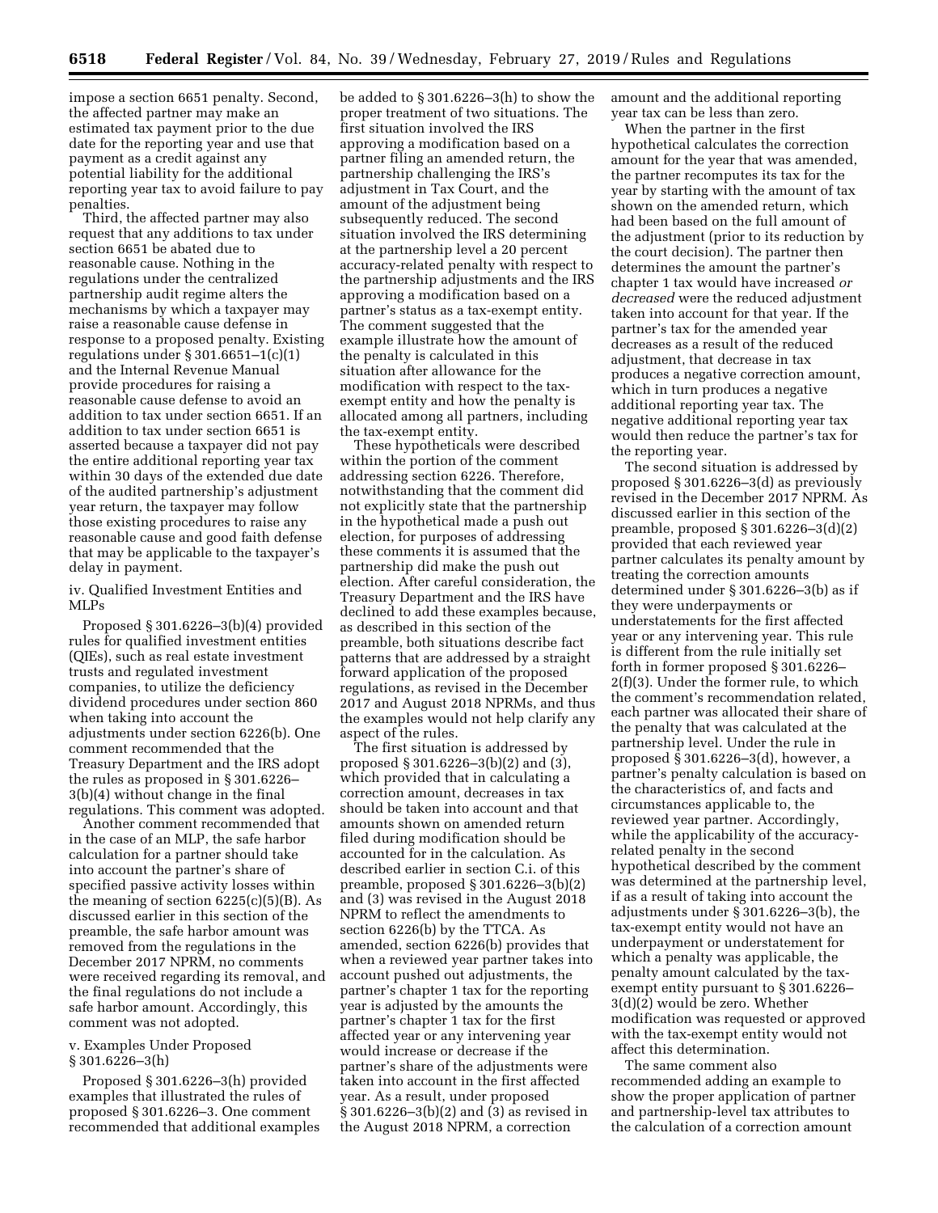impose a section 6651 penalty. Second, the affected partner may make an estimated tax payment prior to the due date for the reporting year and use that payment as a credit against any potential liability for the additional reporting year tax to avoid failure to pay penalties.

Third, the affected partner may also request that any additions to tax under section 6651 be abated due to reasonable cause. Nothing in the regulations under the centralized partnership audit regime alters the mechanisms by which a taxpayer may raise a reasonable cause defense in response to a proposed penalty. Existing regulations under § 301.6651–1(c)(1) and the Internal Revenue Manual provide procedures for raising a reasonable cause defense to avoid an addition to tax under section 6651. If an addition to tax under section 6651 is asserted because a taxpayer did not pay the entire additional reporting year tax within 30 days of the extended due date of the audited partnership's adjustment year return, the taxpayer may follow those existing procedures to raise any reasonable cause and good faith defense that may be applicable to the taxpayer's delay in payment.

iv. Qualified Investment Entities and MLPs

Proposed § 301.6226–3(b)(4) provided rules for qualified investment entities (QIEs), such as real estate investment trusts and regulated investment companies, to utilize the deficiency dividend procedures under section 860 when taking into account the adjustments under section 6226(b). One comment recommended that the Treasury Department and the IRS adopt the rules as proposed in § 301.6226–3(b)(4) without change in the final regulations. This comment was adopted.

Another comment recommended that in the case of an MLP, the safe harbor calculation for a partner should take into account the partner's share of specified passive activity losses within the meaning of section 6225(c)(5)(B). As discussed earlier in this section of the preamble, the safe harbor amount was removed from the regulations in the December 2017 NPRM, no comments were received regarding its removal, and the final regulations do not include a safe harbor amount. Accordingly, this comment was not adopted.

v. Examples Under Proposed § 301.6226–3(h)

Proposed § 301.6226–3(h) provided examples that illustrated the rules of proposed § 301.6226–3. One comment recommended that additional examples be added to § 301.6226–3(h) to show the proper treatment of two situations. The first situation involved the IRS approving a modification based on a partner filing an amended return, the partnership challenging the IRS's adjustment in Tax Court, and the amount of the adjustment being subsequently reduced. The second situation involved the IRS determining at the partnership level a 20 percent accuracy-related penalty with respect to the partnership adjustments and the IRS approving a modification based on a partner's status as a tax-exempt entity. The comment suggested that the example illustrate how the amount of the penalty is calculated in this situation after allowance for the modification with respect to the tax-exempt entity and how the penalty is allocated among all partners, including the tax-exempt entity.

These hypotheticals were described within the portion of the comment addressing section 6226. Therefore, notwithstanding that the comment did not explicitly state that the partnership in the hypothetical made a push out election, for purposes of addressing these comments it is assumed that the partnership did make the push out election. After careful consideration, the Treasury Department and the IRS have declined to add these examples because, as described in this section of the preamble, both situations describe fact patterns that are addressed by a straight forward application of the proposed regulations, as revised in the December 2017 and August 2018 NPRMs, and thus the examples would not help clarify any aspect of the rules.

The first situation is addressed by proposed § 301.6226–3(b)(2) and (3), which provided that in calculating a correction amount, decreases in tax should be taken into account and that amounts shown on amended return filed during modification should be accounted for in the calculation. As described earlier in section C.i. of this preamble, proposed § 301.6226–3(b)(2) and (3) was revised in the August 2018 NPRM to reflect the amendments to section 6226(b) by the TTCA. As amended, section 6226(b) provides that when a reviewed year partner takes into account pushed out adjustments, the partner's chapter 1 tax for the reporting year is adjusted by the amounts the partner's chapter 1 tax for the first affected year or any intervening year would increase or decrease if the partner's share of the adjustments were taken into account in the first affected year. As a result, under proposed § 301.6226–3(b)(2) and (3) as revised in the August 2018 NPRM, a correction amount and the additional reporting year tax can be less than zero.

When the partner in the first hypothetical calculates the correction amount for the year that was amended, the partner recomputes its tax for the year by starting with the amount of tax shown on the amended return, which had been based on the full amount of the adjustment (prior to its reduction by the court decision). The partner then determines the amount the partner's chapter 1 tax would have increased *or decreased* were the reduced adjustment taken into account for that year. If the partner's tax for the amended year decreases as a result of the reduced adjustment, that decrease in tax produces a negative correction amount, which in turn produces a negative additional reporting year tax. The negative additional reporting year tax would then reduce the partner's tax for the reporting year.

The second situation is addressed by proposed § 301.6226–3(d) as previously revised in the December 2017 NPRM. As discussed earlier in this section of the preamble, proposed § 301.6226–3(d)(2) provided that each reviewed year partner calculates its penalty amount by treating the correction amounts determined under § 301.6226–3(b) as if they were underpayments or understatements for the first affected year or any intervening year. This rule is different from the rule initially set forth in former proposed § 301.6226–2(f)(3). Under the former rule, to which the comment's recommendation related, each partner was allocated their share of the penalty that was calculated at the partnership level. Under the rule in proposed § 301.6226–3(d), however, a partner's penalty calculation is based on the characteristics of, and facts and circumstances applicable to, the reviewed year partner. Accordingly, while the applicability of the accuracy-related penalty in the second hypothetical described by the comment was determined at the partnership level, if as a result of taking into account the adjustments under § 301.6226–3(b), the tax-exempt entity would not have an underpayment or understatement for which a penalty was applicable, the penalty amount calculated by the tax-exempt entity pursuant to § 301.6226–3(d)(2) would be zero. Whether modification was requested or approved with the tax-exempt entity would not affect this determination.

The same comment also recommended adding an example to show the proper application of partner and partnership-level tax attributes to the calculation of a correction amount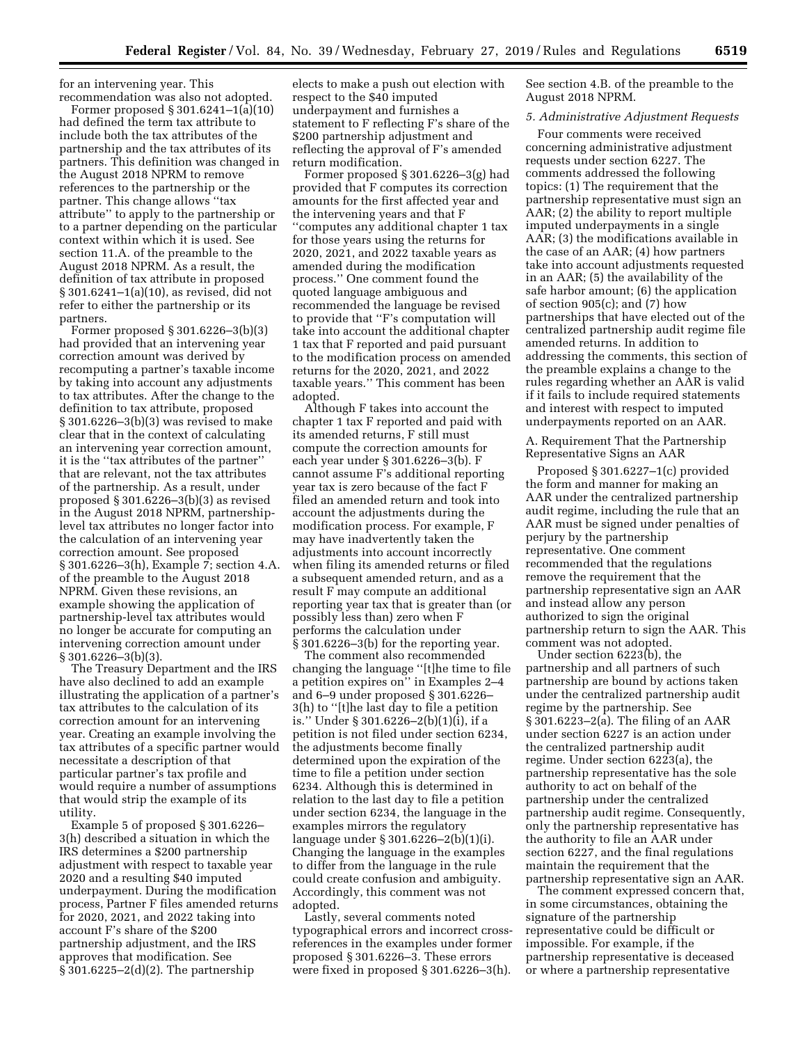for an intervening year. This recommendation was also not adopted.

Former proposed § 301.6241–1(a)(10) had defined the term tax attribute to include both the tax attributes of the partnership and the tax attributes of its partners. This definition was changed in the August 2018 NPRM to remove references to the partnership or the partner. This change allows ''tax attribute'' to apply to the partnership or to a partner depending on the particular context within which it is used. See section 11.A. of the preamble to the August 2018 NPRM. As a result, the definition of tax attribute in proposed § 301.6241–1(a)(10), as revised, did not refer to either the partnership or its partners.

Former proposed § 301.6226–3(b)(3) had provided that an intervening year correction amount was derived by recomputing a partner's taxable income by taking into account any adjustments to tax attributes. After the change to the definition to tax attribute, proposed § 301.6226–3(b)(3) was revised to make clear that in the context of calculating an intervening year correction amount, it is the ''tax attributes of the partner'' that are relevant, not the tax attributes of the partnership. As a result, under proposed § 301.6226–3(b)(3) as revised in the August 2018 NPRM, partnership-level tax attributes no longer factor into the calculation of an intervening year correction amount. See proposed § 301.6226–3(h), Example 7; section 4.A. of the preamble to the August 2018 NPRM. Given these revisions, an example showing the application of partnership-level tax attributes would no longer be accurate for computing an intervening correction amount under § 301.6226–3(b)(3).

The Treasury Department and the IRS have also declined to add an example illustrating the application of a partner's tax attributes to the calculation of its correction amount for an intervening year. Creating an example involving the tax attributes of a specific partner would necessitate a description of that particular partner's tax profile and would require a number of assumptions that would strip the example of its utility.

Example 5 of proposed § 301.6226–3(h) described a situation in which the IRS determines a $200 partnership adjustment with respect to taxable year 2020 and a resulting $40 imputed underpayment. During the modification process, Partner F files amended returns for 2020, 2021, and 2022 taking into account F's share of the $200 partnership adjustment, and the IRS approves that modification. See § 301.6225–2(d)(2). The partnership elects to make a push out election with respect to the $40 imputed underpayment and furnishes a statement to F reflecting F's share of the $200 partnership adjustment and reflecting the approval of F's amended return modification.

Former proposed § 301.6226–3(g) had provided that F computes its correction amounts for the first affected year and the intervening years and that F ''computes any additional chapter 1 tax for those years using the returns for 2020, 2021, and 2022 taxable years as amended during the modification process.'' One comment found the quoted language ambiguous and recommended the language be revised to provide that ''F's computation will take into account the additional chapter 1 tax that F reported and paid pursuant to the modification process on amended returns for the 2020, 2021, and 2022 taxable years.'' This comment has been adopted.

Although F takes into account the chapter 1 tax F reported and paid with its amended returns, F still must compute the correction amounts for each year under § 301.6226–3(b). F cannot assume F's additional reporting year tax is zero because of the fact F filed an amended return and took into account the adjustments during the modification process. For example, F may have inadvertently taken the adjustments into account incorrectly when filing its amended returns or filed a subsequent amended return, and as a result F may compute an additional reporting year tax that is greater than (or possibly less than) zero when F performs the calculation under § 301.6226–3(b) for the reporting year.

The comment also recommended changing the language ''[t]he time to file a petition expires on'' in Examples 2–4 and 6–9 under proposed § 301.6226–3(h) to ''[t]he last day to file a petition is.'' Under § 301.6226–2(b)(1)(i), if a petition is not filed under section 6234, the adjustments become finally determined upon the expiration of the time to file a petition under section 6234. Although this is determined in relation to the last day to file a petition under section 6234, the language in the examples mirrors the regulatory language under § 301.6226–2(b)(1)(i). Changing the language in the examples to differ from the language in the rule could create confusion and ambiguity. Accordingly, this comment was not adopted.

Lastly, several comments noted typographical errors and incorrect cross-references in the examples under former proposed § 301.6226–3. These errors were fixed in proposed § 301.6226–3(h). See section 4.B. of the preamble to the August 2018 NPRM.

### *5. Administrative Adjustment Requests*

Four comments were received concerning administrative adjustment requests under section 6227. The comments addressed the following topics: (1) The requirement that the partnership representative must sign an AAR; (2) the ability to report multiple imputed underpayments in a single AAR; (3) the modifications available in the case of an AAR; (4) how partners take into account adjustments requested in an AAR; (5) the availability of the safe harbor amount; (6) the application of section 905(c); and (7) how partnerships that have elected out of the centralized partnership audit regime file amended returns. In addition to addressing the comments, this section of the preamble explains a change to the rules regarding whether an AAR is valid if it fails to include required statements and interest with respect to imputed underpayments reported on an AAR.

#### A. Requirement That the Partnership Representative Signs an AAR

Proposed § 301.6227–1(c) provided the form and manner for making an AAR under the centralized partnership audit regime, including the rule that an AAR must be signed under penalties of perjury by the partnership representative. One comment recommended that the regulations remove the requirement that the partnership representative sign an AAR and instead allow any person authorized to sign the original partnership return to sign the AAR. This comment was not adopted.

Under section 6223(b), the partnership and all partners of such partnership are bound by actions taken under the centralized partnership audit regime by the partnership. See § 301.6223–2(a). The filing of an AAR under section 6227 is an action under the centralized partnership audit regime. Under section 6223(a), the partnership representative has the sole authority to act on behalf of the partnership under the centralized partnership audit regime. Consequently, only the partnership representative has the authority to file an AAR under section 6227, and the final regulations maintain the requirement that the partnership representative sign an AAR.

The comment expressed concern that, in some circumstances, obtaining the signature of the partnership representative could be difficult or impossible. For example, if the partnership representative is deceased or where a partnership representative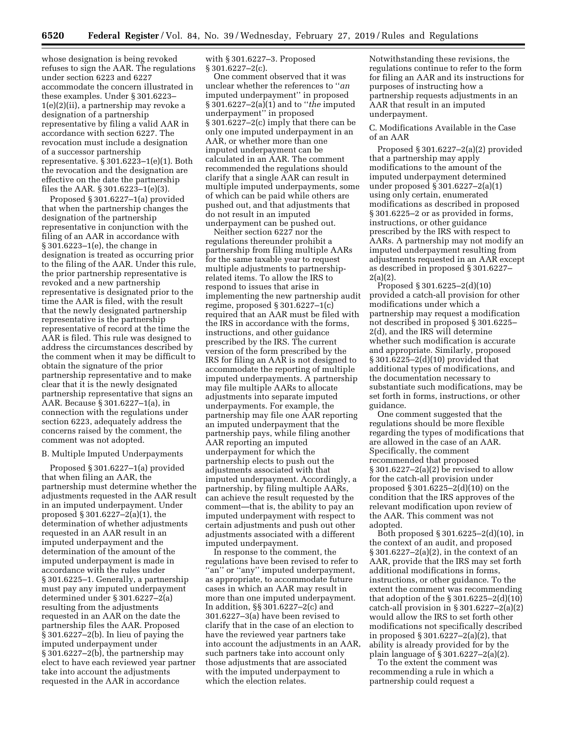whose designation is being revoked refuses to sign the AAR. The regulations under section 6223 and 6227 accommodate the concern illustrated in these examples. Under § 301.6223–1(e)(2)(ii), a partnership may revoke a designation of a partnership representative by filing a valid AAR in accordance with section 6227. The revocation must include a designation of a successor partnership representative. § 301.6223–1(e)(1). Both the revocation and the designation are effective on the date the partnership files the AAR. § 301.6223–1(e)(3).

Proposed § 301.6227–1(a) provided that when the partnership changes the designation of the partnership representative in conjunction with the filing of an AAR in accordance with § 301.6223–1(e), the change in designation is treated as occurring prior to the filing of the AAR. Under this rule, the prior partnership representative is revoked and a new partnership representative is designated prior to the time the AAR is filed, with the result that the newly designated partnership representative is the partnership representative of record at the time the AAR is filed. This rule was designed to address the circumstances described by the comment when it may be difficult to obtain the signature of the prior partnership representative and to make clear that it is the newly designated partnership representative that signs an AAR. Because § 301.6227–1(a), in connection with the regulations under section 6223, adequately address the concerns raised by the comment, the comment was not adopted.

B. Multiple Imputed Underpayments

Proposed § 301.6227–1(a) provided that when filing an AAR, the partnership must determine whether the adjustments requested in the AAR result in an imputed underpayment. Under proposed § 301.6227–2(a)(1), the determination of whether adjustments requested in an AAR result in an imputed underpayment and the determination of the amount of the imputed underpayment is made in accordance with the rules under § 301.6225–1. Generally, a partnership must pay any imputed underpayment determined under § 301.6227–2(a) resulting from the adjustments requested in an AAR on the date the partnership files the AAR. Proposed § 301.6227–2(b). In lieu of paying the imputed underpayment under § 301.6227–2(b), the partnership may elect to have each reviewed year partner take into account the adjustments requested in the AAR in accordance with § 301.6227–3. Proposed § 301.6227–2(c).

One comment observed that it was unclear whether the references to ''*an* imputed underpayment'' in proposed § 301.6227–2(a)(1) and to ''*the* imputed underpayment'' in proposed § 301.6227–2(c) imply that there can be only one imputed underpayment in an AAR, or whether more than one imputed underpayment can be calculated in an AAR. The comment recommended the regulations should clarify that a single AAR can result in multiple imputed underpayments, some of which can be paid while others are pushed out, and that adjustments that do not result in an imputed underpayment can be pushed out.

Neither section 6227 nor the regulations thereunder prohibit a partnership from filing multiple AARs for the same taxable year to request multiple adjustments to partnership-related items. To allow the IRS to respond to issues that arise in implementing the new partnership audit regime, proposed § 301.6227–1(c) required that an AAR must be filed with the IRS in accordance with the forms, instructions, and other guidance prescribed by the IRS. The current version of the form prescribed by the IRS for filing an AAR is not designed to accommodate the reporting of multiple imputed underpayments. A partnership may file multiple AARs to allocate adjustments into separate imputed underpayments. For example, the partnership may file one AAR reporting an imputed underpayment that the partnership pays, while filing another AAR reporting an imputed underpayment for which the partnership elects to push out the adjustments associated with that imputed underpayment. Accordingly, a partnership, by filing multiple AARs, can achieve the result requested by the comment—that is, the ability to pay an imputed underpayment with respect to certain adjustments and push out other adjustments associated with a different imputed underpayment.

In response to the comment, the regulations have been revised to refer to ''an'' or ''any'' imputed underpayment, as appropriate, to accommodate future cases in which an AAR may result in more than one imputed underpayment. In addition, §§ 301.6227–2(c) and 301.6227–3(a) have been revised to clarify that in the case of an election to have the reviewed year partners take into account the adjustments in an AAR, such partners take into account only those adjustments that are associated with the imputed underpayment to which the election relates. Notwithstanding these revisions, the regulations continue to refer to the form for filing an AAR and its instructions for purposes of instructing how a partnership requests adjustments in an AAR that result in an imputed underpayment.

C. Modifications Available in the Case of an AAR

Proposed § 301.6227–2(a)(2) provided that a partnership may apply modifications to the amount of the imputed underpayment determined under proposed § 301.6227–2(a)(1) using only certain, enumerated modifications as described in proposed § 301.6225–2 or as provided in forms, instructions, or other guidance prescribed by the IRS with respect to AARs. A partnership may not modify an imputed underpayment resulting from adjustments requested in an AAR except as described in proposed § 301.6227–2(a)(2).

Proposed § 301.6225–2(d)(10) provided a catch-all provision for other modifications under which a partnership may request a modification not described in proposed § 301.6225–2(d), and the IRS will determine whether such modification is accurate and appropriate. Similarly, proposed § 301.6225–2(d)(10) provided that additional types of modifications, and the documentation necessary to substantiate such modifications, may be set forth in forms, instructions, or other guidance.

One comment suggested that the regulations should be more flexible regarding the types of modifications that are allowed in the case of an AAR. Specifically, the comment recommended that proposed § 301.6227–2(a)(2) be revised to allow for the catch-all provision under proposed § 301.6225–2(d)(10) on the condition that the IRS approves of the relevant modification upon review of the AAR. This comment was not adopted.

Both proposed § 301.6225–2(d)(10), in the context of an audit, and proposed § 301.6227–2(a)(2), in the context of an AAR, provide that the IRS may set forth additional modifications in forms, instructions, or other guidance. To the extent the comment was recommending that adoption of the § 301.6225–2(d)(10) catch-all provision in § 301.6227–2(a)(2) would allow the IRS to set forth other modifications not specifically described in proposed § 301.6227–2(a)(2), that ability is already provided for by the plain language of § 301.6227–2(a)(2).

To the extent the comment was recommending a rule in which a partnership could request a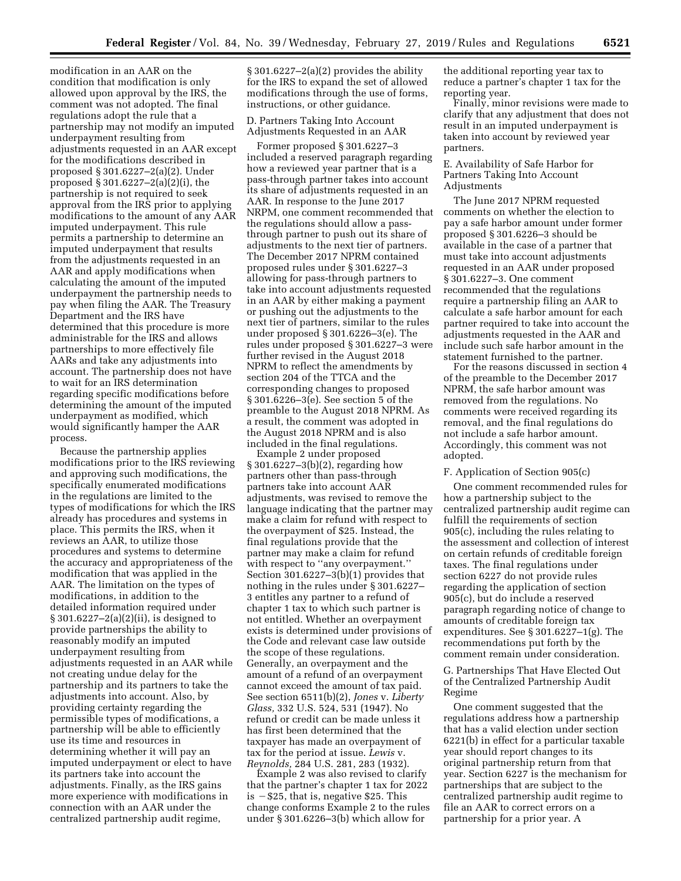modification in an AAR on the condition that modification is only allowed upon approval by the IRS, the comment was not adopted. The final regulations adopt the rule that a partnership may not modify an imputed underpayment resulting from adjustments requested in an AAR except for the modifications described in proposed § 301.6227–2(a)(2). Under proposed § 301.6227–2(a)(2)(i), the partnership is not required to seek approval from the IRS prior to applying modifications to the amount of any AAR imputed underpayment. This rule permits a partnership to determine an imputed underpayment that results from the adjustments requested in an AAR and apply modifications when calculating the amount of the imputed underpayment the partnership needs to pay when filing the AAR. The Treasury Department and the IRS have determined that this procedure is more administrable for the IRS and allows partnerships to more effectively file AARs and take any adjustments into account. The partnership does not have to wait for an IRS determination regarding specific modifications before determining the amount of the imputed underpayment as modified, which would significantly hamper the AAR process.

Because the partnership applies modifications prior to the IRS reviewing and approving such modifications, the specifically enumerated modifications in the regulations are limited to the types of modifications for which the IRS already has procedures and systems in place. This permits the IRS, when it reviews an AAR, to utilize those procedures and systems to determine the accuracy and appropriateness of the modification that was applied in the AAR. The limitation on the types of modifications, in addition to the detailed information required under § 301.6227–2(a)(2)(ii), is designed to provide partnerships the ability to reasonably modify an imputed underpayment resulting from adjustments requested in an AAR while not creating undue delay for the partnership and its partners to take the adjustments into account. Also, by providing certainty regarding the permissible types of modifications, a partnership will be able to efficiently use its time and resources in determining whether it will pay an imputed underpayment or elect to have its partners take into account the adjustments. Finally, as the IRS gains more experience with modifications in connection with an AAR under the centralized partnership audit regime, § 301.6227–2(a)(2) provides the ability for the IRS to expand the set of allowed modifications through the use of forms, instructions, or other guidance.

D. Partners Taking Into Account Adjustments Requested in an AAR

Former proposed § 301.6227–3 included a reserved paragraph regarding how a reviewed year partner that is a pass-through partner takes into account its share of adjustments requested in an AAR. In response to the June 2017 NRPM, one comment recommended that the regulations should allow a pass-through partner to push out its share of adjustments to the next tier of partners. The December 2017 NPRM contained proposed rules under § 301.6227–3 allowing for pass-through partners to take into account adjustments requested in an AAR by either making a payment or pushing out the adjustments to the next tier of partners, similar to the rules under proposed § 301.6226–3(e). The rules under proposed § 301.6227–3 were further revised in the August 2018 NPRM to reflect the amendments by section 204 of the TTCA and the corresponding changes to proposed § 301.6226–3(e). See section 5 of the preamble to the August 2018 NPRM. As a result, the comment was adopted in the August 2018 NPRM and is also included in the final regulations.

Example 2 under proposed § 301.6227–3(b)(2), regarding how partners other than pass-through partners take into account AAR adjustments, was revised to remove the language indicating that the partner may make a claim for refund with respect to the overpayment of $25. Instead, the final regulations provide that the partner may make a claim for refund with respect to ''any overpayment.'' Section 301.6227–3(b)(1) provides that nothing in the rules under § 301.6227–3 entitles any partner to a refund of chapter 1 tax to which such partner is not entitled. Whether an overpayment exists is determined under provisions of the Code and relevant case law outside the scope of these regulations. Generally, an overpayment and the amount of a refund of an overpayment cannot exceed the amount of tax paid. See section 6511(b)(2), *Jones* v. *Liberty Glass,* 332 U.S. 524, 531 (1947). No refund or credit can be made unless it has first been determined that the taxpayer has made an overpayment of tax for the period at issue. *Lewis* v. *Reynolds,* 284 U.S. 281, 283 (1932).

Example 2 was also revised to clarify that the partner's chapter 1 tax for 2022 is −$25, that is, negative $25. This change conforms Example 2 to the rules under § 301.6226–3(b) which allow for the additional reporting year tax to reduce a partner's chapter 1 tax for the reporting year.

Finally, minor revisions were made to clarify that any adjustment that does not result in an imputed underpayment is taken into account by reviewed year partners.

E. Availability of Safe Harbor for Partners Taking Into Account Adjustments

The June 2017 NPRM requested comments on whether the election to pay a safe harbor amount under former proposed § 301.6226–3 should be available in the case of a partner that must take into account adjustments requested in an AAR under proposed § 301.6227–3. One comment recommended that the regulations require a partnership filing an AAR to calculate a safe harbor amount for each partner required to take into account the adjustments requested in the AAR and include such safe harbor amount in the statement furnished to the partner.

For the reasons discussed in section 4 of the preamble to the December 2017 NPRM, the safe harbor amount was removed from the regulations. No comments were received regarding its removal, and the final regulations do not include a safe harbor amount. Accordingly, this comment was not adopted.

F. Application of Section 905(c)

One comment recommended rules for how a partnership subject to the centralized partnership audit regime can fulfill the requirements of section 905(c), including the rules relating to the assessment and collection of interest on certain refunds of creditable foreign taxes. The final regulations under section 6227 do not provide rules regarding the application of section 905(c), but do include a reserved paragraph regarding notice of change to amounts of creditable foreign tax expenditures. See § 301.6227–1(g). The recommendations put forth by the comment remain under consideration.

G. Partnerships That Have Elected Out of the Centralized Partnership Audit Regime

One comment suggested that the regulations address how a partnership that has a valid election under section 6221(b) in effect for a particular taxable year should report changes to its original partnership return from that year. Section 6227 is the mechanism for partnerships that are subject to the centralized partnership audit regime to file an AAR to correct errors on a partnership for a prior year. A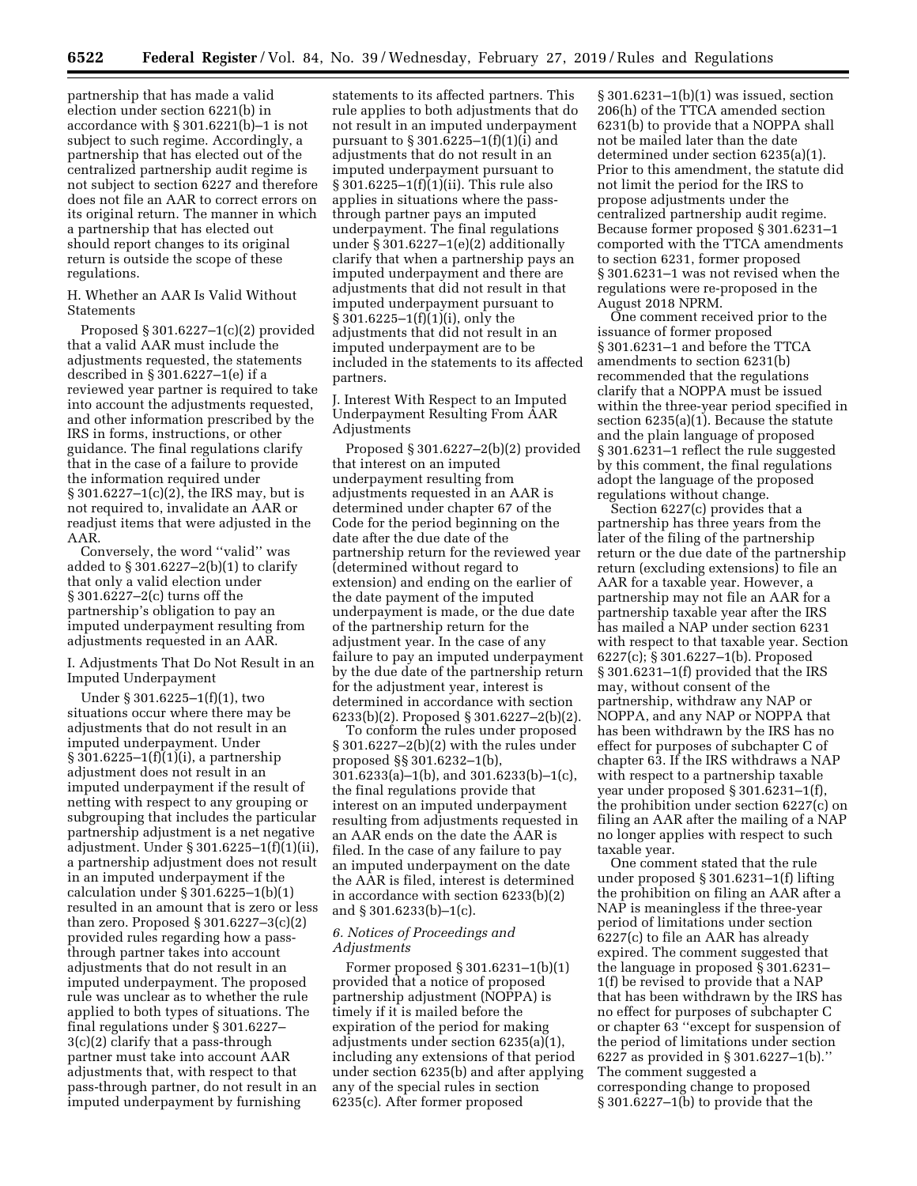partnership that has made a valid election under section 6221(b) in accordance with § 301.6221(b)–1 is not subject to such regime. Accordingly, a partnership that has elected out of the centralized partnership audit regime is not subject to section 6227 and therefore does not file an AAR to correct errors on its original return. The manner in which a partnership that has elected out should report changes to its original return is outside the scope of these regulations.

H. Whether an AAR Is Valid Without Statements

Proposed § 301.6227–1(c)(2) provided that a valid AAR must include the adjustments requested, the statements described in § 301.6227–1(e) if a reviewed year partner is required to take into account the adjustments requested, and other information prescribed by the IRS in forms, instructions, or other guidance. The final regulations clarify that in the case of a failure to provide the information required under § 301.6227–1(c)(2), the IRS may, but is not required to, invalidate an AAR or readjust items that were adjusted in the AAR.

Conversely, the word ''valid'' was added to § 301.6227–2(b)(1) to clarify that only a valid election under § 301.6227–2(c) turns off the partnership's obligation to pay an imputed underpayment resulting from adjustments requested in an AAR.

I. Adjustments That Do Not Result in an Imputed Underpayment

Under § 301.6225–1(f)(1), two situations occur where there may be adjustments that do not result in an imputed underpayment. Under § 301.6225–1(f)(1)(i), a partnership adjustment does not result in an imputed underpayment if the result of netting with respect to any grouping or subgrouping that includes the particular partnership adjustment is a net negative adjustment. Under § 301.6225–1(f)(1)(ii), a partnership adjustment does not result in an imputed underpayment if the calculation under § 301.6225–1(b)(1) resulted in an amount that is zero or less than zero. Proposed § 301.6227–3(c)(2) provided rules regarding how a pass-through partner takes into account adjustments that do not result in an imputed underpayment. The proposed rule was unclear as to whether the rule applied to both types of situations. The final regulations under § 301.6227–3(c)(2) clarify that a pass-through partner must take into account AAR adjustments that, with respect to that pass-through partner, do not result in an imputed underpayment by furnishing statements to its affected partners. This rule applies to both adjustments that do not result in an imputed underpayment pursuant to § 301.6225–1(f)(1)(i) and adjustments that do not result in an imputed underpayment pursuant to § 301.6225–1(f)(1)(ii). This rule also applies in situations where the pass-through partner pays an imputed underpayment. The final regulations under § 301.6227–1(e)(2) additionally clarify that when a partnership pays an imputed underpayment and there are adjustments that did not result in that imputed underpayment pursuant to § 301.6225–1(f)(1)(i), only the adjustments that did not result in an imputed underpayment are to be included in the statements to its affected partners.

J. Interest With Respect to an Imputed Underpayment Resulting From AAR Adjustments

Proposed § 301.6227–2(b)(2) provided that interest on an imputed underpayment resulting from adjustments requested in an AAR is determined under chapter 67 of the Code for the period beginning on the date after the due date of the partnership return for the reviewed year (determined without regard to extension) and ending on the earlier of the date payment of the imputed underpayment is made, or the due date of the partnership return for the adjustment year. In the case of any failure to pay an imputed underpayment by the due date of the partnership return for the adjustment year, interest is determined in accordance with section 6233(b)(2). Proposed § 301.6227–2(b)(2).

To conform the rules under proposed § 301.6227–2(b)(2) with the rules under proposed §§ 301.6232–1(b), 301.6233(a)–1(b), and 301.6233(b)–1(c), the final regulations provide that interest on an imputed underpayment resulting from adjustments requested in an AAR ends on the date the AAR is filed. In the case of any failure to pay an imputed underpayment on the date the AAR is filed, interest is determined in accordance with section 6233(b)(2) and § 301.6233(b)–1(c).

### *6. Notices of Proceedings and Adjustments*

Former proposed § 301.6231–1(b)(1) provided that a notice of proposed partnership adjustment (NOPPA) is timely if it is mailed before the expiration of the period for making adjustments under section 6235(a)(1), including any extensions of that period under section 6235(b) and after applying any of the special rules in section 6235(c). After former proposed § 301.6231–1(b)(1) was issued, section 206(h) of the TTCA amended section 6231(b) to provide that a NOPPA shall not be mailed later than the date determined under section 6235(a)(1). Prior to this amendment, the statute did not limit the period for the IRS to propose adjustments under the centralized partnership audit regime. Because former proposed § 301.6231–1 comported with the TTCA amendments to section 6231, former proposed § 301.6231–1 was not revised when the regulations were re-proposed in the August 2018 NPRM.

One comment received prior to the issuance of former proposed § 301.6231–1 and before the TTCA amendments to section 6231(b) recommended that the regulations clarify that a NOPPA must be issued within the three-year period specified in section 6235(a)(1). Because the statute and the plain language of proposed § 301.6231–1 reflect the rule suggested by this comment, the final regulations adopt the language of the proposed regulations without change.

Section 6227(c) provides that a partnership has three years from the later of the filing of the partnership return or the due date of the partnership return (excluding extensions) to file an AAR for a taxable year. However, a partnership may not file an AAR for a partnership taxable year after the IRS has mailed a NAP under section 6231 with respect to that taxable year. Section 6227(c); § 301.6227–1(b). Proposed § 301.6231–1(f) provided that the IRS may, without consent of the partnership, withdraw any NAP or NOPPA, and any NAP or NOPPA that has been withdrawn by the IRS has no effect for purposes of subchapter C of chapter 63. If the IRS withdraws a NAP with respect to a partnership taxable year under proposed § 301.6231–1(f), the prohibition under section 6227(c) on filing an AAR after the mailing of a NAP no longer applies with respect to such taxable year.

One comment stated that the rule under proposed § 301.6231–1(f) lifting the prohibition on filing an AAR after a NAP is meaningless if the three-year period of limitations under section 6227(c) to file an AAR has already expired. The comment suggested that the language in proposed § 301.6231–1(f) be revised to provide that a NAP that has been withdrawn by the IRS has no effect for purposes of subchapter C or chapter 63 ''except for suspension of the period of limitations under section 6227 as provided in § 301.6227–1(b).'' The comment suggested a corresponding change to proposed § 301.6227–1(b) to provide that the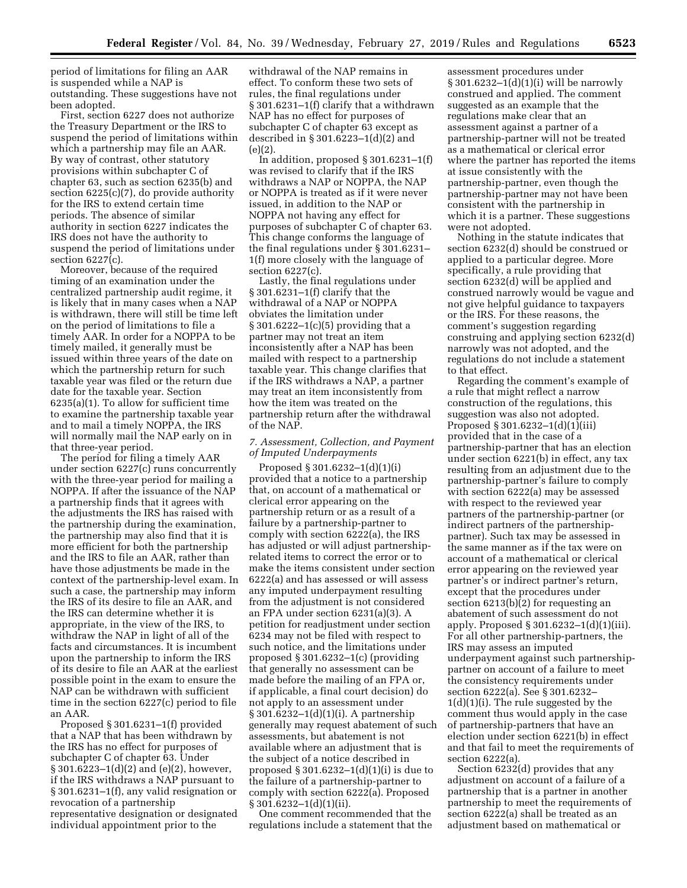period of limitations for filing an AAR is suspended while a NAP is outstanding. These suggestions have not been adopted.

First, section 6227 does not authorize the Treasury Department or the IRS to suspend the period of limitations within which a partnership may file an AAR. By way of contrast, other statutory provisions within subchapter C of chapter 63, such as section 6235(b) and section 6225(c)(7), do provide authority for the IRS to extend certain time periods. The absence of similar authority in section 6227 indicates the IRS does not have the authority to suspend the period of limitations under section 6227(c).

Moreover, because of the required timing of an examination under the centralized partnership audit regime, it is likely that in many cases when a NAP is withdrawn, there will still be time left on the period of limitations to file a timely AAR. In order for a NOPPA to be timely mailed, it generally must be issued within three years of the date on which the partnership return for such taxable year was filed or the return due date for the taxable year. Section 6235(a)(1). To allow for sufficient time to examine the partnership taxable year and to mail a timely NOPPA, the IRS will normally mail the NAP early on in that three-year period.

The period for filing a timely AAR under section 6227(c) runs concurrently with the three-year period for mailing a NOPPA. If after the issuance of the NAP a partnership finds that it agrees with the adjustments the IRS has raised with the partnership during the examination, the partnership may also find that it is more efficient for both the partnership and the IRS to file an AAR, rather than have those adjustments be made in the context of the partnership-level exam. In such a case, the partnership may inform the IRS of its desire to file an AAR, and the IRS can determine whether it is appropriate, in the view of the IRS, to withdraw the NAP in light of all of the facts and circumstances. It is incumbent upon the partnership to inform the IRS of its desire to file an AAR at the earliest possible point in the exam to ensure the NAP can be withdrawn with sufficient time in the section 6227(c) period to file an AAR.

Proposed § 301.6231–1(f) provided that a NAP that has been withdrawn by the IRS has no effect for purposes of subchapter C of chapter 63. Under § 301.6223–1(d)(2) and (e)(2), however, if the IRS withdraws a NAP pursuant to § 301.6231–1(f), any valid resignation or revocation of a partnership representative designation or designated individual appointment prior to the withdrawal of the NAP remains in effect. To conform these two sets of rules, the final regulations under § 301.6231–1(f) clarify that a withdrawn NAP has no effect for purposes of subchapter C of chapter 63 except as described in § 301.6223–1(d)(2) and (e)(2).

In addition, proposed § 301.6231–1(f) was revised to clarify that if the IRS withdraws a NAP or NOPPA, the NAP or NOPPA is treated as if it were never issued, in addition to the NAP or NOPPA not having any effect for purposes of subchapter C of chapter 63. This change conforms the language of the final regulations under § 301.6231–1(f) more closely with the language of section 6227(c).

Lastly, the final regulations under § 301.6231–1(f) clarify that the withdrawal of a NAP or NOPPA obviates the limitation under § 301.6222–1(c)(5) providing that a partner may not treat an item inconsistently after a NAP has been mailed with respect to a partnership taxable year. This change clarifies that if the IRS withdraws a NAP, a partner may treat an item inconsistently from how the item was treated on the partnership return after the withdrawal of the NAP.

### *7. Assessment, Collection, and Payment of Imputed Underpayments*

Proposed § 301.6232–1(d)(1)(i) provided that a notice to a partnership that, on account of a mathematical or clerical error appearing on the partnership return or as a result of a failure by a partnership-partner to comply with section 6222(a), the IRS has adjusted or will adjust partnership-related items to correct the error or to make the items consistent under section 6222(a) and has assessed or will assess any imputed underpayment resulting from the adjustment is not considered an FPA under section 6231(a)(3). A petition for readjustment under section 6234 may not be filed with respect to such notice, and the limitations under proposed § 301.6232–1(c) (providing that generally no assessment can be made before the mailing of an FPA or, if applicable, a final court decision) do not apply to an assessment under § 301.6232–1(d)(1)(i). A partnership generally may request abatement of such assessments, but abatement is not available where an adjustment that is the subject of a notice described in proposed § 301.6232–1(d)(1)(i) is due to the failure of a partnership-partner to comply with section 6222(a). Proposed § 301.6232–1(d)(1)(ii).

One comment recommended that the regulations include a statement that the assessment procedures under § 301.6232–1(d)(1)(i) will be narrowly construed and applied. The comment suggested as an example that the regulations make clear that an assessment against a partner of a partnership-partner will not be treated as a mathematical or clerical error where the partner has reported the items at issue consistently with the partnership-partner, even though the partnership-partner may not have been consistent with the partnership in which it is a partner. These suggestions were not adopted.

Nothing in the statute indicates that section 6232(d) should be construed or applied to a particular degree. More specifically, a rule providing that section 6232(d) will be applied and construed narrowly would be vague and not give helpful guidance to taxpayers or the IRS. For these reasons, the comment's suggestion regarding construing and applying section 6232(d) narrowly was not adopted, and the regulations do not include a statement to that effect.

Regarding the comment's example of a rule that might reflect a narrow construction of the regulations, this suggestion was also not adopted. Proposed § 301.6232–1(d)(1)(iii) provided that in the case of a partnership-partner that has an election under section 6221(b) in effect, any tax resulting from an adjustment due to the partnership-partner's failure to comply with section 6222(a) may be assessed with respect to the reviewed year partners of the partnership-partner (or indirect partners of the partnership-partner). Such tax may be assessed in the same manner as if the tax were on account of a mathematical or clerical error appearing on the reviewed year partner's or indirect partner's return, except that the procedures under section 6213(b)(2) for requesting an abatement of such assessment do not apply. Proposed § 301.6232–1(d)(1)(iii). For all other partnership-partners, the IRS may assess an imputed underpayment against such partnership-partner on account of a failure to meet the consistency requirements under section 6222(a). See § 301.6232–1(d)(1)(i). The rule suggested by the comment thus would apply in the case of partnership-partners that have an election under section 6221(b) in effect and that fail to meet the requirements of section 6222(a).

Section 6232(d) provides that any adjustment on account of a failure of a partnership that is a partner in another partnership to meet the requirements of section 6222(a) shall be treated as an adjustment based on mathematical or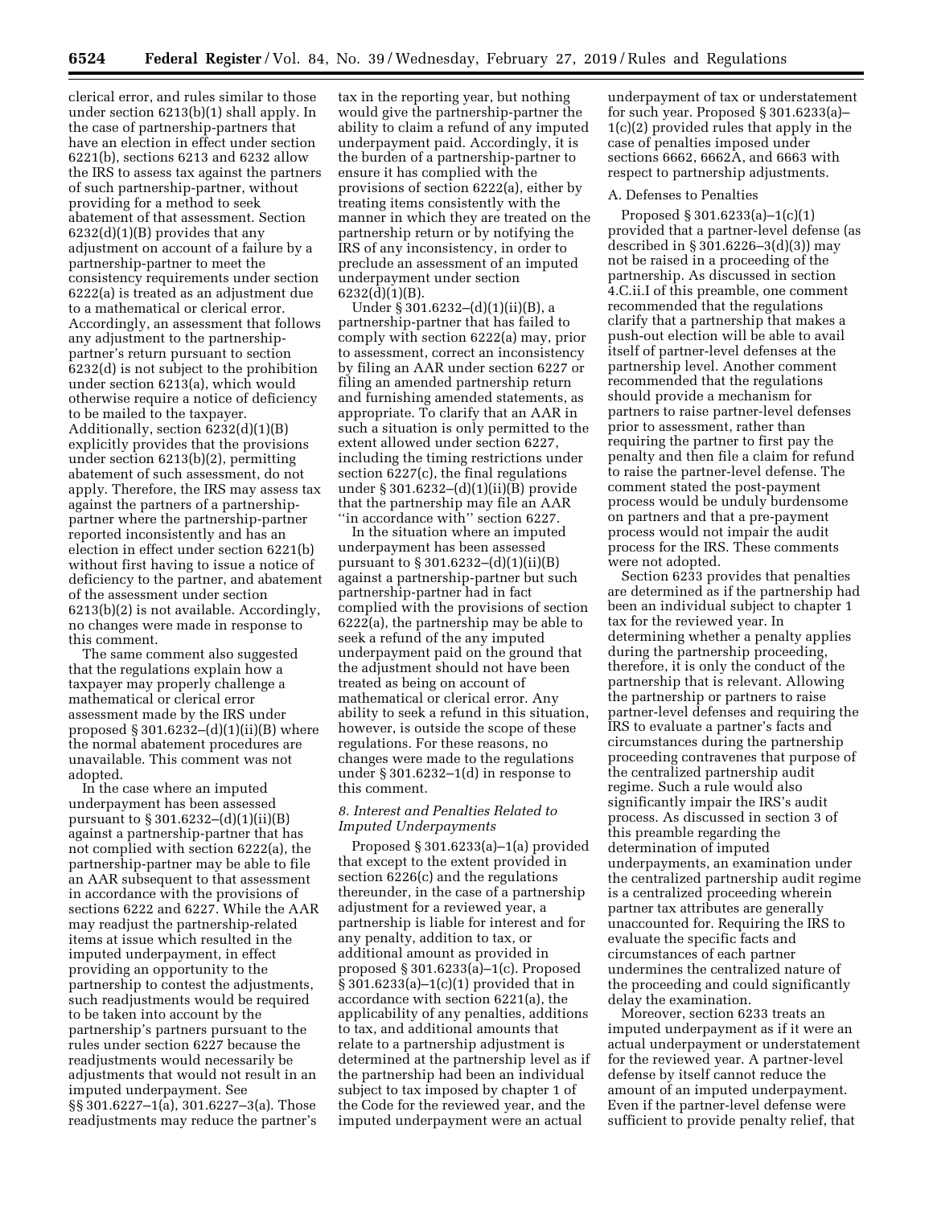clerical error, and rules similar to those under section 6213(b)(1) shall apply. In the case of partnership-partners that have an election in effect under section 6221(b), sections 6213 and 6232 allow the IRS to assess tax against the partners of such partnership-partner, without providing for a method to seek abatement of that assessment. Section 6232(d)(1)(B) provides that any adjustment on account of a failure by a partnership-partner to meet the consistency requirements under section 6222(a) is treated as an adjustment due to a mathematical or clerical error. Accordingly, an assessment that follows any adjustment to the partnership-partner's return pursuant to section 6232(d) is not subject to the prohibition under section 6213(a), which would otherwise require a notice of deficiency to be mailed to the taxpayer. Additionally, section 6232(d)(1)(B) explicitly provides that the provisions under section 6213(b)(2), permitting abatement of such assessment, do not apply. Therefore, the IRS may assess tax against the partners of a partnership-partner where the partnership-partner reported inconsistently and has an election in effect under section 6221(b) without first having to issue a notice of deficiency to the partner, and abatement of the assessment under section 6213(b)(2) is not available. Accordingly, no changes were made in response to this comment.

The same comment also suggested that the regulations explain how a taxpayer may properly challenge a mathematical or clerical error assessment made by the IRS under proposed § 301.6232–(d)(1)(ii)(B) where the normal abatement procedures are unavailable. This comment was not adopted.

In the case where an imputed underpayment has been assessed pursuant to § 301.6232–(d)(1)(ii)(B) against a partnership-partner that has not complied with section 6222(a), the partnership-partner may be able to file an AAR subsequent to that assessment in accordance with the provisions of sections 6222 and 6227. While the AAR may readjust the partnership-related items at issue which resulted in the imputed underpayment, in effect providing an opportunity to the partnership to contest the adjustments, such readjustments would be required to be taken into account by the partnership's partners pursuant to the rules under section 6227 because the readjustments would necessarily be adjustments that would not result in an imputed underpayment. See §§ 301.6227–1(a), 301.6227–3(a). Those readjustments may reduce the partner's tax in the reporting year, but nothing would give the partnership-partner the ability to claim a refund of any imputed underpayment paid. Accordingly, it is the burden of a partnership-partner to ensure it has complied with the provisions of section 6222(a), either by treating items consistently with the manner in which they are treated on the partnership return or by notifying the IRS of any inconsistency, in order to preclude an assessment of an imputed underpayment under section 6232(d)(1)(B).

Under § 301.6232–(d)(1)(ii)(B), a partnership-partner that has failed to comply with section 6222(a) may, prior to assessment, correct an inconsistency by filing an AAR under section 6227 or filing an amended partnership return and furnishing amended statements, as appropriate. To clarify that an AAR in such a situation is only permitted to the extent allowed under section 6227, including the timing restrictions under section 6227(c), the final regulations under § 301.6232–(d)(1)(ii)(B) provide that the partnership may file an AAR "in accordance with" section 6227.

In the situation where an imputed underpayment has been assessed pursuant to § 301.6232–(d)(1)(ii)(B) against a partnership-partner but such partnership-partner had in fact complied with the provisions of section 6222(a), the partnership may be able to seek a refund of the any imputed underpayment paid on the ground that the adjustment should not have been treated as being on account of mathematical or clerical error. Any ability to seek a refund in this situation, however, is outside the scope of these regulations. For these reasons, no changes were made to the regulations under § 301.6232–1(d) in response to this comment.

### *8. Interest and Penalties Related to Imputed Underpayments*

Proposed § 301.6233(a)–1(a) provided that except to the extent provided in section 6226(c) and the regulations thereunder, in the case of a partnership adjustment for a reviewed year, a partnership is liable for interest and for any penalty, addition to tax, or additional amount as provided in proposed § 301.6233(a)–1(c). Proposed § 301.6233(a)–1(c)(1) provided that in accordance with section 6221(a), the applicability of any penalties, additions to tax, and additional amounts that relate to a partnership adjustment is determined at the partnership level as if the partnership had been an individual subject to tax imposed by chapter 1 of the Code for the reviewed year, and the imputed underpayment were an actual underpayment of tax or understatement for such year. Proposed § 301.6233(a)–1(c)(2) provided rules that apply in the case of penalties imposed under sections 6662, 6662A, and 6663 with respect to partnership adjustments.

#### A. Defenses to Penalties

Proposed § 301.6233(a)–1(c)(1) provided that a partner-level defense (as described in § 301.6226–3(d)(3)) may not be raised in a proceeding of the partnership. As discussed in section 4.C.ii.I of this preamble, one comment recommended that the regulations clarify that a partnership that makes a push-out election will be able to avail itself of partner-level defenses at the partnership level. Another comment recommended that the regulations should provide a mechanism for partners to raise partner-level defenses prior to assessment, rather than requiring the partner to first pay the penalty and then file a claim for refund to raise the partner-level defense. The comment stated the post-payment process would be unduly burdensome on partners and that a pre-payment process would not impair the audit process for the IRS. These comments were not adopted.

Section 6233 provides that penalties are determined as if the partnership had been an individual subject to chapter 1 tax for the reviewed year. In determining whether a penalty applies during the partnership proceeding, therefore, it is only the conduct of the partnership that is relevant. Allowing the partnership or partners to raise partner-level defenses and requiring the IRS to evaluate a partner's facts and circumstances during the partnership proceeding contravenes that purpose of the centralized partnership audit regime. Such a rule would also significantly impair the IRS's audit process. As discussed in section 3 of this preamble regarding the determination of imputed underpayments, an examination under the centralized partnership audit regime is a centralized proceeding wherein partner tax attributes are generally unaccounted for. Requiring the IRS to evaluate the specific facts and circumstances of each partner undermines the centralized nature of the proceeding and could significantly delay the examination.

Moreover, section 6233 treats an imputed underpayment as if it were an actual underpayment or understatement for the reviewed year. A partner-level defense by itself cannot reduce the amount of an imputed underpayment. Even if the partner-level defense were sufficient to provide penalty relief, that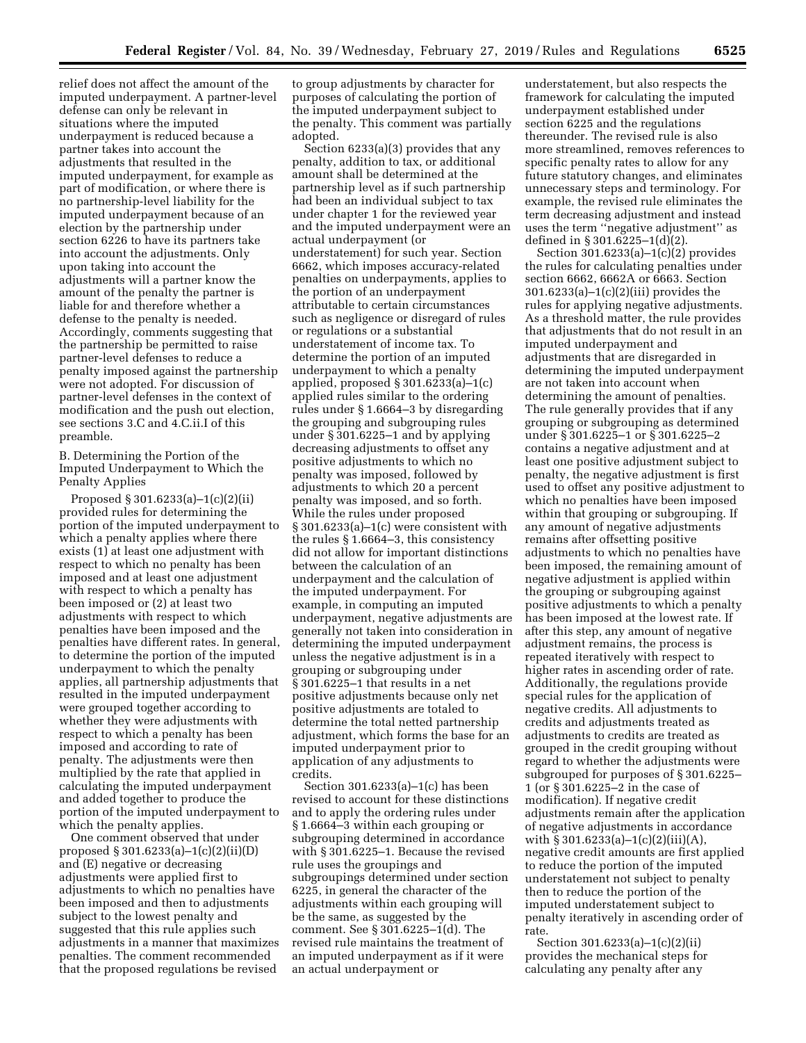relief does not affect the amount of the imputed underpayment. A partner-level defense can only be relevant in situations where the imputed underpayment is reduced because a partner takes into account the adjustments that resulted in the imputed underpayment, for example as part of modification, or where there is no partnership-level liability for the imputed underpayment because of an election by the partnership under section 6226 to have its partners take into account the adjustments. Only upon taking into account the adjustments will a partner know the amount of the penalty the partner is liable for and therefore whether a defense to the penalty is needed. Accordingly, comments suggesting that the partnership be permitted to raise partner-level defenses to reduce a penalty imposed against the partnership were not adopted. For discussion of partner-level defenses in the context of modification and the push out election, see sections 3.C and 4.C.ii.I of this preamble.

B. Determining the Portion of the Imputed Underpayment to Which the Penalty Applies

Proposed § 301.6233(a)–1(c)(2)(ii) provided rules for determining the portion of the imputed underpayment to which a penalty applies where there exists (1) at least one adjustment with respect to which no penalty has been imposed and at least one adjustment with respect to which a penalty has been imposed or (2) at least two adjustments with respect to which penalties have been imposed and the penalties have different rates. In general, to determine the portion of the imputed underpayment to which the penalty applies, all partnership adjustments that resulted in the imputed underpayment were grouped together according to whether they were adjustments with respect to which a penalty has been imposed and according to rate of penalty. The adjustments were then multiplied by the rate that applied in calculating the imputed underpayment and added together to produce the portion of the imputed underpayment to which the penalty applies.

One comment observed that under proposed § 301.6233(a)–1(c)(2)(ii)(D) and (E) negative or decreasing adjustments were applied first to adjustments to which no penalties have been imposed and then to adjustments subject to the lowest penalty and suggested that this rule applies such adjustments in a manner that maximizes penalties. The comment recommended that the proposed regulations be revised to group adjustments by character for purposes of calculating the portion of the imputed underpayment subject to the penalty. This comment was partially adopted.

Section 6233(a)(3) provides that any penalty, addition to tax, or additional amount shall be determined at the partnership level as if such partnership had been an individual subject to tax under chapter 1 for the reviewed year and the imputed underpayment were an actual underpayment (or understatement) for such year. Section 6662, which imposes accuracy-related penalties on underpayments, applies to the portion of an underpayment attributable to certain circumstances such as negligence or disregard of rules or regulations or a substantial understatement of income tax. To determine the portion of an imputed underpayment to which a penalty applied, proposed § 301.6233(a)–1(c) applied rules similar to the ordering rules under § 1.6664–3 by disregarding the grouping and subgrouping rules under § 301.6225–1 and by applying decreasing adjustments to offset any positive adjustments to which no penalty was imposed, followed by adjustments to which 20 a percent penalty was imposed, and so forth. While the rules under proposed § 301.6233(a)–1(c) were consistent with the rules § 1.6664–3, this consistency did not allow for important distinctions between the calculation of an underpayment and the calculation of the imputed underpayment. For example, in computing an imputed underpayment, negative adjustments are generally not taken into consideration in determining the imputed underpayment unless the negative adjustment is in a grouping or subgrouping under § 301.6225–1 that results in a net positive adjustments because only net positive adjustments are totaled to determine the total netted partnership adjustment, which forms the base for an imputed underpayment prior to application of any adjustments to credits.

Section 301.6233(a)–1(c) has been revised to account for these distinctions and to apply the ordering rules under § 1.6664–3 within each grouping or subgrouping determined in accordance with § 301.6225–1. Because the revised rule uses the groupings and subgroupings determined under section 6225, in general the character of the adjustments within each grouping will be the same, as suggested by the comment. See § 301.6225–1(d). The revised rule maintains the treatment of an imputed underpayment as if it were an actual underpayment or understatement, but also respects the framework for calculating the imputed underpayment established under section 6225 and the regulations thereunder. The revised rule is also more streamlined, removes references to specific penalty rates to allow for any future statutory changes, and eliminates unnecessary steps and terminology. For example, the revised rule eliminates the term decreasing adjustment and instead uses the term "negative adjustment" as defined in § 301.6225–1(d)(2).

Section 301.6233(a)–1(c)(2) provides the rules for calculating penalties under section 6662, 6662A or 6663. Section 301.6233(a)–1(c)(2)(iii) provides the rules for applying negative adjustments. As a threshold matter, the rule provides that adjustments that do not result in an imputed underpayment and adjustments that are disregarded in determining the imputed underpayment are not taken into account when determining the amount of penalties. The rule generally provides that if any grouping or subgrouping as determined under § 301.6225–1 or § 301.6225–2 contains a negative adjustment and at least one positive adjustment subject to penalty, the negative adjustment is first used to offset any positive adjustment to which no penalties have been imposed within that grouping or subgrouping. If any amount of negative adjustments remains after offsetting positive adjustments to which no penalties have been imposed, the remaining amount of negative adjustment is applied within the grouping or subgrouping against positive adjustments to which a penalty has been imposed at the lowest rate. If after this step, any amount of negative adjustment remains, the process is repeated iteratively with respect to higher rates in ascending order of rate. Additionally, the regulations provide special rules for the application of negative credits. All adjustments to credits and adjustments treated as adjustments to credits are treated as grouped in the credit grouping without regard to whether the adjustments were subgrouped for purposes of § 301.6225–1 (or § 301.6225–2 in the case of modification). If negative credit adjustments remain after the application of negative adjustments in accordance with § 301.6233(a)–1(c)(2)(iii)(A), negative credit amounts are first applied to reduce the portion of the imputed understatement not subject to penalty then to reduce the portion of the imputed understatement subject to penalty iteratively in ascending order of rate.

Section 301.6233(a)–1(c)(2)(ii) provides the mechanical steps for calculating any penalty after any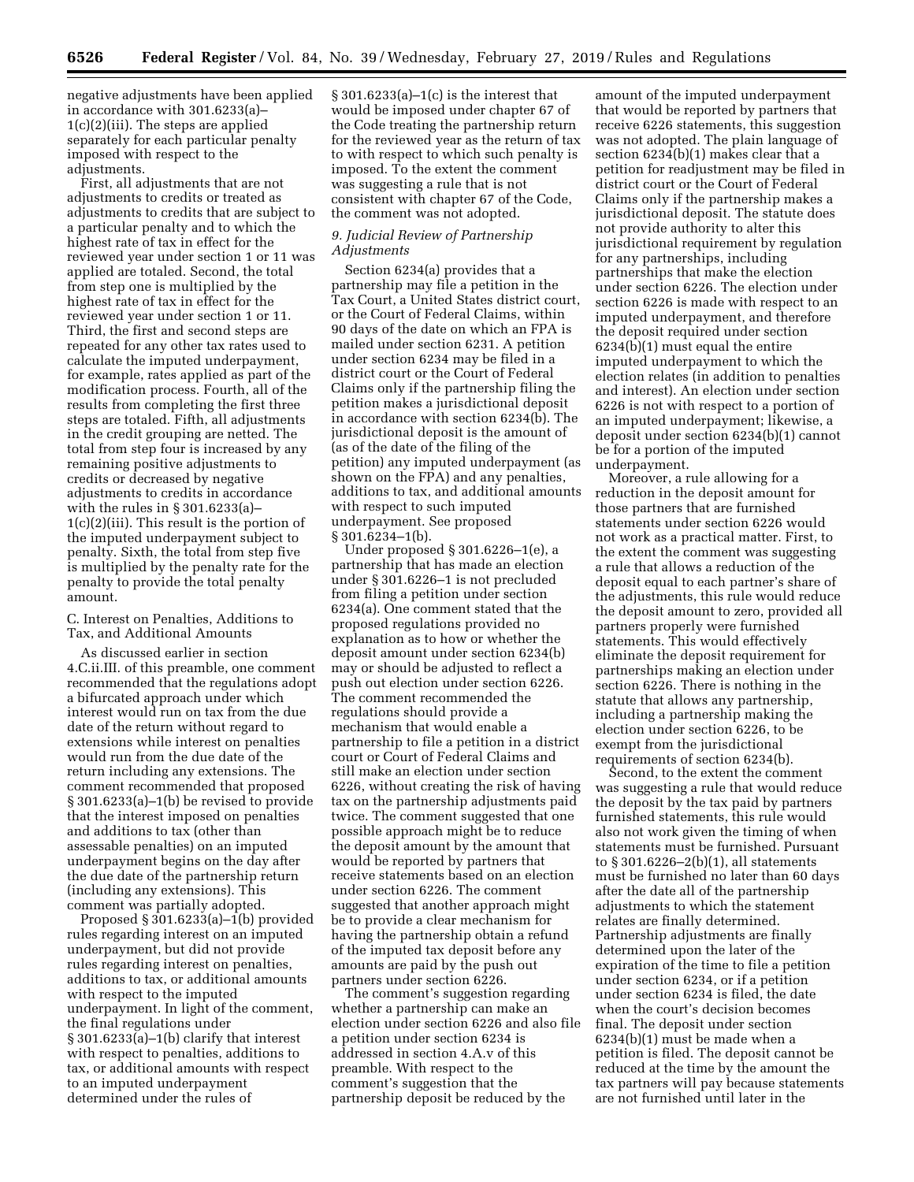negative adjustments have been applied in accordance with 301.6233(a)–1(c)(2)(iii). The steps are applied separately for each particular penalty imposed with respect to the adjustments.

First, all adjustments that are not adjustments to credits or treated as adjustments to credits that are subject to a particular penalty and to which the highest rate of tax in effect for the reviewed year under section 1 or 11 was applied are totaled. Second, the total from step one is multiplied by the highest rate of tax in effect for the reviewed year under section 1 or 11. Third, the first and second steps are repeated for any other tax rates used to calculate the imputed underpayment, for example, rates applied as part of the modification process. Fourth, all of the results from completing the first three steps are totaled. Fifth, all adjustments in the credit grouping are netted. The total from step four is increased by any remaining positive adjustments to credits or decreased by negative adjustments to credits in accordance with the rules in § 301.6233(a)–1(c)(2)(iii). This result is the portion of the imputed underpayment subject to penalty. Sixth, the total from step five is multiplied by the penalty rate for the penalty to provide the total penalty amount.

C. Interest on Penalties, Additions to Tax, and Additional Amounts

As discussed earlier in section 4.C.ii.III. of this preamble, one comment recommended that the regulations adopt a bifurcated approach under which interest would run on tax from the due date of the return without regard to extensions while interest on penalties would run from the due date of the return including any extensions. The comment recommended that proposed § 301.6233(a)–1(b) be revised to provide that the interest imposed on penalties and additions to tax (other than assessable penalties) on an imputed underpayment begins on the day after the due date of the partnership return (including any extensions). This comment was partially adopted.

Proposed § 301.6233(a)–1(b) provided rules regarding interest on an imputed underpayment, but did not provide rules regarding interest on penalties, additions to tax, or additional amounts with respect to the imputed underpayment. In light of the comment, the final regulations under § 301.6233(a)–1(b) clarify that interest with respect to penalties, additions to tax, or additional amounts with respect to an imputed underpayment determined under the rules of § 301.6233(a)–1(c) is the interest that would be imposed under chapter 67 of the Code treating the partnership return for the reviewed year as the return of tax to with respect to which such penalty is imposed. To the extent the comment was suggesting a rule that is not consistent with chapter 67 of the Code, the comment was not adopted.

*9. Judicial Review of Partnership Adjustments*

Section 6234(a) provides that a partnership may file a petition in the Tax Court, a United States district court, or the Court of Federal Claims, within 90 days of the date on which an FPA is mailed under section 6231. A petition under section 6234 may be filed in a district court or the Court of Federal Claims only if the partnership filing the petition makes a jurisdictional deposit in accordance with section 6234(b). The jurisdictional deposit is the amount of (as of the date of the filing of the petition) any imputed underpayment (as shown on the FPA) and any penalties, additions to tax, and additional amounts with respect to such imputed underpayment. See proposed § 301.6234–1(b).

Under proposed § 301.6226–1(e), a partnership that has made an election under § 301.6226–1 is not precluded from filing a petition under section 6234(a). One comment stated that the proposed regulations provided no explanation as to how or whether the deposit amount under section 6234(b) may or should be adjusted to reflect a push out election under section 6226. The comment recommended the regulations should provide a mechanism that would enable a partnership to file a petition in a district court or Court of Federal Claims and still make an election under section 6226, without creating the risk of having tax on the partnership adjustments paid twice. The comment suggested that one possible approach might be to reduce the deposit amount by the amount that would be reported by partners that receive statements based on an election under section 6226. The comment suggested that another approach might be to provide a clear mechanism for having the partnership obtain a refund of the imputed tax deposit before any amounts are paid by the push out partners under section 6226.

The comment's suggestion regarding whether a partnership can make an election under section 6226 and also file a petition under section 6234 is addressed in section 4.A.v of this preamble. With respect to the comment's suggestion that the partnership deposit be reduced by the amount of the imputed underpayment that would be reported by partners that receive 6226 statements, this suggestion was not adopted. The plain language of section 6234(b)(1) makes clear that a petition for readjustment may be filed in district court or the Court of Federal Claims only if the partnership makes a jurisdictional deposit. The statute does not provide authority to alter this jurisdictional requirement by regulation for any partnerships, including partnerships that make the election under section 6226. The election under section 6226 is made with respect to an imputed underpayment, and therefore the deposit required under section 6234(b)(1) must equal the entire imputed underpayment to which the election relates (in addition to penalties and interest). An election under section 6226 is not with respect to a portion of an imputed underpayment; likewise, a deposit under section 6234(b)(1) cannot be for a portion of the imputed underpayment.

Moreover, a rule allowing for a reduction in the deposit amount for those partners that are furnished statements under section 6226 would not work as a practical matter. First, to the extent the comment was suggesting a rule that allows a reduction of the deposit equal to each partner's share of the adjustments, this rule would reduce the deposit amount to zero, provided all partners properly were furnished statements. This would effectively eliminate the deposit requirement for partnerships making an election under section 6226. There is nothing in the statute that allows any partnership, including a partnership making the election under section 6226, to be exempt from the jurisdictional requirements of section 6234(b).

Second, to the extent the comment was suggesting a rule that would reduce the deposit by the tax paid by partners furnished statements, this rule would also not work given the timing of when statements must be furnished. Pursuant to § 301.6226–2(b)(1), all statements must be furnished no later than 60 days after the date all of the partnership adjustments to which the statement relates are finally determined. Partnership adjustments are finally determined upon the later of the expiration of the time to file a petition under section 6234, or if a petition under section 6234 is filed, the date when the court's decision becomes final. The deposit under section 6234(b)(1) must be made when a petition is filed. The deposit cannot be reduced at the time by the amount the tax partners will pay because statements are not furnished until later in the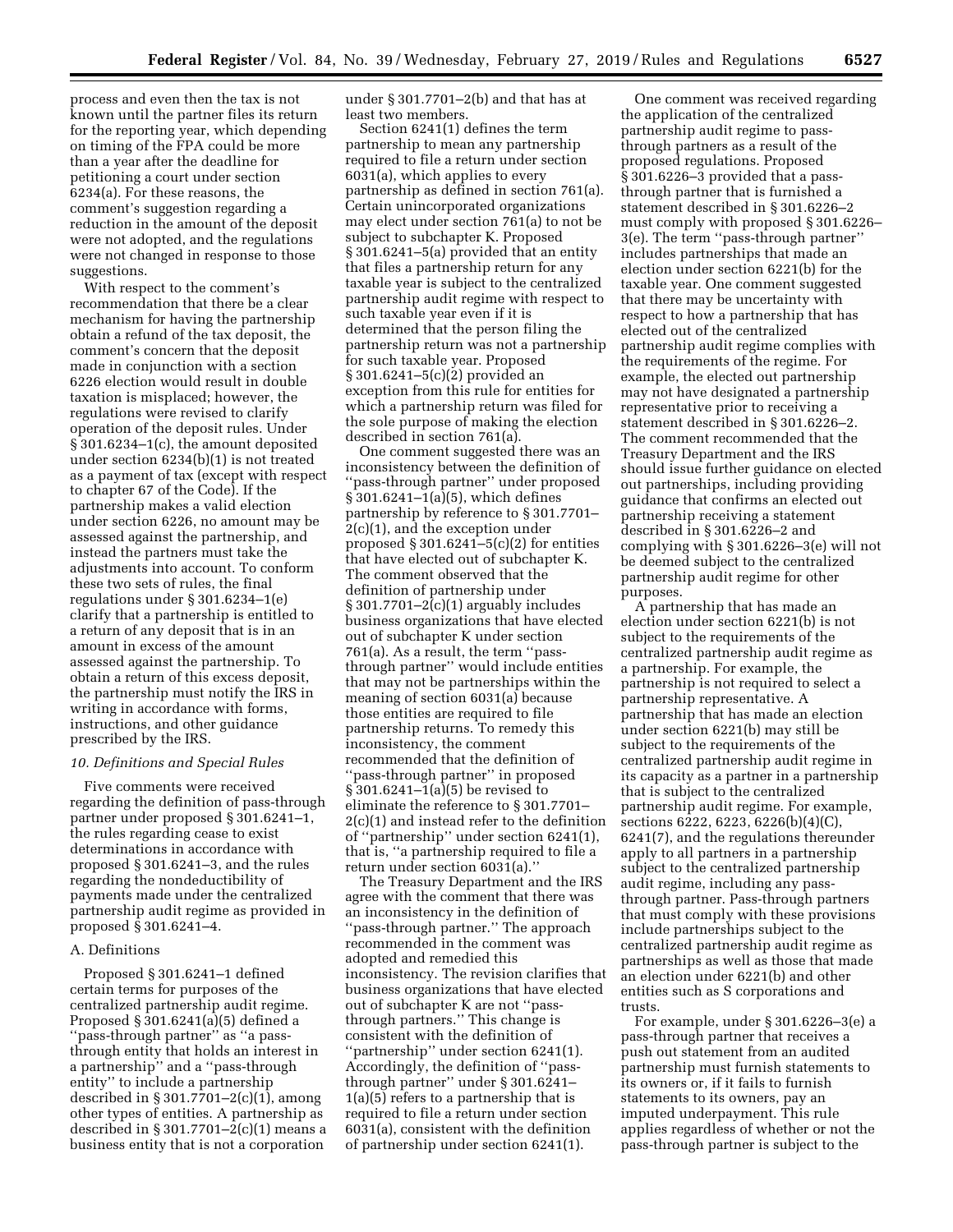process and even then the tax is not known until the partner files its return for the reporting year, which depending on timing of the FPA could be more than a year after the deadline for petitioning a court under section 6234(a). For these reasons, the comment's suggestion regarding a reduction in the amount of the deposit were not adopted, and the regulations were not changed in response to those suggestions.

With respect to the comment's recommendation that there be a clear mechanism for having the partnership obtain a refund of the tax deposit, the comment's concern that the deposit made in conjunction with a section 6226 election would result in double taxation is misplaced; however, the regulations were revised to clarify operation of the deposit rules. Under § 301.6234–1(c), the amount deposited under section 6234(b)(1) is not treated as a payment of tax (except with respect to chapter 67 of the Code). If the partnership makes a valid election under section 6226, no amount may be assessed against the partnership, and instead the partners must take the adjustments into account. To conform these two sets of rules, the final regulations under § 301.6234–1(e) clarify that a partnership is entitled to a return of any deposit that is in an amount in excess of the amount assessed against the partnership. To obtain a return of this excess deposit, the partnership must notify the IRS in writing in accordance with forms, instructions, and other guidance prescribed by the IRS.

### *10. Definitions and Special Rules*

Five comments were received regarding the definition of pass-through partner under proposed § 301.6241–1, the rules regarding cease to exist determinations in accordance with proposed § 301.6241–3, and the rules regarding the nondeductibility of payments made under the centralized partnership audit regime as provided in proposed § 301.6241–4.

#### A. Definitions

Proposed § 301.6241–1 defined certain terms for purposes of the centralized partnership audit regime. Proposed § 301.6241(a)(5) defined a ''pass-through partner'' as ''a pass-through entity that holds an interest in a partnership'' and a ''pass-through entity'' to include a partnership described in § 301.7701–2(c)(1), among other types of entities. A partnership as described in § 301.7701–2(c)(1) means a business entity that is not a corporation under § 301.7701–2(b) and that has at least two members.

Section 6241(1) defines the term partnership to mean any partnership required to file a return under section 6031(a), which applies to every partnership as defined in section 761(a). Certain unincorporated organizations may elect under section 761(a) to not be subject to subchapter K. Proposed § 301.6241–5(a) provided that an entity that files a partnership return for any taxable year is subject to the centralized partnership audit regime with respect to such taxable year even if it is determined that the person filing the partnership return was not a partnership for such taxable year. Proposed § 301.6241–5(c)(2) provided an exception from this rule for entities for which a partnership return was filed for the sole purpose of making the election described in section 761(a).

One comment suggested there was an inconsistency between the definition of ''pass-through partner'' under proposed § 301.6241–1(a)(5), which defines partnership by reference to § 301.7701–2(c)(1), and the exception under proposed § 301.6241–5(c)(2) for entities that have elected out of subchapter K. The comment observed that the definition of partnership under § 301.7701–2(c)(1) arguably includes business organizations that have elected out of subchapter K under section 761(a). As a result, the term ''pass-through partner'' would include entities that may not be partnerships within the meaning of section 6031(a) because those entities are required to file partnership returns. To remedy this inconsistency, the comment recommended that the definition of ''pass-through partner'' in proposed § 301.6241–1(a)(5) be revised to eliminate the reference to § 301.7701–2(c)(1) and instead refer to the definition of ''partnership'' under section 6241(1), that is, ''a partnership required to file a return under section 6031(a).''

The Treasury Department and the IRS agree with the comment that there was an inconsistency in the definition of ''pass-through partner.'' The approach recommended in the comment was adopted and remedied this inconsistency. The revision clarifies that business organizations that have elected out of subchapter K are not ''pass-through partners.'' This change is consistent with the definition of ''partnership'' under section 6241(1). Accordingly, the definition of ''pass-through partner'' under § 301.6241–1(a)(5) refers to a partnership that is required to file a return under section 6031(a), consistent with the definition of partnership under section 6241(1).

One comment was received regarding the application of the centralized partnership audit regime to pass-through partners as a result of the proposed regulations. Proposed § 301.6226–3 provided that a pass-through partner that is furnished a statement described in § 301.6226–2 must comply with proposed § 301.6226–3(e). The term ''pass-through partner'' includes partnerships that made an election under section 6221(b) for the taxable year. One comment suggested that there may be uncertainty with respect to how a partnership that has elected out of the centralized partnership audit regime complies with the requirements of the regime. For example, the elected out partnership may not have designated a partnership representative prior to receiving a statement described in § 301.6226–2. The comment recommended that the Treasury Department and the IRS should issue further guidance on elected out partnerships, including providing guidance that confirms an elected out partnership receiving a statement described in § 301.6226–2 and complying with § 301.6226–3(e) will not be deemed subject to the centralized partnership audit regime for other purposes.

A partnership that has made an election under section 6221(b) is not subject to the requirements of the centralized partnership audit regime as a partnership. For example, the partnership is not required to select a partnership representative. A partnership that has made an election under section 6221(b) may still be subject to the requirements of the centralized partnership audit regime in its capacity as a partner in a partnership that is subject to the centralized partnership audit regime. For example, sections 6222, 6223, 6226(b)(4)(C), 6241(7), and the regulations thereunder apply to all partners in a partnership subject to the centralized partnership audit regime, including any pass-through partner. Pass-through partners that must comply with these provisions include partnerships subject to the centralized partnership audit regime as partnerships as well as those that made an election under 6221(b) and other entities such as S corporations and trusts.

For example, under § 301.6226–3(e) a pass-through partner that receives a push out statement from an audited partnership must furnish statements to its owners or, if it fails to furnish statements to its owners, pay an imputed underpayment. This rule applies regardless of whether or not the pass-through partner is subject to the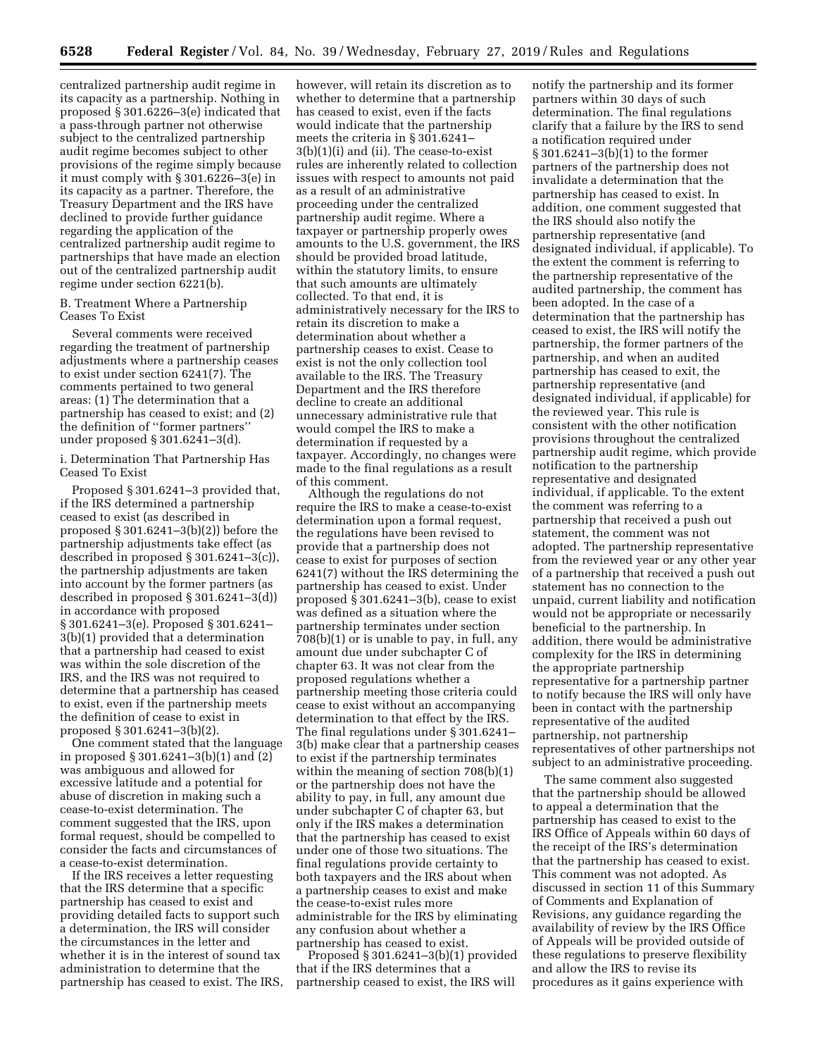centralized partnership audit regime in its capacity as a partnership. Nothing in proposed § 301.6226–3(e) indicated that a pass-through partner not otherwise subject to the centralized partnership audit regime becomes subject to other provisions of the regime simply because it must comply with § 301.6226–3(e) in its capacity as a partner. Therefore, the Treasury Department and the IRS have declined to provide further guidance regarding the application of the centralized partnership audit regime to partnerships that have made an election out of the centralized partnership audit regime under section 6221(b).

B. Treatment Where a Partnership Ceases To Exist

Several comments were received regarding the treatment of partnership adjustments where a partnership ceases to exist under section 6241(7). The comments pertained to two general areas: (1) The determination that a partnership has ceased to exist; and (2) the definition of ''former partners'' under proposed § 301.6241–3(d).

i. Determination That Partnership Has Ceased To Exist

Proposed § 301.6241–3 provided that, if the IRS determined a partnership ceased to exist (as described in proposed § 301.6241–3(b)(2)) before the partnership adjustments take effect (as described in proposed § 301.6241–3(c)), the partnership adjustments are taken into account by the former partners (as described in proposed § 301.6241–3(d)) in accordance with proposed § 301.6241–3(e). Proposed § 301.6241–3(b)(1) provided that a determination that a partnership had ceased to exist was within the sole discretion of the IRS, and the IRS was not required to determine that a partnership has ceased to exist, even if the partnership meets the definition of cease to exist in proposed § 301.6241–3(b)(2).

One comment stated that the language in proposed § 301.6241–3(b)(1) and (2) was ambiguous and allowed for excessive latitude and a potential for abuse of discretion in making such a cease-to-exist determination. The comment suggested that the IRS, upon formal request, should be compelled to consider the facts and circumstances of a cease-to-exist determination.

If the IRS receives a letter requesting that the IRS determine that a specific partnership has ceased to exist and providing detailed facts to support such a determination, the IRS will consider the circumstances in the letter and whether it is in the interest of sound tax administration to determine that the partnership has ceased to exist. The IRS, however, will retain its discretion as to whether to determine that a partnership has ceased to exist, even if the facts would indicate that the partnership meets the criteria in § 301.6241–3(b)(1)(i) and (ii). The cease-to-exist rules are inherently related to collection issues with respect to amounts not paid as a result of an administrative proceeding under the centralized partnership audit regime. Where a taxpayer or partnership properly owes amounts to the U.S. government, the IRS should be provided broad latitude, within the statutory limits, to ensure that such amounts are ultimately collected. To that end, it is administratively necessary for the IRS to retain its discretion to make a determination about whether a partnership ceases to exist. Cease to exist is not the only collection tool available to the IRS. The Treasury Department and the IRS therefore decline to create an additional unnecessary administrative rule that would compel the IRS to make a determination if requested by a taxpayer. Accordingly, no changes were made to the final regulations as a result of this comment.

Although the regulations do not require the IRS to make a cease-to-exist determination upon a formal request, the regulations have been revised to provide that a partnership does not cease to exist for purposes of section 6241(7) without the IRS determining the partnership has ceased to exist. Under proposed § 301.6241–3(b), cease to exist was defined as a situation where the partnership terminates under section 708(b)(1) or is unable to pay, in full, any amount due under subchapter C of chapter 63. It was not clear from the proposed regulations whether a partnership meeting those criteria could cease to exist without an accompanying determination to that effect by the IRS. The final regulations under § 301.6241–3(b) make clear that a partnership ceases to exist if the partnership terminates within the meaning of section 708(b)(1) or the partnership does not have the ability to pay, in full, any amount due under subchapter C of chapter 63, but only if the IRS makes a determination that the partnership has ceased to exist under one of those two situations. The final regulations provide certainty to both taxpayers and the IRS about when a partnership ceases to exist and make the cease-to-exist rules more administrable for the IRS by eliminating any confusion about whether a partnership has ceased to exist.

Proposed § 301.6241–3(b)(1) provided that if the IRS determines that a partnership ceased to exist, the IRS will notify the partnership and its former partners within 30 days of such determination. The final regulations clarify that a failure by the IRS to send a notification required under § 301.6241–3(b)(1) to the former partners of the partnership does not invalidate a determination that the partnership has ceased to exist. In addition, one comment suggested that the IRS should also notify the partnership representative (and designated individual, if applicable). To the extent the comment is referring to the partnership representative of the audited partnership, the comment has been adopted. In the case of a determination that the partnership has ceased to exist, the IRS will notify the partnership, the former partners of the partnership, and when an audited partnership has ceased to exit, the partnership representative (and designated individual, if applicable) for the reviewed year. This rule is consistent with the other notification provisions throughout the centralized partnership audit regime, which provide notification to the partnership representative and designated individual, if applicable. To the extent the comment was referring to a partnership that received a push out statement, the comment was not adopted. The partnership representative from the reviewed year or any other year of a partnership that received a push out statement has no connection to the unpaid, current liability and notification would not be appropriate or necessarily beneficial to the partnership. In addition, there would be administrative complexity for the IRS in determining the appropriate partnership representative for a partnership partner to notify because the IRS will only have been in contact with the partnership representative of the audited partnership, not partnership representatives of other partnerships not subject to an administrative proceeding.

The same comment also suggested that the partnership should be allowed to appeal a determination that the partnership has ceased to exist to the IRS Office of Appeals within 60 days of the receipt of the IRS's determination that the partnership has ceased to exist. This comment was not adopted. As discussed in section 11 of this Summary of Comments and Explanation of Revisions, any guidance regarding the availability of review by the IRS Office of Appeals will be provided outside of these regulations to preserve flexibility and allow the IRS to revise its procedures as it gains experience with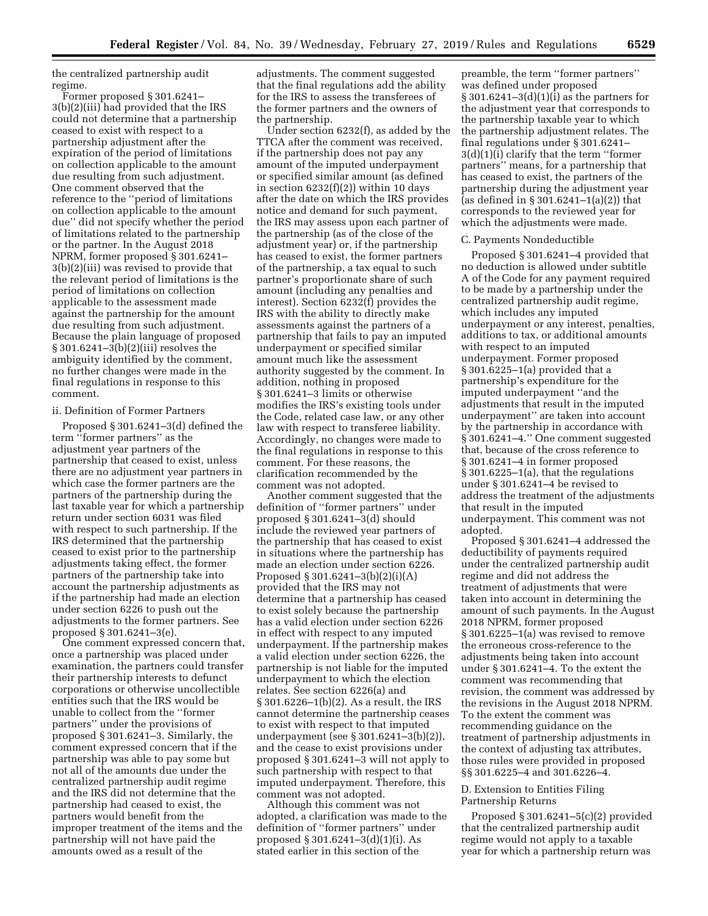the centralized partnership audit regime.

Former proposed § 301.6241–3(b)(2)(iii) had provided that the IRS could not determine that a partnership ceased to exist with respect to a partnership adjustment after the expiration of the period of limitations on collection applicable to the amount due resulting from such adjustment. One comment observed that the reference to the ''period of limitations on collection applicable to the amount due'' did not specify whether the period of limitations related to the partnership or the partner. In the August 2018 NPRM, former proposed § 301.6241–3(b)(2)(iii) was revised to provide that the relevant period of limitations is the period of limitations on collection applicable to the assessment made against the partnership for the amount due resulting from such adjustment. Because the plain language of proposed § 301.6241–3(b)(2)(iii) resolves the ambiguity identified by the comment, no further changes were made in the final regulations in response to this comment.

#### ii. Definition of Former Partners

Proposed § 301.6241–3(d) defined the term ''former partners'' as the adjustment year partners of the partnership that ceased to exist, unless there are no adjustment year partners in which case the former partners are the partners of the partnership during the last taxable year for which a partnership return under section 6031 was filed with respect to such partnership. If the IRS determined that the partnership ceased to exist prior to the partnership adjustments taking effect, the former partners of the partnership take into account the partnership adjustments as if the partnership had made an election under section 6226 to push out the adjustments to the former partners. See proposed § 301.6241–3(e).

One comment expressed concern that, once a partnership was placed under examination, the partners could transfer their partnership interests to defunct corporations or otherwise uncollectible entities such that the IRS would be unable to collect from the ''former partners'' under the provisions of proposed § 301.6241–3. Similarly, the comment expressed concern that if the partnership was able to pay some but not all of the amounts due under the centralized partnership audit regime and the IRS did not determine that the partnership had ceased to exist, the partners would benefit from the improper treatment of the items and the partnership will not have paid the amounts owed as a result of the adjustments. The comment suggested that the final regulations add the ability for the IRS to assess the transferees of the former partners and the owners of the partnership.

Under section 6232(f), as added by the TTCA after the comment was received, if the partnership does not pay any amount of the imputed underpayment or specified similar amount (as defined in section 6232(f)(2)) within 10 days after the date on which the IRS provides notice and demand for such payment, the IRS may assess upon each partner of the partnership (as of the close of the adjustment year) or, if the partnership has ceased to exist, the former partners of the partnership, a tax equal to such partner's proportionate share of such amount (including any penalties and interest). Section 6232(f) provides the IRS with the ability to directly make assessments against the partners of a partnership that fails to pay an imputed underpayment or specified similar amount much like the assessment authority suggested by the comment. In addition, nothing in proposed § 301.6241–3 limits or otherwise modifies the IRS's existing tools under the Code, related case law, or any other law with respect to transferee liability. Accordingly, no changes were made to the final regulations in response to this comment. For these reasons, the clarification recommended by the comment was not adopted.

Another comment suggested that the definition of ''former partners'' under proposed § 301.6241–3(d) should include the reviewed year partners of the partnership that has ceased to exist in situations where the partnership has made an election under section 6226. Proposed § 301.6241–3(b)(2)(i)(A) provided that the IRS may not determine that a partnership has ceased to exist solely because the partnership has a valid election under section 6226 in effect with respect to any imputed underpayment. If the partnership makes a valid election under section 6226, the partnership is not liable for the imputed underpayment to which the election relates. See section 6226(a) and § 301.6226–1(b)(2). As a result, the IRS cannot determine the partnership ceases to exist with respect to that imputed underpayment (see § 301.6241–3(b)(2)), and the cease to exist provisions under proposed § 301.6241–3 will not apply to such partnership with respect to that imputed underpayment. Therefore, this comment was not adopted.

Although this comment was not adopted, a clarification was made to the definition of ''former partners'' under proposed § 301.6241–3(d)(1)(i). As stated earlier in this section of the preamble, the term ''former partners'' was defined under proposed § 301.6241–3(d)(1)(i) as the partners for the adjustment year that corresponds to the partnership taxable year to which the partnership adjustment relates. The final regulations under § 301.6241–3(d)(1)(i) clarify that the term ''former partners'' means, for a partnership that has ceased to exist, the partners of the partnership during the adjustment year (as defined in § 301.6241–1(a)(2)) that corresponds to the reviewed year for which the adjustments were made.

### C. Payments Nondeductible

Proposed § 301.6241–4 provided that no deduction is allowed under subtitle A of the Code for any payment required to be made by a partnership under the centralized partnership audit regime, which includes any imputed underpayment or any interest, penalties, additions to tax, or additional amounts with respect to an imputed underpayment. Former proposed § 301.6225–1(a) provided that a partnership's expenditure for the imputed underpayment ''and the adjustments that result in the imputed underpayment'' are taken into account by the partnership in accordance with § 301.6241–4.'' One comment suggested that, because of the cross reference to § 301.6241–4 in former proposed § 301.6225–1(a), that the regulations under § 301.6241–4 be revised to address the treatment of the adjustments that result in the imputed underpayment. This comment was not adopted.

Proposed § 301.6241–4 addressed the deductibility of payments required under the centralized partnership audit regime and did not address the treatment of adjustments that were taken into account in determining the amount of such payments. In the August 2018 NPRM, former proposed § 301.6225–1(a) was revised to remove the erroneous cross-reference to the adjustments being taken into account under § 301.6241–4. To the extent the comment was recommending that revision, the comment was addressed by the revisions in the August 2018 NPRM. To the extent the comment was recommending guidance on the treatment of partnership adjustments in the context of adjusting tax attributes, those rules were provided in proposed §§ 301.6225–4 and 301.6226–4.

### D. Extension to Entities Filing Partnership Returns

Proposed § 301.6241–5(c)(2) provided that the centralized partnership audit regime would not apply to a taxable year for which a partnership return was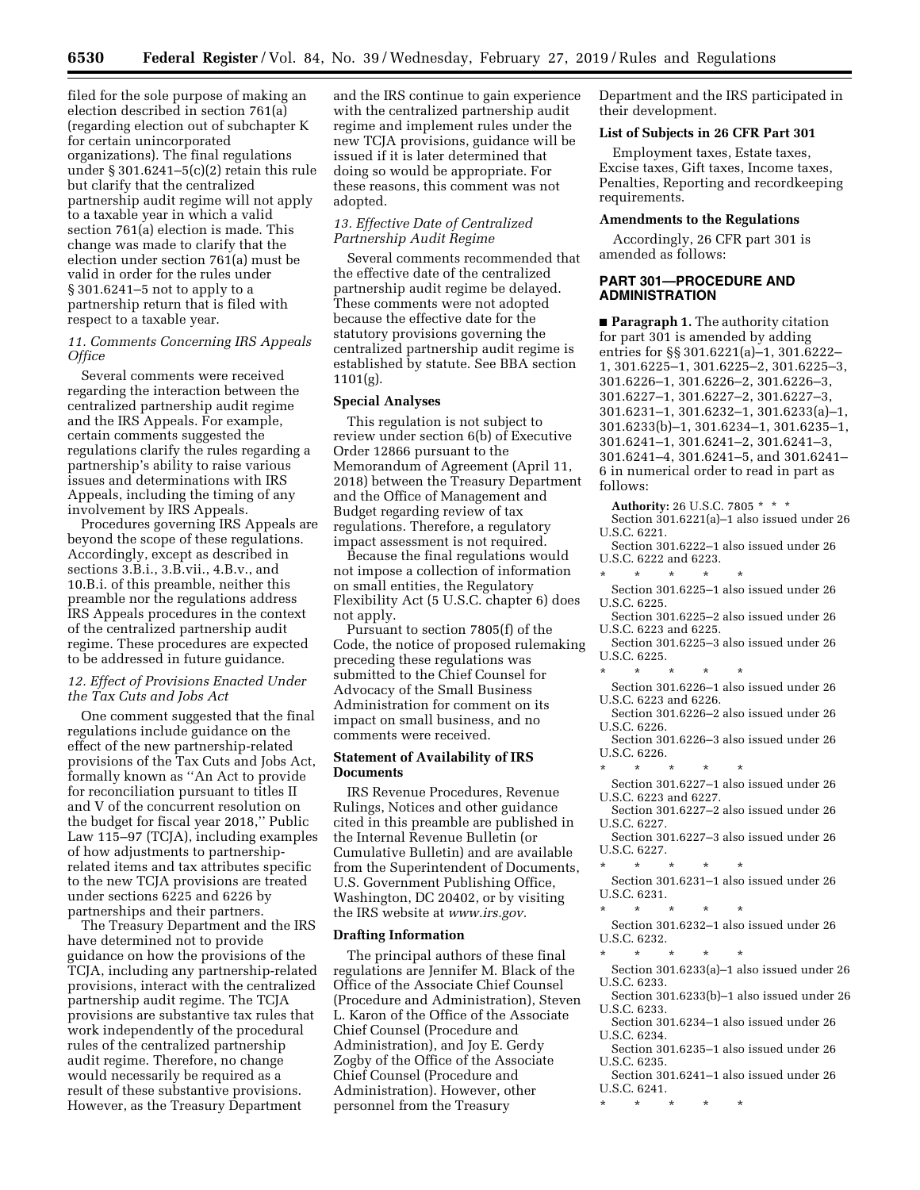filed for the sole purpose of making an election described in section 761(a) (regarding election out of subchapter K for certain unincorporated organizations). The final regulations under § 301.6241–5(c)(2) retain this rule but clarify that the centralized partnership audit regime will not apply to a taxable year in which a valid section 761(a) election is made. This change was made to clarify that the election under section 761(a) must be valid in order for the rules under § 301.6241–5 not to apply to a partnership return that is filed with respect to a taxable year.

### *11. Comments Concerning IRS Appeals Office*

Several comments were received regarding the interaction between the centralized partnership audit regime and the IRS Appeals. For example, certain comments suggested the regulations clarify the rules regarding a partnership's ability to raise various issues and determinations with IRS Appeals, including the timing of any involvement by IRS Appeals.

Procedures governing IRS Appeals are beyond the scope of these regulations. Accordingly, except as described in sections 3.B.i., 3.B.vii., 4.B.v., and 10.B.i. of this preamble, neither this preamble nor the regulations address IRS Appeals procedures in the context of the centralized partnership audit regime. These procedures are expected to be addressed in future guidance.

### *12. Effect of Provisions Enacted Under the Tax Cuts and Jobs Act*

One comment suggested that the final regulations include guidance on the effect of the new partnership-related provisions of the Tax Cuts and Jobs Act, formally known as ''An Act to provide for reconciliation pursuant to titles II and V of the concurrent resolution on the budget for fiscal year 2018,'' Public Law 115–97 (TCJA), including examples of how adjustments to partnership-related items and tax attributes specific to the new TCJA provisions are treated under sections 6225 and 6226 by partnerships and their partners.

The Treasury Department and the IRS have determined not to provide guidance on how the provisions of the TCJA, including any partnership-related provisions, interact with the centralized partnership audit regime. The TCJA provisions are substantive tax rules that work independently of the procedural rules of the centralized partnership audit regime. Therefore, no change would necessarily be required as a result of these substantive provisions. However, as the Treasury Department and the IRS continue to gain experience with the centralized partnership audit regime and implement rules under the new TCJA provisions, guidance will be issued if it is later determined that doing so would be appropriate. For these reasons, this comment was not adopted.

### *13. Effective Date of Centralized Partnership Audit Regime*

Several comments recommended that the effective date of the centralized partnership audit regime be delayed. These comments were not adopted because the effective date for the statutory provisions governing the centralized partnership audit regime is established by statute. See BBA section 1101(g).

## Special Analyses

This regulation is not subject to review under section 6(b) of Executive Order 12866 pursuant to the Memorandum of Agreement (April 11, 2018) between the Treasury Department and the Office of Management and Budget regarding review of tax regulations. Therefore, a regulatory impact assessment is not required.

Because the final regulations would not impose a collection of information on small entities, the Regulatory Flexibility Act (5 U.S.C. chapter 6) does not apply.

Pursuant to section 7805(f) of the Code, the notice of proposed rulemaking preceding these regulations was submitted to the Chief Counsel for Advocacy of the Small Business Administration for comment on its impact on small business, and no comments were received.

## Statement of Availability of IRS Documents

IRS Revenue Procedures, Revenue Rulings, Notices and other guidance cited in this preamble are published in the Internal Revenue Bulletin (or Cumulative Bulletin) and are available from the Superintendent of Documents, U.S. Government Publishing Office, Washington, DC 20402, or by visiting the IRS website at *www.irs.gov.*

## Drafting Information

The principal authors of these final regulations are Jennifer M. Black of the Office of the Associate Chief Counsel (Procedure and Administration), Steven L. Karon of the Office of the Associate Chief Counsel (Procedure and Administration), and Joy E. Gerdy Zogby of the Office of the Associate Chief Counsel (Procedure and Administration). However, other personnel from the Treasury Department and the IRS participated in their development.

## List of Subjects in 26 CFR Part 301

Employment taxes, Estate taxes, Excise taxes, Gift taxes, Income taxes, Penalties, Reporting and recordkeeping requirements.

## Amendments to the Regulations

Accordingly, 26 CFR part 301 is amended as follows:

## PART 301—PROCEDURE AND ADMINISTRATION

■ **Paragraph 1.** The authority citation for part 301 is amended by adding entries for §§ 301.6221(a)–1, 301.6222–1, 301.6225–1, 301.6225–2, 301.6225–3, 301.6226–1, 301.6226–2, 301.6226–3, 301.6227–1, 301.6227–2, 301.6227–3, 301.6231–1, 301.6232–1, 301.6233(a)–1, 301.6233(b)–1, 301.6234–1, 301.6235–1, 301.6241–1, 301.6241–2, 301.6241–3, 301.6241–4, 301.6241–5, and 301.6241–6 in numerical order to read in part as follows:

**Authority:** 26 U.S.C. 7805 * * *

Section 301.6221(a)–1 also issued under 26 U.S.C. 6221.

Section 301.6222–1 also issued under 26 U.S.C. 6222 and 6223.

\* \* \* \* \*

Section 301.6225–1 also issued under 26 U.S.C. 6225.

Section 301.6225–2 also issued under 26 U.S.C. 6223 and 6225.

Section 301.6225–3 also issued under 26 U.S.C. 6225.

\* \* \* \* \*

Section 301.6226–1 also issued under 26 U.S.C. 6223 and 6226.

Section 301.6226–2 also issued under 26 U.S.C. 6226.

Section 301.6226–3 also issued under 26 U.S.C. 6226.

\* \* \* \* \*

Section 301.6227–1 also issued under 26 U.S.C. 6223 and 6227.

Section 301.6227–2 also issued under 26 U.S.C. 6227.

Section 301.6227–3 also issued under 26 U.S.C. 6227.

\* \* \* \* \*

Section 301.6231–1 also issued under 26 U.S.C. 6231.

\* \* \* \* \*

Section 301.6232–1 also issued under 26 U.S.C. 6232.

\* \* \* \* \*

Section 301.6233(a)–1 also issued under 26 U.S.C. 6233.

Section 301.6233(b)–1 also issued under 26 U.S.C. 6233.

Section 301.6234–1 also issued under 26 U.S.C. 6234.

Section 301.6235–1 also issued under 26 U.S.C. 6235.

Section 301.6241–1 also issued under 26 U.S.C. 6241.

\* \* \* \* \*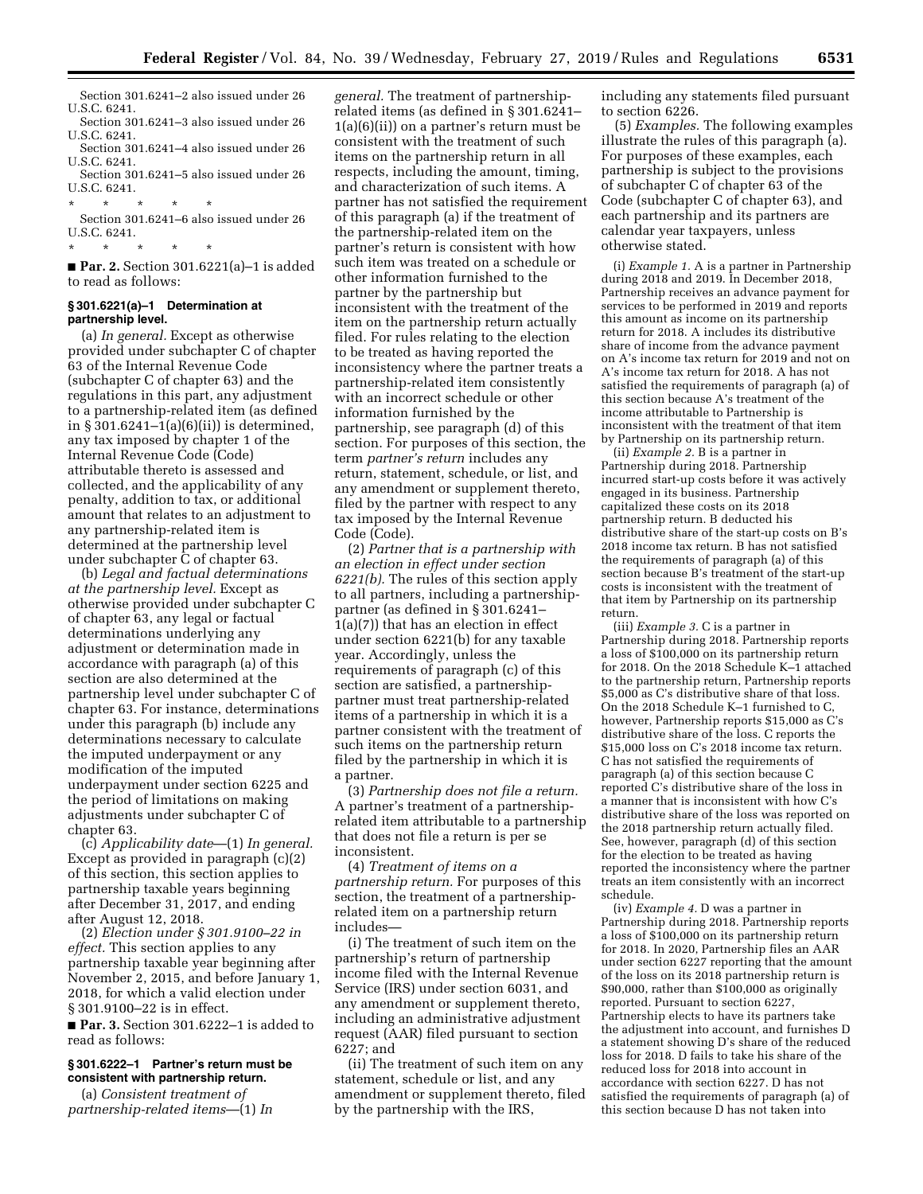Section 301.6241–2 also issued under 26 U.S.C. 6241.

Section 301.6241–3 also issued under 26 U.S.C. 6241.

Section 301.6241–4 also issued under 26 U.S.C. 6241.

Section 301.6241–5 also issued under 26 U.S.C. 6241.

\* \* \* \* \*

Section 301.6241–6 also issued under 26 U.S.C. 6241.

\* \* \* \* \*

■ **Par. 2.** Section 301.6221(a)–1 is added to read as follows:

#### § 301.6221(a)–1 Determination at partnership level.

(a) *In general.* Except as otherwise provided under subchapter C of chapter 63 of the Internal Revenue Code (subchapter C of chapter 63) and the regulations in this part, any adjustment to a partnership-related item (as defined in § 301.6241–1(a)(6)(ii)) is determined, any tax imposed by chapter 1 of the Internal Revenue Code (Code) attributable thereto is assessed and collected, and the applicability of any penalty, addition to tax, or additional amount that relates to an adjustment to any partnership-related item is determined at the partnership level under subchapter C of chapter 63.

(b) *Legal and factual determinations at the partnership level.* Except as otherwise provided under subchapter C of chapter 63, any legal or factual determinations underlying any adjustment or determination made in accordance with paragraph (a) of this section are also determined at the partnership level under subchapter C of chapter 63. For instance, determinations under this paragraph (b) include any determinations necessary to calculate the imputed underpayment or any modification of the imputed underpayment under section 6225 and the period of limitations on making adjustments under subchapter C of chapter 63.

(c) *Applicability date*—(1) *In general.* Except as provided in paragraph (c)(2) of this section, this section applies to partnership taxable years beginning after December 31, 2017, and ending after August 12, 2018.

(2) *Election under § 301.9100–22 in effect.* This section applies to any partnership taxable year beginning after November 2, 2015, and before January 1, 2018, for which a valid election under § 301.9100–22 is in effect.

■ **Par. 3.** Section 301.6222–1 is added to read as follows:

#### § 301.6222–1 Partner's return must be consistent with partnership return.

(a) *Consistent treatment of partnership-related items*—(1) *In general.* The treatment of partnership-related items (as defined in § 301.6241–1(a)(6)(ii)) on a partner's return must be consistent with the treatment of such items on the partnership return in all respects, including the amount, timing, and characterization of such items. A partner has not satisfied the requirement of this paragraph (a) if the treatment of the partnership-related item on the partner's return is consistent with how such item was treated on a schedule or other information furnished to the partner by the partnership but inconsistent with the treatment of the item on the partnership return actually filed. For rules relating to the election to be treated as having reported the inconsistency where the partner treats a partnership-related item consistently with an incorrect schedule or other information furnished by the partnership, see paragraph (d) of this section. For purposes of this section, the term *partner's return* includes any return, statement, schedule, or list, and any amendment or supplement thereto, filed by the partner with respect to any tax imposed by the Internal Revenue Code (Code).

(2) *Partner that is a partnership with an election in effect under section 6221(b).* The rules of this section apply to all partners, including a partnership-partner (as defined in § 301.6241–1(a)(7)) that has an election in effect under section 6221(b) for any taxable year. Accordingly, unless the requirements of paragraph (c) of this section are satisfied, a partnership-partner must treat partnership-related items of a partnership in which it is a partner consistent with the treatment of such items on the partnership return filed by the partnership in which it is a partner.

(3) *Partnership does not file a return.* A partner's treatment of a partnership-related item attributable to a partnership that does not file a return is per se inconsistent.

(4) *Treatment of items on a partnership return.* For purposes of this section, the treatment of a partnership-related item on a partnership return includes—

(i) The treatment of such item on the partnership's return of partnership income filed with the Internal Revenue Service (IRS) under section 6031, and any amendment or supplement thereto, including an administrative adjustment request (AAR) filed pursuant to section 6227; and

(ii) The treatment of such item on any statement, schedule or list, and any amendment or supplement thereto, filed by the partnership with the IRS, including any statements filed pursuant to section 6226.

(5) *Examples.* The following examples illustrate the rules of this paragraph (a). For purposes of these examples, each partnership is subject to the provisions of subchapter C of chapter 63 of the Code (subchapter C of chapter 63), and each partnership and its partners are calendar year taxpayers, unless otherwise stated.

(i) *Example 1.* A is a partner in Partnership during 2018 and 2019. In December 2018, Partnership receives an advance payment for services to be performed in 2019 and reports this amount as income on its partnership return for 2018. A includes its distributive share of income from the advance payment on A's income tax return for 2019 and not on A's income tax return for 2018. A has not satisfied the requirements of paragraph (a) of this section because A's treatment of the income attributable to Partnership is inconsistent with the treatment of that item by Partnership on its partnership return.

(ii) *Example 2.* B is a partner in Partnership during 2018. Partnership incurred start-up costs before it was actively engaged in its business. Partnership capitalized these costs on its 2018 partnership return. B deducted his distributive share of the start-up costs on B's 2018 income tax return. B has not satisfied the requirements of paragraph (a) of this section because B's treatment of the start-up costs is inconsistent with the treatment of that item by Partnership on its partnership return.

(iii) *Example 3.* C is a partner in Partnership during 2018. Partnership reports a loss of $100,000 on its partnership return for 2018. On the 2018 Schedule K–1 attached to the partnership return, Partnership reports $5,000 as C's distributive share of that loss. On the 2018 Schedule K–1 furnished to C, however, Partnership reports $15,000 as C's distributive share of the loss. C reports the $15,000 loss on C's 2018 income tax return. C has not satisfied the requirements of paragraph (a) of this section because C reported C's distributive share of the loss in a manner that is inconsistent with how C's distributive share of the loss was reported on the 2018 partnership return actually filed. See, however, paragraph (d) of this section for the election to be treated as having reported the inconsistency where the partner treats an item consistently with an incorrect schedule.

(iv) *Example 4.* D was a partner in Partnership during 2018. Partnership reports a loss of $100,000 on its partnership return for 2018. In 2020, Partnership files an AAR under section 6227 reporting that the amount of the loss on its 2018 partnership return is $90,000, rather than $100,000 as originally reported. Pursuant to section 6227, Partnership elects to have its partners take the adjustment into account, and furnishes D a statement showing D's share of the reduced loss for 2018. D fails to take his share of the reduced loss for 2018 into account in accordance with section 6227. D has not satisfied the requirements of paragraph (a) of this section because D has not taken into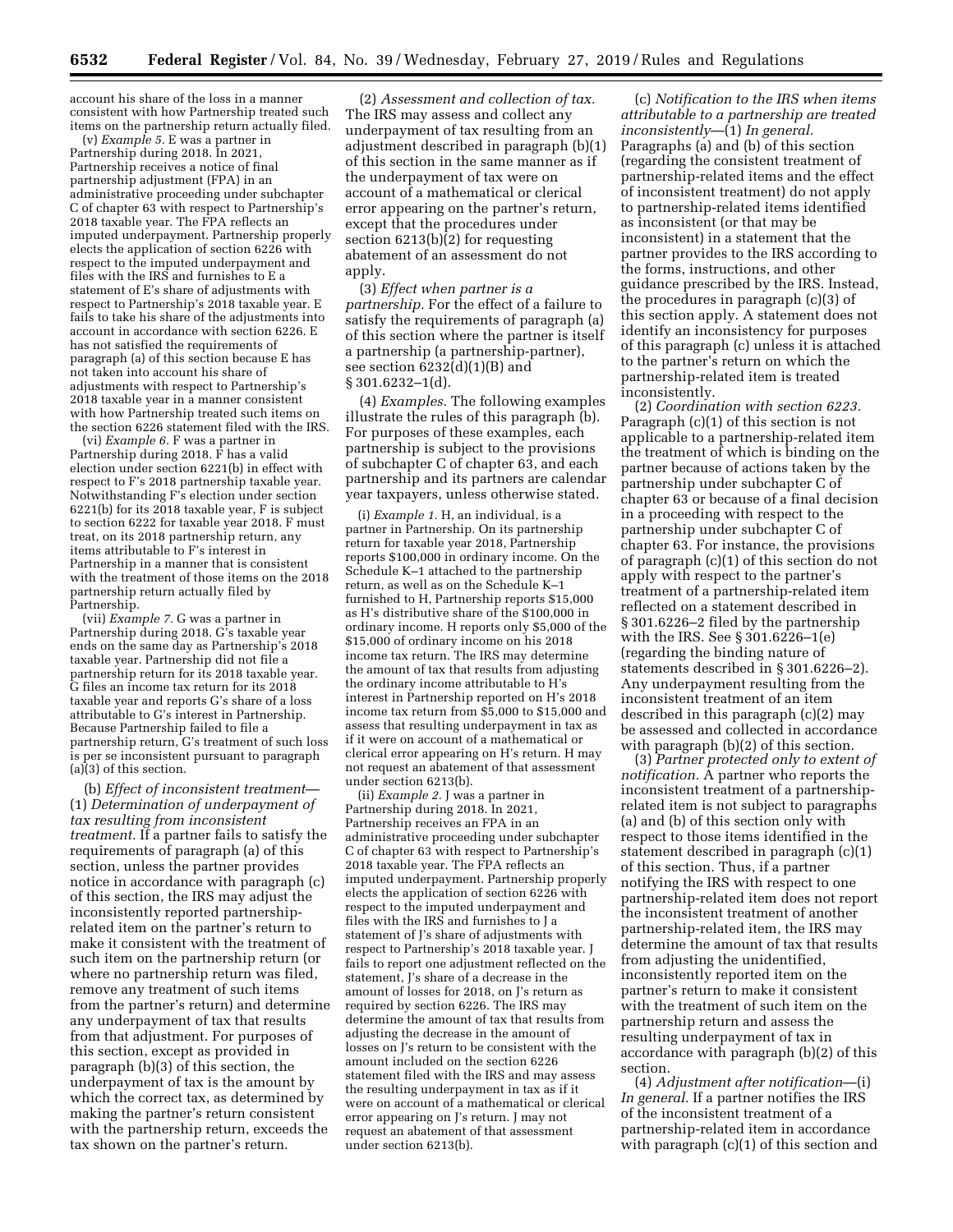account his share of the loss in a manner consistent with how Partnership treated such items on the partnership return actually filed.

(v) *Example 5.* E was a partner in Partnership during 2018. In 2021, Partnership receives a notice of final partnership adjustment (FPA) in an administrative proceeding under subchapter C of chapter 63 with respect to Partnership's 2018 taxable year. The FPA reflects an imputed underpayment. Partnership properly elects the application of section 6226 with respect to the imputed underpayment and files with the IRS and furnishes to E a statement of E's share of adjustments with respect to Partnership's 2018 taxable year. E fails to take his share of the adjustments into account in accordance with section 6226. E has not satisfied the requirements of paragraph (a) of this section because E has not taken into account his share of adjustments with respect to Partnership's 2018 taxable year in a manner consistent with how Partnership treated such items on the section 6226 statement filed with the IRS.

(vi) *Example 6.* F was a partner in Partnership during 2018. F has a valid election under section 6221(b) in effect with respect to F's 2018 partnership taxable year. Notwithstanding F's election under section 6221(b) for its 2018 taxable year, F is subject to section 6222 for taxable year 2018. F must treat, on its 2018 partnership return, any items attributable to F's interest in Partnership in a manner that is consistent with the treatment of those items on the 2018 partnership return actually filed by Partnership.

(vii) *Example 7.* G was a partner in Partnership during 2018. G's taxable year ends on the same day as Partnership's 2018 taxable year. Partnership did not file a partnership return for its 2018 taxable year. G files an income tax return for its 2018 taxable year and reports G's share of a loss attributable to G's interest in Partnership. Because Partnership failed to file a partnership return, G's treatment of such loss is per se inconsistent pursuant to paragraph (a)(3) of this section.

(b) *Effect of inconsistent treatment*—(1) *Determination of underpayment of tax resulting from inconsistent treatment.* If a partner fails to satisfy the requirements of paragraph (a) of this section, unless the partner provides notice in accordance with paragraph (c) of this section, the IRS may adjust the inconsistently reported partnership-related item on the partner's return to make it consistent with the treatment of such item on the partnership return (or where no partnership return was filed, remove any treatment of such items from the partner's return) and determine any underpayment of tax that results from that adjustment. For purposes of this section, except as provided in paragraph (b)(3) of this section, the underpayment of tax is the amount by which the correct tax, as determined by making the partner's return consistent with the partnership return, exceeds the tax shown on the partner's return.

(2) *Assessment and collection of tax.* The IRS may assess and collect any underpayment of tax resulting from an adjustment described in paragraph (b)(1) of this section in the same manner as if the underpayment of tax were on account of a mathematical or clerical error appearing on the partner's return, except that the procedures under section 6213(b)(2) for requesting abatement of an assessment do not apply.

(3) *Effect when partner is a partnership.* For the effect of a failure to satisfy the requirements of paragraph (a) of this section where the partner is itself a partnership (a partnership-partner), see section 6232(d)(1)(B) and § 301.6232–1(d).

(4) *Examples.* The following examples illustrate the rules of this paragraph (b). For purposes of these examples, each partnership is subject to the provisions of subchapter C of chapter 63, and each partnership and its partners are calendar year taxpayers, unless otherwise stated.

(i) *Example 1.* H, an individual, is a partner in Partnership. On its partnership return for taxable year 2018, Partnership reports $100,000 in ordinary income. On the Schedule K–1 attached to the partnership return, as well as on the Schedule K–1 furnished to H, Partnership reports $15,000 as H's distributive share of the $100,000 in ordinary income. H reports only $5,000 of the $15,000 of ordinary income on his 2018 income tax return. The IRS may determine the amount of tax that results from adjusting the ordinary income attributable to H's interest in Partnership reported on H's 2018 income tax return from $5,000 to $15,000 and assess that resulting underpayment in tax as if it were on account of a mathematical or clerical error appearing on H's return. H may not request an abatement of that assessment under section 6213(b).

(ii) *Example 2.* J was a partner in Partnership during 2018. In 2021, Partnership receives an FPA in an administrative proceeding under subchapter C of chapter 63 with respect to Partnership's 2018 taxable year. The FPA reflects an imputed underpayment. Partnership properly elects the application of section 6226 with respect to the imputed underpayment and files with the IRS and furnishes to J a statement of J's share of adjustments with respect to Partnership's 2018 taxable year. J fails to report one adjustment reflected on the statement, J's share of a decrease in the amount of losses for 2018, on J's return as required by section 6226. The IRS may determine the amount of tax that results from adjusting the decrease in the amount of losses on J's return to be consistent with the amount included on the section 6226 statement filed with the IRS and may assess the resulting underpayment in tax as if it were on account of a mathematical or clerical error appearing on J's return. J may not request an abatement of that assessment under section 6213(b).

(c) *Notification to the IRS when items attributable to a partnership are treated inconsistently*—(1) *In general.* Paragraphs (a) and (b) of this section (regarding the consistent treatment of partnership-related items and the effect of inconsistent treatment) do not apply to partnership-related items identified as inconsistent (or that may be inconsistent) in a statement that the partner provides to the IRS according to the forms, instructions, and other guidance prescribed by the IRS. Instead, the procedures in paragraph (c)(3) of this section apply. A statement does not identify an inconsistency for purposes of this paragraph (c) unless it is attached to the partner's return on which the partnership-related item is treated inconsistently.

(2) *Coordination with section 6223.* Paragraph (c)(1) of this section is not applicable to a partnership-related item the treatment of which is binding on the partner because of actions taken by the partnership under subchapter C of chapter 63 or because of a final decision in a proceeding with respect to the partnership under subchapter C of chapter 63. For instance, the provisions of paragraph (c)(1) of this section do not apply with respect to the partner's treatment of a partnership-related item reflected on a statement described in § 301.6226–2 filed by the partnership with the IRS. See § 301.6226–1(e) (regarding the binding nature of statements described in § 301.6226–2). Any underpayment resulting from the inconsistent treatment of an item described in this paragraph (c)(2) may be assessed and collected in accordance with paragraph (b)(2) of this section.

(3) *Partner protected only to extent of notification.* A partner who reports the inconsistent treatment of a partnership-related item is not subject to paragraphs (a) and (b) of this section only with respect to those items identified in the statement described in paragraph (c)(1) of this section. Thus, if a partner notifying the IRS with respect to one partnership-related item does not report the inconsistent treatment of another partnership-related item, the IRS may determine the amount of tax that results from adjusting the unidentified, inconsistently reported item on the partner's return to make it consistent with the treatment of such item on the partnership return and assess the resulting underpayment of tax in accordance with paragraph (b)(2) of this section.

(4) *Adjustment after notification*—(i) *In general.* If a partner notifies the IRS of the inconsistent treatment of a partnership-related item in accordance with paragraph (c)(1) of this section and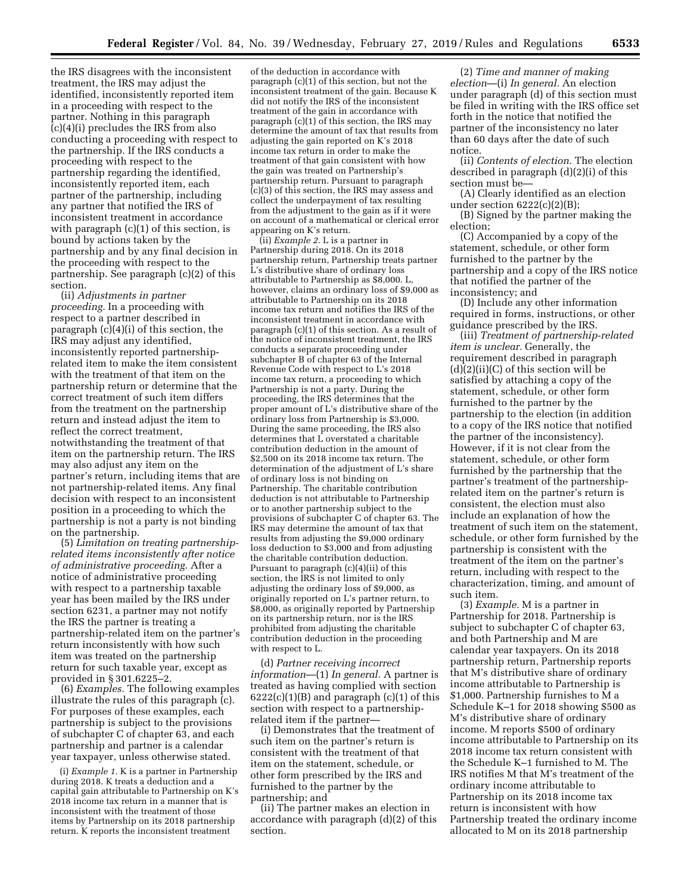the IRS disagrees with the inconsistent treatment, the IRS may adjust the identified, inconsistently reported item in a proceeding with respect to the partner. Nothing in this paragraph (c)(4)(i) precludes the IRS from also conducting a proceeding with respect to the partnership. If the IRS conducts a proceeding with respect to the partnership regarding the identified, inconsistently reported item, each partner of the partnership, including any partner that notified the IRS of inconsistent treatment in accordance with paragraph (c)(1) of this section, is bound by actions taken by the partnership and by any final decision in the proceeding with respect to the partnership. See paragraph (c)(2) of this section.

(ii) *Adjustments in partner proceeding.* In a proceeding with respect to a partner described in paragraph (c)(4)(i) of this section, the IRS may adjust any identified, inconsistently reported partnership-related item to make the item consistent with the treatment of that item on the partnership return or determine that the correct treatment of such item differs from the treatment on the partnership return and instead adjust the item to reflect the correct treatment, notwithstanding the treatment of that item on the partnership return. The IRS may also adjust any item on the partner's return, including items that are not partnership-related items. Any final decision with respect to an inconsistent position in a proceeding to which the partnership is not a party is not binding on the partnership.

(5) *Limitation on treating partnership-related items inconsistently after notice of administrative proceeding.* After a notice of administrative proceeding with respect to a partnership taxable year has been mailed by the IRS under section 6231, a partner may not notify the IRS the partner is treating a partnership-related item on the partner's return inconsistently with how such item was treated on the partnership return for such taxable year, except as provided in § 301.6225–2.

(6) *Examples.* The following examples illustrate the rules of this paragraph (c). For purposes of these examples, each partnership is subject to the provisions of subchapter C of chapter 63, and each partnership and partner is a calendar year taxpayer, unless otherwise stated.

(i) *Example 1.* K is a partner in Partnership during 2018. K treats a deduction and a capital gain attributable to Partnership on K's 2018 income tax return in a manner that is inconsistent with the treatment of those items by Partnership on its 2018 partnership return. K reports the inconsistent treatment of the deduction in accordance with paragraph (c)(1) of this section, but not the inconsistent treatment of the gain. Because K did not notify the IRS of the inconsistent treatment of the gain in accordance with paragraph (c)(1) of this section, the IRS may determine the amount of tax that results from adjusting the gain reported on K's 2018 income tax return in order to make the treatment of that gain consistent with how the gain was treated on Partnership's partnership return. Pursuant to paragraph (c)(3) of this section, the IRS may assess and collect the underpayment of tax resulting from the adjustment to the gain as if it were on account of a mathematical or clerical error appearing on K's return.

(ii) *Example 2.* L is a partner in Partnership during 2018. On its 2018 partnership return, Partnership treats partner L's distributive share of ordinary loss attributable to Partnership as $8,000. L, however, claims an ordinary loss of $9,000 as attributable to Partnership on its 2018 income tax return and notifies the IRS of the inconsistent treatment in accordance with paragraph (c)(1) of this section. As a result of the notice of inconsistent treatment, the IRS conducts a separate proceeding under subchapter B of chapter 63 of the Internal Revenue Code with respect to L's 2018 income tax return, a proceeding to which Partnership is not a party. During the proceeding, the IRS determines that the proper amount of L's distributive share of the ordinary loss from Partnership is $3,000. During the same proceeding, the IRS also determines that L overstated a charitable contribution deduction in the amount of $2,500 on its 2018 income tax return. The determination of the adjustment of L's share of ordinary loss is not binding on Partnership. The charitable contribution deduction is not attributable to Partnership or to another partnership subject to the provisions of subchapter C of chapter 63. The IRS may determine the amount of tax that results from adjusting the $9,000 ordinary loss deduction to $3,000 and from adjusting the charitable contribution deduction. Pursuant to paragraph (c)(4)(ii) of this section, the IRS is not limited to only adjusting the ordinary loss of $9,000, as originally reported on L's partner return, to $8,000, as originally reported by Partnership on its partnership return, nor is the IRS prohibited from adjusting the charitable contribution deduction in the proceeding with respect to L.

(d) *Partner receiving incorrect information*—(1) *In general.* A partner is treated as having complied with section 6222(c)(1)(B) and paragraph (c)(1) of this section with respect to a partnership-related item if the partner—

(i) Demonstrates that the treatment of such item on the partner's return is consistent with the treatment of that item on the statement, schedule, or other form prescribed by the IRS and furnished to the partner by the partnership; and

(ii) The partner makes an election in accordance with paragraph (d)(2) of this section.

(2) *Time and manner of making election*—(i) *In general.* An election under paragraph (d) of this section must be filed in writing with the IRS office set forth in the notice that notified the partner of the inconsistency no later than 60 days after the date of such notice.

(ii) *Contents of election.* The election described in paragraph (d)(2)(i) of this section must be—

(A) Clearly identified as an election under section 6222(c)(2)(B);

(B) Signed by the partner making the election;

(C) Accompanied by a copy of the statement, schedule, or other form furnished to the partner by the partnership and a copy of the IRS notice that notified the partner of the inconsistency; and

(D) Include any other information required in forms, instructions, or other guidance prescribed by the IRS.

(iii) *Treatment of partnership-related item is unclear.* Generally, the requirement described in paragraph (d)(2)(ii)(C) of this section will be satisfied by attaching a copy of the statement, schedule, or other form furnished to the partner by the partnership to the election (in addition to a copy of the IRS notice that notified the partner of the inconsistency). However, if it is not clear from the statement, schedule, or other form furnished by the partnership that the partner's treatment of the partnership-related item on the partner's return is consistent, the election must also include an explanation of how the treatment of such item on the statement, schedule, or other form furnished by the partnership is consistent with the treatment of the item on the partner's return, including with respect to the characterization, timing, and amount of such item.

(3) *Example.* M is a partner in Partnership for 2018. Partnership is subject to subchapter C of chapter 63, and both Partnership and M are calendar year taxpayers. On its 2018 partnership return, Partnership reports that M's distributive share of ordinary income attributable to Partnership is $1,000. Partnership furnishes to M a Schedule K–1 for 2018 showing $500 as M's distributive share of ordinary income. M reports $500 of ordinary income attributable to Partnership on its 2018 income tax return consistent with the Schedule K–1 furnished to M. The IRS notifies M that M's treatment of the ordinary income attributable to Partnership on its 2018 income tax return is inconsistent with how Partnership treated the ordinary income allocated to M on its 2018 partnership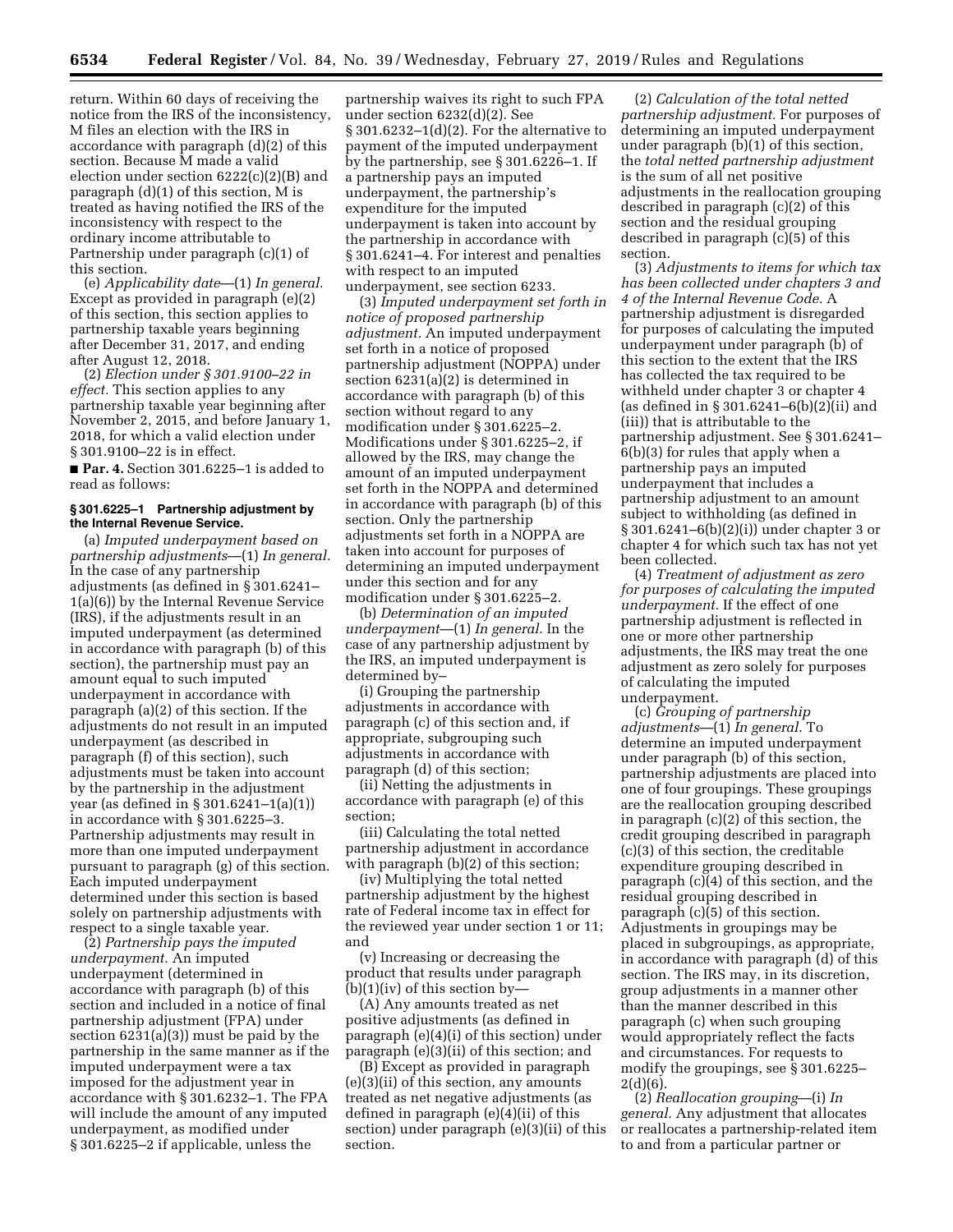return. Within 60 days of receiving the notice from the IRS of the inconsistency, M files an election with the IRS in accordance with paragraph (d)(2) of this section. Because M made a valid election under section 6222(c)(2)(B) and paragraph (d)(1) of this section, M is treated as having notified the IRS of the inconsistency with respect to the ordinary income attributable to Partnership under paragraph (c)(1) of this section.

(e) *Applicability date*—(1) *In general.* Except as provided in paragraph (e)(2) of this section, this section applies to partnership taxable years beginning after December 31, 2017, and ending after August 12, 2018.

(2) *Election under § 301.9100–22 in effect.* This section applies to any partnership taxable year beginning after November 2, 2015, and before January 1, 2018, for which a valid election under § 301.9100–22 is in effect.

■ **Par. 4.** Section 301.6225–1 is added to read as follows:

**§ 301.6225–1 Partnership adjustment by the Internal Revenue Service.**

(a) *Imputed underpayment based on partnership adjustments*—(1) *In general.* In the case of any partnership adjustments (as defined in § 301.6241–1(a)(6)) by the Internal Revenue Service (IRS), if the adjustments result in an imputed underpayment (as determined in accordance with paragraph (b) of this section), the partnership must pay an amount equal to such imputed underpayment in accordance with paragraph (a)(2) of this section. If the adjustments do not result in an imputed underpayment (as described in paragraph (f) of this section), such adjustments must be taken into account by the partnership in the adjustment year (as defined in § 301.6241–1(a)(1)) in accordance with § 301.6225–3. Partnership adjustments may result in more than one imputed underpayment pursuant to paragraph (g) of this section. Each imputed underpayment determined under this section is based solely on partnership adjustments with respect to a single taxable year.

(2) *Partnership pays the imputed underpayment.* An imputed underpayment (determined in accordance with paragraph (b) of this section and included in a notice of final partnership adjustment (FPA) under section 6231(a)(3)) must be paid by the partnership in the same manner as if the imputed underpayment were a tax imposed for the adjustment year in accordance with § 301.6232–1. The FPA will include the amount of any imputed underpayment, as modified under § 301.6225–2 if applicable, unless the partnership waives its right to such FPA under section 6232(d)(2). See § 301.6232–1(d)(2). For the alternative to payment of the imputed underpayment by the partnership, see § 301.6226–1. If a partnership pays an imputed underpayment, the partnership's expenditure for the imputed underpayment is taken into account by the partnership in accordance with § 301.6241–4. For interest and penalties with respect to an imputed underpayment, see section 6233.

(3) *Imputed underpayment set forth in notice of proposed partnership adjustment.* An imputed underpayment set forth in a notice of proposed partnership adjustment (NOPPA) under section 6231(a)(2) is determined in accordance with paragraph (b) of this section without regard to any modification under § 301.6225–2. Modifications under § 301.6225–2, if allowed by the IRS, may change the amount of an imputed underpayment set forth in the NOPPA and determined in accordance with paragraph (b) of this section. Only the partnership adjustments set forth in a NOPPA are taken into account for purposes of determining an imputed underpayment under this section and for any modification under § 301.6225–2.

(b) *Determination of an imputed underpayment*—(1) *In general.* In the case of any partnership adjustment by the IRS, an imputed underpayment is determined by–

(i) Grouping the partnership adjustments in accordance with paragraph (c) of this section and, if appropriate, subgrouping such adjustments in accordance with paragraph (d) of this section;

(ii) Netting the adjustments in accordance with paragraph (e) of this section;

(iii) Calculating the total netted partnership adjustment in accordance with paragraph (b)(2) of this section;

(iv) Multiplying the total netted partnership adjustment by the highest rate of Federal income tax in effect for the reviewed year under section 1 or 11; and

(v) Increasing or decreasing the product that results under paragraph (b)(1)(iv) of this section by—

(A) Any amounts treated as net positive adjustments (as defined in paragraph (e)(4)(i) of this section) under paragraph (e)(3)(ii) of this section; and

(B) Except as provided in paragraph (e)(3)(ii) of this section, any amounts treated as net negative adjustments (as defined in paragraph (e)(4)(ii) of this section) under paragraph (e)(3)(ii) of this section.

(2) *Calculation of the total netted partnership adjustment.* For purposes of determining an imputed underpayment under paragraph (b)(1) of this section, the *total netted partnership adjustment* is the sum of all net positive adjustments in the reallocation grouping described in paragraph (c)(2) of this section and the residual grouping described in paragraph (c)(5) of this section.

(3) *Adjustments to items for which tax has been collected under chapters 3 and 4 of the Internal Revenue Code.* A partnership adjustment is disregarded for purposes of calculating the imputed underpayment under paragraph (b) of this section to the extent that the IRS has collected the tax required to be withheld under chapter 3 or chapter 4 (as defined in § 301.6241–6(b)(2)(ii) and (iii)) that is attributable to the partnership adjustment. See § 301.6241–6(b)(3) for rules that apply when a partnership pays an imputed underpayment that includes a partnership adjustment to an amount subject to withholding (as defined in § 301.6241–6(b)(2)(i)) under chapter 3 or chapter 4 for which such tax has not yet been collected.

(4) *Treatment of adjustment as zero for purposes of calculating the imputed underpayment.* If the effect of one partnership adjustment is reflected in one or more other partnership adjustments, the IRS may treat the one adjustment as zero solely for purposes of calculating the imputed underpayment.

(c) *Grouping of partnership adjustments*—(1) *In general.* To determine an imputed underpayment under paragraph (b) of this section, partnership adjustments are placed into one of four groupings. These groupings are the reallocation grouping described in paragraph (c)(2) of this section, the credit grouping described in paragraph (c)(3) of this section, the creditable expenditure grouping described in paragraph (c)(4) of this section, and the residual grouping described in paragraph (c)(5) of this section. Adjustments in groupings may be placed in subgroupings, as appropriate, in accordance with paragraph (d) of this section. The IRS may, in its discretion, group adjustments in a manner other than the manner described in this paragraph (c) when such grouping would appropriately reflect the facts and circumstances. For requests to modify the groupings, see § 301.6225–2(d)(6).

(2) *Reallocation grouping*—(i) *In general.* Any adjustment that allocates or reallocates a partnership-related item to and from a particular partner or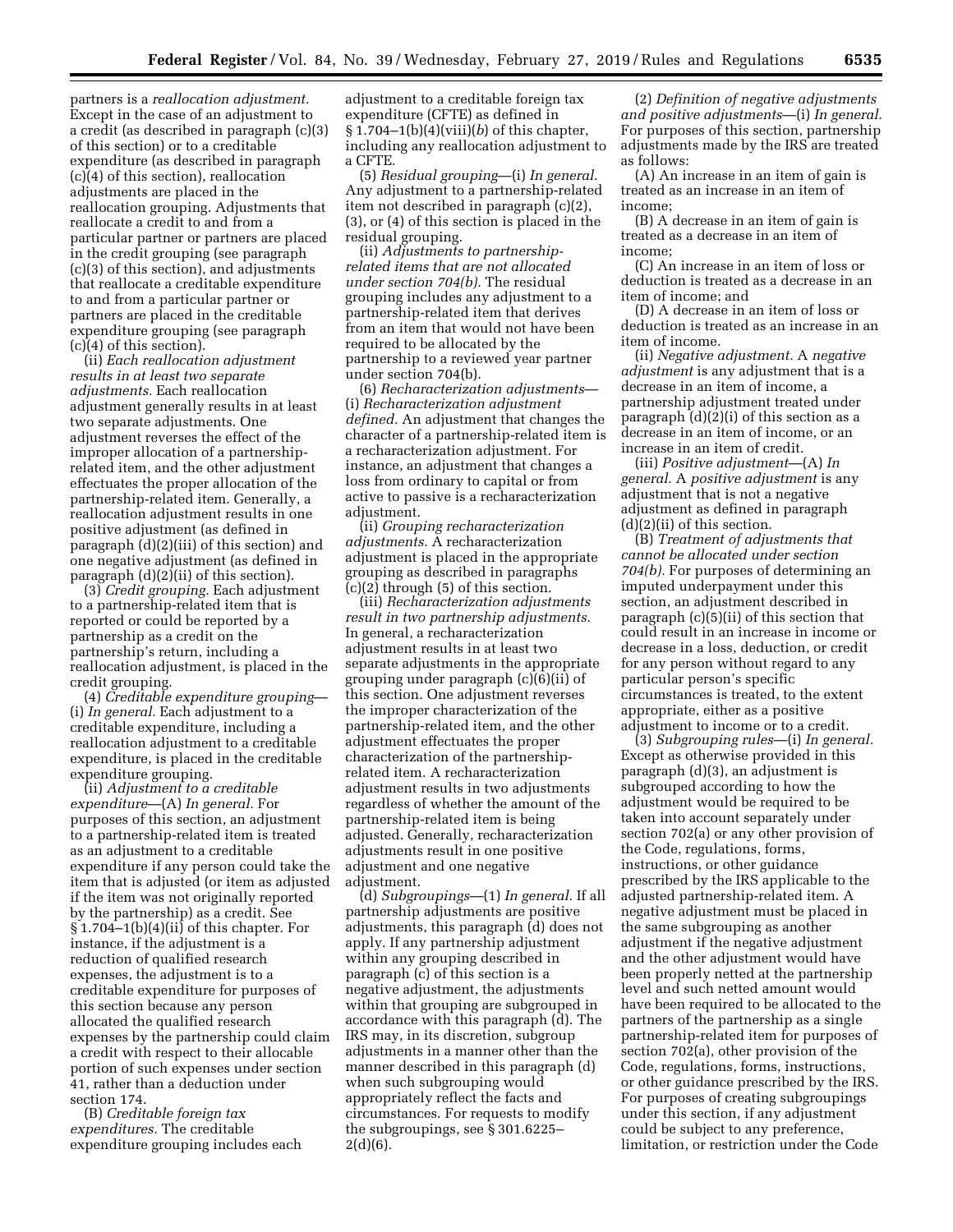partners is a *reallocation adjustment.* Except in the case of an adjustment to a credit (as described in paragraph (c)(3) of this section) or to a creditable expenditure (as described in paragraph (c)(4) of this section), reallocation adjustments are placed in the reallocation grouping. Adjustments that reallocate a credit to and from a particular partner or partners are placed in the credit grouping (see paragraph (c)(3) of this section), and adjustments that reallocate a creditable expenditure to and from a particular partner or partners are placed in the creditable expenditure grouping (see paragraph (c)(4) of this section).

(ii) *Each reallocation adjustment results in at least two separate adjustments.* Each reallocation adjustment generally results in at least two separate adjustments. One adjustment reverses the effect of the improper allocation of a partnership-related item, and the other adjustment effectuates the proper allocation of the partnership-related item. Generally, a reallocation adjustment results in one positive adjustment (as defined in paragraph (d)(2)(iii) of this section) and one negative adjustment (as defined in paragraph (d)(2)(ii) of this section).

(3) *Credit grouping.* Each adjustment to a partnership-related item that is reported or could be reported by a partnership as a credit on the partnership's return, including a reallocation adjustment, is placed in the credit grouping.

(4) *Creditable expenditure grouping*—(i) *In general.* Each adjustment to a creditable expenditure, including a reallocation adjustment to a creditable expenditure, is placed in the creditable expenditure grouping.

(ii) *Adjustment to a creditable expenditure*—(A) *In general.* For purposes of this section, an adjustment to a partnership-related item is treated as an adjustment to a creditable expenditure if any person could take the item that is adjusted (or item as adjusted if the item was not originally reported by the partnership) as a credit. See § 1.704–1(b)(4)(ii) of this chapter. For instance, if the adjustment is a reduction of qualified research expenses, the adjustment is to a creditable expenditure for purposes of this section because any person allocated the qualified research expenses by the partnership could claim a credit with respect to their allocable portion of such expenses under section 41, rather than a deduction under section 174.

(B) *Creditable foreign tax expenditures.* The creditable expenditure grouping includes each adjustment to a creditable foreign tax expenditure (CFTE) as defined in § 1.704–1(b)(4)(viii)(*b*) of this chapter, including any reallocation adjustment to a CFTE.

(5) *Residual grouping*—(i) *In general.* Any adjustment to a partnership-related item not described in paragraph (c)(2), (3), or (4) of this section is placed in the residual grouping.

(ii) *Adjustments to partnership-related items that are not allocated under section 704(b).* The residual grouping includes any adjustment to a partnership-related item that derives from an item that would not have been required to be allocated by the partnership to a reviewed year partner under section 704(b).

(6) *Recharacterization adjustments*—(i) *Recharacterization adjustment defined.* An adjustment that changes the character of a partnership-related item is a recharacterization adjustment. For instance, an adjustment that changes a loss from ordinary to capital or from active to passive is a recharacterization adjustment.

(ii) *Grouping recharacterization adjustments.* A recharacterization adjustment is placed in the appropriate grouping as described in paragraphs (c)(2) through (5) of this section.

(iii) *Recharacterization adjustments result in two partnership adjustments.* In general, a recharacterization adjustment results in at least two separate adjustments in the appropriate grouping under paragraph (c)(6)(ii) of this section. One adjustment reverses the improper characterization of the partnership-related item, and the other adjustment effectuates the proper characterization of the partnership-related item. A recharacterization adjustment results in two adjustments regardless of whether the amount of the partnership-related item is being adjusted. Generally, recharacterization adjustments result in one positive adjustment and one negative adjustment.

(d) *Subgroupings*—(1) *In general.* If all partnership adjustments are positive adjustments, this paragraph (d) does not apply. If any partnership adjustment within any grouping described in paragraph (c) of this section is a negative adjustment, the adjustments within that grouping are subgrouped in accordance with this paragraph (d). The IRS may, in its discretion, subgroup adjustments in a manner other than the manner described in this paragraph (d) when such subgrouping would appropriately reflect the facts and circumstances. For requests to modify the subgroupings, see § 301.6225–2(d)(6).

(2) *Definition of negative adjustments and positive adjustments*—(i) *In general.* For purposes of this section, partnership adjustments made by the IRS are treated as follows:

(A) An increase in an item of gain is treated as an increase in an item of income;

(B) A decrease in an item of gain is treated as a decrease in an item of income;

(C) An increase in an item of loss or deduction is treated as a decrease in an item of income; and

(D) A decrease in an item of loss or deduction is treated as an increase in an item of income.

(ii) *Negative adjustment.* A *negative adjustment* is any adjustment that is a decrease in an item of income, a partnership adjustment treated under paragraph (d)(2)(i) of this section as a decrease in an item of income, or an increase in an item of credit.

(iii) *Positive adjustment*—(A) *In general.* A *positive adjustment* is any adjustment that is not a negative adjustment as defined in paragraph (d)(2)(ii) of this section.

(B) *Treatment of adjustments that cannot be allocated under section 704(b).* For purposes of determining an imputed underpayment under this section, an adjustment described in paragraph (c)(5)(ii) of this section that could result in an increase in income or decrease in a loss, deduction, or credit for any person without regard to any particular person's specific circumstances is treated, to the extent appropriate, either as a positive adjustment to income or to a credit.

(3) *Subgrouping rules*—(i) *In general.* Except as otherwise provided in this paragraph (d)(3), an adjustment is subgrouped according to how the adjustment would be required to be taken into account separately under section 702(a) or any other provision of the Code, regulations, forms, instructions, or other guidance prescribed by the IRS applicable to the adjusted partnership-related item. A negative adjustment must be placed in the same subgrouping as another adjustment if the negative adjustment and the other adjustment would have been properly netted at the partnership level and such netted amount would have been required to be allocated to the partners of the partnership as a single partnership-related item for purposes of section 702(a), other provision of the Code, regulations, forms, instructions, or other guidance prescribed by the IRS. For purposes of creating subgroupings under this section, if any adjustment could be subject to any preference, limitation, or restriction under the Code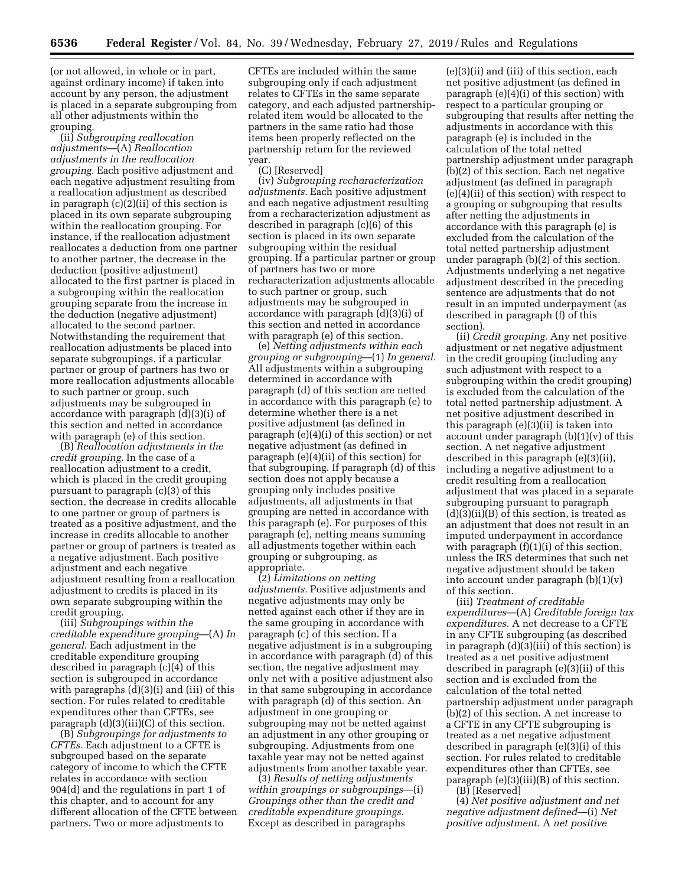(or not allowed, in whole or in part, against ordinary income) if taken into account by any person, the adjustment is placed in a separate subgrouping from all other adjustments within the grouping.

(ii) *Subgrouping reallocation adjustments*—(A) *Reallocation adjustments in the reallocation grouping.* Each positive adjustment and each negative adjustment resulting from a reallocation adjustment as described in paragraph (c)(2)(ii) of this section is placed in its own separate subgrouping within the reallocation grouping. For instance, if the reallocation adjustment reallocates a deduction from one partner to another partner, the decrease in the deduction (positive adjustment) allocated to the first partner is placed in a subgrouping within the reallocation grouping separate from the increase in the deduction (negative adjustment) allocated to the second partner. Notwithstanding the requirement that reallocation adjustments be placed into separate subgroupings, if a particular partner or group of partners has two or more reallocation adjustments allocable to such partner or group, such adjustments may be subgrouped in accordance with paragraph (d)(3)(i) of this section and netted in accordance with paragraph (e) of this section.

(B) *Reallocation adjustments in the credit grouping.* In the case of a reallocation adjustment to a credit, which is placed in the credit grouping pursuant to paragraph (c)(3) of this section, the decrease in credits allocable to one partner or group of partners is treated as a positive adjustment, and the increase in credits allocable to another partner or group of partners is treated as a negative adjustment. Each positive adjustment and each negative adjustment resulting from a reallocation adjustment to credits is placed in its own separate subgrouping within the credit grouping.

(iii) *Subgroupings within the creditable expenditure grouping*—(A) *In general.* Each adjustment in the creditable expenditure grouping described in paragraph (c)(4) of this section is subgrouped in accordance with paragraphs (d)(3)(i) and (iii) of this section. For rules related to creditable expenditures other than CFTEs, see paragraph (d)(3)(iii)(C) of this section.

(B) *Subgroupings for adjustments to CFTEs.* Each adjustment to a CFTE is subgrouped based on the separate category of income to which the CFTE relates in accordance with section 904(d) and the regulations in part 1 of this chapter, and to account for any different allocation of the CFTE between partners. Two or more adjustments to CFTEs are included within the same subgrouping only if each adjustment relates to CFTEs in the same separate category, and each adjusted partnership-related item would be allocated to the partners in the same ratio had those items been properly reflected on the partnership return for the reviewed year.

(C) [Reserved]

(iv) *Subgrouping recharacterization adjustments.* Each positive adjustment and each negative adjustment resulting from a recharacterization adjustment as described in paragraph (c)(6) of this section is placed in its own separate subgrouping within the residual grouping. If a particular partner or group of partners has two or more recharacterization adjustments allocable to such partner or group, such adjustments may be subgrouped in accordance with paragraph (d)(3)(i) of this section and netted in accordance with paragraph (e) of this section.

(e) *Netting adjustments within each grouping or subgrouping*—(1) *In general.* All adjustments within a subgrouping determined in accordance with paragraph (d) of this section are netted in accordance with this paragraph (e) to determine whether there is a net positive adjustment (as defined in paragraph (e)(4)(i) of this section) or net negative adjustment (as defined in paragraph (e)(4)(ii) of this section) for that subgrouping. If paragraph (d) of this section does not apply because a grouping only includes positive adjustments, all adjustments in that grouping are netted in accordance with this paragraph (e). For purposes of this paragraph (e), netting means summing all adjustments together within each grouping or subgrouping, as appropriate.

(2) *Limitations on netting adjustments.* Positive adjustments and negative adjustments may only be netted against each other if they are in the same grouping in accordance with paragraph (c) of this section. If a negative adjustment is in a subgrouping in accordance with paragraph (d) of this section, the negative adjustment may only net with a positive adjustment also in that same subgrouping in accordance with paragraph (d) of this section. An adjustment in one grouping or subgrouping may not be netted against an adjustment in any other grouping or subgrouping. Adjustments from one taxable year may not be netted against adjustments from another taxable year.

(3) *Results of netting adjustments within groupings or subgroupings*—(i) *Groupings other than the credit and creditable expenditure groupings.* Except as described in paragraphs (e)(3)(ii) and (iii) of this section, each net positive adjustment (as defined in paragraph (e)(4)(i) of this section) with respect to a particular grouping or subgrouping that results after netting the adjustments in accordance with this paragraph (e) is included in the calculation of the total netted partnership adjustment under paragraph (b)(2) of this section. Each net negative adjustment (as defined in paragraph (e)(4)(ii) of this section) with respect to a grouping or subgrouping that results after netting the adjustments in accordance with this paragraph (e) is excluded from the calculation of the total netted partnership adjustment under paragraph (b)(2) of this section. Adjustments underlying a net negative adjustment described in the preceding sentence are adjustments that do not result in an imputed underpayment (as described in paragraph (f) of this section).

(ii) *Credit grouping.* Any net positive adjustment or net negative adjustment in the credit grouping (including any such adjustment with respect to a subgrouping within the credit grouping) is excluded from the calculation of the total netted partnership adjustment. A net positive adjustment described in this paragraph (e)(3)(ii) is taken into account under paragraph (b)(1)(v) of this section. A net negative adjustment described in this paragraph (e)(3)(ii), including a negative adjustment to a credit resulting from a reallocation adjustment that was placed in a separate subgrouping pursuant to paragraph (d)(3)(ii)(B) of this section, is treated as an adjustment that does not result in an imputed underpayment in accordance with paragraph (f)(1)(i) of this section, unless the IRS determines that such net negative adjustment should be taken into account under paragraph (b)(1)(v) of this section.

(iii) *Treatment of creditable expenditures*—(A) *Creditable foreign tax expenditures.* A net decrease to a CFTE in any CFTE subgrouping (as described in paragraph (d)(3)(iii) of this section) is treated as a net positive adjustment described in paragraph (e)(3)(ii) of this section and is excluded from the calculation of the total netted partnership adjustment under paragraph (b)(2) of this section. A net increase to a CFTE in any CFTE subgrouping is treated as a net negative adjustment described in paragraph (e)(3)(i) of this section. For rules related to creditable expenditures other than CFTEs, see paragraph (e)(3)(iii)(B) of this section.

(B) [Reserved]

(4) *Net positive adjustment and net negative adjustment defined*—(i) *Net positive adjustment.* A *net positive*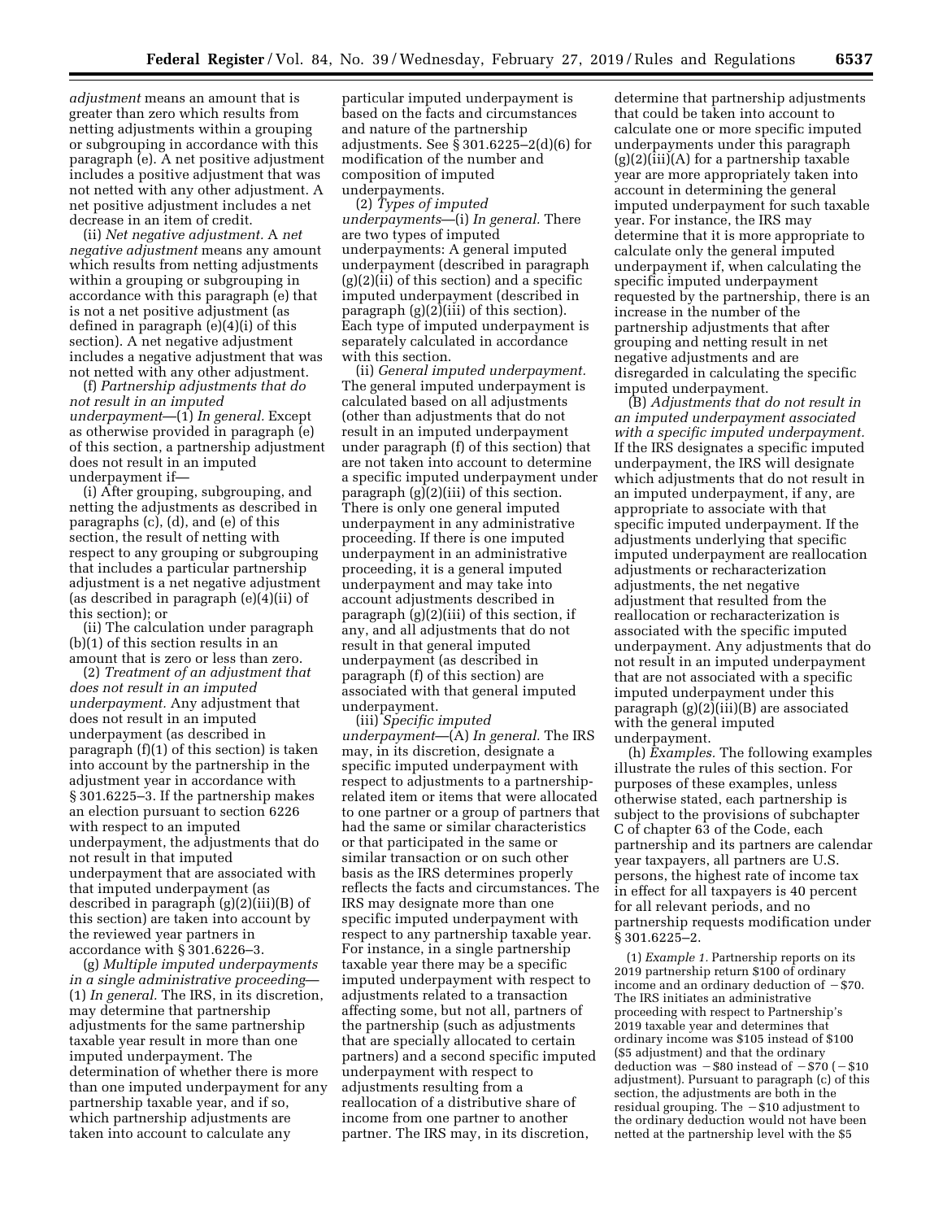*adjustment* means an amount that is greater than zero which results from netting adjustments within a grouping or subgrouping in accordance with this paragraph (e). A net positive adjustment includes a positive adjustment that was not netted with any other adjustment. A net positive adjustment includes a net decrease in an item of credit.

(ii) *Net negative adjustment.* A *net negative adjustment* means any amount which results from netting adjustments within a grouping or subgrouping in accordance with this paragraph (e) that is not a net positive adjustment (as defined in paragraph (e)(4)(i) of this section). A net negative adjustment includes a negative adjustment that was not netted with any other adjustment.

(f) *Partnership adjustments that do not result in an imputed underpayment*—(1) *In general.* Except as otherwise provided in paragraph (e) of this section, a partnership adjustment does not result in an imputed underpayment if—

(i) After grouping, subgrouping, and netting the adjustments as described in paragraphs (c), (d), and (e) of this section, the result of netting with respect to any grouping or subgrouping that includes a particular partnership adjustment is a net negative adjustment (as described in paragraph (e)(4)(ii) of this section); or

(ii) The calculation under paragraph (b)(1) of this section results in an amount that is zero or less than zero.

(2) *Treatment of an adjustment that does not result in an imputed underpayment.* Any adjustment that does not result in an imputed underpayment (as described in paragraph (f)(1) of this section) is taken into account by the partnership in the adjustment year in accordance with § 301.6225–3. If the partnership makes an election pursuant to section 6226 with respect to an imputed underpayment, the adjustments that do not result in that imputed underpayment that are associated with that imputed underpayment (as described in paragraph (g)(2)(iii)(B) of this section) are taken into account by the reviewed year partners in accordance with § 301.6226–3.

(g) *Multiple imputed underpayments in a single administrative proceeding*—(1) *In general.* The IRS, in its discretion, may determine that partnership adjustments for the same partnership taxable year result in more than one imputed underpayment. The determination of whether there is more than one imputed underpayment for any partnership taxable year, and if so, which partnership adjustments are taken into account to calculate any particular imputed underpayment is based on the facts and circumstances and nature of the partnership adjustments. See § 301.6225–2(d)(6) for modification of the number and composition of imputed underpayments.

(2) *Types of imputed underpayments*—(i) *In general.* There are two types of imputed underpayments: A general imputed underpayment (described in paragraph (g)(2)(ii) of this section) and a specific imputed underpayment (described in paragraph (g)(2)(iii) of this section). Each type of imputed underpayment is separately calculated in accordance with this section.

(ii) *General imputed underpayment.* The general imputed underpayment is calculated based on all adjustments (other than adjustments that do not result in an imputed underpayment under paragraph (f) of this section) that are not taken into account to determine a specific imputed underpayment under paragraph (g)(2)(iii) of this section. There is only one general imputed underpayment in any administrative proceeding. If there is one imputed underpayment in an administrative proceeding, it is a general imputed underpayment and may take into account adjustments described in paragraph (g)(2)(iii) of this section, if any, and all adjustments that do not result in that general imputed underpayment (as described in paragraph (f) of this section) are associated with that general imputed underpayment.

(iii) *Specific imputed underpayment*—(A) *In general.* The IRS may, in its discretion, designate a specific imputed underpayment with respect to adjustments to a partnership-related item or items that were allocated to one partner or a group of partners that had the same or similar characteristics or that participated in the same or similar transaction or on such other basis as the IRS determines properly reflects the facts and circumstances. The IRS may designate more than one specific imputed underpayment with respect to any partnership taxable year. For instance, in a single partnership taxable year there may be a specific imputed underpayment with respect to adjustments related to a transaction affecting some, but not all, partners of the partnership (such as adjustments that are specially allocated to certain partners) and a second specific imputed underpayment with respect to adjustments resulting from a reallocation of a distributive share of income from one partner to another partner. The IRS may, in its discretion, determine that partnership adjustments that could be taken into account to calculate one or more specific imputed underpayments under this paragraph (g)(2)(iii)(A) for a partnership taxable year are more appropriately taken into account in determining the general imputed underpayment for such taxable year. For instance, the IRS may determine that it is more appropriate to calculate only the general imputed underpayment if, when calculating the specific imputed underpayment requested by the partnership, there is an increase in the number of the partnership adjustments that after grouping and netting result in net negative adjustments and are disregarded in calculating the specific imputed underpayment.

(B) *Adjustments that do not result in an imputed underpayment associated with a specific imputed underpayment.* If the IRS designates a specific imputed underpayment, the IRS will designate which adjustments that do not result in an imputed underpayment, if any, are appropriate to associate with that specific imputed underpayment. If the adjustments underlying that specific imputed underpayment are reallocation adjustments or recharacterization adjustments, the net negative adjustment that resulted from the reallocation or recharacterization is associated with the specific imputed underpayment. Any adjustments that do not result in an imputed underpayment that are not associated with a specific imputed underpayment under this paragraph (g)(2)(iii)(B) are associated with the general imputed underpayment.

(h) *Examples.* The following examples illustrate the rules of this section. For purposes of these examples, unless otherwise stated, each partnership is subject to the provisions of subchapter C of chapter 63 of the Code, each partnership and its partners are calendar year taxpayers, all partners are U.S. persons, the highest rate of income tax in effect for all taxpayers is 40 percent for all relevant periods, and no partnership requests modification under § 301.6225–2.

(1) *Example 1.* Partnership reports on its 2019 partnership return $100 of ordinary income and an ordinary deduction of −$70. The IRS initiates an administrative proceeding with respect to Partnership's 2019 taxable year and determines that ordinary income was $105 instead of $100 ($5 adjustment) and that the ordinary deduction was −$80 instead of −$70 (−$10 adjustment). Pursuant to paragraph (c) of this section, the adjustments are both in the residual grouping. The −$10 adjustment to the ordinary deduction would not have been netted at the partnership level with the $5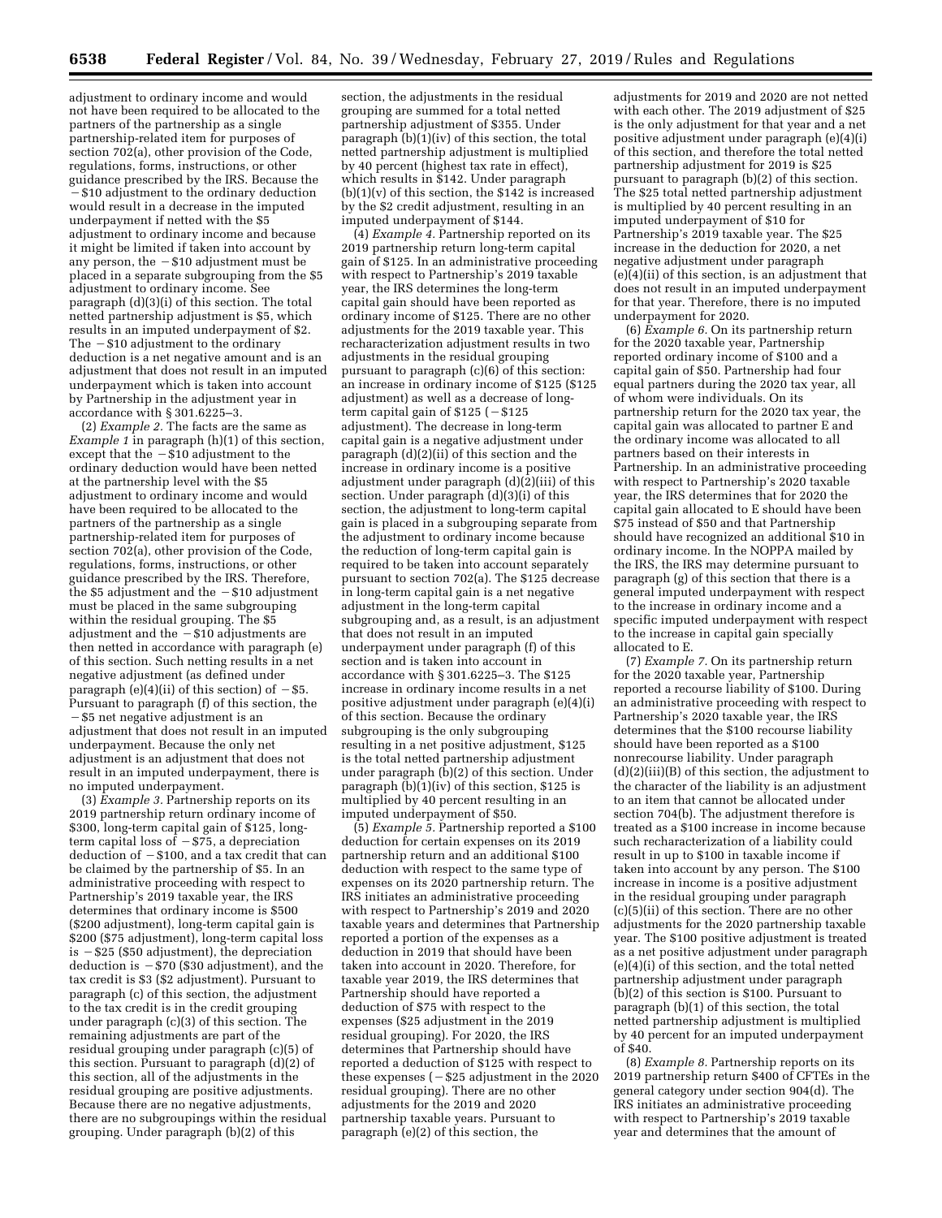adjustment to ordinary income and would not have been required to be allocated to the partners of the partnership as a single partnership-related item for purposes of section 702(a), other provision of the Code, regulations, forms, instructions, or other guidance prescribed by the IRS. Because the −$10 adjustment to the ordinary deduction would result in a decrease in the imputed underpayment if netted with the $5 adjustment to ordinary income and because it might be limited if taken into account by any person, the −$10 adjustment must be placed in a separate subgrouping from the $5 adjustment to ordinary income. See paragraph (d)(3)(i) of this section. The total netted partnership adjustment is $5, which results in an imputed underpayment of $2. The −$10 adjustment to the ordinary deduction is a net negative amount and is an adjustment that does not result in an imputed underpayment which is taken into account by Partnership in the adjustment year in accordance with § 301.6225–3.

(2) *Example 2.* The facts are the same as *Example 1* in paragraph (h)(1) of this section, except that the −$10 adjustment to the ordinary deduction would have been netted at the partnership level with the $5 adjustment to ordinary income and would have been required to be allocated to the partners of the partnership as a single partnership-related item for purposes of section 702(a), other provision of the Code, regulations, forms, instructions, or other guidance prescribed by the IRS. Therefore, the $5 adjustment and the −$10 adjustment must be placed in the same subgrouping within the residual grouping. The $5 adjustment and the −$10 adjustments are then netted in accordance with paragraph (e) of this section. Such netting results in a net negative adjustment (as defined under paragraph (e)(4)(ii) of this section) of −$5. Pursuant to paragraph (f) of this section, the −$5 net negative adjustment is an adjustment that does not result in an imputed underpayment. Because the only net adjustment is an adjustment that does not result in an imputed underpayment, there is no imputed underpayment.

(3) *Example 3.* Partnership reports on its 2019 partnership return ordinary income of $300, long-term capital gain of $125, long-term capital loss of −$75, a depreciation deduction of −$100, and a tax credit that can be claimed by the partnership of $5. In an administrative proceeding with respect to Partnership's 2019 taxable year, the IRS determines that ordinary income is $500 ($200 adjustment), long-term capital gain is $200 ($75 adjustment), long-term capital loss is −$25 ($50 adjustment), the depreciation deduction is −$70 ($30 adjustment), and the tax credit is $3 ($2 adjustment). Pursuant to paragraph (c) of this section, the adjustment to the tax credit is in the credit grouping under paragraph (c)(3) of this section. The remaining adjustments are part of the residual grouping under paragraph (c)(5) of this section. Pursuant to paragraph (d)(2) of this section, all of the adjustments in the residual grouping are positive adjustments. Because there are no negative adjustments, there are no subgroupings within the residual grouping. Under paragraph (b)(2) of this section, the adjustments in the residual grouping are summed for a total netted partnership adjustment of $355. Under paragraph (b)(1)(iv) of this section, the total netted partnership adjustment is multiplied by 40 percent (highest tax rate in effect), which results in $142. Under paragraph (b)(1)(v) of this section, the $142 is increased by the $2 credit adjustment, resulting in an imputed underpayment of $144.

(4) *Example 4.* Partnership reported on its 2019 partnership return long-term capital gain of $125. In an administrative proceeding with respect to Partnership's 2019 taxable year, the IRS determines the long-term capital gain should have been reported as ordinary income of $125. There are no other adjustments for the 2019 taxable year. This recharacterization adjustment results in two adjustments in the residual grouping pursuant to paragraph (c)(6) of this section: an increase in ordinary income of $125 ($125 adjustment) as well as a decrease of long-term capital gain of $125 (−$125 adjustment). The decrease in long-term capital gain is a negative adjustment under paragraph (d)(2)(ii) of this section and the increase in ordinary income is a positive adjustment under paragraph (d)(2)(iii) of this section. Under paragraph (d)(3)(i) of this section, the adjustment to long-term capital gain is placed in a subgrouping separate from the adjustment to ordinary income because the reduction of long-term capital gain is required to be taken into account separately pursuant to section 702(a). The $125 decrease in long-term capital gain is a net negative adjustment in the long-term capital subgrouping and, as a result, is an adjustment that does not result in an imputed underpayment under paragraph (f) of this section and is taken into account in accordance with § 301.6225–3. The $125 increase in ordinary income results in a net positive adjustment under paragraph (e)(4)(i) of this section. Because the ordinary subgrouping is the only subgrouping resulting in a net positive adjustment, $125 is the total netted partnership adjustment under paragraph (b)(2) of this section. Under paragraph (b)(1)(iv) of this section, $125 is multiplied by 40 percent resulting in an imputed underpayment of $50.

(5) *Example 5.* Partnership reported a $100 deduction for certain expenses on its 2019 partnership return and an additional $100 deduction with respect to the same type of expenses on its 2020 partnership return. The IRS initiates an administrative proceeding with respect to Partnership's 2019 and 2020 taxable years and determines that Partnership reported a portion of the expenses as a deduction in 2019 that should have been taken into account in 2020. Therefore, for taxable year 2019, the IRS determines that Partnership should have reported a deduction of $75 with respect to the expenses ($25 adjustment in the 2019 residual grouping). For 2020, the IRS determines that Partnership should have reported a deduction of $125 with respect to these expenses (−$25 adjustment in the 2020 residual grouping). There are no other adjustments for the 2019 and 2020 partnership taxable years. Pursuant to paragraph (e)(2) of this section, the adjustments for 2019 and 2020 are not netted with each other. The 2019 adjustment of $25 is the only adjustment for that year and a net positive adjustment under paragraph (e)(4)(i) of this section, and therefore the total netted partnership adjustment for 2019 is $25 pursuant to paragraph (b)(2) of this section. The $25 total netted partnership adjustment is multiplied by 40 percent resulting in an imputed underpayment of $10 for Partnership's 2019 taxable year. The $25 increase in the deduction for 2020, a net negative adjustment under paragraph (e)(4)(ii) of this section, is an adjustment that does not result in an imputed underpayment for that year. Therefore, there is no imputed underpayment for 2020.

(6) *Example 6.* On its partnership return for the 2020 taxable year, Partnership reported ordinary income of $100 and a capital gain of $50. Partnership had four equal partners during the 2020 tax year, all of whom were individuals. On its partnership return for the 2020 tax year, the capital gain was allocated to partner E and the ordinary income was allocated to all partners based on their interests in Partnership. In an administrative proceeding with respect to Partnership's 2020 taxable year, the IRS determines that for 2020 the capital gain allocated to E should have been $75 instead of $50 and that Partnership should have recognized an additional $10 in ordinary income. In the NOPPA mailed by the IRS, the IRS may determine pursuant to paragraph (g) of this section that there is a general imputed underpayment with respect to the increase in ordinary income and a specific imputed underpayment with respect to the increase in capital gain specially allocated to E.

(7) *Example 7.* On its partnership return for the 2020 taxable year, Partnership reported a recourse liability of $100. During an administrative proceeding with respect to Partnership's 2020 taxable year, the IRS determines that the $100 recourse liability should have been reported as a $100 nonrecourse liability. Under paragraph (d)(2)(iii)(B) of this section, the adjustment to the character of the liability is an adjustment to an item that cannot be allocated under section 704(b). The adjustment therefore is treated as a $100 increase in income because such recharacterization of a liability could result in up to $100 in taxable income if taken into account by any person. The $100 increase in income is a positive adjustment in the residual grouping under paragraph (c)(5)(ii) of this section. There are no other adjustments for the 2020 partnership taxable year. The $100 positive adjustment is treated as a net positive adjustment under paragraph (e)(4)(i) of this section, and the total netted partnership adjustment under paragraph (b)(2) of this section is $100. Pursuant to paragraph (b)(1) of this section, the total netted partnership adjustment is multiplied by 40 percent for an imputed underpayment of $40.

(8) *Example 8.* Partnership reports on its 2019 partnership return $400 of CFTEs in the general category under section 904(d). The IRS initiates an administrative proceeding with respect to Partnership's 2019 taxable year and determines that the amount of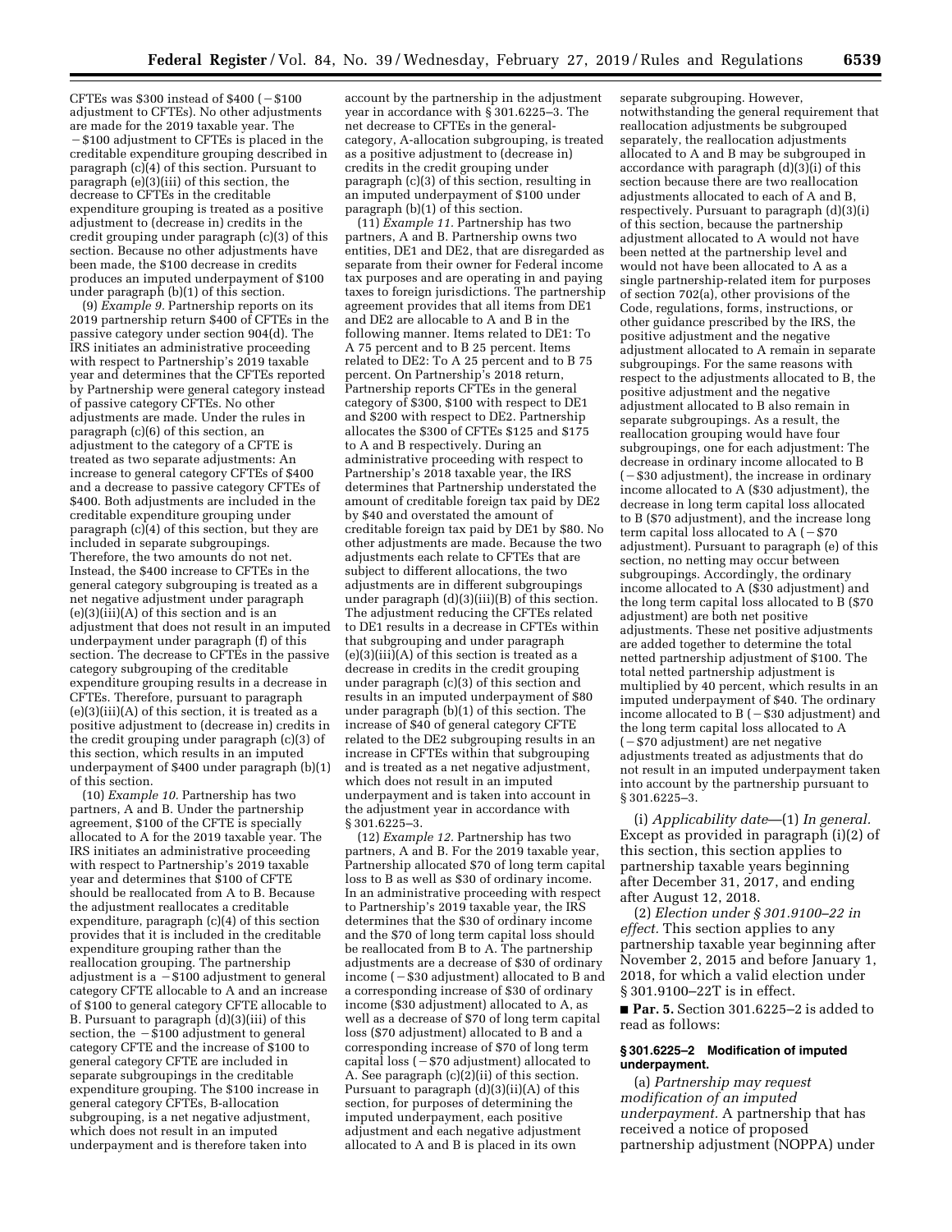CFTEs was $300 instead of $400 (−$100 adjustment to CFTEs). No other adjustments are made for the 2019 taxable year. The −$100 adjustment to CFTEs is placed in the creditable expenditure grouping described in paragraph (c)(4) of this section. Pursuant to paragraph (e)(3)(iii) of this section, the decrease to CFTEs in the creditable expenditure grouping is treated as a positive adjustment to (decrease in) credits in the credit grouping under paragraph (c)(3) of this section. Because no other adjustments have been made, the $100 decrease in credits produces an imputed underpayment of $100 under paragraph (b)(1) of this section.

(9) *Example 9.* Partnership reports on its 2019 partnership return $400 of CFTEs in the passive category under section 904(d). The IRS initiates an administrative proceeding with respect to Partnership's 2019 taxable year and determines that the CFTEs reported by Partnership were general category instead of passive category CFTEs. No other adjustments are made. Under the rules in paragraph (c)(6) of this section, an adjustment to the category of a CFTE is treated as two separate adjustments: An increase to general category CFTEs of $400 and a decrease to passive category CFTEs of $400. Both adjustments are included in the creditable expenditure grouping under paragraph (c)(4) of this section, but they are included in separate subgroupings. Therefore, the two amounts do not net. Instead, the $400 increase to CFTEs in the general category subgrouping is treated as a net negative adjustment under paragraph (e)(3)(iii)(A) of this section and is an adjustment that does not result in an imputed underpayment under paragraph (f) of this section. The decrease to CFTEs in the passive category subgrouping of the creditable expenditure grouping results in a decrease in CFTEs. Therefore, pursuant to paragraph (e)(3)(iii)(A) of this section, it is treated as a positive adjustment to (decrease in) credits in the credit grouping under paragraph (c)(3) of this section, which results in an imputed underpayment of $400 under paragraph (b)(1) of this section.

(10) *Example 10.* Partnership has two partners, A and B. Under the partnership agreement, $100 of the CFTE is specially allocated to A for the 2019 taxable year. The IRS initiates an administrative proceeding with respect to Partnership's 2019 taxable year and determines that $100 of CFTE should be reallocated from A to B. Because the adjustment reallocates a creditable expenditure, paragraph (c)(4) of this section provides that it is included in the creditable expenditure grouping rather than the reallocation grouping. The partnership adjustment is a −$100 adjustment to general category CFTE allocable to A and an increase of $100 to general category CFTE allocable to B. Pursuant to paragraph (d)(3)(iii) of this section, the −$100 adjustment to general category CFTE and the increase of $100 to general category CFTE are included in separate subgroupings in the creditable expenditure grouping. The $100 increase in general category CFTEs, B-allocation subgrouping, is a net negative adjustment, which does not result in an imputed underpayment and is therefore taken into account by the partnership in the adjustment year in accordance with § 301.6225–3. The net decrease to CFTEs in the general-category, A-allocation subgrouping, is treated as a positive adjustment to (decrease in) credits in the credit grouping under paragraph (c)(3) of this section, resulting in an imputed underpayment of $100 under paragraph (b)(1) of this section.

(11) *Example 11.* Partnership has two partners, A and B. Partnership owns two entities, DE1 and DE2, that are disregarded as separate from their owner for Federal income tax purposes and are operating in and paying taxes to foreign jurisdictions. The partnership agreement provides that all items from DE1 and DE2 are allocable to A and B in the following manner. Items related to DE1: To A 75 percent and to B 25 percent. Items related to DE2: To A 25 percent and to B 75 percent. On Partnership's 2018 return, Partnership reports CFTEs in the general category of $300, $100 with respect to DE1 and $200 with respect to DE2. Partnership allocates the $300 of CFTEs $125 and $175 to A and B respectively. During an administrative proceeding with respect to Partnership's 2018 taxable year, the IRS determines that Partnership understated the amount of creditable foreign tax paid by DE2 by $40 and overstated the amount of creditable foreign tax paid by DE1 by $80. No other adjustments are made. Because the two adjustments each relate to CFTEs that are subject to different allocations, the two adjustments are in different subgroupings under paragraph (d)(3)(iii)(B) of this section. The adjustment reducing the CFTEs related to DE1 results in a decrease in CFTEs within that subgrouping and under paragraph (e)(3)(iii)(A) of this section is treated as a decrease in credits in the credit grouping under paragraph (c)(3) of this section and results in an imputed underpayment of $80 under paragraph (b)(1) of this section. The increase of $40 of general category CFTE related to the DE2 subgrouping results in an increase in CFTEs within that subgrouping and is treated as a net negative adjustment, which does not result in an imputed underpayment and is taken into account in the adjustment year in accordance with § 301.6225–3.

(12) *Example 12.* Partnership has two partners, A and B. For the 2019 taxable year, Partnership allocated $70 of long term capital loss to B as well as $30 of ordinary income. In an administrative proceeding with respect to Partnership's 2019 taxable year, the IRS determines that the $30 of ordinary income and the $70 of long term capital loss should be reallocated from B to A. The partnership adjustments are a decrease of $30 of ordinary income (−$30 adjustment) allocated to B and a corresponding increase of $30 of ordinary income ($30 adjustment) allocated to A, as well as a decrease of $70 of long term capital loss ($70 adjustment) allocated to B and a corresponding increase of $70 of long term capital loss (−$70 adjustment) allocated to A. See paragraph (c)(2)(ii) of this section. Pursuant to paragraph (d)(3)(ii)(A) of this section, for purposes of determining the imputed underpayment, each positive adjustment and each negative adjustment allocated to A and B is placed in its own separate subgrouping. However, notwithstanding the general requirement that reallocation adjustments be subgrouped separately, the reallocation adjustments allocated to A and B may be subgrouped in accordance with paragraph (d)(3)(i) of this section because there are two reallocation adjustments allocated to each of A and B, respectively. Pursuant to paragraph (d)(3)(i) of this section, because the partnership adjustment allocated to A would not have been netted at the partnership level and would not have been allocated to A as a single partnership-related item for purposes of section 702(a), other provisions of the Code, regulations, forms, instructions, or other guidance prescribed by the IRS, the positive adjustment and the negative adjustment allocated to A remain in separate subgroupings. For the same reasons with respect to the adjustments allocated to B, the positive adjustment and the negative adjustment allocated to B also remain in separate subgroupings. As a result, the reallocation grouping would have four subgroupings, one for each adjustment: The decrease in ordinary income allocated to B (−$30 adjustment), the increase in ordinary income allocated to A ($30 adjustment), the decrease in long term capital loss allocated to B ($70 adjustment), and the increase long term capital loss allocated to A (−$70 adjustment). Pursuant to paragraph (e) of this section, no netting may occur between subgroupings. Accordingly, the ordinary income allocated to A ($30 adjustment) and the long term capital loss allocated to B ($70 adjustment) are both net positive adjustments. These net positive adjustments are added together to determine the total netted partnership adjustment of $100. The total netted partnership adjustment is multiplied by 40 percent, which results in an imputed underpayment of $40. The ordinary income allocated to B (−$30 adjustment) and the long term capital loss allocated to A (−$70 adjustment) are net negative adjustments treated as adjustments that do not result in an imputed underpayment taken into account by the partnership pursuant to § 301.6225–3.

(i) *Applicability date*—(1) *In general.* Except as provided in paragraph (i)(2) of this section, this section applies to partnership taxable years beginning after December 31, 2017, and ending after August 12, 2018.

(2) *Election under § 301.9100–22 in effect.* This section applies to any partnership taxable year beginning after November 2, 2015 and before January 1, 2018, for which a valid election under § 301.9100–22T is in effect.

■ **Par. 5.** Section 301.6225–2 is added to read as follows:

### § 301.6225–2 Modification of imputed underpayment.

(a) *Partnership may request modification of an imputed underpayment.* A partnership that has received a notice of proposed partnership adjustment (NOPPA) under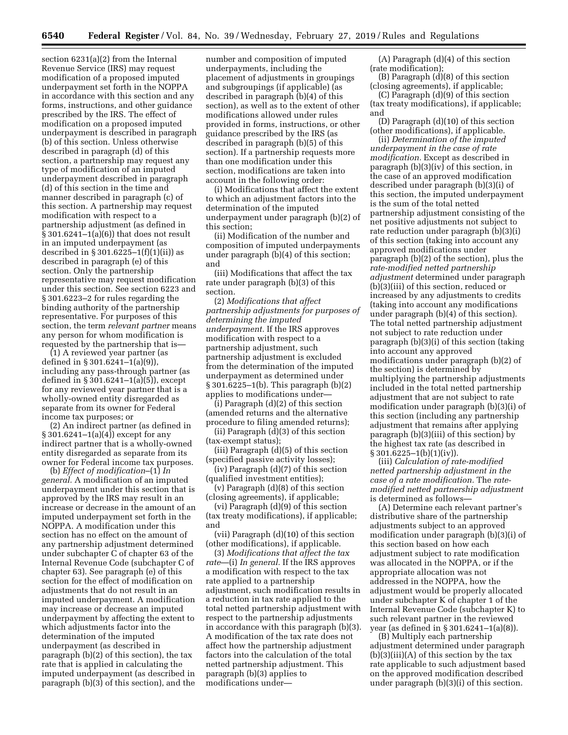section 6231(a)(2) from the Internal Revenue Service (IRS) may request modification of a proposed imputed underpayment set forth in the NOPPA in accordance with this section and any forms, instructions, and other guidance prescribed by the IRS. The effect of modification on a proposed imputed underpayment is described in paragraph (b) of this section. Unless otherwise described in paragraph (d) of this section, a partnership may request any type of modification of an imputed underpayment described in paragraph (d) of this section in the time and manner described in paragraph (c) of this section. A partnership may request modification with respect to a partnership adjustment (as defined in § 301.6241–1(a)(6)) that does not result in an imputed underpayment (as described in § 301.6225–1(f)(1)(ii)) as described in paragraph (e) of this section. Only the partnership representative may request modification under this section. See section 6223 and § 301.6223–2 for rules regarding the binding authority of the partnership representative. For purposes of this section, the term *relevant partner* means any person for whom modification is requested by the partnership that is—

(1) A reviewed year partner (as defined in § 301.6241–1(a)(9)), including any pass-through partner (as defined in § 301.6241–1(a)(5)), except for any reviewed year partner that is a wholly-owned entity disregarded as separate from its owner for Federal income tax purposes; or

(2) An indirect partner (as defined in § 301.6241–1(a)(4)) except for any indirect partner that is a wholly-owned entity disregarded as separate from its owner for Federal income tax purposes.

(b) *Effect of modification*–(1) *In general.* A modification of an imputed underpayment under this section that is approved by the IRS may result in an increase or decrease in the amount of an imputed underpayment set forth in the NOPPA. A modification under this section has no effect on the amount of any partnership adjustment determined under subchapter C of chapter 63 of the Internal Revenue Code (subchapter C of chapter 63). See paragraph (e) of this section for the effect of modification on adjustments that do not result in an imputed underpayment. A modification may increase or decrease an imputed underpayment by affecting the extent to which adjustments factor into the determination of the imputed underpayment (as described in paragraph (b)(2) of this section), the tax rate that is applied in calculating the imputed underpayment (as described in paragraph (b)(3) of this section), and the number and composition of imputed underpayments, including the placement of adjustments in groupings and subgroupings (if applicable) (as described in paragraph (b)(4) of this section), as well as to the extent of other modifications allowed under rules provided in forms, instructions, or other guidance prescribed by the IRS (as described in paragraph (b)(5) of this section). If a partnership requests more than one modification under this section, modifications are taken into account in the following order:

(i) Modifications that affect the extent to which an adjustment factors into the determination of the imputed underpayment under paragraph (b)(2) of this section;

(ii) Modification of the number and composition of imputed underpayments under paragraph (b)(4) of this section; and

(iii) Modifications that affect the tax rate under paragraph (b)(3) of this section.

(2) *Modifications that affect partnership adjustments for purposes of determining the imputed underpayment.* If the IRS approves modification with respect to a partnership adjustment, such partnership adjustment is excluded from the determination of the imputed underpayment as determined under § 301.6225–1(b). This paragraph (b)(2) applies to modifications under—

(i) Paragraph (d)(2) of this section (amended returns and the alternative procedure to filing amended returns);

(ii) Paragraph (d)(3) of this section (tax-exempt status);

(iii) Paragraph (d)(5) of this section (specified passive activity losses);

(iv) Paragraph (d)(7) of this section (qualified investment entities);

(v) Paragraph (d)(8) of this section (closing agreements), if applicable;

(vi) Paragraph (d)(9) of this section (tax treaty modifications), if applicable; and

(vii) Paragraph (d)(10) of this section (other modifications), if applicable.

(3) *Modifications that affect the tax rate*—(i) *In general.* If the IRS approves a modification with respect to the tax rate applied to a partnership adjustment, such modification results in a reduction in tax rate applied to the total netted partnership adjustment with respect to the partnership adjustments in accordance with this paragraph (b)(3). A modification of the tax rate does not affect how the partnership adjustment factors into the calculation of the total netted partnership adjustment. This paragraph (b)(3) applies to modifications under—

(A) Paragraph (d)(4) of this section (rate modification);

(B) Paragraph (d)(8) of this section (closing agreements), if applicable;

(C) Paragraph (d)(9) of this section (tax treaty modifications), if applicable; and

(D) Paragraph (d)(10) of this section (other modifications), if applicable.

(ii) *Determination of the imputed underpayment in the case of rate modification.* Except as described in paragraph (b)(3)(iv) of this section, in the case of an approved modification described under paragraph (b)(3)(i) of this section, the imputed underpayment is the sum of the total netted partnership adjustment consisting of the net positive adjustments not subject to rate reduction under paragraph (b)(3)(i) of this section (taking into account any approved modifications under paragraph (b)(2) of the section), plus the *rate-modified netted partnership adjustment* determined under paragraph (b)(3)(iii) of this section, reduced or increased by any adjustments to credits (taking into account any modifications under paragraph (b)(4) of this section). The total netted partnership adjustment not subject to rate reduction under paragraph (b)(3)(i) of this section (taking into account any approved modifications under paragraph (b)(2) of the section) is determined by multiplying the partnership adjustments included in the total netted partnership adjustment that are not subject to rate modification under paragraph (b)(3)(i) of this section (including any partnership adjustment that remains after applying paragraph (b)(3)(iii) of this section) by the highest tax rate (as described in § 301.6225–1(b)(1)(iv)).

(iii) *Calculation of rate-modified netted partnership adjustment in the case of a rate modification.* The *rate-modified netted partnership adjustment* is determined as follows—

(A) Determine each relevant partner's distributive share of the partnership adjustments subject to an approved modification under paragraph (b)(3)(i) of this section based on how each adjustment subject to rate modification was allocated in the NOPPA, or if the appropriate allocation was not addressed in the NOPPA, how the adjustment would be properly allocated under subchapter K of chapter 1 of the Internal Revenue Code (subchapter K) to such relevant partner in the reviewed year (as defined in § 301.6241–1(a)(8)).

(B) Multiply each partnership adjustment determined under paragraph (b)(3)(iii)(A) of this section by the tax rate applicable to such adjustment based on the approved modification described under paragraph (b)(3)(i) of this section.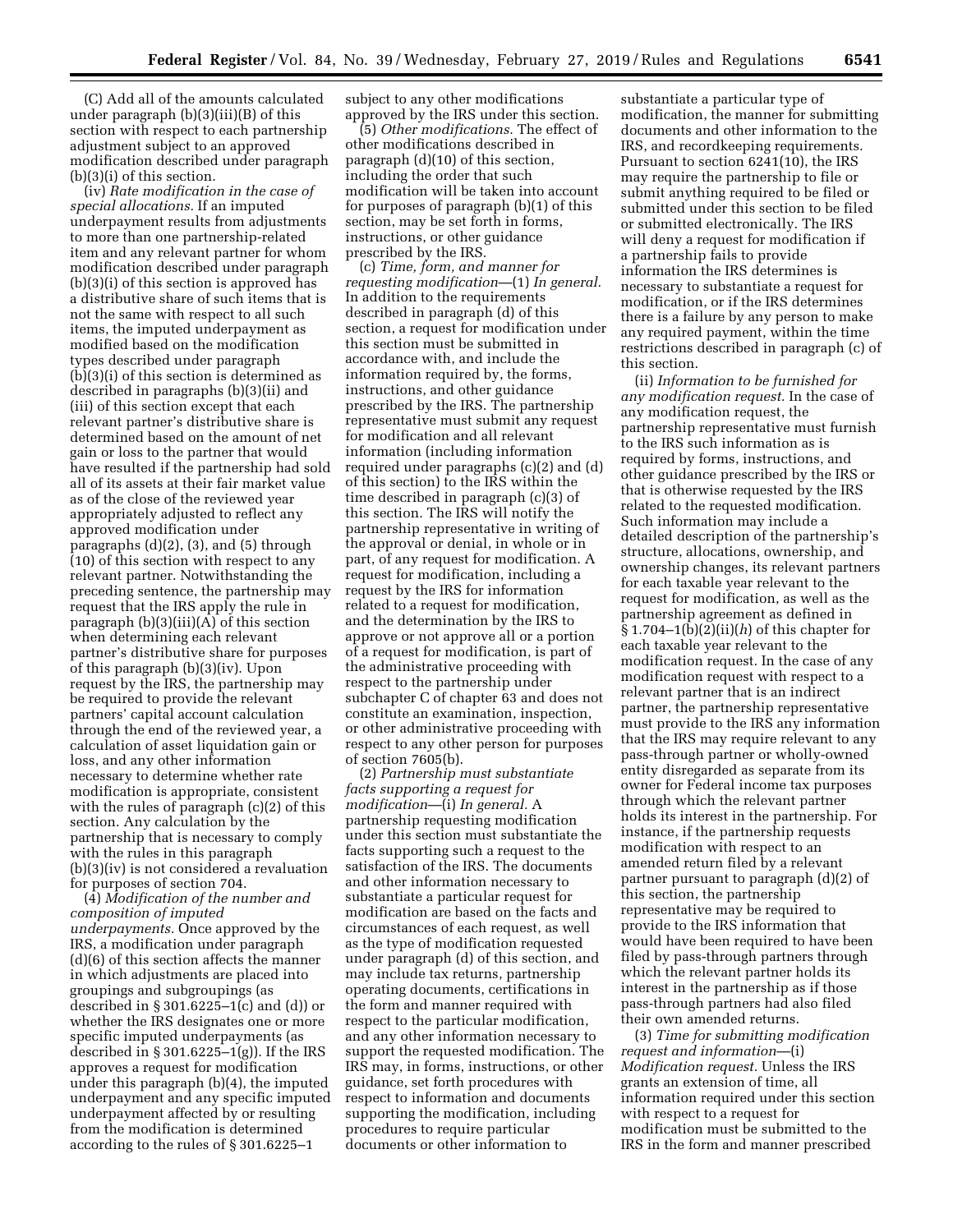(C) Add all of the amounts calculated under paragraph (b)(3)(iii)(B) of this section with respect to each partnership adjustment subject to an approved modification described under paragraph (b)(3)(i) of this section.

(iv) *Rate modification in the case of special allocations.* If an imputed underpayment results from adjustments to more than one partnership-related item and any relevant partner for whom modification described under paragraph (b)(3)(i) of this section is approved has a distributive share of such items that is not the same with respect to all such items, the imputed underpayment as modified based on the modification types described under paragraph (b)(3)(i) of this section is determined as described in paragraphs (b)(3)(ii) and (iii) of this section except that each relevant partner's distributive share is determined based on the amount of net gain or loss to the partner that would have resulted if the partnership had sold all of its assets at their fair market value as of the close of the reviewed year appropriately adjusted to reflect any approved modification under paragraphs (d)(2), (3), and (5) through (10) of this section with respect to any relevant partner. Notwithstanding the preceding sentence, the partnership may request that the IRS apply the rule in paragraph (b)(3)(iii)(A) of this section when determining each relevant partner's distributive share for purposes of this paragraph (b)(3)(iv). Upon request by the IRS, the partnership may be required to provide the relevant partners' capital account calculation through the end of the reviewed year, a calculation of asset liquidation gain or loss, and any other information necessary to determine whether rate modification is appropriate, consistent with the rules of paragraph (c)(2) of this section. Any calculation by the partnership that is necessary to comply with the rules in this paragraph (b)(3)(iv) is not considered a revaluation for purposes of section 704.

(4) *Modification of the number and composition of imputed underpayments.* Once approved by the IRS, a modification under paragraph (d)(6) of this section affects the manner in which adjustments are placed into groupings and subgroupings (as described in § 301.6225–1(c) and (d)) or whether the IRS designates one or more specific imputed underpayments (as described in § 301.6225–1(g)). If the IRS approves a request for modification under this paragraph (b)(4), the imputed underpayment and any specific imputed underpayment affected by or resulting from the modification is determined according to the rules of § 301.6225–1 subject to any other modifications approved by the IRS under this section.

(5) *Other modifications.* The effect of other modifications described in paragraph (d)(10) of this section, including the order that such modification will be taken into account for purposes of paragraph (b)(1) of this section, may be set forth in forms, instructions, or other guidance prescribed by the IRS.

(c) *Time, form, and manner for requesting modification*—(1) *In general.* In addition to the requirements described in paragraph (d) of this section, a request for modification under this section must be submitted in accordance with, and include the information required by, the forms, instructions, and other guidance prescribed by the IRS. The partnership representative must submit any request for modification and all relevant information (including information required under paragraphs (c)(2) and (d) of this section) to the IRS within the time described in paragraph (c)(3) of this section. The IRS will notify the partnership representative in writing of the approval or denial, in whole or in part, of any request for modification. A request for modification, including a request by the IRS for information related to a request for modification, and the determination by the IRS to approve or not approve all or a portion of a request for modification, is part of the administrative proceeding with respect to the partnership under subchapter C of chapter 63 and does not constitute an examination, inspection, or other administrative proceeding with respect to any other person for purposes of section 7605(b).

(2) *Partnership must substantiate facts supporting a request for modification*—(i) *In general.* A partnership requesting modification under this section must substantiate the facts supporting such a request to the satisfaction of the IRS. The documents and other information necessary to substantiate a particular request for modification are based on the facts and circumstances of each request, as well as the type of modification requested under paragraph (d) of this section, and may include tax returns, partnership operating documents, certifications in the form and manner required with respect to the particular modification, and any other information necessary to support the requested modification. The IRS may, in forms, instructions, or other guidance, set forth procedures with respect to information and documents supporting the modification, including procedures to require particular documents or other information to substantiate a particular type of modification, the manner for submitting documents and other information to the IRS, and recordkeeping requirements. Pursuant to section 6241(10), the IRS may require the partnership to file or submit anything required to be filed or submitted under this section to be filed or submitted electronically. The IRS will deny a request for modification if a partnership fails to provide information the IRS determines is necessary to substantiate a request for modification, or if the IRS determines there is a failure by any person to make any required payment, within the time restrictions described in paragraph (c) of this section.

(ii) *Information to be furnished for any modification request.* In the case of any modification request, the partnership representative must furnish to the IRS such information as is required by forms, instructions, and other guidance prescribed by the IRS or that is otherwise requested by the IRS related to the requested modification. Such information may include a detailed description of the partnership's structure, allocations, ownership, and ownership changes, its relevant partners for each taxable year relevant to the request for modification, as well as the partnership agreement as defined in § 1.704–1(b)(2)(ii)(*h*) of this chapter for each taxable year relevant to the modification request. In the case of any modification request with respect to a relevant partner that is an indirect partner, the partnership representative must provide to the IRS any information that the IRS may require relevant to any pass-through partner or wholly-owned entity disregarded as separate from its owner for Federal income tax purposes through which the relevant partner holds its interest in the partnership. For instance, if the partnership requests modification with respect to an amended return filed by a relevant partner pursuant to paragraph (d)(2) of this section, the partnership representative may be required to provide to the IRS information that would have been required to have been filed by pass-through partners through which the relevant partner holds its interest in the partnership as if those pass-through partners had also filed their own amended returns.

(3) *Time for submitting modification request and information*—(i) *Modification request.* Unless the IRS grants an extension of time, all information required under this section with respect to a request for modification must be submitted to the IRS in the form and manner prescribed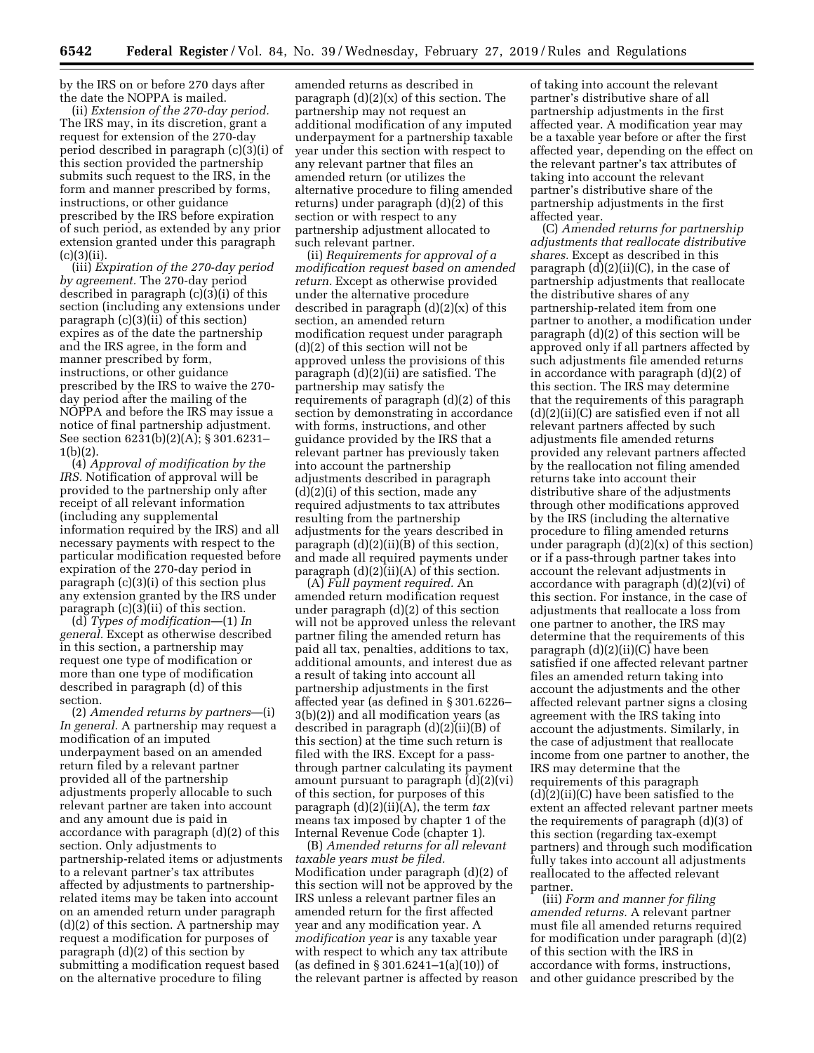by the IRS on or before 270 days after the date the NOPPA is mailed.

(ii) *Extension of the 270-day period.* The IRS may, in its discretion, grant a request for extension of the 270-day period described in paragraph (c)(3)(i) of this section provided the partnership submits such request to the IRS, in the form and manner prescribed by forms, instructions, or other guidance prescribed by the IRS before expiration of such period, as extended by any prior extension granted under this paragraph (c)(3)(ii).

(iii) *Expiration of the 270-day period by agreement.* The 270-day period described in paragraph (c)(3)(i) of this section (including any extensions under paragraph (c)(3)(ii) of this section) expires as of the date the partnership and the IRS agree, in the form and manner prescribed by form, instructions, or other guidance prescribed by the IRS to waive the 270-day period after the mailing of the NOPPA and before the IRS may issue a notice of final partnership adjustment. See section 6231(b)(2)(A); § 301.6231–1(b)(2).

(4) *Approval of modification by the IRS.* Notification of approval will be provided to the partnership only after receipt of all relevant information (including any supplemental information required by the IRS) and all necessary payments with respect to the particular modification requested before expiration of the 270-day period in paragraph (c)(3)(i) of this section plus any extension granted by the IRS under paragraph (c)(3)(ii) of this section.

(d) *Types of modification*—(1) *In general.* Except as otherwise described in this section, a partnership may request one type of modification or more than one type of modification described in paragraph (d) of this section.

(2) *Amended returns by partners*—(i) *In general.* A partnership may request a modification of an imputed underpayment based on an amended return filed by a relevant partner provided all of the partnership adjustments properly allocable to such relevant partner are taken into account and any amount due is paid in accordance with paragraph (d)(2) of this section. Only adjustments to partnership-related items or adjustments to a relevant partner's tax attributes affected by adjustments to partnership-related items may be taken into account on an amended return under paragraph (d)(2) of this section. A partnership may request a modification for purposes of paragraph (d)(2) of this section by submitting a modification request based on the alternative procedure to filing amended returns as described in paragraph (d)(2)(x) of this section. The partnership may not request an additional modification of any imputed underpayment for a partnership taxable year under this section with respect to any relevant partner that files an amended return (or utilizes the alternative procedure to filing amended returns) under paragraph (d)(2) of this section or with respect to any partnership adjustment allocated to such relevant partner.

(ii) *Requirements for approval of a modification request based on amended return.* Except as otherwise provided under the alternative procedure described in paragraph (d)(2)(x) of this section, an amended return modification request under paragraph (d)(2) of this section will not be approved unless the provisions of this paragraph (d)(2)(ii) are satisfied. The partnership may satisfy the requirements of paragraph (d)(2) of this section by demonstrating in accordance with forms, instructions, and other guidance provided by the IRS that a relevant partner has previously taken into account the partnership adjustments described in paragraph (d)(2)(i) of this section, made any required adjustments to tax attributes resulting from the partnership adjustments for the years described in paragraph (d)(2)(ii)(B) of this section, and made all required payments under paragraph (d)(2)(ii)(A) of this section.

(A) *Full payment required.* An amended return modification request under paragraph (d)(2) of this section will not be approved unless the relevant partner filing the amended return has paid all tax, penalties, additions to tax, additional amounts, and interest due as a result of taking into account all partnership adjustments in the first affected year (as defined in § 301.6226–3(b)(2)) and all modification years (as described in paragraph (d)(2)(ii)(B) of this section) at the time such return is filed with the IRS. Except for a pass-through partner calculating its payment amount pursuant to paragraph (d)(2)(vi) of this section, for purposes of this paragraph (d)(2)(ii)(A), the term *tax* means tax imposed by chapter 1 of the Internal Revenue Code (chapter 1).

(B) *Amended returns for all relevant taxable years must be filed.* Modification under paragraph (d)(2) of this section will not be approved by the IRS unless a relevant partner files an amended return for the first affected year and any modification year. A *modification year* is any taxable year with respect to which any tax attribute (as defined in § 301.6241–1(a)(10)) of the relevant partner is affected by reason of taking into account the relevant partner's distributive share of all partnership adjustments in the first affected year. A modification year may be a taxable year before or after the first affected year, depending on the effect on the relevant partner's tax attributes of taking into account the relevant partner's distributive share of the partnership adjustments in the first affected year.

(C) *Amended returns for partnership adjustments that reallocate distributive shares.* Except as described in this paragraph (d)(2)(ii)(C), in the case of partnership adjustments that reallocate the distributive shares of any partnership-related item from one partner to another, a modification under paragraph (d)(2) of this section will be approved only if all partners affected by such adjustments file amended returns in accordance with paragraph (d)(2) of this section. The IRS may determine that the requirements of this paragraph (d)(2)(ii)(C) are satisfied even if not all relevant partners affected by such adjustments file amended returns provided any relevant partners affected by the reallocation not filing amended returns take into account their distributive share of the adjustments through other modifications approved by the IRS (including the alternative procedure to filing amended returns under paragraph (d)(2)(x) of this section) or if a pass-through partner takes into account the relevant adjustments in accordance with paragraph (d)(2)(vi) of this section. For instance, in the case of adjustments that reallocate a loss from one partner to another, the IRS may determine that the requirements of this paragraph (d)(2)(ii)(C) have been satisfied if one affected relevant partner files an amended return taking into account the adjustments and the other affected relevant partner signs a closing agreement with the IRS taking into account the adjustments. Similarly, in the case of adjustment that reallocate income from one partner to another, the IRS may determine that the requirements of this paragraph (d)(2)(ii)(C) have been satisfied to the extent an affected relevant partner meets the requirements of paragraph (d)(3) of this section (regarding tax-exempt partners) and through such modification fully takes into account all adjustments reallocated to the affected relevant partner.

(iii) *Form and manner for filing amended returns.* A relevant partner must file all amended returns required for modification under paragraph (d)(2) of this section with the IRS in accordance with forms, instructions, and other guidance prescribed by the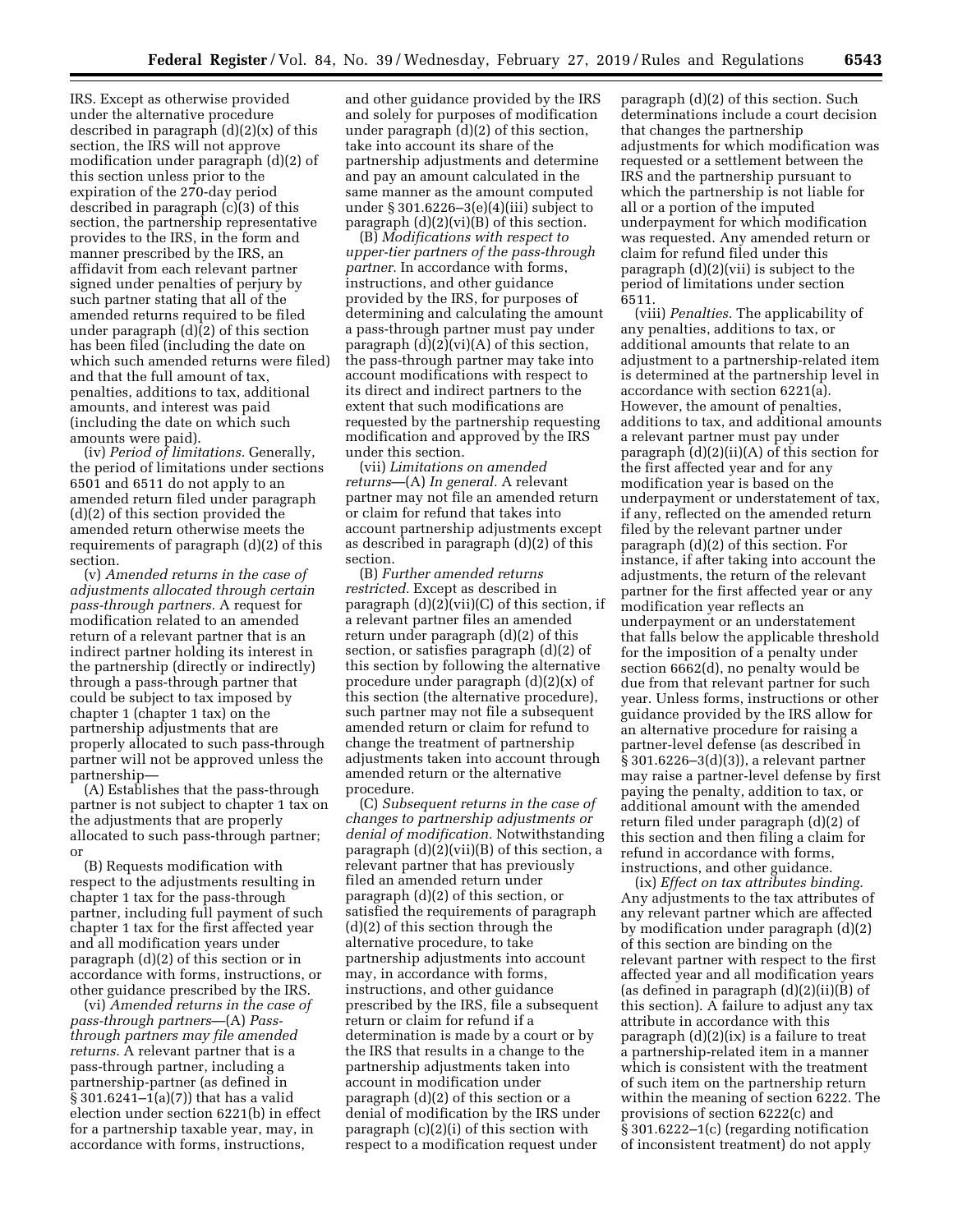IRS. Except as otherwise provided under the alternative procedure described in paragraph (d)(2)(x) of this section, the IRS will not approve modification under paragraph (d)(2) of this section unless prior to the expiration of the 270-day period described in paragraph (c)(3) of this section, the partnership representative provides to the IRS, in the form and manner prescribed by the IRS, an affidavit from each relevant partner signed under penalties of perjury by such partner stating that all of the amended returns required to be filed under paragraph (d)(2) of this section has been filed (including the date on which such amended returns were filed) and that the full amount of tax, penalties, additions to tax, additional amounts, and interest was paid (including the date on which such amounts were paid).

(iv) *Period of limitations.* Generally, the period of limitations under sections 6501 and 6511 do not apply to an amended return filed under paragraph (d)(2) of this section provided the amended return otherwise meets the requirements of paragraph (d)(2) of this section.

(v) *Amended returns in the case of adjustments allocated through certain pass-through partners.* A request for modification related to an amended return of a relevant partner that is an indirect partner holding its interest in the partnership (directly or indirectly) through a pass-through partner that could be subject to tax imposed by chapter 1 (chapter 1 tax) on the partnership adjustments that are properly allocated to such pass-through partner will not be approved unless the partnership—

(A) Establishes that the pass-through partner is not subject to chapter 1 tax on the adjustments that are properly allocated to such pass-through partner; or

(B) Requests modification with respect to the adjustments resulting in chapter 1 tax for the pass-through partner, including full payment of such chapter 1 tax for the first affected year and all modification years under paragraph (d)(2) of this section or in accordance with forms, instructions, or other guidance prescribed by the IRS.

(vi) *Amended returns in the case of pass-through partners*—(A) *Pass-through partners may file amended returns.* A relevant partner that is a pass-through partner, including a partnership-partner (as defined in § 301.6241–1(a)(7)) that has a valid election under section 6221(b) in effect for a partnership taxable year, may, in accordance with forms, instructions, and other guidance provided by the IRS and solely for purposes of modification under paragraph (d)(2) of this section, take into account its share of the partnership adjustments and determine and pay an amount calculated in the same manner as the amount computed under § 301.6226–3(e)(4)(iii) subject to paragraph (d)(2)(vi)(B) of this section.

(B) *Modifications with respect to upper-tier partners of the pass-through partner.* In accordance with forms, instructions, and other guidance provided by the IRS, for purposes of determining and calculating the amount a pass-through partner must pay under paragraph (d)(2)(vi)(A) of this section, the pass-through partner may take into account modifications with respect to its direct and indirect partners to the extent that such modifications are requested by the partnership requesting modification and approved by the IRS under this section.

(vii) *Limitations on amended returns*—(A) *In general.* A relevant partner may not file an amended return or claim for refund that takes into account partnership adjustments except as described in paragraph (d)(2) of this section.

(B) *Further amended returns restricted.* Except as described in paragraph (d)(2)(vii)(C) of this section, if a relevant partner files an amended return under paragraph (d)(2) of this section, or satisfies paragraph (d)(2) of this section by following the alternative procedure under paragraph (d)(2)(x) of this section (the alternative procedure), such partner may not file a subsequent amended return or claim for refund to change the treatment of partnership adjustments taken into account through amended return or the alternative procedure.

(C) *Subsequent returns in the case of changes to partnership adjustments or denial of modification.* Notwithstanding paragraph (d)(2)(vii)(B) of this section, a relevant partner that has previously filed an amended return under paragraph (d)(2) of this section, or satisfied the requirements of paragraph (d)(2) of this section through the alternative procedure, to take partnership adjustments into account may, in accordance with forms, instructions, and other guidance prescribed by the IRS, file a subsequent return or claim for refund if a determination is made by a court or by the IRS that results in a change to the partnership adjustments taken into account in modification under paragraph (d)(2) of this section or a denial of modification by the IRS under paragraph (c)(2)(i) of this section with respect to a modification request under paragraph (d)(2) of this section. Such determinations include a court decision that changes the partnership adjustments for which modification was requested or a settlement between the IRS and the partnership pursuant to which the partnership is not liable for all or a portion of the imputed underpayment for which modification was requested. Any amended return or claim for refund filed under this paragraph (d)(2)(vii) is subject to the period of limitations under section 6511.

(viii) *Penalties.* The applicability of any penalties, additions to tax, or additional amounts that relate to an adjustment to a partnership-related item is determined at the partnership level in accordance with section 6221(a). However, the amount of penalties, additions to tax, and additional amounts a relevant partner must pay under paragraph (d)(2)(ii)(A) of this section for the first affected year and for any modification year is based on the underpayment or understatement of tax, if any, reflected on the amended return filed by the relevant partner under paragraph (d)(2) of this section. For instance, if after taking into account the adjustments, the return of the relevant partner for the first affected year or any modification year reflects an underpayment or an understatement that falls below the applicable threshold for the imposition of a penalty under section 6662(d), no penalty would be due from that relevant partner for such year. Unless forms, instructions or other guidance provided by the IRS allow for an alternative procedure for raising a partner-level defense (as described in § 301.6226–3(d)(3)), a relevant partner may raise a partner-level defense by first paying the penalty, addition to tax, or additional amount with the amended return filed under paragraph (d)(2) of this section and then filing a claim for refund in accordance with forms, instructions, and other guidance.

(ix) *Effect on tax attributes binding.* Any adjustments to the tax attributes of any relevant partner which are affected by modification under paragraph (d)(2) of this section are binding on the relevant partner with respect to the first affected year and all modification years (as defined in paragraph (d)(2)(ii)(B) of this section). A failure to adjust any tax attribute in accordance with this paragraph (d)(2)(ix) is a failure to treat a partnership-related item in a manner which is consistent with the treatment of such item on the partnership return within the meaning of section 6222. The provisions of section 6222(c) and § 301.6222–1(c) (regarding notification of inconsistent treatment) do not apply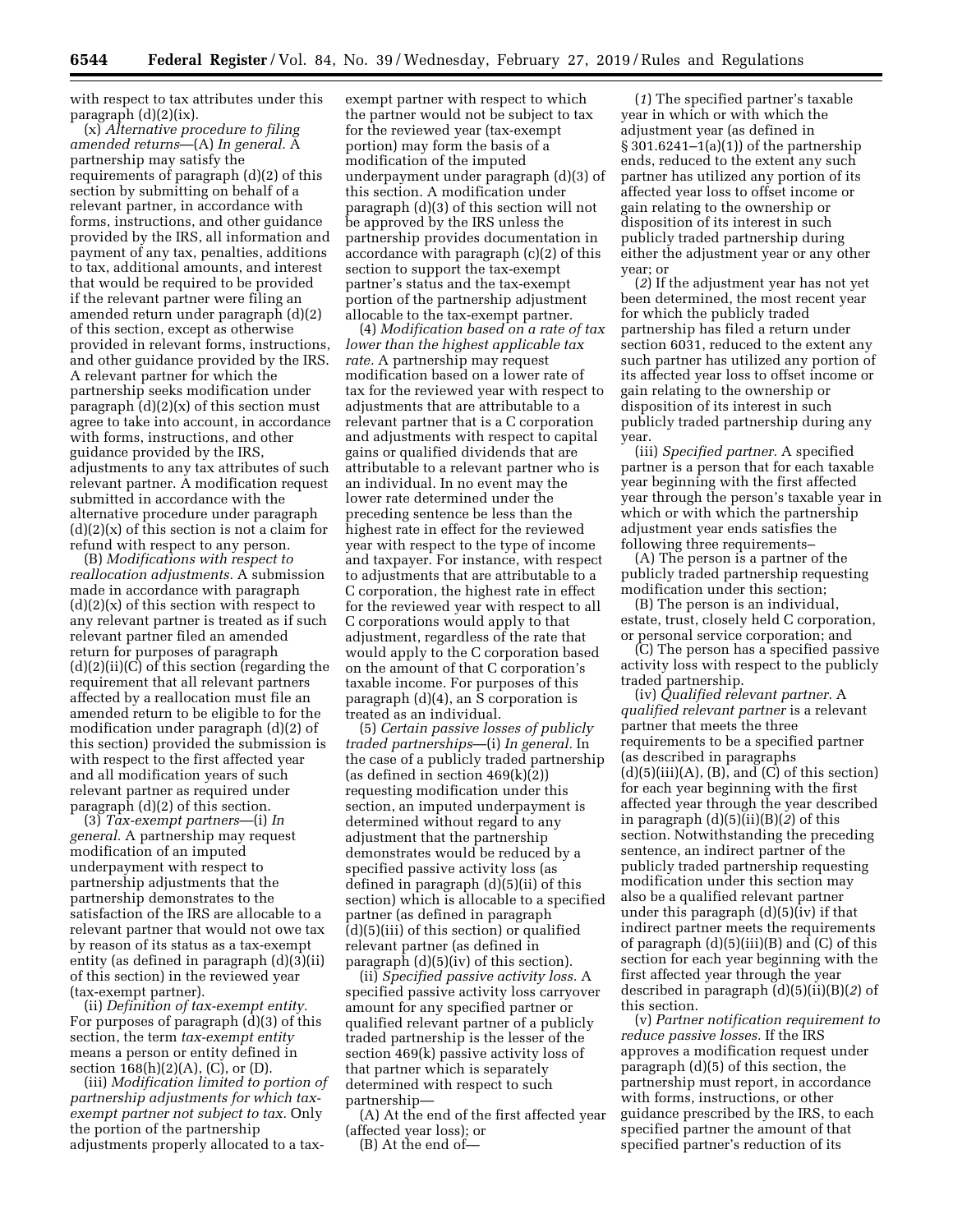with respect to tax attributes under this paragraph (d)(2)(ix).

(x) *Alternative procedure to filing amended returns*—(A) *In general.* A partnership may satisfy the requirements of paragraph (d)(2) of this section by submitting on behalf of a relevant partner, in accordance with forms, instructions, and other guidance provided by the IRS, all information and payment of any tax, penalties, additions to tax, additional amounts, and interest that would be required to be provided if the relevant partner were filing an amended return under paragraph (d)(2) of this section, except as otherwise provided in relevant forms, instructions, and other guidance provided by the IRS. A relevant partner for which the partnership seeks modification under paragraph (d)(2)(x) of this section must agree to take into account, in accordance with forms, instructions, and other guidance provided by the IRS, adjustments to any tax attributes of such relevant partner. A modification request submitted in accordance with the alternative procedure under paragraph (d)(2)(x) of this section is not a claim for refund with respect to any person.

(B) *Modifications with respect to reallocation adjustments.* A submission made in accordance with paragraph (d)(2)(x) of this section with respect to any relevant partner is treated as if such relevant partner filed an amended return for purposes of paragraph (d)(2)(ii)(C) of this section (regarding the requirement that all relevant partners affected by a reallocation must file an amended return to be eligible to for the modification under paragraph (d)(2) of this section) provided the submission is with respect to the first affected year and all modification years of such relevant partner as required under paragraph (d)(2) of this section.

(3) *Tax-exempt partners*—(i) *In general.* A partnership may request modification of an imputed underpayment with respect to partnership adjustments that the partnership demonstrates to the satisfaction of the IRS are allocable to a relevant partner that would not owe tax by reason of its status as a tax-exempt entity (as defined in paragraph (d)(3)(ii) of this section) in the reviewed year (tax-exempt partner).

(ii) *Definition of tax-exempt entity.* For purposes of paragraph (d)(3) of this section, the term *tax-exempt entity* means a person or entity defined in section 168(h)(2)(A), (C), or (D).

(iii) *Modification limited to portion of partnership adjustments for which tax-exempt partner not subject to tax.* Only the portion of the partnership adjustments properly allocated to a tax-exempt partner with respect to which the partner would not be subject to tax for the reviewed year (tax-exempt portion) may form the basis of a modification of the imputed underpayment under paragraph (d)(3) of this section. A modification under paragraph (d)(3) of this section will not be approved by the IRS unless the partnership provides documentation in accordance with paragraph (c)(2) of this section to support the tax-exempt partner's status and the tax-exempt portion of the partnership adjustment allocable to the tax-exempt partner.

(4) *Modification based on a rate of tax lower than the highest applicable tax rate.* A partnership may request modification based on a lower rate of tax for the reviewed year with respect to adjustments that are attributable to a relevant partner that is a C corporation and adjustments with respect to capital gains or qualified dividends that are attributable to a relevant partner who is an individual. In no event may the lower rate determined under the preceding sentence be less than the highest rate in effect for the reviewed year with respect to the type of income and taxpayer. For instance, with respect to adjustments that are attributable to a C corporation, the highest rate in effect for the reviewed year with respect to all C corporations would apply to that adjustment, regardless of the rate that would apply to the C corporation based on the amount of that C corporation's taxable income. For purposes of this paragraph (d)(4), an S corporation is treated as an individual.

(5) *Certain passive losses of publicly traded partnerships*—(i) *In general.* In the case of a publicly traded partnership (as defined in section 469(k)(2)) requesting modification under this section, an imputed underpayment is determined without regard to any adjustment that the partnership demonstrates would be reduced by a specified passive activity loss (as defined in paragraph (d)(5)(ii) of this section) which is allocable to a specified partner (as defined in paragraph (d)(5)(iii) of this section) or qualified relevant partner (as defined in paragraph (d)(5)(iv) of this section).

(ii) *Specified passive activity loss.* A specified passive activity loss carryover amount for any specified partner or qualified relevant partner of a publicly traded partnership is the lesser of the section 469(k) passive activity loss of that partner which is separately determined with respect to such partnership—

(A) At the end of the first affected year (affected year loss); or

(B) At the end of—

(*1*) The specified partner's taxable year in which or with which the adjustment year (as defined in § 301.6241–1(a)(1)) of the partnership ends, reduced to the extent any such partner has utilized any portion of its affected year loss to offset income or gain relating to the ownership or disposition of its interest in such publicly traded partnership during either the adjustment year or any other year; or

(*2*) If the adjustment year has not yet been determined, the most recent year for which the publicly traded partnership has filed a return under section 6031, reduced to the extent any such partner has utilized any portion of its affected year loss to offset income or gain relating to the ownership or disposition of its interest in such publicly traded partnership during any year.

(iii) *Specified partner.* A specified partner is a person that for each taxable year beginning with the first affected year through the person's taxable year in which or with which the partnership adjustment year ends satisfies the following three requirements–

(A) The person is a partner of the publicly traded partnership requesting modification under this section;

(B) The person is an individual, estate, trust, closely held C corporation, or personal service corporation; and

(C) The person has a specified passive activity loss with respect to the publicly traded partnership.

(iv) *Qualified relevant partner.* A *qualified relevant partner* is a relevant partner that meets the three requirements to be a specified partner (as described in paragraphs (d)(5)(iii)(A), (B), and (C) of this section) for each year beginning with the first affected year through the year described in paragraph (d)(5)(ii)(B)(*2*) of this section. Notwithstanding the preceding sentence, an indirect partner of the publicly traded partnership requesting modification under this section may also be a qualified relevant partner under this paragraph (d)(5)(iv) if that indirect partner meets the requirements of paragraph (d)(5)(iii)(B) and (C) of this section for each year beginning with the first affected year through the year described in paragraph (d)(5)(ii)(B)(*2*) of this section.

(v) *Partner notification requirement to reduce passive losses.* If the IRS approves a modification request under paragraph (d)(5) of this section, the partnership must report, in accordance with forms, instructions, or other guidance prescribed by the IRS, to each specified partner the amount of that specified partner's reduction of its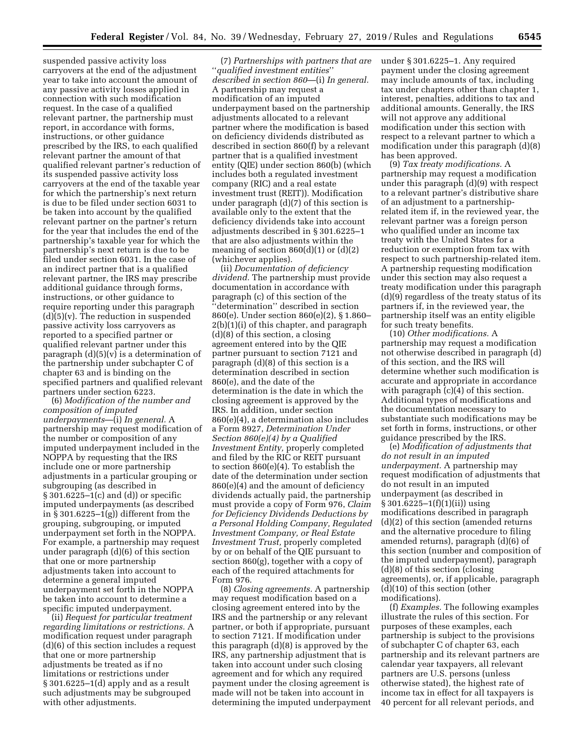suspended passive activity loss carryovers at the end of the adjustment year to take into account the amount of any passive activity losses applied in connection with such modification request. In the case of a qualified relevant partner, the partnership must report, in accordance with forms, instructions, or other guidance prescribed by the IRS, to each qualified relevant partner the amount of that qualified relevant partner's reduction of its suspended passive activity loss carryovers at the end of the taxable year for which the partnership's next return is due to be filed under section 6031 to be taken into account by the qualified relevant partner on the partner's return for the year that includes the end of the partnership's taxable year for which the partnership's next return is due to be filed under section 6031. In the case of an indirect partner that is a qualified relevant partner, the IRS may prescribe additional guidance through forms, instructions, or other guidance to require reporting under this paragraph (d)(5)(v). The reduction in suspended passive activity loss carryovers as reported to a specified partner or qualified relevant partner under this paragraph (d)(5)(v) is a determination of the partnership under subchapter C of chapter 63 and is binding on the specified partners and qualified relevant partners under section 6223.

(6) *Modification of the number and composition of imputed underpayments*—(i) *In general.* A partnership may request modification of the number or composition of any imputed underpayment included in the NOPPA by requesting that the IRS include one or more partnership adjustments in a particular grouping or subgrouping (as described in § 301.6225–1(c) and (d)) or specific imputed underpayments (as described in § 301.6225–1(g)) different from the grouping, subgrouping, or imputed underpayment set forth in the NOPPA. For example, a partnership may request under paragraph (d)(6) of this section that one or more partnership adjustments taken into account to determine a general imputed underpayment set forth in the NOPPA be taken into account to determine a specific imputed underpayment.

(ii) *Request for particular treatment regarding limitations or restrictions.* A modification request under paragraph (d)(6) of this section includes a request that one or more partnership adjustments be treated as if no limitations or restrictions under § 301.6225–1(d) apply and as a result such adjustments may be subgrouped with other adjustments.

(7) *Partnerships with partners that are "qualified investment entities" described in section 860*—(i) *In general.* A partnership may request a modification of an imputed underpayment based on the partnership adjustments allocated to a relevant partner where the modification is based on deficiency dividends distributed as described in section 860(f) by a relevant partner that is a qualified investment entity (QIE) under section 860(b) (which includes both a regulated investment company (RIC) and a real estate investment trust (REIT)). Modification under paragraph (d)(7) of this section is available only to the extent that the deficiency dividends take into account adjustments described in § 301.6225–1 that are also adjustments within the meaning of section 860(d)(1) or (d)(2) (whichever applies).

(ii) *Documentation of deficiency dividend.* The partnership must provide documentation in accordance with paragraph (c) of this section of the "determination" described in section 860(e). Under section 860(e)(2), § 1.860–2(b)(1)(i) of this chapter, and paragraph (d)(8) of this section, a closing agreement entered into by the QIE partner pursuant to section 7121 and paragraph (d)(8) of this section is a determination described in section 860(e), and the date of the determination is the date in which the closing agreement is approved by the IRS. In addition, under section 860(e)(4), a determination also includes a Form 8927, *Determination Under Section 860(e)(4) by a Qualified Investment Entity,* properly completed and filed by the RIC or REIT pursuant to section 860(e)(4). To establish the date of the determination under section 860(e)(4) and the amount of deficiency dividends actually paid, the partnership must provide a copy of Form 976, *Claim for Deficiency Dividends Deductions by a Personal Holding Company, Regulated Investment Company, or Real Estate Investment Trust,* properly completed by or on behalf of the QIE pursuant to section 860(g), together with a copy of each of the required attachments for Form 976.

(8) *Closing agreements.* A partnership may request modification based on a closing agreement entered into by the IRS and the partnership or any relevant partner, or both if appropriate, pursuant to section 7121. If modification under this paragraph (d)(8) is approved by the IRS, any partnership adjustment that is taken into account under such closing agreement and for which any required payment under the closing agreement is made will not be taken into account in determining the imputed underpayment under § 301.6225–1. Any required payment under the closing agreement may include amounts of tax, including tax under chapters other than chapter 1, interest, penalties, additions to tax and additional amounts. Generally, the IRS will not approve any additional modification under this section with respect to a relevant partner to which a modification under this paragraph (d)(8) has been approved.

(9) *Tax treaty modifications.* A partnership may request a modification under this paragraph (d)(9) with respect to a relevant partner's distributive share of an adjustment to a partnership-related item if, in the reviewed year, the relevant partner was a foreign person who qualified under an income tax treaty with the United States for a reduction or exemption from tax with respect to such partnership-related item. A partnership requesting modification under this section may also request a treaty modification under this paragraph (d)(9) regardless of the treaty status of its partners if, in the reviewed year, the partnership itself was an entity eligible for such treaty benefits.

(10) *Other modifications.* A partnership may request a modification not otherwise described in paragraph (d) of this section, and the IRS will determine whether such modification is accurate and appropriate in accordance with paragraph (c)(4) of this section. Additional types of modifications and the documentation necessary to substantiate such modifications may be set forth in forms, instructions, or other guidance prescribed by the IRS.

(e) *Modification of adjustments that do not result in an imputed underpayment.* A partnership may request modification of adjustments that do not result in an imputed underpayment (as described in § 301.6225–1(f)(1)(ii)) using modifications described in paragraph (d)(2) of this section (amended returns and the alternative procedure to filing amended returns), paragraph (d)(6) of this section (number and composition of the imputed underpayment), paragraph (d)(8) of this section (closing agreements), or, if applicable, paragraph (d)(10) of this section (other modifications).

(f) *Examples.* The following examples illustrate the rules of this section. For purposes of these examples, each partnership is subject to the provisions of subchapter C of chapter 63, each partnership and its relevant partners are calendar year taxpayers, all relevant partners are U.S. persons (unless otherwise stated), the highest rate of income tax in effect for all taxpayers is 40 percent for all relevant periods, and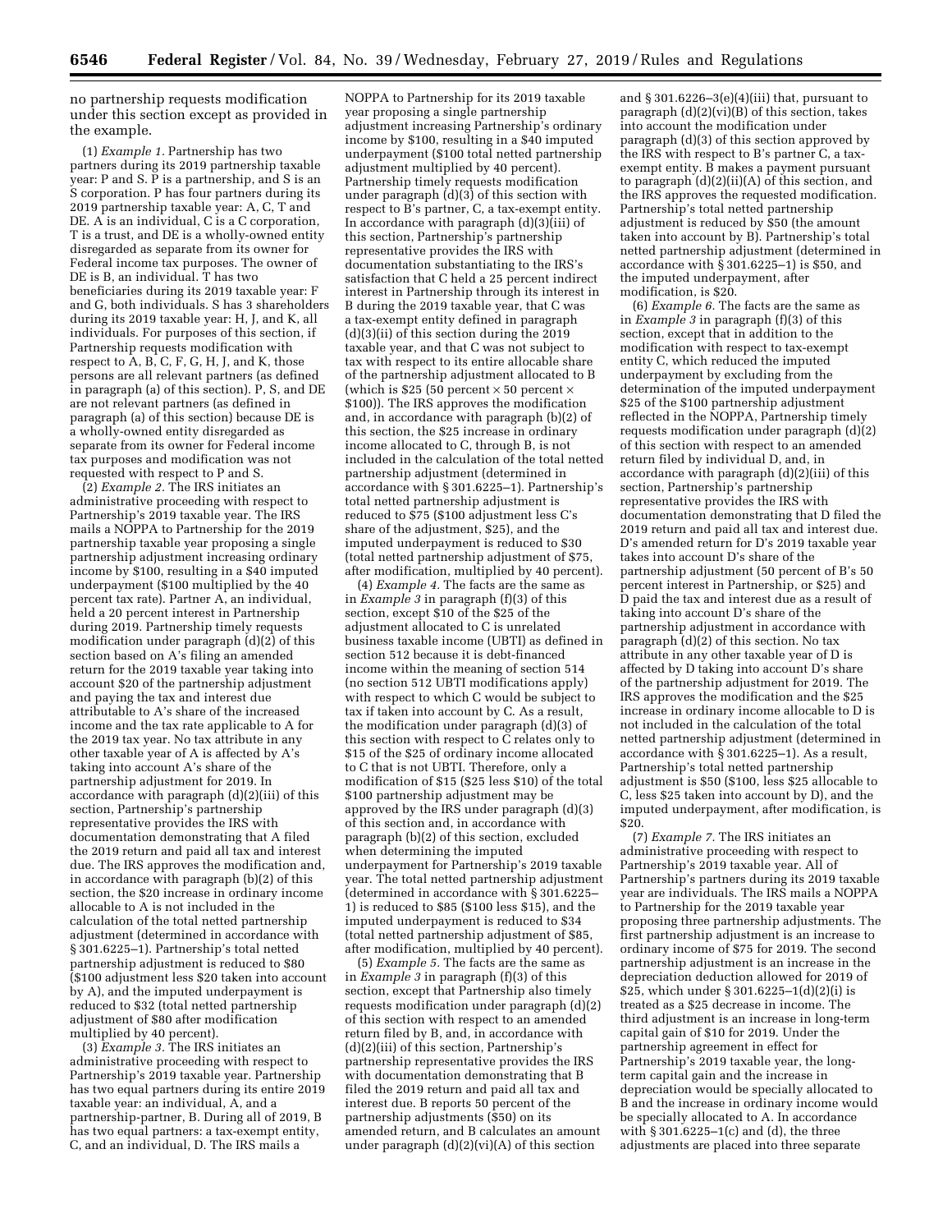no partnership requests modification under this section except as provided in the example.

(1) *Example 1.* Partnership has two partners during its 2019 partnership taxable year: P and S. P is a partnership, and S is an S corporation. P has four partners during its 2019 partnership taxable year: A, C, T and DE. A is an individual, C is a C corporation, T is a trust, and DE is a wholly-owned entity disregarded as separate from its owner for Federal income tax purposes. The owner of DE is B, an individual. T has two beneficiaries during its 2019 taxable year: F and G, both individuals. S has 3 shareholders during its 2019 taxable year: H, J, and K, all individuals. For purposes of this section, if Partnership requests modification with respect to A, B, C, F, G, H, J, and K, those persons are all relevant partners (as defined in paragraph (a) of this section). P, S, and DE are not relevant partners (as defined in paragraph (a) of this section) because DE is a wholly-owned entity disregarded as separate from its owner for Federal income tax purposes and modification was not requested with respect to P and S.

(2) *Example 2.* The IRS initiates an administrative proceeding with respect to Partnership's 2019 taxable year. The IRS mails a NOPPA to Partnership for the 2019 partnership taxable year proposing a single partnership adjustment increasing ordinary income by $100, resulting in a $40 imputed underpayment ($100 multiplied by the 40 percent tax rate). Partner A, an individual, held a 20 percent interest in Partnership during 2019. Partnership timely requests modification under paragraph (d)(2) of this section based on A's filing an amended return for the 2019 taxable year taking into account $20 of the partnership adjustment and paying the tax and interest due attributable to A's share of the increased income and the tax rate applicable to A for the 2019 tax year. No tax attribute in any other taxable year of A is affected by A's taking into account A's share of the partnership adjustment for 2019. In accordance with paragraph (d)(2)(iii) of this section, Partnership's partnership representative provides the IRS with documentation demonstrating that A filed the 2019 return and paid all tax and interest due. The IRS approves the modification and, in accordance with paragraph (b)(2) of this section, the $20 increase in ordinary income allocable to A is not included in the calculation of the total netted partnership adjustment (determined in accordance with § 301.6225–1). Partnership's total netted partnership adjustment is reduced to $80 ($100 adjustment less $20 taken into account by A), and the imputed underpayment is reduced to $32 (total netted partnership adjustment of $80 after modification multiplied by 40 percent).

(3) *Example 3.* The IRS initiates an administrative proceeding with respect to Partnership's 2019 taxable year. Partnership has two equal partners during its entire 2019 taxable year: an individual, A, and a partnership-partner, B. During all of 2019, B has two equal partners: a tax-exempt entity, C, and an individual, D. The IRS mails a NOPPA to Partnership for its 2019 taxable year proposing a single partnership adjustment increasing Partnership's ordinary income by $100, resulting in a $40 imputed underpayment ($100 total netted partnership adjustment multiplied by 40 percent). Partnership timely requests modification under paragraph (d)(3) of this section with respect to B's partner, C, a tax-exempt entity. In accordance with paragraph (d)(3)(iii) of this section, Partnership's partnership representative provides the IRS with documentation substantiating to the IRS's satisfaction that C held a 25 percent indirect interest in Partnership through its interest in B during the 2019 taxable year, that C was a tax-exempt entity defined in paragraph (d)(3)(ii) of this section during the 2019 taxable year, and that C was not subject to tax with respect to its entire allocable share of the partnership adjustment allocated to B (which is $25 (50 percent × 50 percent × $100)). The IRS approves the modification and, in accordance with paragraph (b)(2) of this section, the $25 increase in ordinary income allocated to C, through B, is not included in the calculation of the total netted partnership adjustment (determined in accordance with § 301.6225–1). Partnership's total netted partnership adjustment is reduced to $75 ($100 adjustment less C's share of the adjustment, $25), and the imputed underpayment is reduced to $30 (total netted partnership adjustment of $75, after modification, multiplied by 40 percent).

(4) *Example 4.* The facts are the same as in *Example 3* in paragraph (f)(3) of this section, except $10 of the $25 of the adjustment allocated to C is unrelated business taxable income (UBTI) as defined in section 512 because it is debt-financed income within the meaning of section 514 (no section 512 UBTI modifications apply) with respect to which C would be subject to tax if taken into account by C. As a result, the modification under paragraph (d)(3) of this section with respect to C relates only to $15 of the $25 of ordinary income allocated to C that is not UBTI. Therefore, only a modification of $15 ($25 less $10) of the total $100 partnership adjustment may be approved by the IRS under paragraph (d)(3) of this section and, in accordance with paragraph (b)(2) of this section, excluded when determining the imputed underpayment for Partnership's 2019 taxable year. The total netted partnership adjustment (determined in accordance with § 301.6225–1) is reduced to $85 ($100 less $15), and the imputed underpayment is reduced to $34 (total netted partnership adjustment of $85, after modification, multiplied by 40 percent).

(5) *Example 5.* The facts are the same as in *Example 3* in paragraph (f)(3) of this section, except that Partnership also timely requests modification under paragraph (d)(2) of this section with respect to an amended return filed by B, and, in accordance with (d)(2)(iii) of this section, Partnership's partnership representative provides the IRS with documentation demonstrating that B filed the 2019 return and paid all tax and interest due. B reports 50 percent of the partnership adjustments ($50) on its amended return, and B calculates an amount under paragraph (d)(2)(vi)(A) of this section and § 301.6226–3(e)(4)(iii) that, pursuant to paragraph (d)(2)(vi)(B) of this section, takes into account the modification under paragraph (d)(3) of this section approved by the IRS with respect to B's partner C, a tax-exempt entity. B makes a payment pursuant to paragraph (d)(2)(ii)(A) of this section, and the IRS approves the requested modification. Partnership's total netted partnership adjustment is reduced by $50 (the amount taken into account by B). Partnership's total netted partnership adjustment (determined in accordance with § 301.6225–1) is $50, and the imputed underpayment, after modification, is $20.

(6) *Example 6.* The facts are the same as in *Example 3* in paragraph (f)(3) of this section, except that in addition to the modification with respect to tax-exempt entity C, which reduced the imputed underpayment by excluding from the determination of the imputed underpayment $25 of the $100 partnership adjustment reflected in the NOPPA, Partnership timely requests modification under paragraph (d)(2) of this section with respect to an amended return filed by individual D, and, in accordance with paragraph (d)(2)(iii) of this section, Partnership's partnership representative provides the IRS with documentation demonstrating that D filed the 2019 return and paid all tax and interest due. D's amended return for D's 2019 taxable year takes into account D's share of the partnership adjustment (50 percent of B's 50 percent interest in Partnership, or $25) and D paid the tax and interest due as a result of taking into account D's share of the partnership adjustment in accordance with paragraph (d)(2) of this section. No tax attribute in any other taxable year of D is affected by D taking into account D's share of the partnership adjustment for 2019. The IRS approves the modification and the $25 increase in ordinary income allocable to D is not included in the calculation of the total netted partnership adjustment (determined in accordance with § 301.6225–1). As a result, Partnership's total netted partnership adjustment is $50 ($100, less $25 allocable to C, less $25 taken into account by D), and the imputed underpayment, after modification, is $20.

(7) *Example 7.* The IRS initiates an administrative proceeding with respect to Partnership's 2019 taxable year. All of Partnership's partners during its 2019 taxable year are individuals. The IRS mails a NOPPA to Partnership for the 2019 taxable year proposing three partnership adjustments. The first partnership adjustment is an increase to ordinary income of $75 for 2019. The second partnership adjustment is an increase in the depreciation deduction allowed for 2019 of $25, which under § 301.6225–1(d)(2)(i) is treated as a $25 decrease in income. The third adjustment is an increase in long-term capital gain of $10 for 2019. Under the partnership agreement in effect for Partnership's 2019 taxable year, the long-term capital gain and the increase in depreciation would be specially allocated to B and the increase in ordinary income would be specially allocated to A. In accordance with § 301.6225–1(c) and (d), the three adjustments are placed into three separate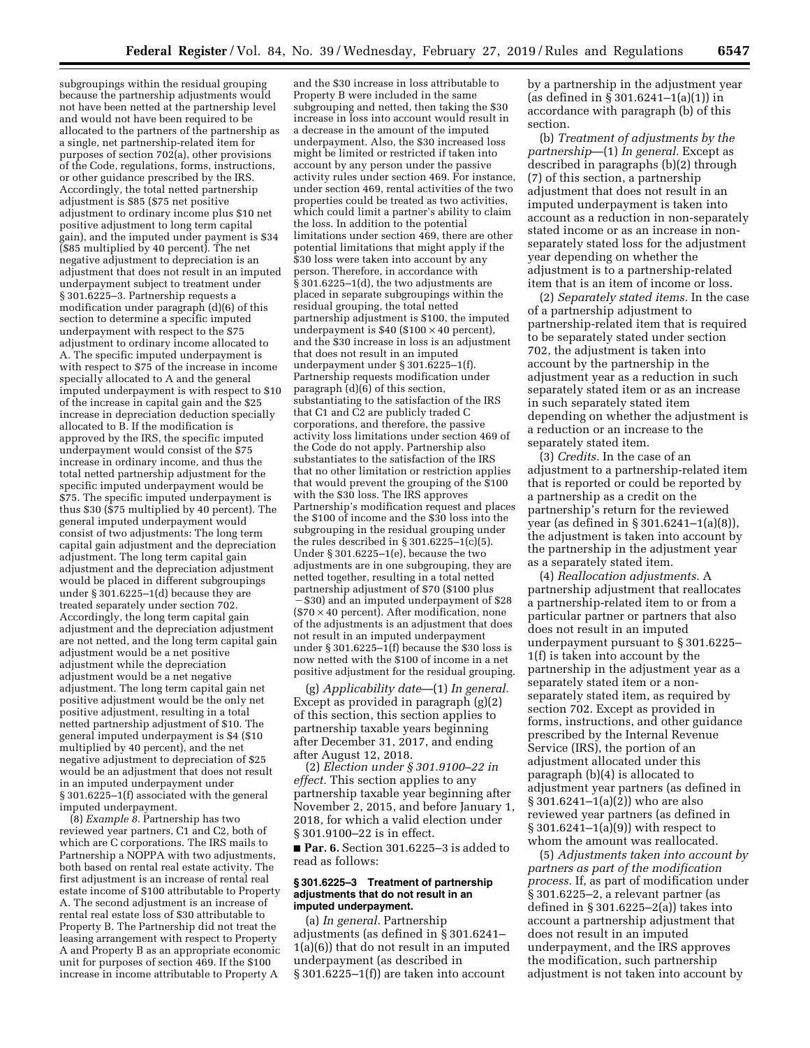subgroupings within the residual grouping because the partnership adjustments would not have been netted at the partnership level and would not have been required to be allocated to the partners of the partnership as a single, net partnership-related item for purposes of section 702(a), other provisions of the Code, regulations, forms, instructions, or other guidance prescribed by the IRS. Accordingly, the total netted partnership adjustment is $85 ($75 net positive adjustment to ordinary income plus $10 net positive adjustment to long term capital gain), and the imputed under payment is $34 ($85 multiplied by 40 percent). The net negative adjustment to depreciation is an adjustment that does not result in an imputed underpayment subject to treatment under § 301.6225–3. Partnership requests a modification under paragraph (d)(6) of this section to determine a specific imputed underpayment with respect to the $75 adjustment to ordinary income allocated to A. The specific imputed underpayment is with respect to $75 of the increase in income specially allocated to A and the general imputed underpayment is with respect to $10 of the increase in capital gain and the $25 increase in depreciation deduction specially allocated to B. If the modification is approved by the IRS, the specific imputed underpayment would consist of the $75 increase in ordinary income, and thus the total netted partnership adjustment for the specific imputed underpayment would be $75. The specific imputed underpayment is thus $30 ($75 multiplied by 40 percent). The general imputed underpayment would consist of two adjustments: The long term capital gain adjustment and the depreciation adjustment. The long term capital gain adjustment and the depreciation adjustment would be placed in different subgroupings under § 301.6225–1(d) because they are treated separately under section 702. Accordingly, the long term capital gain adjustment and the depreciation adjustment are not netted, and the long term capital gain adjustment would be a net positive adjustment while the depreciation adjustment would be a net negative adjustment. The long term capital gain net positive adjustment would be the only net positive adjustment, resulting in a total netted partnership adjustment of $10. The general imputed underpayment is $4 ($10 multiplied by 40 percent), and the net negative adjustment to depreciation of $25 would be an adjustment that does not result in an imputed underpayment under § 301.6225–1(f) associated with the general imputed underpayment.

(8) *Example 8.* Partnership has two reviewed year partners, C1 and C2, both of which are C corporations. The IRS mails to Partnership a NOPPA with two adjustments, both based on rental real estate activity. The first adjustment is an increase of rental real estate income of $100 attributable to Property A. The second adjustment is an increase of rental real estate loss of $30 attributable to Property B. The Partnership did not treat the leasing arrangement with respect to Property A and Property B as an appropriate economic unit for purposes of section 469. If the $100 increase in income attributable to Property A and the $30 increase in loss attributable to Property B were included in the same subgrouping and netted, then taking the $30 increase in loss into account would result in a decrease in the amount of the imputed underpayment. Also, the $30 increased loss might be limited or restricted if taken into account by any person under the passive activity rules under section 469. For instance, under section 469, rental activities of the two properties could be treated as two activities, which could limit a partner's ability to claim the loss. In addition to the potential limitations under section 469, there are other potential limitations that might apply if the $30 loss were taken into account by any person. Therefore, in accordance with § 301.6225–1(d), the two adjustments are placed in separate subgroupings within the residual grouping, the total netted partnership adjustment is $100, the imputed underpayment is $40 ($100 × 40 percent), and the $30 increase in loss is an adjustment that does not result in an imputed underpayment under § 301.6225–1(f). Partnership requests modification under paragraph (d)(6) of this section, substantiating to the satisfaction of the IRS that C1 and C2 are publicly traded C corporations, and therefore, the passive activity loss limitations under section 469 of the Code do not apply. Partnership also substantiates to the satisfaction of the IRS that no other limitation or restriction applies that would prevent the grouping of the $100 with the $30 loss. The IRS approves Partnership's modification request and places the $100 of income and the $30 loss into the subgrouping in the residual grouping under the rules described in § 301.6225–1(c)(5). Under § 301.6225–1(e), because the two adjustments are in one subgrouping, they are netted together, resulting in a total netted partnership adjustment of $70 ($100 plus −$30) and an imputed underpayment of $28 ($70 × 40 percent). After modification, none of the adjustments is an adjustment that does not result in an imputed underpayment under § 301.6225–1(f) because the $30 loss is now netted with the $100 of income in a net positive adjustment for the residual grouping.

(g) *Applicability date*—(1) *In general.* Except as provided in paragraph (g)(2) of this section, this section applies to partnership taxable years beginning after December 31, 2017, and ending after August 12, 2018.

(2) *Election under § 301.9100–22 in effect.* This section applies to any partnership taxable year beginning after November 2, 2015, and before January 1, 2018, for which a valid election under § 301.9100–22 is in effect.

■ **Par. 6.** Section 301.6225–3 is added to read as follows:

**§ 301.6225–3 Treatment of partnership adjustments that do not result in an imputed underpayment.**

(a) *In general.* Partnership adjustments (as defined in § 301.6241–1(a)(6)) that do not result in an imputed underpayment (as described in § 301.6225–1(f)) are taken into account by a partnership in the adjustment year (as defined in § 301.6241–1(a)(1)) in accordance with paragraph (b) of this section.

(b) *Treatment of adjustments by the partnership*—(1) *In general.* Except as described in paragraphs (b)(2) through (7) of this section, a partnership adjustment that does not result in an imputed underpayment is taken into account as a reduction in non-separately stated income or as an increase in non-separately stated loss for the adjustment year depending on whether the adjustment is to a partnership-related item that is an item of income or loss.

(2) *Separately stated items.* In the case of a partnership adjustment to partnership-related item that is required to be separately stated under section 702, the adjustment is taken into account by the partnership in the adjustment year as a reduction in such separately stated item or as an increase in such separately stated item depending on whether the adjustment is a reduction or an increase to the separately stated item.

(3) *Credits.* In the case of an adjustment to a partnership-related item that is reported or could be reported by a partnership as a credit on the partnership's return for the reviewed year (as defined in § 301.6241–1(a)(8)), the adjustment is taken into account by the partnership in the adjustment year as a separately stated item.

(4) *Reallocation adjustments.* A partnership adjustment that reallocates a partnership-related item to or from a particular partner or partners that also does not result in an imputed underpayment pursuant to § 301.6225–1(f) is taken into account by the partnership in the adjustment year as a separately stated item or a non-separately stated item, as required by section 702. Except as provided in forms, instructions, and other guidance prescribed by the Internal Revenue Service (IRS), the portion of an adjustment allocated under this paragraph (b)(4) is allocated to adjustment year partners (as defined in § 301.6241–1(a)(2)) who are also reviewed year partners (as defined in § 301.6241–1(a)(9)) with respect to whom the amount was reallocated.

(5) *Adjustments taken into account by partners as part of the modification process.* If, as part of modification under § 301.6225–2, a relevant partner (as defined in § 301.6225–2(a)) takes into account a partnership adjustment that does not result in an imputed underpayment, and the IRS approves the modification, such partnership adjustment is not taken into account by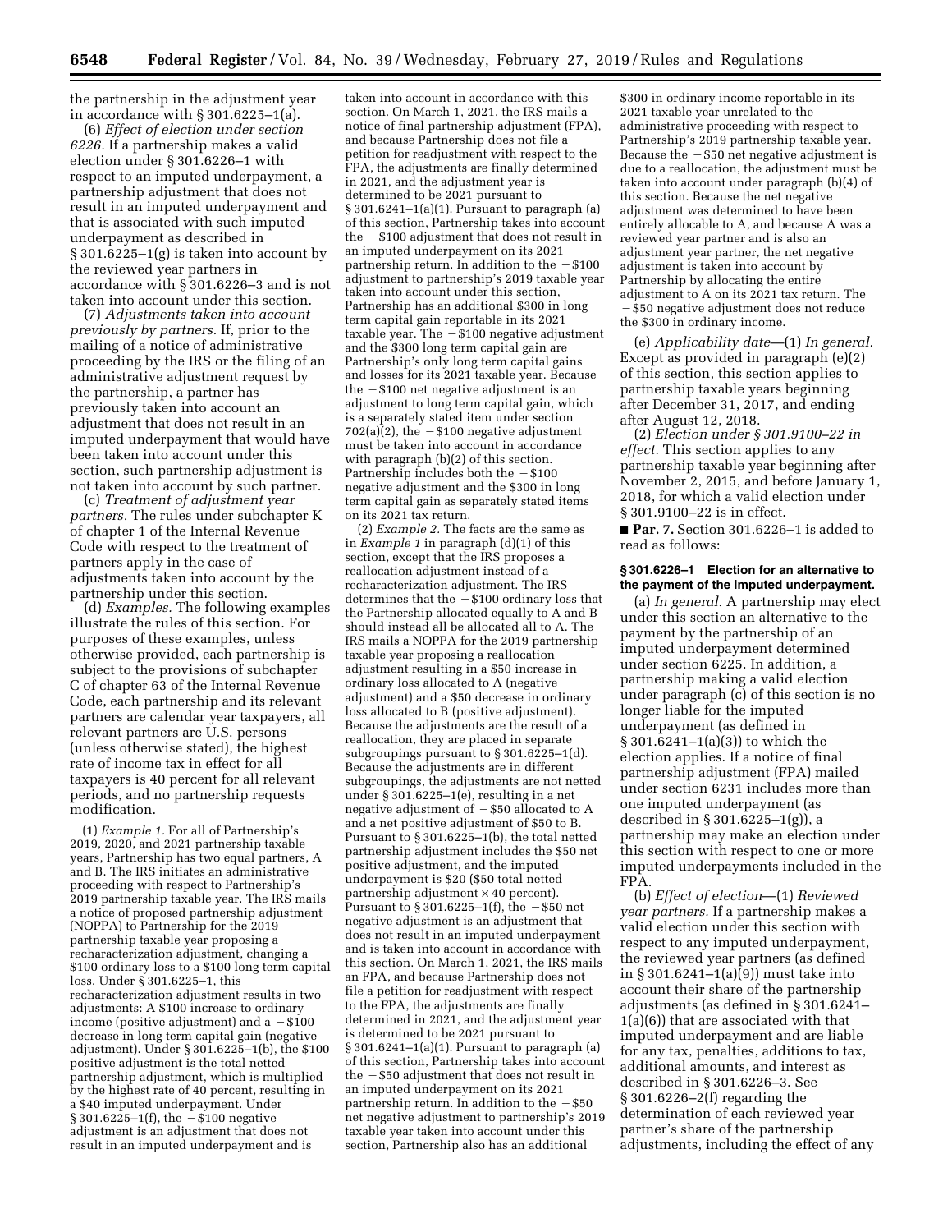the partnership in the adjustment year in accordance with § 301.6225–1(a).

(6) *Effect of election under section 6226.* If a partnership makes a valid election under § 301.6226–1 with respect to an imputed underpayment, a partnership adjustment that does not result in an imputed underpayment and that is associated with such imputed underpayment as described in § 301.6225–1(g) is taken into account by the reviewed year partners in accordance with § 301.6226–3 and is not taken into account under this section.

(7) *Adjustments taken into account previously by partners.* If, prior to the mailing of a notice of administrative proceeding by the IRS or the filing of an administrative adjustment request by the partnership, a partner has previously taken into account an adjustment that does not result in an imputed underpayment that would have been taken into account under this section, such partnership adjustment is not taken into account by such partner.

(c) *Treatment of adjustment year partners.* The rules under subchapter K of chapter 1 of the Internal Revenue Code with respect to the treatment of partners apply in the case of adjustments taken into account by the partnership under this section.

(d) *Examples.* The following examples illustrate the rules of this section. For purposes of these examples, unless otherwise provided, each partnership is subject to the provisions of subchapter C of chapter 63 of the Internal Revenue Code, each partnership and its relevant partners are calendar year taxpayers, all relevant partners are U.S. persons (unless otherwise stated), the highest rate of income tax in effect for all taxpayers is 40 percent for all relevant periods, and no partnership requests modification.

(1) *Example 1.* For all of Partnership's 2019, 2020, and 2021 partnership taxable years, Partnership has two equal partners, A and B. The IRS initiates an administrative proceeding with respect to Partnership's 2019 partnership taxable year. The IRS mails a notice of proposed partnership adjustment (NOPPA) to Partnership for the 2019 partnership taxable year proposing a recharacterization adjustment, changing a $100 ordinary loss to a $100 long term capital loss. Under § 301.6225–1, this recharacterization adjustment results in two adjustments: A $100 increase to ordinary income (positive adjustment) and a −$100 decrease in long term capital gain (negative adjustment). Under § 301.6225–1(b), the $100 positive adjustment is the total netted partnership adjustment, which is multiplied by the highest rate of 40 percent, resulting in a $40 imputed underpayment. Under § 301.6225–1(f), the −$100 negative adjustment is an adjustment that does not result in an imputed underpayment and is taken into account in accordance with this section. On March 1, 2021, the IRS mails a notice of final partnership adjustment (FPA), and because Partnership does not file a petition for readjustment with respect to the FPA, the adjustments are finally determined in 2021, and the adjustment year is determined to be 2021 pursuant to § 301.6241–1(a)(1). Pursuant to paragraph (a) of this section, Partnership takes into account the −$100 adjustment that does not result in an imputed underpayment on its 2021 partnership return. In addition to the −$100 adjustment to partnership's 2019 taxable year taken into account under this section, Partnership has an additional $300 in long term capital gain reportable in its 2021 taxable year. The −$100 negative adjustment and the $300 long term capital gain are Partnership's only long term capital gains and losses for its 2021 taxable year. Because the −$100 net negative adjustment is an adjustment to long term capital gain, which is a separately stated item under section 702(a)(2), the −$100 negative adjustment must be taken into account in accordance with paragraph (b)(2) of this section. Partnership includes both the −$100 negative adjustment and the $300 in long term capital gain as separately stated items on its 2021 tax return.

(2) *Example 2.* The facts are the same as in *Example 1* in paragraph (d)(1) of this section, except that the IRS proposes a reallocation adjustment instead of a recharacterization adjustment. The IRS determines that the −$100 ordinary loss that the Partnership allocated equally to A and B should instead all be allocated all to A. The IRS mails a NOPPA for the 2019 partnership taxable year proposing a reallocation adjustment resulting in a $50 increase in ordinary loss allocated to A (negative adjustment) and a $50 decrease in ordinary loss allocated to B (positive adjustment). Because the adjustments are the result of a reallocation, they are placed in separate subgroupings pursuant to § 301.6225–1(d). Because the adjustments are in different subgroupings, the adjustments are not netted under § 301.6225–1(e), resulting in a net negative adjustment of −$50 allocated to A and a net positive adjustment of $50 to B. Pursuant to § 301.6225–1(b), the total netted partnership adjustment includes the $50 net positive adjustment, and the imputed underpayment is $20 ($50 total netted partnership adjustment × 40 percent). Pursuant to § 301.6225–1(f), the −$50 net negative adjustment is an adjustment that does not result in an imputed underpayment and is taken into account in accordance with this section. On March 1, 2021, the IRS mails an FPA, and because Partnership does not file a petition for readjustment with respect to the FPA, the adjustments are finally determined in 2021, and the adjustment year is determined to be 2021 pursuant to § 301.6241–1(a)(1). Pursuant to paragraph (a) of this section, Partnership takes into account the −$50 adjustment that does not result in an imputed underpayment on its 2021 partnership return. In addition to the −$50 net negative adjustment to partnership's 2019 taxable year taken into account under this section, Partnership also has an additional $300 in ordinary income reportable in its 2021 taxable year unrelated to the administrative proceeding with respect to Partnership's 2019 partnership taxable year. Because the −$50 net negative adjustment is due to a reallocation, the adjustment must be taken into account under paragraph (b)(4) of this section. Because the net negative adjustment was determined to have been entirely allocable to A, and because A was a reviewed year partner and is also an adjustment year partner, the net negative adjustment is taken into account by Partnership by allocating the entire adjustment to A on its 2021 tax return. The −$50 negative adjustment does not reduce the $300 in ordinary income.

(e) *Applicability date*—(1) *In general.* Except as provided in paragraph (e)(2) of this section, this section applies to partnership taxable years beginning after December 31, 2017, and ending after August 12, 2018.

(2) *Election under § 301.9100–22 in effect.* This section applies to any partnership taxable year beginning after November 2, 2015, and before January 1, 2018, for which a valid election under § 301.9100–22 is in effect.

■ **Par. 7.** Section 301.6226–1 is added to read as follows:

**§ 301.6226–1 Election for an alternative to the payment of the imputed underpayment.**

(a) *In general.* A partnership may elect under this section an alternative to the payment by the partnership of an imputed underpayment determined under section 6225. In addition, a partnership making a valid election under paragraph (c) of this section is no longer liable for the imputed underpayment (as defined in § 301.6241–1(a)(3)) to which the election applies. If a notice of final partnership adjustment (FPA) mailed under section 6231 includes more than one imputed underpayment (as described in § 301.6225–1(g)), a partnership may make an election under this section with respect to one or more imputed underpayments included in the FPA.

(b) *Effect of election*—(1) *Reviewed year partners.* If a partnership makes a valid election under this section with respect to any imputed underpayment, the reviewed year partners (as defined in § 301.6241–1(a)(9)) must take into account their share of the partnership adjustments (as defined in § 301.6241–1(a)(6)) that are associated with that imputed underpayment and are liable for any tax, penalties, additions to tax, additional amounts, and interest as described in § 301.6226–3. See § 301.6226–2(f) regarding the determination of each reviewed year partner's share of the partnership adjustments, including the effect of any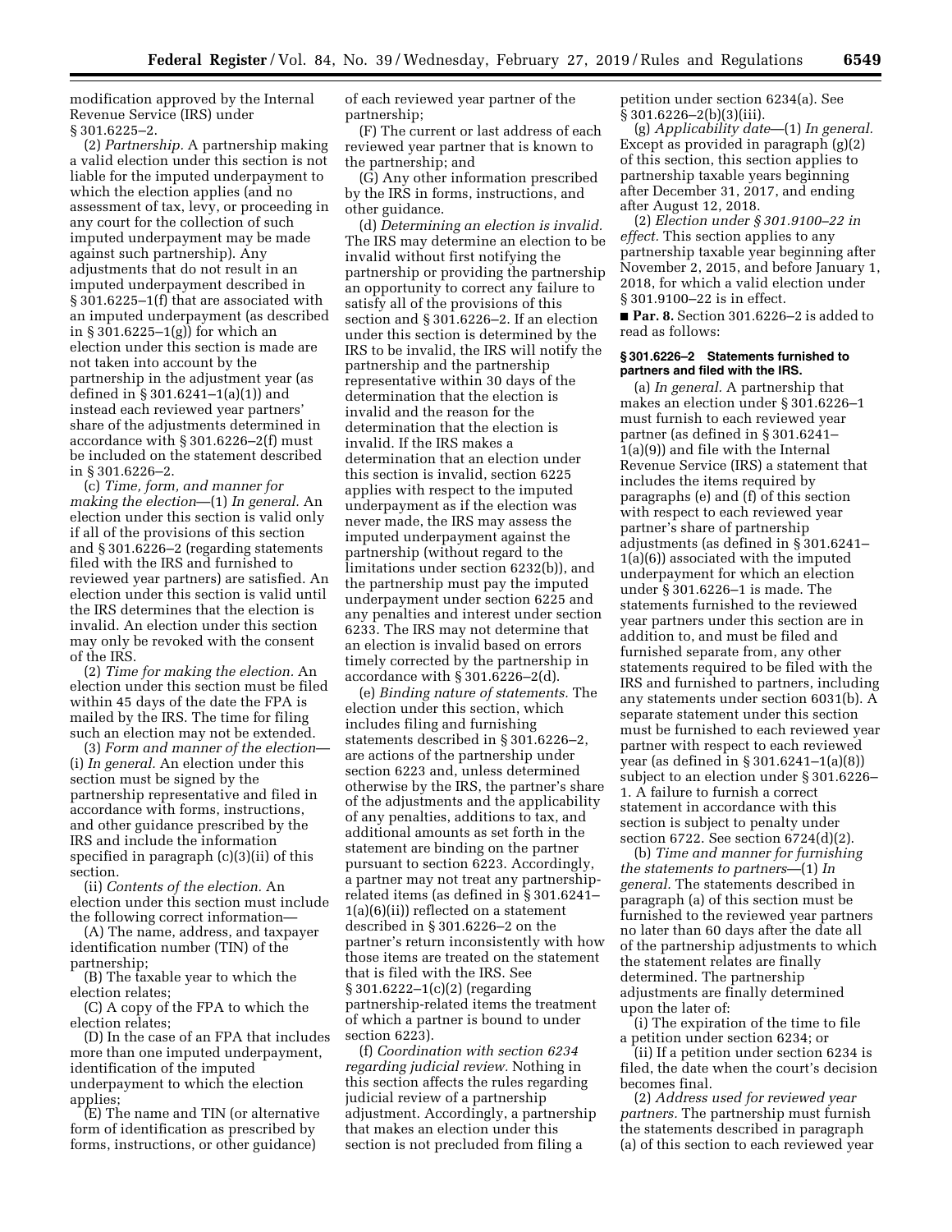modification approved by the Internal Revenue Service (IRS) under § 301.6225–2.

(2) *Partnership.* A partnership making a valid election under this section is not liable for the imputed underpayment to which the election applies (and no assessment of tax, levy, or proceeding in any court for the collection of such imputed underpayment may be made against such partnership). Any adjustments that do not result in an imputed underpayment described in § 301.6225–1(f) that are associated with an imputed underpayment (as described in § 301.6225–1(g)) for which an election under this section is made are not taken into account by the partnership in the adjustment year (as defined in § 301.6241–1(a)(1)) and instead each reviewed year partners' share of the adjustments determined in accordance with § 301.6226–2(f) must be included on the statement described in § 301.6226–2.

(c) *Time, form, and manner for making the election*—(1) *In general.* An election under this section is valid only if all of the provisions of this section and § 301.6226–2 (regarding statements filed with the IRS and furnished to reviewed year partners) are satisfied. An election under this section is valid until the IRS determines that the election is invalid. An election under this section may only be revoked with the consent of the IRS.

(2) *Time for making the election.* An election under this section must be filed within 45 days of the date the FPA is mailed by the IRS. The time for filing such an election may not be extended.

(3) *Form and manner of the election*—(i) *In general.* An election under this section must be signed by the partnership representative and filed in accordance with forms, instructions, and other guidance prescribed by the IRS and include the information specified in paragraph (c)(3)(ii) of this section.

(ii) *Contents of the election.* An election under this section must include the following correct information—

(A) The name, address, and taxpayer identification number (TIN) of the partnership;

(B) The taxable year to which the election relates;

(C) A copy of the FPA to which the election relates;

(D) In the case of an FPA that includes more than one imputed underpayment, identification of the imputed underpayment to which the election applies;

(E) The name and TIN (or alternative form of identification as prescribed by forms, instructions, or other guidance) of each reviewed year partner of the partnership;

(F) The current or last address of each reviewed year partner that is known to the partnership; and

(G) Any other information prescribed by the IRS in forms, instructions, and other guidance.

(d) *Determining an election is invalid.* The IRS may determine an election to be invalid without first notifying the partnership or providing the partnership an opportunity to correct any failure to satisfy all of the provisions of this section and § 301.6226–2. If an election under this section is determined by the IRS to be invalid, the IRS will notify the partnership and the partnership representative within 30 days of the determination that the election is invalid and the reason for the determination that the election is invalid. If the IRS makes a determination that an election under this section is invalid, section 6225 applies with respect to the imputed underpayment as if the election was never made, the IRS may assess the imputed underpayment against the partnership (without regard to the limitations under section 6232(b)), and the partnership must pay the imputed underpayment under section 6225 and any penalties and interest under section 6233. The IRS may not determine that an election is invalid based on errors timely corrected by the partnership in accordance with § 301.6226–2(d).

(e) *Binding nature of statements.* The election under this section, which includes filing and furnishing statements described in § 301.6226–2, are actions of the partnership under section 6223 and, unless determined otherwise by the IRS, the partner's share of the adjustments and the applicability of any penalties, additions to tax, and additional amounts as set forth in the statement are binding on the partner pursuant to section 6223. Accordingly, a partner may not treat any partnership-related items (as defined in § 301.6241–1(a)(6)(ii)) reflected on a statement described in § 301.6226–2 on the partner's return inconsistently with how those items are treated on the statement that is filed with the IRS. See § 301.6222–1(c)(2) (regarding partnership-related items the treatment of which a partner is bound to under section 6223).

(f) *Coordination with section 6234 regarding judicial review.* Nothing in this section affects the rules regarding judicial review of a partnership adjustment. Accordingly, a partnership that makes an election under this section is not precluded from filing a petition under section 6234(a). See § 301.6226–2(b)(3)(iii).

(g) *Applicability date*—(1) *In general.* Except as provided in paragraph (g)(2) of this section, this section applies to partnership taxable years beginning after December 31, 2017, and ending after August 12, 2018.

(2) *Election under § 301.9100–22 in effect.* This section applies to any partnership taxable year beginning after November 2, 2015, and before January 1, 2018, for which a valid election under § 301.9100–22 is in effect.

■ **Par. 8.** Section 301.6226–2 is added to read as follows:

**§ 301.6226–2 Statements furnished to partners and filed with the IRS.**

(a) *In general.* A partnership that makes an election under § 301.6226–1 must furnish to each reviewed year partner (as defined in § 301.6241–1(a)(9)) and file with the Internal Revenue Service (IRS) a statement that includes the items required by paragraphs (e) and (f) of this section with respect to each reviewed year partner's share of partnership adjustments (as defined in § 301.6241–1(a)(6)) associated with the imputed underpayment for which an election under § 301.6226–1 is made. The statements furnished to the reviewed year partners under this section are in addition to, and must be filed and furnished separate from, any other statements required to be filed with the IRS and furnished to partners, including any statements under section 6031(b). A separate statement under this section must be furnished to each reviewed year partner with respect to each reviewed year (as defined in § 301.6241–1(a)(8)) subject to an election under § 301.6226–1. A failure to furnish a correct statement in accordance with this section is subject to penalty under section 6722. See section 6724(d)(2).

(b) *Time and manner for furnishing the statements to partners*—(1) *In general.* The statements described in paragraph (a) of this section must be furnished to the reviewed year partners no later than 60 days after the date all of the partnership adjustments to which the statement relates are finally determined. The partnership adjustments are finally determined upon the later of:

(i) The expiration of the time to file a petition under section 6234; or

(ii) If a petition under section 6234 is filed, the date when the court's decision becomes final.

(2) *Address used for reviewed year partners.* The partnership must furnish the statements described in paragraph (a) of this section to each reviewed year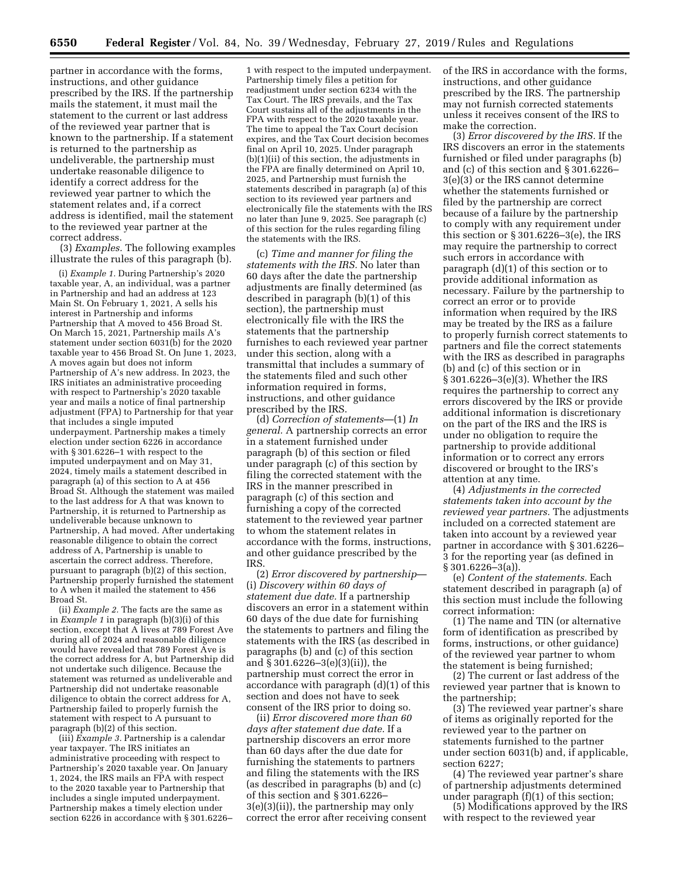partner in accordance with the forms, instructions, and other guidance prescribed by the IRS. If the partnership mails the statement, it must mail the statement to the current or last address of the reviewed year partner that is known to the partnership. If a statement is returned to the partnership as undeliverable, the partnership must undertake reasonable diligence to identify a correct address for the reviewed year partner to which the statement relates and, if a correct address is identified, mail the statement to the reviewed year partner at the correct address.

(3) *Examples.* The following examples illustrate the rules of this paragraph (b).

(i) *Example 1.* During Partnership's 2020 taxable year, A, an individual, was a partner in Partnership and had an address at 123 Main St. On February 1, 2021, A sells his interest in Partnership and informs Partnership that A moved to 456 Broad St. On March 15, 2021, Partnership mails A's statement under section 6031(b) for the 2020 taxable year to 456 Broad St. On June 1, 2023, A moves again but does not inform Partnership of A's new address. In 2023, the IRS initiates an administrative proceeding with respect to Partnership's 2020 taxable year and mails a notice of final partnership adjustment (FPA) to Partnership for that year that includes a single imputed underpayment. Partnership makes a timely election under section 6226 in accordance with § 301.6226–1 with respect to the imputed underpayment and on May 31, 2024, timely mails a statement described in paragraph (a) of this section to A at 456 Broad St. Although the statement was mailed to the last address for A that was known to Partnership, it is returned to Partnership as undeliverable because unknown to Partnership, A had moved. After undertaking reasonable diligence to obtain the correct address of A, Partnership is unable to ascertain the correct address. Therefore, pursuant to paragraph (b)(2) of this section, Partnership properly furnished the statement to A when it mailed the statement to 456 Broad St.

(ii) *Example 2.* The facts are the same as in *Example 1* in paragraph (b)(3)(i) of this section, except that A lives at 789 Forest Ave during all of 2024 and reasonable diligence would have revealed that 789 Forest Ave is the correct address for A, but Partnership did not undertake such diligence. Because the statement was returned as undeliverable and Partnership did not undertake reasonable diligence to obtain the correct address for A, Partnership failed to properly furnish the statement with respect to A pursuant to paragraph (b)(2) of this section.

(iii) *Example 3.* Partnership is a calendar year taxpayer. The IRS initiates an administrative proceeding with respect to Partnership's 2020 taxable year. On January 1, 2024, the IRS mails an FPA with respect to the 2020 taxable year to Partnership that includes a single imputed underpayment. Partnership makes a timely election under section 6226 in accordance with § 301.6226–1 with respect to the imputed underpayment. Partnership timely files a petition for readjustment under section 6234 with the Tax Court. The IRS prevails, and the Tax Court sustains all of the adjustments in the FPA with respect to the 2020 taxable year. The time to appeal the Tax Court decision expires, and the Tax Court decision becomes final on April 10, 2025. Under paragraph (b)(1)(ii) of this section, the adjustments in the FPA are finally determined on April 10, 2025, and Partnership must furnish the statements described in paragraph (a) of this section to its reviewed year partners and electronically file the statements with the IRS no later than June 9, 2025. See paragraph (c) of this section for the rules regarding filing the statements with the IRS.

(c) *Time and manner for filing the statements with the IRS.* No later than 60 days after the date the partnership adjustments are finally determined (as described in paragraph (b)(1) of this section), the partnership must electronically file with the IRS the statements that the partnership furnishes to each reviewed year partner under this section, along with a transmittal that includes a summary of the statements filed and such other information required in forms, instructions, and other guidance prescribed by the IRS.

(d) *Correction of statements*—(1) *In general.* A partnership corrects an error in a statement furnished under paragraph (b) of this section or filed under paragraph (c) of this section by filing the corrected statement with the IRS in the manner prescribed in paragraph (c) of this section and furnishing a copy of the corrected statement to the reviewed year partner to whom the statement relates in accordance with the forms, instructions, and other guidance prescribed by the IRS.

(2) *Error discovered by partnership*—(i) *Discovery within 60 days of statement due date.* If a partnership discovers an error in a statement within 60 days of the due date for furnishing the statements to partners and filing the statements with the IRS (as described in paragraphs (b) and (c) of this section and § 301.6226–3(e)(3)(ii)), the partnership must correct the error in accordance with paragraph (d)(1) of this section and does not have to seek consent of the IRS prior to doing so.

(ii) *Error discovered more than 60 days after statement due date.* If a partnership discovers an error more than 60 days after the due date for furnishing the statements to partners and filing the statements with the IRS (as described in paragraphs (b) and (c) of this section and § 301.6226–3(e)(3)(ii)), the partnership may only correct the error after receiving consent of the IRS in accordance with the forms, instructions, and other guidance prescribed by the IRS. The partnership may not furnish corrected statements unless it receives consent of the IRS to make the correction.

(3) *Error discovered by the IRS.* If the IRS discovers an error in the statements furnished or filed under paragraphs (b) and (c) of this section and § 301.6226–3(e)(3) or the IRS cannot determine whether the statements furnished or filed by the partnership are correct because of a failure by the partnership to comply with any requirement under this section or § 301.6226–3(e), the IRS may require the partnership to correct such errors in accordance with paragraph (d)(1) of this section or to provide additional information as necessary. Failure by the partnership to correct an error or to provide information when required by the IRS may be treated by the IRS as a failure to properly furnish correct statements to partners and file the correct statements with the IRS as described in paragraphs (b) and (c) of this section or in § 301.6226–3(e)(3). Whether the IRS requires the partnership to correct any errors discovered by the IRS or provide additional information is discretionary on the part of the IRS and the IRS is under no obligation to require the partnership to provide additional information or to correct any errors discovered or brought to the IRS's attention at any time.

(4) *Adjustments in the corrected statements taken into account by the reviewed year partners.* The adjustments included on a corrected statement are taken into account by a reviewed year partner in accordance with § 301.6226–3 for the reporting year (as defined in § 301.6226–3(a)).

(e) *Content of the statements.* Each statement described in paragraph (a) of this section must include the following correct information:

(1) The name and TIN (or alternative form of identification as prescribed by forms, instructions, or other guidance) of the reviewed year partner to whom the statement is being furnished;

(2) The current or last address of the reviewed year partner that is known to the partnership;

(3) The reviewed year partner's share of items as originally reported for the reviewed year to the partner on statements furnished to the partner under section 6031(b) and, if applicable, section 6227;

(4) The reviewed year partner's share of partnership adjustments determined under paragraph (f)(1) of this section;

(5) Modifications approved by the IRS with respect to the reviewed year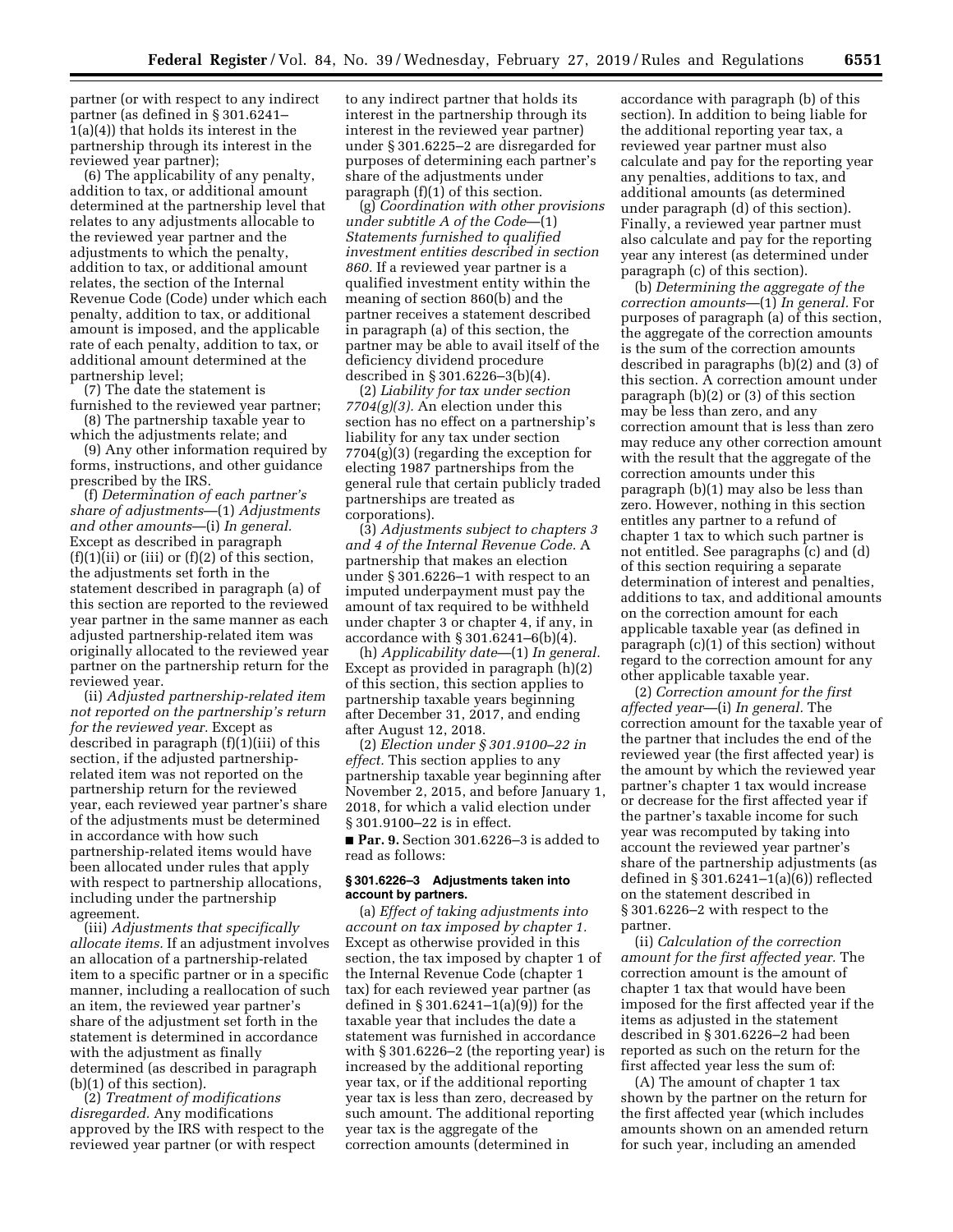partner (or with respect to any indirect partner (as defined in § 301.6241–1(a)(4)) that holds its interest in the partnership through its interest in the reviewed year partner);

(6) The applicability of any penalty, addition to tax, or additional amount determined at the partnership level that relates to any adjustments allocable to the reviewed year partner and the adjustments to which the penalty, addition to tax, or additional amount relates, the section of the Internal Revenue Code (Code) under which each penalty, addition to tax, or additional amount is imposed, and the applicable rate of each penalty, addition to tax, or additional amount determined at the partnership level;

(7) The date the statement is furnished to the reviewed year partner;

(8) The partnership taxable year to which the adjustments relate; and

(9) Any other information required by forms, instructions, and other guidance prescribed by the IRS.

(f) *Determination of each partner's share of adjustments*—(1) *Adjustments and other amounts*—(i) *In general.* Except as described in paragraph (f)(1)(ii) or (iii) or (f)(2) of this section, the adjustments set forth in the statement described in paragraph (a) of this section are reported to the reviewed year partner in the same manner as each adjusted partnership-related item was originally allocated to the reviewed year partner on the partnership return for the reviewed year.

(ii) *Adjusted partnership-related item not reported on the partnership's return for the reviewed year.* Except as described in paragraph (f)(1)(iii) of this section, if the adjusted partnership-related item was not reported on the partnership return for the reviewed year, each reviewed year partner's share of the adjustments must be determined in accordance with how such partnership-related items would have been allocated under rules that apply with respect to partnership allocations, including under the partnership agreement.

(iii) *Adjustments that specifically allocate items.* If an adjustment involves an allocation of a partnership-related item to a specific partner or in a specific manner, including a reallocation of such an item, the reviewed year partner's share of the adjustment set forth in the statement is determined in accordance with the adjustment as finally determined (as described in paragraph (b)(1) of this section).

(2) *Treatment of modifications disregarded.* Any modifications approved by the IRS with respect to the reviewed year partner (or with respect to any indirect partner that holds its interest in the partnership through its interest in the reviewed year partner) under § 301.6225–2 are disregarded for purposes of determining each partner's share of the adjustments under paragraph (f)(1) of this section.

(g) *Coordination with other provisions under subtitle A of the Code*—(1) *Statements furnished to qualified investment entities described in section 860.* If a reviewed year partner is a qualified investment entity within the meaning of section 860(b) and the partner receives a statement described in paragraph (a) of this section, the partner may be able to avail itself of the deficiency dividend procedure described in § 301.6226–3(b)(4).

(2) *Liability for tax under section 7704(g)(3).* An election under this section has no effect on a partnership's liability for any tax under section 7704(g)(3) (regarding the exception for electing 1987 partnerships from the general rule that certain publicly traded partnerships are treated as corporations).

(3) *Adjustments subject to chapters 3 and 4 of the Internal Revenue Code.* A partnership that makes an election under § 301.6226–1 with respect to an imputed underpayment must pay the amount of tax required to be withheld under chapter 3 or chapter 4, if any, in accordance with § 301.6241–6(b)(4).

(h) *Applicability date*—(1) *In general.* Except as provided in paragraph (h)(2) of this section, this section applies to partnership taxable years beginning after December 31, 2017, and ending after August 12, 2018.

(2) *Election under § 301.9100–22 in effect.* This section applies to any partnership taxable year beginning after November 2, 2015, and before January 1, 2018, for which a valid election under § 301.9100–22 is in effect.

■ **Par. 9.** Section 301.6226–3 is added to read as follows:

**§ 301.6226–3 Adjustments taken into account by partners.**

(a) *Effect of taking adjustments into account on tax imposed by chapter 1.* Except as otherwise provided in this section, the tax imposed by chapter 1 of the Internal Revenue Code (chapter 1 tax) for each reviewed year partner (as defined in § 301.6241–1(a)(9)) for the taxable year that includes the date a statement was furnished in accordance with § 301.6226–2 (the reporting year) is increased by the additional reporting year tax, or if the additional reporting year tax is less than zero, decreased by such amount. The additional reporting year tax is the aggregate of the correction amounts (determined in accordance with paragraph (b) of this section). In addition to being liable for the additional reporting year tax, a reviewed year partner must also calculate and pay for the reporting year any penalties, additions to tax, and additional amounts (as determined under paragraph (d) of this section). Finally, a reviewed year partner must also calculate and pay for the reporting year any interest (as determined under paragraph (c) of this section).

(b) *Determining the aggregate of the correction amounts*—(1) *In general.* For purposes of paragraph (a) of this section, the aggregate of the correction amounts is the sum of the correction amounts described in paragraphs (b)(2) and (3) of this section. A correction amount under paragraph (b)(2) or (3) of this section may be less than zero, and any correction amount that is less than zero may reduce any other correction amount with the result that the aggregate of the correction amounts under this paragraph (b)(1) may also be less than zero. However, nothing in this section entitles any partner to a refund of chapter 1 tax to which such partner is not entitled. See paragraphs (c) and (d) of this section requiring a separate determination of interest and penalties, additions to tax, and additional amounts on the correction amount for each applicable taxable year (as defined in paragraph (c)(1) of this section) without regard to the correction amount for any other applicable taxable year.

(2) *Correction amount for the first affected year*—(i) *In general.* The correction amount for the taxable year of the partner that includes the end of the reviewed year (the first affected year) is the amount by which the reviewed year partner's chapter 1 tax would increase or decrease for the first affected year if the partner's taxable income for such year was recomputed by taking into account the reviewed year partner's share of the partnership adjustments (as defined in § 301.6241–1(a)(6)) reflected on the statement described in § 301.6226–2 with respect to the partner.

(ii) *Calculation of the correction amount for the first affected year.* The correction amount is the amount of chapter 1 tax that would have been imposed for the first affected year if the items as adjusted in the statement described in § 301.6226–2 had been reported as such on the return for the first affected year less the sum of:

(A) The amount of chapter 1 tax shown by the partner on the return for the first affected year (which includes amounts shown on an amended return for such year, including an amended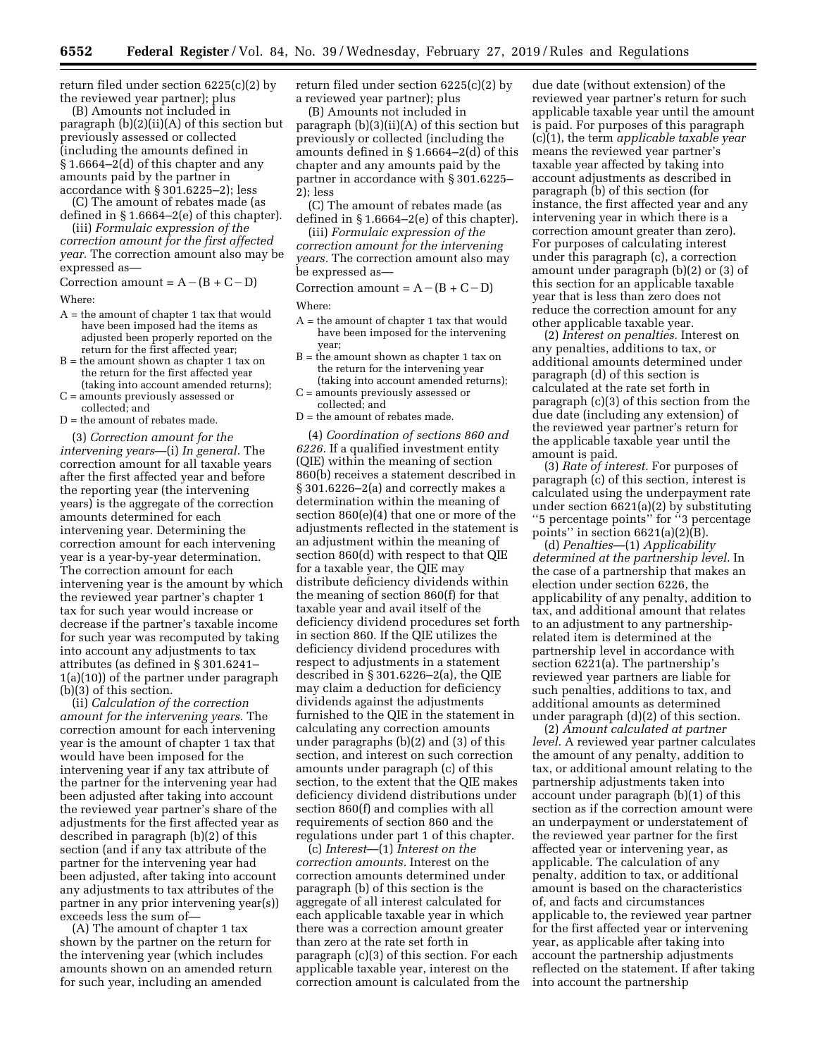return filed under section 6225(c)(2) by the reviewed year partner); plus

(B) Amounts not included in paragraph (b)(2)(ii)(A) of this section but previously assessed or collected (including the amounts defined in § 1.6664–2(d) of this chapter and any amounts paid by the partner in accordance with § 301.6225–2); less

(C) The amount of rebates made (as defined in § 1.6664–2(e) of this chapter).

(iii) *Formulaic expression of the correction amount for the first affected year.* The correction amount also may be expressed as—

$$\text{Correction amount} = A - (B + C - D)$$

Where:

A = the amount of chapter 1 tax that would have been imposed had the items as adjusted been properly reported on the return for the first affected year;

B = the amount shown as chapter 1 tax on the return for the first affected year (taking into account amended returns);

C = amounts previously assessed or collected; and

D = the amount of rebates made.

(3) *Correction amount for the intervening years*—(i) *In general.* The correction amount for all taxable years after the first affected year and before the reporting year (the intervening years) is the aggregate of the correction amounts determined for each intervening year. Determining the correction amount for each intervening year is a year-by-year determination. The correction amount for each intervening year is the amount by which the reviewed year partner's chapter 1 tax for such year would increase or decrease if the partner's taxable income for such year was recomputed by taking into account any adjustments to tax attributes (as defined in § 301.6241–1(a)(10)) of the partner under paragraph (b)(3) of this section.

(ii) *Calculation of the correction amount for the intervening years.* The correction amount for each intervening year is the amount of chapter 1 tax that would have been imposed for the intervening year if any tax attribute of the partner for the intervening year had been adjusted after taking into account the reviewed year partner's share of the adjustments for the first affected year as described in paragraph (b)(2) of this section (and if any tax attribute of the partner for the intervening year had been adjusted, after taking into account any adjustments to tax attributes of the partner in any prior intervening year(s)) exceeds less the sum of—

(A) The amount of chapter 1 tax shown by the partner on the return for the intervening year (which includes amounts shown on an amended return for such year, including an amended return filed under section 6225(c)(2) by a reviewed year partner); plus

(B) Amounts not included in paragraph (b)(3)(ii)(A) of this section but previously or collected (including the amounts defined in § 1.6664–2(d) of this chapter and any amounts paid by the partner in accordance with § 301.6225–2); less

(C) The amount of rebates made (as defined in § 1.6664–2(e) of this chapter).

(iii) *Formulaic expression of the correction amount for the intervening years.* The correction amount also may be expressed as—

$$\text{Correction amount} = A - (B + C - D)$$

Where:

A = the amount of chapter 1 tax that would have been imposed for the intervening year;

B = the amount shown as chapter 1 tax on the return for the intervening year (taking into account amended returns);

C = amounts previously assessed or collected; and

D = the amount of rebates made.

(4) *Coordination of sections 860 and 6226.* If a qualified investment entity (QIE) within the meaning of section 860(b) receives a statement described in § 301.6226–2(a) and correctly makes a determination within the meaning of section 860(e)(4) that one or more of the adjustments reflected in the statement is an adjustment within the meaning of section 860(d) with respect to that QIE for a taxable year, the QIE may distribute deficiency dividends within the meaning of section 860(f) for that taxable year and avail itself of the deficiency dividend procedures set forth in section 860. If the QIE utilizes the deficiency dividend procedures with respect to adjustments in a statement described in § 301.6226–2(a), the QIE may claim a deduction for deficiency dividends against the adjustments furnished to the QIE in the statement in calculating any correction amounts under paragraphs (b)(2) and (3) of this section, and interest on such correction amounts under paragraph (c) of this section, to the extent that the QIE makes deficiency dividend distributions under section 860(f) and complies with all requirements of section 860 and the regulations under part 1 of this chapter.

(c) *Interest*—(1) *Interest on the correction amounts.* Interest on the correction amounts determined under paragraph (b) of this section is the aggregate of all interest calculated for each applicable taxable year in which there was a correction amount greater than zero at the rate set forth in paragraph (c)(3) of this section. For each applicable taxable year, interest on the correction amount is calculated from the due date (without extension) of the reviewed year partner's return for such applicable taxable year until the amount is paid. For purposes of this paragraph (c)(1), the term *applicable taxable year* means the reviewed year partner's taxable year affected by taking into account adjustments as described in paragraph (b) of this section (for instance, the first affected year and any intervening year in which there is a correction amount greater than zero). For purposes of calculating interest under this paragraph (c), a correction amount under paragraph (b)(2) or (3) of this section for an applicable taxable year that is less than zero does not reduce the correction amount for any other applicable taxable year.

(2) *Interest on penalties.* Interest on any penalties, additions to tax, or additional amounts determined under paragraph (d) of this section is calculated at the rate set forth in paragraph (c)(3) of this section from the due date (including any extension) of the reviewed year partner's return for the applicable taxable year until the amount is paid.

(3) *Rate of interest.* For purposes of paragraph (c) of this section, interest is calculated using the underpayment rate under section 6621(a)(2) by substituting ''5 percentage points'' for ''3 percentage points'' in section 6621(a)(2)(B).

(d) *Penalties*—(1) *Applicability determined at the partnership level.* In the case of a partnership that makes an election under section 6226, the applicability of any penalty, addition to tax, and additional amount that relates to an adjustment to any partnership-related item is determined at the partnership level in accordance with section 6221(a). The partnership's reviewed year partners are liable for such penalties, additions to tax, and additional amounts as determined under paragraph (d)(2) of this section.

(2) *Amount calculated at partner level.* A reviewed year partner calculates the amount of any penalty, addition to tax, or additional amount relating to the partnership adjustments taken into account under paragraph (b)(1) of this section as if the correction amount were an underpayment or understatement of the reviewed year partner for the first affected year or intervening year, as applicable. The calculation of any penalty, addition to tax, or additional amount is based on the characteristics of, and facts and circumstances applicable to, the reviewed year partner for the first affected year or intervening year, as applicable after taking into account the partnership adjustments reflected on the statement. If after taking into account the partnership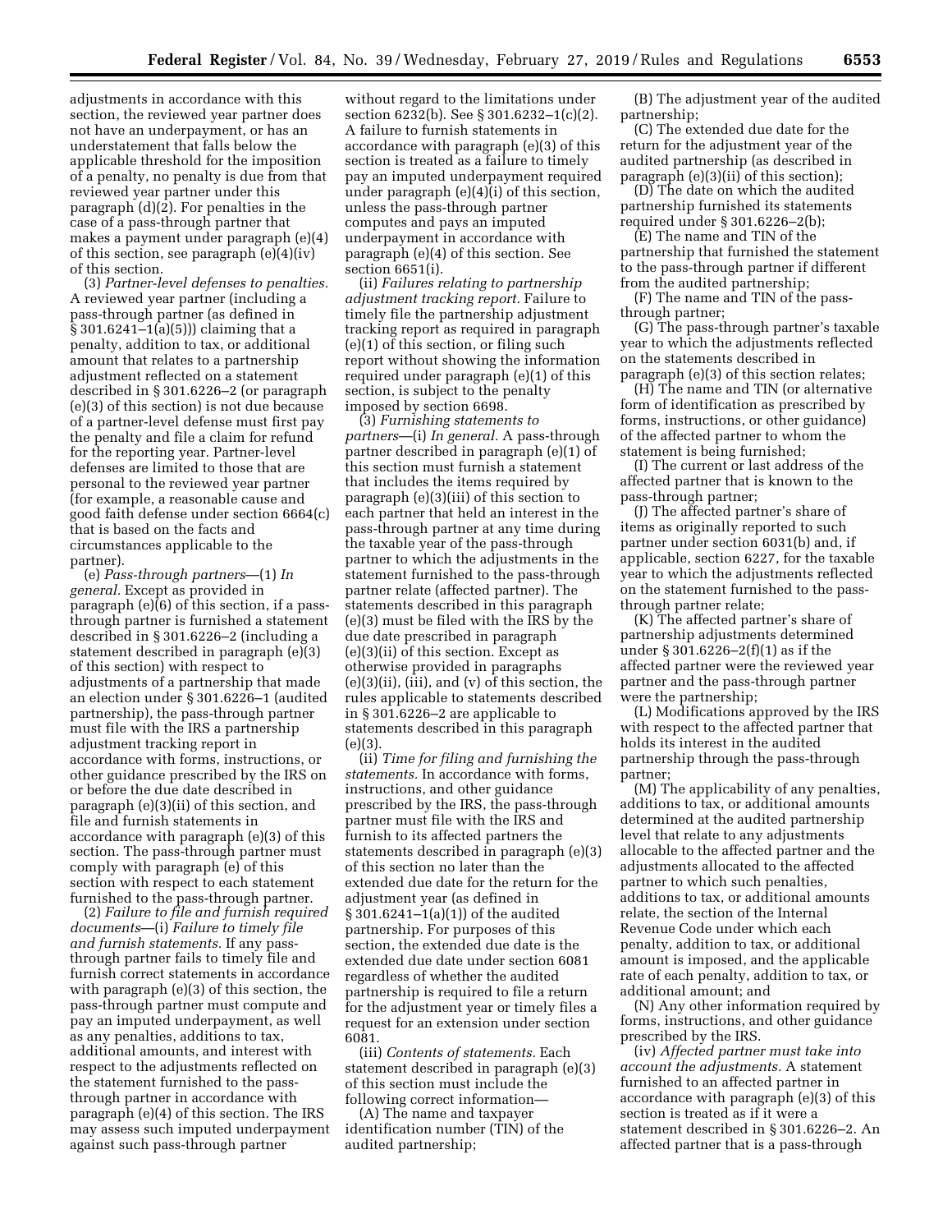adjustments in accordance with this section, the reviewed year partner does not have an underpayment, or has an understatement that falls below the applicable threshold for the imposition of a penalty, no penalty is due from that reviewed year partner under this paragraph (d)(2). For penalties in the case of a pass-through partner that makes a payment under paragraph (e)(4) of this section, see paragraph (e)(4)(iv) of this section.

(3) *Partner-level defenses to penalties.* A reviewed year partner (including a pass-through partner (as defined in § 301.6241–1(a)(5))) claiming that a penalty, addition to tax, or additional amount that relates to a partnership adjustment reflected on a statement described in § 301.6226–2 (or paragraph (e)(3) of this section) is not due because of a partner-level defense must first pay the penalty and file a claim for refund for the reporting year. Partner-level defenses are limited to those that are personal to the reviewed year partner (for example, a reasonable cause and good faith defense under section 6664(c) that is based on the facts and circumstances applicable to the partner).

(e) *Pass-through partners*—(1) *In general.* Except as provided in paragraph (e)(6) of this section, if a pass-through partner is furnished a statement described in § 301.6226–2 (including a statement described in paragraph (e)(3) of this section) with respect to adjustments of a partnership that made an election under § 301.6226–1 (audited partnership), the pass-through partner must file with the IRS a partnership adjustment tracking report in accordance with forms, instructions, or other guidance prescribed by the IRS on or before the due date described in paragraph (e)(3)(ii) of this section, and file and furnish statements in accordance with paragraph (e)(3) of this section. The pass-through partner must comply with paragraph (e) of this section with respect to each statement furnished to the pass-through partner.

(2) *Failure to file and furnish required documents*—(i) *Failure to timely file and furnish statements.* If any pass-through partner fails to timely file and furnish correct statements in accordance with paragraph (e)(3) of this section, the pass-through partner must compute and pay an imputed underpayment, as well as any penalties, additions to tax, additional amounts, and interest with respect to the adjustments reflected on the statement furnished to the pass-through partner in accordance with paragraph (e)(4) of this section. The IRS may assess such imputed underpayment against such pass-through partner without regard to the limitations under section 6232(b). See § 301.6232–1(c)(2). A failure to furnish statements in accordance with paragraph (e)(3) of this section is treated as a failure to timely pay an imputed underpayment required under paragraph (e)(4)(i) of this section, unless the pass-through partner computes and pays an imputed underpayment in accordance with paragraph (e)(4) of this section. See section 6651(i).

(ii) *Failures relating to partnership adjustment tracking report.* Failure to timely file the partnership adjustment tracking report as required in paragraph (e)(1) of this section, or filing such report without showing the information required under paragraph (e)(1) of this section, is subject to the penalty imposed by section 6698.

(3) *Furnishing statements to partners*—(i) *In general.* A pass-through partner described in paragraph (e)(1) of this section must furnish a statement that includes the items required by paragraph (e)(3)(iii) of this section to each partner that held an interest in the pass-through partner at any time during the taxable year of the pass-through partner to which the adjustments in the statement furnished to the pass-through partner relate (affected partner). The statements described in this paragraph (e)(3) must be filed with the IRS by the due date prescribed in paragraph (e)(3)(ii) of this section. Except as otherwise provided in paragraphs (e)(3)(ii), (iii), and (v) of this section, the rules applicable to statements described in § 301.6226–2 are applicable to statements described in this paragraph (e)(3).

(ii) *Time for filing and furnishing the statements.* In accordance with forms, instructions, and other guidance prescribed by the IRS, the pass-through partner must file with the IRS and furnish to its affected partners the statements described in paragraph (e)(3) of this section no later than the extended due date for the return for the adjustment year (as defined in § 301.6241–1(a)(1)) of the audited partnership. For purposes of this section, the extended due date is the extended due date under section 6081 regardless of whether the audited partnership is required to file a return for the adjustment year or timely files a request for an extension under section 6081.

(iii) *Contents of statements.* Each statement described in paragraph (e)(3) of this section must include the following correct information—

(A) The name and taxpayer identification number (TIN) of the audited partnership;

(B) The adjustment year of the audited partnership;

(C) The extended due date for the return for the adjustment year of the audited partnership (as described in paragraph (e)(3)(ii) of this section);

(D) The date on which the audited partnership furnished its statements required under § 301.6226–2(b);

(E) The name and TIN of the partnership that furnished the statement to the pass-through partner if different from the audited partnership;

(F) The name and TIN of the pass-through partner;

(G) The pass-through partner's taxable year to which the adjustments reflected on the statements described in paragraph (e)(3) of this section relates;

(H) The name and TIN (or alternative form of identification as prescribed by forms, instructions, or other guidance) of the affected partner to whom the statement is being furnished;

(I) The current or last address of the affected partner that is known to the pass-through partner;

(J) The affected partner's share of items as originally reported to such partner under section 6031(b) and, if applicable, section 6227, for the taxable year to which the adjustments reflected on the statement furnished to the pass-through partner relate;

(K) The affected partner's share of partnership adjustments determined under § 301.6226–2(f)(1) as if the affected partner were the reviewed year partner and the pass-through partner were the partnership;

(L) Modifications approved by the IRS with respect to the affected partner that holds its interest in the audited partnership through the pass-through partner;

(M) The applicability of any penalties, additions to tax, or additional amounts determined at the audited partnership level that relate to any adjustments allocable to the affected partner and the adjustments allocated to the affected partner to which such penalties, additions to tax, or additional amounts relate, the section of the Internal Revenue Code under which each penalty, addition to tax, or additional amount is imposed, and the applicable rate of each penalty, addition to tax, or additional amount; and

(N) Any other information required by forms, instructions, and other guidance prescribed by the IRS.

(iv) *Affected partner must take into account the adjustments.* A statement furnished to an affected partner in accordance with paragraph (e)(3) of this section is treated as if it were a statement described in § 301.6226–2. An affected partner that is a pass-through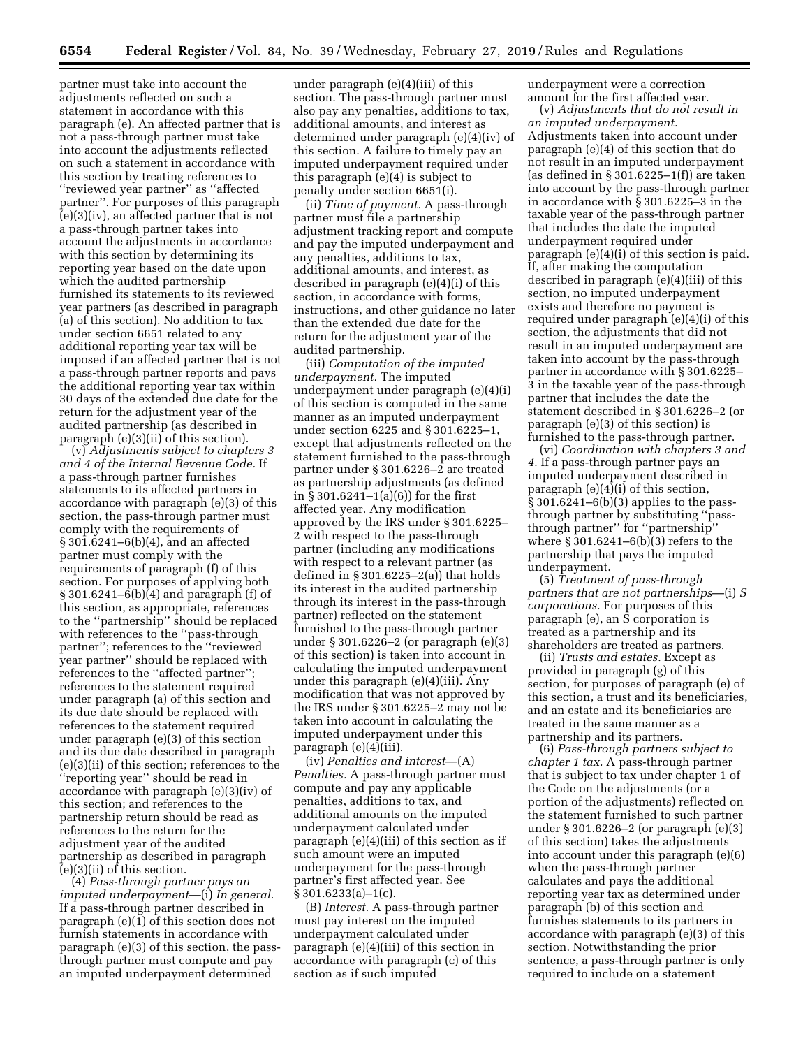partner must take into account the adjustments reflected on such a statement in accordance with this paragraph (e). An affected partner that is not a pass-through partner must take into account the adjustments reflected on such a statement in accordance with this section by treating references to ''reviewed year partner'' as ''affected partner''. For purposes of this paragraph (e)(3)(iv), an affected partner that is not a pass-through partner takes into account the adjustments in accordance with this section by determining its reporting year based on the date upon which the audited partnership furnished its statements to its reviewed year partners (as described in paragraph (a) of this section). No addition to tax under section 6651 related to any additional reporting year tax will be imposed if an affected partner that is not a pass-through partner reports and pays the additional reporting year tax within 30 days of the extended due date for the return for the adjustment year of the audited partnership (as described in paragraph (e)(3)(ii) of this section).

(v) *Adjustments subject to chapters 3 and 4 of the Internal Revenue Code.* If a pass-through partner furnishes statements to its affected partners in accordance with paragraph (e)(3) of this section, the pass-through partner must comply with the requirements of § 301.6241–6(b)(4), and an affected partner must comply with the requirements of paragraph (f) of this section. For purposes of applying both § 301.6241–6(b)(4) and paragraph (f) of this section, as appropriate, references to the ''partnership'' should be replaced with references to the ''pass-through partner''; references to the ''reviewed year partner'' should be replaced with references to the ''affected partner''; references to the statement required under paragraph (a) of this section and its due date should be replaced with references to the statement required under paragraph (e)(3) of this section and its due date described in paragraph (e)(3)(ii) of this section; references to the ''reporting year'' should be read in accordance with paragraph (e)(3)(iv) of this section; and references to the partnership return should be read as references to the return for the adjustment year of the audited partnership as described in paragraph (e)(3)(ii) of this section.

(4) *Pass-through partner pays an imputed underpayment*—(i) *In general.* If a pass-through partner described in paragraph (e)(1) of this section does not furnish statements in accordance with paragraph (e)(3) of this section, the pass-through partner must compute and pay an imputed underpayment determined under paragraph (e)(4)(iii) of this section. The pass-through partner must also pay any penalties, additions to tax, additional amounts, and interest as determined under paragraph (e)(4)(iv) of this section. A failure to timely pay an imputed underpayment required under this paragraph (e)(4) is subject to penalty under section 6651(i).

(ii) *Time of payment.* A pass-through partner must file a partnership adjustment tracking report and compute and pay the imputed underpayment and any penalties, additions to tax, additional amounts, and interest, as described in paragraph (e)(4)(i) of this section, in accordance with forms, instructions, and other guidance no later than the extended due date for the return for the adjustment year of the audited partnership.

(iii) *Computation of the imputed underpayment.* The imputed underpayment under paragraph (e)(4)(i) of this section is computed in the same manner as an imputed underpayment under section 6225 and § 301.6225–1, except that adjustments reflected on the statement furnished to the pass-through partner under § 301.6226–2 are treated as partnership adjustments (as defined in § 301.6241–1(a)(6)) for the first affected year. Any modification approved by the IRS under § 301.6225–2 with respect to the pass-through partner (including any modifications with respect to a relevant partner (as defined in § 301.6225–2(a)) that holds its interest in the audited partnership through its interest in the pass-through partner) reflected on the statement furnished to the pass-through partner under § 301.6226–2 (or paragraph (e)(3) of this section) is taken into account in calculating the imputed underpayment under this paragraph (e)(4)(iii). Any modification that was not approved by the IRS under § 301.6225–2 may not be taken into account in calculating the imputed underpayment under this paragraph (e)(4)(iii).

(iv) *Penalties and interest*—(A) *Penalties.* A pass-through partner must compute and pay any applicable penalties, additions to tax, and additional amounts on the imputed underpayment calculated under paragraph (e)(4)(iii) of this section as if such amount were an imputed underpayment for the pass-through partner's first affected year. See § 301.6233(a)–1(c).

(B) *Interest.* A pass-through partner must pay interest on the imputed underpayment calculated under paragraph (e)(4)(iii) of this section in accordance with paragraph (c) of this section as if such imputed underpayment were a correction amount for the first affected year.

(v) *Adjustments that do not result in an imputed underpayment.* Adjustments taken into account under paragraph (e)(4) of this section that do not result in an imputed underpayment (as defined in § 301.6225–1(f)) are taken into account by the pass-through partner in accordance with § 301.6225–3 in the taxable year of the pass-through partner that includes the date the imputed underpayment required under paragraph (e)(4)(i) of this section is paid. If, after making the computation described in paragraph (e)(4)(iii) of this section, no imputed underpayment exists and therefore no payment is required under paragraph (e)(4)(i) of this section, the adjustments that did not result in an imputed underpayment are taken into account by the pass-through partner in accordance with § 301.6225–3 in the taxable year of the pass-through partner that includes the date the statement described in § 301.6226–2 (or paragraph (e)(3) of this section) is furnished to the pass-through partner.

(vi) *Coordination with chapters 3 and 4.* If a pass-through partner pays an imputed underpayment described in paragraph (e)(4)(i) of this section, § 301.6241–6(b)(3) applies to the pass-through partner by substituting ''pass-through partner'' for ''partnership'' where § 301.6241–6(b)(3) refers to the partnership that pays the imputed underpayment.

(5) *Treatment of pass-through partners that are not partnerships*—(i) *S corporations.* For purposes of this paragraph (e), an S corporation is treated as a partnership and its shareholders are treated as partners.

(ii) *Trusts and estates.* Except as provided in paragraph (g) of this section, for purposes of paragraph (e) of this section, a trust and its beneficiaries, and an estate and its beneficiaries are treated in the same manner as a partnership and its partners.

(6) *Pass-through partners subject to chapter 1 tax.* A pass-through partner that is subject to tax under chapter 1 of the Code on the adjustments (or a portion of the adjustments) reflected on the statement furnished to such partner under § 301.6226–2 (or paragraph (e)(3) of this section) takes the adjustments into account under this paragraph (e)(6) when the pass-through partner calculates and pays the additional reporting year tax as determined under paragraph (b) of this section and furnishes statements to its partners in accordance with paragraph (e)(3) of this section. Notwithstanding the prior sentence, a pass-through partner is only required to include on a statement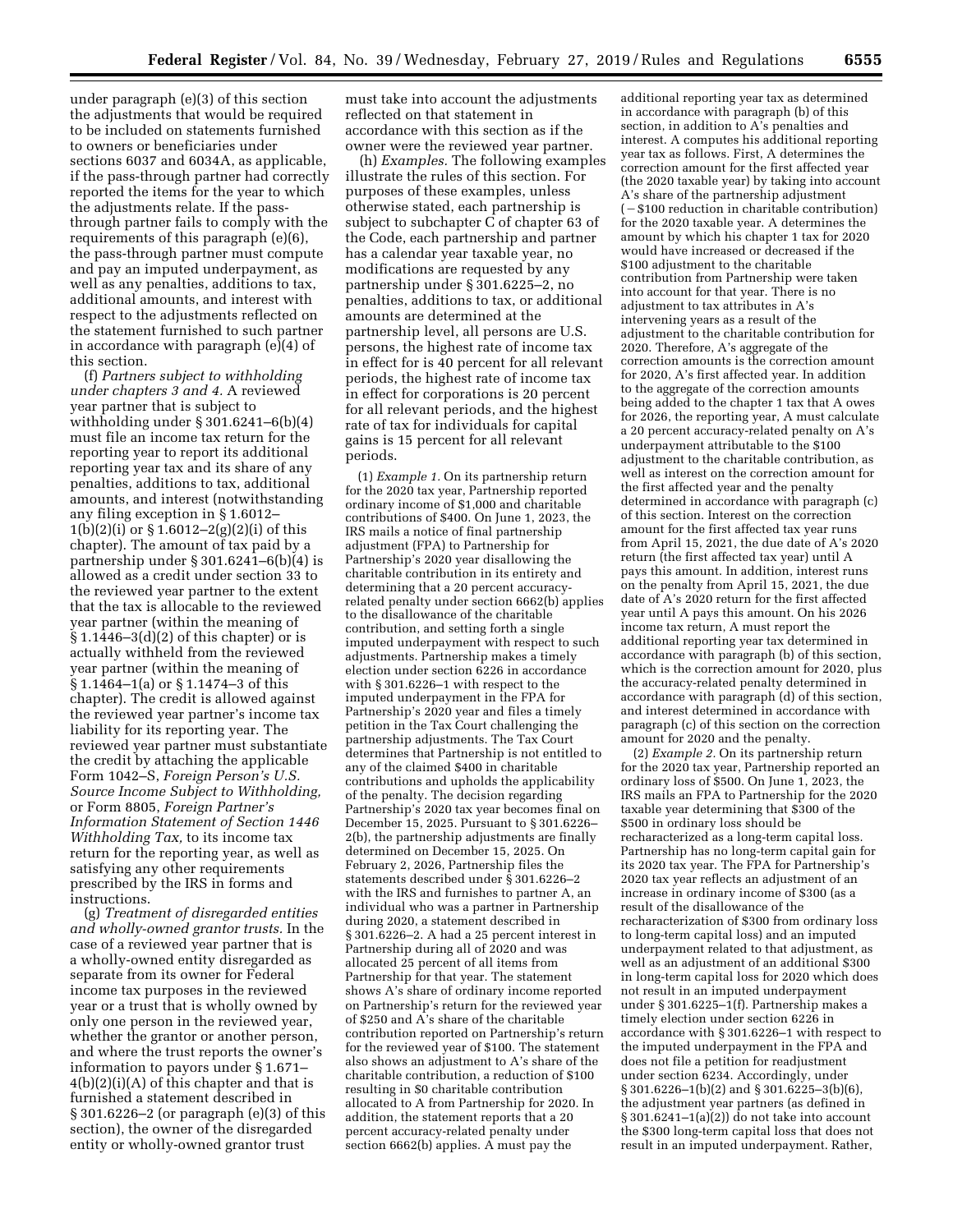under paragraph (e)(3) of this section the adjustments that would be required to be included on statements furnished to owners or beneficiaries under sections 6037 and 6034A, as applicable, if the pass-through partner had correctly reported the items for the year to which the adjustments relate. If the pass-through partner fails to comply with the requirements of this paragraph (e)(6), the pass-through partner must compute and pay an imputed underpayment, as well as any penalties, additions to tax, additional amounts, and interest with respect to the adjustments reflected on the statement furnished to such partner in accordance with paragraph (e)(4) of this section.

(f) *Partners subject to withholding under chapters 3 and 4.* A reviewed year partner that is subject to withholding under § 301.6241–6(b)(4) must file an income tax return for the reporting year to report its additional reporting year tax and its share of any penalties, additions to tax, additional amounts, and interest (notwithstanding any filing exception in § 1.6012–1(b)(2)(i) or § 1.6012–2(g)(2)(i) of this chapter). The amount of tax paid by a partnership under § 301.6241–6(b)(4) is allowed as a credit under section 33 to the reviewed year partner to the extent that the tax is allocable to the reviewed year partner (within the meaning of § 1.1446–3(d)(2) of this chapter) or is actually withheld from the reviewed year partner (within the meaning of § 1.1464–1(a) or § 1.1474–3 of this chapter). The credit is allowed against the reviewed year partner's income tax liability for its reporting year. The reviewed year partner must substantiate the credit by attaching the applicable Form 1042–S, *Foreign Person's U.S. Source Income Subject to Withholding,* or Form 8805, *Foreign Partner's Information Statement of Section 1446 Withholding Tax,* to its income tax return for the reporting year, as well as satisfying any other requirements prescribed by the IRS in forms and instructions.

(g) *Treatment of disregarded entities and wholly-owned grantor trusts.* In the case of a reviewed year partner that is a wholly-owned entity disregarded as separate from its owner for Federal income tax purposes in the reviewed year or a trust that is wholly owned by only one person in the reviewed year, whether the grantor or another person, and where the trust reports the owner's information to payors under § 1.671–4(b)(2)(i)(A) of this chapter and that is furnished a statement described in § 301.6226–2 (or paragraph (e)(3) of this section), the owner of the disregarded entity or wholly-owned grantor trust must take into account the adjustments reflected on that statement in accordance with this section as if the owner were the reviewed year partner.

(h) *Examples.* The following examples illustrate the rules of this section. For purposes of these examples, unless otherwise stated, each partnership is subject to subchapter C of chapter 63 of the Code, each partnership and partner has a calendar year taxable year, no modifications are requested by any partnership under § 301.6225–2, no penalties, additions to tax, or additional amounts are determined at the partnership level, all persons are U.S. persons, the highest rate of income tax in effect for is 40 percent for all relevant periods, the highest rate of income tax in effect for corporations is 20 percent for all relevant periods, and the highest rate of tax for individuals for capital gains is 15 percent for all relevant periods.

(1) *Example 1.* On its partnership return for the 2020 tax year, Partnership reported ordinary income of $1,000 and charitable contributions of $400. On June 1, 2023, the IRS mails a notice of final partnership adjustment (FPA) to Partnership for Partnership's 2020 year disallowing the charitable contribution in its entirety and determining that a 20 percent accuracy-related penalty under section 6662(b) applies to the disallowance of the charitable contribution, and setting forth a single imputed underpayment with respect to such adjustments. Partnership makes a timely election under section 6226 in accordance with § 301.6226–1 with respect to the imputed underpayment in the FPA for Partnership's 2020 year and files a timely petition in the Tax Court challenging the partnership adjustments. The Tax Court determines that Partnership is not entitled to any of the claimed $400 in charitable contributions and upholds the applicability of the penalty. The decision regarding Partnership's 2020 tax year becomes final on December 15, 2025. Pursuant to § 301.6226–2(b), the partnership adjustments are finally determined on December 15, 2025. On February 2, 2026, Partnership files the statements described under § 301.6226–2 with the IRS and furnishes to partner A, an individual who was a partner in Partnership during 2020, a statement described in § 301.6226–2. A had a 25 percent interest in Partnership during all of 2020 and was allocated 25 percent of all items from Partnership for that year. The statement shows A's share of ordinary income reported on Partnership's return for the reviewed year of $250 and A's share of the charitable contribution reported on Partnership's return for the reviewed year of $100. The statement also shows an adjustment to A's share of the charitable contribution, a reduction of $100 resulting in $0 charitable contribution allocated to A from Partnership for 2020. In addition, the statement reports that a 20 percent accuracy-related penalty under section 6662(b) applies. A must pay the additional reporting year tax as determined in accordance with paragraph (b) of this section, in addition to A's penalties and interest. A computes his additional reporting year tax as follows. First, A determines the correction amount for the first affected year (the 2020 taxable year) by taking into account A's share of the partnership adjustment (−$100 reduction in charitable contribution) for the 2020 taxable year. A determines the amount by which his chapter 1 tax for 2020 would have increased or decreased if the $100 adjustment to the charitable contribution from Partnership were taken into account for that year. There is no adjustment to tax attributes in A's intervening years as a result of the adjustment to the charitable contribution for 2020. Therefore, A's aggregate of the correction amounts is the correction amount for 2020, A's first affected year. In addition to the aggregate of the correction amounts being added to the chapter 1 tax that A owes for 2026, the reporting year, A must calculate a 20 percent accuracy-related penalty on A's underpayment attributable to the $100 adjustment to the charitable contribution, as well as interest on the correction amount for the first affected year and the penalty determined in accordance with paragraph (c) of this section. Interest on the correction amount for the first affected tax year runs from April 15, 2021, the due date of A's 2020 return (the first affected tax year) until A pays this amount. In addition, interest runs on the penalty from April 15, 2021, the due date of A's 2020 return for the first affected year until A pays this amount. On his 2026 income tax return, A must report the additional reporting year tax determined in accordance with paragraph (b) of this section, which is the correction amount for 2020, plus the accuracy-related penalty determined in accordance with paragraph (d) of this section, and interest determined in accordance with paragraph (c) of this section on the correction amount for 2020 and the penalty.

(2) *Example 2.* On its partnership return for the 2020 tax year, Partnership reported an ordinary loss of $500. On June 1, 2023, the IRS mails an FPA to Partnership for the 2020 taxable year determining that $300 of the $500 in ordinary loss should be recharacterized as a long-term capital loss. Partnership has no long-term capital gain for its 2020 tax year. The FPA for Partnership's 2020 tax year reflects an adjustment of an increase in ordinary income of $300 (as a result of the disallowance of the recharacterization of $300 from ordinary loss to long-term capital loss) and an imputed underpayment related to that adjustment, as well as an adjustment of an additional $300 in long-term capital loss for 2020 which does not result in an imputed underpayment under § 301.6225–1(f). Partnership makes a timely election under section 6226 in accordance with § 301.6226–1 with respect to the imputed underpayment in the FPA and does not file a petition for readjustment under section 6234. Accordingly, under § 301.6226–1(b)(2) and § 301.6225–3(b)(6), the adjustment year partners (as defined in § 301.6241–1(a)(2)) do not take into account the $300 long-term capital loss that does not result in an imputed underpayment. Rather,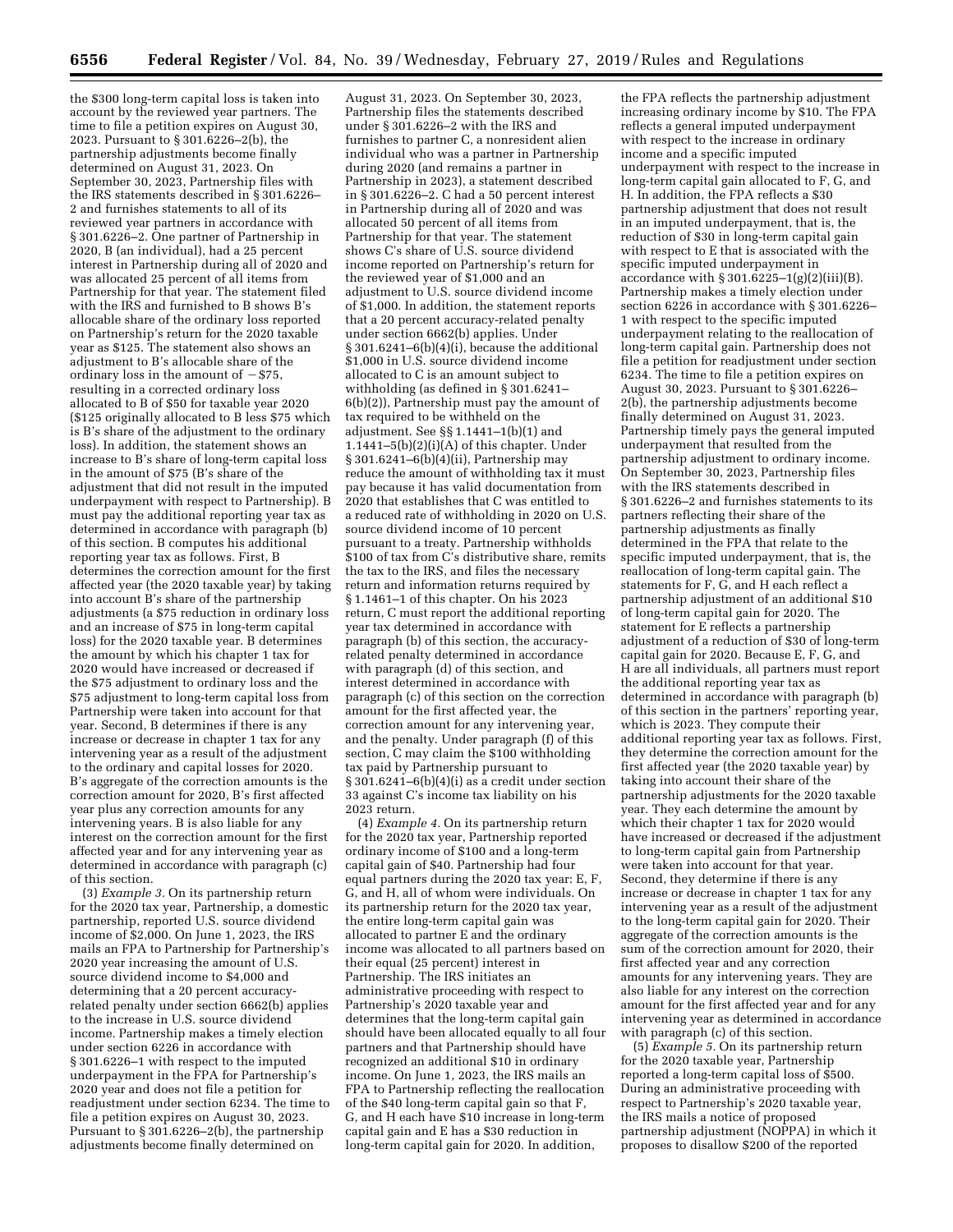the $300 long-term capital loss is taken into account by the reviewed year partners. The time to file a petition expires on August 30, 2023. Pursuant to § 301.6226–2(b), the partnership adjustments become finally determined on August 31, 2023. On September 30, 2023, Partnership files with the IRS statements described in § 301.6226–2 and furnishes statements to all of its reviewed year partners in accordance with § 301.6226–2. One partner of Partnership in 2020, B (an individual), had a 25 percent interest in Partnership during all of 2020 and was allocated 25 percent of all items from Partnership for that year. The statement filed with the IRS and furnished to B shows B's allocable share of the ordinary loss reported on Partnership's return for the 2020 taxable year as $125. The statement also shows an adjustment to B's allocable share of the ordinary loss in the amount of −$75, resulting in a corrected ordinary loss allocated to B of $50 for taxable year 2020 ($125 originally allocated to B less $75 which is B's share of the adjustment to the ordinary loss). In addition, the statement shows an increase to B's share of long-term capital loss in the amount of $75 (B's share of the adjustment that did not result in the imputed underpayment with respect to Partnership). B must pay the additional reporting year tax as determined in accordance with paragraph (b) of this section. B computes his additional reporting year tax as follows. First, B determines the correction amount for the first affected year (the 2020 taxable year) by taking into account B's share of the partnership adjustments (a $75 reduction in ordinary loss and an increase of $75 in long-term capital loss) for the 2020 taxable year. B determines the amount by which his chapter 1 tax for 2020 would have increased or decreased if the $75 adjustment to ordinary loss and the $75 adjustment to long-term capital loss from Partnership were taken into account for that year. Second, B determines if there is any increase or decrease in chapter 1 tax for any intervening year as a result of the adjustment to the ordinary and capital losses for 2020. B's aggregate of the correction amounts is the correction amount for 2020, B's first affected year plus any correction amounts for any intervening years. B is also liable for any interest on the correction amount for the first affected year and for any intervening year as determined in accordance with paragraph (c) of this section.

(3) *Example 3.* On its partnership return for the 2020 tax year, Partnership, a domestic partnership, reported U.S. source dividend income of $2,000. On June 1, 2023, the IRS mails an FPA to Partnership for Partnership's 2020 year increasing the amount of U.S. source dividend income to $4,000 and determining that a 20 percent accuracy-related penalty under section 6662(b) applies to the increase in U.S. source dividend income. Partnership makes a timely election under section 6226 in accordance with § 301.6226–1 with respect to the imputed underpayment in the FPA for Partnership's 2020 year and does not file a petition for readjustment under section 6234. The time to file a petition expires on August 30, 2023. Pursuant to § 301.6226–2(b), the partnership adjustments become finally determined on August 31, 2023. On September 30, 2023, Partnership files the statements described under § 301.6226–2 with the IRS and furnishes to partner C, a nonresident alien individual who was a partner in Partnership during 2020 (and remains a partner in Partnership in 2023), a statement described in § 301.6226–2. C had a 50 percent interest in Partnership during all of 2020 and was allocated 50 percent of all items from Partnership for that year. The statement shows C's share of U.S. source dividend income reported on Partnership's return for the reviewed year of $1,000 and an adjustment to U.S. source dividend income of $1,000. In addition, the statement reports that a 20 percent accuracy-related penalty under section 6662(b) applies. Under § 301.6241–6(b)(4)(i), because the additional $1,000 in U.S. source dividend income allocated to C is an amount subject to withholding (as defined in § 301.6241–6(b)(2)), Partnership must pay the amount of tax required to be withheld on the adjustment. See §§ 1.1441–1(b)(1) and 1.1441–5(b)(2)(i)(A) of this chapter. Under § 301.6241–6(b)(4)(ii), Partnership may reduce the amount of withholding tax it must pay because it has valid documentation from 2020 that establishes that C was entitled to a reduced rate of withholding in 2020 on U.S. source dividend income of 10 percent pursuant to a treaty. Partnership withholds $100 of tax from C's distributive share, remits the tax to the IRS, and files the necessary return and information returns required by § 1.1461–1 of this chapter. On his 2023 return, C must report the additional reporting year tax determined in accordance with paragraph (b) of this section, the accuracy-related penalty determined in accordance with paragraph (d) of this section, and interest determined in accordance with paragraph (c) of this section on the correction amount for the first affected year, the correction amount for any intervening year, and the penalty. Under paragraph (f) of this section, C may claim the $100 withholding tax paid by Partnership pursuant to § 301.6241–6(b)(4)(i) as a credit under section 33 against C's income tax liability on his 2023 return.

(4) *Example 4.* On its partnership return for the 2020 tax year, Partnership reported ordinary income of $100 and a long-term capital gain of $40. Partnership had four equal partners during the 2020 tax year: E, F, G, and H, all of whom were individuals. On its partnership return for the 2020 tax year, the entire long-term capital gain was allocated to partner E and the ordinary income was allocated to all partners based on their equal (25 percent) interest in Partnership. The IRS initiates an administrative proceeding with respect to Partnership's 2020 taxable year and determines that the long-term capital gain should have been allocated equally to all four partners and that Partnership should have recognized an additional $10 in ordinary income. On June 1, 2023, the IRS mails an FPA to Partnership reflecting the reallocation of the $40 long-term capital gain so that F, G, and H each have $10 increase in long-term capital gain and E has a $30 reduction in long-term capital gain for 2020. In addition, the FPA reflects the partnership adjustment increasing ordinary income by $10. The FPA reflects a general imputed underpayment with respect to the increase in ordinary income and a specific imputed underpayment with respect to the increase in long-term capital gain allocated to F, G, and H. In addition, the FPA reflects a $30 partnership adjustment that does not result in an imputed underpayment, that is, the reduction of $30 in long-term capital gain with respect to E that is associated with the specific imputed underpayment in accordance with § 301.6225–1(g)(2)(iii)(B). Partnership makes a timely election under section 6226 in accordance with § 301.6226–1 with respect to the specific imputed underpayment relating to the reallocation of long-term capital gain. Partnership does not file a petition for readjustment under section 6234. The time to file a petition expires on August 30, 2023. Pursuant to § 301.6226–2(b), the partnership adjustments become finally determined on August 31, 2023. Partnership timely pays the general imputed underpayment that resulted from the partnership adjustment to ordinary income. On September 30, 2023, Partnership files with the IRS statements described in § 301.6226–2 and furnishes statements to its partners reflecting their share of the partnership adjustments as finally determined in the FPA that relate to the specific imputed underpayment, that is, the reallocation of long-term capital gain. The statements for F, G, and H each reflect a partnership adjustment of an additional $10 of long-term capital gain for 2020. The statement for E reflects a partnership adjustment of a reduction of $30 of long-term capital gain for 2020. Because E, F, G, and H are all individuals, all partners must report the additional reporting year tax as determined in accordance with paragraph (b) of this section in the partners' reporting year, which is 2023. They compute their additional reporting year tax as follows. First, they determine the correction amount for the first affected year (the 2020 taxable year) by taking into account their share of the partnership adjustments for the 2020 taxable year. They each determine the amount by which their chapter 1 tax for 2020 would have increased or decreased if the adjustment to long-term capital gain from Partnership were taken into account for that year. Second, they determine if there is any increase or decrease in chapter 1 tax for any intervening year as a result of the adjustment to the long-term capital gain for 2020. Their aggregate of the correction amounts is the sum of the correction amount for 2020, their first affected year and any correction amounts for any intervening years. They are also liable for any interest on the correction amount for the first affected year and for any intervening year as determined in accordance with paragraph (c) of this section.

(5) *Example 5.* On its partnership return for the 2020 taxable year, Partnership reported a long-term capital loss of $500. During an administrative proceeding with respect to Partnership's 2020 taxable year, the IRS mails a notice of proposed partnership adjustment (NOPPA) in which it proposes to disallow $200 of the reported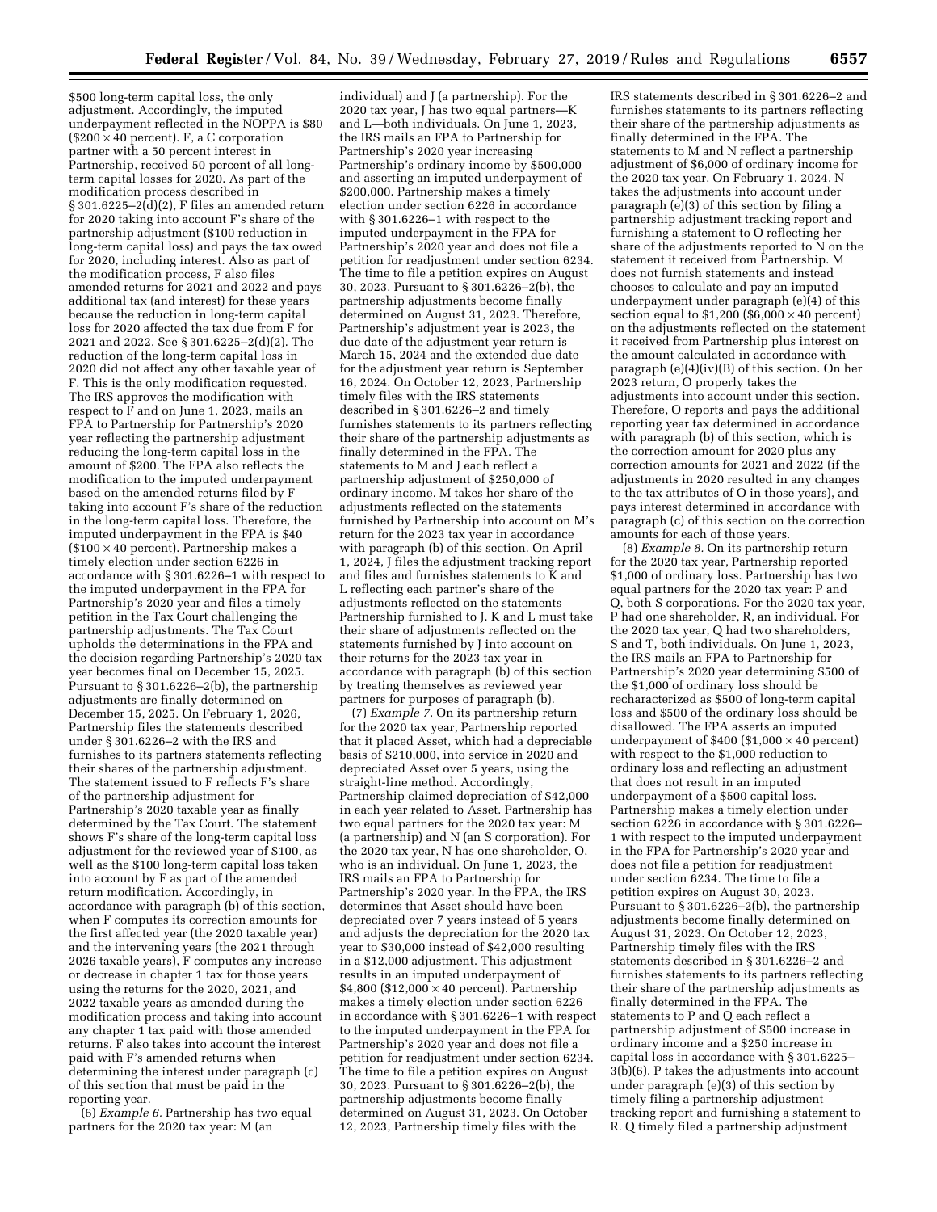$500 long-term capital loss, the only adjustment. Accordingly, the imputed underpayment reflected in the NOPPA is $80 ($200 × 40 percent). F, a C corporation partner with a 50 percent interest in Partnership, received 50 percent of all long-term capital losses for 2020. As part of the modification process described in § 301.6225–2(d)(2), F files an amended return for 2020 taking into account F's share of the partnership adjustment ($100 reduction in long-term capital loss) and pays the tax owed for 2020, including interest. Also as part of the modification process, F also files amended returns for 2021 and 2022 and pays additional tax (and interest) for these years because the reduction in long-term capital loss for 2020 affected the tax due from F for 2021 and 2022. See § 301.6225–2(d)(2). The reduction of the long-term capital loss in 2020 did not affect any other taxable year of F. This is the only modification requested. The IRS approves the modification with respect to F and on June 1, 2023, mails an FPA to Partnership for Partnership's 2020 year reflecting the partnership adjustment reducing the long-term capital loss in the amount of $200. The FPA also reflects the modification to the imputed underpayment based on the amended returns filed by F taking into account F's share of the reduction in the long-term capital loss. Therefore, the imputed underpayment in the FPA is $40 ($100 × 40 percent). Partnership makes a timely election under section 6226 in accordance with § 301.6226–1 with respect to the imputed underpayment in the FPA for Partnership's 2020 year and files a timely petition in the Tax Court challenging the partnership adjustments. The Tax Court upholds the determinations in the FPA and the decision regarding Partnership's 2020 tax year becomes final on December 15, 2025. Pursuant to § 301.6226–2(b), the partnership adjustments are finally determined on December 15, 2025. On February 1, 2026, Partnership files the statements described under § 301.6226–2 with the IRS and furnishes to its partners statements reflecting their shares of the partnership adjustment. The statement issued to F reflects F's share of the partnership adjustment for Partnership's 2020 taxable year as finally determined by the Tax Court. The statement shows F's share of the long-term capital loss adjustment for the reviewed year of $100, as well as the $100 long-term capital loss taken into account by F as part of the amended return modification. Accordingly, in accordance with paragraph (b) of this section, when F computes its correction amounts for the first affected year (the 2020 taxable year) and the intervening years (the 2021 through 2026 taxable years), F computes any increase or decrease in chapter 1 tax for those years using the returns for the 2020, 2021, and 2022 taxable years as amended during the modification process and taking into account any chapter 1 tax paid with those amended returns. F also takes into account the interest paid with F's amended returns when determining the interest under paragraph (c) of this section that must be paid in the reporting year.

(6) *Example 6.* Partnership has two equal partners for the 2020 tax year: M (an individual) and J (a partnership). For the 2020 tax year, J has two equal partners—K and L—both individuals. On June 1, 2023, the IRS mails an FPA to Partnership for Partnership's 2020 year increasing Partnership's ordinary income by $500,000 and asserting an imputed underpayment of $200,000. Partnership makes a timely election under section 6226 in accordance with § 301.6226–1 with respect to the imputed underpayment in the FPA for Partnership's 2020 year and does not file a petition for readjustment under section 6234. The time to file a petition expires on August 30, 2023. Pursuant to § 301.6226–2(b), the partnership adjustments become finally determined on August 31, 2023. Therefore, Partnership's adjustment year is 2023, the due date of the adjustment year return is March 15, 2024 and the extended due date for the adjustment year return is September 16, 2024. On October 12, 2023, Partnership timely files with the IRS statements described in § 301.6226–2 and timely furnishes statements to its partners reflecting their share of the partnership adjustments as finally determined in the FPA. The statements to M and J each reflect a partnership adjustment of $250,000 of ordinary income. M takes her share of the adjustments reflected on the statements furnished by Partnership into account on M's return for the 2023 tax year in accordance with paragraph (b) of this section. On April 1, 2024, J files the adjustment tracking report and files and furnishes statements to K and L reflecting each partner's share of the adjustments reflected on the statements Partnership furnished to J. K and L must take their share of adjustments reflected on the statements furnished by J into account on their returns for the 2023 tax year in accordance with paragraph (b) of this section by treating themselves as reviewed year partners for purposes of paragraph (b).

(7) *Example 7.* On its partnership return for the 2020 tax year, Partnership reported that it placed Asset, which had a depreciable basis of $210,000, into service in 2020 and depreciated Asset over 5 years, using the straight-line method. Accordingly, Partnership claimed depreciation of $42,000 in each year related to Asset. Partnership has two equal partners for the 2020 tax year: M (a partnership) and N (an S corporation). For the 2020 tax year, N has one shareholder, O, who is an individual. On June 1, 2023, the IRS mails an FPA to Partnership for Partnership's 2020 year. In the FPA, the IRS determines that Asset should have been depreciated over 7 years instead of 5 years and adjusts the depreciation for the 2020 tax year to $30,000 instead of $42,000 resulting in a $12,000 adjustment. This adjustment results in an imputed underpayment of $4,800 ($12,000 × 40 percent). Partnership makes a timely election under section 6226 in accordance with § 301.6226–1 with respect to the imputed underpayment in the FPA for Partnership's 2020 year and does not file a petition for readjustment under section 6234. The time to file a petition expires on August 30, 2023. Pursuant to § 301.6226–2(b), the partnership adjustments become finally determined on August 31, 2023. On October 12, 2023, Partnership timely files with the IRS statements described in § 301.6226–2 and furnishes statements to its partners reflecting their share of the partnership adjustments as finally determined in the FPA. The statements to M and N reflect a partnership adjustment of $6,000 of ordinary income for the 2020 tax year. On February 1, 2024, N takes the adjustments into account under paragraph (e)(3) of this section by filing a partnership adjustment tracking report and furnishing a statement to O reflecting her share of the adjustments reported to N on the statement it received from Partnership. M does not furnish statements and instead chooses to calculate and pay an imputed underpayment under paragraph (e)(4) of this section equal to $1,200 ($6,000 × 40 percent) on the adjustments reflected on the statement it received from Partnership plus interest on the amount calculated in accordance with paragraph (e)(4)(iv)(B) of this section. On her 2023 return, O properly takes the adjustments into account under this section. Therefore, O reports and pays the additional reporting year tax determined in accordance with paragraph (b) of this section, which is the correction amount for 2020 plus any correction amounts for 2021 and 2022 (if the adjustments in 2020 resulted in any changes to the tax attributes of O in those years), and pays interest determined in accordance with paragraph (c) of this section on the correction amounts for each of those years.

(8) *Example 8.* On its partnership return for the 2020 tax year, Partnership reported $1,000 of ordinary loss. Partnership has two equal partners for the 2020 tax year: P and Q, both S corporations. For the 2020 tax year, P had one shareholder, R, an individual. For the 2020 tax year, Q had two shareholders, S and T, both individuals. On June 1, 2023, the IRS mails an FPA to Partnership for Partnership's 2020 year determining $500 of the $1,000 of ordinary loss should be recharacterized as $500 of long-term capital loss and $500 of the ordinary loss should be disallowed. The FPA asserts an imputed underpayment of $400 ($1,000 × 40 percent) with respect to the $1,000 reduction to ordinary loss and reflecting an adjustment that does not result in an imputed underpayment of a $500 capital loss. Partnership makes a timely election under section 6226 in accordance with § 301.6226–1 with respect to the imputed underpayment in the FPA for Partnership's 2020 year and does not file a petition for readjustment under section 6234. The time to file a petition expires on August 30, 2023. Pursuant to § 301.6226–2(b), the partnership adjustments become finally determined on August 31, 2023. On October 12, 2023, Partnership timely files with the IRS statements described in § 301.6226–2 and furnishes statements to its partners reflecting their share of the partnership adjustments as finally determined in the FPA. The statements to P and Q each reflect a partnership adjustment of $500 increase in ordinary income and a $250 increase in capital loss in accordance with § 301.6225–3(b)(6). P takes the adjustments into account under paragraph (e)(3) of this section by timely filing a partnership adjustment tracking report and furnishing a statement to R. Q timely filed a partnership adjustment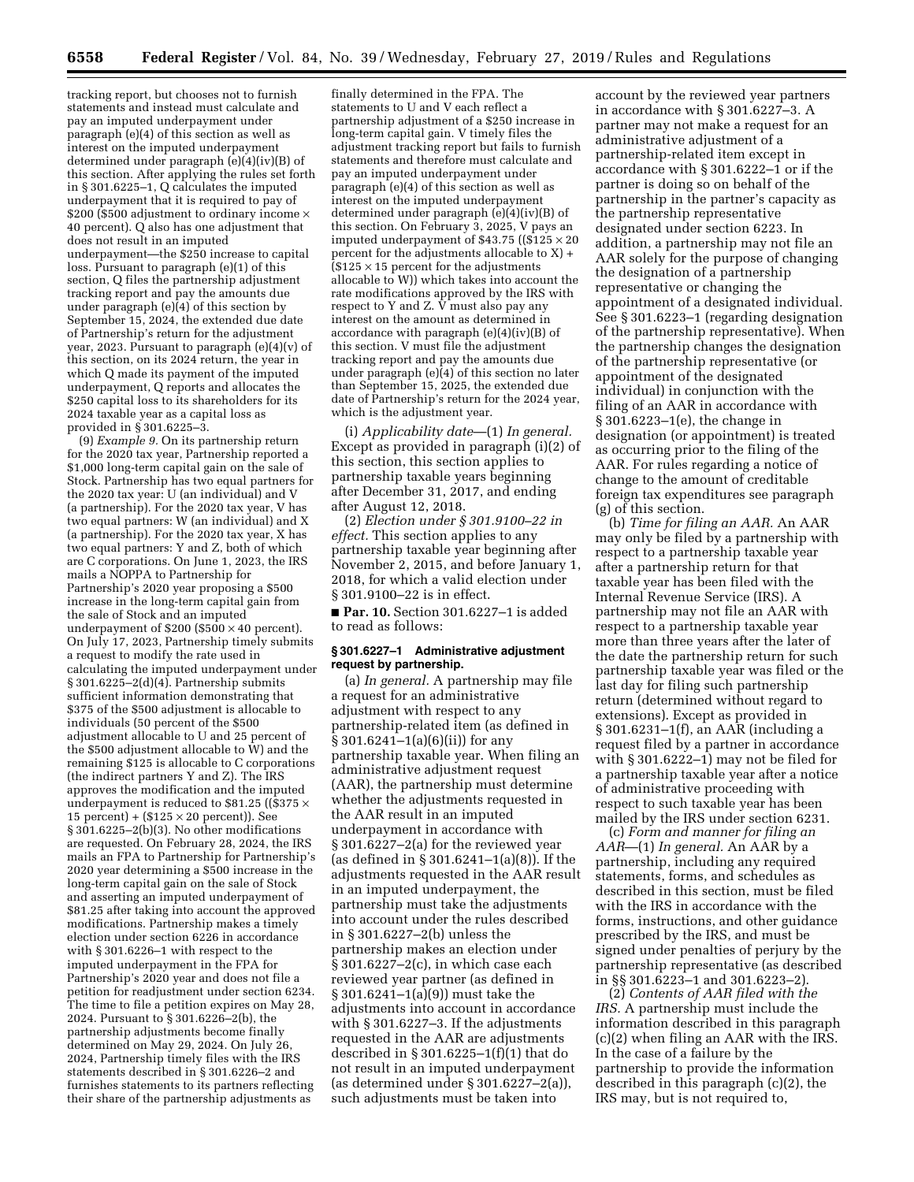tracking report, but chooses not to furnish statements and instead must calculate and pay an imputed underpayment under paragraph (e)(4) of this section as well as interest on the imputed underpayment determined under paragraph (e)(4)(iv)(B) of this section. After applying the rules set forth in § 301.6225–1, Q calculates the imputed underpayment that it is required to pay of \$200 (\$500 adjustment to ordinary income × 40 percent). Q also has one adjustment that does not result in an imputed underpayment—the \$250 increase to capital loss. Pursuant to paragraph (e)(1) of this section, Q files the partnership adjustment tracking report and pay the amounts due under paragraph (e)(4) of this section by September 15, 2024, the extended due date of Partnership's return for the adjustment year, 2023. Pursuant to paragraph (e)(4)(v) of this section, on its 2024 return, the year in which Q made its payment of the imputed underpayment, Q reports and allocates the \$250 capital loss to its shareholders for its 2024 taxable year as a capital loss as provided in § 301.6225–3.

(9) *Example 9.* On its partnership return for the 2020 tax year, Partnership reported a \$1,000 long-term capital gain on the sale of Stock. Partnership has two equal partners for the 2020 tax year: U (an individual) and V (a partnership). For the 2020 tax year, V has two equal partners: W (an individual) and X (a partnership). For the 2020 tax year, X has two equal partners: Y and Z, both of which are C corporations. On June 1, 2023, the IRS mails a NOPPA to Partnership for Partnership's 2020 year proposing a \$500 increase in the long-term capital gain from the sale of Stock and an imputed underpayment of \$200 (\$500 × 40 percent). On July 17, 2023, Partnership timely submits a request to modify the rate used in calculating the imputed underpayment under § 301.6225–2(d)(4). Partnership submits sufficient information demonstrating that \$375 of the \$500 adjustment is allocable to individuals (50 percent of the \$500 adjustment allocable to U and 25 percent of the \$500 adjustment allocable to W) and the remaining \$125 is allocable to C corporations (the indirect partners Y and Z). The IRS approves the modification and the imputed underpayment is reduced to \$81.25 ((\$375 × 15 percent) + (\$125 × 20 percent)). See § 301.6225–2(b)(3). No other modifications are requested. On February 28, 2024, the IRS mails an FPA to Partnership for Partnership's 2020 year determining a \$500 increase in the long-term capital gain on the sale of Stock and asserting an imputed underpayment of \$81.25 after taking into account the approved modifications. Partnership makes a timely election under section 6226 in accordance with § 301.6226–1 with respect to the imputed underpayment in the FPA for Partnership's 2020 year and does not file a petition for readjustment under section 6234. The time to file a petition expires on May 28, 2024. Pursuant to § 301.6226–2(b), the partnership adjustments become finally determined on May 29, 2024. On July 26, 2024, Partnership timely files with the IRS statements described in § 301.6226–2 and furnishes statements to its partners reflecting their share of the partnership adjustments as finally determined in the FPA. The statements to U and V each reflect a partnership adjustment of a \$250 increase in long-term capital gain. V timely files the adjustment tracking report but fails to furnish statements and therefore must calculate and pay an imputed underpayment under paragraph (e)(4) of this section as well as interest on the imputed underpayment determined under paragraph (e)(4)(iv)(B) of this section. On February 3, 2025, V pays an imputed underpayment of \$43.75 ((\$125 × 20 percent for the adjustments allocable to X) + (\$125 × 15 percent for the adjustments allocable to W)) which takes into account the rate modifications approved by the IRS with respect to Y and Z. V must also pay any interest on the amount as determined in accordance with paragraph (e)(4)(iv)(B) of this section. V must file the adjustment tracking report and pay the amounts due under paragraph (e)(4) of this section no later than September 15, 2025, the extended due date of Partnership's return for the 2024 year, which is the adjustment year.

(i) *Applicability date*—(1) *In general.* Except as provided in paragraph (i)(2) of this section, this section applies to partnership taxable years beginning after December 31, 2017, and ending after August 12, 2018.

(2) *Election under § 301.9100–22 in effect.* This section applies to any partnership taxable year beginning after November 2, 2015, and before January 1, 2018, for which a valid election under § 301.9100–22 is in effect.

■ **Par. 10.** Section 301.6227–1 is added to read as follows:

**§ 301.6227–1 Administrative adjustment request by partnership.**

(a) *In general.* A partnership may file a request for an administrative adjustment with respect to any partnership-related item (as defined in § 301.6241–1(a)(6)(ii)) for any partnership taxable year. When filing an administrative adjustment request (AAR), the partnership must determine whether the adjustments requested in the AAR result in an imputed underpayment in accordance with § 301.6227–2(a) for the reviewed year (as defined in § 301.6241–1(a)(8)). If the adjustments requested in the AAR result in an imputed underpayment, the partnership must take the adjustments into account under the rules described in § 301.6227–2(b) unless the partnership makes an election under § 301.6227–2(c), in which case each reviewed year partner (as defined in § 301.6241–1(a)(9)) must take the adjustments into account in accordance with § 301.6227–3. If the adjustments requested in the AAR are adjustments described in § 301.6225–1(f)(1) that do not result in an imputed underpayment (as determined under § 301.6227–2(a)), such adjustments must be taken into account by the reviewed year partners in accordance with § 301.6227–3. A partner may not make a request for an administrative adjustment of a partnership-related item except in accordance with § 301.6222–1 or if the partner is doing so on behalf of the partnership in the partner's capacity as the partnership representative designated under section 6223. In addition, a partnership may not file an AAR solely for the purpose of changing the designation of a partnership representative or changing the appointment of a designated individual. See § 301.6223–1 (regarding designation of the partnership representative). When the partnership changes the designation of the partnership representative (or appointment of the designated individual) in conjunction with the filing of an AAR in accordance with § 301.6223–1(e), the change in designation (or appointment) is treated as occurring prior to the filing of the AAR. For rules regarding a notice of change to the amount of creditable foreign tax expenditures see paragraph (g) of this section.

(b) *Time for filing an AAR.* An AAR may only be filed by a partnership with respect to a partnership taxable year after a partnership return for that taxable year has been filed with the Internal Revenue Service (IRS). A partnership may not file an AAR with respect to a partnership taxable year more than three years after the later of the date the partnership return for such partnership taxable year was filed or the last day for filing such partnership return (determined without regard to extensions). Except as provided in § 301.6231–1(f), an AAR (including a request filed by a partner in accordance with § 301.6222–1) may not be filed for a partnership taxable year after a notice of administrative proceeding with respect to such taxable year has been mailed by the IRS under section 6231.

(c) *Form and manner for filing an AAR*—(1) *In general.* An AAR by a partnership, including any required statements, forms, and schedules as described in this section, must be filed with the IRS in accordance with the forms, instructions, and other guidance prescribed by the IRS, and must be signed under penalties of perjury by the partnership representative (as described in §§ 301.6223–1 and 301.6223–2).

(2) *Contents of AAR filed with the IRS.* A partnership must include the information described in this paragraph (c)(2) when filing an AAR with the IRS. In the case of a failure by the partnership to provide the information described in this paragraph (c)(2), the IRS may, but is not required to,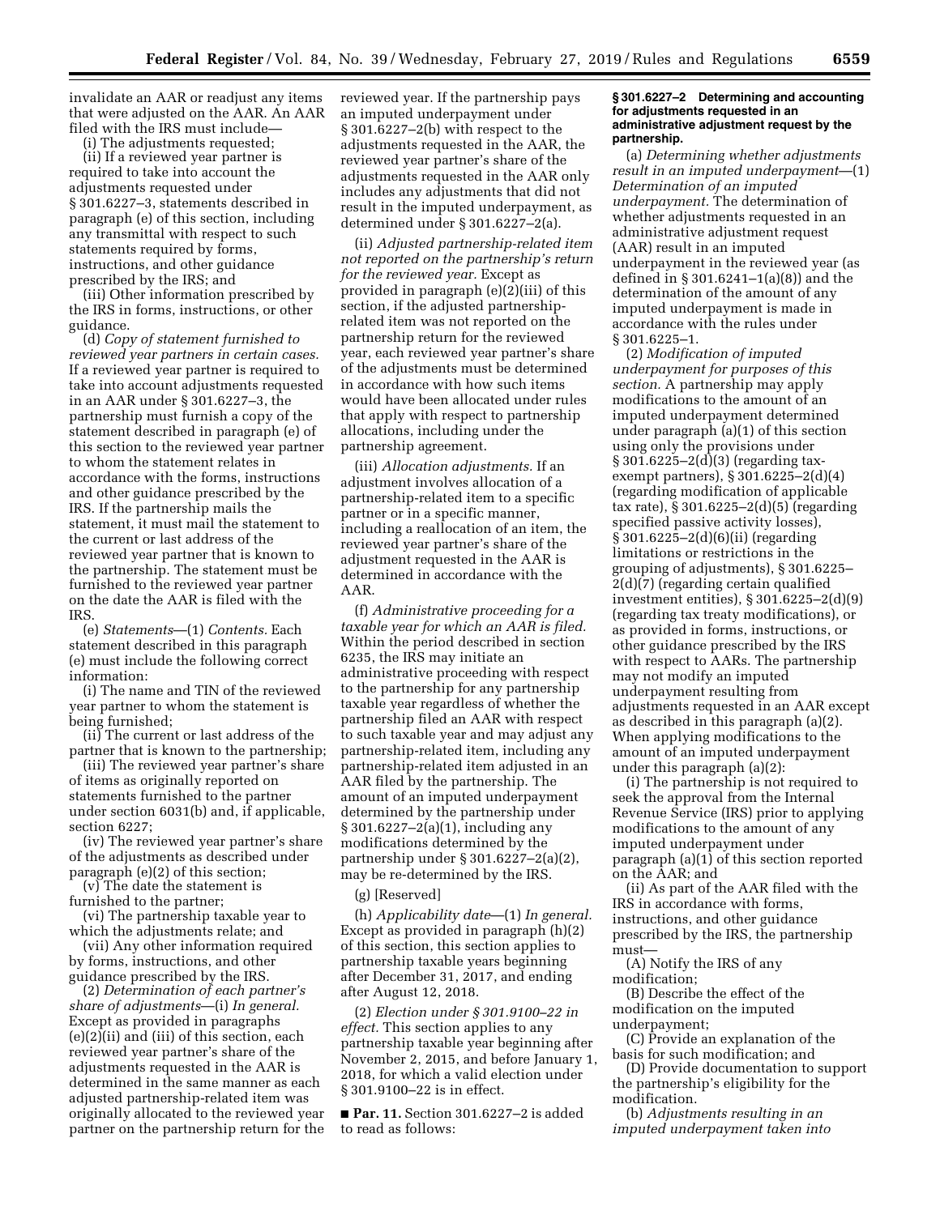invalidate an AAR or readjust any items that were adjusted on the AAR. An AAR filed with the IRS must include—

(i) The adjustments requested;

(ii) If a reviewed year partner is required to take into account the adjustments requested under § 301.6227–3, statements described in paragraph (e) of this section, including any transmittal with respect to such statements required by forms, instructions, and other guidance prescribed by the IRS; and

(iii) Other information prescribed by the IRS in forms, instructions, or other guidance.

(d) *Copy of statement furnished to reviewed year partners in certain cases.* If a reviewed year partner is required to take into account adjustments requested in an AAR under § 301.6227–3, the partnership must furnish a copy of the statement described in paragraph (e) of this section to the reviewed year partner to whom the statement relates in accordance with the forms, instructions and other guidance prescribed by the IRS. If the partnership mails the statement, it must mail the statement to the current or last address of the reviewed year partner that is known to the partnership. The statement must be furnished to the reviewed year partner on the date the AAR is filed with the IRS.

(e) *Statements*—(1) *Contents.* Each statement described in this paragraph (e) must include the following correct information:

(i) The name and TIN of the reviewed year partner to whom the statement is being furnished;

(ii) The current or last address of the partner that is known to the partnership;

(iii) The reviewed year partner's share of items as originally reported on statements furnished to the partner under section 6031(b) and, if applicable, section 6227;

(iv) The reviewed year partner's share of the adjustments as described under paragraph (e)(2) of this section;

(v) The date the statement is furnished to the partner;

(vi) The partnership taxable year to which the adjustments relate; and

(vii) Any other information required by forms, instructions, and other guidance prescribed by the IRS.

(2) *Determination of each partner's share of adjustments*—(i) *In general.* Except as provided in paragraphs (e)(2)(ii) and (iii) of this section, each reviewed year partner's share of the adjustments requested in the AAR is determined in the same manner as each adjusted partnership-related item was originally allocated to the reviewed year partner on the partnership return for the reviewed year. If the partnership pays an imputed underpayment under § 301.6227–2(b) with respect to the adjustments requested in the AAR, the reviewed year partner's share of the adjustments requested in the AAR only includes any adjustments that did not result in the imputed underpayment, as determined under § 301.6227–2(a).

(ii) *Adjusted partnership-related item not reported on the partnership's return for the reviewed year.* Except as provided in paragraph (e)(2)(iii) of this section, if the adjusted partnership-related item was not reported on the partnership return for the reviewed year, each reviewed year partner's share of the adjustments must be determined in accordance with how such items would have been allocated under rules that apply with respect to partnership allocations, including under the partnership agreement.

(iii) *Allocation adjustments.* If an adjustment involves allocation of a partnership-related item to a specific partner or in a specific manner, including a reallocation of an item, the reviewed year partner's share of the adjustment requested in the AAR is determined in accordance with the AAR.

(f) *Administrative proceeding for a taxable year for which an AAR is filed.* Within the period described in section 6235, the IRS may initiate an administrative proceeding with respect to the partnership for any partnership taxable year regardless of whether the partnership filed an AAR with respect to such taxable year and may adjust any partnership-related item, including any partnership-related item adjusted in an AAR filed by the partnership. The amount of an imputed underpayment determined by the partnership under § 301.6227–2(a)(1), including any modifications determined by the partnership under § 301.6227–2(a)(2), may be re-determined by the IRS.

(g) [Reserved]

(h) *Applicability date*—(1) *In general.* Except as provided in paragraph (h)(2) of this section, this section applies to partnership taxable years beginning after December 31, 2017, and ending after August 12, 2018.

(2) *Election under § 301.9100–22 in effect.* This section applies to any partnership taxable year beginning after November 2, 2015, and before January 1, 2018, for which a valid election under § 301.9100–22 is in effect.

■ **Par. 11.** Section 301.6227–2 is added to read as follows:

**§ 301.6227–2 Determining and accounting for adjustments requested in an administrative adjustment request by the partnership.**

(a) *Determining whether adjustments result in an imputed underpayment*—(1) *Determination of an imputed underpayment.* The determination of whether adjustments requested in an administrative adjustment request (AAR) result in an imputed underpayment in the reviewed year (as defined in § 301.6241–1(a)(8)) and the determination of the amount of any imputed underpayment is made in accordance with the rules under § 301.6225–1.

(2) *Modification of imputed underpayment for purposes of this section.* A partnership may apply modifications to the amount of an imputed underpayment determined under paragraph (a)(1) of this section using only the provisions under § 301.6225–2(d)(3) (regarding tax-exempt partners), § 301.6225–2(d)(4) (regarding modification of applicable tax rate), § 301.6225–2(d)(5) (regarding specified passive activity losses), § 301.6225–2(d)(6)(ii) (regarding limitations or restrictions in the grouping of adjustments), § 301.6225–2(d)(7) (regarding certain qualified investment entities), § 301.6225–2(d)(9) (regarding tax treaty modifications), or as provided in forms, instructions, or other guidance prescribed by the IRS with respect to AARs. The partnership may not modify an imputed underpayment resulting from adjustments requested in an AAR except as described in this paragraph (a)(2). When applying modifications to the amount of an imputed underpayment under this paragraph (a)(2):

(i) The partnership is not required to seek the approval from the Internal Revenue Service (IRS) prior to applying modifications to the amount of any imputed underpayment under paragraph (a)(1) of this section reported on the AAR; and

(ii) As part of the AAR filed with the IRS in accordance with forms, instructions, and other guidance prescribed by the IRS, the partnership must—

(A) Notify the IRS of any modification;

(B) Describe the effect of the modification on the imputed underpayment;

(C) Provide an explanation of the basis for such modification; and

(D) Provide documentation to support the partnership's eligibility for the modification.

(b) *Adjustments resulting in an imputed underpayment taken into*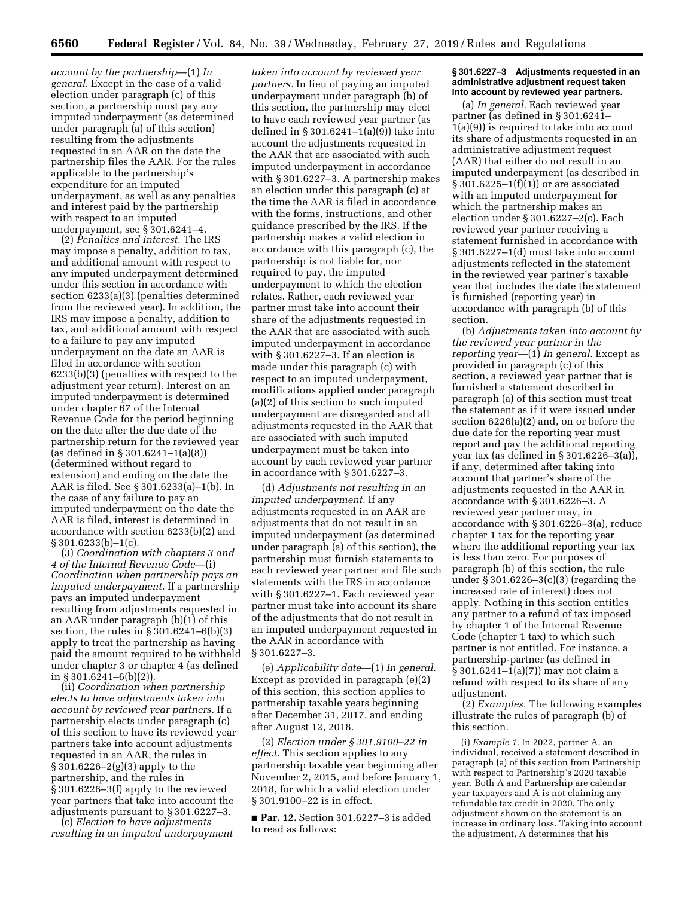*account by the partnership*—(1) *In general.* Except in the case of a valid election under paragraph (c) of this section, a partnership must pay any imputed underpayment (as determined under paragraph (a) of this section) resulting from the adjustments requested in an AAR on the date the partnership files the AAR. For the rules applicable to the partnership's expenditure for an imputed underpayment, as well as any penalties and interest paid by the partnership with respect to an imputed underpayment, see § 301.6241–4.

(2) *Penalties and interest.* The IRS may impose a penalty, addition to tax, and additional amount with respect to any imputed underpayment determined under this section in accordance with section 6233(a)(3) (penalties determined from the reviewed year). In addition, the IRS may impose a penalty, addition to tax, and additional amount with respect to a failure to pay any imputed underpayment on the date an AAR is filed in accordance with section 6233(b)(3) (penalties with respect to the adjustment year return). Interest on an imputed underpayment is determined under chapter 67 of the Internal Revenue Code for the period beginning on the date after the due date of the partnership return for the reviewed year (as defined in § 301.6241–1(a)(8)) (determined without regard to extension) and ending on the date the AAR is filed. See § 301.6233(a)–1(b). In the case of any failure to pay an imputed underpayment on the date the AAR is filed, interest is determined in accordance with section 6233(b)(2) and § 301.6233(b)–1(c).

(3) *Coordination with chapters 3 and 4 of the Internal Revenue Code*—(i) *Coordination when partnership pays an imputed underpayment.* If a partnership pays an imputed underpayment resulting from adjustments requested in an AAR under paragraph (b)(1) of this section, the rules in § 301.6241–6(b)(3) apply to treat the partnership as having paid the amount required to be withheld under chapter 3 or chapter 4 (as defined in § 301.6241–6(b)(2)).

(ii) *Coordination when partnership elects to have adjustments taken into account by reviewed year partners.* If a partnership elects under paragraph (c) of this section to have its reviewed year partners take into account adjustments requested in an AAR, the rules in § 301.6226–2(g)(3) apply to the partnership, and the rules in § 301.6226–3(f) apply to the reviewed year partners that take into account the adjustments pursuant to § 301.6227–3.

(c) *Election to have adjustments resulting in an imputed underpayment taken into account by reviewed year partners.* In lieu of paying an imputed underpayment under paragraph (b) of this section, the partnership may elect to have each reviewed year partner (as defined in § 301.6241–1(a)(9)) take into account the adjustments requested in the AAR that are associated with such imputed underpayment in accordance with § 301.6227–3. A partnership makes an election under this paragraph (c) at the time the AAR is filed in accordance with the forms, instructions, and other guidance prescribed by the IRS. If the partnership makes a valid election in accordance with this paragraph (c), the partnership is not liable for, nor required to pay, the imputed underpayment to which the election relates. Rather, each reviewed year partner must take into account their share of the adjustments requested in the AAR that are associated with such imputed underpayment in accordance with § 301.6227–3. If an election is made under this paragraph (c) with respect to an imputed underpayment, modifications applied under paragraph (a)(2) of this section to such imputed underpayment are disregarded and all adjustments requested in the AAR that are associated with such imputed underpayment must be taken into account by each reviewed year partner in accordance with § 301.6227–3.

(d) *Adjustments not resulting in an imputed underpayment.* If any adjustments requested in an AAR are adjustments that do not result in an imputed underpayment (as determined under paragraph (a) of this section), the partnership must furnish statements to each reviewed year partner and file such statements with the IRS in accordance with § 301.6227–1. Each reviewed year partner must take into account its share of the adjustments that do not result in an imputed underpayment requested in the AAR in accordance with § 301.6227–3.

(e) *Applicability date*—(1) *In general.* Except as provided in paragraph (e)(2) of this section, this section applies to partnership taxable years beginning after December 31, 2017, and ending after August 12, 2018.

(2) *Election under § 301.9100–22 in effect.* This section applies to any partnership taxable year beginning after November 2, 2015, and before January 1, 2018, for which a valid election under § 301.9100–22 is in effect.

■ **Par. 12.** Section 301.6227–3 is added to read as follows:

**§ 301.6227–3 Adjustments requested in an administrative adjustment request taken into account by reviewed year partners.**

(a) *In general.* Each reviewed year partner (as defined in § 301.6241–1(a)(9)) is required to take into account its share of adjustments requested in an administrative adjustment request (AAR) that either do not result in an imputed underpayment (as described in § 301.6225–1(f)(1)) or are associated with an imputed underpayment for which the partnership makes an election under § 301.6227–2(c). Each reviewed year partner receiving a statement furnished in accordance with § 301.6227–1(d) must take into account adjustments reflected in the statement in the reviewed year partner's taxable year that includes the date the statement is furnished (reporting year) in accordance with paragraph (b) of this section.

(b) *Adjustments taken into account by the reviewed year partner in the reporting year*—(1) *In general.* Except as provided in paragraph (c) of this section, a reviewed year partner that is furnished a statement described in paragraph (a) of this section must treat the statement as if it were issued under section 6226(a)(2) and, on or before the due date for the reporting year must report and pay the additional reporting year tax (as defined in § 301.6226–3(a)), if any, determined after taking into account that partner's share of the adjustments requested in the AAR in accordance with § 301.6226–3. A reviewed year partner may, in accordance with § 301.6226–3(a), reduce chapter 1 tax for the reporting year where the additional reporting year tax is less than zero. For purposes of paragraph (b) of this section, the rule under § 301.6226–3(c)(3) (regarding the increased rate of interest) does not apply. Nothing in this section entitles any partner to a refund of tax imposed by chapter 1 of the Internal Revenue Code (chapter 1 tax) to which such partner is not entitled. For instance, a partnership-partner (as defined in § 301.6241–1(a)(7)) may not claim a refund with respect to its share of any adjustment.

(2) *Examples.* The following examples illustrate the rules of paragraph (b) of this section.

(i) *Example 1.* In 2022, partner A, an individual, received a statement described in paragraph (a) of this section from Partnership with respect to Partnership's 2020 taxable year. Both A and Partnership are calendar year taxpayers and A is not claiming any refundable tax credit in 2020. The only adjustment shown on the statement is an increase in ordinary loss. Taking into account the adjustment, A determines that his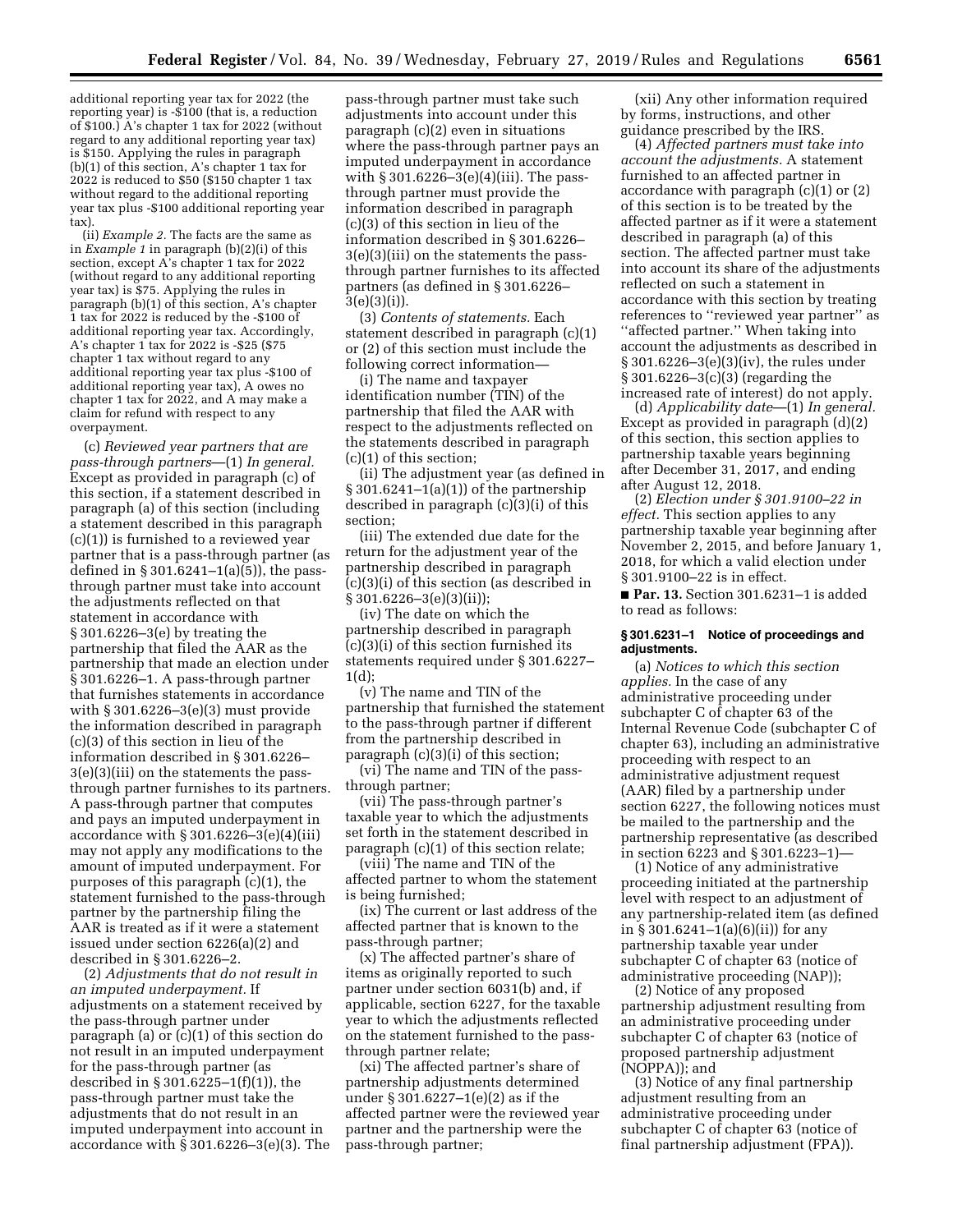additional reporting year tax for 2022 (the reporting year) is -$100 (that is, a reduction of $100.) A's chapter 1 tax for 2022 (without regard to any additional reporting year tax) is $150. Applying the rules in paragraph (b)(1) of this section, A's chapter 1 tax for 2022 is reduced to $50 ($150 chapter 1 tax without regard to the additional reporting year tax plus -$100 additional reporting year tax).

(ii) *Example 2.* The facts are the same as in *Example 1* in paragraph (b)(2)(i) of this section, except A's chapter 1 tax for 2022 (without regard to any additional reporting year tax) is $75. Applying the rules in paragraph (b)(1) of this section, A's chapter 1 tax for 2022 is reduced by the -$100 of additional reporting year tax. Accordingly, A's chapter 1 tax for 2022 is -$25 ($75 chapter 1 tax without regard to any additional reporting year tax plus -$100 of additional reporting year tax), A owes no chapter 1 tax for 2022, and A may make a claim for refund with respect to any overpayment.

(c) *Reviewed year partners that are pass-through partners*—(1) *In general.* Except as provided in paragraph (c) of this section, if a statement described in paragraph (a) of this section (including a statement described in this paragraph (c)(1)) is furnished to a reviewed year partner that is a pass-through partner (as defined in § 301.6241–1(a)(5)), the pass-through partner must take into account the adjustments reflected on that statement in accordance with § 301.6226–3(e) by treating the partnership that filed the AAR as the partnership that made an election under § 301.6226–1. A pass-through partner that furnishes statements in accordance with § 301.6226–3(e)(3) must provide the information described in paragraph (c)(3) of this section in lieu of the information described in § 301.6226–3(e)(3)(iii) on the statements the pass-through partner furnishes to its partners. A pass-through partner that computes and pays an imputed underpayment in accordance with § 301.6226–3(e)(4)(iii) may not apply any modifications to the amount of imputed underpayment. For purposes of this paragraph (c)(1), the statement furnished to the pass-through partner by the partnership filing the AAR is treated as if it were a statement issued under section 6226(a)(2) and described in § 301.6226–2.

(2) *Adjustments that do not result in an imputed underpayment.* If adjustments on a statement received by the pass-through partner under paragraph (a) or (c)(1) of this section do not result in an imputed underpayment for the pass-through partner (as described in § 301.6225–1(f)(1)), the pass-through partner must take the adjustments that do not result in an imputed underpayment into account in accordance with § 301.6226–3(e)(3). The pass-through partner must take such adjustments into account under this paragraph (c)(2) even in situations where the pass-through partner pays an imputed underpayment in accordance with § 301.6226–3(e)(4)(iii). The pass-through partner must provide the information described in paragraph (c)(3) of this section in lieu of the information described in § 301.6226–3(e)(3)(iii) on the statements the pass-through partner furnishes to its affected partners (as defined in § 301.6226–3(e)(3)(i)).

(3) *Contents of statements.* Each statement described in paragraph (c)(1) or (2) of this section must include the following correct information—

(i) The name and taxpayer identification number (TIN) of the partnership that filed the AAR with respect to the adjustments reflected on the statements described in paragraph (c)(1) of this section;

(ii) The adjustment year (as defined in § 301.6241–1(a)(1)) of the partnership described in paragraph (c)(3)(i) of this section;

(iii) The extended due date for the return for the adjustment year of the partnership described in paragraph (c)(3)(i) of this section (as described in § 301.6226–3(e)(3)(ii));

(iv) The date on which the partnership described in paragraph (c)(3)(i) of this section furnished its statements required under § 301.6227–1(d);

(v) The name and TIN of the partnership that furnished the statement to the pass-through partner if different from the partnership described in paragraph (c)(3)(i) of this section;

(vi) The name and TIN of the pass-through partner;

(vii) The pass-through partner's taxable year to which the adjustments set forth in the statement described in paragraph (c)(1) of this section relate;

(viii) The name and TIN of the affected partner to whom the statement is being furnished;

(ix) The current or last address of the affected partner that is known to the pass-through partner;

(x) The affected partner's share of items as originally reported to such partner under section 6031(b) and, if applicable, section 6227, for the taxable year to which the adjustments reflected on the statement furnished to the pass-through partner relate;

(xi) The affected partner's share of partnership adjustments determined under § 301.6227–1(e)(2) as if the affected partner were the reviewed year partner and the partnership were the pass-through partner;

(xii) Any other information required by forms, instructions, and other guidance prescribed by the IRS.

(4) *Affected partners must take into account the adjustments.* A statement furnished to an affected partner in accordance with paragraph (c)(1) or (2) of this section is to be treated by the affected partner as if it were a statement described in paragraph (a) of this section. The affected partner must take into account its share of the adjustments reflected on such a statement in accordance with this section by treating references to "reviewed year partner" as "affected partner." When taking into account the adjustments as described in § 301.6226–3(e)(3)(iv), the rules under § 301.6226–3(c)(3) (regarding the increased rate of interest) do not apply.

(d) *Applicability date*—(1) *In general.* Except as provided in paragraph (d)(2) of this section, this section applies to partnership taxable years beginning after December 31, 2017, and ending after August 12, 2018.

(2) *Election under § 301.9100–22 in effect.* This section applies to any partnership taxable year beginning after November 2, 2015, and before January 1, 2018, for which a valid election under § 301.9100–22 is in effect.

■ **Par. 13.** Section 301.6231–1 is added to read as follows:

### § 301.6231–1 Notice of proceedings and adjustments.

(a) *Notices to which this section applies.* In the case of any administrative proceeding under subchapter C of chapter 63 of the Internal Revenue Code (subchapter C of chapter 63), including an administrative proceeding with respect to an administrative adjustment request (AAR) filed by a partnership under section 6227, the following notices must be mailed to the partnership and the partnership representative (as described in section 6223 and § 301.6223–1)—

(1) Notice of any administrative proceeding initiated at the partnership level with respect to an adjustment of any partnership-related item (as defined in § 301.6241–1(a)(6)(ii)) for any partnership taxable year under subchapter C of chapter 63 (notice of administrative proceeding (NAP));

(2) Notice of any proposed partnership adjustment resulting from an administrative proceeding under subchapter C of chapter 63 (notice of proposed partnership adjustment (NOPPA)); and

(3) Notice of any final partnership adjustment resulting from an administrative proceeding under subchapter C of chapter 63 (notice of final partnership adjustment (FPA)).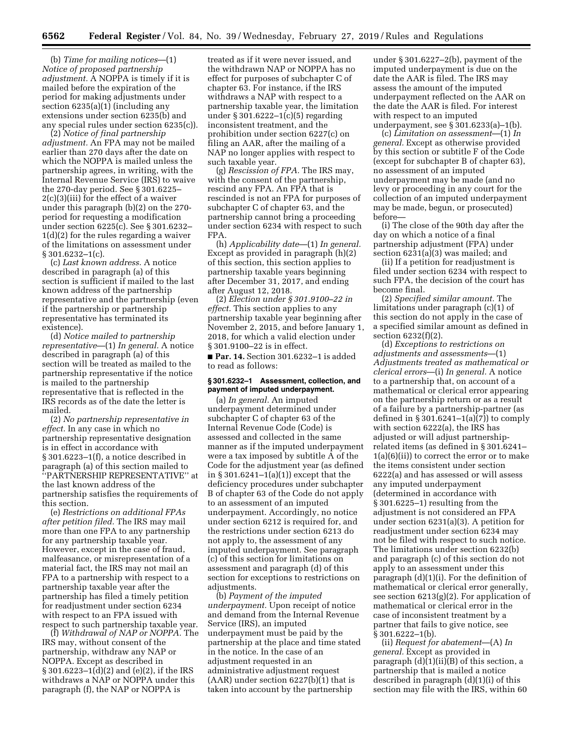(b) *Time for mailing notices*—(1) *Notice of proposed partnership adjustment.* A NOPPA is timely if it is mailed before the expiration of the period for making adjustments under section 6235(a)(1) (including any extensions under section 6235(b) and any special rules under section 6235(c)).

(2) *Notice of final partnership adjustment.* An FPA may not be mailed earlier than 270 days after the date on which the NOPPA is mailed unless the partnership agrees, in writing, with the Internal Revenue Service (IRS) to waive the 270-day period. See § 301.6225–2(c)(3)(iii) for the effect of a waiver under this paragraph (b)(2) on the 270-period for requesting a modification under section 6225(c). See § 301.6232–1(d)(2) for the rules regarding a waiver of the limitations on assessment under § 301.6232–1(c).

(c) *Last known address.* A notice described in paragraph (a) of this section is sufficient if mailed to the last known address of the partnership representative and the partnership (even if the partnership or partnership representative has terminated its existence).

(d) *Notice mailed to partnership representative*—(1) *In general.* A notice described in paragraph (a) of this section will be treated as mailed to the partnership representative if the notice is mailed to the partnership representative that is reflected in the IRS records as of the date the letter is mailed.

(2) *No partnership representative in effect.* In any case in which no partnership representative designation is in effect in accordance with § 301.6223–1(f), a notice described in paragraph (a) of this section mailed to ''PARTNERSHIP REPRESENTATIVE'' at the last known address of the partnership satisfies the requirements of this section.

(e) *Restrictions on additional FPAs after petition filed.* The IRS may mail more than one FPA to any partnership for any partnership taxable year. However, except in the case of fraud, malfeasance, or misrepresentation of a material fact, the IRS may not mail an FPA to a partnership with respect to a partnership taxable year after the partnership has filed a timely petition for readjustment under section 6234 with respect to an FPA issued with respect to such partnership taxable year.

(f) *Withdrawal of NAP or NOPPA.* The IRS may, without consent of the partnership, withdraw any NAP or NOPPA. Except as described in § 301.6223–1(d)(2) and (e)(2), if the IRS withdraws a NAP or NOPPA under this paragraph (f), the NAP or NOPPA is treated as if it were never issued, and the withdrawn NAP or NOPPA has no effect for purposes of subchapter C of chapter 63. For instance, if the IRS withdraws a NAP with respect to a partnership taxable year, the limitation under § 301.6222–1(c)(5) regarding inconsistent treatment, and the prohibition under section 6227(c) on filing an AAR, after the mailing of a NAP no longer applies with respect to such taxable year.

(g) *Rescission of FPA.* The IRS may, with the consent of the partnership, rescind any FPA. An FPA that is rescinded is not an FPA for purposes of subchapter C of chapter 63, and the partnership cannot bring a proceeding under section 6234 with respect to such FPA.

(h) *Applicability date*—(1) *In general.* Except as provided in paragraph (h)(2) of this section, this section applies to partnership taxable years beginning after December 31, 2017, and ending after August 12, 2018.

(2) *Election under § 301.9100–22 in effect.* This section applies to any partnership taxable year beginning after November 2, 2015, and before January 1, 2018, for which a valid election under § 301.9100–22 is in effect.

■ **Par. 14.** Section 301.6232–1 is added to read as follows:

**§ 301.6232–1 Assessment, collection, and payment of imputed underpayment.**

(a) *In general.* An imputed underpayment determined under subchapter C of chapter 63 of the Internal Revenue Code (Code) is assessed and collected in the same manner as if the imputed underpayment were a tax imposed by subtitle A of the Code for the adjustment year (as defined in § 301.6241–1(a)(1)) except that the deficiency procedures under subchapter B of chapter 63 of the Code do not apply to an assessment of an imputed underpayment. Accordingly, no notice under section 6212 is required for, and the restrictions under section 6213 do not apply to, the assessment of any imputed underpayment. See paragraph (c) of this section for limitations on assessment and paragraph (d) of this section for exceptions to restrictions on adjustments.

(b) *Payment of the imputed underpayment.* Upon receipt of notice and demand from the Internal Revenue Service (IRS), an imputed underpayment must be paid by the partnership at the place and time stated in the notice. In the case of an adjustment requested in an administrative adjustment request (AAR) under section 6227(b)(1) that is taken into account by the partnership under § 301.6227–2(b), payment of the imputed underpayment is due on the date the AAR is filed. The IRS may assess the amount of the imputed underpayment reflected on the AAR on the date the AAR is filed. For interest with respect to an imputed underpayment, see § 301.6233(a)–1(b).

(c) *Limitation on assessment*—(1) *In general.* Except as otherwise provided by this section or subtitle F of the Code (except for subchapter B of chapter 63), no assessment of an imputed underpayment may be made (and no levy or proceeding in any court for the collection of an imputed underpayment may be made, begun, or prosecuted) before—

(i) The close of the 90th day after the day on which a notice of a final partnership adjustment (FPA) under section 6231(a)(3) was mailed; and

(ii) If a petition for readjustment is filed under section 6234 with respect to such FPA, the decision of the court has become final.

(2) *Specified similar amount.* The limitations under paragraph (c)(1) of this section do not apply in the case of a specified similar amount as defined in section 6232(f)(2).

(d) *Exceptions to restrictions on adjustments and assessments*—(1) *Adjustments treated as mathematical or clerical errors*—(i) *In general.* A notice to a partnership that, on account of a mathematical or clerical error appearing on the partnership return or as a result of a failure by a partnership-partner (as defined in § 301.6241–1(a)(7)) to comply with section 6222(a), the IRS has adjusted or will adjust partnership-related items (as defined in § 301.6241–1(a)(6)(ii)) to correct the error or to make the items consistent under section 6222(a) and has assessed or will assess any imputed underpayment (determined in accordance with § 301.6225–1) resulting from the adjustment is not considered an FPA under section 6231(a)(3). A petition for readjustment under section 6234 may not be filed with respect to such notice. The limitations under section 6232(b) and paragraph (c) of this section do not apply to an assessment under this paragraph (d)(1)(i). For the definition of mathematical or clerical error generally, see section 6213(g)(2). For application of mathematical or clerical error in the case of inconsistent treatment by a partner that fails to give notice, see § 301.6222–1(b).

(ii) *Request for abatement*—(A) *In general.* Except as provided in paragraph (d)(1)(ii)(B) of this section, a partnership that is mailed a notice described in paragraph (d)(1)(i) of this section may file with the IRS, within 60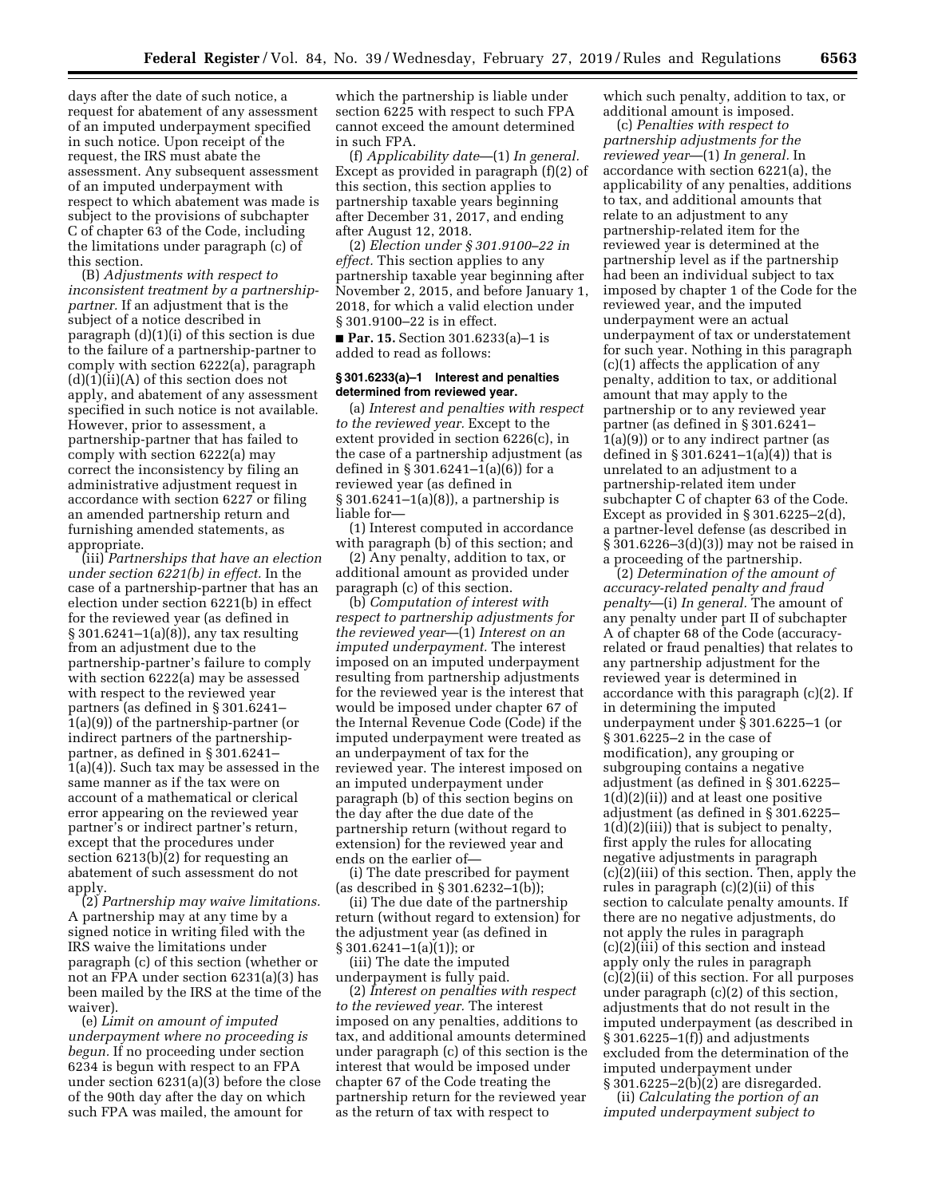days after the date of such notice, a request for abatement of any assessment of an imputed underpayment specified in such notice. Upon receipt of the request, the IRS must abate the assessment. Any subsequent assessment of an imputed underpayment with respect to which abatement was made is subject to the provisions of subchapter C of chapter 63 of the Code, including the limitations under paragraph (c) of this section.

(B) *Adjustments with respect to inconsistent treatment by a partnership-partner.* If an adjustment that is the subject of a notice described in paragraph (d)(1)(i) of this section is due to the failure of a partnership-partner to comply with section 6222(a), paragraph (d)(1)(ii)(A) of this section does not apply, and abatement of any assessment specified in such notice is not available. However, prior to assessment, a partnership-partner that has failed to comply with section 6222(a) may correct the inconsistency by filing an administrative adjustment request in accordance with section 6227 or filing an amended partnership return and furnishing amended statements, as appropriate.

(iii) *Partnerships that have an election under section 6221(b) in effect.* In the case of a partnership-partner that has an election under section 6221(b) in effect for the reviewed year (as defined in § 301.6241–1(a)(8)), any tax resulting from an adjustment due to the partnership-partner's failure to comply with section 6222(a) may be assessed with respect to the reviewed year partners (as defined in § 301.6241–1(a)(9)) of the partnership-partner (or indirect partners of the partnership-partner, as defined in § 301.6241–1(a)(4)). Such tax may be assessed in the same manner as if the tax were on account of a mathematical or clerical error appearing on the reviewed year partner's or indirect partner's return, except that the procedures under section 6213(b)(2) for requesting an abatement of such assessment do not apply.

(2) *Partnership may waive limitations.* A partnership may at any time by a signed notice in writing filed with the IRS waive the limitations under paragraph (c) of this section (whether or not an FPA under section 6231(a)(3) has been mailed by the IRS at the time of the waiver).

(e) *Limit on amount of imputed underpayment where no proceeding is begun.* If no proceeding under section 6234 is begun with respect to an FPA under section 6231(a)(3) before the close of the 90th day after the day on which such FPA was mailed, the amount for which the partnership is liable under section 6225 with respect to such FPA cannot exceed the amount determined in such FPA.

(f) *Applicability date*—(1) *In general.* Except as provided in paragraph (f)(2) of this section, this section applies to partnership taxable years beginning after December 31, 2017, and ending after August 12, 2018.

(2) *Election under § 301.9100–22 in effect.* This section applies to any partnership taxable year beginning after November 2, 2015, and before January 1, 2018, for which a valid election under § 301.9100–22 is in effect.

■ **Par. 15.** Section 301.6233(a)–1 is added to read as follows:

**§ 301.6233(a)–1 Interest and penalties determined from reviewed year.**

(a) *Interest and penalties with respect to the reviewed year.* Except to the extent provided in section 6226(c), in the case of a partnership adjustment (as defined in § 301.6241–1(a)(6)) for a reviewed year (as defined in § 301.6241–1(a)(8)), a partnership is liable for—

(1) Interest computed in accordance with paragraph (b) of this section; and

(2) Any penalty, addition to tax, or additional amount as provided under paragraph (c) of this section.

(b) *Computation of interest with respect to partnership adjustments for the reviewed year*—(1) *Interest on an imputed underpayment.* The interest imposed on an imputed underpayment resulting from partnership adjustments for the reviewed year is the interest that would be imposed under chapter 67 of the Internal Revenue Code (Code) if the imputed underpayment were treated as an underpayment of tax for the reviewed year. The interest imposed on an imputed underpayment under paragraph (b) of this section begins on the day after the due date of the partnership return (without regard to extension) for the reviewed year and ends on the earlier of—

(i) The date prescribed for payment (as described in § 301.6232–1(b));

(ii) The due date of the partnership return (without regard to extension) for the adjustment year (as defined in § 301.6241–1(a)(1)); or

(iii) The date the imputed underpayment is fully paid.

(2) *Interest on penalties with respect to the reviewed year.* The interest imposed on any penalties, additions to tax, and additional amounts determined under paragraph (c) of this section is the interest that would be imposed under chapter 67 of the Code treating the partnership return for the reviewed year as the return of tax with respect to which such penalty, addition to tax, or additional amount is imposed.

(c) *Penalties with respect to partnership adjustments for the reviewed year*—(1) *In general.* In accordance with section 6221(a), the applicability of any penalties, additions to tax, and additional amounts that relate to an adjustment to any partnership-related item for the reviewed year is determined at the partnership level as if the partnership had been an individual subject to tax imposed by chapter 1 of the Code for the reviewed year, and the imputed underpayment were an actual underpayment of tax or understatement for such year. Nothing in this paragraph (c)(1) affects the application of any penalty, addition to tax, or additional amount that may apply to the partnership or to any reviewed year partner (as defined in § 301.6241–1(a)(9)) or to any indirect partner (as defined in § 301.6241–1(a)(4)) that is unrelated to an adjustment to a partnership-related item under subchapter C of chapter 63 of the Code. Except as provided in § 301.6225–2(d), a partner-level defense (as described in § 301.6226–3(d)(3)) may not be raised in a proceeding of the partnership.

(2) *Determination of the amount of accuracy-related penalty and fraud penalty*—(i) *In general.* The amount of any penalty under part II of subchapter A of chapter 68 of the Code (accuracy-related or fraud penalties) that relates to any partnership adjustment for the reviewed year is determined in accordance with this paragraph (c)(2). If in determining the imputed underpayment under § 301.6225–1 (or § 301.6225–2 in the case of modification), any grouping or subgrouping contains a negative adjustment (as defined in § 301.6225–1(d)(2)(ii)) and at least one positive adjustment (as defined in § 301.6225–1(d)(2)(iii)) that is subject to penalty, first apply the rules for allocating negative adjustments in paragraph (c)(2)(iii) of this section. Then, apply the rules in paragraph (c)(2)(ii) of this section to calculate penalty amounts. If there are no negative adjustments, do not apply the rules in paragraph (c)(2)(iii) of this section and instead apply only the rules in paragraph (c)(2)(ii) of this section. For all purposes under paragraph (c)(2) of this section, adjustments that do not result in the imputed underpayment (as described in § 301.6225–1(f)) and adjustments excluded from the determination of the imputed underpayment under § 301.6225–2(b)(2) are disregarded.

(ii) *Calculating the portion of an imputed underpayment subject to*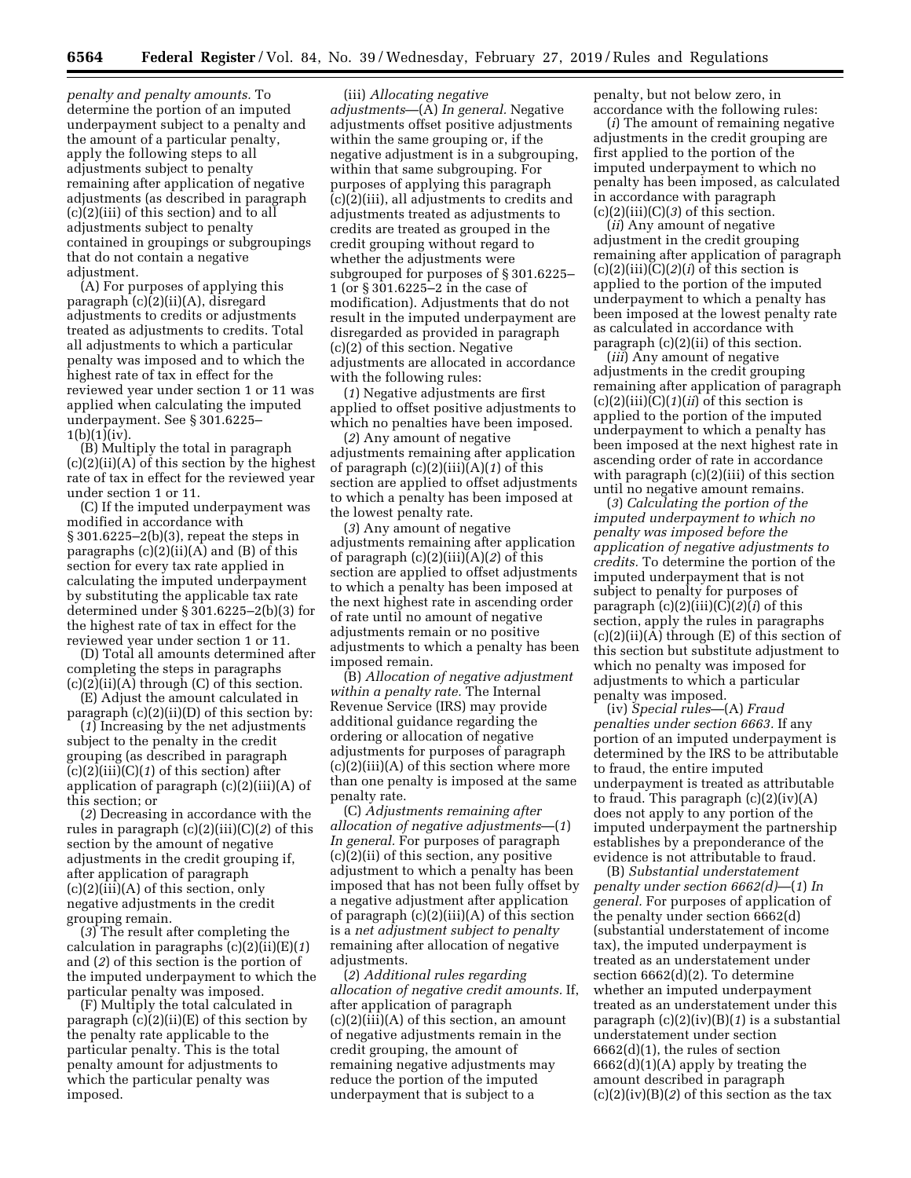*penalty and penalty amounts.* To determine the portion of an imputed underpayment subject to a penalty and the amount of a particular penalty, apply the following steps to all adjustments subject to penalty remaining after application of negative adjustments (as described in paragraph (c)(2)(iii) of this section) and to all adjustments subject to penalty contained in groupings or subgroupings that do not contain a negative adjustment.

(A) For purposes of applying this paragraph (c)(2)(ii)(A), disregard adjustments to credits or adjustments treated as adjustments to credits. Total all adjustments to which a particular penalty was imposed and to which the highest rate of tax in effect for the reviewed year under section 1 or 11 was applied when calculating the imputed underpayment. See § 301.6225–1(b)(1)(iv).

(B) Multiply the total in paragraph (c)(2)(ii)(A) of this section by the highest rate of tax in effect for the reviewed year under section 1 or 11.

(C) If the imputed underpayment was modified in accordance with § 301.6225–2(b)(3), repeat the steps in paragraphs (c)(2)(ii)(A) and (B) of this section for every tax rate applied in calculating the imputed underpayment by substituting the applicable tax rate determined under § 301.6225–2(b)(3) for the highest rate of tax in effect for the reviewed year under section 1 or 11.

(D) Total all amounts determined after completing the steps in paragraphs (c)(2)(ii)(A) through (C) of this section.

(E) Adjust the amount calculated in paragraph (c)(2)(ii)(D) of this section by:

(*1*) Increasing by the net adjustments subject to the penalty in the credit grouping (as described in paragraph (c)(2)(iii)(C)(*1*) of this section) after application of paragraph (c)(2)(iii)(A) of this section; or

(*2*) Decreasing in accordance with the rules in paragraph (c)(2)(iii)(C)(*2*) of this section by the amount of negative adjustments in the credit grouping if, after application of paragraph (c)(2)(iii)(A) of this section, only negative adjustments in the credit grouping remain.

(*3*) The result after completing the calculation in paragraphs (c)(2)(ii)(E)(*1*) and (*2*) of this section is the portion of the imputed underpayment to which the particular penalty was imposed.

(F) Multiply the total calculated in paragraph (c)(2)(ii)(E) of this section by the penalty rate applicable to the particular penalty. This is the total penalty amount for adjustments to which the particular penalty was imposed.

(iii) *Allocating negative adjustments*—(A) *In general.* Negative adjustments offset positive adjustments within the same grouping or, if the negative adjustment is in a subgrouping, within that same subgrouping. For purposes of applying this paragraph (c)(2)(iii), all adjustments to credits and adjustments treated as adjustments to credits are treated as grouped in the credit grouping without regard to whether the adjustments were subgrouped for purposes of § 301.6225–1 (or § 301.6225–2 in the case of modification). Adjustments that do not result in the imputed underpayment are disregarded as provided in paragraph (c)(2) of this section. Negative adjustments are allocated in accordance with the following rules:

(*1*) Negative adjustments are first applied to offset positive adjustments to which no penalties have been imposed.

(*2*) Any amount of negative adjustments remaining after application of paragraph (c)(2)(iii)(A)(*1*) of this section are applied to offset adjustments to which a penalty has been imposed at the lowest penalty rate.

(*3*) Any amount of negative adjustments remaining after application of paragraph (c)(2)(iii)(A)(*2*) of this section are applied to offset adjustments to which a penalty has been imposed at the next highest rate in ascending order of rate until no amount of negative adjustments remain or no positive adjustments to which a penalty has been imposed remain.

(B) *Allocation of negative adjustment within a penalty rate.* The Internal Revenue Service (IRS) may provide additional guidance regarding the ordering or allocation of negative adjustments for purposes of paragraph (c)(2)(iii)(A) of this section where more than one penalty is imposed at the same penalty rate.

(C) *Adjustments remaining after allocation of negative adjustments*—(*1*) *In general.* For purposes of paragraph (c)(2)(ii) of this section, any positive adjustment to which a penalty has been imposed that has not been fully offset by a negative adjustment after application of paragraph (c)(2)(iii)(A) of this section is a *net adjustment subject to penalty* remaining after allocation of negative adjustments.

(*2*) *Additional rules regarding allocation of negative credit amounts.* If, after application of paragraph (c)(2)(iii)(A) of this section, an amount of negative adjustments remain in the credit grouping, the amount of remaining negative adjustments may reduce the portion of the imputed underpayment that is subject to a penalty, but not below zero, in accordance with the following rules:

(*i*) The amount of remaining negative adjustments in the credit grouping are first applied to the portion of the imputed underpayment to which no penalty has been imposed, as calculated in accordance with paragraph (c)(2)(iii)(C)(*3*) of this section.

(*ii*) Any amount of negative adjustment in the credit grouping remaining after application of paragraph (c)(2)(iii)(C)(*2*)(*i*) of this section is applied to the portion of the imputed underpayment to which a penalty has been imposed at the lowest penalty rate as calculated in accordance with paragraph (c)(2)(ii) of this section.

(*iii*) Any amount of negative adjustments in the credit grouping remaining after application of paragraph (c)(2)(iii)(C)(*1*)(*ii*) of this section is applied to the portion of the imputed underpayment to which a penalty has been imposed at the next highest rate in ascending order of rate in accordance with paragraph (c)(2)(iii) of this section until no negative amount remains.

(*3*) *Calculating the portion of the imputed underpayment to which no penalty was imposed before the application of negative adjustments to credits.* To determine the portion of the imputed underpayment that is not subject to penalty for purposes of paragraph (c)(2)(iii)(C)(*2*)(*i*) of this section, apply the rules in paragraphs (c)(2)(ii)(A) through (E) of this section of this section but substitute adjustment to which no penalty was imposed for adjustments to which a particular penalty was imposed.

(iv) *Special rules*—(A) *Fraud penalties under section 6663.* If any portion of an imputed underpayment is determined by the IRS to be attributable to fraud, the entire imputed underpayment is treated as attributable to fraud. This paragraph (c)(2)(iv)(A) does not apply to any portion of the imputed underpayment the partnership establishes by a preponderance of the evidence is not attributable to fraud.

(B) *Substantial understatement penalty under section 6662(d)*—(*1*) *In general.* For purposes of application of the penalty under section 6662(d) (substantial understatement of income tax), the imputed underpayment is treated as an understatement under section 6662(d)(2). To determine whether an imputed underpayment treated as an understatement under this paragraph (c)(2)(iv)(B)(*1*) is a substantial understatement under section 6662(d)(1), the rules of section 6662(d)(1)(A) apply by treating the amount described in paragraph (c)(2)(iv)(B)(*2*) of this section as the tax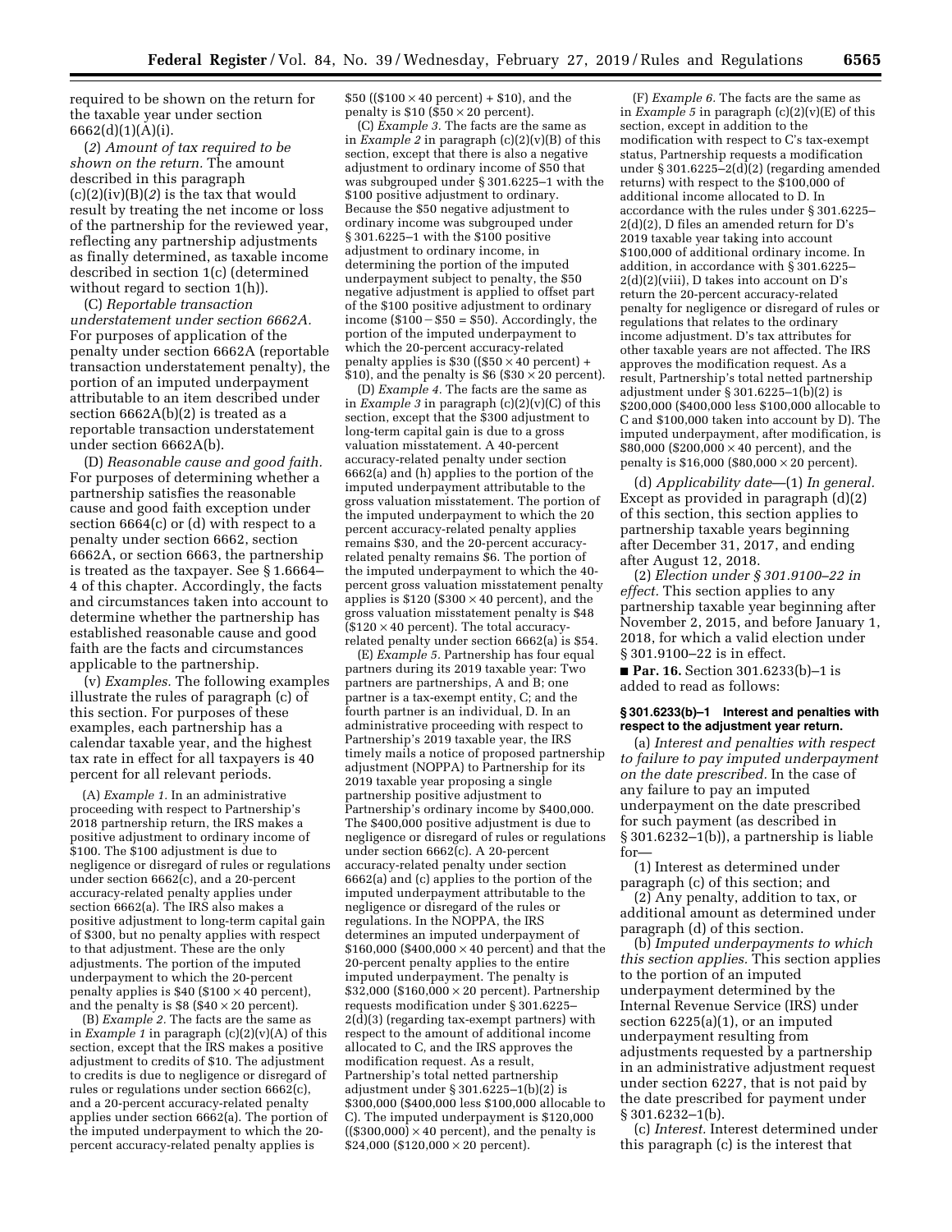required to be shown on the return for the taxable year under section 6662(d)(1)(A)(i).

(*2*) *Amount of tax required to be shown on the return.* The amount described in this paragraph (c)(2)(iv)(B)(*2*) is the tax that would result by treating the net income or loss of the partnership for the reviewed year, reflecting any partnership adjustments as finally determined, as taxable income described in section 1(c) (determined without regard to section 1(h)).

(C) *Reportable transaction understatement under section 6662A.* For purposes of application of the penalty under section 6662A (reportable transaction understatement penalty), the portion of an imputed underpayment attributable to an item described under section 6662A(b)(2) is treated as a reportable transaction understatement under section 6662A(b).

(D) *Reasonable cause and good faith.* For purposes of determining whether a partnership satisfies the reasonable cause and good faith exception under section 6664(c) or (d) with respect to a penalty under section 6662, section 6662A, or section 6663, the partnership is treated as the taxpayer. See § 1.6664–4 of this chapter. Accordingly, the facts and circumstances taken into account to determine whether the partnership has established reasonable cause and good faith are the facts and circumstances applicable to the partnership.

(v) *Examples.* The following examples illustrate the rules of paragraph (c) of this section. For purposes of these examples, each partnership has a calendar taxable year, and the highest tax rate in effect for all taxpayers is 40 percent for all relevant periods.

(A) *Example 1.* In an administrative proceeding with respect to Partnership's 2018 partnership return, the IRS makes a positive adjustment to ordinary income of $100. The $100 adjustment is due to negligence or disregard of rules or regulations under section 6662(c), and a 20-percent accuracy-related penalty applies under section 6662(a). The IRS also makes a positive adjustment to long-term capital gain of $300, but no penalty applies with respect to that adjustment. These are the only adjustments. The portion of the imputed underpayment to which the 20-percent penalty applies is $40 ($100 × 40 percent), and the penalty is $8 ($40 × 20 percent).

(B) *Example 2.* The facts are the same as in *Example 1* in paragraph (c)(2)(v)(A) of this section, except that the IRS makes a positive adjustment to credits of $10. The adjustment to credits is due to negligence or disregard of rules or regulations under section 6662(c), and a 20-percent accuracy-related penalty applies under section 6662(a). The portion of the imputed underpayment to which the 20-percent accuracy-related penalty applies is $50 (($100 × 40 percent) + $10), and the penalty is $10 ($50 × 20 percent).

(C) *Example 3.* The facts are the same as in *Example 2* in paragraph (c)(2)(v)(B) of this section, except that there is also a negative adjustment to ordinary income of $50 that was subgrouped under § 301.6225–1 with the $100 positive adjustment to ordinary. Because the $50 negative adjustment to ordinary income was subgrouped under § 301.6225–1 with the $100 positive adjustment to ordinary income, in determining the portion of the imputed underpayment subject to penalty, the $50 negative adjustment is applied to offset part of the $100 positive adjustment to ordinary income ($100 − $50 = $50). Accordingly, the portion of the imputed underpayment to which the 20-percent accuracy-related penalty applies is $30 (($50 × 40 percent) + $10), and the penalty is $6 ($30 × 20 percent).

(D) *Example 4.* The facts are the same as in *Example 3* in paragraph (c)(2)(v)(C) of this section, except that the $300 adjustment to long-term capital gain is due to a gross valuation misstatement. A 40-percent accuracy-related penalty under section 6662(a) and (h) applies to the portion of the imputed underpayment attributable to the gross valuation misstatement. The portion of the imputed underpayment to which the 20 percent accuracy-related penalty applies remains $30, and the 20-percent accuracy-related penalty remains $6. The portion of the imputed underpayment to which the 40-percent gross valuation misstatement penalty applies is $120 ($300 × 40 percent), and the gross valuation misstatement penalty is $48 ($120 × 40 percent). The total accuracy-related penalty under section 6662(a) is $54.

(E) *Example 5.* Partnership has four equal partners during its 2019 taxable year: Two partners are partnerships, A and B; one partner is a tax-exempt entity, C; and the fourth partner is an individual, D. In an administrative proceeding with respect to Partnership's 2019 taxable year, the IRS timely mails a notice of proposed partnership adjustment (NOPPA) to Partnership for its 2019 taxable year proposing a single partnership positive adjustment to Partnership's ordinary income by $400,000. The $400,000 positive adjustment is due to negligence or disregard of rules or regulations under section 6662(c). A 20-percent accuracy-related penalty under section 6662(a) and (c) applies to the portion of the imputed underpayment attributable to the negligence or disregard of the rules or regulations. In the NOPPA, the IRS determines an imputed underpayment of $160,000 ($400,000 × 40 percent) and that the 20-percent penalty applies to the entire imputed underpayment. The penalty is $32,000 ($160,000 × 20 percent). Partnership requests modification under § 301.6225–2(d)(3) (regarding tax-exempt partners) with respect to the amount of additional income allocated to C, and the IRS approves the modification request. As a result, Partnership's total netted partnership adjustment under § 301.6225–1(b)(2) is $300,000 ($400,000 less $100,000 allocable to C). The imputed underpayment is $120,000 (($300,000) × 40 percent), and the penalty is $24,000 ($120,000 × 20 percent).

(F) *Example 6.* The facts are the same as in *Example 5* in paragraph (c)(2)(v)(E) of this section, except in addition to the modification with respect to C's tax-exempt status, Partnership requests a modification under § 301.6225–2(d)(2) (regarding amended returns) with respect to the $100,000 of additional income allocated to D. In accordance with the rules under § 301.6225–2(d)(2), D files an amended return for D's 2019 taxable year taking into account $100,000 of additional ordinary income. In addition, in accordance with § 301.6225–2(d)(2)(viii), D takes into account on D's return the 20-percent accuracy-related penalty for negligence or disregard of rules or regulations that relates to the ordinary income adjustment. D's tax attributes for other taxable years are not affected. The IRS approves the modification request. As a result, Partnership's total netted partnership adjustment under § 301.6225–1(b)(2) is $200,000 ($400,000 less $100,000 allocable to C and $100,000 taken into account by D). The imputed underpayment, after modification, is $80,000 ($200,000 × 40 percent), and the penalty is $16,000 ($80,000 × 20 percent).

(d) *Applicability date*—(1) *In general.* Except as provided in paragraph (d)(2) of this section, this section applies to partnership taxable years beginning after December 31, 2017, and ending after August 12, 2018.

(2) *Election under § 301.9100–22 in effect.* This section applies to any partnership taxable year beginning after November 2, 2015, and before January 1, 2018, for which a valid election under § 301.9100–22 is in effect.

■ **Par. 16.** Section 301.6233(b)–1 is added to read as follows:

#### § 301.6233(b)–1 Interest and penalties with respect to the adjustment year return.

(a) *Interest and penalties with respect to failure to pay imputed underpayment on the date prescribed.* In the case of any failure to pay an imputed underpayment on the date prescribed for such payment (as described in § 301.6232–1(b)), a partnership is liable for—

(1) Interest as determined under paragraph (c) of this section; and

(2) Any penalty, addition to tax, or additional amount as determined under paragraph (d) of this section.

(b) *Imputed underpayments to which this section applies.* This section applies to the portion of an imputed underpayment determined by the Internal Revenue Service (IRS) under section 6225(a)(1), or an imputed underpayment resulting from adjustments requested by a partnership in an administrative adjustment request under section 6227, that is not paid by the date prescribed for payment under § 301.6232–1(b).

(c) *Interest.* Interest determined under this paragraph (c) is the interest that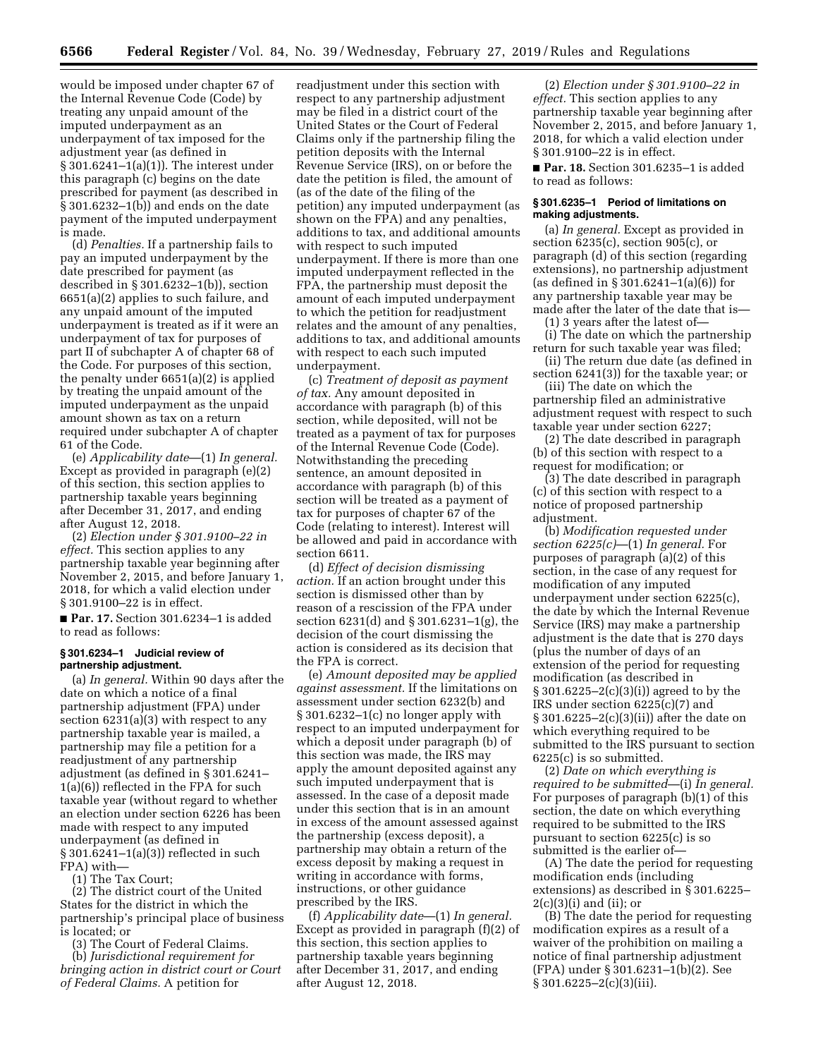would be imposed under chapter 67 of the Internal Revenue Code (Code) by treating any unpaid amount of the imputed underpayment as an underpayment of tax imposed for the adjustment year (as defined in § 301.6241–1(a)(1)). The interest under this paragraph (c) begins on the date prescribed for payment (as described in § 301.6232–1(b)) and ends on the date payment of the imputed underpayment is made.

(d) *Penalties.* If a partnership fails to pay an imputed underpayment by the date prescribed for payment (as described in § 301.6232–1(b)), section 6651(a)(2) applies to such failure, and any unpaid amount of the imputed underpayment is treated as if it were an underpayment of tax for purposes of part II of subchapter A of chapter 68 of the Code. For purposes of this section, the penalty under 6651(a)(2) is applied by treating the unpaid amount of the imputed underpayment as the unpaid amount shown as tax on a return required under subchapter A of chapter 61 of the Code.

(e) *Applicability date*—(1) *In general.* Except as provided in paragraph (e)(2) of this section, this section applies to partnership taxable years beginning after December 31, 2017, and ending after August 12, 2018.

(2) *Election under § 301.9100–22 in effect.* This section applies to any partnership taxable year beginning after November 2, 2015, and before January 1, 2018, for which a valid election under § 301.9100–22 is in effect.

■ **Par. 17.** Section 301.6234–1 is added to read as follows:

**§ 301.6234–1 Judicial review of partnership adjustment.**

(a) *In general.* Within 90 days after the date on which a notice of a final partnership adjustment (FPA) under section 6231(a)(3) with respect to any partnership taxable year is mailed, a partnership may file a petition for a readjustment of any partnership adjustment (as defined in § 301.6241–1(a)(6)) reflected in the FPA for such taxable year (without regard to whether an election under section 6226 has been made with respect to any imputed underpayment (as defined in § 301.6241–1(a)(3)) reflected in such FPA) with—

(1) The Tax Court;

(2) The district court of the United States for the district in which the partnership's principal place of business is located; or

(3) The Court of Federal Claims.

(b) *Jurisdictional requirement for bringing action in district court or Court of Federal Claims.* A petition for readjustment under this section with respect to any partnership adjustment may be filed in a district court of the United States or the Court of Federal Claims only if the partnership filing the petition deposits with the Internal Revenue Service (IRS), on or before the date the petition is filed, the amount of (as of the date of the filing of the petition) any imputed underpayment (as shown on the FPA) and any penalties, additions to tax, and additional amounts with respect to such imputed underpayment. If there is more than one imputed underpayment reflected in the FPA, the partnership must deposit the amount of each imputed underpayment to which the petition for readjustment relates and the amount of any penalties, additions to tax, and additional amounts with respect to each such imputed underpayment.

(c) *Treatment of deposit as payment of tax.* Any amount deposited in accordance with paragraph (b) of this section, while deposited, will not be treated as a payment of tax for purposes of the Internal Revenue Code (Code). Notwithstanding the preceding sentence, an amount deposited in accordance with paragraph (b) of this section will be treated as a payment of tax for purposes of chapter 67 of the Code (relating to interest). Interest will be allowed and paid in accordance with section 6611.

(d) *Effect of decision dismissing action.* If an action brought under this section is dismissed other than by reason of a rescission of the FPA under section 6231(d) and § 301.6231–1(g), the decision of the court dismissing the action is considered as its decision that the FPA is correct.

(e) *Amount deposited may be applied against assessment.* If the limitations on assessment under section 6232(b) and § 301.6232–1(c) no longer apply with respect to an imputed underpayment for which a deposit under paragraph (b) of this section was made, the IRS may apply the amount deposited against any such imputed underpayment that is assessed. In the case of a deposit made under this section that is in an amount in excess of the amount assessed against the partnership (excess deposit), a partnership may obtain a return of the excess deposit by making a request in writing in accordance with forms, instructions, or other guidance prescribed by the IRS.

(f) *Applicability date*—(1) *In general.* Except as provided in paragraph (f)(2) of this section, this section applies to partnership taxable years beginning after December 31, 2017, and ending after August 12, 2018.

(2) *Election under § 301.9100–22 in effect.* This section applies to any partnership taxable year beginning after November 2, 2015, and before January 1, 2018, for which a valid election under § 301.9100–22 is in effect.

■ **Par. 18.** Section 301.6235–1 is added to read as follows:

**§ 301.6235–1 Period of limitations on making adjustments.**

(a) *In general.* Except as provided in section 6235(c), section 905(c), or paragraph (d) of this section (regarding extensions), no partnership adjustment (as defined in § 301.6241–1(a)(6)) for any partnership taxable year may be made after the later of the date that is—

(1) 3 years after the latest of—

(i) The date on which the partnership return for such taxable year was filed;

(ii) The return due date (as defined in section 6241(3)) for the taxable year; or

(iii) The date on which the partnership filed an administrative adjustment request with respect to such taxable year under section 6227;

(2) The date described in paragraph (b) of this section with respect to a request for modification; or

(3) The date described in paragraph (c) of this section with respect to a notice of proposed partnership adjustment.

(b) *Modification requested under section 6225(c)*—(1) *In general.* For purposes of paragraph (a)(2) of this section, in the case of any request for modification of any imputed underpayment under section 6225(c), the date by which the Internal Revenue Service (IRS) may make a partnership adjustment is the date that is 270 days (plus the number of days of an extension of the period for requesting modification (as described in § 301.6225–2(c)(3)(i)) agreed to by the IRS under section 6225(c)(7) and § 301.6225–2(c)(3)(ii)) after the date on which everything required to be submitted to the IRS pursuant to section 6225(c) is so submitted.

(2) *Date on which everything is required to be submitted*—(i) *In general.* For purposes of paragraph (b)(1) of this section, the date on which everything required to be submitted to the IRS pursuant to section 6225(c) is so submitted is the earlier of—

(A) The date the period for requesting modification ends (including extensions) as described in § 301.6225–2(c)(3)(i) and (ii); or

(B) The date the period for requesting modification expires as a result of a waiver of the prohibition on mailing a notice of final partnership adjustment (FPA) under § 301.6231–1(b)(2). See § 301.6225–2(c)(3)(iii).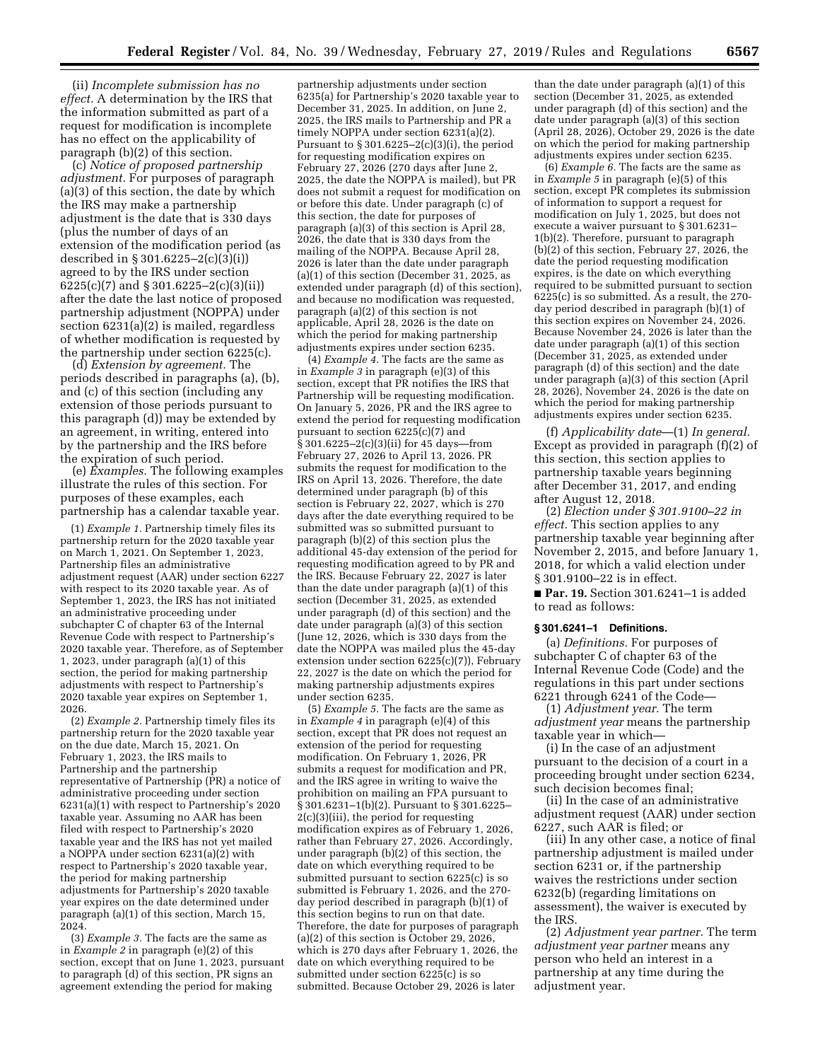(ii) *Incomplete submission has no effect.* A determination by the IRS that the information submitted as part of a request for modification is incomplete has no effect on the applicability of paragraph (b)(2) of this section.

(c) *Notice of proposed partnership adjustment.* For purposes of paragraph (a)(3) of this section, the date by which the IRS may make a partnership adjustment is the date that is 330 days (plus the number of days of an extension of the modification period (as described in § 301.6225–2(c)(3)(i)) agreed to by the IRS under section 6225(c)(7) and § 301.6225–2(c)(3)(ii)) after the date the last notice of proposed partnership adjustment (NOPPA) under section 6231(a)(2) is mailed, regardless of whether modification is requested by the partnership under section 6225(c).

(d) *Extension by agreement.* The periods described in paragraphs (a), (b), and (c) of this section (including any extension of those periods pursuant to this paragraph (d)) may be extended by an agreement, in writing, entered into by the partnership and the IRS before the expiration of such period.

(e) *Examples.* The following examples illustrate the rules of this section. For purposes of these examples, each partnership has a calendar taxable year.

(1) *Example 1.* Partnership timely files its partnership return for the 2020 taxable year on March 1, 2021. On September 1, 2023, Partnership files an administrative adjustment request (AAR) under section 6227 with respect to its 2020 taxable year. As of September 1, 2023, the IRS has not initiated an administrative proceeding under subchapter C of chapter 63 of the Internal Revenue Code with respect to Partnership's 2020 taxable year. Therefore, as of September 1, 2023, under paragraph (a)(1) of this section, the period for making partnership adjustments with respect to Partnership's 2020 taxable year expires on September 1, 2026.

(2) *Example 2.* Partnership timely files its partnership return for the 2020 taxable year on the due date, March 15, 2021. On February 1, 2023, the IRS mails to Partnership and the partnership representative of Partnership (PR) a notice of administrative proceeding under section 6231(a)(1) with respect to Partnership's 2020 taxable year. Assuming no AAR has been filed with respect to Partnership's 2020 taxable year and the IRS has not yet mailed a NOPPA under section 6231(a)(2) with respect to Partnership's 2020 taxable year, the period for making partnership adjustments for Partnership's 2020 taxable year expires on the date determined under paragraph (a)(1) of this section, March 15, 2024.

(3) *Example 3.* The facts are the same as in *Example 2* in paragraph (e)(2) of this section, except that on June 1, 2023, pursuant to paragraph (d) of this section, PR signs an agreement extending the period for making partnership adjustments under section 6235(a) for Partnership's 2020 taxable year to December 31, 2025. In addition, on June 2, 2025, the IRS mails to Partnership and PR a timely NOPPA under section 6231(a)(2). Pursuant to § 301.6225–2(c)(3)(i), the period for requesting modification expires on February 27, 2026 (270 days after June 2, 2025, the date the NOPPA is mailed), but PR does not submit a request for modification on or before this date. Under paragraph (c) of this section, the date for purposes of paragraph (a)(3) of this section is April 28, 2026, the date that is 330 days from the mailing of the NOPPA. Because April 28, 2026 is later than the date under paragraph (a)(1) of this section (December 31, 2025, as extended under paragraph (d) of this section), and because no modification was requested, paragraph (a)(2) of this section is not applicable, April 28, 2026 is the date on which the period for making partnership adjustments expires under section 6235.

(4) *Example 4.* The facts are the same as in *Example 3* in paragraph (e)(3) of this section, except that PR notifies the IRS that Partnership will be requesting modification. On January 5, 2026, PR and the IRS agree to extend the period for requesting modification pursuant to section 6225(c)(7) and § 301.6225–2(c)(3)(ii) for 45 days—from February 27, 2026 to April 13, 2026. PR submits the request for modification to the IRS on April 13, 2026. Therefore, the date determined under paragraph (b) of this section is February 22, 2027, which is 270 days after the date everything required to be submitted was so submitted pursuant to paragraph (b)(2) of this section plus the additional 45-day extension of the period for requesting modification agreed to by PR and the IRS. Because February 22, 2027 is later than the date under paragraph (a)(1) of this section (December 31, 2025, as extended under paragraph (d) of this section) and the date under paragraph (a)(3) of this section (June 12, 2026, which is 330 days from the date the NOPPA was mailed plus the 45-day extension under section 6225(c)(7)), February 22, 2027 is the date on which the period for making partnership adjustments expires under section 6235.

(5) *Example 5.* The facts are the same as in *Example 4* in paragraph (e)(4) of this section, except that PR does not request an extension of the period for requesting modification. On February 1, 2026, PR submits a request for modification and PR, and the IRS agree in writing to waive the prohibition on mailing an FPA pursuant to § 301.6231–1(b)(2). Pursuant to § 301.6225–2(c)(3)(iii), the period for requesting modification expires as of February 1, 2026, rather than February 27, 2026. Accordingly, under paragraph (b)(2) of this section, the date on which everything required to be submitted pursuant to section 6225(c) is so submitted is February 1, 2026, and the 270-day period described in paragraph (b)(1) of this section begins to run on that date. Therefore, the date for purposes of paragraph (a)(2) of this section is October 29, 2026, which is 270 days after February 1, 2026, the date on which everything required to be submitted under section 6225(c) is so submitted. Because October 29, 2026 is later than the date under paragraph (a)(1) of this section (December 31, 2025, as extended under paragraph (d) of this section) and the date under paragraph (a)(3) of this section (April 28, 2026), October 29, 2026 is the date on which the period for making partnership adjustments expires under section 6235.

(6) *Example 6.* The facts are the same as in *Example 5* in paragraph (e)(5) of this section, except PR completes its submission of information to support a request for modification on July 1, 2025, but does not execute a waiver pursuant to § 301.6231–1(b)(2). Therefore, pursuant to paragraph (b)(2) of this section, February 27, 2026, the date the period requesting modification expires, is the date on which everything required to be submitted pursuant to section 6225(c) is so submitted. As a result, the 270-day period described in paragraph (b)(1) of this section expires on November 24, 2026. Because November 24, 2026 is later than the date under paragraph (a)(1) of this section (December 31, 2025, as extended under paragraph (d) of this section) and the date under paragraph (a)(3) of this section (April 28, 2026), November 24, 2026 is the date on which the period for making partnership adjustments expires under section 6235.

(f) *Applicability date*—(1) *In general.* Except as provided in paragraph (f)(2) of this section, this section applies to partnership taxable years beginning after December 31, 2017, and ending after August 12, 2018.

(2) *Election under § 301.9100–22 in effect.* This section applies to any partnership taxable year beginning after November 2, 2015, and before January 1, 2018, for which a valid election under § 301.9100–22 is in effect.

■ **Par. 19.** Section 301.6241–1 is added to read as follows:

**§ 301.6241–1 Definitions.**

(a) *Definitions.* For purposes of subchapter C of chapter 63 of the Internal Revenue Code (Code) and the regulations in this part under sections 6221 through 6241 of the Code—

(1) *Adjustment year.* The term *adjustment year* means the partnership taxable year in which—

(i) In the case of an adjustment pursuant to the decision of a court in a proceeding brought under section 6234, such decision becomes final;

(ii) In the case of an administrative adjustment request (AAR) under section 6227, such AAR is filed; or

(iii) In any other case, a notice of final partnership adjustment is mailed under section 6231 or, if the partnership waives the restrictions under section 6232(b) (regarding limitations on assessment), the waiver is executed by the IRS.

(2) *Adjustment year partner.* The term *adjustment year partner* means any person who held an interest in a partnership at any time during the adjustment year.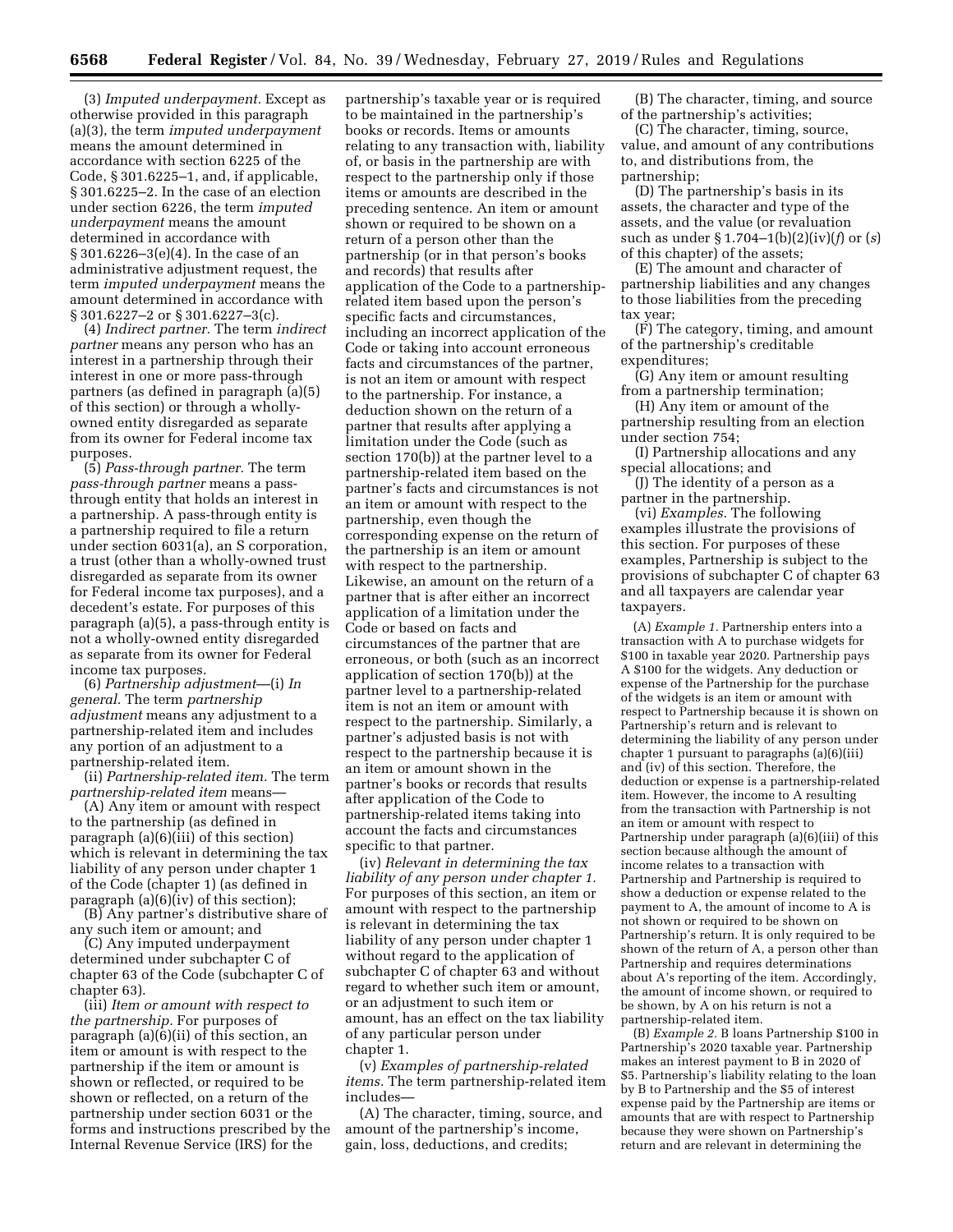(3) *Imputed underpayment.* Except as otherwise provided in this paragraph (a)(3), the term *imputed underpayment* means the amount determined in accordance with section 6225 of the Code, § 301.6225–1, and, if applicable, § 301.6225–2. In the case of an election under section 6226, the term *imputed underpayment* means the amount determined in accordance with § 301.6226–3(e)(4). In the case of an administrative adjustment request, the term *imputed underpayment* means the amount determined in accordance with § 301.6227–2 or § 301.6227–3(c).

(4) *Indirect partner.* The term *indirect partner* means any person who has an interest in a partnership through their interest in one or more pass-through partners (as defined in paragraph (a)(5) of this section) or through a wholly-owned entity disregarded as separate from its owner for Federal income tax purposes.

(5) *Pass-through partner.* The term *pass-through partner* means a pass-through entity that holds an interest in a partnership. A pass-through entity is a partnership required to file a return under section 6031(a), an S corporation, a trust (other than a wholly-owned trust disregarded as separate from its owner for Federal income tax purposes), and a decedent's estate. For purposes of this paragraph (a)(5), a pass-through entity is not a wholly-owned entity disregarded as separate from its owner for Federal income tax purposes.

(6) *Partnership adjustment*—(i) *In general.* The term *partnership adjustment* means any adjustment to a partnership-related item and includes any portion of an adjustment to a partnership-related item.

(ii) *Partnership-related item.* The term *partnership-related item* means—

(A) Any item or amount with respect to the partnership (as defined in paragraph (a)(6)(iii) of this section) which is relevant in determining the tax liability of any person under chapter 1 of the Code (chapter 1) (as defined in paragraph (a)(6)(iv) of this section);

(B) Any partner's distributive share of any such item or amount; and

(C) Any imputed underpayment determined under subchapter C of chapter 63 of the Code (subchapter C of chapter 63).

(iii) *Item or amount with respect to the partnership.* For purposes of paragraph (a)(6)(ii) of this section, an item or amount is with respect to the partnership if the item or amount is shown or reflected, or required to be shown or reflected, on a return of the partnership under section 6031 or the forms and instructions prescribed by the Internal Revenue Service (IRS) for the partnership's taxable year or is required to be maintained in the partnership's books or records. Items or amounts relating to any transaction with, liability of, or basis in the partnership are with respect to the partnership only if those items or amounts are described in the preceding sentence. An item or amount shown or required to be shown on a return of a person other than the partnership (or in that person's books and records) that results after application of the Code to a partnership-related item based upon the person's specific facts and circumstances, including an incorrect application of the Code or taking into account erroneous facts and circumstances of the partner, is not an item or amount with respect to the partnership. For instance, a deduction shown on the return of a partner that results after applying a limitation under the Code (such as section 170(b)) at the partner level to a partnership-related item based on the partner's facts and circumstances is not an item or amount with respect to the partnership, even though the corresponding expense on the return of the partnership is an item or amount with respect to the partnership. Likewise, an amount on the return of a partner that is after either an incorrect application of a limitation under the Code or based on facts and circumstances of the partner that are erroneous, or both (such as an incorrect application of section 170(b)) at the partner level to a partnership-related item is not an item or amount with respect to the partnership. Similarly, a partner's adjusted basis is not with respect to the partnership because it is an item or amount shown in the partner's books or records that results after application of the Code to partnership-related items taking into account the facts and circumstances specific to that partner.

(iv) *Relevant in determining the tax liability of any person under chapter 1.* For purposes of this section, an item or amount with respect to the partnership is relevant in determining the tax liability of any person under chapter 1 without regard to the application of subchapter C of chapter 63 and without regard to whether such item or amount, or an adjustment to such item or amount, has an effect on the tax liability of any particular person under chapter 1.

(v) *Examples of partnership-related items.* The term partnership-related item includes—

(A) The character, timing, source, and amount of the partnership's income, gain, loss, deductions, and credits;

(B) The character, timing, and source of the partnership's activities;

(C) The character, timing, source, value, and amount of any contributions to, and distributions from, the partnership;

(D) The partnership's basis in its assets, the character and type of the assets, and the value (or revaluation such as under § 1.704–1(b)(2)(iv)(*f*) or (*s*) of this chapter) of the assets;

(E) The amount and character of partnership liabilities and any changes to those liabilities from the preceding tax year;

(F) The category, timing, and amount of the partnership's creditable expenditures;

(G) Any item or amount resulting from a partnership termination;

(H) Any item or amount of the partnership resulting from an election under section 754;

(I) Partnership allocations and any special allocations; and

(J) The identity of a person as a partner in the partnership.

(vi) *Examples.* The following examples illustrate the provisions of this section. For purposes of these examples, Partnership is subject to the provisions of subchapter C of chapter 63 and all taxpayers are calendar year taxpayers.

(A) *Example 1.* Partnership enters into a transaction with A to purchase widgets for $100 in taxable year 2020. Partnership pays A $100 for the widgets. Any deduction or expense of the Partnership for the purchase of the widgets is an item or amount with respect to Partnership because it is shown on Partnership's return and is relevant to determining the liability of any person under chapter 1 pursuant to paragraphs (a)(6)(iii) and (iv) of this section. Therefore, the deduction or expense is a partnership-related item. However, the income to A resulting from the transaction with Partnership is not an item or amount with respect to Partnership under paragraph (a)(6)(iii) of this section because although the amount of income relates to a transaction with Partnership and Partnership is required to show a deduction or expense related to the payment to A, the amount of income to A is not shown or required to be shown on Partnership's return. It is only required to be shown of the return of A, a person other than Partnership and requires determinations about A's reporting of the item. Accordingly, the amount of income shown, or required to be shown, by A on his return is not a partnership-related item.

(B) *Example 2.* B loans Partnership $100 in Partnership's 2020 taxable year. Partnership makes an interest payment to B in 2020 of $5. Partnership's liability relating to the loan by B to Partnership and the $5 of interest expense paid by the Partnership are items or amounts that are with respect to Partnership because they were shown on Partnership's return and are relevant in determining the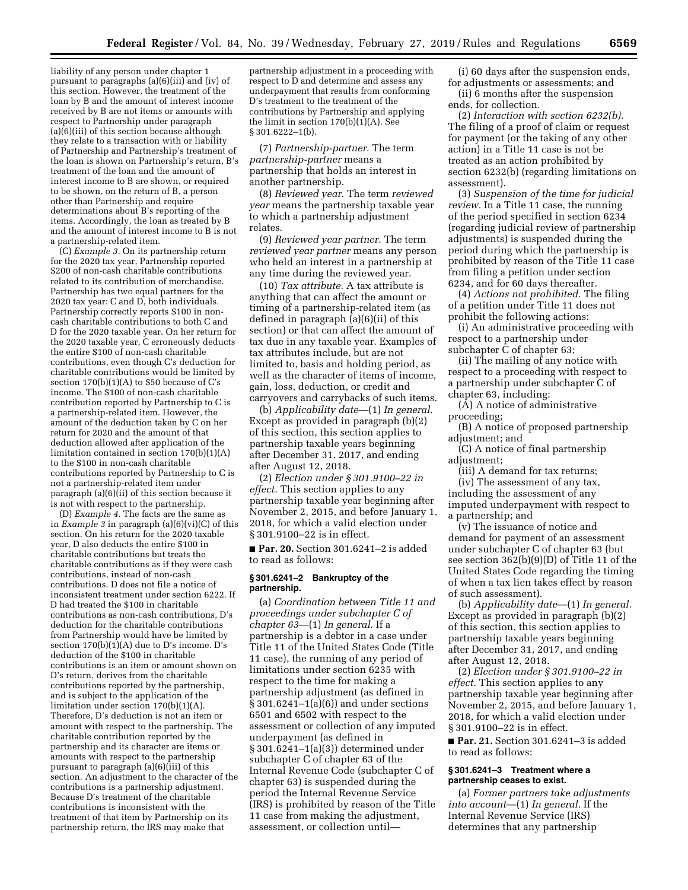liability of any person under chapter 1 pursuant to paragraphs (a)(6)(iii) and (iv) of this section. However, the treatment of the loan by B and the amount of interest income received by B are not items or amounts with respect to Partnership under paragraph (a)(6)(iii) of this section because although they relate to a transaction with or liability of Partnership and Partnership's treatment of the loan is shown on Partnership's return, B's treatment of the loan and the amount of interest income to B are shown, or required to be shown, on the return of B, a person other than Partnership and require determinations about B's reporting of the items. Accordingly, the loan as treated by B and the amount of interest income to B is not a partnership-related item.

(C) *Example 3.* On its partnership return for the 2020 tax year, Partnership reported $200 of non-cash charitable contributions related to its contribution of merchandise. Partnership has two equal partners for the 2020 tax year: C and D, both individuals. Partnership correctly reports $100 in non-cash charitable contributions to both C and D for the 2020 taxable year. On her return for the 2020 taxable year, C erroneously deducts the entire $100 of non-cash charitable contributions, even though C's deduction for charitable contributions would be limited by section 170(b)(1)(A) to $50 because of C's income. The $100 of non-cash charitable contribution reported by Partnership to C is a partnership-related item. However, the amount of the deduction taken by C on her return for 2020 and the amount of that deduction allowed after application of the limitation contained in section 170(b)(1)(A) to the $100 in non-cash charitable contributions reported by Partnership to C is not a partnership-related item under paragraph (a)(6)(ii) of this section because it is not with respect to the partnership.

(D) *Example 4.* The facts are the same as in *Example 3* in paragraph (a)(6)(vi)(C) of this section. On his return for the 2020 taxable year, D also deducts the entire $100 in charitable contributions but treats the charitable contributions as if they were cash contributions, instead of non-cash contributions. D does not file a notice of inconsistent treatment under section 6222. If D had treated the $100 in charitable contributions as non-cash contributions, D's deduction for the charitable contributions from Partnership would have been limited by section 170(b)(1)(A) due to D's income. D's deduction of the $100 in charitable contributions is an item or amount shown on D's return, derives from the charitable contributions reported by the partnership, and is subject to the application of the limitation under section 170(b)(1)(A). Therefore, D's deduction is not an item or amount with respect to the partnership. The charitable contribution reported by the partnership and its character are items or amounts with respect to the partnership pursuant to paragraph (a)(6)(iii) of this section. An adjustment to the character of the contributions is a partnership adjustment. Because D's treatment of the charitable contributions is inconsistent with the treatment of that item by Partnership on its partnership return, the IRS may make that partnership adjustment in a proceeding with respect to D and determine and assess any underpayment that results from conforming D's treatment to the treatment of the contributions by Partnership and applying the limit in section 170(b)(1)(A). See § 301.6222–1(b).

(7) *Partnership-partner.* The term *partnership-partner* means a partnership that holds an interest in another partnership.

(8) *Reviewed year.* The term *reviewed year* means the partnership taxable year to which a partnership adjustment relates.

(9) *Reviewed year partner.* The term *reviewed year partner* means any person who held an interest in a partnership at any time during the reviewed year.

(10) *Tax attribute.* A tax attribute is anything that can affect the amount or timing of a partnership-related item (as defined in paragraph (a)(6)(ii) of this section) or that can affect the amount of tax due in any taxable year. Examples of tax attributes include, but are not limited to, basis and holding period, as well as the character of items of income, gain, loss, deduction, or credit and carryovers and carrybacks of such items.

(b) *Applicability date*—(1) *In general.* Except as provided in paragraph (b)(2) of this section, this section applies to partnership taxable years beginning after December 31, 2017, and ending after August 12, 2018.

(2) *Election under § 301.9100–22 in effect.* This section applies to any partnership taxable year beginning after November 2, 2015, and before January 1, 2018, for which a valid election under § 301.9100–22 is in effect.

■ **Par. 20.** Section 301.6241–2 is added to read as follows:

#### § 301.6241–2 Bankruptcy of the partnership.

(a) *Coordination between Title 11 and proceedings under subchapter C of chapter 63*—(1) *In general.* If a partnership is a debtor in a case under Title 11 of the United States Code (Title 11 case), the running of any period of limitations under section 6235 with respect to the time for making a partnership adjustment (as defined in § 301.6241–1(a)(6)) and under sections 6501 and 6502 with respect to the assessment or collection of any imputed underpayment (as defined in § 301.6241–1(a)(3)) determined under subchapter C of chapter 63 of the Internal Revenue Code (subchapter C of chapter 63) is suspended during the period the Internal Revenue Service (IRS) is prohibited by reason of the Title 11 case from making the adjustment, assessment, or collection until—

(i) 60 days after the suspension ends, for adjustments or assessments; and

(ii) 6 months after the suspension ends, for collection.

(2) *Interaction with section 6232(b).* The filing of a proof of claim or request for payment (or the taking of any other action) in a Title 11 case is not be treated as an action prohibited by section 6232(b) (regarding limitations on assessment).

(3) *Suspension of the time for judicial review.* In a Title 11 case, the running of the period specified in section 6234 (regarding judicial review of partnership adjustments) is suspended during the period during which the partnership is prohibited by reason of the Title 11 case from filing a petition under section 6234, and for 60 days thereafter.

(4) *Actions not prohibited.* The filing of a petition under Title 11 does not prohibit the following actions:

(i) An administrative proceeding with respect to a partnership under subchapter C of chapter 63;

(ii) The mailing of any notice with respect to a proceeding with respect to a partnership under subchapter C of chapter 63, including:

(A) A notice of administrative proceeding;

(B) A notice of proposed partnership adjustment; and

(C) A notice of final partnership adjustment;

(iii) A demand for tax returns;

(iv) The assessment of any tax, including the assessment of any imputed underpayment with respect to a partnership; and

(v) The issuance of notice and demand for payment of an assessment under subchapter C of chapter 63 (but see section 362(b)(9)(D) of Title 11 of the United States Code regarding the timing of when a tax lien takes effect by reason of such assessment).

(b) *Applicability date*—(1) *In general.* Except as provided in paragraph (b)(2) of this section, this section applies to partnership taxable years beginning after December 31, 2017, and ending after August 12, 2018.

(2) *Election under § 301.9100–22 in effect.* This section applies to any partnership taxable year beginning after November 2, 2015, and before January 1, 2018, for which a valid election under § 301.9100–22 is in effect.

■ **Par. 21.** Section 301.6241–3 is added to read as follows:

#### § 301.6241–3 Treatment where a partnership ceases to exist.

(a) *Former partners take adjustments into account*—(1) *In general.* If the Internal Revenue Service (IRS) determines that any partnership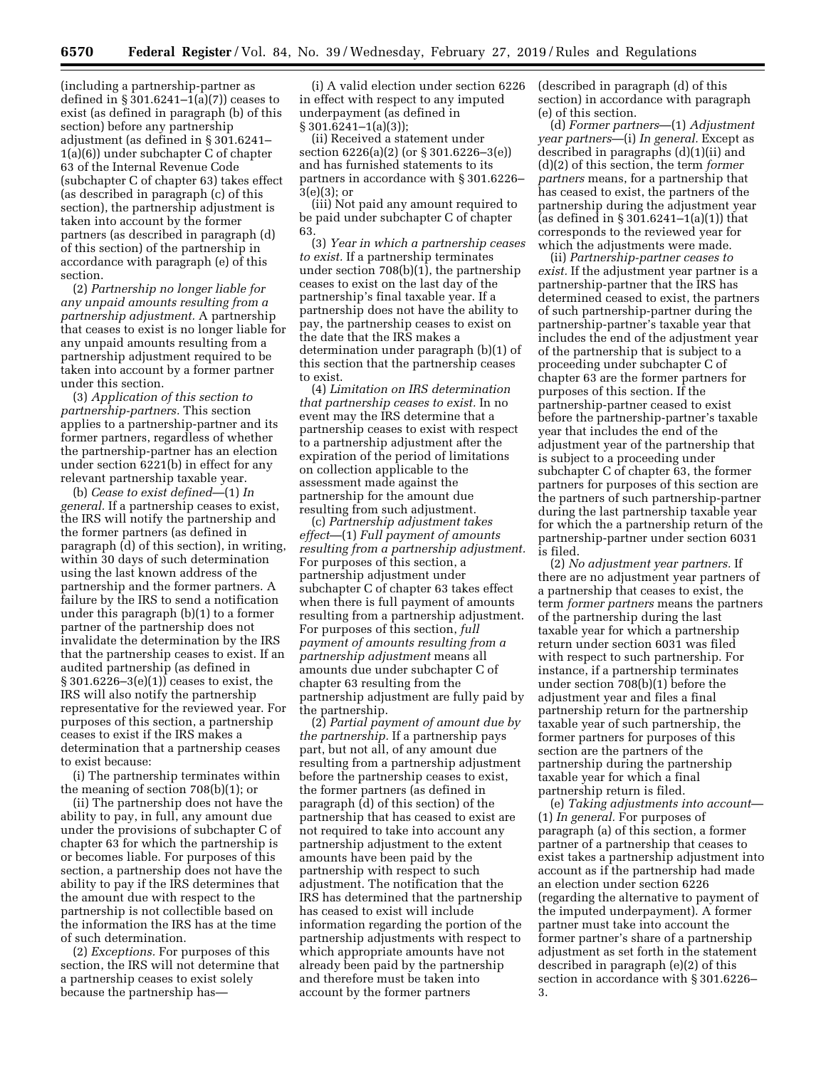(including a partnership-partner as defined in § 301.6241–1(a)(7)) ceases to exist (as defined in paragraph (b) of this section) before any partnership adjustment (as defined in § 301.6241–1(a)(6)) under subchapter C of chapter 63 of the Internal Revenue Code (subchapter C of chapter 63) takes effect (as described in paragraph (c) of this section), the partnership adjustment is taken into account by the former partners (as described in paragraph (d) of this section) of the partnership in accordance with paragraph (e) of this section.

(2) *Partnership no longer liable for any unpaid amounts resulting from a partnership adjustment.* A partnership that ceases to exist is no longer liable for any unpaid amounts resulting from a partnership adjustment required to be taken into account by a former partner under this section.

(3) *Application of this section to partnership-partners.* This section applies to a partnership-partner and its former partners, regardless of whether the partnership-partner has an election under section 6221(b) in effect for any relevant partnership taxable year.

(b) *Cease to exist defined*—(1) *In general.* If a partnership ceases to exist, the IRS will notify the partnership and the former partners (as defined in paragraph (d) of this section), in writing, within 30 days of such determination using the last known address of the partnership and the former partners. A failure by the IRS to send a notification under this paragraph (b)(1) to a former partner of the partnership does not invalidate the determination by the IRS that the partnership ceases to exist. If an audited partnership (as defined in § 301.6226–3(e)(1)) ceases to exist, the IRS will also notify the partnership representative for the reviewed year. For purposes of this section, a partnership ceases to exist if the IRS makes a determination that a partnership ceases to exist because:

(i) The partnership terminates within the meaning of section 708(b)(1); or

(ii) The partnership does not have the ability to pay, in full, any amount due under the provisions of subchapter C of chapter 63 for which the partnership is or becomes liable. For purposes of this section, a partnership does not have the ability to pay if the IRS determines that the amount due with respect to the partnership is not collectible based on the information the IRS has at the time of such determination.

(2) *Exceptions.* For purposes of this section, the IRS will not determine that a partnership ceases to exist solely because the partnership has—

(i) A valid election under section 6226 in effect with respect to any imputed underpayment (as defined in § 301.6241–1(a)(3));

(ii) Received a statement under section 6226(a)(2) (or § 301.6226–3(e)) and has furnished statements to its partners in accordance with § 301.6226–3(e)(3); or

(iii) Not paid any amount required to be paid under subchapter C of chapter 63.

(3) *Year in which a partnership ceases to exist.* If a partnership terminates under section 708(b)(1), the partnership ceases to exist on the last day of the partnership's final taxable year. If a partnership does not have the ability to pay, the partnership ceases to exist on the date that the IRS makes a determination under paragraph (b)(1) of this section that the partnership ceases to exist.

(4) *Limitation on IRS determination that partnership ceases to exist.* In no event may the IRS determine that a partnership ceases to exist with respect to a partnership adjustment after the expiration of the period of limitations on collection applicable to the assessment made against the partnership for the amount due resulting from such adjustment.

(c) *Partnership adjustment takes effect*—(1) *Full payment of amounts resulting from a partnership adjustment.* For purposes of this section, a partnership adjustment under subchapter C of chapter 63 takes effect when there is full payment of amounts resulting from a partnership adjustment. For purposes of this section, *full payment of amounts resulting from a partnership adjustment* means all amounts due under subchapter C of chapter 63 resulting from the partnership adjustment are fully paid by the partnership.

(2) *Partial payment of amount due by the partnership.* If a partnership pays part, but not all, of any amount due resulting from a partnership adjustment before the partnership ceases to exist, the former partners (as defined in paragraph (d) of this section) of the partnership that has ceased to exist are not required to take into account any partnership adjustment to the extent amounts have been paid by the partnership with respect to such adjustment. The notification that the IRS has determined that the partnership has ceased to exist will include information regarding the portion of the partnership adjustments with respect to which appropriate amounts have not already been paid by the partnership and therefore must be taken into account by the former partners (described in paragraph (d) of this section) in accordance with paragraph (e) of this section.

(d) *Former partners*—(1) *Adjustment year partners*—(i) *In general.* Except as described in paragraphs (d)(1)(ii) and (d)(2) of this section, the term *former partners* means, for a partnership that has ceased to exist, the partners of the partnership during the adjustment year (as defined in § 301.6241–1(a)(1)) that corresponds to the reviewed year for which the adjustments were made.

(ii) *Partnership-partner ceases to exist.* If the adjustment year partner is a partnership-partner that the IRS has determined ceased to exist, the partners of such partnership-partner during the partnership-partner's taxable year that includes the end of the adjustment year of the partnership that is subject to a proceeding under subchapter C of chapter 63 are the former partners for purposes of this section. If the partnership-partner ceased to exist before the partnership-partner's taxable year that includes the end of the adjustment year of the partnership that is subject to a proceeding under subchapter C of chapter 63, the former partners for purposes of this section are the partners of such partnership-partner during the last partnership taxable year for which the a partnership return of the partnership-partner under section 6031 is filed.

(2) *No adjustment year partners.* If there are no adjustment year partners of a partnership that ceases to exist, the term *former partners* means the partners of the partnership during the last taxable year for which a partnership return under section 6031 was filed with respect to such partnership. For instance, if a partnership terminates under section 708(b)(1) before the adjustment year and files a final partnership return for the partnership taxable year of such partnership, the former partners for purposes of this section are the partners of the partnership during the partnership taxable year for which a final partnership return is filed.

(e) *Taking adjustments into account*—(1) *In general.* For purposes of paragraph (a) of this section, a former partner of a partnership that ceases to exist takes a partnership adjustment into account as if the partnership had made an election under section 6226 (regarding the alternative to payment of the imputed underpayment). A former partner must take into account the former partner's share of a partnership adjustment as set forth in the statement described in paragraph (e)(2) of this section in accordance with § 301.6226–3.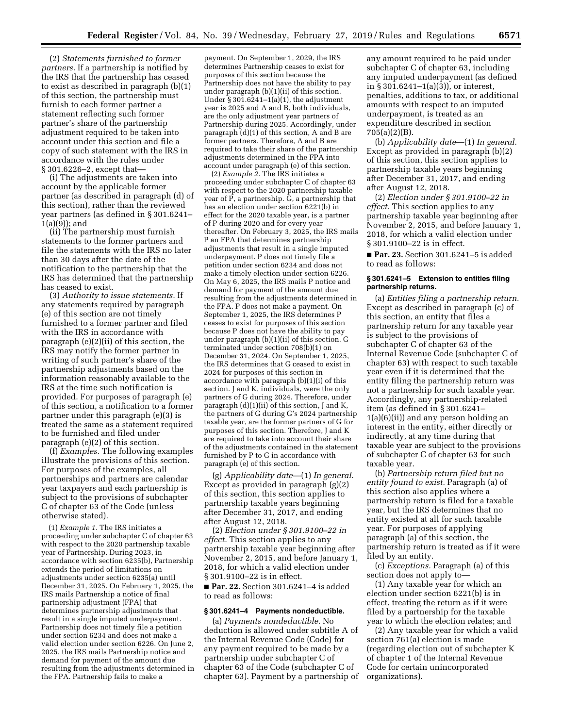(2) *Statements furnished to former partners.* If a partnership is notified by the IRS that the partnership has ceased to exist as described in paragraph (b)(1) of this section, the partnership must furnish to each former partner a statement reflecting such former partner's share of the partnership adjustment required to be taken into account under this section and file a copy of such statement with the IRS in accordance with the rules under § 301.6226–2, except that—

(i) The adjustments are taken into account by the applicable former partner (as described in paragraph (d) of this section), rather than the reviewed year partners (as defined in § 301.6241–1(a)(9)); and

(ii) The partnership must furnish statements to the former partners and file the statements with the IRS no later than 30 days after the date of the notification to the partnership that the IRS has determined that the partnership has ceased to exist.

(3) *Authority to issue statements.* If any statements required by paragraph (e) of this section are not timely furnished to a former partner and filed with the IRS in accordance with paragraph (e)(2)(ii) of this section, the IRS may notify the former partner in writing of such partner's share of the partnership adjustments based on the information reasonably available to the IRS at the time such notification is provided. For purposes of paragraph (e) of this section, a notification to a former partner under this paragraph (e)(3) is treated the same as a statement required to be furnished and filed under paragraph (e)(2) of this section.

(f) *Examples.* The following examples illustrate the provisions of this section. For purposes of the examples, all partnerships and partners are calendar year taxpayers and each partnership is subject to the provisions of subchapter C of chapter 63 of the Code (unless otherwise stated).

(1) *Example 1.* The IRS initiates a proceeding under subchapter C of chapter 63 with respect to the 2020 partnership taxable year of Partnership. During 2023, in accordance with section 6235(b), Partnership extends the period of limitations on adjustments under section 6235(a) until December 31, 2025. On February 1, 2025, the IRS mails Partnership a notice of final partnership adjustment (FPA) that determines partnership adjustments that result in a single imputed underpayment. Partnership does not timely file a petition under section 6234 and does not make a valid election under section 6226. On June 2, 2025, the IRS mails Partnership notice and demand for payment of the amount due resulting from the adjustments determined in the FPA. Partnership fails to make a payment. On September 1, 2029, the IRS determines Partnership ceases to exist for purposes of this section because the Partnership does not have the ability to pay under paragraph (b)(1)(ii) of this section. Under § 301.6241–1(a)(1), the adjustment year is 2025 and A and B, both individuals, are the only adjustment year partners of Partnership during 2025. Accordingly, under paragraph (d)(1) of this section, A and B are former partners. Therefore, A and B are required to take their share of the partnership adjustments determined in the FPA into account under paragraph (e) of this section.

(2) *Example 2.* The IRS initiates a proceeding under subchapter C of chapter 63 with respect to the 2020 partnership taxable year of P, a partnership. G, a partnership that has an election under section 6221(b) in effect for the 2020 taxable year, is a partner of P during 2020 and for every year thereafter. On February 3, 2025, the IRS mails P an FPA that determines partnership adjustments that result in a single imputed underpayment. P does not timely file a petition under section 6234 and does not make a timely election under section 6226. On May 6, 2025, the IRS mails P notice and demand for payment of the amount due resulting from the adjustments determined in the FPA. P does not make a payment. On September 1, 2025, the IRS determines P ceases to exist for purposes of this section because P does not have the ability to pay under paragraph (b)(1)(ii) of this section. G terminated under section 708(b)(1) on December 31, 2024. On September 1, 2025, the IRS determines that G ceased to exist in 2024 for purposes of this section in accordance with paragraph (b)(1)(i) of this section. J and K, individuals, were the only partners of G during 2024. Therefore, under paragraph (d)(1)(ii) of this section, J and K, the partners of G during G's 2024 partnership taxable year, are the former partners of G for purposes of this section. Therefore, J and K are required to take into account their share of the adjustments contained in the statement furnished by P to G in accordance with paragraph (e) of this section.

(g) *Applicability date*—(1) *In general.* Except as provided in paragraph (g)(2) of this section, this section applies to partnership taxable years beginning after December 31, 2017, and ending after August 12, 2018.

(2) *Election under § 301.9100–22 in effect.* This section applies to any partnership taxable year beginning after November 2, 2015, and before January 1, 2018, for which a valid election under § 301.9100–22 is in effect.

■ **Par. 22.** Section 301.6241–4 is added to read as follows:

#### § 301.6241–4 Payments nondeductible.

(a) *Payments nondeductible.* No deduction is allowed under subtitle A of the Internal Revenue Code (Code) for any payment required to be made by a partnership under subchapter C of chapter 63 of the Code (subchapter C of chapter 63). Payment by a partnership of any amount required to be paid under subchapter C of chapter 63, including any imputed underpayment (as defined in § 301.6241–1(a)(3)), or interest, penalties, additions to tax, or additional amounts with respect to an imputed underpayment, is treated as an expenditure described in section 705(a)(2)(B).

(b) *Applicability date*—(1) *In general.* Except as provided in paragraph (b)(2) of this section, this section applies to partnership taxable years beginning after December 31, 2017, and ending after August 12, 2018.

(2) *Election under § 301.9100–22 in effect.* This section applies to any partnership taxable year beginning after November 2, 2015, and before January 1, 2018, for which a valid election under § 301.9100–22 is in effect.

■ **Par. 23.** Section 301.6241–5 is added to read as follows:

#### § 301.6241–5 Extension to entities filing partnership returns.

(a) *Entities filing a partnership return.* Except as described in paragraph (c) of this section, an entity that files a partnership return for any taxable year is subject to the provisions of subchapter C of chapter 63 of the Internal Revenue Code (subchapter C of chapter 63) with respect to such taxable year even if it is determined that the entity filing the partnership return was not a partnership for such taxable year. Accordingly, any partnership-related item (as defined in § 301.6241–1(a)(6)(ii)) and any person holding an interest in the entity, either directly or indirectly, at any time during that taxable year are subject to the provisions of subchapter C of chapter 63 for such taxable year.

(b) *Partnership return filed but no entity found to exist.* Paragraph (a) of this section also applies where a partnership return is filed for a taxable year, but the IRS determines that no entity existed at all for such taxable year. For purposes of applying paragraph (a) of this section, the partnership return is treated as if it were filed by an entity.

(c) *Exceptions.* Paragraph (a) of this section does not apply to—

(1) Any taxable year for which an election under section 6221(b) is in effect, treating the return as if it were filed by a partnership for the taxable year to which the election relates; and

(2) Any taxable year for which a valid section 761(a) election is made (regarding election out of subchapter K of chapter 1 of the Internal Revenue Code for certain unincorporated organizations).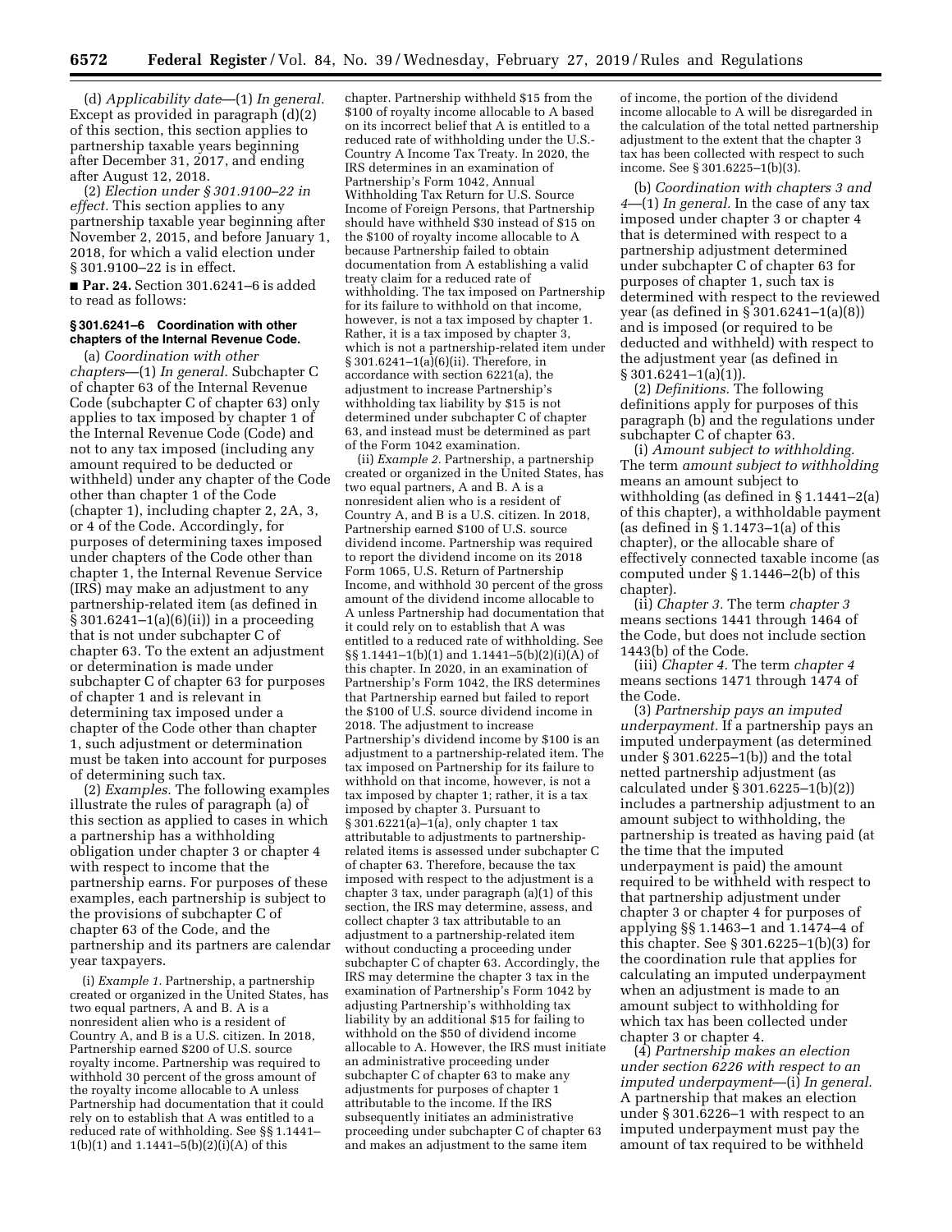(d) *Applicability date*—(1) *In general.* Except as provided in paragraph (d)(2) of this section, this section applies to partnership taxable years beginning after December 31, 2017, and ending after August 12, 2018.

(2) *Election under § 301.9100–22 in effect.* This section applies to any partnership taxable year beginning after November 2, 2015, and before January 1, 2018, for which a valid election under § 301.9100–22 is in effect.

■ **Par. 24.** Section 301.6241–6 is added to read as follows:

### § 301.6241–6 Coordination with other chapters of the Internal Revenue Code.

(a) *Coordination with other chapters*—(1) *In general.* Subchapter C of chapter 63 of the Internal Revenue Code (subchapter C of chapter 63) only applies to tax imposed by chapter 1 of the Internal Revenue Code (Code) and not to any tax imposed (including any amount required to be deducted or withheld) under any chapter of the Code other than chapter 1 of the Code (chapter 1), including chapter 2, 2A, 3, or 4 of the Code. Accordingly, for purposes of determining taxes imposed under chapters of the Code other than chapter 1, the Internal Revenue Service (IRS) may make an adjustment to any partnership-related item (as defined in § 301.6241–1(a)(6)(ii)) in a proceeding that is not under subchapter C of chapter 63. To the extent an adjustment or determination is made under subchapter C of chapter 63 for purposes of chapter 1 and is relevant in determining tax imposed under a chapter of the Code other than chapter 1, such adjustment or determination must be taken into account for purposes of determining such tax.

(2) *Examples.* The following examples illustrate the rules of paragraph (a) of this section as applied to cases in which a partnership has a withholding obligation under chapter 3 or chapter 4 with respect to income that the partnership earns. For purposes of these examples, each partnership is subject to the provisions of subchapter C of chapter 63 of the Code, and the partnership and its partners are calendar year taxpayers.

(i) *Example 1.* Partnership, a partnership created or organized in the United States, has two equal partners, A and B. A is a nonresident alien who is a resident of Country A, and B is a U.S. citizen. In 2018, Partnership earned $200 of U.S. source royalty income. Partnership was required to withhold 30 percent of the gross amount of the royalty income allocable to A unless Partnership had documentation that it could rely on to establish that A was entitled to a reduced rate of withholding. See §§ 1.1441–1(b)(1) and 1.1441–5(b)(2)(i)(A) of this chapter. Partnership withheld $15 from the $100 of royalty income allocable to A based on its incorrect belief that A is entitled to a reduced rate of withholding under the U.S.-Country A Income Tax Treaty. In 2020, the IRS determines in an examination of Partnership's Form 1042, Annual Withholding Tax Return for U.S. Source Income of Foreign Persons, that Partnership should have withheld $30 instead of $15 on the $100 of royalty income allocable to A because Partnership failed to obtain documentation from A establishing a valid treaty claim for a reduced rate of withholding. The tax imposed on Partnership for its failure to withhold on that income, however, is not a tax imposed by chapter 1. Rather, it is a tax imposed by chapter 3, which is not a partnership-related item under § 301.6241–1(a)(6)(ii). Therefore, in accordance with section 6221(a), the adjustment to increase Partnership's withholding tax liability by $15 is not determined under subchapter C of chapter 63, and instead must be determined as part of the Form 1042 examination.

(ii) *Example 2.* Partnership, a partnership created or organized in the United States, has two equal partners, A and B. A is a nonresident alien who is a resident of Country A, and B is a U.S. citizen. In 2018, Partnership earned $100 of U.S. source dividend income. Partnership was required to report the dividend income on its 2018 Form 1065, U.S. Return of Partnership Income, and withhold 30 percent of the gross amount of the dividend income allocable to A unless Partnership had documentation that it could rely on to establish that A was entitled to a reduced rate of withholding. See §§ 1.1441–1(b)(1) and 1.1441–5(b)(2)(i)(A) of this chapter. In 2020, in an examination of Partnership's Form 1042, the IRS determines that Partnership earned but failed to report the $100 of U.S. source dividend income in 2018. The adjustment to increase Partnership's dividend income by $100 is an adjustment to a partnership-related item. The tax imposed on Partnership for its failure to withhold on that income, however, is not a tax imposed by chapter 1; rather, it is a tax imposed by chapter 3. Pursuant to § 301.6221(a)–1(a), only chapter 1 tax attributable to adjustments to partnership-related items is assessed under subchapter C of chapter 63. Therefore, because the tax imposed with respect to the adjustment is a chapter 3 tax, under paragraph (a)(1) of this section, the IRS may determine, assess, and collect chapter 3 tax attributable to an adjustment to a partnership-related item without conducting a proceeding under subchapter C of chapter 63. Accordingly, the IRS may determine the chapter 3 tax in the examination of Partnership's Form 1042 by adjusting Partnership's withholding tax liability by an additional $15 for failing to withhold on the $50 of dividend income allocable to A. However, the IRS must initiate an administrative proceeding under subchapter C of chapter 63 to make any adjustments for purposes of chapter 1 attributable to the income. If the IRS subsequently initiates an administrative proceeding under subchapter C of chapter 63 and makes an adjustment to the same item of income, the portion of the dividend income allocable to A will be disregarded in the calculation of the total netted partnership adjustment to the extent that the chapter 3 tax has been collected with respect to such income. See § 301.6225–1(b)(3).

(b) *Coordination with chapters 3 and 4*—(1) *In general.* In the case of any tax imposed under chapter 3 or chapter 4 that is determined with respect to a partnership adjustment determined under subchapter C of chapter 63 for purposes of chapter 1, such tax is determined with respect to the reviewed year (as defined in § 301.6241–1(a)(8)) and is imposed (or required to be deducted and withheld) with respect to the adjustment year (as defined in § 301.6241–1(a)(1)).

(2) *Definitions.* The following definitions apply for purposes of this paragraph (b) and the regulations under subchapter C of chapter 63.

(i) *Amount subject to withholding.* The term *amount subject to withholding* means an amount subject to withholding (as defined in § 1.1441–2(a) of this chapter), a withholdable payment (as defined in § 1.1473–1(a) of this chapter), or the allocable share of effectively connected taxable income (as computed under § 1.1446–2(b) of this chapter).

(ii) *Chapter 3.* The term *chapter 3* means sections 1441 through 1464 of the Code, but does not include section 1443(b) of the Code.

(iii) *Chapter 4.* The term *chapter 4* means sections 1471 through 1474 of the Code.

(3) *Partnership pays an imputed underpayment.* If a partnership pays an imputed underpayment (as determined under § 301.6225–1(b)) and the total netted partnership adjustment (as calculated under § 301.6225–1(b)(2)) includes a partnership adjustment to an amount subject to withholding, the partnership is treated as having paid (at the time that the imputed underpayment is paid) the amount required to be withheld with respect to that partnership adjustment under chapter 3 or chapter 4 for purposes of applying §§ 1.1463–1 and 1.1474–4 of this chapter. See § 301.6225–1(b)(3) for the coordination rule that applies for calculating an imputed underpayment when an adjustment is made to an amount subject to withholding for which tax has been collected under chapter 3 or chapter 4.

(4) *Partnership makes an election under section 6226 with respect to an imputed underpayment*—(i) *In general.* A partnership that makes an election under § 301.6226–1 with respect to an imputed underpayment must pay the amount of tax required to be withheld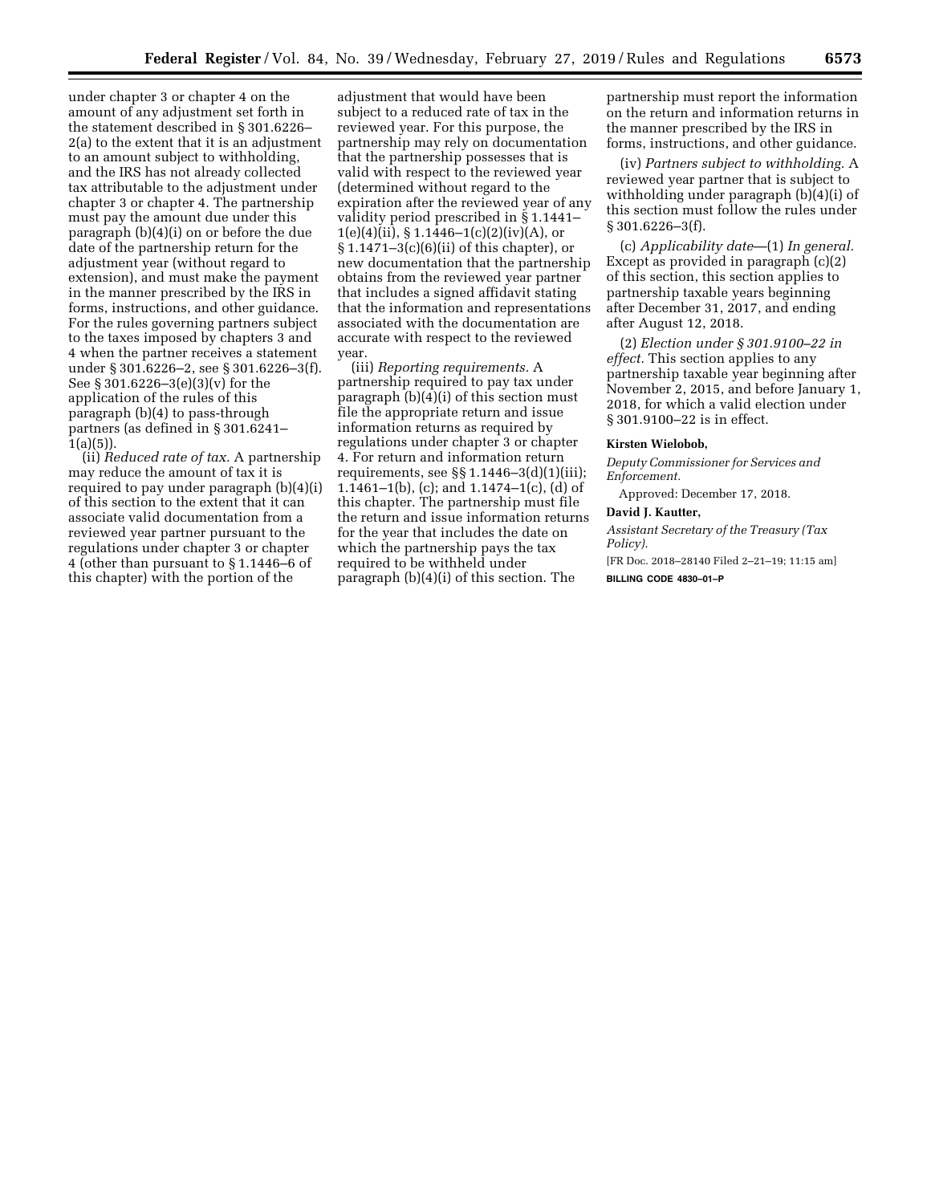under chapter 3 or chapter 4 on the amount of any adjustment set forth in the statement described in § 301.6226–2(a) to the extent that it is an adjustment to an amount subject to withholding, and the IRS has not already collected tax attributable to the adjustment under chapter 3 or chapter 4. The partnership must pay the amount due under this paragraph (b)(4)(i) on or before the due date of the partnership return for the adjustment year (without regard to extension), and must make the payment in the manner prescribed by the IRS in forms, instructions, and other guidance. For the rules governing partners subject to the taxes imposed by chapters 3 and 4 when the partner receives a statement under § 301.6226–2, see § 301.6226–3(f). See § 301.6226–3(e)(3)(v) for the application of the rules of this paragraph (b)(4) to pass-through partners (as defined in § 301.6241–1(a)(5)).

(ii) *Reduced rate of tax.* A partnership may reduce the amount of tax it is required to pay under paragraph (b)(4)(i) of this section to the extent that it can associate valid documentation from a reviewed year partner pursuant to the regulations under chapter 3 or chapter 4 (other than pursuant to § 1.1446–6 of this chapter) with the portion of the adjustment that would have been subject to a reduced rate of tax in the reviewed year. For this purpose, the partnership may rely on documentation that the partnership possesses that is valid with respect to the reviewed year (determined without regard to the expiration after the reviewed year of any validity period prescribed in § 1.1441–1(e)(4)(ii), § 1.1446–1(c)(2)(iv)(A), or § 1.1471–3(c)(6)(ii) of this chapter), or new documentation that the partnership obtains from the reviewed year partner that includes a signed affidavit stating that the information and representations associated with the documentation are accurate with respect to the reviewed year.

(iii) *Reporting requirements.* A partnership required to pay tax under paragraph (b)(4)(i) of this section must file the appropriate return and issue information returns as required by regulations under chapter 3 or chapter 4. For return and information return requirements, see §§ 1.1446–3(d)(1)(iii); 1.1461–1(b), (c); and 1.1474–1(c), (d) of this chapter. The partnership must file the return and issue information returns for the year that includes the date on which the partnership pays the tax required to be withheld under paragraph (b)(4)(i) of this section. The partnership must report the information on the return and information returns in the manner prescribed by the IRS in forms, instructions, and other guidance.

(iv) *Partners subject to withholding.* A reviewed year partner that is subject to withholding under paragraph (b)(4)(i) of this section must follow the rules under § 301.6226–3(f).

(c) *Applicability date*—(1) *In general.* Except as provided in paragraph (c)(2) of this section, this section applies to partnership taxable years beginning after December 31, 2017, and ending after August 12, 2018.

(2) *Election under § 301.9100–22 in effect.* This section applies to any partnership taxable year beginning after November 2, 2015, and before January 1, 2018, for which a valid election under § 301.9100–22 is in effect.

**Kirsten Wielobob,**

*Deputy Commissioner for Services and Enforcement.*

Approved: December 17, 2018.

**David J. Kautter,**

*Assistant Secretary of the Treasury (Tax Policy).*

[FR Doc. 2018–28140 Filed 2–21–19; 11:15 am]

**BILLING CODE 4830–01–P**